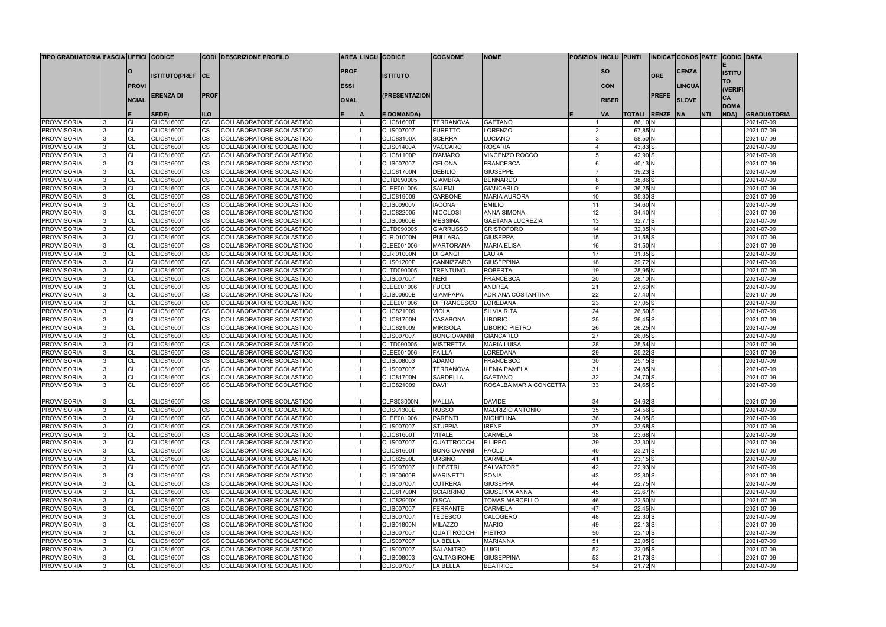| TIPO GRADUATORIA | FASCIA | UFFICIO PROVINCIALE | CODICE ISTITUTO(PREFERENZA DI SEDE) | CODICE PROFILO | DESCRIZIONE PROFILO | AREA PROFESSIONALE | LINGUA | CODICE ISTITUTO (PRESENTAZIONE DOMANDA) | COGNOME | NOME | POSIZIONE | INCLUSO CON RISERVA | PUNTI TOTALI | INDICATORE PREFERENZE | CONOSCENZA LINGUA SLOVENA | PATENTINO | CODICE ISTITUTO (VERIFICA DOMANDA) | DATA GRADUATORIA |
|---|---|---|---|---|---|---|---|---|---|---|---|---|---|---|---|---|---|---|
| PROVVISORIA | 3 | CL | CLIC81600T | CS | COLLABORATORE SCOLASTICO | | I | CLIC81600T | TERRANOVA | GAETANO | 1 | | 86,10 | N | | | | 2021-07-09 |
| PROVVISORIA | 3 | CL | CLIC81600T | CS | COLLABORATORE SCOLASTICO | | I | CLIS007007 | FURETTO | LORENZO | 2 | | 67,85 | N | | | | 2021-07-09 |
| PROVVISORIA | 3 | CL | CLIC81600T | CS | COLLABORATORE SCOLASTICO | | I | CLIC83100X | SCERRA | LUCIANO | 3 | | 58,50 | N | | | | 2021-07-09 |
| PROVVISORIA | 3 | CL | CLIC81600T | CS | COLLABORATORE SCOLASTICO | | I | CLIS01400A | VACCARO | ROSARIA | 4 | | 43,83 | S | | | | 2021-07-09 |
| PROVVISORIA | 3 | CL | CLIC81600T | CS | COLLABORATORE SCOLASTICO | | I | CLIC81100P | D'AMARO | VINCENZO ROCCO | 5 | | 42,90 | S | | | | 2021-07-09 |
| PROVVISORIA | 3 | CL | CLIC81600T | CS | COLLABORATORE SCOLASTICO | | I | CLIS007007 | CELONA | FRANCESCA | 6 | | 40,13 | N | | | | 2021-07-09 |
| PROVVISORIA | 3 | CL | CLIC81600T | CS | COLLABORATORE SCOLASTICO | | I | CLIC81700N | DEBILIO | GIUSEPPE | 7 | | 39,23 | S | | | | 2021-07-09 |
| PROVVISORIA | 3 | CL | CLIC81600T | CS | COLLABORATORE SCOLASTICO | | I | CLTD090005 | GIAMBRA | BENNARDO | 8 | | 38,86 | S | | | | 2021-07-09 |
| PROVVISORIA | 3 | CL | CLIC81600T | CS | COLLABORATORE SCOLASTICO | | I | CLEE001006 | SALEMI | GIANCARLO | 9 | | 36,25 | N | | | | 2021-07-09 |
| PROVVISORIA | 3 | CL | CLIC81600T | CS | COLLABORATORE SCOLASTICO | | I | CLIC819009 | CARBONE | MARIA AURORA | 10 | | 35,30 | S | | | | 2021-07-09 |
| PROVVISORIA | 3 | CL | CLIC81600T | CS | COLLABORATORE SCOLASTICO | | I | CLIS00900V | IACONA | EMILIO | 11 | | 34,60 | N | | | | 2021-07-09 |
| PROVVISORIA | 3 | CL | CLIC81600T | CS | COLLABORATORE SCOLASTICO | | I | CLIC822005 | NICOLOSI | ANNA SIMONA | 12 | | 34,40 | N | | | | 2021-07-09 |
| PROVVISORIA | 3 | CL | CLIC81600T | CS | COLLABORATORE SCOLASTICO | | I | CLIS00600B | MESSINA | GAETANA LUCREZIA | 13 | | 32,77 | S | | | | 2021-07-09 |
| PROVVISORIA | 3 | CL | CLIC81600T | CS | COLLABORATORE SCOLASTICO | | I | CLTD090005 | GIARRUSSO | CRISTOFORO | 14 | | 32,35 | N | | | | 2021-07-09 |
| PROVVISORIA | 3 | CL | CLIC81600T | CS | COLLABORATORE SCOLASTICO | | I | CLRI01000N | PULLARA | GIUSEPPA | 15 | | 31,58 | S | | | | 2021-07-09 |
| PROVVISORIA | 3 | CL | CLIC81600T | CS | COLLABORATORE SCOLASTICO | | I | CLEE001006 | MARTORANA | MARIA ELISA | 16 | | 31,50 | N | | | | 2021-07-09 |
| PROVVISORIA | 3 | CL | CLIC81600T | CS | COLLABORATORE SCOLASTICO | | I | CLRI01000N | DI GANGI | LAURA | 17 | | 31,35 | S | | | | 2021-07-09 |
| PROVVISORIA | 3 | CL | CLIC81600T | CS | COLLABORATORE SCOLASTICO | | I | CLIS01200P | CANNIZZARO | GIUSEPPINA | 18 | | 29,72 | N | | | | 2021-07-09 |
| PROVVISORIA | 3 | CL | CLIC81600T | CS | COLLABORATORE SCOLASTICO | | I | CLTD090005 | TRENTUNO | ROBERTA | 19 | | 28,95 | N | | | | 2021-07-09 |
| PROVVISORIA | 3 | CL | CLIC81600T | CS | COLLABORATORE SCOLASTICO | | I | CLIS007007 | NERI | FRANCESCA | 20 | | 28,10 | N | | | | 2021-07-09 |
| PROVVISORIA | 3 | CL | CLIC81600T | CS | COLLABORATORE SCOLASTICO | | I | CLEE001006 | FUCCI | ANDREA | 21 | | 27,60 | N | | | | 2021-07-09 |
| PROVVISORIA | 3 | CL | CLIC81600T | CS | COLLABORATORE SCOLASTICO | | I | CLIS00600B | GIAMPAPA | ADRIANA COSTANTINA | 22 | | 27,40 | N | | | | 2021-07-09 |
| PROVVISORIA | 3 | CL | CLIC81600T | CS | COLLABORATORE SCOLASTICO | | I | CLEE001006 | DI FRANCESCO | LOREDANA | 23 | | 27,05 | S | | | | 2021-07-09 |
| PROVVISORIA | 3 | CL | CLIC81600T | CS | COLLABORATORE SCOLASTICO | | I | CLIC821009 | VIOLA | SILVIA RITA | 24 | | 26,50 | S | | | | 2021-07-09 |
| PROVVISORIA | 3 | CL | CLIC81600T | CS | COLLABORATORE SCOLASTICO | | I | CLIC81700N | CASABONA | LIBORIO | 25 | | 26,45 | S | | | | 2021-07-09 |
| PROVVISORIA | 3 | CL | CLIC81600T | CS | COLLABORATORE SCOLASTICO | | I | CLIC821009 | MIRISOLA | LIBORIO PIETRO | 26 | | 26,25 | N | | | | 2021-07-09 |
| PROVVISORIA | 3 | CL | CLIC81600T | CS | COLLABORATORE SCOLASTICO | | I | CLIS007007 | BONGIOVANNI | GIANCARLO | 27 | | 26,05 | S | | | | 2021-07-09 |
| PROVVISORIA | 3 | CL | CLIC81600T | CS | COLLABORATORE SCOLASTICO | | I | CLTD090005 | MISTRETTA | MARIA LUISA | 28 | | 25,54 | N | | | | 2021-07-09 |
| PROVVISORIA | 3 | CL | CLIC81600T | CS | COLLABORATORE SCOLASTICO | | I | CLEE001006 | FAILLA | LOREDANA | 29 | | 25,22 | S | | | | 2021-07-09 |
| PROVVISORIA | 3 | CL | CLIC81600T | CS | COLLABORATORE SCOLASTICO | | I | CLIS008003 | ADAMO | FRANCESCO | 30 | | 25,15 | S | | | | 2021-07-09 |
| PROVVISORIA | 3 | CL | CLIC81600T | CS | COLLABORATORE SCOLASTICO | | I | CLIS007007 | TERRANOVA | ILENIA PAMELA | 31 | | 24,85 | N | | | | 2021-07-09 |
| PROVVISORIA | 3 | CL | CLIC81600T | CS | COLLABORATORE SCOLASTICO | | I | CLIC81700N | SARDELLA | GAETANO | 32 | | 24,70 | S | | | | 2021-07-09 |
| PROVVISORIA | 3 | CL | CLIC81600T | CS | COLLABORATORE SCOLASTICO | | I | CLIC821009 | DAVI' | ROSALBA MARIA CONCETTA | 33 | | 24,65 | S | | | | 2021-07-09 |
| PROVVISORIA | 3 | CL | CLIC81600T | CS | COLLABORATORE SCOLASTICO | | I | CLPS03000N | MALLIA | DAVIDE | 34 | | 24,62 | S | | | | 2021-07-09 |
| PROVVISORIA | 3 | CL | CLIC81600T | CS | COLLABORATORE SCOLASTICO | | I | CLIS01300E | RUSSO | MAURIZIO ANTONIO | 35 | | 24,56 | S | | | | 2021-07-09 |
| PROVVISORIA | 3 | CL | CLIC81600T | CS | COLLABORATORE SCOLASTICO | | I | CLEE001006 | PARENTI | MICHELINA | 36 | | 24,05 | S | | | | 2021-07-09 |
| PROVVISORIA | 3 | CL | CLIC81600T | CS | COLLABORATORE SCOLASTICO | | I | CLIS007007 | STUPPIA | IRENE | 37 | | 23,68 | S | | | | 2021-07-09 |
| PROVVISORIA | 3 | CL | CLIC81600T | CS | COLLABORATORE SCOLASTICO | | I | CLIC81600T | VITALE | CARMELA | 38 | | 23,68 | N | | | | 2021-07-09 |
| PROVVISORIA | 3 | CL | CLIC81600T | CS | COLLABORATORE SCOLASTICO | | I | CLIS007007 | QUATTROCCHI | FILIPPO | 39 | | 23,30 | N | | | | 2021-07-09 |
| PROVVISORIA | 3 | CL | CLIC81600T | CS | COLLABORATORE SCOLASTICO | | I | CLIC81600T | BONGIOVANNI | PAOLO | 40 | | 23,21 | S | | | | 2021-07-09 |
| PROVVISORIA | 3 | CL | CLIC81600T | CS | COLLABORATORE SCOLASTICO | | I | CLIC82500L | URSINO | CARMELA | 41 | | 23,15 | S | | | | 2021-07-09 |
| PROVVISORIA | 3 | CL | CLIC81600T | CS | COLLABORATORE SCOLASTICO | | I | CLIS007007 | LIDESTRI | SALVATORE | 42 | | 22,93 | N | | | | 2021-07-09 |
| PROVVISORIA | 3 | CL | CLIC81600T | CS | COLLABORATORE SCOLASTICO | | I | CLIS00600B | MARINETTI | SONIA | 43 | | 22,80 | S | | | | 2021-07-09 |
| PROVVISORIA | 3 | CL | CLIC81600T | CS | COLLABORATORE SCOLASTICO | | I | CLIS007007 | CUTRERA | GIUSEPPA | 44 | | 22,75 | N | | | | 2021-07-09 |
| PROVVISORIA | 3 | CL | CLIC81600T | CS | COLLABORATORE SCOLASTICO | | I | CLIC81700N | SCIARRINO | GIUSEPPA ANNA | 45 | | 22,67 | N | | | | 2021-07-09 |
| PROVVISORIA | 3 | CL | CLIC81600T | CS | COLLABORATORE SCOLASTICO | | I | CLIC82900X | DISCA | TOMAS MARCELLO | 46 | | 22,50 | N | | | | 2021-07-09 |
| PROVVISORIA | 3 | CL | CLIC81600T | CS | COLLABORATORE SCOLASTICO | | I | CLIS007007 | FERRANTE | CARMELA | 47 | | 22,45 | N | | | | 2021-07-09 |
| PROVVISORIA | 3 | CL | CLIC81600T | CS | COLLABORATORE SCOLASTICO | | I | CLIS007007 | TEDESCO | CALOGERO | 48 | | 22,30 | S | | | | 2021-07-09 |
| PROVVISORIA | 3 | CL | CLIC81600T | CS | COLLABORATORE SCOLASTICO | | I | CLIS01800N | MILAZZO | MARIO | 49 | | 22,13 | S | | | | 2021-07-09 |
| PROVVISORIA | 3 | CL | CLIC81600T | CS | COLLABORATORE SCOLASTICO | | I | CLIS007007 | QUATTROCCHI | PIETRO | 50 | | 22,10 | S | | | | 2021-07-09 |
| PROVVISORIA | 3 | CL | CLIC81600T | CS | COLLABORATORE SCOLASTICO | | I | CLIS007007 | LA BELLA | MARIANNA | 51 | | 22,05 | S | | | | 2021-07-09 |
| PROVVISORIA | 3 | CL | CLIC81600T | CS | COLLABORATORE SCOLASTICO | | I | CLIS007007 | SALANITRO | LUIGI | 52 | | 22,05 | S | | | | 2021-07-09 |
| PROVVISORIA | 3 | CL | CLIC81600T | CS | COLLABORATORE SCOLASTICO | | I | CLIS008003 | CALTAGIRONE | GIUSEPPINA | 53 | | 21,73 | S | | | | 2021-07-09 |
| PROVVISORIA | 3 | CL | CLIC81600T | CS | COLLABORATORE SCOLASTICO | | I | CLIS007007 | LA BELLA | BEATRICE | 54 | | 21,72 | N | | | | 2021-07-09 |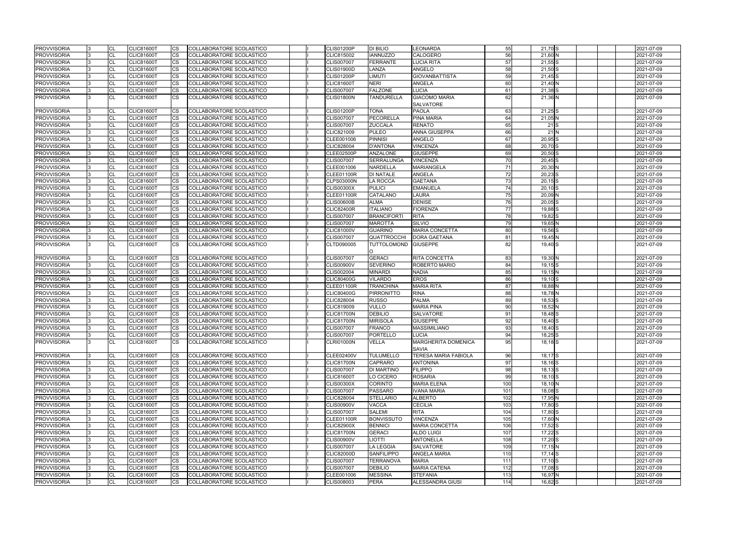| | | | | | | | | | | | | | | | | | | |
|---|---|---|---|---|---|---|---|---|---|---|---|---|---|---|---|---|---|---|
| PROVVISORIA | 3 | CL | CLIC81600T | CS | COLLABORATORE SCOLASTICO | | I | CLIS01200P | DI BILIO | LEONARDA | 55 | 21,70 | S | | | | | 2021-07-09 |
| PROVVISORIA | 3 | CL | CLIC81600T | CS | COLLABORATORE SCOLASTICO | | I | CLIC815002 | IANNUZZO | CALOGERO | 56 | 21,60 | N | | | | | 2021-07-09 |
| PROVVISORIA | 3 | CL | CLIC81600T | CS | COLLABORATORE SCOLASTICO | | I | CLIS007007 | FERRANTE | LUCIA RITA | 57 | 21,55 | S | | | | | 2021-07-09 |
| PROVVISORIA | 3 | CL | CLIC81600T | CS | COLLABORATORE SCOLASTICO | | I | CLIS01900D | LANZA | ANGELO | 58 | 21,50 | S | | | | | 2021-07-09 |
| PROVVISORIA | 3 | CL | CLIC81600T | CS | COLLABORATORE SCOLASTICO | | I | CLIS01200P | LIMUTI | GIOVANBATTISTA | 59 | 21,45 | S | | | | | 2021-07-09 |
| PROVVISORIA | 3 | CL | CLIC81600T | CS | COLLABORATORE SCOLASTICO | | I | CLIC81600T | NERI | ANGELA | 60 | 21,40 | N | | | | | 2021-07-09 |
| PROVVISORIA | 3 | CL | CLIC81600T | CS | COLLABORATORE SCOLASTICO | | I | CLIS007007 | FALZONE | LUCIA | 61 | 21,38 | S | | | | | 2021-07-09 |
| PROVVISORIA | 3 | CL | CLIC81600T | CS | COLLABORATORE SCOLASTICO | | I | CLIS01800N | TANDURELLA | GIACOMO MARIA SALVATORE | 62 | 21,36 | N | | | | | 2021-07-09 |
| PROVVISORIA | 3 | CL | CLIC81600T | CS | COLLABORATORE SCOLASTICO | | I | CLIS01200P | TONA | PAOLA | 63 | 21,25 | S | | | | | 2021-07-09 |
| PROVVISORIA | 3 | CL | CLIC81600T | CS | COLLABORATORE SCOLASTICO | | I | CLIS007007 | PECORELLA | PINA MARIA | 64 | 21,05 | N | | | | | 2021-07-09 |
| PROVVISORIA | 3 | CL | CLIC81600T | CS | COLLABORATORE SCOLASTICO | | I | CLIS007007 | ZUCCALA | RENATO | 65 | 21 | S | | | | | 2021-07-09 |
| PROVVISORIA | 3 | CL | CLIC81600T | CS | COLLABORATORE SCOLASTICO | | I | CLIC821009 | PULEO | ANNA GIUSEPPA | 66 | 21 | N | | | | | 2021-07-09 |
| PROVVISORIA | 3 | CL | CLIC81600T | CS | COLLABORATORE SCOLASTICO | | I | CLEE001006 | PINNISI | ANGELO | 67 | 20,95 | S | | | | | 2021-07-09 |
| PROVVISORIA | 3 | CL | CLIC81600T | CS | COLLABORATORE SCOLASTICO | | I | CLIC828004 | D'ANTONA | VINCENZA | 68 | 20,70 | S | | | | | 2021-07-09 |
| PROVVISORIA | 3 | CL | CLIC81600T | CS | COLLABORATORE SCOLASTICO | | I | CLEE02500P | ANZALONE | GIUSEPPE | 69 | 20,50 | S | | | | | 2021-07-09 |
| PROVVISORIA | 3 | CL | CLIC81600T | CS | COLLABORATORE SCOLASTICO | | I | CLIS007007 | SERRALUNGA | VINCENZA | 70 | 20,45 | S | | | | | 2021-07-09 |
| PROVVISORIA | 3 | CL | CLIC81600T | CS | COLLABORATORE SCOLASTICO | | I | CLEE001006 | NARDELLA | MARIANGELA | 71 | 20,30 | N | | | | | 2021-07-09 |
| PROVVISORIA | 3 | CL | CLIC81600T | CS | COLLABORATORE SCOLASTICO | | I | CLEE01100R | DI NATALE | ANGELA | 72 | 20,23 | S | | | | | 2021-07-09 |
| PROVVISORIA | 3 | CL | CLIC81600T | CS | COLLABORATORE SCOLASTICO | | I | CLPS03000N | LA ROCCA | GAETANA | 73 | 20,15 | S | | | | | 2021-07-09 |
| PROVVISORIA | 3 | CL | CLIC81600T | CS | COLLABORATORE SCOLASTICO | | I | CLIS00300X | PULICI | EMANUELA | 74 | 20,10 | S | | | | | 2021-07-09 |
| PROVVISORIA | 3 | CL | CLIC81600T | CS | COLLABORATORE SCOLASTICO | | I | CLEE01100R | CATALANO | LAURA | 75 | 20,09 | N | | | | | 2021-07-09 |
| PROVVISORIA | 3 | CL | CLIC81600T | CS | COLLABORATORE SCOLASTICO | | I | CLIS00600B | ALMA | DENISE | 76 | 20,05 | S | | | | | 2021-07-09 |
| PROVVISORIA | 3 | CL | CLIC81600T | CS | COLLABORATORE SCOLASTICO | | I | CLIC82400R | ITALIANO | FIORENZA | 77 | 19,88 | S | | | | | 2021-07-09 |
| PROVVISORIA | 3 | CL | CLIC81600T | CS | COLLABORATORE SCOLASTICO | | I | CLIS007007 | BRANCIFORTI | RITA | 78 | 19,82 | S | | | | | 2021-07-09 |
| PROVVISORIA | 3 | CL | CLIC81600T | CS | COLLABORATORE SCOLASTICO | | I | CLIS007007 | MAROTTA | SILVIO | 79 | 19,65 | N | | | | | 2021-07-09 |
| PROVVISORIA | 3 | CL | CLIC81600T | CS | COLLABORATORE SCOLASTICO | | I | CLIC81000V | GUARINO | MARIA CONCETTA | 80 | 19,56 | S | | | | | 2021-07-09 |
| PROVVISORIA | 3 | CL | CLIC81600T | CS | COLLABORATORE SCOLASTICO | | I | CLIS007007 | QUATTROCCHI | DORA GAETANA | 81 | 19,45 | N | | | | | 2021-07-09 |
| PROVVISORIA | 3 | CL | CLIC81600T | CS | COLLABORATORE SCOLASTICO | | I | CLTD090005 | TUTTOLOMOND O | GIUSEPPE | 82 | 19,40 | S | | | | | 2021-07-09 |
| PROVVISORIA | 3 | CL | CLIC81600T | CS | COLLABORATORE SCOLASTICO | | I | CLIS007007 | GERACI | RITA CONCETTA | 83 | 19,30 | N | | | | | 2021-07-09 |
| PROVVISORIA | 3 | CL | CLIC81600T | CS | COLLABORATORE SCOLASTICO | | I | CLIS00900V | SEVERINO | ROBERTO MARIO | 84 | 19,15 | S | | | | | 2021-07-09 |
| PROVVISORIA | 3 | CL | CLIC81600T | CS | COLLABORATORE SCOLASTICO | | I | CLIS002004 | MINARDI | NADIA | 85 | 19,15 | N | | | | | 2021-07-09 |
| PROVVISORIA | 3 | CL | CLIC81600T | CS | COLLABORATORE SCOLASTICO | | I | CLIC80400G | VILARDO | EROS | 86 | 19,10 | S | | | | | 2021-07-09 |
| PROVVISORIA | 3 | CL | CLIC81600T | CS | COLLABORATORE SCOLASTICO | | I | CLEE01100R | TRANCHINA | MARIA RITA | 87 | 18,88 | N | | | | | 2021-07-09 |
| PROVVISORIA | 3 | CL | CLIC81600T | CS | COLLABORATORE SCOLASTICO | | I | CLIC80400G | PIRRONITTO | RINA | 88 | 18,78 | N | | | | | 2021-07-09 |
| PROVVISORIA | 3 | CL | CLIC81600T | CS | COLLABORATORE SCOLASTICO | | I | CLIC828004 | RUSSO | PALMA | 89 | 18,53 | S | | | | | 2021-07-09 |
| PROVVISORIA | 3 | CL | CLIC81600T | CS | COLLABORATORE SCOLASTICO | | I | CLIC819009 | VULLO | MARIA PINA | 90 | 18,52 | N | | | | | 2021-07-09 |
| PROVVISORIA | 3 | CL | CLIC81600T | CS | COLLABORATORE SCOLASTICO | | I | CLIC81700N | DEBILIO | SALVATORE | 91 | 18,48 | S | | | | | 2021-07-09 |
| PROVVISORIA | 3 | CL | CLIC81600T | CS | COLLABORATORE SCOLASTICO | | I | CLIC81700N | MIRISOLA | GIUSEPPE | 92 | 18,40 | S | | | | | 2021-07-09 |
| PROVVISORIA | 3 | CL | CLIC81600T | CS | COLLABORATORE SCOLASTICO | | I | CLIS007007 | FRANCO | MASSIMILIANO | 93 | 18,40 | S | | | | | 2021-07-09 |
| PROVVISORIA | 3 | CL | CLIC81600T | CS | COLLABORATORE SCOLASTICO | | I | CLIS007007 | PORTELLO | LUCIA | 94 | 18,25 | S | | | | | 2021-07-09 |
| PROVVISORIA | 3 | CL | CLIC81600T | CS | COLLABORATORE SCOLASTICO | | I | CLRI01000N | VELLA | MARGHERITA DOMENICA SAVIA | 95 | 18,18 | S | | | | | 2021-07-09 |
| PROVVISORIA | 3 | CL | CLIC81600T | CS | COLLABORATORE SCOLASTICO | | I | CLEE02400V | TULUMELLO | TERESA MARIA FABIOLA | 96 | 18,17 | S | | | | | 2021-07-09 |
| PROVVISORIA | 3 | CL | CLIC81600T | CS | COLLABORATORE SCOLASTICO | | I | CLIC81700N | CAPRARO | ANTONINA | 97 | 18,16 | S | | | | | 2021-07-09 |
| PROVVISORIA | 3 | CL | CLIC81600T | CS | COLLABORATORE SCOLASTICO | | I | CLIS007007 | DI MARTINO | FILIPPO | 98 | 18,13 | S | | | | | 2021-07-09 |
| PROVVISORIA | 3 | CL | CLIC81600T | CS | COLLABORATORE SCOLASTICO | | I | CLIC81600T | LO CICERO | ROSARIA | 99 | 18,10 | S | | | | | 2021-07-09 |
| PROVVISORIA | 3 | CL | CLIC81600T | CS | COLLABORATORE SCOLASTICO | | I | CLIS00300X | CORINTO | MARIA ELENA | 100 | 18,10 | N | | | | | 2021-07-09 |
| PROVVISORIA | 3 | CL | CLIC81600T | CS | COLLABORATORE SCOLASTICO | | I | CLIS007007 | PASSARO | IVANA MARIA | 101 | 18,08 | S | | | | | 2021-07-09 |
| PROVVISORIA | 3 | CL | CLIC81600T | CS | COLLABORATORE SCOLASTICO | | I | CLIC828004 | STELLARIO | ALBERTO | 102 | 17,95 | N | | | | | 2021-07-09 |
| PROVVISORIA | 3 | CL | CLIC81600T | CS | COLLABORATORE SCOLASTICO | | I | CLIS00900V | VACCA | CECILIA | 103 | 17,80 | S | | | | | 2021-07-09 |
| PROVVISORIA | 3 | CL | CLIC81600T | CS | COLLABORATORE SCOLASTICO | | I | CLIS007007 | SALEMI | RITA | 104 | 17,80 | S | | | | | 2021-07-09 |
| PROVVISORIA | 3 | CL | CLIC81600T | CS | COLLABORATORE SCOLASTICO | | I | CLEE01100R | BONVISSUTO | VINCENZA | 105 | 17,60 | N | | | | | 2021-07-09 |
| PROVVISORIA | 3 | CL | CLIC81600T | CS | COLLABORATORE SCOLASTICO | | I | CLIC82900X | BENNICI | MARIA CONCETTA | 106 | 17,52 | S | | | | | 2021-07-09 |
| PROVVISORIA | 3 | CL | CLIC81600T | CS | COLLABORATORE SCOLASTICO | | I | CLIC81700N | GERACI | ALDO LUIGI | 107 | 17,22 | S | | | | | 2021-07-09 |
| PROVVISORIA | 3 | CL | CLIC81600T | CS | COLLABORATORE SCOLASTICO | | I | CLIS00900V | LIOTTI | ANTONELLA | 108 | 17,20 | S | | | | | 2021-07-09 |
| PROVVISORIA | 3 | CL | CLIC81600T | CS | COLLABORATORE SCOLASTICO | | I | CLIS007007 | LA LEGGIA | SALVATORE | 109 | 17,15 | N | | | | | 2021-07-09 |
| PROVVISORIA | 3 | CL | CLIC81600T | CS | COLLABORATORE SCOLASTICO | | I | CLIC82000D | SANFILIPPO | ANGELA MARIA | 110 | 17,14 | S | | | | | 2021-07-09 |
| PROVVISORIA | 3 | CL | CLIC81600T | CS | COLLABORATORE SCOLASTICO | | I | CLIS007007 | TERRANOVA | MARIA | 111 | 17,10 | S | | | | | 2021-07-09 |
| PROVVISORIA | 3 | CL | CLIC81600T | CS | COLLABORATORE SCOLASTICO | | I | CLIS007007 | DEBILIO | MARIA CATENA | 112 | 17,08 | S | | | | | 2021-07-09 |
| PROVVISORIA | 3 | CL | CLIC81600T | CS | COLLABORATORE SCOLASTICO | | I | CLEE001006 | MESSINA | STEFANIA | 113 | 16,97 | N | | | | | 2021-07-09 |
| PROVVISORIA | 3 | CL | CLIC81600T | CS | COLLABORATORE SCOLASTICO | | I | CLIS008003 | PERA | ALESSANDRA GIUSI | 114 | 16,82 | S | | | | | 2021-07-09 |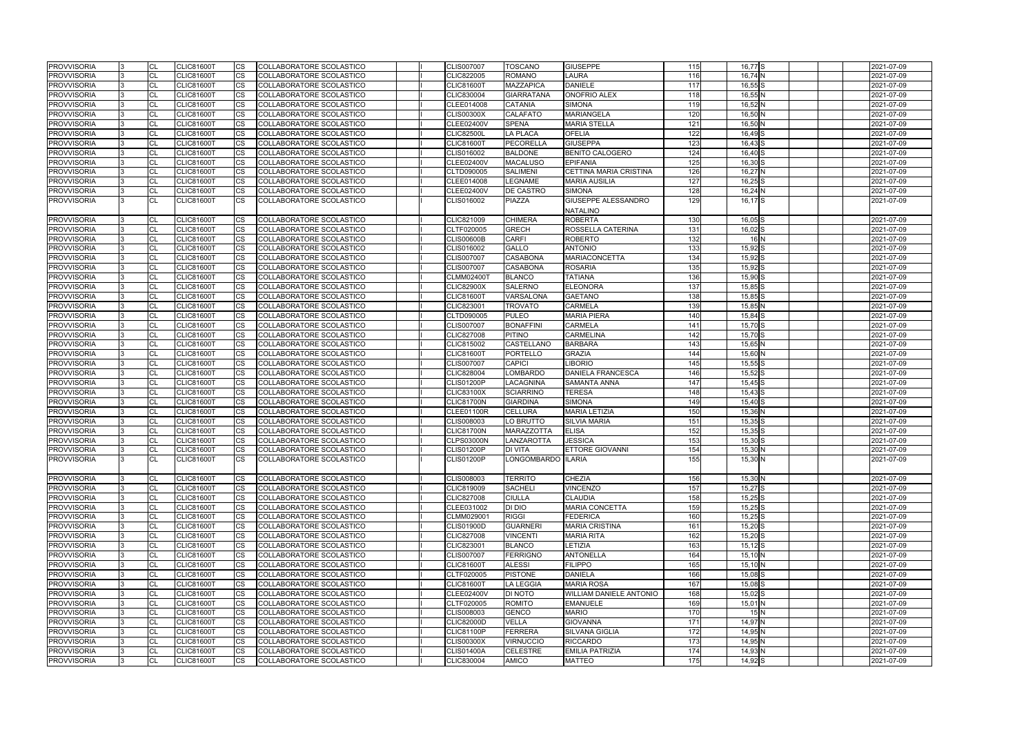| | | | | | | | | | | | | | | | | | |
|---|---|---|---|---|---|---|---|---|---|---|---|---|---|---|---|---|---|
| PROVVISORIA | 3 | CL | CLIC81600T | CS | COLLABORATORE SCOLASTICO | | I | CLIS007007 | TOSCANO | GIUSEPPE | 115 | 16,77 | S | | | | 2021-07-09 |
| PROVVISORIA | 3 | CL | CLIC81600T | CS | COLLABORATORE SCOLASTICO | | I | CLIC822005 | ROMANO | LAURA | 116 | 16,74 | N | | | | 2021-07-09 |
| PROVVISORIA | 3 | CL | CLIC81600T | CS | COLLABORATORE SCOLASTICO | | I | CLIC81600T | MAZZAPICA | DANIELE | 117 | 16,55 | S | | | | 2021-07-09 |
| PROVVISORIA | 3 | CL | CLIC81600T | CS | COLLABORATORE SCOLASTICO | | I | CLIC830004 | GIARRATANA | ONOFRIO ALEX | 118 | 16,55 | N | | | | 2021-07-09 |
| PROVVISORIA | 3 | CL | CLIC81600T | CS | COLLABORATORE SCOLASTICO | | I | CLEE014008 | CATANIA | SIMONA | 119 | 16,52 | N | | | | 2021-07-09 |
| PROVVISORIA | 3 | CL | CLIC81600T | CS | COLLABORATORE SCOLASTICO | | I | CLIS00300X | CALAFATO | MARIANGELA | 120 | 16,50 | N | | | | 2021-07-09 |
| PROVVISORIA | 3 | CL | CLIC81600T | CS | COLLABORATORE SCOLASTICO | | I | CLEE02400V | SPENA | MARIA STELLA | 121 | 16,50 | N | | | | 2021-07-09 |
| PROVVISORIA | 3 | CL | CLIC81600T | CS | COLLABORATORE SCOLASTICO | | I | CLIC82500L | LA PLACA | OFELIA | 122 | 16,49 | S | | | | 2021-07-09 |
| PROVVISORIA | 3 | CL | CLIC81600T | CS | COLLABORATORE SCOLASTICO | | I | CLIC81600T | PECORELLA | GIUSEPPA | 123 | 16,43 | S | | | | 2021-07-09 |
| PROVVISORIA | 3 | CL | CLIC81600T | CS | COLLABORATORE SCOLASTICO | | I | CLIS016002 | BALDONE | BENITO CALOGERO | 124 | 16,40 | S | | | | 2021-07-09 |
| PROVVISORIA | 3 | CL | CLIC81600T | CS | COLLABORATORE SCOLASTICO | | I | CLEE02400V | MACALUSO | EPIFANIA | 125 | 16,30 | S | | | | 2021-07-09 |
| PROVVISORIA | 3 | CL | CLIC81600T | CS | COLLABORATORE SCOLASTICO | | I | CLTD090005 | SALIMENI | CETTINA MARIA CRISTINA | 126 | 16,27 | N | | | | 2021-07-09 |
| PROVVISORIA | 3 | CL | CLIC81600T | CS | COLLABORATORE SCOLASTICO | | I | CLEE014008 | LEGNAME | MARIA AUSILIA | 127 | 16,25 | S | | | | 2021-07-09 |
| PROVVISORIA | 3 | CL | CLIC81600T | CS | COLLABORATORE SCOLASTICO | | I | CLEE02400V | DE CASTRO | SIMONA | 128 | 16,24 | N | | | | 2021-07-09 |
| PROVVISORIA | 3 | CL | CLIC81600T | CS | COLLABORATORE SCOLASTICO | | I | CLIS016002 | PIAZZA | GIUSEPPE ALESSANDRO NATALINO | 129 | 16,17 | S | | | | 2021-07-09 |
| PROVVISORIA | 3 | CL | CLIC81600T | CS | COLLABORATORE SCOLASTICO | | I | CLIC821009 | CHIMERA | ROBERTA | 130 | 16,05 | S | | | | 2021-07-09 |
| PROVVISORIA | 3 | CL | CLIC81600T | CS | COLLABORATORE SCOLASTICO | | I | CLTF020005 | GRECH | ROSSELLA CATERINA | 131 | 16,02 | S | | | | 2021-07-09 |
| PROVVISORIA | 3 | CL | CLIC81600T | CS | COLLABORATORE SCOLASTICO | | I | CLIS00600B | CARFI | ROBERTO | 132 | 16 | N | | | | 2021-07-09 |
| PROVVISORIA | 3 | CL | CLIC81600T | CS | COLLABORATORE SCOLASTICO | | I | CLIS016002 | GALLO | ANTONIO | 133 | 15,92 | S | | | | 2021-07-09 |
| PROVVISORIA | 3 | CL | CLIC81600T | CS | COLLABORATORE SCOLASTICO | | I | CLIS007007 | CASABONA | MARIACONCETTA | 134 | 15,92 | S | | | | 2021-07-09 |
| PROVVISORIA | 3 | CL | CLIC81600T | CS | COLLABORATORE SCOLASTICO | | I | CLIS007007 | CASABONA | ROSARIA | 135 | 15,92 | S | | | | 2021-07-09 |
| PROVVISORIA | 3 | CL | CLIC81600T | CS | COLLABORATORE SCOLASTICO | | I | CLMM02400T | BLANCO | TATIANA | 136 | 15,90 | S | | | | 2021-07-09 |
| PROVVISORIA | 3 | CL | CLIC81600T | CS | COLLABORATORE SCOLASTICO | | I | CLIC82900X | SALERNO | ELEONORA | 137 | 15,85 | S | | | | 2021-07-09 |
| PROVVISORIA | 3 | CL | CLIC81600T | CS | COLLABORATORE SCOLASTICO | | I | CLIC81600T | VARSALONA | GAETANO | 138 | 15,85 | S | | | | 2021-07-09 |
| PROVVISORIA | 3 | CL | CLIC81600T | CS | COLLABORATORE SCOLASTICO | | I | CLIC823001 | TROVATO | CARMELA | 139 | 15,85 | N | | | | 2021-07-09 |
| PROVVISORIA | 3 | CL | CLIC81600T | CS | COLLABORATORE SCOLASTICO | | I | CLTD090005 | PULEO | MARIA PIERA | 140 | 15,84 | S | | | | 2021-07-09 |
| PROVVISORIA | 3 | CL | CLIC81600T | CS | COLLABORATORE SCOLASTICO | | I | CLIS007007 | BONAFFINI | CARMELA | 141 | 15,70 | S | | | | 2021-07-09 |
| PROVVISORIA | 3 | CL | CLIC81600T | CS | COLLABORATORE SCOLASTICO | | I | CLIC827008 | PITINO | CARMELINA | 142 | 15,70 | S | | | | 2021-07-09 |
| PROVVISORIA | 3 | CL | CLIC81600T | CS | COLLABORATORE SCOLASTICO | | I | CLIC815002 | CASTELLANO | BARBARA | 143 | 15,65 | N | | | | 2021-07-09 |
| PROVVISORIA | 3 | CL | CLIC81600T | CS | COLLABORATORE SCOLASTICO | | I | CLIC81600T | PORTELLO | GRAZIA | 144 | 15,60 | N | | | | 2021-07-09 |
| PROVVISORIA | 3 | CL | CLIC81600T | CS | COLLABORATORE SCOLASTICO | | I | CLIS007007 | CAPICI | LIBORIO | 145 | 15,55 | S | | | | 2021-07-09 |
| PROVVISORIA | 3 | CL | CLIC81600T | CS | COLLABORATORE SCOLASTICO | | I | CLIC828004 | LOMBARDO | DANIELA FRANCESCA | 146 | 15,52 | S | | | | 2021-07-09 |
| PROVVISORIA | 3 | CL | CLIC81600T | CS | COLLABORATORE SCOLASTICO | | I | CLIS01200P | LACAGNINA | SAMANTA ANNA | 147 | 15,45 | S | | | | 2021-07-09 |
| PROVVISORIA | 3 | CL | CLIC81600T | CS | COLLABORATORE SCOLASTICO | | I | CLIC83100X | SCIARRINO | TERESA | 148 | 15,43 | S | | | | 2021-07-09 |
| PROVVISORIA | 3 | CL | CLIC81600T | CS | COLLABORATORE SCOLASTICO | | I | CLIC81700N | GIARDINA | SIMONA | 149 | 15,40 | S | | | | 2021-07-09 |
| PROVVISORIA | 3 | CL | CLIC81600T | CS | COLLABORATORE SCOLASTICO | | I | CLEE01100R | CELLURA | MARIA LETIZIA | 150 | 15,36 | N | | | | 2021-07-09 |
| PROVVISORIA | 3 | CL | CLIC81600T | CS | COLLABORATORE SCOLASTICO | | I | CLIS008003 | LO BRUTTO | SILVIA MARIA | 151 | 15,35 | S | | | | 2021-07-09 |
| PROVVISORIA | 3 | CL | CLIC81600T | CS | COLLABORATORE SCOLASTICO | | I | CLIC81700N | MARAZZOTTA | ELISA | 152 | 15,35 | S | | | | 2021-07-09 |
| PROVVISORIA | 3 | CL | CLIC81600T | CS | COLLABORATORE SCOLASTICO | | I | CLPS03000N | LANZAROTTA | JESSICA | 153 | 15,30 | S | | | | 2021-07-09 |
| PROVVISORIA | 3 | CL | CLIC81600T | CS | COLLABORATORE SCOLASTICO | | I | CLIS01200P | DI VITA | ETTORE GIOVANNI | 154 | 15,30 | N | | | | 2021-07-09 |
| PROVVISORIA | 3 | CL | CLIC81600T | CS | COLLABORATORE SCOLASTICO | | I | CLIS01200P | LONGOMBARDO | ILARIA | 155 | 15,30 | N | | | | 2021-07-09 |
| PROVVISORIA | 3 | CL | CLIC81600T | CS | COLLABORATORE SCOLASTICO | | I | CLIS008003 | TERRITO | CHEZIA | 156 | 15,30 | N | | | | 2021-07-09 |
| PROVVISORIA | 3 | CL | CLIC81600T | CS | COLLABORATORE SCOLASTICO | | I | CLIC819009 | SACHELI | VINCENZO | 157 | 15,27 | S | | | | 2021-07-09 |
| PROVVISORIA | 3 | CL | CLIC81600T | CS | COLLABORATORE SCOLASTICO | | I | CLIC827008 | CIULLA | CLAUDIA | 158 | 15,25 | S | | | | 2021-07-09 |
| PROVVISORIA | 3 | CL | CLIC81600T | CS | COLLABORATORE SCOLASTICO | | I | CLEE031002 | DI DIO | MARIA CONCETTA | 159 | 15,25 | S | | | | 2021-07-09 |
| PROVVISORIA | 3 | CL | CLIC81600T | CS | COLLABORATORE SCOLASTICO | | I | CLMM029001 | RIGGI | FEDERICA | 160 | 15,25 | S | | | | 2021-07-09 |
| PROVVISORIA | 3 | CL | CLIC81600T | CS | COLLABORATORE SCOLASTICO | | I | CLIS01900D | GUARNERI | MARIA CRISTINA | 161 | 15,20 | S | | | | 2021-07-09 |
| PROVVISORIA | 3 | CL | CLIC81600T | CS | COLLABORATORE SCOLASTICO | | I | CLIC827008 | VINCENTI | MARIA RITA | 162 | 15,20 | S | | | | 2021-07-09 |
| PROVVISORIA | 3 | CL | CLIC81600T | CS | COLLABORATORE SCOLASTICO | | I | CLIC823001 | BLANCO | LETIZIA | 163 | 15,12 | S | | | | 2021-07-09 |
| PROVVISORIA | 3 | CL | CLIC81600T | CS | COLLABORATORE SCOLASTICO | | I | CLIS007007 | FERRIGNO | ANTONELLA | 164 | 15,10 | N | | | | 2021-07-09 |
| PROVVISORIA | 3 | CL | CLIC81600T | CS | COLLABORATORE SCOLASTICO | | I | CLIC81600T | ALESSI | FILIPPO | 165 | 15,10 | N | | | | 2021-07-09 |
| PROVVISORIA | 3 | CL | CLIC81600T | CS | COLLABORATORE SCOLASTICO | | I | CLTF020005 | PISTONE | DANIELA | 166 | 15,08 | S | | | | 2021-07-09 |
| PROVVISORIA | 3 | CL | CLIC81600T | CS | COLLABORATORE SCOLASTICO | | I | CLIC81600T | LA LEGGIA | MARIA ROSA | 167 | 15,08 | S | | | | 2021-07-09 |
| PROVVISORIA | 3 | CL | CLIC81600T | CS | COLLABORATORE SCOLASTICO | | I | CLEE02400V | DI NOTO | WILLIAM DANIELE ANTONIO | 168 | 15,02 | S | | | | 2021-07-09 |
| PROVVISORIA | 3 | CL | CLIC81600T | CS | COLLABORATORE SCOLASTICO | | I | CLTF020005 | ROMITO | EMANUELE | 169 | 15,01 | N | | | | 2021-07-09 |
| PROVVISORIA | 3 | CL | CLIC81600T | CS | COLLABORATORE SCOLASTICO | | I | CLIS008003 | GENCO | MARIO | 170 | 15 | N | | | | 2021-07-09 |
| PROVVISORIA | 3 | CL | CLIC81600T | CS | COLLABORATORE SCOLASTICO | | I | CLIC82000D | VELLA | GIOVANNA | 171 | 14,97 | N | | | | 2021-07-09 |
| PROVVISORIA | 3 | CL | CLIC81600T | CS | COLLABORATORE SCOLASTICO | | I | CLIC81100P | FERRERA | SILVANA GIGLIA | 172 | 14,95 | N | | | | 2021-07-09 |
| PROVVISORIA | 3 | CL | CLIC81600T | CS | COLLABORATORE SCOLASTICO | | I | CLIS00300X | VIRNUCCIO | RICCARDO | 173 | 14,95 | N | | | | 2021-07-09 |
| PROVVISORIA | 3 | CL | CLIC81600T | CS | COLLABORATORE SCOLASTICO | | I | CLIS01400A | CELESTRE | EMILIA PATRIZIA | 174 | 14,93 | N | | | | 2021-07-09 |
| PROVVISORIA | 3 | CL | CLIC81600T | CS | COLLABORATORE SCOLASTICO | | I | CLIC830004 | AMICO | MATTEO | 175 | 14,92 | S | | | | 2021-07-09 |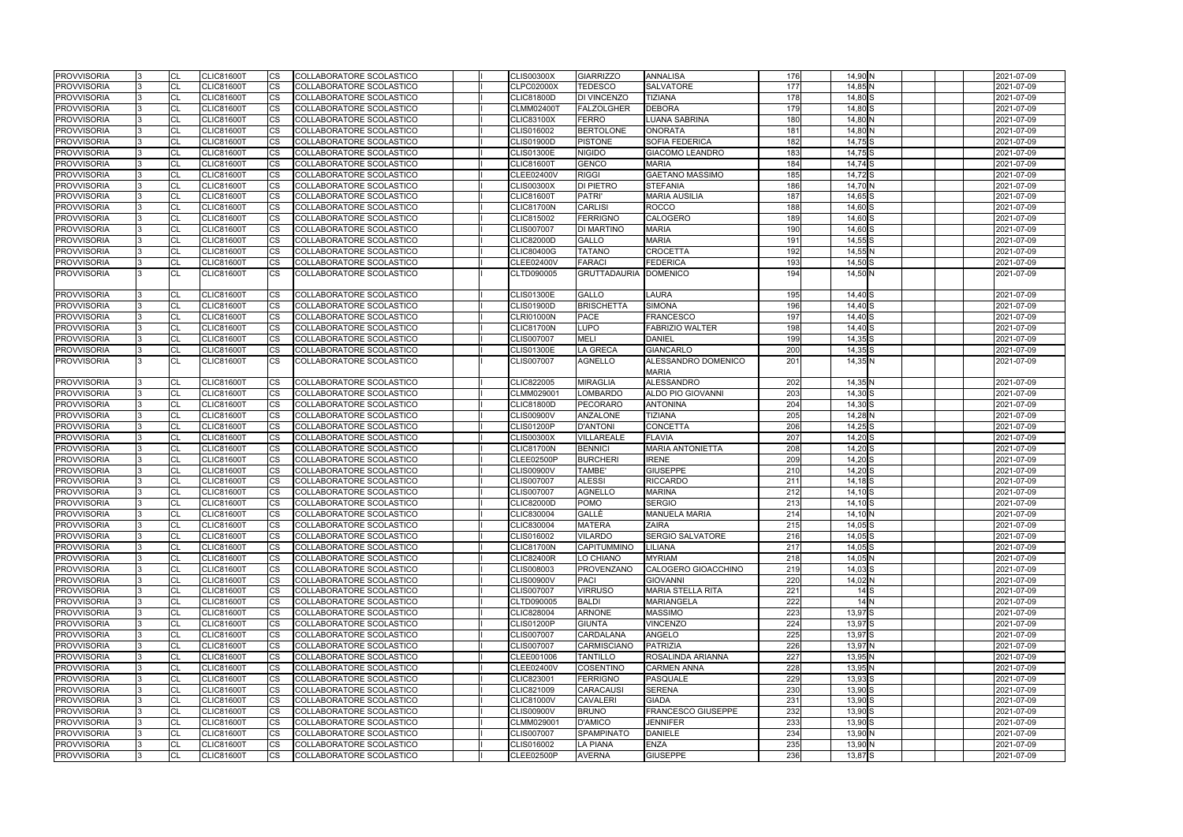| | | | | | | | | | | | | | | | | | |
|---|---|---|---|---|---|---|---|---|---|---|---|---|---|---|---|---|---|
| PROVVISORIA | 3 | CL | CLIC81600T | CS | COLLABORATORE SCOLASTICO | | I | CLIS00300X | GIARRIZZO | ANNALISA | 176 | 14,90 | N | | | | 2021-07-09 |
| PROVVISORIA | 3 | CL | CLIC81600T | CS | COLLABORATORE SCOLASTICO | | I | CLPC02000X | TEDESCO | SALVATORE | 177 | 14,85 | N | | | | 2021-07-09 |
| PROVVISORIA | 3 | CL | CLIC81600T | CS | COLLABORATORE SCOLASTICO | | I | CLIC81800D | DI VINCENZO | TIZIANA | 178 | 14,80 | S | | | | 2021-07-09 |
| PROVVISORIA | 3 | CL | CLIC81600T | CS | COLLABORATORE SCOLASTICO | | I | CLMM02400T | FALZOLGHER | DEBORA | 179 | 14,80 | S | | | | 2021-07-09 |
| PROVVISORIA | 3 | CL | CLIC81600T | CS | COLLABORATORE SCOLASTICO | | I | CLIC83100X | FERRO | LUANA SABRINA | 180 | 14,80 | N | | | | 2021-07-09 |
| PROVVISORIA | 3 | CL | CLIC81600T | CS | COLLABORATORE SCOLASTICO | | I | CLIS016002 | BERTOLONE | ONORATA | 181 | 14,80 | N | | | | 2021-07-09 |
| PROVVISORIA | 3 | CL | CLIC81600T | CS | COLLABORATORE SCOLASTICO | | I | CLIS01900D | PISTONE | SOFIA FEDERICA | 182 | 14,75 | S | | | | 2021-07-09 |
| PROVVISORIA | 3 | CL | CLIC81600T | CS | COLLABORATORE SCOLASTICO | | I | CLIS01300E | NIGIDO | GIACOMO LEANDRO | 183 | 14,75 | S | | | | 2021-07-09 |
| PROVVISORIA | 3 | CL | CLIC81600T | CS | COLLABORATORE SCOLASTICO | | I | CLIC81600T | GENCO | MARIA | 184 | 14,74 | S | | | | 2021-07-09 |
| PROVVISORIA | 3 | CL | CLIC81600T | CS | COLLABORATORE SCOLASTICO | | I | CLEE02400V | RIGGI | GAETANO MASSIMO | 185 | 14,72 | S | | | | 2021-07-09 |
| PROVVISORIA | 3 | CL | CLIC81600T | CS | COLLABORATORE SCOLASTICO | | I | CLIS00300X | DI PIETRO | STEFANIA | 186 | 14,70 | N | | | | 2021-07-09 |
| PROVVISORIA | 3 | CL | CLIC81600T | CS | COLLABORATORE SCOLASTICO | | I | CLIC81600T | PATRI' | MARIA AUSILIA | 187 | 14,65 | S | | | | 2021-07-09 |
| PROVVISORIA | 3 | CL | CLIC81600T | CS | COLLABORATORE SCOLASTICO | | I | CLIC81700N | CARLISI | ROCCO | 188 | 14,60 | S | | | | 2021-07-09 |
| PROVVISORIA | 3 | CL | CLIC81600T | CS | COLLABORATORE SCOLASTICO | | I | CLIC815002 | FERRIGNO | CALOGERO | 189 | 14,60 | S | | | | 2021-07-09 |
| PROVVISORIA | 3 | CL | CLIC81600T | CS | COLLABORATORE SCOLASTICO | | I | CLIS007007 | DI MARTINO | MARIA | 190 | 14,60 | S | | | | 2021-07-09 |
| PROVVISORIA | 3 | CL | CLIC81600T | CS | COLLABORATORE SCOLASTICO | | I | CLIC82000D | GALLO | MARIA | 191 | 14,55 | S | | | | 2021-07-09 |
| PROVVISORIA | 3 | CL | CLIC81600T | CS | COLLABORATORE SCOLASTICO | | I | CLIC80400G | TATANO | CROCETTA | 192 | 14,55 | N | | | | 2021-07-09 |
| PROVVISORIA | 3 | CL | CLIC81600T | CS | COLLABORATORE SCOLASTICO | | I | CLEE02400V | FARACI | FEDERICA | 193 | 14,50 | S | | | | 2021-07-09 |
| PROVVISORIA | 3 | CL | CLIC81600T | CS | COLLABORATORE SCOLASTICO | | I | CLTD090005 | GRUTTADAURIA | DOMENICO | 194 | 14,50 | N | | | | 2021-07-09 |
| PROVVISORIA | 3 | CL | CLIC81600T | CS | COLLABORATORE SCOLASTICO | | I | CLIS01300E | GALLO | LAURA | 195 | 14,40 | S | | | | 2021-07-09 |
| PROVVISORIA | 3 | CL | CLIC81600T | CS | COLLABORATORE SCOLASTICO | | I | CLIS01900D | BRISCHETTA | SIMONA | 196 | 14,40 | S | | | | 2021-07-09 |
| PROVVISORIA | 3 | CL | CLIC81600T | CS | COLLABORATORE SCOLASTICO | | I | CLRI01000N | PACE | FRANCESCO | 197 | 14,40 | S | | | | 2021-07-09 |
| PROVVISORIA | 3 | CL | CLIC81600T | CS | COLLABORATORE SCOLASTICO | | I | CLIC81700N | LUPO | FABRIZIO WALTER | 198 | 14,40 | S | | | | 2021-07-09 |
| PROVVISORIA | 3 | CL | CLIC81600T | CS | COLLABORATORE SCOLASTICO | | I | CLIS007007 | MELI | DANIEL | 199 | 14,35 | S | | | | 2021-07-09 |
| PROVVISORIA | 3 | CL | CLIC81600T | CS | COLLABORATORE SCOLASTICO | | I | CLIS01300E | LA GRECA | GIANCARLO | 200 | 14,35 | S | | | | 2021-07-09 |
| PROVVISORIA | 3 | CL | CLIC81600T | CS | COLLABORATORE SCOLASTICO | | I | CLIS007007 | AGNELLO | ALESSANDRO DOMENICO MARIA | 201 | 14,35 | N | | | | 2021-07-09 |
| PROVVISORIA | 3 | CL | CLIC81600T | CS | COLLABORATORE SCOLASTICO | | I | CLIC822005 | MIRAGLIA | ALESSANDRO | 202 | 14,35 | N | | | | 2021-07-09 |
| PROVVISORIA | 3 | CL | CLIC81600T | CS | COLLABORATORE SCOLASTICO | | I | CLMM029001 | LOMBARDO | ALDO PIO GIOVANNI | 203 | 14,30 | S | | | | 2021-07-09 |
| PROVVISORIA | 3 | CL | CLIC81600T | CS | COLLABORATORE SCOLASTICO | | I | CLIC81800D | PECORARO | ANTONINA | 204 | 14,30 | S | | | | 2021-07-09 |
| PROVVISORIA | 3 | CL | CLIC81600T | CS | COLLABORATORE SCOLASTICO | | I | CLIS00900V | ANZALONE | TIZIANA | 205 | 14,28 | N | | | | 2021-07-09 |
| PROVVISORIA | 3 | CL | CLIC81600T | CS | COLLABORATORE SCOLASTICO | | I | CLIS01200P | D'ANTONI | CONCETTA | 206 | 14,25 | S | | | | 2021-07-09 |
| PROVVISORIA | 3 | CL | CLIC81600T | CS | COLLABORATORE SCOLASTICO | | I | CLIS00300X | VILLAREALE | FLAVIA | 207 | 14,20 | S | | | | 2021-07-09 |
| PROVVISORIA | 3 | CL | CLIC81600T | CS | COLLABORATORE SCOLASTICO | | I | CLIC81700N | BENNICI | MARIA ANTONIETTA | 208 | 14,20 | S | | | | 2021-07-09 |
| PROVVISORIA | 3 | CL | CLIC81600T | CS | COLLABORATORE SCOLASTICO | | I | CLEE02500P | BURCHERI | IRENE | 209 | 14,20 | S | | | | 2021-07-09 |
| PROVVISORIA | 3 | CL | CLIC81600T | CS | COLLABORATORE SCOLASTICO | | I | CLIS00900V | TAMBE' | GIUSEPPE | 210 | 14,20 | S | | | | 2021-07-09 |
| PROVVISORIA | 3 | CL | CLIC81600T | CS | COLLABORATORE SCOLASTICO | | I | CLIS007007 | ALESSI | RICCARDO | 211 | 14,18 | S | | | | 2021-07-09 |
| PROVVISORIA | 3 | CL | CLIC81600T | CS | COLLABORATORE SCOLASTICO | | I | CLIS007007 | AGNELLO | MARINA | 212 | 14,10 | S | | | | 2021-07-09 |
| PROVVISORIA | 3 | CL | CLIC81600T | CS | COLLABORATORE SCOLASTICO | | I | CLIC82000D | POMO | SERGIO | 213 | 14,10 | S | | | | 2021-07-09 |
| PROVVISORIA | 3 | CL | CLIC81600T | CS | COLLABORATORE SCOLASTICO | | I | CLIC830004 | GALLÈ | MANUELA MARIA | 214 | 14,10 | N | | | | 2021-07-09 |
| PROVVISORIA | 3 | CL | CLIC81600T | CS | COLLABORATORE SCOLASTICO | | I | CLIC830004 | MATERA | ZAIRA | 215 | 14,05 | S | | | | 2021-07-09 |
| PROVVISORIA | 3 | CL | CLIC81600T | CS | COLLABORATORE SCOLASTICO | | I | CLIS016002 | VILARDO | SERGIO SALVATORE | 216 | 14,05 | S | | | | 2021-07-09 |
| PROVVISORIA | 3 | CL | CLIC81600T | CS | COLLABORATORE SCOLASTICO | | I | CLIC81700N | CAPITUMMINO | LILIANA | 217 | 14,05 | S | | | | 2021-07-09 |
| PROVVISORIA | 3 | CL | CLIC81600T | CS | COLLABORATORE SCOLASTICO | | I | CLIC82400R | LO CHIANO | MYRIAM | 218 | 14,05 | N | | | | 2021-07-09 |
| PROVVISORIA | 3 | CL | CLIC81600T | CS | COLLABORATORE SCOLASTICO | | I | CLIS008003 | PROVENZANO | CALOGERO GIOACCHINO | 219 | 14,03 | S | | | | 2021-07-09 |
| PROVVISORIA | 3 | CL | CLIC81600T | CS | COLLABORATORE SCOLASTICO | | I | CLIS00900V | PACI | GIOVANNI | 220 | 14,02 | N | | | | 2021-07-09 |
| PROVVISORIA | 3 | CL | CLIC81600T | CS | COLLABORATORE SCOLASTICO | | I | CLIS007007 | VIRRUSO | MARIA STELLA RITA | 221 | 14 | S | | | | 2021-07-09 |
| PROVVISORIA | 3 | CL | CLIC81600T | CS | COLLABORATORE SCOLASTICO | | I | CLTD090005 | BALDI | MARIANGELA | 222 | 14 | N | | | | 2021-07-09 |
| PROVVISORIA | 3 | CL | CLIC81600T | CS | COLLABORATORE SCOLASTICO | | I | CLIC828004 | ARNONE | MASSIMO | 223 | 13,97 | S | | | | 2021-07-09 |
| PROVVISORIA | 3 | CL | CLIC81600T | CS | COLLABORATORE SCOLASTICO | | I | CLIS01200P | GIUNTA | VINCENZO | 224 | 13,97 | S | | | | 2021-07-09 |
| PROVVISORIA | 3 | CL | CLIC81600T | CS | COLLABORATORE SCOLASTICO | | I | CLIS007007 | CARDALANA | ANGELO | 225 | 13,97 | S | | | | 2021-07-09 |
| PROVVISORIA | 3 | CL | CLIC81600T | CS | COLLABORATORE SCOLASTICO | | I | CLIS007007 | CARMISCIANO | PATRIZIA | 226 | 13,97 | N | | | | 2021-07-09 |
| PROVVISORIA | 3 | CL | CLIC81600T | CS | COLLABORATORE SCOLASTICO | | I | CLEE001006 | TANTILLO | ROSALINDA ARIANNA | 227 | 13,95 | N | | | | 2021-07-09 |
| PROVVISORIA | 3 | CL | CLIC81600T | CS | COLLABORATORE SCOLASTICO | | I | CLEE02400V | COSENTINO | CARMEN ANNA | 228 | 13,95 | N | | | | 2021-07-09 |
| PROVVISORIA | 3 | CL | CLIC81600T | CS | COLLABORATORE SCOLASTICO | | I | CLIC823001 | FERRIGNO | PASQUALE | 229 | 13,93 | S | | | | 2021-07-09 |
| PROVVISORIA | 3 | CL | CLIC81600T | CS | COLLABORATORE SCOLASTICO | | I | CLIC821009 | CARACAUSI | SERENA | 230 | 13,90 | S | | | | 2021-07-09 |
| PROVVISORIA | 3 | CL | CLIC81600T | CS | COLLABORATORE SCOLASTICO | | I | CLIC81000V | CAVALERI | GIADA | 231 | 13,90 | S | | | | 2021-07-09 |
| PROVVISORIA | 3 | CL | CLIC81600T | CS | COLLABORATORE SCOLASTICO | | I | CLIS00900V | BRUNO | FRANCESCO GIUSEPPE | 232 | 13,90 | S | | | | 2021-07-09 |
| PROVVISORIA | 3 | CL | CLIC81600T | CS | COLLABORATORE SCOLASTICO | | I | CLMM029001 | D'AMICO | JENNIFER | 233 | 13,90 | S | | | | 2021-07-09 |
| PROVVISORIA | 3 | CL | CLIC81600T | CS | COLLABORATORE SCOLASTICO | | I | CLIS007007 | SPAMPINATO | DANIELE | 234 | 13,90 | N | | | | 2021-07-09 |
| PROVVISORIA | 3 | CL | CLIC81600T | CS | COLLABORATORE SCOLASTICO | | I | CLIS016002 | LA PIANA | ENZA | 235 | 13,90 | N | | | | 2021-07-09 |
| PROVVISORIA | 3 | CL | CLIC81600T | CS | COLLABORATORE SCOLASTICO | | I | CLEE02500P | AVERNA | GIUSEPPE | 236 | 13,87 | S | | | | 2021-07-09 |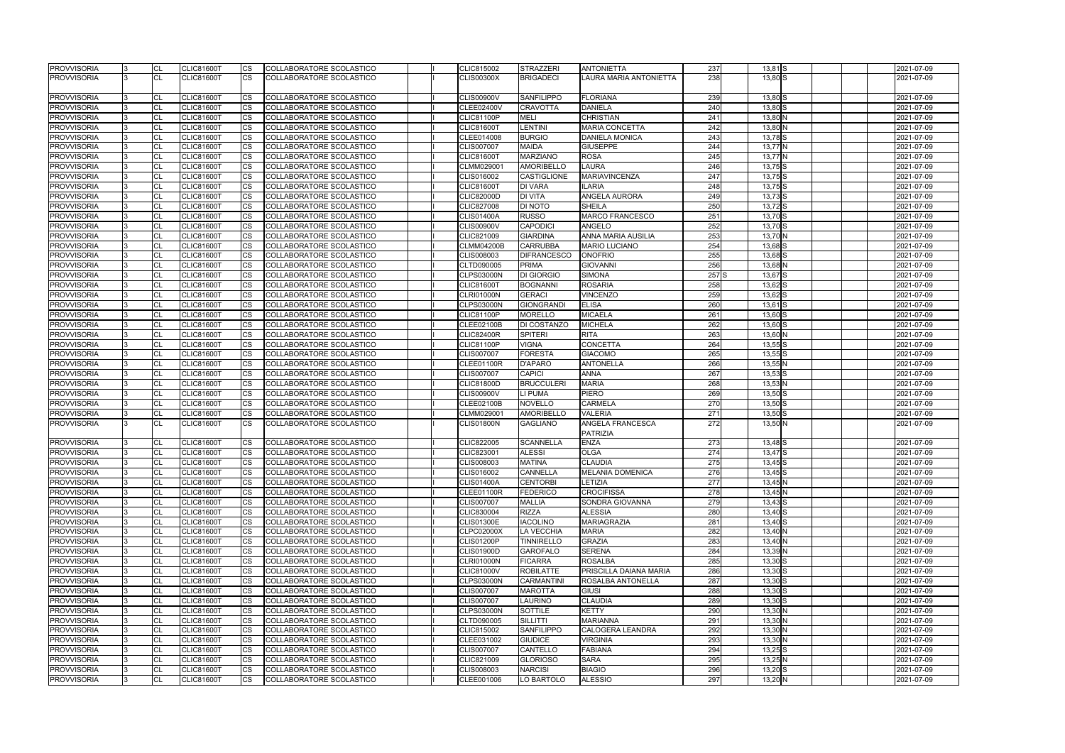| | | | | | | | | | | | | | | | | | | |
|---|---|---|---|---|---|---|---|---|---|---|---|---|---|---|---|---|---|---|
| PROVVISORIA | 3 | CL | CLIC81600T | CS | COLLABORATORE SCOLASTICO | | I | CLIC815002 | STRAZZERI | ANTONIETTA | 237 | | 13,81 | S | | | | 2021-07-09 |
| PROVVISORIA | 3 | CL | CLIC81600T | CS | COLLABORATORE SCOLASTICO | | I | CLIS00300X | BRIGADECI | LAURA MARIA ANTONIETTA | 238 | | 13,80 | S | | | | 2021-07-09 |
| PROVVISORIA | 3 | CL | CLIC81600T | CS | COLLABORATORE SCOLASTICO | | I | CLIS00900V | SANFILIPPO | FLORIANA | 239 | | 13,80 | S | | | | 2021-07-09 |
| PROVVISORIA | 3 | CL | CLIC81600T | CS | COLLABORATORE SCOLASTICO | | I | CLEE02400V | CRAVOTTA | DANIELA | 240 | | 13,80 | S | | | | 2021-07-09 |
| PROVVISORIA | 3 | CL | CLIC81600T | CS | COLLABORATORE SCOLASTICO | | I | CLIC81100P | MELI | CHRISTIAN | 241 | | 13,80 | N | | | | 2021-07-09 |
| PROVVISORIA | 3 | CL | CLIC81600T | CS | COLLABORATORE SCOLASTICO | | I | CLIC81600T | LENTINI | MARIA CONCETTA | 242 | | 13,80 | N | | | | 2021-07-09 |
| PROVVISORIA | 3 | CL | CLIC81600T | CS | COLLABORATORE SCOLASTICO | | I | CLEE014008 | BURGIO | DANIELA MONICA | 243 | | 13,78 | S | | | | 2021-07-09 |
| PROVVISORIA | 3 | CL | CLIC81600T | CS | COLLABORATORE SCOLASTICO | | I | CLIS007007 | MAIDA | GIUSEPPE | 244 | | 13,77 | N | | | | 2021-07-09 |
| PROVVISORIA | 3 | CL | CLIC81600T | CS | COLLABORATORE SCOLASTICO | | I | CLIC81600T | MARZIANO | ROSA | 245 | | 13,77 | N | | | | 2021-07-09 |
| PROVVISORIA | 3 | CL | CLIC81600T | CS | COLLABORATORE SCOLASTICO | | I | CLMM029001 | AMORIBELLO | LAURA | 246 | | 13,75 | S | | | | 2021-07-09 |
| PROVVISORIA | 3 | CL | CLIC81600T | CS | COLLABORATORE SCOLASTICO | | I | CLIS016002 | CASTIGLIONE | MARIAVINCENZA | 247 | | 13,75 | S | | | | 2021-07-09 |
| PROVVISORIA | 3 | CL | CLIC81600T | CS | COLLABORATORE SCOLASTICO | | I | CLIC81600T | DI VARA | ILARIA | 248 | | 13,75 | S | | | | 2021-07-09 |
| PROVVISORIA | 3 | CL | CLIC81600T | CS | COLLABORATORE SCOLASTICO | | I | CLIC82000D | DI VITA | ANGELA AURORA | 249 | | 13,73 | S | | | | 2021-07-09 |
| PROVVISORIA | 3 | CL | CLIC81600T | CS | COLLABORATORE SCOLASTICO | | I | CLIC827008 | DI NOTO | SHEILA | 250 | | 13,72 | S | | | | 2021-07-09 |
| PROVVISORIA | 3 | CL | CLIC81600T | CS | COLLABORATORE SCOLASTICO | | I | CLIS01400A | RUSSO | MARCO FRANCESCO | 251 | | 13,70 | S | | | | 2021-07-09 |
| PROVVISORIA | 3 | CL | CLIC81600T | CS | COLLABORATORE SCOLASTICO | | I | CLIS00900V | CAPODICI | ANGELO | 252 | | 13,70 | S | | | | 2021-07-09 |
| PROVVISORIA | 3 | CL | CLIC81600T | CS | COLLABORATORE SCOLASTICO | | I | CLIC821009 | GIARDINA | ANNA MARIA AUSILIA | 253 | | 13,70 | N | | | | 2021-07-09 |
| PROVVISORIA | 3 | CL | CLIC81600T | CS | COLLABORATORE SCOLASTICO | | I | CLMM04200B | CARRUBBA | MARIO LUCIANO | 254 | | 13,68 | S | | | | 2021-07-09 |
| PROVVISORIA | 3 | CL | CLIC81600T | CS | COLLABORATORE SCOLASTICO | | I | CLIS008003 | DIFRANCESCO | ONOFRIO | 255 | | 13,68 | S | | | | 2021-07-09 |
| PROVVISORIA | 3 | CL | CLIC81600T | CS | COLLABORATORE SCOLASTICO | | I | CLTD090005 | PRIMA | GIOVANNI | 256 | | 13,68 | N | | | | 2021-07-09 |
| PROVVISORIA | 3 | CL | CLIC81600T | CS | COLLABORATORE SCOLASTICO | | I | CLPS03000N | DI GIORGIO | SIMONA | 257 | S | 13,67 | S | | | | 2021-07-09 |
| PROVVISORIA | 3 | CL | CLIC81600T | CS | COLLABORATORE SCOLASTICO | | I | CLIC81600T | BOGNANNI | ROSARIA | 258 | | 13,62 | S | | | | 2021-07-09 |
| PROVVISORIA | 3 | CL | CLIC81600T | CS | COLLABORATORE SCOLASTICO | | I | CLRI01000N | GERACI | VINCENZO | 259 | | 13,62 | S | | | | 2021-07-09 |
| PROVVISORIA | 3 | CL | CLIC81600T | CS | COLLABORATORE SCOLASTICO | | I | CLPS03000N | GIONGRANDI | ELISA | 260 | | 13,61 | S | | | | 2021-07-09 |
| PROVVISORIA | 3 | CL | CLIC81600T | CS | COLLABORATORE SCOLASTICO | | I | CLIC81100P | MORELLO | MICAELA | 261 | | 13,60 | S | | | | 2021-07-09 |
| PROVVISORIA | 3 | CL | CLIC81600T | CS | COLLABORATORE SCOLASTICO | | I | CLEE02100B | DI COSTANZO | MICHELA | 262 | | 13,60 | S | | | | 2021-07-09 |
| PROVVISORIA | 3 | CL | CLIC81600T | CS | COLLABORATORE SCOLASTICO | | I | CLIC82400R | SPITERI | RITA | 263 | | 13,60 | N | | | | 2021-07-09 |
| PROVVISORIA | 3 | CL | CLIC81600T | CS | COLLABORATORE SCOLASTICO | | I | CLIC81100P | VIGNA | CONCETTA | 264 | | 13,55 | S | | | | 2021-07-09 |
| PROVVISORIA | 3 | CL | CLIC81600T | CS | COLLABORATORE SCOLASTICO | | I | CLIS007007 | FORESTA | GIACOMO | 265 | | 13,55 | S | | | | 2021-07-09 |
| PROVVISORIA | 3 | CL | CLIC81600T | CS | COLLABORATORE SCOLASTICO | | I | CLEE01100R | D'APARO | ANTONELLA | 266 | | 13,55 | N | | | | 2021-07-09 |
| PROVVISORIA | 3 | CL | CLIC81600T | CS | COLLABORATORE SCOLASTICO | | I | CLIS007007 | CAPICI | ANNA | 267 | | 13,53 | S | | | | 2021-07-09 |
| PROVVISORIA | 3 | CL | CLIC81600T | CS | COLLABORATORE SCOLASTICO | | I | CLIC81800D | BRUCCULERI | MARIA | 268 | | 13,53 | N | | | | 2021-07-09 |
| PROVVISORIA | 3 | CL | CLIC81600T | CS | COLLABORATORE SCOLASTICO | | I | CLIS00900V | LI PUMA | PIERO | 269 | | 13,50 | S | | | | 2021-07-09 |
| PROVVISORIA | 3 | CL | CLIC81600T | CS | COLLABORATORE SCOLASTICO | | I | CLEE02100B | NOVELLO | CARMELA | 270 | | 13,50 | S | | | | 2021-07-09 |
| PROVVISORIA | 3 | CL | CLIC81600T | CS | COLLABORATORE SCOLASTICO | | I | CLMM029001 | AMORIBELLO | VALERIA | 271 | | 13,50 | S | | | | 2021-07-09 |
| PROVVISORIA | 3 | CL | CLIC81600T | CS | COLLABORATORE SCOLASTICO | | I | CLIS01800N | GAGLIANO | ANGELA FRANCESCA PATRIZIA | 272 | | 13,50 | N | | | | 2021-07-09 |
| PROVVISORIA | 3 | CL | CLIC81600T | CS | COLLABORATORE SCOLASTICO | | I | CLIC822005 | SCANNELLA | ENZA | 273 | | 13,48 | S | | | | 2021-07-09 |
| PROVVISORIA | 3 | CL | CLIC81600T | CS | COLLABORATORE SCOLASTICO | | I | CLIC823001 | ALESSI | OLGA | 274 | | 13,47 | S | | | | 2021-07-09 |
| PROVVISORIA | 3 | CL | CLIC81600T | CS | COLLABORATORE SCOLASTICO | | I | CLIS008003 | MATINA | CLAUDIA | 275 | | 13,45 | S | | | | 2021-07-09 |
| PROVVISORIA | 3 | CL | CLIC81600T | CS | COLLABORATORE SCOLASTICO | | I | CLIS016002 | CANNELLA | MELANIA DOMENICA | 276 | | 13,45 | S | | | | 2021-07-09 |
| PROVVISORIA | 3 | CL | CLIC81600T | CS | COLLABORATORE SCOLASTICO | | I | CLIS01400A | CENTORBI | LETIZIA | 277 | | 13,45 | N | | | | 2021-07-09 |
| PROVVISORIA | 3 | CL | CLIC81600T | CS | COLLABORATORE SCOLASTICO | | I | CLEE01100R | FEDERICO | CROCIFISSA | 278 | | 13,45 | N | | | | 2021-07-09 |
| PROVVISORIA | 3 | CL | CLIC81600T | CS | COLLABORATORE SCOLASTICO | | I | CLIS007007 | MALLIA | SONDRA GIOVANNA | 279 | | 13,43 | S | | | | 2021-07-09 |
| PROVVISORIA | 3 | CL | CLIC81600T | CS | COLLABORATORE SCOLASTICO | | I | CLIC830004 | RIZZA | ALESSIA | 280 | | 13,40 | S | | | | 2021-07-09 |
| PROVVISORIA | 3 | CL | CLIC81600T | CS | COLLABORATORE SCOLASTICO | | I | CLIS01300E | IACOLINO | MARIAGRAZIA | 281 | | 13,40 | S | | | | 2021-07-09 |
| PROVVISORIA | 3 | CL | CLIC81600T | CS | COLLABORATORE SCOLASTICO | | I | CLPC02000X | LA VECCHIA | MARIA | 282 | | 13,40 | N | | | | 2021-07-09 |
| PROVVISORIA | 3 | CL | CLIC81600T | CS | COLLABORATORE SCOLASTICO | | I | CLIS01200P | TINNIRELLO | GRAZIA | 283 | | 13,40 | N | | | | 2021-07-09 |
| PROVVISORIA | 3 | CL | CLIC81600T | CS | COLLABORATORE SCOLASTICO | | I | CLIS01900D | GAROFALO | SERENA | 284 | | 13,39 | N | | | | 2021-07-09 |
| PROVVISORIA | 3 | CL | CLIC81600T | CS | COLLABORATORE SCOLASTICO | | I | CLRI01000N | FICARRA | ROSALBA | 285 | | 13,30 | S | | | | 2021-07-09 |
| PROVVISORIA | 3 | CL | CLIC81600T | CS | COLLABORATORE SCOLASTICO | | I | CLIC81000V | ROBILATTE | PRISCILLA DAIANA MARIA | 286 | | 13,30 | S | | | | 2021-07-09 |
| PROVVISORIA | 3 | CL | CLIC81600T | CS | COLLABORATORE SCOLASTICO | | I | CLPS03000N | CARMANTINI | ROSALBA ANTONELLA | 287 | | 13,30 | S | | | | 2021-07-09 |
| PROVVISORIA | 3 | CL | CLIC81600T | CS | COLLABORATORE SCOLASTICO | | I | CLIS007007 | MAROTTA | GIUSI | 288 | | 13,30 | S | | | | 2021-07-09 |
| PROVVISORIA | 3 | CL | CLIC81600T | CS | COLLABORATORE SCOLASTICO | | I | CLIS007007 | LAURINO | CLAUDIA | 289 | | 13,30 | S | | | | 2021-07-09 |
| PROVVISORIA | 3 | CL | CLIC81600T | CS | COLLABORATORE SCOLASTICO | | I | CLPS03000N | SOTTILE | KETTY | 290 | | 13,30 | N | | | | 2021-07-09 |
| PROVVISORIA | 3 | CL | CLIC81600T | CS | COLLABORATORE SCOLASTICO | | I | CLTD090005 | SILLITTI | MARIANNA | 291 | | 13,30 | N | | | | 2021-07-09 |
| PROVVISORIA | 3 | CL | CLIC81600T | CS | COLLABORATORE SCOLASTICO | | I | CLIC815002 | SANFILIPPO | CALOGERA LEANDRA | 292 | | 13,30 | N | | | | 2021-07-09 |
| PROVVISORIA | 3 | CL | CLIC81600T | CS | COLLABORATORE SCOLASTICO | | I | CLEE031002 | GIUDICE | VIRGINIA | 293 | | 13,30 | N | | | | 2021-07-09 |
| PROVVISORIA | 3 | CL | CLIC81600T | CS | COLLABORATORE SCOLASTICO | | I | CLIS007007 | CANTELLO | FABIANA | 294 | | 13,25 | S | | | | 2021-07-09 |
| PROVVISORIA | 3 | CL | CLIC81600T | CS | COLLABORATORE SCOLASTICO | | I | CLIC821009 | GLORIOSO | SARA | 295 | | 13,25 | N | | | | 2021-07-09 |
| PROVVISORIA | 3 | CL | CLIC81600T | CS | COLLABORATORE SCOLASTICO | | I | CLIS008003 | NARCISI | BIAGIO | 296 | | 13,20 | S | | | | 2021-07-09 |
| PROVVISORIA | 3 | CL | CLIC81600T | CS | COLLABORATORE SCOLASTICO | | I | CLEE001006 | LO BARTOLO | ALESSIO | 297 | | 13,20 | N | | | | 2021-07-09 |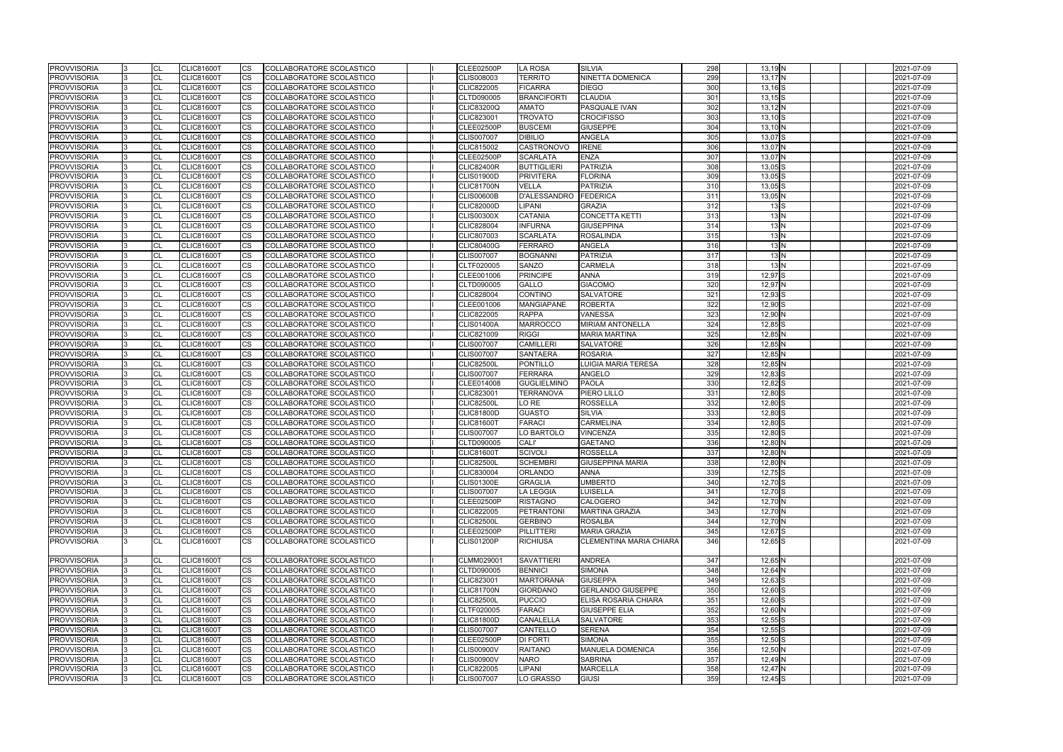| | | | | | | | | | | | | | | | | | |
|---|---|---|---|---|---|---|---|---|---|---|---|---|---|---|---|---|---|
| PROVVISORIA | 3 | CL | CLIC81600T | CS | COLLABORATORE SCOLASTICO | | I | CLEE02500P | LA ROSA | SILVIA | 298 | 13,19 | N | | | | 2021-07-09 |
| PROVVISORIA | 3 | CL | CLIC81600T | CS | COLLABORATORE SCOLASTICO | | I | CLIS008003 | TERRITO | NINETTA DOMENICA | 299 | 13,17 | N | | | | 2021-07-09 |
| PROVVISORIA | 3 | CL | CLIC81600T | CS | COLLABORATORE SCOLASTICO | | I | CLIC822005 | FICARRA | DIEGO | 300 | 13,16 | S | | | | 2021-07-09 |
| PROVVISORIA | 3 | CL | CLIC81600T | CS | COLLABORATORE SCOLASTICO | | I | CLTD090005 | BRANCIFORTI | CLAUDIA | 301 | 13,15 | S | | | | 2021-07-09 |
| PROVVISORIA | 3 | CL | CLIC81600T | CS | COLLABORATORE SCOLASTICO | | I | CLIC83200Q | AMATO | PASQUALE IVAN | 302 | 13,12 | N | | | | 2021-07-09 |
| PROVVISORIA | 3 | CL | CLIC81600T | CS | COLLABORATORE SCOLASTICO | | I | CLIC823001 | TROVATO | CROCIFISSO | 303 | 13,10 | S | | | | 2021-07-09 |
| PROVVISORIA | 3 | CL | CLIC81600T | CS | COLLABORATORE SCOLASTICO | | I | CLEE02500P | BUSCEMI | GIUSEPPE | 304 | 13,10 | N | | | | 2021-07-09 |
| PROVVISORIA | 3 | CL | CLIC81600T | CS | COLLABORATORE SCOLASTICO | | I | CLIS007007 | DIBILIO | ANGELA | 305 | 13,07 | S | | | | 2021-07-09 |
| PROVVISORIA | 3 | CL | CLIC81600T | CS | COLLABORATORE SCOLASTICO | | I | CLIC815002 | CASTRONOVO | IRENE | 306 | 13,07 | N | | | | 2021-07-09 |
| PROVVISORIA | 3 | CL | CLIC81600T | CS | COLLABORATORE SCOLASTICO | | I | CLEE02500P | SCARLATA | ENZA | 307 | 13,07 | N | | | | 2021-07-09 |
| PROVVISORIA | 3 | CL | CLIC81600T | CS | COLLABORATORE SCOLASTICO | | I | CLIC82400R | BUTTIGLIERI | PATRIZIA | 308 | 13,05 | S | | | | 2021-07-09 |
| PROVVISORIA | 3 | CL | CLIC81600T | CS | COLLABORATORE SCOLASTICO | | I | CLIS01900D | PRIVITERA | FLORINA | 309 | 13,05 | S | | | | 2021-07-09 |
| PROVVISORIA | 3 | CL | CLIC81600T | CS | COLLABORATORE SCOLASTICO | | I | CLIC81700N | VELLA | PATRIZIA | 310 | 13,05 | S | | | | 2021-07-09 |
| PROVVISORIA | 3 | CL | CLIC81600T | CS | COLLABORATORE SCOLASTICO | | I | CLIS00600B | D'ALESSANDRO | FEDERICA | 311 | 13,05 | N | | | | 2021-07-09 |
| PROVVISORIA | 3 | CL | CLIC81600T | CS | COLLABORATORE SCOLASTICO | | I | CLIC82000D | LIPANI | GRAZIA | 312 | 13 | S | | | | 2021-07-09 |
| PROVVISORIA | 3 | CL | CLIC81600T | CS | COLLABORATORE SCOLASTICO | | I | CLIS00300X | CATANIA | CONCETTA KETTI | 313 | 13 | N | | | | 2021-07-09 |
| PROVVISORIA | 3 | CL | CLIC81600T | CS | COLLABORATORE SCOLASTICO | | I | CLIC828004 | INFURNA | GIUSEPPINA | 314 | 13 | N | | | | 2021-07-09 |
| PROVVISORIA | 3 | CL | CLIC81600T | CS | COLLABORATORE SCOLASTICO | | I | CLIC807003 | SCARLATA | ROSALINDA | 315 | 13 | N | | | | 2021-07-09 |
| PROVVISORIA | 3 | CL | CLIC81600T | CS | COLLABORATORE SCOLASTICO | | I | CLIC80400G | FERRARO | ANGELA | 316 | 13 | N | | | | 2021-07-09 |
| PROVVISORIA | 3 | CL | CLIC81600T | CS | COLLABORATORE SCOLASTICO | | I | CLIS007007 | BOGNANNI | PATRIZIA | 317 | 13 | N | | | | 2021-07-09 |
| PROVVISORIA | 3 | CL | CLIC81600T | CS | COLLABORATORE SCOLASTICO | | I | CLTF020005 | SANZO | CARMELA | 318 | 13 | N | | | | 2021-07-09 |
| PROVVISORIA | 3 | CL | CLIC81600T | CS | COLLABORATORE SCOLASTICO | | I | CLEE001006 | PRINCIPE | ANNA | 319 | 12,97 | S | | | | 2021-07-09 |
| PROVVISORIA | 3 | CL | CLIC81600T | CS | COLLABORATORE SCOLASTICO | | I | CLTD090005 | GALLO | GIACOMO | 320 | 12,97 | N | | | | 2021-07-09 |
| PROVVISORIA | 3 | CL | CLIC81600T | CS | COLLABORATORE SCOLASTICO | | I | CLIC828004 | CONTINO | SALVATORE | 321 | 12,93 | S | | | | 2021-07-09 |
| PROVVISORIA | 3 | CL | CLIC81600T | CS | COLLABORATORE SCOLASTICO | | I | CLEE001006 | MANGIAPANE | ROBERTA | 322 | 12,90 | S | | | | 2021-07-09 |
| PROVVISORIA | 3 | CL | CLIC81600T | CS | COLLABORATORE SCOLASTICO | | I | CLIC822005 | RAPPA | VANESSA | 323 | 12,90 | N | | | | 2021-07-09 |
| PROVVISORIA | 3 | CL | CLIC81600T | CS | COLLABORATORE SCOLASTICO | | I | CLIS01400A | MARROCCO | MIRIAM ANTONELLA | 324 | 12,85 | S | | | | 2021-07-09 |
| PROVVISORIA | 3 | CL | CLIC81600T | CS | COLLABORATORE SCOLASTICO | | I | CLIC821009 | RIGGI | MARIA MARTINA | 325 | 12,85 | N | | | | 2021-07-09 |
| PROVVISORIA | 3 | CL | CLIC81600T | CS | COLLABORATORE SCOLASTICO | | I | CLIS007007 | CAMILLERI | SALVATORE | 326 | 12,85 | N | | | | 2021-07-09 |
| PROVVISORIA | 3 | CL | CLIC81600T | CS | COLLABORATORE SCOLASTICO | | I | CLIS007007 | SANTAERA | ROSARIA | 327 | 12,85 | N | | | | 2021-07-09 |
| PROVVISORIA | 3 | CL | CLIC81600T | CS | COLLABORATORE SCOLASTICO | | I | CLIC82500L | PONTILLO | LUIGIA MARIA TERESA | 328 | 12,85 | N | | | | 2021-07-09 |
| PROVVISORIA | 3 | CL | CLIC81600T | CS | COLLABORATORE SCOLASTICO | | I | CLIS007007 | FERRARA | ANGELO | 329 | 12,83 | S | | | | 2021-07-09 |
| PROVVISORIA | 3 | CL | CLIC81600T | CS | COLLABORATORE SCOLASTICO | | I | CLEE014008 | GUGLIELMINO | PAOLA | 330 | 12,82 | S | | | | 2021-07-09 |
| PROVVISORIA | 3 | CL | CLIC81600T | CS | COLLABORATORE SCOLASTICO | | I | CLIC823001 | TERRANOVA | PIERO LILLO | 331 | 12,80 | S | | | | 2021-07-09 |
| PROVVISORIA | 3 | CL | CLIC81600T | CS | COLLABORATORE SCOLASTICO | | I | CLIC82500L | LO RE | ROSSELLA | 332 | 12,80 | S | | | | 2021-07-09 |
| PROVVISORIA | 3 | CL | CLIC81600T | CS | COLLABORATORE SCOLASTICO | | I | CLIC81800D | GUASTO | SILVIA | 333 | 12,80 | S | | | | 2021-07-09 |
| PROVVISORIA | 3 | CL | CLIC81600T | CS | COLLABORATORE SCOLASTICO | | I | CLIC81600T | FARACI | CARMELINA | 334 | 12,80 | S | | | | 2021-07-09 |
| PROVVISORIA | 3 | CL | CLIC81600T | CS | COLLABORATORE SCOLASTICO | | I | CLIS007007 | LO BARTOLO | VINCENZA | 335 | 12,80 | S | | | | 2021-07-09 |
| PROVVISORIA | 3 | CL | CLIC81600T | CS | COLLABORATORE SCOLASTICO | | I | CLTD090005 | CALI' | GAETANO | 336 | 12,80 | N | | | | 2021-07-09 |
| PROVVISORIA | 3 | CL | CLIC81600T | CS | COLLABORATORE SCOLASTICO | | I | CLIC81600T | SCIVOLI | ROSSELLA | 337 | 12,80 | N | | | | 2021-07-09 |
| PROVVISORIA | 3 | CL | CLIC81600T | CS | COLLABORATORE SCOLASTICO | | I | CLIC82500L | SCHEMBRI | GIUSEPPINA MARIA | 338 | 12,80 | N | | | | 2021-07-09 |
| PROVVISORIA | 3 | CL | CLIC81600T | CS | COLLABORATORE SCOLASTICO | | I | CLIC830004 | ORLANDO | ANNA | 339 | 12,75 | S | | | | 2021-07-09 |
| PROVVISORIA | 3 | CL | CLIC81600T | CS | COLLABORATORE SCOLASTICO | | I | CLIS01300E | GRAGLIA | UMBERTO | 340 | 12,70 | S | | | | 2021-07-09 |
| PROVVISORIA | 3 | CL | CLIC81600T | CS | COLLABORATORE SCOLASTICO | | I | CLIS007007 | LA LEGGIA | LUISELLA | 341 | 12,70 | S | | | | 2021-07-09 |
| PROVVISORIA | 3 | CL | CLIC81600T | CS | COLLABORATORE SCOLASTICO | | I | CLEE02500P | RISTAGNO | CALOGERO | 342 | 12,70 | N | | | | 2021-07-09 |
| PROVVISORIA | 3 | CL | CLIC81600T | CS | COLLABORATORE SCOLASTICO | | I | CLIC822005 | PETRANTONI | MARTINA GRAZIA | 343 | 12,70 | N | | | | 2021-07-09 |
| PROVVISORIA | 3 | CL | CLIC81600T | CS | COLLABORATORE SCOLASTICO | | I | CLIC82500L | GERBINO | ROSALBA | 344 | 12,70 | N | | | | 2021-07-09 |
| PROVVISORIA | 3 | CL | CLIC81600T | CS | COLLABORATORE SCOLASTICO | | I | CLEE02500P | PILLITTERI | MARIA GRAZIA | 345 | 12,67 | S | | | | 2021-07-09 |
| PROVVISORIA | 3 | CL | CLIC81600T | CS | COLLABORATORE SCOLASTICO | | I | CLIS01200P | RICHIUSA | CLEMENTINA MARIA CHIARA | 346 | 12,65 | S | | | | 2021-07-09 |
| PROVVISORIA | 3 | CL | CLIC81600T | CS | COLLABORATORE SCOLASTICO | | I | CLMM029001 | SAVATTIERI | ANDREA | 347 | 12,65 | N | | | | 2021-07-09 |
| PROVVISORIA | 3 | CL | CLIC81600T | CS | COLLABORATORE SCOLASTICO | | I | CLTD090005 | BENNICI | SIMONA | 348 | 12,64 | N | | | | 2021-07-09 |
| PROVVISORIA | 3 | CL | CLIC81600T | CS | COLLABORATORE SCOLASTICO | | I | CLIC823001 | MARTORANA | GIUSEPPA | 349 | 12,63 | S | | | | 2021-07-09 |
| PROVVISORIA | 3 | CL | CLIC81600T | CS | COLLABORATORE SCOLASTICO | | I | CLIC81700N | GIORDANO | GERLANDO GIUSEPPE | 350 | 12,60 | S | | | | 2021-07-09 |
| PROVVISORIA | 3 | CL | CLIC81600T | CS | COLLABORATORE SCOLASTICO | | I | CLIC82500L | PUCCIO | ELISA ROSARIA CHIARA | 351 | 12,60 | S | | | | 2021-07-09 |
| PROVVISORIA | 3 | CL | CLIC81600T | CS | COLLABORATORE SCOLASTICO | | I | CLTF020005 | FARACI | GIUSEPPE ELIA | 352 | 12,60 | N | | | | 2021-07-09 |
| PROVVISORIA | 3 | CL | CLIC81600T | CS | COLLABORATORE SCOLASTICO | | I | CLIC81800D | CANALELLA | SALVATORE | 353 | 12,55 | S | | | | 2021-07-09 |
| PROVVISORIA | 3 | CL | CLIC81600T | CS | COLLABORATORE SCOLASTICO | | I | CLIS007007 | CANTELLO | SERENA | 354 | 12,55 | S | | | | 2021-07-09 |
| PROVVISORIA | 3 | CL | CLIC81600T | CS | COLLABORATORE SCOLASTICO | | I | CLEE02500P | DI FORTI | SIMONA | 355 | 12,50 | S | | | | 2021-07-09 |
| PROVVISORIA | 3 | CL | CLIC81600T | CS | COLLABORATORE SCOLASTICO | | I | CLIS00900V | RAITANO | MANUELA DOMENICA | 356 | 12,50 | N | | | | 2021-07-09 |
| PROVVISORIA | 3 | CL | CLIC81600T | CS | COLLABORATORE SCOLASTICO | | I | CLIS00900V | NARO | SABRINA | 357 | 12,49 | N | | | | 2021-07-09 |
| PROVVISORIA | 3 | CL | CLIC81600T | CS | COLLABORATORE SCOLASTICO | | I | CLIC822005 | LIPANI | MARCELLA | 358 | 12,47 | N | | | | 2021-07-09 |
| PROVVISORIA | 3 | CL | CLIC81600T | CS | COLLABORATORE SCOLASTICO | | I | CLIS007007 | LO GRASSO | GIUSI | 359 | 12,45 | S | | | | 2021-07-09 |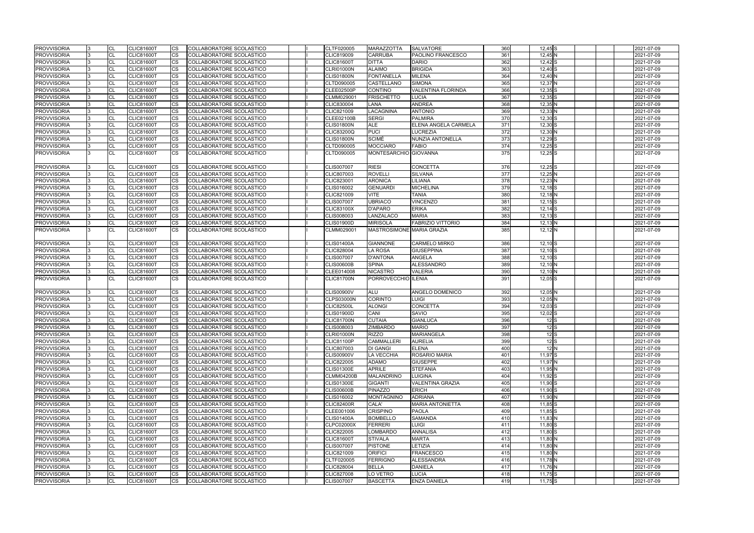| | | | | | | | | | | | | | | | | | |
|---|---|---|---|---|---|---|---|---|---|---|---|---|---|---|---|---|---|
| PROVVISORIA | 3 | CL | CLIC81600T | CS | COLLABORATORE SCOLASTICO | | I | CLTF020005 | MARAZZOTTA | SALVATORE | 360 | 12,45 | S | | | | 2021-07-09 |
| PROVVISORIA | 3 | CL | CLIC81600T | CS | COLLABORATORE SCOLASTICO | | I | CLIC819009 | CARRUBA | PAOLINO FRANCESCO | 361 | 12,45 | N | | | | 2021-07-09 |
| PROVVISORIA | 3 | CL | CLIC81600T | CS | COLLABORATORE SCOLASTICO | | I | CLIC81600T | DITTA | DARIO | 362 | 12,42 | S | | | | 2021-07-09 |
| PROVVISORIA | 3 | CL | CLIC81600T | CS | COLLABORATORE SCOLASTICO | | I | CLRI01000N | ALAIMO | BRIGIDA | 363 | 12,40 | S | | | | 2021-07-09 |
| PROVVISORIA | 3 | CL | CLIC81600T | CS | COLLABORATORE SCOLASTICO | | I | CLIS01800N | FONTANELLA | MILENA | 364 | 12,40 | N | | | | 2021-07-09 |
| PROVVISORIA | 3 | CL | CLIC81600T | CS | COLLABORATORE SCOLASTICO | | I | CLTD090005 | CASTELLANO | SIMONA | 365 | 12,37 | N | | | | 2021-07-09 |
| PROVVISORIA | 3 | CL | CLIC81600T | CS | COLLABORATORE SCOLASTICO | | I | CLEE02500P | CONTINO | VALENTINA FLORINDA | 366 | 12,35 | S | | | | 2021-07-09 |
| PROVVISORIA | 3 | CL | CLIC81600T | CS | COLLABORATORE SCOLASTICO | | I | CLMM029001 | FRISCHETTO | LUCIA | 367 | 12,35 | S | | | | 2021-07-09 |
| PROVVISORIA | 3 | CL | CLIC81600T | CS | COLLABORATORE SCOLASTICO | | I | CLIC830004 | LANA | ANDREA | 368 | 12,35 | N | | | | 2021-07-09 |
| PROVVISORIA | 3 | CL | CLIC81600T | CS | COLLABORATORE SCOLASTICO | | I | CLIC821009 | LACAGNINA | ANTONIO | 369 | 12,33 | N | | | | 2021-07-09 |
| PROVVISORIA | 3 | CL | CLIC81600T | CS | COLLABORATORE SCOLASTICO | | I | CLEE02100B | SERGI | PALMIRA | 370 | 12,30 | S | | | | 2021-07-09 |
| PROVVISORIA | 3 | CL | CLIC81600T | CS | COLLABORATORE SCOLASTICO | | I | CLIS01800N | ALE | ELENA ANGELA CARMELA | 371 | 12,30 | S | | | | 2021-07-09 |
| PROVVISORIA | 3 | CL | CLIC81600T | CS | COLLABORATORE SCOLASTICO | | I | CLIC83200Q | PUCI | LUCREZIA | 372 | 12,30 | N | | | | 2021-07-09 |
| PROVVISORIA | 3 | CL | CLIC81600T | CS | COLLABORATORE SCOLASTICO | | I | CLIS01800N | SCIMÈ | NUNZIA ANTONELLA | 373 | 12,29 | S | | | | 2021-07-09 |
| PROVVISORIA | 3 | CL | CLIC81600T | CS | COLLABORATORE SCOLASTICO | | I | CLTD090005 | MOCCIARO | FABIO | 374 | 12,25 | S | | | | 2021-07-09 |
| PROVVISORIA | 3 | CL | CLIC81600T | CS | COLLABORATORE SCOLASTICO | | I | CLTD090005 | MONTESARCHIO | GIOVANNA | 375 | 12,25 | S | | | | 2021-07-09 |
| PROVVISORIA | 3 | CL | CLIC81600T | CS | COLLABORATORE SCOLASTICO | | I | CLIS007007 | RIESI | CONCETTA | 376 | 12,25 | S | | | | 2021-07-09 |
| PROVVISORIA | 3 | CL | CLIC81600T | CS | COLLABORATORE SCOLASTICO | | I | CLIC807003 | ROVELLI | SILVANA | 377 | 12,25 | N | | | | 2021-07-09 |
| PROVVISORIA | 3 | CL | CLIC81600T | CS | COLLABORATORE SCOLASTICO | | I | CLIC823001 | ARONICA | LILIANA | 378 | 12,23 | N | | | | 2021-07-09 |
| PROVVISORIA | 3 | CL | CLIC81600T | CS | COLLABORATORE SCOLASTICO | | I | CLIS016002 | GENUARDI | MICHELINA | 379 | 12,18 | S | | | | 2021-07-09 |
| PROVVISORIA | 3 | CL | CLIC81600T | CS | COLLABORATORE SCOLASTICO | | I | CLIC821009 | VITE | TANIA | 380 | 12,18 | N | | | | 2021-07-09 |
| PROVVISORIA | 3 | CL | CLIC81600T | CS | COLLABORATORE SCOLASTICO | | I | CLIS007007 | UBRIACO | VINCENZO | 381 | 12,15 | S | | | | 2021-07-09 |
| PROVVISORIA | 3 | CL | CLIC81600T | CS | COLLABORATORE SCOLASTICO | | I | CLIC83100X | D'APARO | ERIKA | 382 | 12,14 | S | | | | 2021-07-09 |
| PROVVISORIA | 3 | CL | CLIC81600T | CS | COLLABORATORE SCOLASTICO | | I | CLIS008003 | LANZALACO | MARIA | 383 | 12,13 | S | | | | 2021-07-09 |
| PROVVISORIA | 3 | CL | CLIC81600T | CS | COLLABORATORE SCOLASTICO | | I | CLIS01900D | MIRISOLA | FABRIZIO VITTORIO | 384 | 12,13 | N | | | | 2021-07-09 |
| PROVVISORIA | 3 | CL | CLIC81600T | CS | COLLABORATORE SCOLASTICO | | I | CLMM029001 | MASTROSIMONE | MARIA GRAZIA | 385 | 12,12 | N | | | | 2021-07-09 |
| PROVVISORIA | 3 | CL | CLIC81600T | CS | COLLABORATORE SCOLASTICO | | I | CLIS01400A | GIANNONE | CARMELO MIRKO | 386 | 12,10 | S | | | | 2021-07-09 |
| PROVVISORIA | 3 | CL | CLIC81600T | CS | COLLABORATORE SCOLASTICO | | I | CLIC828004 | LA ROSA | GIUSEPPINA | 387 | 12,10 | S | | | | 2021-07-09 |
| PROVVISORIA | 3 | CL | CLIC81600T | CS | COLLABORATORE SCOLASTICO | | I | CLIS007007 | D'ANTONA | ANGELA | 388 | 12,10 | S | | | | 2021-07-09 |
| PROVVISORIA | 3 | CL | CLIC81600T | CS | COLLABORATORE SCOLASTICO | | I | CLIS00600B | SPINA | ALESSANDRO | 389 | 12,10 | N | | | | 2021-07-09 |
| PROVVISORIA | 3 | CL | CLIC81600T | CS | COLLABORATORE SCOLASTICO | | I | CLEE014008 | NICASTRO | VALERIA | 390 | 12,10 | N | | | | 2021-07-09 |
| PROVVISORIA | 3 | CL | CLIC81600T | CS | COLLABORATORE SCOLASTICO | | I | CLIC81700N | PORROVECCHIO | ILENIA | 391 | 12,05 | S | | | | 2021-07-09 |
| PROVVISORIA | 3 | CL | CLIC81600T | CS | COLLABORATORE SCOLASTICO | | I | CLIS00900V | ALU | ANGELO DOMENICO | 392 | 12,05 | N | | | | 2021-07-09 |
| PROVVISORIA | 3 | CL | CLIC81600T | CS | COLLABORATORE SCOLASTICO | | I | CLPS03000N | CORINTO | LUIGI | 393 | 12,05 | N | | | | 2021-07-09 |
| PROVVISORIA | 3 | CL | CLIC81600T | CS | COLLABORATORE SCOLASTICO | | I | CLIC82500L | ALONGI | CONCETTA | 394 | 12,03 | S | | | | 2021-07-09 |
| PROVVISORIA | 3 | CL | CLIC81600T | CS | COLLABORATORE SCOLASTICO | | I | CLIS01900D | CANI | SAVIO | 395 | 12,02 | S | | | | 2021-07-09 |
| PROVVISORIA | 3 | CL | CLIC81600T | CS | COLLABORATORE SCOLASTICO | | I | CLIC81700N | CUTAIA | GIANLUCA | 396 | 12 | S | | | | 2021-07-09 |
| PROVVISORIA | 3 | CL | CLIC81600T | CS | COLLABORATORE SCOLASTICO | | I | CLIS008003 | ZIMBARDO | MARIO | 397 | 12 | S | | | | 2021-07-09 |
| PROVVISORIA | 3 | CL | CLIC81600T | CS | COLLABORATORE SCOLASTICO | | I | CLRI01000N | RIZZO | MARIANGELA | 398 | 12 | S | | | | 2021-07-09 |
| PROVVISORIA | 3 | CL | CLIC81600T | CS | COLLABORATORE SCOLASTICO | | I | CLIC81100P | CAMMALLERI | AURELIA | 399 | 12 | S | | | | 2021-07-09 |
| PROVVISORIA | 3 | CL | CLIC81600T | CS | COLLABORATORE SCOLASTICO | | I | CLIC807003 | DI GANGI | ELENA | 400 | 12 | N | | | | 2021-07-09 |
| PROVVISORIA | 3 | CL | CLIC81600T | CS | COLLABORATORE SCOLASTICO | | I | CLIS00900V | LA VECCHIA | ROSARIO MARIA | 401 | 11,97 | S | | | | 2021-07-09 |
| PROVVISORIA | 3 | CL | CLIC81600T | CS | COLLABORATORE SCOLASTICO | | I | CLIC822005 | ADAMO | GIUSEPPE | 402 | 11,97 | N | | | | 2021-07-09 |
| PROVVISORIA | 3 | CL | CLIC81600T | CS | COLLABORATORE SCOLASTICO | | I | CLIS01300E | APRILE | STEFANIA | 403 | 11,95 | N | | | | 2021-07-09 |
| PROVVISORIA | 3 | CL | CLIC81600T | CS | COLLABORATORE SCOLASTICO | | I | CLMM04200B | MALANDRINO | LUIGINA | 404 | 11,92 | S | | | | 2021-07-09 |
| PROVVISORIA | 3 | CL | CLIC81600T | CS | COLLABORATORE SCOLASTICO | | I | CLIS01300E | GIGANTI | VALENTINA GRAZIA | 405 | 11,90 | S | | | | 2021-07-09 |
| PROVVISORIA | 3 | CL | CLIC81600T | CS | COLLABORATORE SCOLASTICO | | I | CLIS00600B | PINAZZO | ERICH | 406 | 11,90 | S | | | | 2021-07-09 |
| PROVVISORIA | 3 | CL | CLIC81600T | CS | COLLABORATORE SCOLASTICO | | I | CLIS016002 | MONTAGNINO | ADRIANA | 407 | 11,90 | N | | | | 2021-07-09 |
| PROVVISORIA | 3 | CL | CLIC81600T | CS | COLLABORATORE SCOLASTICO | | I | CLIC82400R | CALA' | MARIA ANTONIETTA | 408 | 11,85 | S | | | | 2021-07-09 |
| PROVVISORIA | 3 | CL | CLIC81600T | CS | COLLABORATORE SCOLASTICO | | I | CLEE001006 | CRISPINO | PAOLA | 409 | 11,85 | S | | | | 2021-07-09 |
| PROVVISORIA | 3 | CL | CLIC81600T | CS | COLLABORATORE SCOLASTICO | | I | CLIS01400A | BOMBELLO | SAMANDA | 410 | 11,83 | N | | | | 2021-07-09 |
| PROVVISORIA | 3 | CL | CLIC81600T | CS | COLLABORATORE SCOLASTICO | | I | CLPC02000X | FERRERI | LUIGI | 411 | 11,80 | S | | | | 2021-07-09 |
| PROVVISORIA | 3 | CL | CLIC81600T | CS | COLLABORATORE SCOLASTICO | | I | CLIC822005 | LOMBARDO | ANNALISA | 412 | 11,80 | S | | | | 2021-07-09 |
| PROVVISORIA | 3 | CL | CLIC81600T | CS | COLLABORATORE SCOLASTICO | | I | CLIC81600T | STIVALA | MARTA | 413 | 11,80 | N | | | | 2021-07-09 |
| PROVVISORIA | 3 | CL | CLIC81600T | CS | COLLABORATORE SCOLASTICO | | I | CLIS007007 | PISTONE | LETIZIA | 414 | 11,80 | N | | | | 2021-07-09 |
| PROVVISORIA | 3 | CL | CLIC81600T | CS | COLLABORATORE SCOLASTICO | | I | CLIC821009 | ORIFICI | FRANCESCO | 415 | 11,80 | N | | | | 2021-07-09 |
| PROVVISORIA | 3 | CL | CLIC81600T | CS | COLLABORATORE SCOLASTICO | | I | CLTF020005 | FERRIGNO | ALESSANDRA | 416 | 11,78 | N | | | | 2021-07-09 |
| PROVVISORIA | 3 | CL | CLIC81600T | CS | COLLABORATORE SCOLASTICO | | I | CLIC828004 | BELLA | DANIELA | 417 | 11,76 | N | | | | 2021-07-09 |
| PROVVISORIA | 3 | CL | CLIC81600T | CS | COLLABORATORE SCOLASTICO | | I | CLIC827008 | LO VETRO | LUCIA | 418 | 11,75 | S | | | | 2021-07-09 |
| PROVVISORIA | 3 | CL | CLIC81600T | CS | COLLABORATORE SCOLASTICO | | I | CLIS007007 | BASCETTA | ENZA DANIELA | 419 | 11,75 | S | | | | 2021-07-09 |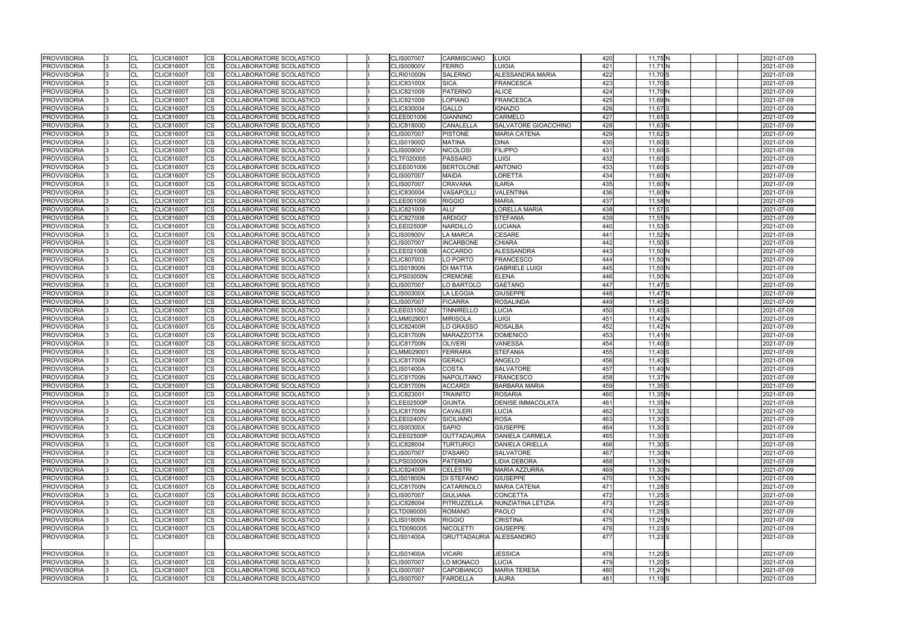| | | | | | | | | | | | | | | | | | |
|---|---|---|---|---|---|---|---|---|---|---|---|---|---|---|---|---|---|
| PROVVISORIA | 3 | CL | CLIC81600T | CS | COLLABORATORE SCOLASTICO | | I | CLIS007007 | CARMISCIANO | LUIGI | 420 | 11,75 | N | | | | 2021-07-09 |
| PROVVISORIA | 3 | CL | CLIC81600T | CS | COLLABORATORE SCOLASTICO | | I | CLIS00900V | FERRO | LUIGIA | 421 | 11,71 | N | | | | 2021-07-09 |
| PROVVISORIA | 3 | CL | CLIC81600T | CS | COLLABORATORE SCOLASTICO | | I | CLRI01000N | SALERNO | ALESSANDRA MARIA | 422 | 11,70 | S | | | | 2021-07-09 |
| PROVVISORIA | 3 | CL | CLIC81600T | CS | COLLABORATORE SCOLASTICO | | I | CLIC83100X | SICA | FRANCESCA | 423 | 11,70 | S | | | | 2021-07-09 |
| PROVVISORIA | 3 | CL | CLIC81600T | CS | COLLABORATORE SCOLASTICO | | I | CLIC821009 | PATERNO | ALICE | 424 | 11,70 | N | | | | 2021-07-09 |
| PROVVISORIA | 3 | CL | CLIC81600T | CS | COLLABORATORE SCOLASTICO | | I | CLIC821009 | LOPIANO | FRANCESCA | 425 | 11,69 | N | | | | 2021-07-09 |
| PROVVISORIA | 3 | CL | CLIC81600T | CS | COLLABORATORE SCOLASTICO | | I | CLIC830004 | GALLO | IGNAZIO | 426 | 11,67 | S | | | | 2021-07-09 |
| PROVVISORIA | 3 | CL | CLIC81600T | CS | COLLABORATORE SCOLASTICO | | I | CLEE001006 | GIANNINO | CARMELO | 427 | 11,65 | S | | | | 2021-07-09 |
| PROVVISORIA | 3 | CL | CLIC81600T | CS | COLLABORATORE SCOLASTICO | | I | CLIC81800D | CANALELLA | SALVATORE GIOACCHINO | 428 | 11,63 | N | | | | 2021-07-09 |
| PROVVISORIA | 3 | CL | CLIC81600T | CS | COLLABORATORE SCOLASTICO | | I | CLIS007007 | PISTONE | MARIA CATENA | 429 | 11,62 | S | | | | 2021-07-09 |
| PROVVISORIA | 3 | CL | CLIC81600T | CS | COLLABORATORE SCOLASTICO | | I | CLIS01900D | MATINA | DINA | 430 | 11,60 | S | | | | 2021-07-09 |
| PROVVISORIA | 3 | CL | CLIC81600T | CS | COLLABORATORE SCOLASTICO | | I | CLIS00900V | NICOLOSI | FILIPPO | 431 | 11,60 | S | | | | 2021-07-09 |
| PROVVISORIA | 3 | CL | CLIC81600T | CS | COLLABORATORE SCOLASTICO | | I | CLTF020005 | PASSARO | LUIGI | 432 | 11,60 | S | | | | 2021-07-09 |
| PROVVISORIA | 3 | CL | CLIC81600T | CS | COLLABORATORE SCOLASTICO | | I | CLEE001006 | BERTOLONE | ANTONIO | 433 | 11,60 | S | | | | 2021-07-09 |
| PROVVISORIA | 3 | CL | CLIC81600T | CS | COLLABORATORE SCOLASTICO | | I | CLIS007007 | MAIDA | LORETTA | 434 | 11,60 | N | | | | 2021-07-09 |
| PROVVISORIA | 3 | CL | CLIC81600T | CS | COLLABORATORE SCOLASTICO | | I | CLIS007007 | CRAVANA | ILARIA | 435 | 11,60 | N | | | | 2021-07-09 |
| PROVVISORIA | 3 | CL | CLIC81600T | CS | COLLABORATORE SCOLASTICO | | I | CLIC830004 | VASAPOLLI | VALENTINA | 436 | 11,60 | N | | | | 2021-07-09 |
| PROVVISORIA | 3 | CL | CLIC81600T | CS | COLLABORATORE SCOLASTICO | | I | CLEE001006 | RIGGIO | MARIA | 437 | 11,58 | N | | | | 2021-07-09 |
| PROVVISORIA | 3 | CL | CLIC81600T | CS | COLLABORATORE SCOLASTICO | | I | CLIC821009 | ALU' | LORELLA MARIA | 438 | 11,57 | S | | | | 2021-07-09 |
| PROVVISORIA | 3 | CL | CLIC81600T | CS | COLLABORATORE SCOLASTICO | | I | CLIC827008 | ARDIGO' | STEFANIA | 439 | 11,55 | N | | | | 2021-07-09 |
| PROVVISORIA | 3 | CL | CLIC81600T | CS | COLLABORATORE SCOLASTICO | | I | CLEE02500P | NARDILLO | LUCIANA | 440 | 11,53 | S | | | | 2021-07-09 |
| PROVVISORIA | 3 | CL | CLIC81600T | CS | COLLABORATORE SCOLASTICO | | I | CLIS00900V | LA MARCA | CESARE | 441 | 11,52 | N | | | | 2021-07-09 |
| PROVVISORIA | 3 | CL | CLIC81600T | CS | COLLABORATORE SCOLASTICO | | I | CLIS007007 | INCARBONE | CHIARA | 442 | 11,50 | S | | | | 2021-07-09 |
| PROVVISORIA | 3 | CL | CLIC81600T | CS | COLLABORATORE SCOLASTICO | | I | CLEE02100B | ACCARDO | ALESSANDRA | 443 | 11,50 | N | | | | 2021-07-09 |
| PROVVISORIA | 3 | CL | CLIC81600T | CS | COLLABORATORE SCOLASTICO | | I | CLIC807003 | LO PORTO | FRANCESCO | 444 | 11,50 | N | | | | 2021-07-09 |
| PROVVISORIA | 3 | CL | CLIC81600T | CS | COLLABORATORE SCOLASTICO | | I | CLIS01800N | DI MATTIA | GABRIELE LUIGI | 445 | 11,50 | N | | | | 2021-07-09 |
| PROVVISORIA | 3 | CL | CLIC81600T | CS | COLLABORATORE SCOLASTICO | | I | CLPS03000N | CREMONE | ELENA | 446 | 11,50 | N | | | | 2021-07-09 |
| PROVVISORIA | 3 | CL | CLIC81600T | CS | COLLABORATORE SCOLASTICO | | I | CLIS007007 | LO BARTOLO | GAETANO | 447 | 11,47 | S | | | | 2021-07-09 |
| PROVVISORIA | 3 | CL | CLIC81600T | CS | COLLABORATORE SCOLASTICO | | I | CLIS00300X | LA LEGGIA | GIUSEPPE | 448 | 11,47 | N | | | | 2021-07-09 |
| PROVVISORIA | 3 | CL | CLIC81600T | CS | COLLABORATORE SCOLASTICO | | I | CLIS007007 | FICARRA | ROSALINDA | 449 | 11,45 | S | | | | 2021-07-09 |
| PROVVISORIA | 3 | CL | CLIC81600T | CS | COLLABORATORE SCOLASTICO | | I | CLEE031002 | TINNIRELLO | LUCIA | 450 | 11,45 | S | | | | 2021-07-09 |
| PROVVISORIA | 3 | CL | CLIC81600T | CS | COLLABORATORE SCOLASTICO | | I | CLMM029001 | MIRISOLA | LUIGI | 451 | 11,42 | N | | | | 2021-07-09 |
| PROVVISORIA | 3 | CL | CLIC81600T | CS | COLLABORATORE SCOLASTICO | | I | CLIC82400R | LO GRASSO | ROSALBA | 452 | 11,42 | N | | | | 2021-07-09 |
| PROVVISORIA | 3 | CL | CLIC81600T | CS | COLLABORATORE SCOLASTICO | | I | CLIC81700N | MARAZZOTTA | DOMENICO | 453 | 11,41 | N | | | | 2021-07-09 |
| PROVVISORIA | 3 | CL | CLIC81600T | CS | COLLABORATORE SCOLASTICO | | I | CLIC81700N | OLIVERI | VANESSA | 454 | 11,40 | S | | | | 2021-07-09 |
| PROVVISORIA | 3 | CL | CLIC81600T | CS | COLLABORATORE SCOLASTICO | | I | CLMM029001 | FERRARA | STEFANIA | 455 | 11,40 | S | | | | 2021-07-09 |
| PROVVISORIA | 3 | CL | CLIC81600T | CS | COLLABORATORE SCOLASTICO | | I | CLIC81700N | GERACI | ANGELO | 456 | 11,40 | S | | | | 2021-07-09 |
| PROVVISORIA | 3 | CL | CLIC81600T | CS | COLLABORATORE SCOLASTICO | | I | CLIS01400A | COSTA | SALVATORE | 457 | 11,40 | N | | | | 2021-07-09 |
| PROVVISORIA | 3 | CL | CLIC81600T | CS | COLLABORATORE SCOLASTICO | | I | CLIC81700N | NAPOLITANO | FRANCESCO | 458 | 11,37 | N | | | | 2021-07-09 |
| PROVVISORIA | 3 | CL | CLIC81600T | CS | COLLABORATORE SCOLASTICO | | I | CLIC81700N | ACCARDI | BARBARA MARIA | 459 | 11,35 | S | | | | 2021-07-09 |
| PROVVISORIA | 3 | CL | CLIC81600T | CS | COLLABORATORE SCOLASTICO | | I | CLIC823001 | TRAINITO | ROSARIA | 460 | 11,35 | N | | | | 2021-07-09 |
| PROVVISORIA | 3 | CL | CLIC81600T | CS | COLLABORATORE SCOLASTICO | | I | CLEE02500P | GIUNTA | DENISE IMMACOLATA | 461 | 11,35 | N | | | | 2021-07-09 |
| PROVVISORIA | 3 | CL | CLIC81600T | CS | COLLABORATORE SCOLASTICO | | I | CLIC81700N | CAVALERI | LUCIA | 462 | 11,32 | S | | | | 2021-07-09 |
| PROVVISORIA | 3 | CL | CLIC81600T | CS | COLLABORATORE SCOLASTICO | | I | CLEE02400V | SICILIANO | ROSA | 463 | 11,30 | S | | | | 2021-07-09 |
| PROVVISORIA | 3 | CL | CLIC81600T | CS | COLLABORATORE SCOLASTICO | | I | CLIS00300X | SAPIO | GIUSEPPE | 464 | 11,30 | S | | | | 2021-07-09 |
| PROVVISORIA | 3 | CL | CLIC81600T | CS | COLLABORATORE SCOLASTICO | | I | CLEE02500P | GUTTADAURIA | DANIELA CARMELA | 465 | 11,30 | S | | | | 2021-07-09 |
| PROVVISORIA | 3 | CL | CLIC81600T | CS | COLLABORATORE SCOLASTICO | | I | CLIC828004 | TURTURICI | DANIELA ORIELLA | 466 | 11,30 | S | | | | 2021-07-09 |
| PROVVISORIA | 3 | CL | CLIC81600T | CS | COLLABORATORE SCOLASTICO | | I | CLIS007007 | D'ASARO | SALVATORE | 467 | 11,30 | N | | | | 2021-07-09 |
| PROVVISORIA | 3 | CL | CLIC81600T | CS | COLLABORATORE SCOLASTICO | | I | CLPS03000N | PATERMO | LIDIA DEBORA | 468 | 11,30 | N | | | | 2021-07-09 |
| PROVVISORIA | 3 | CL | CLIC81600T | CS | COLLABORATORE SCOLASTICO | | I | CLIC82400R | CELESTRI | MARIA AZZURRA | 469 | 11,30 | N | | | | 2021-07-09 |
| PROVVISORIA | 3 | CL | CLIC81600T | CS | COLLABORATORE SCOLASTICO | | I | CLIS01800N | DI STEFANO | GIUSEPPE | 470 | 11,30 | N | | | | 2021-07-09 |
| PROVVISORIA | 3 | CL | CLIC81600T | CS | COLLABORATORE SCOLASTICO | | I | CLIC81700N | CATARINOLO | MARIA CATENA | 471 | 11,28 | S | | | | 2021-07-09 |
| PROVVISORIA | 3 | CL | CLIC81600T | CS | COLLABORATORE SCOLASTICO | | I | CLIS007007 | GIULIANA | CONCETTA | 472 | 11,25 | S | | | | 2021-07-09 |
| PROVVISORIA | 3 | CL | CLIC81600T | CS | COLLABORATORE SCOLASTICO | | I | CLIC828004 | PITRUZZELLA | NUNZIATINA LETIZIA | 473 | 11,25 | S | | | | 2021-07-09 |
| PROVVISORIA | 3 | CL | CLIC81600T | CS | COLLABORATORE SCOLASTICO | | I | CLTD090005 | ROMANO | PAOLO | 474 | 11,25 | S | | | | 2021-07-09 |
| PROVVISORIA | 3 | CL | CLIC81600T | CS | COLLABORATORE SCOLASTICO | | I | CLIS01800N | RIGGIO | CRISTINA | 475 | 11,25 | N | | | | 2021-07-09 |
| PROVVISORIA | 3 | CL | CLIC81600T | CS | COLLABORATORE SCOLASTICO | | I | CLTD090005 | NICOLETTI | GIUSEPPE | 476 | 11,23 | S | | | | 2021-07-09 |
| PROVVISORIA | 3 | CL | CLIC81600T | CS | COLLABORATORE SCOLASTICO | | I | CLIS01400A | GRUTTADAURIA | ALESSANDRO | 477 | 11,23 | S | | | | 2021-07-09 |
| PROVVISORIA | 3 | CL | CLIC81600T | CS | COLLABORATORE SCOLASTICO | | I | CLIS01400A | VICARI | JESSICA | 478 | 11,20 | S | | | | 2021-07-09 |
| PROVVISORIA | 3 | CL | CLIC81600T | CS | COLLABORATORE SCOLASTICO | | I | CLIS007007 | LO MONACO | LUCIA | 479 | 11,20 | S | | | | 2021-07-09 |
| PROVVISORIA | 3 | CL | CLIC81600T | CS | COLLABORATORE SCOLASTICO | | I | CLIS007007 | CAPOBIANCO | MARIA TERESA | 480 | 11,20 | N | | | | 2021-07-09 |
| PROVVISORIA | 3 | CL | CLIC81600T | CS | COLLABORATORE SCOLASTICO | | I | CLIS007007 | FARDELLA | LAURA | 481 | 11,19 | S | | | | 2021-07-09 |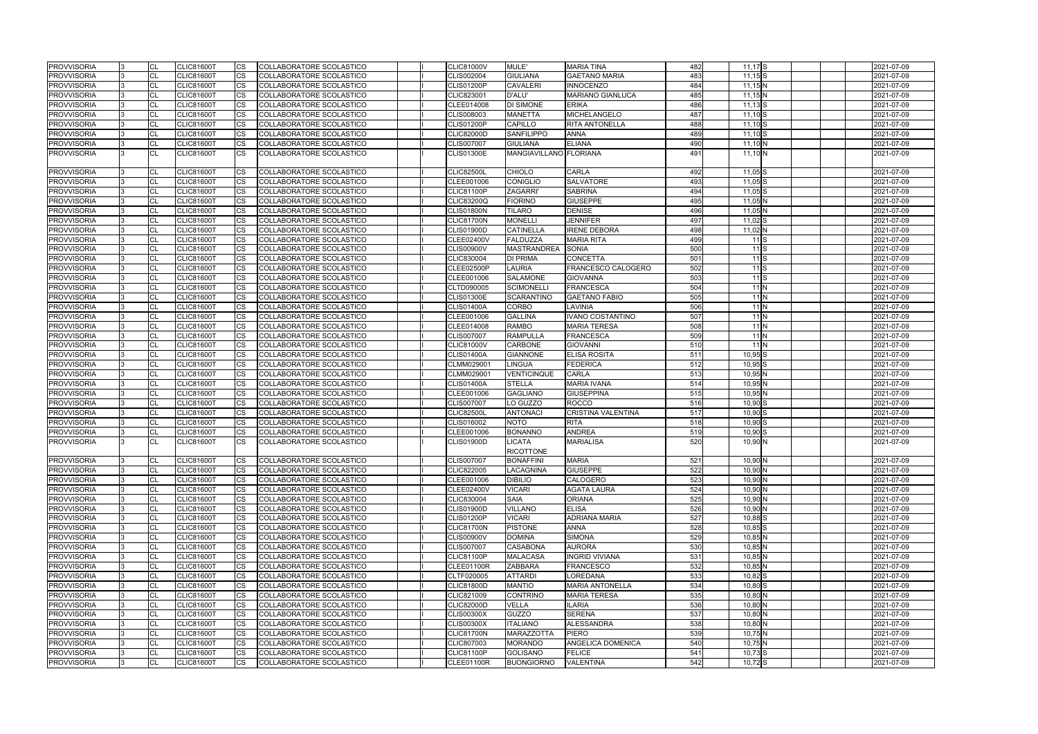| | | | | | | | | | | | | | | | | | |
|---|---|---|---|---|---|---|---|---|---|---|---|---|---|---|---|---|---|
| PROVVISORIA | 3 | CL | CLIC81600T | CS | COLLABORATORE SCOLASTICO | | I | CLIC81000V | MULE' | MARIA TINA | 482 | 11,17 | S | | | | 2021-07-09 |
| PROVVISORIA | 3 | CL | CLIC81600T | CS | COLLABORATORE SCOLASTICO | | I | CLIS002004 | GIULIANA | GAETANO MARIA | 483 | 11,15 | S | | | | 2021-07-09 |
| PROVVISORIA | 3 | CL | CLIC81600T | CS | COLLABORATORE SCOLASTICO | | I | CLIS01200P | CAVALERI | INNOCENZO | 484 | 11,15 | N | | | | 2021-07-09 |
| PROVVISORIA | 3 | CL | CLIC81600T | CS | COLLABORATORE SCOLASTICO | | I | CLIC823001 | D'ALU' | MARIANO GIANLUCA | 485 | 11,15 | N | | | | 2021-07-09 |
| PROVVISORIA | 3 | CL | CLIC81600T | CS | COLLABORATORE SCOLASTICO | | I | CLEE014008 | DI SIMONE | ERIKA | 486 | 11,13 | S | | | | 2021-07-09 |
| PROVVISORIA | 3 | CL | CLIC81600T | CS | COLLABORATORE SCOLASTICO | | I | CLIS008003 | MANETTA | MICHELANGELO | 487 | 11,10 | S | | | | 2021-07-09 |
| PROVVISORIA | 3 | CL | CLIC81600T | CS | COLLABORATORE SCOLASTICO | | I | CLIS01200P | CAPILLO | RITA ANTONELLA | 488 | 11,10 | S | | | | 2021-07-09 |
| PROVVISORIA | 3 | CL | CLIC81600T | CS | COLLABORATORE SCOLASTICO | | I | CLIC82000D | SANFILIPPO | ANNA | 489 | 11,10 | S | | | | 2021-07-09 |
| PROVVISORIA | 3 | CL | CLIC81600T | CS | COLLABORATORE SCOLASTICO | | I | CLIS007007 | GIULIANA | ELIANA | 490 | 11,10 | N | | | | 2021-07-09 |
| PROVVISORIA | 3 | CL | CLIC81600T | CS | COLLABORATORE SCOLASTICO | | I | CLIS01300E | MANGIAVILLANO | FLORIANA | 491 | 11,10 | N | | | | 2021-07-09 |
| PROVVISORIA | 3 | CL | CLIC81600T | CS | COLLABORATORE SCOLASTICO | | I | CLIC82500L | CHIOLO | CARLA | 492 | 11,05 | S | | | | 2021-07-09 |
| PROVVISORIA | 3 | CL | CLIC81600T | CS | COLLABORATORE SCOLASTICO | | I | CLEE001006 | CONIGLIO | SALVATORE | 493 | 11,05 | S | | | | 2021-07-09 |
| PROVVISORIA | 3 | CL | CLIC81600T | CS | COLLABORATORE SCOLASTICO | | I | CLIC81100P | ZAGARRI' | SABRINA | 494 | 11,05 | S | | | | 2021-07-09 |
| PROVVISORIA | 3 | CL | CLIC81600T | CS | COLLABORATORE SCOLASTICO | | I | CLIC83200Q | FIORINO | GIUSEPPE | 495 | 11,05 | N | | | | 2021-07-09 |
| PROVVISORIA | 3 | CL | CLIC81600T | CS | COLLABORATORE SCOLASTICO | | I | CLIS01800N | TILARO | DENISE | 496 | 11,05 | N | | | | 2021-07-09 |
| PROVVISORIA | 3 | CL | CLIC81600T | CS | COLLABORATORE SCOLASTICO | | I | CLIC81700N | MONELLI | JENNIFER | 497 | 11,02 | S | | | | 2021-07-09 |
| PROVVISORIA | 3 | CL | CLIC81600T | CS | COLLABORATORE SCOLASTICO | | I | CLIS01900D | CATINELLA | IRENE DEBORA | 498 | 11,02 | N | | | | 2021-07-09 |
| PROVVISORIA | 3 | CL | CLIC81600T | CS | COLLABORATORE SCOLASTICO | | I | CLEE02400V | FALDUZZA | MARIA RITA | 499 | 11 | S | | | | 2021-07-09 |
| PROVVISORIA | 3 | CL | CLIC81600T | CS | COLLABORATORE SCOLASTICO | | I | CLIS00900V | MASTRANDREA | SONIA | 500 | 11 | S | | | | 2021-07-09 |
| PROVVISORIA | 3 | CL | CLIC81600T | CS | COLLABORATORE SCOLASTICO | | I | CLIC830004 | DI PRIMA | CONCETTA | 501 | 11 | S | | | | 2021-07-09 |
| PROVVISORIA | 3 | CL | CLIC81600T | CS | COLLABORATORE SCOLASTICO | | I | CLEE02500P | LAURIA | FRANCESCO CALOGERO | 502 | 11 | S | | | | 2021-07-09 |
| PROVVISORIA | 3 | CL | CLIC81600T | CS | COLLABORATORE SCOLASTICO | | I | CLEE001006 | SALAMONE | GIOVANNA | 503 | 11 | S | | | | 2021-07-09 |
| PROVVISORIA | 3 | CL | CLIC81600T | CS | COLLABORATORE SCOLASTICO | | I | CLTD090005 | SCIMONELLI | FRANCESCA | 504 | 11 | N | | | | 2021-07-09 |
| PROVVISORIA | 3 | CL | CLIC81600T | CS | COLLABORATORE SCOLASTICO | | I | CLIS01300E | SCARANTINO | GAETANO FABIO | 505 | 11 | N | | | | 2021-07-09 |
| PROVVISORIA | 3 | CL | CLIC81600T | CS | COLLABORATORE SCOLASTICO | | I | CLIS01400A | CORBO | LAVINIA | 506 | 11 | N | | | | 2021-07-09 |
| PROVVISORIA | 3 | CL | CLIC81600T | CS | COLLABORATORE SCOLASTICO | | I | CLEE001006 | GALLINA | IVANO COSTANTINO | 507 | 11 | N | | | | 2021-07-09 |
| PROVVISORIA | 3 | CL | CLIC81600T | CS | COLLABORATORE SCOLASTICO | | I | CLEE014008 | RAMBO | MARIA TERESA | 508 | 11 | N | | | | 2021-07-09 |
| PROVVISORIA | 3 | CL | CLIC81600T | CS | COLLABORATORE SCOLASTICO | | I | CLIS007007 | RAMPULLA | FRANCESCA | 509 | 11 | N | | | | 2021-07-09 |
| PROVVISORIA | 3 | CL | CLIC81600T | CS | COLLABORATORE SCOLASTICO | | I | CLIC81000V | CARBONE | GIOVANNI | 510 | 11 | N | | | | 2021-07-09 |
| PROVVISORIA | 3 | CL | CLIC81600T | CS | COLLABORATORE SCOLASTICO | | I | CLIS01400A | GIANNONE | ELISA ROSITA | 511 | 10,95 | S | | | | 2021-07-09 |
| PROVVISORIA | 3 | CL | CLIC81600T | CS | COLLABORATORE SCOLASTICO | | I | CLMM029001 | LINGUA | FEDERICA | 512 | 10,95 | S | | | | 2021-07-09 |
| PROVVISORIA | 3 | CL | CLIC81600T | CS | COLLABORATORE SCOLASTICO | | I | CLMM029001 | VENTICINQUE | CARLA | 513 | 10,95 | N | | | | 2021-07-09 |
| PROVVISORIA | 3 | CL | CLIC81600T | CS | COLLABORATORE SCOLASTICO | | I | CLIS01400A | STELLA | MARIA IVANA | 514 | 10,95 | N | | | | 2021-07-09 |
| PROVVISORIA | 3 | CL | CLIC81600T | CS | COLLABORATORE SCOLASTICO | | I | CLEE001006 | GAGLIANO | GIUSEPPINA | 515 | 10,95 | N | | | | 2021-07-09 |
| PROVVISORIA | 3 | CL | CLIC81600T | CS | COLLABORATORE SCOLASTICO | | I | CLIS007007 | LO GUZZO | ROCCO | 516 | 10,90 | S | | | | 2021-07-09 |
| PROVVISORIA | 3 | CL | CLIC81600T | CS | COLLABORATORE SCOLASTICO | | I | CLIC82500L | ANTONACI | CRISTINA VALENTINA | 517 | 10,90 | S | | | | 2021-07-09 |
| PROVVISORIA | 3 | CL | CLIC81600T | CS | COLLABORATORE SCOLASTICO | | I | CLIS016002 | NOTO | RITA | 518 | 10,90 | S | | | | 2021-07-09 |
| PROVVISORIA | 3 | CL | CLIC81600T | CS | COLLABORATORE SCOLASTICO | | I | CLEE001006 | BONANNO | ANDREA | 519 | 10,90 | S | | | | 2021-07-09 |
| PROVVISORIA | 3 | CL | CLIC81600T | CS | COLLABORATORE SCOLASTICO | | I | CLIS01900D | LICATA RICOTTONE | MARIALISA | 520 | 10,90 | N | | | | 2021-07-09 |
| PROVVISORIA | 3 | CL | CLIC81600T | CS | COLLABORATORE SCOLASTICO | | I | CLIS007007 | BONAFFINI | MARIA | 521 | 10,90 | N | | | | 2021-07-09 |
| PROVVISORIA | 3 | CL | CLIC81600T | CS | COLLABORATORE SCOLASTICO | | I | CLIC822005 | LACAGNINA | GIUSEPPE | 522 | 10,90 | N | | | | 2021-07-09 |
| PROVVISORIA | 3 | CL | CLIC81600T | CS | COLLABORATORE SCOLASTICO | | I | CLEE001006 | DIBILIO | CALOGERO | 523 | 10,90 | N | | | | 2021-07-09 |
| PROVVISORIA | 3 | CL | CLIC81600T | CS | COLLABORATORE SCOLASTICO | | I | CLEE02400V | VICARI | AGATA LAURA | 524 | 10,90 | N | | | | 2021-07-09 |
| PROVVISORIA | 3 | CL | CLIC81600T | CS | COLLABORATORE SCOLASTICO | | I | CLIC830004 | SAIA | ORIANA | 525 | 10,90 | N | | | | 2021-07-09 |
| PROVVISORIA | 3 | CL | CLIC81600T | CS | COLLABORATORE SCOLASTICO | | I | CLIS01900D | VILLANO | ELISA | 526 | 10,90 | N | | | | 2021-07-09 |
| PROVVISORIA | 3 | CL | CLIC81600T | CS | COLLABORATORE SCOLASTICO | | I | CLIS01200P | VICARI | ADRIANA MARIA | 527 | 10,88 | S | | | | 2021-07-09 |
| PROVVISORIA | 3 | CL | CLIC81600T | CS | COLLABORATORE SCOLASTICO | | I | CLIC81700N | PISTONE | ANNA | 528 | 10,85 | S | | | | 2021-07-09 |
| PROVVISORIA | 3 | CL | CLIC81600T | CS | COLLABORATORE SCOLASTICO | | I | CLIS00900V | DOMINA | SIMONA | 529 | 10,85 | N | | | | 2021-07-09 |
| PROVVISORIA | 3 | CL | CLIC81600T | CS | COLLABORATORE SCOLASTICO | | I | CLIS007007 | CASABONA | AURORA | 530 | 10,85 | N | | | | 2021-07-09 |
| PROVVISORIA | 3 | CL | CLIC81600T | CS | COLLABORATORE SCOLASTICO | | I | CLIC81100P | MALACASA | INGRID VIVIANA | 531 | 10,85 | N | | | | 2021-07-09 |
| PROVVISORIA | 3 | CL | CLIC81600T | CS | COLLABORATORE SCOLASTICO | | I | CLEE01100R | ZABBARA | FRANCESCO | 532 | 10,85 | N | | | | 2021-07-09 |
| PROVVISORIA | 3 | CL | CLIC81600T | CS | COLLABORATORE SCOLASTICO | | I | CLTF020005 | ATTARDI | LOREDANA | 533 | 10,82 | S | | | | 2021-07-09 |
| PROVVISORIA | 3 | CL | CLIC81600T | CS | COLLABORATORE SCOLASTICO | | I | CLIC81800D | MANTIO | MARIA ANTONELLA | 534 | 10,80 | S | | | | 2021-07-09 |
| PROVVISORIA | 3 | CL | CLIC81600T | CS | COLLABORATORE SCOLASTICO | | I | CLIC821009 | CONTRINO | MARIA TERESA | 535 | 10,80 | N | | | | 2021-07-09 |
| PROVVISORIA | 3 | CL | CLIC81600T | CS | COLLABORATORE SCOLASTICO | | I | CLIC82000D | VELLA | ILARIA | 536 | 10,80 | N | | | | 2021-07-09 |
| PROVVISORIA | 3 | CL | CLIC81600T | CS | COLLABORATORE SCOLASTICO | | I | CLIS00300X | GUZZO | SERENA | 537 | 10,80 | N | | | | 2021-07-09 |
| PROVVISORIA | 3 | CL | CLIC81600T | CS | COLLABORATORE SCOLASTICO | | I | CLIS00300X | ITALIANO | ALESSANDRA | 538 | 10,80 | N | | | | 2021-07-09 |
| PROVVISORIA | 3 | CL | CLIC81600T | CS | COLLABORATORE SCOLASTICO | | I | CLIC81700N | MARAZZOTTA | PIERO | 539 | 10,75 | N | | | | 2021-07-09 |
| PROVVISORIA | 3 | CL | CLIC81600T | CS | COLLABORATORE SCOLASTICO | | I | CLIC807003 | MORANDO | ANGELICA DOMENICA | 540 | 10,75 | N | | | | 2021-07-09 |
| PROVVISORIA | 3 | CL | CLIC81600T | CS | COLLABORATORE SCOLASTICO | | I | CLIC81100P | GOLISANO | FELICE | 541 | 10,73 | S | | | | 2021-07-09 |
| PROVVISORIA | 3 | CL | CLIC81600T | CS | COLLABORATORE SCOLASTICO | | I | CLEE01100R | BUONGIORNO | VALENTINA | 542 | 10,72 | S | | | | 2021-07-09 |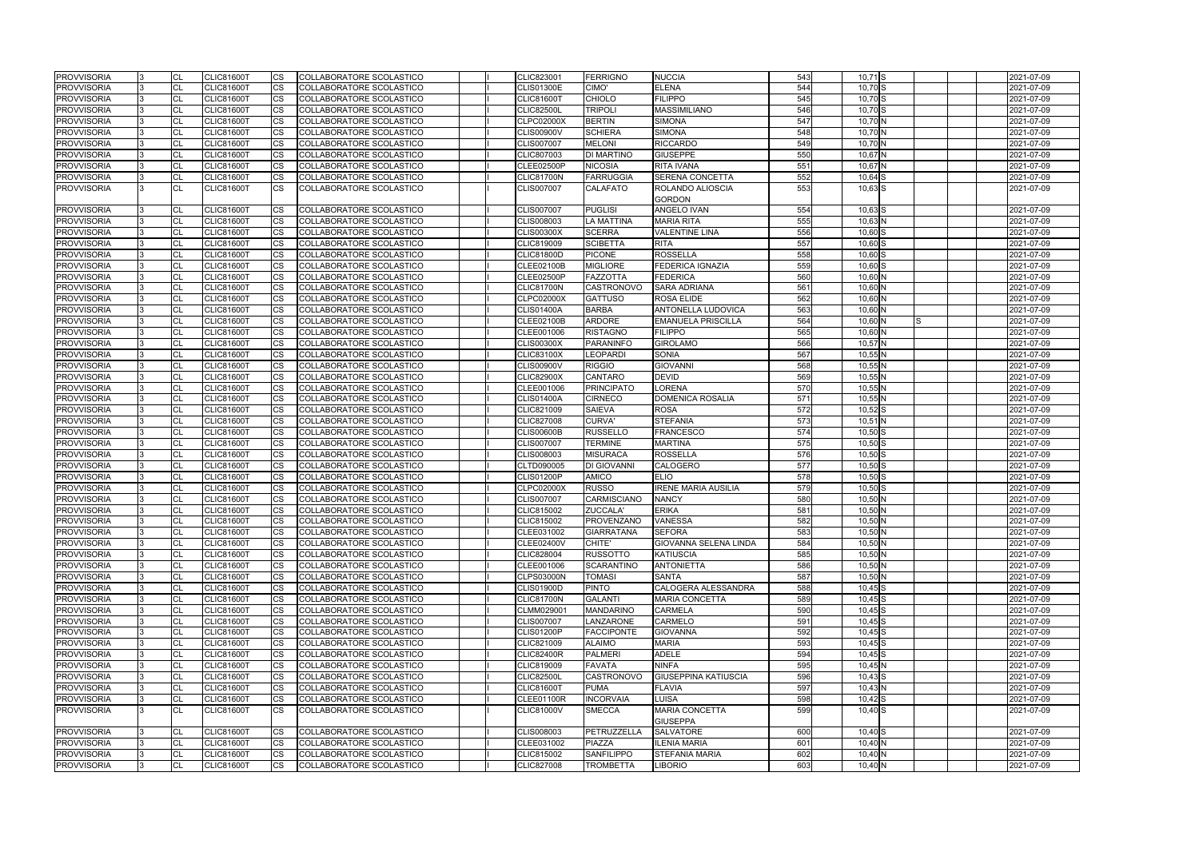| PROVVISORIA | 3 | CL | CLIC81600T | CS | COLLABORATORE SCOLASTICO | | I | CLIC823001 | FERRIGNO | NUCCIA | 543 | 10,71 | S | | | 2021-07-09 |
|---|---|---|---|---|---|---|---|---|---|---|---|---|---|---|---|---|
| PROVVISORIA | 3 | CL | CLIC81600T | CS | COLLABORATORE SCOLASTICO | | I | CLIS01300E | CIMO' | ELENA | 544 | 10,70 | S | | | 2021-07-09 |
| PROVVISORIA | 3 | CL | CLIC81600T | CS | COLLABORATORE SCOLASTICO | | I | CLIC81600T | CHIOLO | FILIPPO | 545 | 10,70 | S | | | 2021-07-09 |
| PROVVISORIA | 3 | CL | CLIC81600T | CS | COLLABORATORE SCOLASTICO | | I | CLIC82500L | TRIPOLI | MASSIMILIANO | 546 | 10,70 | S | | | 2021-07-09 |
| PROVVISORIA | 3 | CL | CLIC81600T | CS | COLLABORATORE SCOLASTICO | | I | CLPC02000X | BERTIN | SIMONA | 547 | 10,70 | N | | | 2021-07-09 |
| PROVVISORIA | 3 | CL | CLIC81600T | CS | COLLABORATORE SCOLASTICO | | I | CLIS00900V | SCHIERA | SIMONA | 548 | 10,70 | N | | | 2021-07-09 |
| PROVVISORIA | 3 | CL | CLIC81600T | CS | COLLABORATORE SCOLASTICO | | I | CLIS007007 | MELONI | RICCARDO | 549 | 10,70 | N | | | 2021-07-09 |
| PROVVISORIA | 3 | CL | CLIC81600T | CS | COLLABORATORE SCOLASTICO | | I | CLIC807003 | DI MARTINO | GIUSEPPE | 550 | 10,67 | N | | | 2021-07-09 |
| PROVVISORIA | 3 | CL | CLIC81600T | CS | COLLABORATORE SCOLASTICO | | I | CLEE02500P | NICOSIA | RITA IVANA | 551 | 10,67 | N | | | 2021-07-09 |
| PROVVISORIA | 3 | CL | CLIC81600T | CS | COLLABORATORE SCOLASTICO | | I | CLIC81700N | FARRUGGIA | SERENA CONCETTA | 552 | 10,64 | S | | | 2021-07-09 |
| PROVVISORIA | 3 | CL | CLIC81600T | CS | COLLABORATORE SCOLASTICO | | I | CLIS007007 | CALAFATO | ROLANDO ALIOSCIA GORDON | 553 | 10,63 | S | | | 2021-07-09 |
| PROVVISORIA | 3 | CL | CLIC81600T | CS | COLLABORATORE SCOLASTICO | | I | CLIS007007 | PUGLISI | ANGELO IVAN | 554 | 10,63 | S | | | 2021-07-09 |
| PROVVISORIA | 3 | CL | CLIC81600T | CS | COLLABORATORE SCOLASTICO | | I | CLIS008003 | LA MATTINA | MARIA RITA | 555 | 10,63 | N | | | 2021-07-09 |
| PROVVISORIA | 3 | CL | CLIC81600T | CS | COLLABORATORE SCOLASTICO | | I | CLIS00300X | SCERRA | VALENTINE LINA | 556 | 10,60 | S | | | 2021-07-09 |
| PROVVISORIA | 3 | CL | CLIC81600T | CS | COLLABORATORE SCOLASTICO | | I | CLIC819009 | SCIBETTA | RITA | 557 | 10,60 | S | | | 2021-07-09 |
| PROVVISORIA | 3 | CL | CLIC81600T | CS | COLLABORATORE SCOLASTICO | | I | CLIC81800D | PICONE | ROSSELLA | 558 | 10,60 | S | | | 2021-07-09 |
| PROVVISORIA | 3 | CL | CLIC81600T | CS | COLLABORATORE SCOLASTICO | | I | CLEE02100B | MIGLIORE | FEDERICA IGNAZIA | 559 | 10,60 | S | | | 2021-07-09 |
| PROVVISORIA | 3 | CL | CLIC81600T | CS | COLLABORATORE SCOLASTICO | | I | CLEE02500P | FAZZOTTA | FEDERICA | 560 | 10,60 | N | | | 2021-07-09 |
| PROVVISORIA | 3 | CL | CLIC81600T | CS | COLLABORATORE SCOLASTICO | | I | CLIC81700N | CASTRONOVO | SARA ADRIANA | 561 | 10,60 | N | | | 2021-07-09 |
| PROVVISORIA | 3 | CL | CLIC81600T | CS | COLLABORATORE SCOLASTICO | | I | CLPC02000X | GATTUSO | ROSA ELIDE | 562 | 10,60 | N | | | 2021-07-09 |
| PROVVISORIA | 3 | CL | CLIC81600T | CS | COLLABORATORE SCOLASTICO | | I | CLIS01400A | BARBA | ANTONELLA LUDOVICA | 563 | 10,60 | N | | | 2021-07-09 |
| PROVVISORIA | 3 | CL | CLIC81600T | CS | COLLABORATORE SCOLASTICO | | I | CLEE02100B | ARDORE | EMANUELA PRISCILLA | 564 | 10,60 | N | S | | 2021-07-09 |
| PROVVISORIA | 3 | CL | CLIC81600T | CS | COLLABORATORE SCOLASTICO | | I | CLEE001006 | RISTAGNO | FILIPPO | 565 | 10,60 | N | | | 2021-07-09 |
| PROVVISORIA | 3 | CL | CLIC81600T | CS | COLLABORATORE SCOLASTICO | | I | CLIS00300X | PARANINFO | GIROLAMO | 566 | 10,57 | N | | | 2021-07-09 |
| PROVVISORIA | 3 | CL | CLIC81600T | CS | COLLABORATORE SCOLASTICO | | I | CLIC83100X | LEOPARDI | SONIA | 567 | 10,55 | N | | | 2021-07-09 |
| PROVVISORIA | 3 | CL | CLIC81600T | CS | COLLABORATORE SCOLASTICO | | I | CLIS00900V | RIGGIO | GIOVANNI | 568 | 10,55 | N | | | 2021-07-09 |
| PROVVISORIA | 3 | CL | CLIC81600T | CS | COLLABORATORE SCOLASTICO | | I | CLIC82900X | CANTARO | DEVID | 569 | 10,55 | N | | | 2021-07-09 |
| PROVVISORIA | 3 | CL | CLIC81600T | CS | COLLABORATORE SCOLASTICO | | I | CLEE001006 | PRINCIPATO | LORENA | 570 | 10,55 | N | | | 2021-07-09 |
| PROVVISORIA | 3 | CL | CLIC81600T | CS | COLLABORATORE SCOLASTICO | | I | CLIS01400A | CIRNECO | DOMENICA ROSALIA | 571 | 10,55 | N | | | 2021-07-09 |
| PROVVISORIA | 3 | CL | CLIC81600T | CS | COLLABORATORE SCOLASTICO | | I | CLIC821009 | SAIEVA | ROSA | 572 | 10,52 | S | | | 2021-07-09 |
| PROVVISORIA | 3 | CL | CLIC81600T | CS | COLLABORATORE SCOLASTICO | | I | CLIC827008 | CURVA' | STEFANIA | 573 | 10,51 | N | | | 2021-07-09 |
| PROVVISORIA | 3 | CL | CLIC81600T | CS | COLLABORATORE SCOLASTICO | | I | CLIS00600B | RUSSELLO | FRANCESCO | 574 | 10,50 | S | | | 2021-07-09 |
| PROVVISORIA | 3 | CL | CLIC81600T | CS | COLLABORATORE SCOLASTICO | | I | CLIS007007 | TERMINE | MARTINA | 575 | 10,50 | S | | | 2021-07-09 |
| PROVVISORIA | 3 | CL | CLIC81600T | CS | COLLABORATORE SCOLASTICO | | I | CLIS008003 | MISURACA | ROSSELLA | 576 | 10,50 | S | | | 2021-07-09 |
| PROVVISORIA | 3 | CL | CLIC81600T | CS | COLLABORATORE SCOLASTICO | | I | CLTD090005 | DI GIOVANNI | CALOGERO | 577 | 10,50 | S | | | 2021-07-09 |
| PROVVISORIA | 3 | CL | CLIC81600T | CS | COLLABORATORE SCOLASTICO | | I | CLIS01200P | AMICO | ELIO | 578 | 10,50 | S | | | 2021-07-09 |
| PROVVISORIA | 3 | CL | CLIC81600T | CS | COLLABORATORE SCOLASTICO | | I | CLPC02000X | RUSSO | IRENE MARIA AUSILIA | 579 | 10,50 | S | | | 2021-07-09 |
| PROVVISORIA | 3 | CL | CLIC81600T | CS | COLLABORATORE SCOLASTICO | | I | CLIS007007 | CARMISCIANO | NANCY | 580 | 10,50 | N | | | 2021-07-09 |
| PROVVISORIA | 3 | CL | CLIC81600T | CS | COLLABORATORE SCOLASTICO | | I | CLIC815002 | ZUCCALA' | ERIKA | 581 | 10,50 | N | | | 2021-07-09 |
| PROVVISORIA | 3 | CL | CLIC81600T | CS | COLLABORATORE SCOLASTICO | | I | CLIC815002 | PROVENZANO | VANESSA | 582 | 10,50 | N | | | 2021-07-09 |
| PROVVISORIA | 3 | CL | CLIC81600T | CS | COLLABORATORE SCOLASTICO | | I | CLEE031002 | GIARRATANA | SEFORA | 583 | 10,50 | N | | | 2021-07-09 |
| PROVVISORIA | 3 | CL | CLIC81600T | CS | COLLABORATORE SCOLASTICO | | I | CLEE02400V | CHITE' | GIOVANNA SELENA LINDA | 584 | 10,50 | N | | | 2021-07-09 |
| PROVVISORIA | 3 | CL | CLIC81600T | CS | COLLABORATORE SCOLASTICO | | I | CLIC828004 | RUSSOTTO | KATIUSCIA | 585 | 10,50 | N | | | 2021-07-09 |
| PROVVISORIA | 3 | CL | CLIC81600T | CS | COLLABORATORE SCOLASTICO | | I | CLEE001006 | SCARANTINO | ANTONIETTA | 586 | 10,50 | N | | | 2021-07-09 |
| PROVVISORIA | 3 | CL | CLIC81600T | CS | COLLABORATORE SCOLASTICO | | I | CLPS03000N | TOMASI | SANTA | 587 | 10,50 | N | | | 2021-07-09 |
| PROVVISORIA | 3 | CL | CLIC81600T | CS | COLLABORATORE SCOLASTICO | | I | CLIS01900D | PINTO | CALOGERA ALESSANDRA | 588 | 10,45 | S | | | 2021-07-09 |
| PROVVISORIA | 3 | CL | CLIC81600T | CS | COLLABORATORE SCOLASTICO | | I | CLIC81700N | GALANTI | MARIA CONCETTA | 589 | 10,45 | S | | | 2021-07-09 |
| PROVVISORIA | 3 | CL | CLIC81600T | CS | COLLABORATORE SCOLASTICO | | I | CLMM029001 | MANDARINO | CARMELA | 590 | 10,45 | S | | | 2021-07-09 |
| PROVVISORIA | 3 | CL | CLIC81600T | CS | COLLABORATORE SCOLASTICO | | I | CLIS007007 | LANZARONE | CARMELO | 591 | 10,45 | S | | | 2021-07-09 |
| PROVVISORIA | 3 | CL | CLIC81600T | CS | COLLABORATORE SCOLASTICO | | I | CLIS01200P | FACCIPONTE | GIOVANNA | 592 | 10,45 | S | | | 2021-07-09 |
| PROVVISORIA | 3 | CL | CLIC81600T | CS | COLLABORATORE SCOLASTICO | | I | CLIC821009 | ALAIMO | MARIA | 593 | 10,45 | S | | | 2021-07-09 |
| PROVVISORIA | 3 | CL | CLIC81600T | CS | COLLABORATORE SCOLASTICO | | I | CLIC82400R | PALMERI | ADELE | 594 | 10,45 | S | | | 2021-07-09 |
| PROVVISORIA | 3 | CL | CLIC81600T | CS | COLLABORATORE SCOLASTICO | | I | CLIC819009 | FAVATA | NINFA | 595 | 10,45 | N | | | 2021-07-09 |
| PROVVISORIA | 3 | CL | CLIC81600T | CS | COLLABORATORE SCOLASTICO | | I | CLIC82500L | CASTRONOVO | GIUSEPPINA KATIUSCIA | 596 | 10,43 | S | | | 2021-07-09 |
| PROVVISORIA | 3 | CL | CLIC81600T | CS | COLLABORATORE SCOLASTICO | | I | CLIC81600T | PUMA | FLAVIA | 597 | 10,43 | N | | | 2021-07-09 |
| PROVVISORIA | 3 | CL | CLIC81600T | CS | COLLABORATORE SCOLASTICO | | I | CLEE01100R | INCORVAIA | LUISA | 598 | 10,42 | S | | | 2021-07-09 |
| PROVVISORIA | 3 | CL | CLIC81600T | CS | COLLABORATORE SCOLASTICO | | I | CLIC81000V | SMECCA | MARIA CONCETTA GIUSEPPA | 599 | 10,40 | S | | | 2021-07-09 |
| PROVVISORIA | 3 | CL | CLIC81600T | CS | COLLABORATORE SCOLASTICO | | I | CLIS008003 | PETRUZZELLA | SALVATORE | 600 | 10,40 | S | | | 2021-07-09 |
| PROVVISORIA | 3 | CL | CLIC81600T | CS | COLLABORATORE SCOLASTICO | | I | CLEE031002 | PIAZZA | ILENIA MARIA | 601 | 10,40 | N | | | 2021-07-09 |
| PROVVISORIA | 3 | CL | CLIC81600T | CS | COLLABORATORE SCOLASTICO | | I | CLIC815002 | SANFILIPPO | STEFANIA MARIA | 602 | 10,40 | N | | | 2021-07-09 |
| PROVVISORIA | 3 | CL | CLIC81600T | CS | COLLABORATORE SCOLASTICO | | I | CLIC827008 | TROMBETTA | LIBORIO | 603 | 10,40 | N | | | 2021-07-09 |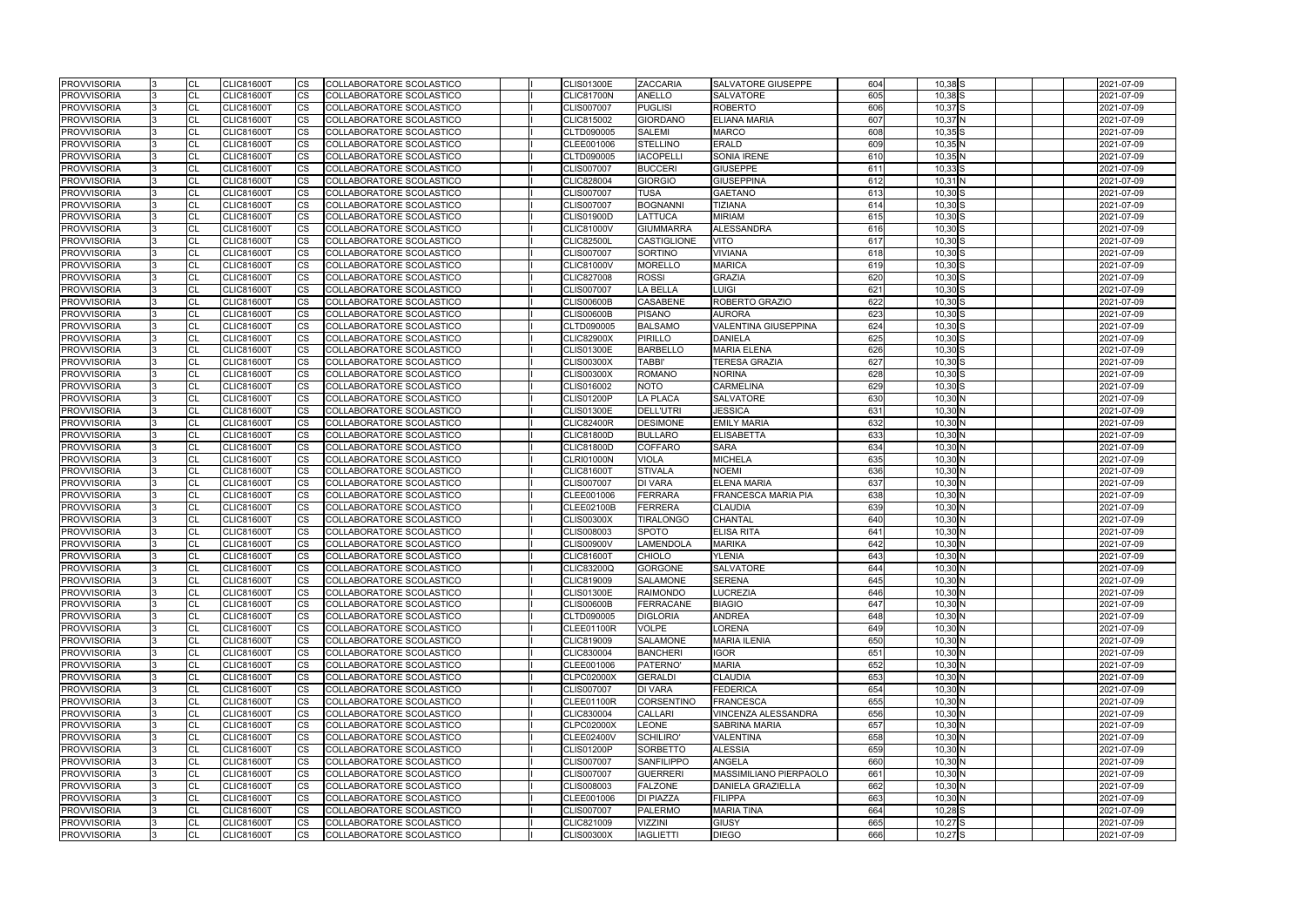| | | | | | | | | | | | | | | | | |
|---|---|---|---|---|---|---|---|---|---|---|---|---|---|---|---|---|
| PROVVISORIA | 3 | CL | CLIC81600T | CS | COLLABORATORE SCOLASTICO | | I | CLIS01300E | ZACCARIA | SALVATORE GIUSEPPE | 604 | 10,38 | S | | | 2021-07-09 |
| PROVVISORIA | 3 | CL | CLIC81600T | CS | COLLABORATORE SCOLASTICO | | I | CLIC81700N | ANELLO | SALVATORE | 605 | 10,38 | S | | | 2021-07-09 |
| PROVVISORIA | 3 | CL | CLIC81600T | CS | COLLABORATORE SCOLASTICO | | I | CLIS007007 | PUGLISI | ROBERTO | 606 | 10,37 | S | | | 2021-07-09 |
| PROVVISORIA | 3 | CL | CLIC81600T | CS | COLLABORATORE SCOLASTICO | | I | CLIC815002 | GIORDANO | ELIANA MARIA | 607 | 10,37 | N | | | 2021-07-09 |
| PROVVISORIA | 3 | CL | CLIC81600T | CS | COLLABORATORE SCOLASTICO | | I | CLTD090005 | SALEMI | MARCO | 608 | 10,35 | S | | | 2021-07-09 |
| PROVVISORIA | 3 | CL | CLIC81600T | CS | COLLABORATORE SCOLASTICO | | I | CLEE001006 | STELLINO | ERALD | 609 | 10,35 | N | | | 2021-07-09 |
| PROVVISORIA | 3 | CL | CLIC81600T | CS | COLLABORATORE SCOLASTICO | | I | CLTD090005 | IACOPELLI | SONIA IRENE | 610 | 10,35 | N | | | 2021-07-09 |
| PROVVISORIA | 3 | CL | CLIC81600T | CS | COLLABORATORE SCOLASTICO | | I | CLIS007007 | BUCCERI | GIUSEPPE | 611 | 10,33 | S | | | 2021-07-09 |
| PROVVISORIA | 3 | CL | CLIC81600T | CS | COLLABORATORE SCOLASTICO | | I | CLIC828004 | GIORGIO | GIUSEPPINA | 612 | 10,31 | N | | | 2021-07-09 |
| PROVVISORIA | 3 | CL | CLIC81600T | CS | COLLABORATORE SCOLASTICO | | I | CLIS007007 | TUSA | GAETANO | 613 | 10,30 | S | | | 2021-07-09 |
| PROVVISORIA | 3 | CL | CLIC81600T | CS | COLLABORATORE SCOLASTICO | | I | CLIS007007 | BOGNANNI | TIZIANA | 614 | 10,30 | S | | | 2021-07-09 |
| PROVVISORIA | 3 | CL | CLIC81600T | CS | COLLABORATORE SCOLASTICO | | I | CLIS01900D | LATTUCA | MIRIAM | 615 | 10,30 | S | | | 2021-07-09 |
| PROVVISORIA | 3 | CL | CLIC81600T | CS | COLLABORATORE SCOLASTICO | | I | CLIC81000V | GIUMMARRA | ALESSANDRA | 616 | 10,30 | S | | | 2021-07-09 |
| PROVVISORIA | 3 | CL | CLIC81600T | CS | COLLABORATORE SCOLASTICO | | I | CLIC82500L | CASTIGLIONE | VITO | 617 | 10,30 | S | | | 2021-07-09 |
| PROVVISORIA | 3 | CL | CLIC81600T | CS | COLLABORATORE SCOLASTICO | | I | CLIS007007 | SORTINO | VIVIANA | 618 | 10,30 | S | | | 2021-07-09 |
| PROVVISORIA | 3 | CL | CLIC81600T | CS | COLLABORATORE SCOLASTICO | | I | CLIC81000V | MORELLO | MARICA | 619 | 10,30 | S | | | 2021-07-09 |
| PROVVISORIA | 3 | CL | CLIC81600T | CS | COLLABORATORE SCOLASTICO | | I | CLIC827008 | ROSSI | GRAZIA | 620 | 10,30 | S | | | 2021-07-09 |
| PROVVISORIA | 3 | CL | CLIC81600T | CS | COLLABORATORE SCOLASTICO | | I | CLIS007007 | LA BELLA | LUIGI | 621 | 10,30 | S | | | 2021-07-09 |
| PROVVISORIA | 3 | CL | CLIC81600T | CS | COLLABORATORE SCOLASTICO | | I | CLIS00600B | CASABENE | ROBERTO GRAZIO | 622 | 10,30 | S | | | 2021-07-09 |
| PROVVISORIA | 3 | CL | CLIC81600T | CS | COLLABORATORE SCOLASTICO | | I | CLIS00600B | PISANO | AURORA | 623 | 10,30 | S | | | 2021-07-09 |
| PROVVISORIA | 3 | CL | CLIC81600T | CS | COLLABORATORE SCOLASTICO | | I | CLTD090005 | BALSAMO | VALENTINA GIUSEPPINA | 624 | 10,30 | S | | | 2021-07-09 |
| PROVVISORIA | 3 | CL | CLIC81600T | CS | COLLABORATORE SCOLASTICO | | I | CLIC82900X | PIRILLO | DANIELA | 625 | 10,30 | S | | | 2021-07-09 |
| PROVVISORIA | 3 | CL | CLIC81600T | CS | COLLABORATORE SCOLASTICO | | I | CLIS01300E | BARBELLO | MARIA ELENA | 626 | 10,30 | S | | | 2021-07-09 |
| PROVVISORIA | 3 | CL | CLIC81600T | CS | COLLABORATORE SCOLASTICO | | I | CLIS00300X | TABBI' | TERESA GRAZIA | 627 | 10,30 | S | | | 2021-07-09 |
| PROVVISORIA | 3 | CL | CLIC81600T | CS | COLLABORATORE SCOLASTICO | | I | CLIS00300X | ROMANO | NORINA | 628 | 10,30 | S | | | 2021-07-09 |
| PROVVISORIA | 3 | CL | CLIC81600T | CS | COLLABORATORE SCOLASTICO | | I | CLIS016002 | NOTO | CARMELINA | 629 | 10,30 | S | | | 2021-07-09 |
| PROVVISORIA | 3 | CL | CLIC81600T | CS | COLLABORATORE SCOLASTICO | | I | CLIS01200P | LA PLACA | SALVATORE | 630 | 10,30 | N | | | 2021-07-09 |
| PROVVISORIA | 3 | CL | CLIC81600T | CS | COLLABORATORE SCOLASTICO | | I | CLIS01300E | DELL'UTRI | JESSICA | 631 | 10,30 | N | | | 2021-07-09 |
| PROVVISORIA | 3 | CL | CLIC81600T | CS | COLLABORATORE SCOLASTICO | | I | CLIC82400R | DESIMONE | EMILY MARIA | 632 | 10,30 | N | | | 2021-07-09 |
| PROVVISORIA | 3 | CL | CLIC81600T | CS | COLLABORATORE SCOLASTICO | | I | CLIC81800D | BULLARO | ELISABETTA | 633 | 10,30 | N | | | 2021-07-09 |
| PROVVISORIA | 3 | CL | CLIC81600T | CS | COLLABORATORE SCOLASTICO | | I | CLIC81800D | COFFARO | SARA | 634 | 10,30 | N | | | 2021-07-09 |
| PROVVISORIA | 3 | CL | CLIC81600T | CS | COLLABORATORE SCOLASTICO | | I | CLRI01000N | VIOLA | MICHELA | 635 | 10,30 | N | | | 2021-07-09 |
| PROVVISORIA | 3 | CL | CLIC81600T | CS | COLLABORATORE SCOLASTICO | | I | CLIC81600T | STIVALA | NOEMI | 636 | 10,30 | N | | | 2021-07-09 |
| PROVVISORIA | 3 | CL | CLIC81600T | CS | COLLABORATORE SCOLASTICO | | I | CLIS007007 | DI VARA | ELENA MARIA | 637 | 10,30 | N | | | 2021-07-09 |
| PROVVISORIA | 3 | CL | CLIC81600T | CS | COLLABORATORE SCOLASTICO | | I | CLEE001006 | FERRARA | FRANCESCA MARIA PIA | 638 | 10,30 | N | | | 2021-07-09 |
| PROVVISORIA | 3 | CL | CLIC81600T | CS | COLLABORATORE SCOLASTICO | | I | CLEE02100B | FERRERA | CLAUDIA | 639 | 10,30 | N | | | 2021-07-09 |
| PROVVISORIA | 3 | CL | CLIC81600T | CS | COLLABORATORE SCOLASTICO | | I | CLIS00300X | TIRALONGO | CHANTAL | 640 | 10,30 | N | | | 2021-07-09 |
| PROVVISORIA | 3 | CL | CLIC81600T | CS | COLLABORATORE SCOLASTICO | | I | CLIS008003 | SPOTO | ELISA RITA | 641 | 10,30 | N | | | 2021-07-09 |
| PROVVISORIA | 3 | CL | CLIC81600T | CS | COLLABORATORE SCOLASTICO | | I | CLIS00900V | LAMENDOLA | MARIKA | 642 | 10,30 | N | | | 2021-07-09 |
| PROVVISORIA | 3 | CL | CLIC81600T | CS | COLLABORATORE SCOLASTICO | | I | CLIC81600T | CHIOLO | YLENIA | 643 | 10,30 | N | | | 2021-07-09 |
| PROVVISORIA | 3 | CL | CLIC81600T | CS | COLLABORATORE SCOLASTICO | | I | CLIC83200Q | GORGONE | SALVATORE | 644 | 10,30 | N | | | 2021-07-09 |
| PROVVISORIA | 3 | CL | CLIC81600T | CS | COLLABORATORE SCOLASTICO | | I | CLIC819009 | SALAMONE | SERENA | 645 | 10,30 | N | | | 2021-07-09 |
| PROVVISORIA | 3 | CL | CLIC81600T | CS | COLLABORATORE SCOLASTICO | | I | CLIS01300E | RAIMONDO | LUCREZIA | 646 | 10,30 | N | | | 2021-07-09 |
| PROVVISORIA | 3 | CL | CLIC81600T | CS | COLLABORATORE SCOLASTICO | | I | CLIS00600B | FERRACANE | BIAGIO | 647 | 10,30 | N | | | 2021-07-09 |
| PROVVISORIA | 3 | CL | CLIC81600T | CS | COLLABORATORE SCOLASTICO | | I | CLTD090005 | DIGLORIA | ANDREA | 648 | 10,30 | N | | | 2021-07-09 |
| PROVVISORIA | 3 | CL | CLIC81600T | CS | COLLABORATORE SCOLASTICO | | I | CLEE01100R | VOLPE | LORENA | 649 | 10,30 | N | | | 2021-07-09 |
| PROVVISORIA | 3 | CL | CLIC81600T | CS | COLLABORATORE SCOLASTICO | | I | CLIC819009 | SALAMONE | MARIA ILENIA | 650 | 10,30 | N | | | 2021-07-09 |
| PROVVISORIA | 3 | CL | CLIC81600T | CS | COLLABORATORE SCOLASTICO | | I | CLIC830004 | BANCHERI | IGOR | 651 | 10,30 | N | | | 2021-07-09 |
| PROVVISORIA | 3 | CL | CLIC81600T | CS | COLLABORATORE SCOLASTICO | | I | CLEE001006 | PATERNO' | MARIA | 652 | 10,30 | N | | | 2021-07-09 |
| PROVVISORIA | 3 | CL | CLIC81600T | CS | COLLABORATORE SCOLASTICO | | I | CLPC02000X | GERALDI | CLAUDIA | 653 | 10,30 | N | | | 2021-07-09 |
| PROVVISORIA | 3 | CL | CLIC81600T | CS | COLLABORATORE SCOLASTICO | | I | CLIS007007 | DI VARA | FEDERICA | 654 | 10,30 | N | | | 2021-07-09 |
| PROVVISORIA | 3 | CL | CLIC81600T | CS | COLLABORATORE SCOLASTICO | | I | CLEE01100R | CORSENTINO | FRANCESCA | 655 | 10,30 | N | | | 2021-07-09 |
| PROVVISORIA | 3 | CL | CLIC81600T | CS | COLLABORATORE SCOLASTICO | | I | CLIC830004 | CALLARI | VINCENZA ALESSANDRA | 656 | 10,30 | N | | | 2021-07-09 |
| PROVVISORIA | 3 | CL | CLIC81600T | CS | COLLABORATORE SCOLASTICO | | I | CLPC02000X | LEONE | SABRINA MARIA | 657 | 10,30 | N | | | 2021-07-09 |
| PROVVISORIA | 3 | CL | CLIC81600T | CS | COLLABORATORE SCOLASTICO | | I | CLEE02400V | SCHILIRO' | VALENTINA | 658 | 10,30 | N | | | 2021-07-09 |
| PROVVISORIA | 3 | CL | CLIC81600T | CS | COLLABORATORE SCOLASTICO | | I | CLIS01200P | SORBETTO | ALESSIA | 659 | 10,30 | N | | | 2021-07-09 |
| PROVVISORIA | 3 | CL | CLIC81600T | CS | COLLABORATORE SCOLASTICO | | I | CLIS007007 | SANFILIPPO | ANGELA | 660 | 10,30 | N | | | 2021-07-09 |
| PROVVISORIA | 3 | CL | CLIC81600T | CS | COLLABORATORE SCOLASTICO | | I | CLIS007007 | GUERRERI | MASSIMILIANO PIERPAOLO | 661 | 10,30 | N | | | 2021-07-09 |
| PROVVISORIA | 3 | CL | CLIC81600T | CS | COLLABORATORE SCOLASTICO | | I | CLIS008003 | FALZONE | DANIELA GRAZIELLA | 662 | 10,30 | N | | | 2021-07-09 |
| PROVVISORIA | 3 | CL | CLIC81600T | CS | COLLABORATORE SCOLASTICO | | I | CLEE001006 | DI PIAZZA | FILIPPA | 663 | 10,30 | N | | | 2021-07-09 |
| PROVVISORIA | 3 | CL | CLIC81600T | CS | COLLABORATORE SCOLASTICO | | I | CLIS007007 | PALERMO | MARIA TINA | 664 | 10,28 | S | | | 2021-07-09 |
| PROVVISORIA | 3 | CL | CLIC81600T | CS | COLLABORATORE SCOLASTICO | | I | CLIC821009 | VIZZINI | GIUSY | 665 | 10,27 | S | | | 2021-07-09 |
| PROVVISORIA | 3 | CL | CLIC81600T | CS | COLLABORATORE SCOLASTICO | | I | CLIS00300X | IAGLIETTI | DIEGO | 666 | 10,27 | S | | | 2021-07-09 |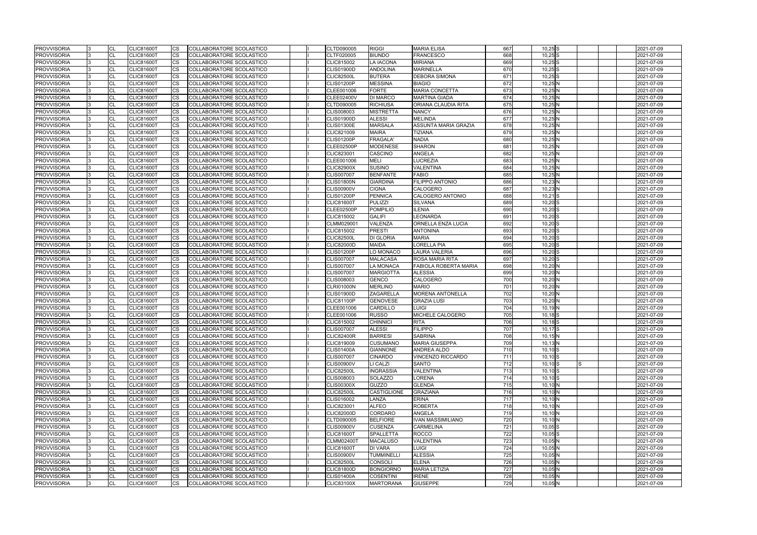| | | | | | | | | | | | | | | | | |
|---|---|---|---|---|---|---|---|---|---|---|---|---|---|---|---|---|
| PROVVISORIA | 3 | CL | CLIC81600T | CS | COLLABORATORE SCOLASTICO | | I | CLTD090005 | RIGGI | MARIA ELISA | 667 | 10,25 | S | | | 2021-07-09 |
| PROVVISORIA | 3 | CL | CLIC81600T | CS | COLLABORATORE SCOLASTICO | | I | CLTF020005 | BIUNDO | FRANCESCO | 668 | 10,25 | S | | | 2021-07-09 |
| PROVVISORIA | 3 | CL | CLIC81600T | CS | COLLABORATORE SCOLASTICO | | I | CLIC815002 | LA IACONA | MIRIANA | 669 | 10,25 | S | | | 2021-07-09 |
| PROVVISORIA | 3 | CL | CLIC81600T | CS | COLLABORATORE SCOLASTICO | | I | CLIS01900D | ANDOLINA | MARINELLA | 670 | 10,25 | S | | | 2021-07-09 |
| PROVVISORIA | 3 | CL | CLIC81600T | CS | COLLABORATORE SCOLASTICO | | I | CLIC82500L | BUTERA | DEBORA SIMONA | 671 | 10,25 | S | | | 2021-07-09 |
| PROVVISORIA | 3 | CL | CLIC81600T | CS | COLLABORATORE SCOLASTICO | | I | CLIS01200P | MESSINA | BIAGIO | 672 | 10,25 | N | | | 2021-07-09 |
| PROVVISORIA | 3 | CL | CLIC81600T | CS | COLLABORATORE SCOLASTICO | | I | CLEE001006 | FORTE | MARIA CONCETTA | 673 | 10,25 | N | | | 2021-07-09 |
| PROVVISORIA | 3 | CL | CLIC81600T | CS | COLLABORATORE SCOLASTICO | | I | CLEE02400V | DI MARCO | MARTINA GIADA | 674 | 10,25 | N | | | 2021-07-09 |
| PROVVISORIA | 3 | CL | CLIC81600T | CS | COLLABORATORE SCOLASTICO | | I | CLTD090005 | RICHIUSA | ORIANA CLAUDIA RITA | 675 | 10,25 | N | | | 2021-07-09 |
| PROVVISORIA | 3 | CL | CLIC81600T | CS | COLLABORATORE SCOLASTICO | | I | CLIS008003 | MISTRETTA | NANCY | 676 | 10,25 | N | | | 2021-07-09 |
| PROVVISORIA | 3 | CL | CLIC81600T | CS | COLLABORATORE SCOLASTICO | | I | CLIS01900D | ALESSI | MELINDA | 677 | 10,25 | N | | | 2021-07-09 |
| PROVVISORIA | 3 | CL | CLIC81600T | CS | COLLABORATORE SCOLASTICO | | I | CLIS01300E | MARSALA | ASSUNTA MARIA GRAZIA | 678 | 10,25 | N | | | 2021-07-09 |
| PROVVISORIA | 3 | CL | CLIC81600T | CS | COLLABORATORE SCOLASTICO | | I | CLIC821009 | MAIRA | TIZIANA | 679 | 10,25 | N | | | 2021-07-09 |
| PROVVISORIA | 3 | CL | CLIC81600T | CS | COLLABORATORE SCOLASTICO | | I | CLIS01200P | FRAGALA' | NADIA | 680 | 10,25 | N | | | 2021-07-09 |
| PROVVISORIA | 3 | CL | CLIC81600T | CS | COLLABORATORE SCOLASTICO | | I | CLEE02500P | MODENESE | SHARON | 681 | 10,25 | N | | | 2021-07-09 |
| PROVVISORIA | 3 | CL | CLIC81600T | CS | COLLABORATORE SCOLASTICO | | I | CLIC823001 | CASCINO | ANGELA | 682 | 10,25 | N | | | 2021-07-09 |
| PROVVISORIA | 3 | CL | CLIC81600T | CS | COLLABORATORE SCOLASTICO | | I | CLEE001006 | MELI | LUCREZIA | 683 | 10,25 | N | | | 2021-07-09 |
| PROVVISORIA | 3 | CL | CLIC81600T | CS | COLLABORATORE SCOLASTICO | | I | CLIC82900X | SUSINO | VALENTINA | 684 | 10,25 | N | | | 2021-07-09 |
| PROVVISORIA | 3 | CL | CLIC81600T | CS | COLLABORATORE SCOLASTICO | | I | CLIS007007 | BENFANTE | FABIO | 685 | 10,25 | N | | | 2021-07-09 |
| PROVVISORIA | 3 | CL | CLIC81600T | CS | COLLABORATORE SCOLASTICO | | I | CLIS01800N | GIARDINA | FILIPPO ANTONIO | 686 | 10,23 | N | | | 2021-07-09 |
| PROVVISORIA | 3 | CL | CLIC81600T | CS | COLLABORATORE SCOLASTICO | | I | CLIS00900V | CIGNA | CALOGERO | 687 | 10,23 | N | | | 2021-07-09 |
| PROVVISORIA | 3 | CL | CLIC81600T | CS | COLLABORATORE SCOLASTICO | | I | CLIS01200P | PENNICA | CALOGERO ANTONIO | 688 | 10,21 | S | | | 2021-07-09 |
| PROVVISORIA | 3 | CL | CLIC81600T | CS | COLLABORATORE SCOLASTICO | | I | CLIC81600T | PULIZZI | SILVANA | 689 | 10,20 | S | | | 2021-07-09 |
| PROVVISORIA | 3 | CL | CLIC81600T | CS | COLLABORATORE SCOLASTICO | | I | CLEE02500P | POMPILIO | ILENIA | 690 | 10,20 | S | | | 2021-07-09 |
| PROVVISORIA | 3 | CL | CLIC81600T | CS | COLLABORATORE SCOLASTICO | | I | CLIC815002 | GALIFI | LEONARDA | 691 | 10,20 | S | | | 2021-07-09 |
| PROVVISORIA | 3 | CL | CLIC81600T | CS | COLLABORATORE SCOLASTICO | | I | CLMM029001 | VALENZA | ORNELLA ENZA LUCIA | 692 | 10,20 | S | | | 2021-07-09 |
| PROVVISORIA | 3 | CL | CLIC81600T | CS | COLLABORATORE SCOLASTICO | | I | CLIC815002 | PRESTI | ANTONINA | 693 | 10,20 | S | | | 2021-07-09 |
| PROVVISORIA | 3 | CL | CLIC81600T | CS | COLLABORATORE SCOLASTICO | | I | CLIC82500L | DI GLORIA | MARIA | 694 | 10,20 | S | | | 2021-07-09 |
| PROVVISORIA | 3 | CL | CLIC81600T | CS | COLLABORATORE SCOLASTICO | | I | CLIC82000D | MAIDA | LORELLA PIA | 695 | 10,20 | S | | | 2021-07-09 |
| PROVVISORIA | 3 | CL | CLIC81600T | CS | COLLABORATORE SCOLASTICO | | I | CLIS01200P | LO MONACO | LAURA VALERIA | 696 | 10,20 | S | | | 2021-07-09 |
| PROVVISORIA | 3 | CL | CLIC81600T | CS | COLLABORATORE SCOLASTICO | | I | CLIS007007 | MALACASA | ROSA MARIA RITA | 697 | 10,20 | S | | | 2021-07-09 |
| PROVVISORIA | 3 | CL | CLIC81600T | CS | COLLABORATORE SCOLASTICO | | I | CLIS007007 | LA MONACA | FABIOLA ROBERTA MARIA | 698 | 10,20 | N | | | 2021-07-09 |
| PROVVISORIA | 3 | CL | CLIC81600T | CS | COLLABORATORE SCOLASTICO | | I | CLIS007007 | MARGIOTTA | ALESSIA | 699 | 10,20 | N | | | 2021-07-09 |
| PROVVISORIA | 3 | CL | CLIC81600T | CS | COLLABORATORE SCOLASTICO | | I | CLIS008003 | GENCO | CALOGERO | 700 | 10,20 | N | | | 2021-07-09 |
| PROVVISORIA | 3 | CL | CLIC81600T | CS | COLLABORATORE SCOLASTICO | | I | CLRI01000N | MERLINO | MARIO | 701 | 10,20 | N | | | 2021-07-09 |
| PROVVISORIA | 3 | CL | CLIC81600T | CS | COLLABORATORE SCOLASTICO | | I | CLIS01900D | ZAGARELLA | MORENA ANTONELLA | 702 | 10,20 | N | | | 2021-07-09 |
| PROVVISORIA | 3 | CL | CLIC81600T | CS | COLLABORATORE SCOLASTICO | | I | CLIC81100P | GENOVESE | GRAZIA LUSI | 703 | 10,20 | N | | | 2021-07-09 |
| PROVVISORIA | 3 | CL | CLIC81600T | CS | COLLABORATORE SCOLASTICO | | I | CLEE001006 | CARDILLO | LUIGI | 704 | 10,19 | N | | | 2021-07-09 |
| PROVVISORIA | 3 | CL | CLIC81600T | CS | COLLABORATORE SCOLASTICO | | I | CLEE001006 | RUSSO | MICHELE CALOGERO | 705 | 10,18 | S | | | 2021-07-09 |
| PROVVISORIA | 3 | CL | CLIC81600T | CS | COLLABORATORE SCOLASTICO | | I | CLIC815002 | CHINNICI | RITA | 706 | 10,18 | S | | | 2021-07-09 |
| PROVVISORIA | 3 | CL | CLIC81600T | CS | COLLABORATORE SCOLASTICO | | I | CLIS007007 | ALESSI | FILIPPO | 707 | 10,17 | S | | | 2021-07-09 |
| PROVVISORIA | 3 | CL | CLIC81600T | CS | COLLABORATORE SCOLASTICO | | I | CLIC82400R | BARRESI | SABRINA | 708 | 10,15 | N | | | 2021-07-09 |
| PROVVISORIA | 3 | CL | CLIC81600T | CS | COLLABORATORE SCOLASTICO | | I | CLIC819009 | CUSUMANO | MARIA GIUSEPPA | 709 | 10,13 | N | | | 2021-07-09 |
| PROVVISORIA | 3 | CL | CLIC81600T | CS | COLLABORATORE SCOLASTICO | | I | CLIS01400A | GIANNONE | ANDREA ALDO | 710 | 10,10 | S | | | 2021-07-09 |
| PROVVISORIA | 3 | CL | CLIC81600T | CS | COLLABORATORE SCOLASTICO | | I | CLIS007007 | CINARDO | VINCENZO RICCARDO | 711 | 10,10 | S | | | 2021-07-09 |
| PROVVISORIA | 3 | CL | CLIC81600T | CS | COLLABORATORE SCOLASTICO | | I | CLIS00900V | LI CALZI | SANTO | 712 | 10,10 | S | S | | 2021-07-09 |
| PROVVISORIA | 3 | CL | CLIC81600T | CS | COLLABORATORE SCOLASTICO | | I | CLIC82500L | INGRASSIA | VALENTINA | 713 | 10,10 | S | | | 2021-07-09 |
| PROVVISORIA | 3 | CL | CLIC81600T | CS | COLLABORATORE SCOLASTICO | | I | CLIS008003 | SOLAZZO | LORENA | 714 | 10,10 | S | | | 2021-07-09 |
| PROVVISORIA | 3 | CL | CLIC81600T | CS | COLLABORATORE SCOLASTICO | | I | CLIS00300X | GUZZO | GLENDA | 715 | 10,10 | N | | | 2021-07-09 |
| PROVVISORIA | 3 | CL | CLIC81600T | CS | COLLABORATORE SCOLASTICO | | I | CLIC82500L | CASTIGLIONE | GRAZIANA | 716 | 10,10 | N | | | 2021-07-09 |
| PROVVISORIA | 3 | CL | CLIC81600T | CS | COLLABORATORE SCOLASTICO | | I | CLIS016002 | LANZA | ERINA | 717 | 10,10 | N | | | 2021-07-09 |
| PROVVISORIA | 3 | CL | CLIC81600T | CS | COLLABORATORE SCOLASTICO | | I | CLIC823001 | ALFEO | ROBERTA | 718 | 10,10 | N | | | 2021-07-09 |
| PROVVISORIA | 3 | CL | CLIC81600T | CS | COLLABORATORE SCOLASTICO | | I | CLIC82000D | CORDARO | ANGELA | 719 | 10,10 | N | | | 2021-07-09 |
| PROVVISORIA | 3 | CL | CLIC81600T | CS | COLLABORATORE SCOLASTICO | | I | CLTD090005 | BELFIORE | IVAN MASSIMILIANO | 720 | 10,10 | N | | | 2021-07-09 |
| PROVVISORIA | 3 | CL | CLIC81600T | CS | COLLABORATORE SCOLASTICO | | I | CLIS00900V | CUSENZA | CARMELINA | 721 | 10,05 | S | | | 2021-07-09 |
| PROVVISORIA | 3 | CL | CLIC81600T | CS | COLLABORATORE SCOLASTICO | | I | CLIC81600T | SPALLETTA | ROCCO | 722 | 10,05 | S | | | 2021-07-09 |
| PROVVISORIA | 3 | CL | CLIC81600T | CS | COLLABORATORE SCOLASTICO | | I | CLMM02400T | MACALUSO | VALENTINA | 723 | 10,05 | N | | | 2021-07-09 |
| PROVVISORIA | 3 | CL | CLIC81600T | CS | COLLABORATORE SCOLASTICO | | I | CLIC81600T | DI VARA | LUIGI | 724 | 10,05 | N | | | 2021-07-09 |
| PROVVISORIA | 3 | CL | CLIC81600T | CS | COLLABORATORE SCOLASTICO | | I | CLIS00900V | TUMMINELLI | ALESSIA | 725 | 10,05 | N | | | 2021-07-09 |
| PROVVISORIA | 3 | CL | CLIC81600T | CS | COLLABORATORE SCOLASTICO | | I | CLIC82500L | CONSOLI | ELENA | 726 | 10,05 | N | | | 2021-07-09 |
| PROVVISORIA | 3 | CL | CLIC81600T | CS | COLLABORATORE SCOLASTICO | | I | CLIC81800D | BONGIORNO | MARIA LETIZIA | 727 | 10,05 | N | | | 2021-07-09 |
| PROVVISORIA | 3 | CL | CLIC81600T | CS | COLLABORATORE SCOLASTICO | | I | CLIS01400A | COSENTINI | IRENE | 728 | 10,05 | N | | | 2021-07-09 |
| PROVVISORIA | 3 | CL | CLIC81600T | CS | COLLABORATORE SCOLASTICO | | I | CLIC83100X | MARTORANA | GIUSEPPE | 729 | 10,05 | N | | | 2021-07-09 |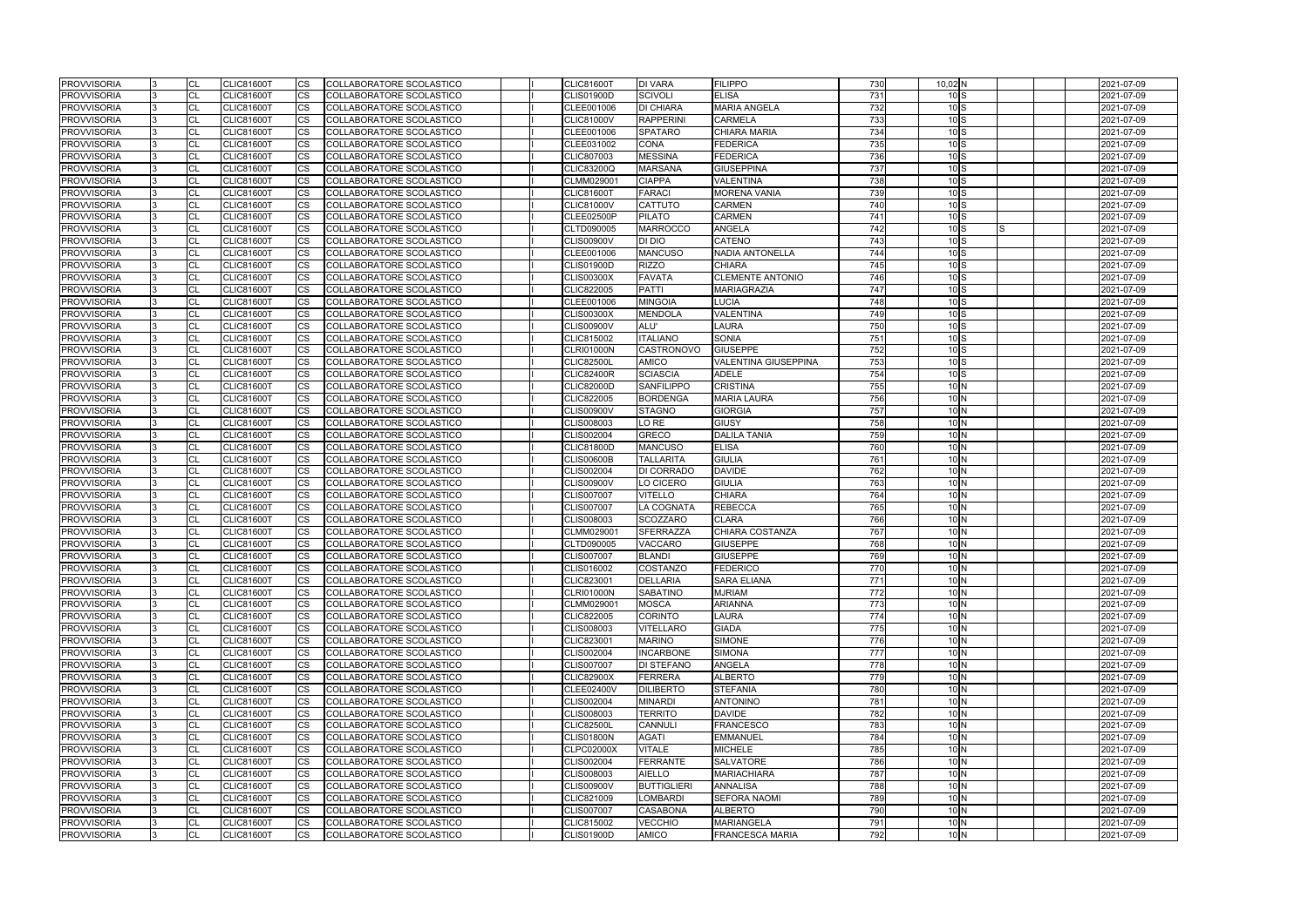| | | | | | | | | | | | | | | | | | |
|---|---|---|---|---|---|---|---|---|---|---|---|---|---|---|---|---|---|
| PROVVISORIA | 3 | CL | CLIC81600T | CS | COLLABORATORE SCOLASTICO | | I | CLIC81600T | DI VARA | FILIPPO | 730 | 10,02 | N | | | | 2021-07-09 |
| PROVVISORIA | 3 | CL | CLIC81600T | CS | COLLABORATORE SCOLASTICO | | I | CLIS01900D | SCIVOLI | ELISA | 731 | 10 | S | | | | 2021-07-09 |
| PROVVISORIA | 3 | CL | CLIC81600T | CS | COLLABORATORE SCOLASTICO | | I | CLEE001006 | DI CHIARA | MARIA ANGELA | 732 | 10 | S | | | | 2021-07-09 |
| PROVVISORIA | 3 | CL | CLIC81600T | CS | COLLABORATORE SCOLASTICO | | I | CLIC81000V | RAPPERINI | CARMELA | 733 | 10 | S | | | | 2021-07-09 |
| PROVVISORIA | 3 | CL | CLIC81600T | CS | COLLABORATORE SCOLASTICO | | I | CLEE001006 | SPATARO | CHIARA MARIA | 734 | 10 | S | | | | 2021-07-09 |
| PROVVISORIA | 3 | CL | CLIC81600T | CS | COLLABORATORE SCOLASTICO | | I | CLEE031002 | CONA | FEDERICA | 735 | 10 | S | | | | 2021-07-09 |
| PROVVISORIA | 3 | CL | CLIC81600T | CS | COLLABORATORE SCOLASTICO | | I | CLIC807003 | MESSINA | FEDERICA | 736 | 10 | S | | | | 2021-07-09 |
| PROVVISORIA | 3 | CL | CLIC81600T | CS | COLLABORATORE SCOLASTICO | | I | CLIC83200Q | MARSANA | GIUSEPPINA | 737 | 10 | S | | | | 2021-07-09 |
| PROVVISORIA | 3 | CL | CLIC81600T | CS | COLLABORATORE SCOLASTICO | | I | CLMM029001 | CIAPPA | VALENTINA | 738 | 10 | S | | | | 2021-07-09 |
| PROVVISORIA | 3 | CL | CLIC81600T | CS | COLLABORATORE SCOLASTICO | | I | CLIC81600T | FARACI | MORENA VANIA | 739 | 10 | S | | | | 2021-07-09 |
| PROVVISORIA | 3 | CL | CLIC81600T | CS | COLLABORATORE SCOLASTICO | | I | CLIC81000V | CATTUTO | CARMEN | 740 | 10 | S | | | | 2021-07-09 |
| PROVVISORIA | 3 | CL | CLIC81600T | CS | COLLABORATORE SCOLASTICO | | I | CLEE02500P | PILATO | CARMEN | 741 | 10 | S | | | | 2021-07-09 |
| PROVVISORIA | 3 | CL | CLIC81600T | CS | COLLABORATORE SCOLASTICO | | I | CLTD090005 | MARROCCO | ANGELA | 742 | 10 | S | S | | | 2021-07-09 |
| PROVVISORIA | 3 | CL | CLIC81600T | CS | COLLABORATORE SCOLASTICO | | I | CLIS00900V | DI DIO | CATENO | 743 | 10 | S | | | | 2021-07-09 |
| PROVVISORIA | 3 | CL | CLIC81600T | CS | COLLABORATORE SCOLASTICO | | I | CLEE001006 | MANCUSO | NADIA ANTONELLA | 744 | 10 | S | | | | 2021-07-09 |
| PROVVISORIA | 3 | CL | CLIC81600T | CS | COLLABORATORE SCOLASTICO | | I | CLIS01900D | RIZZO | CHIARA | 745 | 10 | S | | | | 2021-07-09 |
| PROVVISORIA | 3 | CL | CLIC81600T | CS | COLLABORATORE SCOLASTICO | | I | CLIS00300X | FAVATA | CLEMENTE ANTONIO | 746 | 10 | S | | | | 2021-07-09 |
| PROVVISORIA | 3 | CL | CLIC81600T | CS | COLLABORATORE SCOLASTICO | | I | CLIC822005 | PATTI | MARIAGRAZIA | 747 | 10 | S | | | | 2021-07-09 |
| PROVVISORIA | 3 | CL | CLIC81600T | CS | COLLABORATORE SCOLASTICO | | I | CLEE001006 | MINGOIA | LUCIA | 748 | 10 | S | | | | 2021-07-09 |
| PROVVISORIA | 3 | CL | CLIC81600T | CS | COLLABORATORE SCOLASTICO | | I | CLIS00300X | MENDOLA | VALENTINA | 749 | 10 | S | | | | 2021-07-09 |
| PROVVISORIA | 3 | CL | CLIC81600T | CS | COLLABORATORE SCOLASTICO | | I | CLIS00900V | ALU' | LAURA | 750 | 10 | S | | | | 2021-07-09 |
| PROVVISORIA | 3 | CL | CLIC81600T | CS | COLLABORATORE SCOLASTICO | | I | CLIC815002 | ITALIANO | SONIA | 751 | 10 | S | | | | 2021-07-09 |
| PROVVISORIA | 3 | CL | CLIC81600T | CS | COLLABORATORE SCOLASTICO | | I | CLRI01000N | CASTRONOVO | GIUSEPPE | 752 | 10 | S | | | | 2021-07-09 |
| PROVVISORIA | 3 | CL | CLIC81600T | CS | COLLABORATORE SCOLASTICO | | I | CLIC82500L | AMICO | VALENTINA GIUSEPPINA | 753 | 10 | S | | | | 2021-07-09 |
| PROVVISORIA | 3 | CL | CLIC81600T | CS | COLLABORATORE SCOLASTICO | | I | CLIC82400R | SCIASCIA | ADELE | 754 | 10 | S | | | | 2021-07-09 |
| PROVVISORIA | 3 | CL | CLIC81600T | CS | COLLABORATORE SCOLASTICO | | I | CLIC82000D | SANFILIPPO | CRISTINA | 755 | 10 | N | | | | 2021-07-09 |
| PROVVISORIA | 3 | CL | CLIC81600T | CS | COLLABORATORE SCOLASTICO | | I | CLIC822005 | BORDENGA | MARIA LAURA | 756 | 10 | N | | | | 2021-07-09 |
| PROVVISORIA | 3 | CL | CLIC81600T | CS | COLLABORATORE SCOLASTICO | | I | CLIS00900V | STAGNO | GIORGIA | 757 | 10 | N | | | | 2021-07-09 |
| PROVVISORIA | 3 | CL | CLIC81600T | CS | COLLABORATORE SCOLASTICO | | I | CLIS008003 | LO RE | GIUSY | 758 | 10 | N | | | | 2021-07-09 |
| PROVVISORIA | 3 | CL | CLIC81600T | CS | COLLABORATORE SCOLASTICO | | I | CLIS002004 | GRECO | DALILA TANIA | 759 | 10 | N | | | | 2021-07-09 |
| PROVVISORIA | 3 | CL | CLIC81600T | CS | COLLABORATORE SCOLASTICO | | I | CLIC81800D | MANCUSO | ELISA | 760 | 10 | N | | | | 2021-07-09 |
| PROVVISORIA | 3 | CL | CLIC81600T | CS | COLLABORATORE SCOLASTICO | | I | CLIS00600B | TALLARITA | GIULIA | 761 | 10 | N | | | | 2021-07-09 |
| PROVVISORIA | 3 | CL | CLIC81600T | CS | COLLABORATORE SCOLASTICO | | I | CLIS002004 | DI CORRADO | DAVIDE | 762 | 10 | N | | | | 2021-07-09 |
| PROVVISORIA | 3 | CL | CLIC81600T | CS | COLLABORATORE SCOLASTICO | | I | CLIS00900V | LO CICERO | GIULIA | 763 | 10 | N | | | | 2021-07-09 |
| PROVVISORIA | 3 | CL | CLIC81600T | CS | COLLABORATORE SCOLASTICO | | I | CLIS007007 | VITELLO | CHIARA | 764 | 10 | N | | | | 2021-07-09 |
| PROVVISORIA | 3 | CL | CLIC81600T | CS | COLLABORATORE SCOLASTICO | | I | CLIS007007 | LA COGNATA | REBECCA | 765 | 10 | N | | | | 2021-07-09 |
| PROVVISORIA | 3 | CL | CLIC81600T | CS | COLLABORATORE SCOLASTICO | | I | CLIS008003 | SCOZZARO | CLARA | 766 | 10 | N | | | | 2021-07-09 |
| PROVVISORIA | 3 | CL | CLIC81600T | CS | COLLABORATORE SCOLASTICO | | I | CLMM029001 | SFERRAZZA | CHIARA COSTANZA | 767 | 10 | N | | | | 2021-07-09 |
| PROVVISORIA | 3 | CL | CLIC81600T | CS | COLLABORATORE SCOLASTICO | | I | CLTD090005 | VACCARO | GIUSEPPE | 768 | 10 | N | | | | 2021-07-09 |
| PROVVISORIA | 3 | CL | CLIC81600T | CS | COLLABORATORE SCOLASTICO | | I | CLIS007007 | BLANDI | GIUSEPPE | 769 | 10 | N | | | | 2021-07-09 |
| PROVVISORIA | 3 | CL | CLIC81600T | CS | COLLABORATORE SCOLASTICO | | I | CLIS016002 | COSTANZO | FEDERICO | 770 | 10 | N | | | | 2021-07-09 |
| PROVVISORIA | 3 | CL | CLIC81600T | CS | COLLABORATORE SCOLASTICO | | I | CLIC823001 | DELLARIA | SARA ELIANA | 771 | 10 | N | | | | 2021-07-09 |
| PROVVISORIA | 3 | CL | CLIC81600T | CS | COLLABORATORE SCOLASTICO | | I | CLRI01000N | SABATINO | MJRIAM | 772 | 10 | N | | | | 2021-07-09 |
| PROVVISORIA | 3 | CL | CLIC81600T | CS | COLLABORATORE SCOLASTICO | | I | CLMM029001 | MOSCA | ARIANNA | 773 | 10 | N | | | | 2021-07-09 |
| PROVVISORIA | 3 | CL | CLIC81600T | CS | COLLABORATORE SCOLASTICO | | I | CLIC822005 | CORINTO | LAURA | 774 | 10 | N | | | | 2021-07-09 |
| PROVVISORIA | 3 | CL | CLIC81600T | CS | COLLABORATORE SCOLASTICO | | I | CLIS008003 | VITELLARO | GIADA | 775 | 10 | N | | | | 2021-07-09 |
| PROVVISORIA | 3 | CL | CLIC81600T | CS | COLLABORATORE SCOLASTICO | | I | CLIC823001 | MARINO | SIMONE | 776 | 10 | N | | | | 2021-07-09 |
| PROVVISORIA | 3 | CL | CLIC81600T | CS | COLLABORATORE SCOLASTICO | | I | CLIS002004 | INCARBONE | SIMONA | 777 | 10 | N | | | | 2021-07-09 |
| PROVVISORIA | 3 | CL | CLIC81600T | CS | COLLABORATORE SCOLASTICO | | I | CLIS007007 | DI STEFANO | ANGELA | 778 | 10 | N | | | | 2021-07-09 |
| PROVVISORIA | 3 | CL | CLIC81600T | CS | COLLABORATORE SCOLASTICO | | I | CLIC82900X | FERRERA | ALBERTO | 779 | 10 | N | | | | 2021-07-09 |
| PROVVISORIA | 3 | CL | CLIC81600T | CS | COLLABORATORE SCOLASTICO | | I | CLEE02400V | DILIBERTO | STEFANIA | 780 | 10 | N | | | | 2021-07-09 |
| PROVVISORIA | 3 | CL | CLIC81600T | CS | COLLABORATORE SCOLASTICO | | I | CLIS002004 | MINARDI | ANTONINO | 781 | 10 | N | | | | 2021-07-09 |
| PROVVISORIA | 3 | CL | CLIC81600T | CS | COLLABORATORE SCOLASTICO | | I | CLIS008003 | TERRITO | DAVIDE | 782 | 10 | N | | | | 2021-07-09 |
| PROVVISORIA | 3 | CL | CLIC81600T | CS | COLLABORATORE SCOLASTICO | | I | CLIC82500L | CANNULI | FRANCESCO | 783 | 10 | N | | | | 2021-07-09 |
| PROVVISORIA | 3 | CL | CLIC81600T | CS | COLLABORATORE SCOLASTICO | | I | CLIS01800N | AGATI | EMMANUEL | 784 | 10 | N | | | | 2021-07-09 |
| PROVVISORIA | 3 | CL | CLIC81600T | CS | COLLABORATORE SCOLASTICO | | I | CLPC02000X | VITALE | MICHELE | 785 | 10 | N | | | | 2021-07-09 |
| PROVVISORIA | 3 | CL | CLIC81600T | CS | COLLABORATORE SCOLASTICO | | I | CLIS002004 | FERRANTE | SALVATORE | 786 | 10 | N | | | | 2021-07-09 |
| PROVVISORIA | 3 | CL | CLIC81600T | CS | COLLABORATORE SCOLASTICO | | I | CLIS008003 | AIELLO | MARIACHIARA | 787 | 10 | N | | | | 2021-07-09 |
| PROVVISORIA | 3 | CL | CLIC81600T | CS | COLLABORATORE SCOLASTICO | | I | CLIS00900V | BUTTIGLIERI | ANNALISA | 788 | 10 | N | | | | 2021-07-09 |
| PROVVISORIA | 3 | CL | CLIC81600T | CS | COLLABORATORE SCOLASTICO | | I | CLIC821009 | LOMBARDI | SEFORA NAOMI | 789 | 10 | N | | | | 2021-07-09 |
| PROVVISORIA | 3 | CL | CLIC81600T | CS | COLLABORATORE SCOLASTICO | | I | CLIS007007 | CASABONA | ALBERTO | 790 | 10 | N | | | | 2021-07-09 |
| PROVVISORIA | 3 | CL | CLIC81600T | CS | COLLABORATORE SCOLASTICO | | I | CLIC815002 | VECCHIO | MARIANGELA | 791 | 10 | N | | | | 2021-07-09 |
| PROVVISORIA | 3 | CL | CLIC81600T | CS | COLLABORATORE SCOLASTICO | | I | CLIS01900D | AMICO | FRANCESCA MARIA | 792 | 10 | N | | | | 2021-07-09 |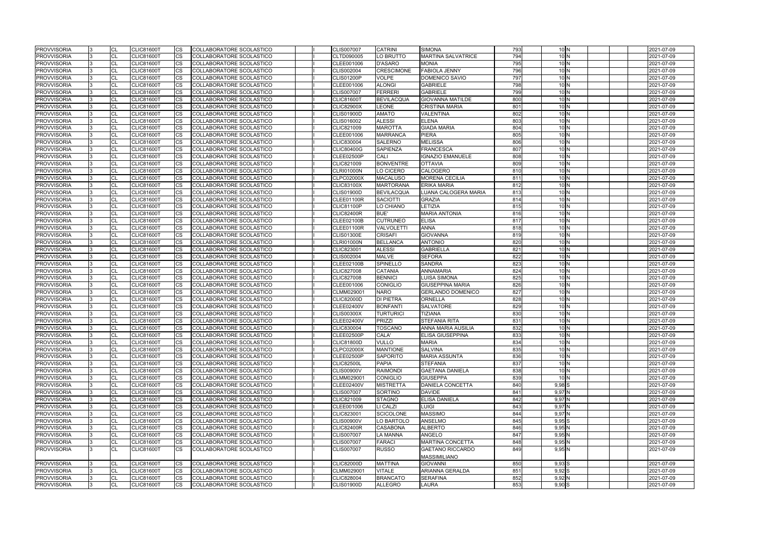| | | | | | | | | | | | | | | | | | |
|---|---|---|---|---|---|---|---|---|---|---|---|---|---|---|---|---|---|
| PROVVISORIA | 3 | CL | CLIC81600T | CS | COLLABORATORE SCOLASTICO | | I | CLIS007007 | CATRINI | SIMONA | 793 | 10 | N | | | | 2021-07-09 |
| PROVVISORIA | 3 | CL | CLIC81600T | CS | COLLABORATORE SCOLASTICO | | I | CLTD090005 | LO BRUTTO | MARTINA SALVATRICE | 794 | 10 | N | | | | 2021-07-09 |
| PROVVISORIA | 3 | CL | CLIC81600T | CS | COLLABORATORE SCOLASTICO | | I | CLEE001006 | D'ASARO | MONIA | 795 | 10 | N | | | | 2021-07-09 |
| PROVVISORIA | 3 | CL | CLIC81600T | CS | COLLABORATORE SCOLASTICO | | I | CLIS002004 | CRESCIMONE | FABIOLA JENNY | 796 | 10 | N | | | | 2021-07-09 |
| PROVVISORIA | 3 | CL | CLIC81600T | CS | COLLABORATORE SCOLASTICO | | I | CLIS01200P | VOLPE | DOMENICO SAVIO | 797 | 10 | N | | | | 2021-07-09 |
| PROVVISORIA | 3 | CL | CLIC81600T | CS | COLLABORATORE SCOLASTICO | | I | CLEE001006 | ALONGI | GABRIELE | 798 | 10 | N | | | | 2021-07-09 |
| PROVVISORIA | 3 | CL | CLIC81600T | CS | COLLABORATORE SCOLASTICO | | I | CLIS007007 | FERRERI | GABRIELE | 799 | 10 | N | | | | 2021-07-09 |
| PROVVISORIA | 3 | CL | CLIC81600T | CS | COLLABORATORE SCOLASTICO | | I | CLIC81600T | BEVILACQUA | GIOVANNA MATILDE | 800 | 10 | N | | | | 2021-07-09 |
| PROVVISORIA | 3 | CL | CLIC81600T | CS | COLLABORATORE SCOLASTICO | | I | CLIC82900X | LEONE | CRISTINA MARIA | 801 | 10 | N | | | | 2021-07-09 |
| PROVVISORIA | 3 | CL | CLIC81600T | CS | COLLABORATORE SCOLASTICO | | I | CLIS01900D | AMATO | VALENTINA | 802 | 10 | N | | | | 2021-07-09 |
| PROVVISORIA | 3 | CL | CLIC81600T | CS | COLLABORATORE SCOLASTICO | | I | CLIS016002 | ALESSI | ELENA | 803 | 10 | N | | | | 2021-07-09 |
| PROVVISORIA | 3 | CL | CLIC81600T | CS | COLLABORATORE SCOLASTICO | | I | CLIC821009 | MAROTTA | GIADA MARIA | 804 | 10 | N | | | | 2021-07-09 |
| PROVVISORIA | 3 | CL | CLIC81600T | CS | COLLABORATORE SCOLASTICO | | I | CLEE001006 | MARRANCA | PIERA | 805 | 10 | N | | | | 2021-07-09 |
| PROVVISORIA | 3 | CL | CLIC81600T | CS | COLLABORATORE SCOLASTICO | | I | CLIC830004 | SALERNO | MELISSA | 806 | 10 | N | | | | 2021-07-09 |
| PROVVISORIA | 3 | CL | CLIC81600T | CS | COLLABORATORE SCOLASTICO | | I | CLIC80400G | SAPIENZA | FRANCESCA | 807 | 10 | N | | | | 2021-07-09 |
| PROVVISORIA | 3 | CL | CLIC81600T | CS | COLLABORATORE SCOLASTICO | | I | CLEE02500P | CALI | IGNAZIO EMANUELE | 808 | 10 | N | | | | 2021-07-09 |
| PROVVISORIA | 3 | CL | CLIC81600T | CS | COLLABORATORE SCOLASTICO | | I | CLIC821009 | BONVENTRE | OTTAVIA | 809 | 10 | N | | | | 2021-07-09 |
| PROVVISORIA | 3 | CL | CLIC81600T | CS | COLLABORATORE SCOLASTICO | | I | CLRI01000N | LO CICERO | CALOGERO | 810 | 10 | N | | | | 2021-07-09 |
| PROVVISORIA | 3 | CL | CLIC81600T | CS | COLLABORATORE SCOLASTICO | | I | CLPC02000X | MACALUSO | MORENA CECILIA | 811 | 10 | N | | | | 2021-07-09 |
| PROVVISORIA | 3 | CL | CLIC81600T | CS | COLLABORATORE SCOLASTICO | | I | CLIC83100X | MARTORANA | ERIKA MARIA | 812 | 10 | N | | | | 2021-07-09 |
| PROVVISORIA | 3 | CL | CLIC81600T | CS | COLLABORATORE SCOLASTICO | | I | CLIS01900D | BEVILACQUA | LUANA CALOGERA MARIA | 813 | 10 | N | | | | 2021-07-09 |
| PROVVISORIA | 3 | CL | CLIC81600T | CS | COLLABORATORE SCOLASTICO | | I | CLEE01100R | SACIOTTI | GRAZIA | 814 | 10 | N | | | | 2021-07-09 |
| PROVVISORIA | 3 | CL | CLIC81600T | CS | COLLABORATORE SCOLASTICO | | I | CLIC81100P | LO CHIANO | LETIZIA | 815 | 10 | N | | | | 2021-07-09 |
| PROVVISORIA | 3 | CL | CLIC81600T | CS | COLLABORATORE SCOLASTICO | | I | CLIC82400R | BUE' | MARIA ANTONIA | 816 | 10 | N | | | | 2021-07-09 |
| PROVVISORIA | 3 | CL | CLIC81600T | CS | COLLABORATORE SCOLASTICO | | I | CLEE02100B | CUTRUNEO | ELISA | 817 | 10 | N | | | | 2021-07-09 |
| PROVVISORIA | 3 | CL | CLIC81600T | CS | COLLABORATORE SCOLASTICO | | I | CLEE01100R | VALVOLETTI | ANNA | 818 | 10 | N | | | | 2021-07-09 |
| PROVVISORIA | 3 | CL | CLIC81600T | CS | COLLABORATORE SCOLASTICO | | I | CLIS01300E | CRISAFI | GIOVANNA | 819 | 10 | N | | | | 2021-07-09 |
| PROVVISORIA | 3 | CL | CLIC81600T | CS | COLLABORATORE SCOLASTICO | | I | CLRI01000N | BELLANCA | ANTONIO | 820 | 10 | N | | | | 2021-07-09 |
| PROVVISORIA | 3 | CL | CLIC81600T | CS | COLLABORATORE SCOLASTICO | | I | CLIC823001 | ALESSI | GABRIELLA | 821 | 10 | N | | | | 2021-07-09 |
| PROVVISORIA | 3 | CL | CLIC81600T | CS | COLLABORATORE SCOLASTICO | | I | CLIS002004 | MALVE | SEFORA | 822 | 10 | N | | | | 2021-07-09 |
| PROVVISORIA | 3 | CL | CLIC81600T | CS | COLLABORATORE SCOLASTICO | | I | CLEE02100B | SPINELLO | SANDRA | 823 | 10 | N | | | | 2021-07-09 |
| PROVVISORIA | 3 | CL | CLIC81600T | CS | COLLABORATORE SCOLASTICO | | I | CLIC827008 | CATANIA | ANNAMARIA | 824 | 10 | N | | | | 2021-07-09 |
| PROVVISORIA | 3 | CL | CLIC81600T | CS | COLLABORATORE SCOLASTICO | | I | CLIC827008 | BENNICI | LUISA SIMONA | 825 | 10 | N | | | | 2021-07-09 |
| PROVVISORIA | 3 | CL | CLIC81600T | CS | COLLABORATORE SCOLASTICO | | I | CLEE001006 | CONIGLIO | GIUSEPPINA MARIA | 826 | 10 | N | | | | 2021-07-09 |
| PROVVISORIA | 3 | CL | CLIC81600T | CS | COLLABORATORE SCOLASTICO | | I | CLMM029001 | NARO | GERLANDO DOMENICO | 827 | 10 | N | | | | 2021-07-09 |
| PROVVISORIA | 3 | CL | CLIC81600T | CS | COLLABORATORE SCOLASTICO | | I | CLIC82000D | DI PIETRA | ORNELLA | 828 | 10 | N | | | | 2021-07-09 |
| PROVVISORIA | 3 | CL | CLIC81600T | CS | COLLABORATORE SCOLASTICO | | I | CLEE02400V | BONFANTI | SALVATORE | 829 | 10 | N | | | | 2021-07-09 |
| PROVVISORIA | 3 | CL | CLIC81600T | CS | COLLABORATORE SCOLASTICO | | I | CLIS00300X | TURTURICI | TIZIANA | 830 | 10 | N | | | | 2021-07-09 |
| PROVVISORIA | 3 | CL | CLIC81600T | CS | COLLABORATORE SCOLASTICO | | I | CLEE02400V | PRIZZI | STEFANIA RITA | 831 | 10 | N | | | | 2021-07-09 |
| PROVVISORIA | 3 | CL | CLIC81600T | CS | COLLABORATORE SCOLASTICO | | I | CLIC830004 | TOSCANO | ANNA MARIA AUSILIA | 832 | 10 | N | | | | 2021-07-09 |
| PROVVISORIA | 3 | CL | CLIC81600T | CS | COLLABORATORE SCOLASTICO | | I | CLEE02500P | CALA' | ELISA GIUSEPPINA | 833 | 10 | N | | | | 2021-07-09 |
| PROVVISORIA | 3 | CL | CLIC81600T | CS | COLLABORATORE SCOLASTICO | | I | CLIC81800D | VULLO | MARIA | 834 | 10 | N | | | | 2021-07-09 |
| PROVVISORIA | 3 | CL | CLIC81600T | CS | COLLABORATORE SCOLASTICO | | I | CLPC02000X | MANTIONE | SALVINA | 835 | 10 | N | | | | 2021-07-09 |
| PROVVISORIA | 3 | CL | CLIC81600T | CS | COLLABORATORE SCOLASTICO | | I | CLEE02500P | SAPORITO | MARIA ASSUNTA | 836 | 10 | N | | | | 2021-07-09 |
| PROVVISORIA | 3 | CL | CLIC81600T | CS | COLLABORATORE SCOLASTICO | | I | CLIC82500L | PAPIA | STEFANIA | 837 | 10 | N | | | | 2021-07-09 |
| PROVVISORIA | 3 | CL | CLIC81600T | CS | COLLABORATORE SCOLASTICO | | I | CLIS00900V | RAIMONDI | GAETANA DANIELA | 838 | 10 | N | | | | 2021-07-09 |
| PROVVISORIA | 3 | CL | CLIC81600T | CS | COLLABORATORE SCOLASTICO | | I | CLMM029001 | CONIGLIO | GIUSEPPA | 839 | 10 | N | | | | 2021-07-09 |
| PROVVISORIA | 3 | CL | CLIC81600T | CS | COLLABORATORE SCOLASTICO | | I | CLEE02400V | MISTRETTA | DANIELA CONCETTA | 840 | 9,98 | S | | | | 2021-07-09 |
| PROVVISORIA | 3 | CL | CLIC81600T | CS | COLLABORATORE SCOLASTICO | | I | CLIS007007 | SORTINO | DAVIDE | 841 | 9,97 | N | | | | 2021-07-09 |
| PROVVISORIA | 3 | CL | CLIC81600T | CS | COLLABORATORE SCOLASTICO | | I | CLIC821009 | STAGNO | ELISA DANIELA | 842 | 9,97 | N | | | | 2021-07-09 |
| PROVVISORIA | 3 | CL | CLIC81600T | CS | COLLABORATORE SCOLASTICO | | I | CLEE001006 | LI CALZI | LUIGI | 843 | 9,97 | N | | | | 2021-07-09 |
| PROVVISORIA | 3 | CL | CLIC81600T | CS | COLLABORATORE SCOLASTICO | | I | CLIC823001 | SCICOLONE | MASSIMO | 844 | 9,97 | N | | | | 2021-07-09 |
| PROVVISORIA | 3 | CL | CLIC81600T | CS | COLLABORATORE SCOLASTICO | | I | CLIS00900V | LO BARTOLO | ANSELMO | 845 | 9,95 | S | | | | 2021-07-09 |
| PROVVISORIA | 3 | CL | CLIC81600T | CS | COLLABORATORE SCOLASTICO | | I | CLIC82400R | CASABONA | ALBERTO | 846 | 9,95 | N | | | | 2021-07-09 |
| PROVVISORIA | 3 | CL | CLIC81600T | CS | COLLABORATORE SCOLASTICO | | I | CLIS007007 | LA MANNA | ANGELO | 847 | 9,95 | N | | | | 2021-07-09 |
| PROVVISORIA | 3 | CL | CLIC81600T | CS | COLLABORATORE SCOLASTICO | | I | CLIS007007 | FARACI | MARTINA CONCETTA | 848 | 9,95 | N | | | | 2021-07-09 |
| PROVVISORIA | 3 | CL | CLIC81600T | CS | COLLABORATORE SCOLASTICO | | I | CLIS007007 | RUSSO | GAETANO RICCARDO MASSIMILIANO | 849 | 9,95 | N | | | | 2021-07-09 |
| PROVVISORIA | 3 | CL | CLIC81600T | CS | COLLABORATORE SCOLASTICO | | I | CLIC82000D | MATTINA | GIOVANNI | 850 | 9,93 | S | | | | 2021-07-09 |
| PROVVISORIA | 3 | CL | CLIC81600T | CS | COLLABORATORE SCOLASTICO | | I | CLMM029001 | VITALE | ARIANNA GERALDA | 851 | 9,92 | S | | | | 2021-07-09 |
| PROVVISORIA | 3 | CL | CLIC81600T | CS | COLLABORATORE SCOLASTICO | | I | CLIC828004 | BRANCATO | SERAFINA | 852 | 9,92 | N | | | | 2021-07-09 |
| PROVVISORIA | 3 | CL | CLIC81600T | CS | COLLABORATORE SCOLASTICO | | I | CLIS01900D | ALLEGRO | LAURA | 853 | 9,90 | S | | | | 2021-07-09 |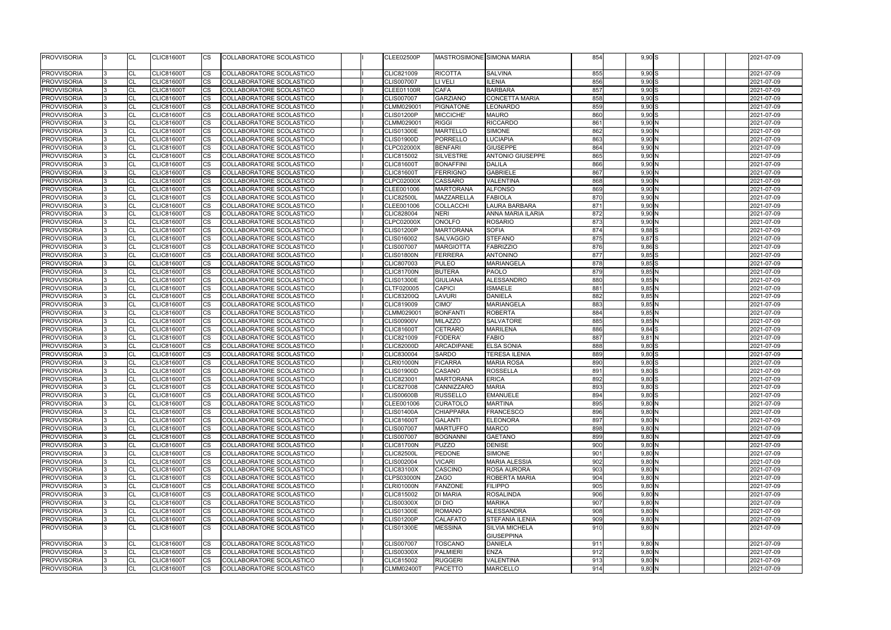| | | | | | | | | | | | | | | | | | |
|---|---|---|---|---|---|---|---|---|---|---|---|---|---|---|---|---|---|
| PROVVISORIA | 3 | CL | CLIC81600T | CS | COLLABORATORE SCOLASTICO | | I | CLEE02500P | MASTROSIMONE | SIMONA MARIA | 854 | | 9,90 | S | | | 2021-07-09 |
| PROVVISORIA | 3 | CL | CLIC81600T | CS | COLLABORATORE SCOLASTICO | | I | CLIC821009 | RICOTTA | SALVINA | 855 | | 9,90 | S | | | 2021-07-09 |
| PROVVISORIA | 3 | CL | CLIC81600T | CS | COLLABORATORE SCOLASTICO | | I | CLIS007007 | LI VELI | ILENIA | 856 | | 9,90 | S | | | 2021-07-09 |
| PROVVISORIA | 3 | CL | CLIC81600T | CS | COLLABORATORE SCOLASTICO | | I | CLEE01100R | CAFA | BARBARA | 857 | | 9,90 | S | | | 2021-07-09 |
| PROVVISORIA | 3 | CL | CLIC81600T | CS | COLLABORATORE SCOLASTICO | | I | CLIS007007 | GARZIANO | CONCETTA MARIA | 858 | | 9,90 | S | | | 2021-07-09 |
| PROVVISORIA | 3 | CL | CLIC81600T | CS | COLLABORATORE SCOLASTICO | | I | CLMM029001 | PIGNATONE | LEONARDO | 859 | | 9,90 | S | | | 2021-07-09 |
| PROVVISORIA | 3 | CL | CLIC81600T | CS | COLLABORATORE SCOLASTICO | | I | CLIS01200P | MICCICHE' | MAURO | 860 | | 9,90 | S | | | 2021-07-09 |
| PROVVISORIA | 3 | CL | CLIC81600T | CS | COLLABORATORE SCOLASTICO | | I | CLMM029001 | RIGGI | RICCARDO | 861 | | 9,90 | N | | | 2021-07-09 |
| PROVVISORIA | 3 | CL | CLIC81600T | CS | COLLABORATORE SCOLASTICO | | I | CLIS01300E | MARTELLO | SIMONE | 862 | | 9,90 | N | | | 2021-07-09 |
| PROVVISORIA | 3 | CL | CLIC81600T | CS | COLLABORATORE SCOLASTICO | | I | CLIS01900D | PORRELLO | LUCIAPIA | 863 | | 9,90 | N | | | 2021-07-09 |
| PROVVISORIA | 3 | CL | CLIC81600T | CS | COLLABORATORE SCOLASTICO | | I | CLPC02000X | BENFARI | GIUSEPPE | 864 | | 9,90 | N | | | 2021-07-09 |
| PROVVISORIA | 3 | CL | CLIC81600T | CS | COLLABORATORE SCOLASTICO | | I | CLIC815002 | SILVESTRE | ANTONIO GIUSEPPE | 865 | | 9,90 | N | | | 2021-07-09 |
| PROVVISORIA | 3 | CL | CLIC81600T | CS | COLLABORATORE SCOLASTICO | | I | CLIC81600T | BONAFFINI | DALILA | 866 | | 9,90 | N | | | 2021-07-09 |
| PROVVISORIA | 3 | CL | CLIC81600T | CS | COLLABORATORE SCOLASTICO | | I | CLIC81600T | FERRIGNO | GABRIELE | 867 | | 9,90 | N | | | 2021-07-09 |
| PROVVISORIA | 3 | CL | CLIC81600T | CS | COLLABORATORE SCOLASTICO | | I | CLPC02000X | CASSARO | VALENTINA | 868 | | 9,90 | N | | | 2021-07-09 |
| PROVVISORIA | 3 | CL | CLIC81600T | CS | COLLABORATORE SCOLASTICO | | I | CLEE001006 | MARTORANA | ALFONSO | 869 | | 9,90 | N | | | 2021-07-09 |
| PROVVISORIA | 3 | CL | CLIC81600T | CS | COLLABORATORE SCOLASTICO | | I | CLIC82500L | MAZZARELLA | FABIOLA | 870 | | 9,90 | N | | | 2021-07-09 |
| PROVVISORIA | 3 | CL | CLIC81600T | CS | COLLABORATORE SCOLASTICO | | I | CLEE001006 | COLLACCHI | LAURA BARBARA | 871 | | 9,90 | N | | | 2021-07-09 |
| PROVVISORIA | 3 | CL | CLIC81600T | CS | COLLABORATORE SCOLASTICO | | I | CLIC828004 | NERI | ANNA MARIA ILARIA | 872 | | 9,90 | N | | | 2021-07-09 |
| PROVVISORIA | 3 | CL | CLIC81600T | CS | COLLABORATORE SCOLASTICO | | I | CLPC02000X | ONOLFO | ROSARIO | 873 | | 9,90 | N | | | 2021-07-09 |
| PROVVISORIA | 3 | CL | CLIC81600T | CS | COLLABORATORE SCOLASTICO | | I | CLIS01200P | MARTORANA | SOFIA | 874 | | 9,88 | S | | | 2021-07-09 |
| PROVVISORIA | 3 | CL | CLIC81600T | CS | COLLABORATORE SCOLASTICO | | I | CLIS016002 | SALVAGGIO | STEFANO | 875 | | 9,87 | S | | | 2021-07-09 |
| PROVVISORIA | 3 | CL | CLIC81600T | CS | COLLABORATORE SCOLASTICO | | I | CLIS007007 | MARGIOTTA | FABRIZZIO | 876 | | 9,86 | S | | | 2021-07-09 |
| PROVVISORIA | 3 | CL | CLIC81600T | CS | COLLABORATORE SCOLASTICO | | I | CLIS01800N | FERRERA | ANTONINO | 877 | | 9,85 | S | | | 2021-07-09 |
| PROVVISORIA | 3 | CL | CLIC81600T | CS | COLLABORATORE SCOLASTICO | | I | CLIC807003 | PULEO | MARIANGELA | 878 | | 9,85 | S | | | 2021-07-09 |
| PROVVISORIA | 3 | CL | CLIC81600T | CS | COLLABORATORE SCOLASTICO | | I | CLIC81700N | BUTERA | PAOLO | 879 | | 9,85 | N | | | 2021-07-09 |
| PROVVISORIA | 3 | CL | CLIC81600T | CS | COLLABORATORE SCOLASTICO | | I | CLIS01300E | GIULIANA | ALESSANDRO | 880 | | 9,85 | N | | | 2021-07-09 |
| PROVVISORIA | 3 | CL | CLIC81600T | CS | COLLABORATORE SCOLASTICO | | I | CLTF020005 | CAPICI | ISMAELE | 881 | | 9,85 | N | | | 2021-07-09 |
| PROVVISORIA | 3 | CL | CLIC81600T | CS | COLLABORATORE SCOLASTICO | | I | CLIC83200Q | LAVURI | DANIELA | 882 | | 9,85 | N | | | 2021-07-09 |
| PROVVISORIA | 3 | CL | CLIC81600T | CS | COLLABORATORE SCOLASTICO | | I | CLIC819009 | CIMO' | MARIANGELA | 883 | | 9,85 | N | | | 2021-07-09 |
| PROVVISORIA | 3 | CL | CLIC81600T | CS | COLLABORATORE SCOLASTICO | | I | CLMM029001 | BONFANTI | ROBERTA | 884 | | 9,85 | N | | | 2021-07-09 |
| PROVVISORIA | 3 | CL | CLIC81600T | CS | COLLABORATORE SCOLASTICO | | I | CLIS00900V | MILAZZO | SALVATORE | 885 | | 9,85 | N | | | 2021-07-09 |
| PROVVISORIA | 3 | CL | CLIC81600T | CS | COLLABORATORE SCOLASTICO | | I | CLIC81600T | CETRARO | MARILENA | 886 | | 9,84 | S | | | 2021-07-09 |
| PROVVISORIA | 3 | CL | CLIC81600T | CS | COLLABORATORE SCOLASTICO | | I | CLIC821009 | FODERA' | FABIO | 887 | | 9,81 | N | | | 2021-07-09 |
| PROVVISORIA | 3 | CL | CLIC81600T | CS | COLLABORATORE SCOLASTICO | | I | CLIC82000D | ARCADIPANE | ELSA SONIA | 888 | | 9,80 | S | | | 2021-07-09 |
| PROVVISORIA | 3 | CL | CLIC81600T | CS | COLLABORATORE SCOLASTICO | | I | CLIC830004 | SARDO | TERESA ILENIA | 889 | | 9,80 | S | | | 2021-07-09 |
| PROVVISORIA | 3 | CL | CLIC81600T | CS | COLLABORATORE SCOLASTICO | | I | CLRI01000N | FICARRA | MARIA ROSA | 890 | | 9,80 | S | | | 2021-07-09 |
| PROVVISORIA | 3 | CL | CLIC81600T | CS | COLLABORATORE SCOLASTICO | | I | CLIS01900D | CASANO | ROSSELLA | 891 | | 9,80 | S | | | 2021-07-09 |
| PROVVISORIA | 3 | CL | CLIC81600T | CS | COLLABORATORE SCOLASTICO | | I | CLIC823001 | MARTORANA | ERICA | 892 | | 9,80 | S | | | 2021-07-09 |
| PROVVISORIA | 3 | CL | CLIC81600T | CS | COLLABORATORE SCOLASTICO | | I | CLIC827008 | CANNIZZARO | MARIA | 893 | | 9,80 | S | | | 2021-07-09 |
| PROVVISORIA | 3 | CL | CLIC81600T | CS | COLLABORATORE SCOLASTICO | | I | CLIS00600B | RUSSELLO | EMANUELE | 894 | | 9,80 | S | | | 2021-07-09 |
| PROVVISORIA | 3 | CL | CLIC81600T | CS | COLLABORATORE SCOLASTICO | | I | CLEE001006 | CURATOLO | MARTINA | 895 | | 9,80 | N | | | 2021-07-09 |
| PROVVISORIA | 3 | CL | CLIC81600T | CS | COLLABORATORE SCOLASTICO | | I | CLIS01400A | CHIAPPARA | FRANCESCO | 896 | | 9,80 | N | | | 2021-07-09 |
| PROVVISORIA | 3 | CL | CLIC81600T | CS | COLLABORATORE SCOLASTICO | | I | CLIC81600T | GALANTI | ELEONORA | 897 | | 9,80 | N | | | 2021-07-09 |
| PROVVISORIA | 3 | CL | CLIC81600T | CS | COLLABORATORE SCOLASTICO | | I | CLIS007007 | MARTUFFO | MARCO | 898 | | 9,80 | N | | | 2021-07-09 |
| PROVVISORIA | 3 | CL | CLIC81600T | CS | COLLABORATORE SCOLASTICO | | I | CLIS007007 | BOGNANNI | GAETANO | 899 | | 9,80 | N | | | 2021-07-09 |
| PROVVISORIA | 3 | CL | CLIC81600T | CS | COLLABORATORE SCOLASTICO | | I | CLIC81700N | PUZZO | DENISE | 900 | | 9,80 | N | | | 2021-07-09 |
| PROVVISORIA | 3 | CL | CLIC81600T | CS | COLLABORATORE SCOLASTICO | | I | CLIC82500L | PEDONE | SIMONE | 901 | | 9,80 | N | | | 2021-07-09 |
| PROVVISORIA | 3 | CL | CLIC81600T | CS | COLLABORATORE SCOLASTICO | | I | CLIS002004 | VICARI | MARIA ALESSIA | 902 | | 9,80 | N | | | 2021-07-09 |
| PROVVISORIA | 3 | CL | CLIC81600T | CS | COLLABORATORE SCOLASTICO | | I | CLIC83100X | CASCINO | ROSA AURORA | 903 | | 9,80 | N | | | 2021-07-09 |
| PROVVISORIA | 3 | CL | CLIC81600T | CS | COLLABORATORE SCOLASTICO | | I | CLPS03000N | ZAGO | ROBERTA MARIA | 904 | | 9,80 | N | | | 2021-07-09 |
| PROVVISORIA | 3 | CL | CLIC81600T | CS | COLLABORATORE SCOLASTICO | | I | CLRI01000N | FANZONE | FILIPPO | 905 | | 9,80 | N | | | 2021-07-09 |
| PROVVISORIA | 3 | CL | CLIC81600T | CS | COLLABORATORE SCOLASTICO | | I | CLIC815002 | DI MARIA | ROSALINDA | 906 | | 9,80 | N | | | 2021-07-09 |
| PROVVISORIA | 3 | CL | CLIC81600T | CS | COLLABORATORE SCOLASTICO | | I | CLIS00300X | DI DIO | MARIKA | 907 | | 9,80 | N | | | 2021-07-09 |
| PROVVISORIA | 3 | CL | CLIC81600T | CS | COLLABORATORE SCOLASTICO | | I | CLIS01300E | ROMANO | ALESSANDRA | 908 | | 9,80 | N | | | 2021-07-09 |
| PROVVISORIA | 3 | CL | CLIC81600T | CS | COLLABORATORE SCOLASTICO | | I | CLIS01200P | CALAFATO | STEFANIA ILENIA | 909 | | 9,80 | N | | | 2021-07-09 |
| PROVVISORIA | 3 | CL | CLIC81600T | CS | COLLABORATORE SCOLASTICO | | I | CLIS01300E | MESSINA | SILVIA MICHELA GIUSEPPINA | 910 | | 9,80 | N | | | 2021-07-09 |
| PROVVISORIA | 3 | CL | CLIC81600T | CS | COLLABORATORE SCOLASTICO | | I | CLIS007007 | TOSCANO | DANIELA | 911 | | 9,80 | N | | | 2021-07-09 |
| PROVVISORIA | 3 | CL | CLIC81600T | CS | COLLABORATORE SCOLASTICO | | I | CLIS00300X | PALMIERI | ENZA | 912 | | 9,80 | N | | | 2021-07-09 |
| PROVVISORIA | 3 | CL | CLIC81600T | CS | COLLABORATORE SCOLASTICO | | I | CLIC815002 | RUGGERI | VALENTINA | 913 | | 9,80 | N | | | 2021-07-09 |
| PROVVISORIA | 3 | CL | CLIC81600T | CS | COLLABORATORE SCOLASTICO | | I | CLMM02400T | PACETTO | MARCELLO | 914 | | 9,80 | N | | | 2021-07-09 |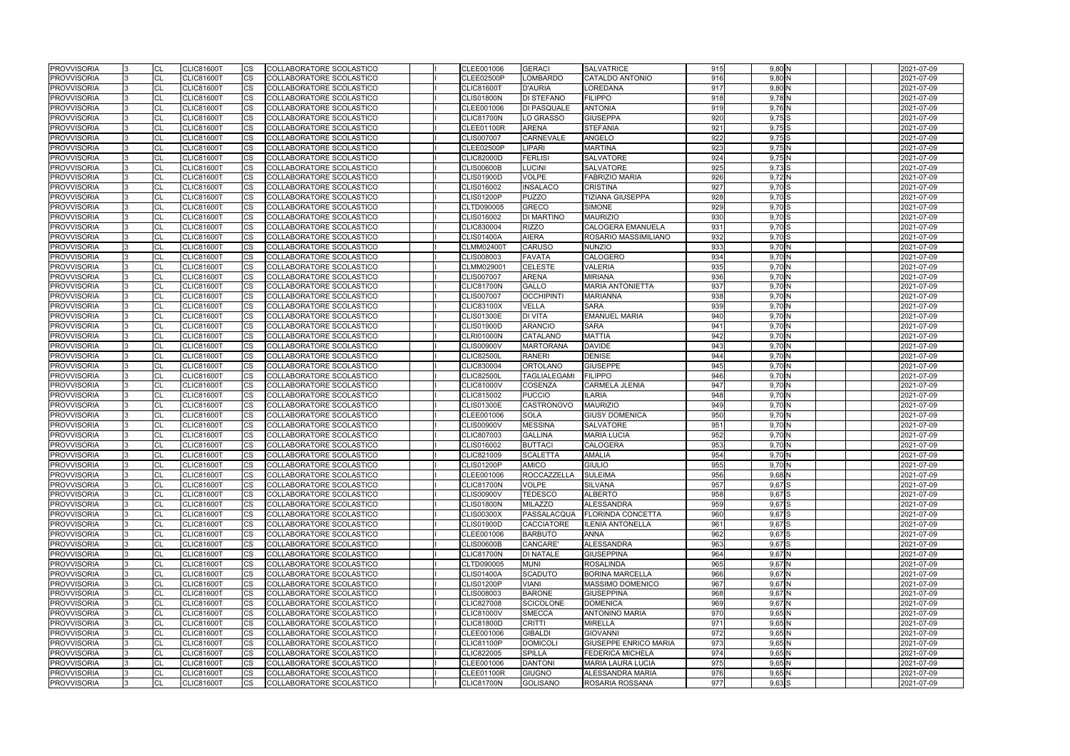| | | | | | | | | | | | | | | | | |
|---|---|---|---|---|---|---|---|---|---|---|---|---|---|---|---|---|
| PROVVISORIA | 3 | CL | CLIC81600T | CS | COLLABORATORE SCOLASTICO | | I | CLEE001006 | GERACI | SALVATRICE | 915 | 9,80 | N | | | 2021-07-09 |
| PROVVISORIA | 3 | CL | CLIC81600T | CS | COLLABORATORE SCOLASTICO | | I | CLEE02500P | LOMBARDO | CATALDO ANTONIO | 916 | 9,80 | N | | | 2021-07-09 |
| PROVVISORIA | 3 | CL | CLIC81600T | CS | COLLABORATORE SCOLASTICO | | I | CLIC81600T | D'AURIA | LOREDANA | 917 | 9,80 | N | | | 2021-07-09 |
| PROVVISORIA | 3 | CL | CLIC81600T | CS | COLLABORATORE SCOLASTICO | | I | CLIS01800N | DI STEFANO | FILIPPO | 918 | 9,78 | N | | | 2021-07-09 |
| PROVVISORIA | 3 | CL | CLIC81600T | CS | COLLABORATORE SCOLASTICO | | I | CLEE001006 | DI PASQUALE | ANTONIA | 919 | 9,76 | N | | | 2021-07-09 |
| PROVVISORIA | 3 | CL | CLIC81600T | CS | COLLABORATORE SCOLASTICO | | I | CLIC81700N | LO GRASSO | GIUSEPPA | 920 | 9,75 | S | | | 2021-07-09 |
| PROVVISORIA | 3 | CL | CLIC81600T | CS | COLLABORATORE SCOLASTICO | | I | CLEE01100R | ARENA | STEFANIA | 921 | 9,75 | S | | | 2021-07-09 |
| PROVVISORIA | 3 | CL | CLIC81600T | CS | COLLABORATORE SCOLASTICO | | I | CLIS007007 | CARNEVALE | ANGELO | 922 | 9,75 | S | | | 2021-07-09 |
| PROVVISORIA | 3 | CL | CLIC81600T | CS | COLLABORATORE SCOLASTICO | | I | CLEE02500P | LIPARI | MARTINA | 923 | 9,75 | N | | | 2021-07-09 |
| PROVVISORIA | 3 | CL | CLIC81600T | CS | COLLABORATORE SCOLASTICO | | I | CLIC82000D | FERLISI | SALVATORE | 924 | 9,75 | N | | | 2021-07-09 |
| PROVVISORIA | 3 | CL | CLIC81600T | CS | COLLABORATORE SCOLASTICO | | I | CLIS00600B | LUCINI | SALVATORE | 925 | 9,73 | S | | | 2021-07-09 |
| PROVVISORIA | 3 | CL | CLIC81600T | CS | COLLABORATORE SCOLASTICO | | I | CLIS01900D | VOLPE | FABRIZIO MARIA | 926 | 9,72 | N | | | 2021-07-09 |
| PROVVISORIA | 3 | CL | CLIC81600T | CS | COLLABORATORE SCOLASTICO | | I | CLIS016002 | INSALACO | CRISTINA | 927 | 9,70 | S | | | 2021-07-09 |
| PROVVISORIA | 3 | CL | CLIC81600T | CS | COLLABORATORE SCOLASTICO | | I | CLIS01200P | PUZZO | TIZIANA GIUSEPPA | 928 | 9,70 | S | | | 2021-07-09 |
| PROVVISORIA | 3 | CL | CLIC81600T | CS | COLLABORATORE SCOLASTICO | | I | CLTD090005 | GRECO | SIMONE | 929 | 9,70 | S | | | 2021-07-09 |
| PROVVISORIA | 3 | CL | CLIC81600T | CS | COLLABORATORE SCOLASTICO | | I | CLIS016002 | DI MARTINO | MAURIZIO | 930 | 9,70 | S | | | 2021-07-09 |
| PROVVISORIA | 3 | CL | CLIC81600T | CS | COLLABORATORE SCOLASTICO | | I | CLIC830004 | RIZZO | CALOGERA EMANUELA | 931 | 9,70 | S | | | 2021-07-09 |
| PROVVISORIA | 3 | CL | CLIC81600T | CS | COLLABORATORE SCOLASTICO | | I | CLIS01400A | AIERA | ROSARIO MASSIMILIANO | 932 | 9,70 | S | | | 2021-07-09 |
| PROVVISORIA | 3 | CL | CLIC81600T | CS | COLLABORATORE SCOLASTICO | | I | CLMM02400T | CARUSO | NUNZIO | 933 | 9,70 | N | | | 2021-07-09 |
| PROVVISORIA | 3 | CL | CLIC81600T | CS | COLLABORATORE SCOLASTICO | | I | CLIS008003 | FAVATA | CALOGERO | 934 | 9,70 | N | | | 2021-07-09 |
| PROVVISORIA | 3 | CL | CLIC81600T | CS | COLLABORATORE SCOLASTICO | | I | CLMM029001 | CELESTE | VALERIA | 935 | 9,70 | N | | | 2021-07-09 |
| PROVVISORIA | 3 | CL | CLIC81600T | CS | COLLABORATORE SCOLASTICO | | I | CLIS007007 | ARENA | MIRIANA | 936 | 9,70 | N | | | 2021-07-09 |
| PROVVISORIA | 3 | CL | CLIC81600T | CS | COLLABORATORE SCOLASTICO | | I | CLIC81700N | GALLO | MARIA ANTONIETTA | 937 | 9,70 | N | | | 2021-07-09 |
| PROVVISORIA | 3 | CL | CLIC81600T | CS | COLLABORATORE SCOLASTICO | | I | CLIS007007 | OCCHIPINTI | MARIANNA | 938 | 9,70 | N | | | 2021-07-09 |
| PROVVISORIA | 3 | CL | CLIC81600T | CS | COLLABORATORE SCOLASTICO | | I | CLIC83100X | VELLA | SARA | 939 | 9,70 | N | | | 2021-07-09 |
| PROVVISORIA | 3 | CL | CLIC81600T | CS | COLLABORATORE SCOLASTICO | | I | CLIS01300E | DI VITA | EMANUEL MARIA | 940 | 9,70 | N | | | 2021-07-09 |
| PROVVISORIA | 3 | CL | CLIC81600T | CS | COLLABORATORE SCOLASTICO | | I | CLIS01900D | ARANCIO | SARA | 941 | 9,70 | N | | | 2021-07-09 |
| PROVVISORIA | 3 | CL | CLIC81600T | CS | COLLABORATORE SCOLASTICO | | I | CLRI01000N | CATALANO | MATTIA | 942 | 9,70 | N | | | 2021-07-09 |
| PROVVISORIA | 3 | CL | CLIC81600T | CS | COLLABORATORE SCOLASTICO | | I | CLIS00900V | MARTORANA | DAVIDE | 943 | 9,70 | N | | | 2021-07-09 |
| PROVVISORIA | 3 | CL | CLIC81600T | CS | COLLABORATORE SCOLASTICO | | I | CLIC82500L | RANERI | DENISE | 944 | 9,70 | N | | | 2021-07-09 |
| PROVVISORIA | 3 | CL | CLIC81600T | CS | COLLABORATORE SCOLASTICO | | I | CLIC830004 | ORTOLANO | GIUSEPPE | 945 | 9,70 | N | | | 2021-07-09 |
| PROVVISORIA | 3 | CL | CLIC81600T | CS | COLLABORATORE SCOLASTICO | | I | CLIC82500L | TAGLIALEGAMI | FILIPPO | 946 | 9,70 | N | | | 2021-07-09 |
| PROVVISORIA | 3 | CL | CLIC81600T | CS | COLLABORATORE SCOLASTICO | | I | CLIC81000V | COSENZA | CARMELA JLENIA | 947 | 9,70 | N | | | 2021-07-09 |
| PROVVISORIA | 3 | CL | CLIC81600T | CS | COLLABORATORE SCOLASTICO | | I | CLIC815002 | PUCCIO | ILARIA | 948 | 9,70 | N | | | 2021-07-09 |
| PROVVISORIA | 3 | CL | CLIC81600T | CS | COLLABORATORE SCOLASTICO | | I | CLIS01300E | CASTRONOVO | MAURIZIO | 949 | 9,70 | N | | | 2021-07-09 |
| PROVVISORIA | 3 | CL | CLIC81600T | CS | COLLABORATORE SCOLASTICO | | I | CLEE001006 | SOLA | GIUSY DOMENICA | 950 | 9,70 | N | | | 2021-07-09 |
| PROVVISORIA | 3 | CL | CLIC81600T | CS | COLLABORATORE SCOLASTICO | | I | CLIS00900V | MESSINA | SALVATORE | 951 | 9,70 | N | | | 2021-07-09 |
| PROVVISORIA | 3 | CL | CLIC81600T | CS | COLLABORATORE SCOLASTICO | | I | CLIC807003 | GALLINA | MARIA LUCIA | 952 | 9,70 | N | | | 2021-07-09 |
| PROVVISORIA | 3 | CL | CLIC81600T | CS | COLLABORATORE SCOLASTICO | | I | CLIS016002 | BUTTACI | CALOGERA | 953 | 9,70 | N | | | 2021-07-09 |
| PROVVISORIA | 3 | CL | CLIC81600T | CS | COLLABORATORE SCOLASTICO | | I | CLIC821009 | SCALETTA | AMALIA | 954 | 9,70 | N | | | 2021-07-09 |
| PROVVISORIA | 3 | CL | CLIC81600T | CS | COLLABORATORE SCOLASTICO | | I | CLIS01200P | AMICO | GIULIO | 955 | 9,70 | N | | | 2021-07-09 |
| PROVVISORIA | 3 | CL | CLIC81600T | CS | COLLABORATORE SCOLASTICO | | I | CLEE001006 | ROCCAZZELLA | SULEIMA | 956 | 9,68 | N | | | 2021-07-09 |
| PROVVISORIA | 3 | CL | CLIC81600T | CS | COLLABORATORE SCOLASTICO | | I | CLIC81700N | VOLPE | SILVANA | 957 | 9,67 | S | | | 2021-07-09 |
| PROVVISORIA | 3 | CL | CLIC81600T | CS | COLLABORATORE SCOLASTICO | | I | CLIS00900V | TEDESCO | ALBERTO | 958 | 9,67 | S | | | 2021-07-09 |
| PROVVISORIA | 3 | CL | CLIC81600T | CS | COLLABORATORE SCOLASTICO | | I | CLIS01800N | MILAZZO | ALESSANDRA | 959 | 9,67 | S | | | 2021-07-09 |
| PROVVISORIA | 3 | CL | CLIC81600T | CS | COLLABORATORE SCOLASTICO | | I | CLIS00300X | PASSALACQUA | FLORINDA CONCETTA | 960 | 9,67 | S | | | 2021-07-09 |
| PROVVISORIA | 3 | CL | CLIC81600T | CS | COLLABORATORE SCOLASTICO | | I | CLIS01900D | CACCIATORE | ILENIA ANTONELLA | 961 | 9,67 | S | | | 2021-07-09 |
| PROVVISORIA | 3 | CL | CLIC81600T | CS | COLLABORATORE SCOLASTICO | | I | CLEE001006 | BARBUTO | ANNA | 962 | 9,67 | S | | | 2021-07-09 |
| PROVVISORIA | 3 | CL | CLIC81600T | CS | COLLABORATORE SCOLASTICO | | I | CLIS00600B | CANCARE' | ALESSANDRA | 963 | 9,67 | S | | | 2021-07-09 |
| PROVVISORIA | 3 | CL | CLIC81600T | CS | COLLABORATORE SCOLASTICO | | I | CLIC81700N | DI NATALE | GIUSEPPINA | 964 | 9,67 | N | | | 2021-07-09 |
| PROVVISORIA | 3 | CL | CLIC81600T | CS | COLLABORATORE SCOLASTICO | | I | CLTD090005 | MUNI | ROSALINDA | 965 | 9,67 | N | | | 2021-07-09 |
| PROVVISORIA | 3 | CL | CLIC81600T | CS | COLLABORATORE SCOLASTICO | | I | CLIS01400A | SCADUTO | BORINA MARCELLA | 966 | 9,67 | N | | | 2021-07-09 |
| PROVVISORIA | 3 | CL | CLIC81600T | CS | COLLABORATORE SCOLASTICO | | I | CLIS01200P | VIANI | MASSIMO DOMENICO | 967 | 9,67 | N | | | 2021-07-09 |
| PROVVISORIA | 3 | CL | CLIC81600T | CS | COLLABORATORE SCOLASTICO | | I | CLIS008003 | BARONE | GIUSEPPINA | 968 | 9,67 | N | | | 2021-07-09 |
| PROVVISORIA | 3 | CL | CLIC81600T | CS | COLLABORATORE SCOLASTICO | | I | CLIC827008 | SCICOLONE | DOMENICA | 969 | 9,67 | N | | | 2021-07-09 |
| PROVVISORIA | 3 | CL | CLIC81600T | CS | COLLABORATORE SCOLASTICO | | I | CLIC81000V | SMECCA | ANTONINO MARIA | 970 | 9,65 | N | | | 2021-07-09 |
| PROVVISORIA | 3 | CL | CLIC81600T | CS | COLLABORATORE SCOLASTICO | | I | CLIC81800D | CRITTI | MIRELLA | 971 | 9,65 | N | | | 2021-07-09 |
| PROVVISORIA | 3 | CL | CLIC81600T | CS | COLLABORATORE SCOLASTICO | | I | CLEE001006 | GIBALDI | GIOVANNI | 972 | 9,65 | N | | | 2021-07-09 |
| PROVVISORIA | 3 | CL | CLIC81600T | CS | COLLABORATORE SCOLASTICO | | I | CLIC81100P | DOMICOLI | GIUSEPPE ENRICO MARIA | 973 | 9,65 | N | | | 2021-07-09 |
| PROVVISORIA | 3 | CL | CLIC81600T | CS | COLLABORATORE SCOLASTICO | | I | CLIC822005 | SPILLA | FEDERICA MICHELA | 974 | 9,65 | N | | | 2021-07-09 |
| PROVVISORIA | 3 | CL | CLIC81600T | CS | COLLABORATORE SCOLASTICO | | I | CLEE001006 | DANTONI | MARIA LAURA LUCIA | 975 | 9,65 | N | | | 2021-07-09 |
| PROVVISORIA | 3 | CL | CLIC81600T | CS | COLLABORATORE SCOLASTICO | | I | CLEE01100R | GIUGNO | ALESSANDRA MARIA | 976 | 9,65 | N | | | 2021-07-09 |
| PROVVISORIA | 3 | CL | CLIC81600T | CS | COLLABORATORE SCOLASTICO | | I | CLIC81700N | GOLISANO | ROSARIA ROSSANA | 977 | 9,63 | S | | | 2021-07-09 |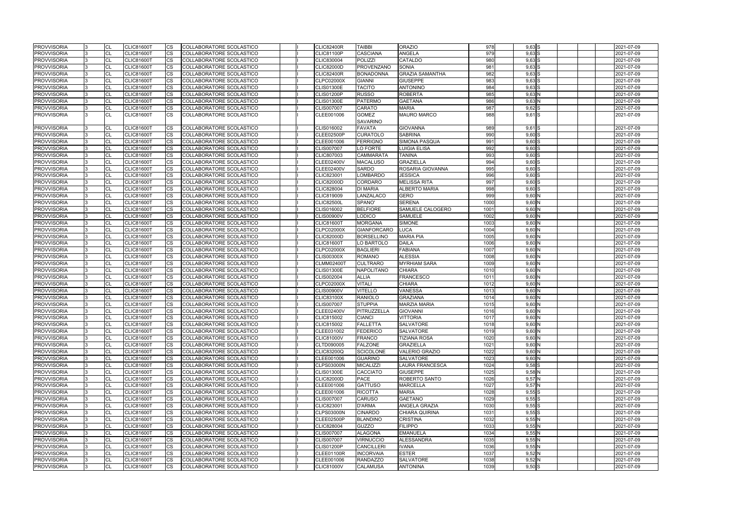| | | | | | | | | | | | | | | | | | |
|---|---|---|---|---|---|---|---|---|---|---|---|---|---|---|---|---|---|
| PROVVISORIA | 3 | CL | CLIC81600T | CS | COLLABORATORE SCOLASTICO | | I | CLIC82400R | TAIBBI | ORAZIO | 978 | | 9,63 | S | | | 2021-07-09 |
| PROVVISORIA | 3 | CL | CLIC81600T | CS | COLLABORATORE SCOLASTICO | | I | CLIC81100P | CASCIANA | ANGELA | 979 | | 9,63 | S | | | 2021-07-09 |
| PROVVISORIA | 3 | CL | CLIC81600T | CS | COLLABORATORE SCOLASTICO | | I | CLIC830004 | POLIZZI | CATALDO | 980 | | 9,63 | S | | | 2021-07-09 |
| PROVVISORIA | 3 | CL | CLIC81600T | CS | COLLABORATORE SCOLASTICO | | I | CLIC82000D | PROVENZANO | SONIA | 981 | | 9,63 | S | | | 2021-07-09 |
| PROVVISORIA | 3 | CL | CLIC81600T | CS | COLLABORATORE SCOLASTICO | | I | CLIC82400R | BONADONNA | GRAZIA SAMANTHA | 982 | | 9,63 | S | | | 2021-07-09 |
| PROVVISORIA | 3 | CL | CLIC81600T | CS | COLLABORATORE SCOLASTICO | | I | CLPC02000X | GIANNI | GIUSEPPE | 983 | | 9,63 | S | | | 2021-07-09 |
| PROVVISORIA | 3 | CL | CLIC81600T | CS | COLLABORATORE SCOLASTICO | | I | CLIS01300E | TACITO | ANTONINO | 984 | | 9,63 | S | | | 2021-07-09 |
| PROVVISORIA | 3 | CL | CLIC81600T | CS | COLLABORATORE SCOLASTICO | | I | CLIS01200P | RUSSO | ROBERTA | 985 | | 9,63 | N | | | 2021-07-09 |
| PROVVISORIA | 3 | CL | CLIC81600T | CS | COLLABORATORE SCOLASTICO | | I | CLIS01300E | PATERMO | GAETANA | 986 | | 9,63 | N | | | 2021-07-09 |
| PROVVISORIA | 3 | CL | CLIC81600T | CS | COLLABORATORE SCOLASTICO | | I | CLIS007007 | CARATO | MARIA | 987 | | 9,62 | S | | | 2021-07-09 |
| PROVVISORIA | 3 | CL | CLIC81600T | CS | COLLABORATORE SCOLASTICO | | I | CLEE001006 | GOMEZ SAVARINO | MAURO MARCO | 988 | | 9,61 | S | | | 2021-07-09 |
| PROVVISORIA | 3 | CL | CLIC81600T | CS | COLLABORATORE SCOLASTICO | | I | CLIS016002 | FAVATA | GIOVANNA | 989 | | 9,61 | S | | | 2021-07-09 |
| PROVVISORIA | 3 | CL | CLIC81600T | CS | COLLABORATORE SCOLASTICO | | I | CLEE02500P | CURATOLO | SABRINA | 990 | | 9,60 | S | | | 2021-07-09 |
| PROVVISORIA | 3 | CL | CLIC81600T | CS | COLLABORATORE SCOLASTICO | | I | CLEE001006 | FERRIGNO | SIMONA PASQUA | 991 | | 9,60 | S | | | 2021-07-09 |
| PROVVISORIA | 3 | CL | CLIC81600T | CS | COLLABORATORE SCOLASTICO | | I | CLIS007007 | LO FORTE | LUIGIA ELISA | 992 | | 9,60 | S | | | 2021-07-09 |
| PROVVISORIA | 3 | CL | CLIC81600T | CS | COLLABORATORE SCOLASTICO | | I | CLIC807003 | CAMMARATA | TANINA | 993 | | 9,60 | S | | | 2021-07-09 |
| PROVVISORIA | 3 | CL | CLIC81600T | CS | COLLABORATORE SCOLASTICO | | I | CLEE02400V | MACALUSO | GRAZIELLA | 994 | | 9,60 | S | | | 2021-07-09 |
| PROVVISORIA | 3 | CL | CLIC81600T | CS | COLLABORATORE SCOLASTICO | | I | CLEE02400V | SARDO | ROSARIA GIOVANNA | 995 | | 9,60 | S | | | 2021-07-09 |
| PROVVISORIA | 3 | CL | CLIC81600T | CS | COLLABORATORE SCOLASTICO | | I | CLIC823001 | LOMBARDO | JESSICA | 996 | | 9,60 | S | | | 2021-07-09 |
| PROVVISORIA | 3 | CL | CLIC81600T | CS | COLLABORATORE SCOLASTICO | | I | CLIC82000D | CORDARO | MELISSA RITA | 997 | | 9,60 | S | | | 2021-07-09 |
| PROVVISORIA | 3 | CL | CLIC81600T | CS | COLLABORATORE SCOLASTICO | | I | CLIC828004 | DI MARIA | ALBERTO MARIA | 998 | | 9,60 | S | | | 2021-07-09 |
| PROVVISORIA | 3 | CL | CLIC81600T | CS | COLLABORATORE SCOLASTICO | | I | CLIC819009 | LANZALACO | GERO | 999 | | 9,60 | N | | | 2021-07-09 |
| PROVVISORIA | 3 | CL | CLIC81600T | CS | COLLABORATORE SCOLASTICO | | I | CLIC82500L | SPANO' | SERENA | 1000 | | 9,60 | N | | | 2021-07-09 |
| PROVVISORIA | 3 | CL | CLIC81600T | CS | COLLABORATORE SCOLASTICO | | I | CLIS016002 | BELFIORE | SAMUELE CALOGERO | 1001 | | 9,60 | N | | | 2021-07-09 |
| PROVVISORIA | 3 | CL | CLIC81600T | CS | COLLABORATORE SCOLASTICO | | I | CLIS00900V | LODICO | SAMUELE | 1002 | | 9,60 | N | | | 2021-07-09 |
| PROVVISORIA | 3 | CL | CLIC81600T | CS | COLLABORATORE SCOLASTICO | | I | CLIC81600T | MORGANA | SIMONE | 1003 | | 9,60 | N | | | 2021-07-09 |
| PROVVISORIA | 3 | CL | CLIC81600T | CS | COLLABORATORE SCOLASTICO | | I | CLPC02000X | GIANFORCARO | LUCA | 1004 | | 9,60 | N | | | 2021-07-09 |
| PROVVISORIA | 3 | CL | CLIC81600T | CS | COLLABORATORE SCOLASTICO | | I | CLIC82000D | BORSELLINO | MARIA PIA | 1005 | | 9,60 | N | | | 2021-07-09 |
| PROVVISORIA | 3 | CL | CLIC81600T | CS | COLLABORATORE SCOLASTICO | | I | CLIC81600T | LO BARTOLO | DAILA | 1006 | | 9,60 | N | | | 2021-07-09 |
| PROVVISORIA | 3 | CL | CLIC81600T | CS | COLLABORATORE SCOLASTICO | | I | CLPC02000X | BAGLIERI | FABIANA | 1007 | | 9,60 | N | | | 2021-07-09 |
| PROVVISORIA | 3 | CL | CLIC81600T | CS | COLLABORATORE SCOLASTICO | | I | CLIS00300X | ROMANO | ALESSIA | 1008 | | 9,60 | N | | | 2021-07-09 |
| PROVVISORIA | 3 | CL | CLIC81600T | CS | COLLABORATORE SCOLASTICO | | I | CLMM02400T | CULTRARO | MYRHIAM SARA | 1009 | | 9,60 | N | | | 2021-07-09 |
| PROVVISORIA | 3 | CL | CLIC81600T | CS | COLLABORATORE SCOLASTICO | | I | CLIS01300E | NAPOLITANO | CHIARA | 1010 | | 9,60 | N | | | 2021-07-09 |
| PROVVISORIA | 3 | CL | CLIC81600T | CS | COLLABORATORE SCOLASTICO | | I | CLIS002004 | ALLIA | FRANCESCO | 1011 | | 9,60 | N | | | 2021-07-09 |
| PROVVISORIA | 3 | CL | CLIC81600T | CS | COLLABORATORE SCOLASTICO | | I | CLPC02000X | VITALI | CHIARA | 1012 | | 9,60 | N | | | 2021-07-09 |
| PROVVISORIA | 3 | CL | CLIC81600T | CS | COLLABORATORE SCOLASTICO | | I | CLIS00900V | VITELLO | VANESSA | 1013 | | 9,60 | N | | | 2021-07-09 |
| PROVVISORIA | 3 | CL | CLIC81600T | CS | COLLABORATORE SCOLASTICO | | I | CLIC83100X | RANIOLO | GRAZIANA | 1014 | | 9,60 | N | | | 2021-07-09 |
| PROVVISORIA | 3 | CL | CLIC81600T | CS | COLLABORATORE SCOLASTICO | | I | CLIS007007 | STUPPIA | MARZIA MARIA | 1015 | | 9,60 | N | | | 2021-07-09 |
| PROVVISORIA | 3 | CL | CLIC81600T | CS | COLLABORATORE SCOLASTICO | | I | CLEE02400V | PITRUZZELLA | GIOVANNI | 1016 | | 9,60 | N | | | 2021-07-09 |
| PROVVISORIA | 3 | CL | CLIC81600T | CS | COLLABORATORE SCOLASTICO | | I | CLIC815002 | CIANCI | VITTORIA | 1017 | | 9,60 | N | | | 2021-07-09 |
| PROVVISORIA | 3 | CL | CLIC81600T | CS | COLLABORATORE SCOLASTICO | | I | CLIC815002 | FALLETTA | SALVATORE | 1018 | | 9,60 | N | | | 2021-07-09 |
| PROVVISORIA | 3 | CL | CLIC81600T | CS | COLLABORATORE SCOLASTICO | | I | CLEE031002 | FEDERICO | SALVATORE | 1019 | | 9,60 | N | | | 2021-07-09 |
| PROVVISORIA | 3 | CL | CLIC81600T | CS | COLLABORATORE SCOLASTICO | | I | CLIC81000V | FRANCO | TIZIANA ROSA | 1020 | | 9,60 | N | | | 2021-07-09 |
| PROVVISORIA | 3 | CL | CLIC81600T | CS | COLLABORATORE SCOLASTICO | | I | CLTD090005 | FALZONE | GRAZIELLA | 1021 | | 9,60 | N | | | 2021-07-09 |
| PROVVISORIA | 3 | CL | CLIC81600T | CS | COLLABORATORE SCOLASTICO | | I | CLIC83200Q | SCICOLONE | VALERIO GRAZIO | 1022 | | 9,60 | N | | | 2021-07-09 |
| PROVVISORIA | 3 | CL | CLIC81600T | CS | COLLABORATORE SCOLASTICO | | I | CLEE001006 | GUARINO | SALVATORE | 1023 | | 9,60 | N | | | 2021-07-09 |
| PROVVISORIA | 3 | CL | CLIC81600T | CS | COLLABORATORE SCOLASTICO | | I | CLPS03000N | MICALIZZI | LAURA FRANCESCA | 1024 | | 9,58 | S | | | 2021-07-09 |
| PROVVISORIA | 3 | CL | CLIC81600T | CS | COLLABORATORE SCOLASTICO | | I | CLIS01300E | CACCIATO | GIUSEPPE | 1025 | | 9,58 | N | | | 2021-07-09 |
| PROVVISORIA | 3 | CL | CLIC81600T | CS | COLLABORATORE SCOLASTICO | | I | CLIC82000D | PACE | ROBERTO SANTO | 1026 | | 9,57 | N | | | 2021-07-09 |
| PROVVISORIA | 3 | CL | CLIC81600T | CS | COLLABORATORE SCOLASTICO | | I | CLEE001006 | GATTUSO | MARCELLA | 1027 | | 9,57 | N | | | 2021-07-09 |
| PROVVISORIA | 3 | CL | CLIC81600T | CS | COLLABORATORE SCOLASTICO | | I | CLEE001006 | RICOTTA | MARIA | 1028 | | 9,55 | S | | | 2021-07-09 |
| PROVVISORIA | 3 | CL | CLIC81600T | CS | COLLABORATORE SCOLASTICO | | I | CLIS007007 | CARUSO | GAETANO | 1029 | | 9,55 | S | | | 2021-07-09 |
| PROVVISORIA | 3 | CL | CLIC81600T | CS | COLLABORATORE SCOLASTICO | | I | CLIC823001 | D'ARMA | ANGELA GRAZIA | 1030 | | 9,55 | S | | | 2021-07-09 |
| PROVVISORIA | 3 | CL | CLIC81600T | CS | COLLABORATORE SCOLASTICO | | I | CLPS03000N | CINARDO | CHIARA QUIRINA | 1031 | | 9,55 | S | | | 2021-07-09 |
| PROVVISORIA | 3 | CL | CLIC81600T | CS | COLLABORATORE SCOLASTICO | | I | CLEE02500P | BLANDINO | CRISTINA | 1032 | | 9,55 | N | | | 2021-07-09 |
| PROVVISORIA | 3 | CL | CLIC81600T | CS | COLLABORATORE SCOLASTICO | | I | CLIC828004 | GUZZO | FILIPPO | 1033 | | 9,55 | N | | | 2021-07-09 |
| PROVVISORIA | 3 | CL | CLIC81600T | CS | COLLABORATORE SCOLASTICO | | I | CLIS007007 | ALAGONA | EMANUELA | 1034 | | 9,55 | N | | | 2021-07-09 |
| PROVVISORIA | 3 | CL | CLIC81600T | CS | COLLABORATORE SCOLASTICO | | I | CLIS007007 | VIRNUCCIO | ALESSANDRA | 1035 | | 9,55 | N | | | 2021-07-09 |
| PROVVISORIA | 3 | CL | CLIC81600T | CS | COLLABORATORE SCOLASTICO | | I | CLIS01200P | CANCILLERI | IVANA | 1036 | | 9,55 | N | | | 2021-07-09 |
| PROVVISORIA | 3 | CL | CLIC81600T | CS | COLLABORATORE SCOLASTICO | | I | CLEE01100R | INCORVAIA | ESTER | 1037 | | 9,52 | N | | | 2021-07-09 |
| PROVVISORIA | 3 | CL | CLIC81600T | CS | COLLABORATORE SCOLASTICO | | I | CLEE001006 | RANDAZZO | SALVATORE | 1038 | | 9,52 | N | | | 2021-07-09 |
| PROVVISORIA | 3 | CL | CLIC81600T | CS | COLLABORATORE SCOLASTICO | | I | CLIC81000V | CALAMUSA | ANTONINA | 1039 | | 9,50 | S | | | 2021-07-09 |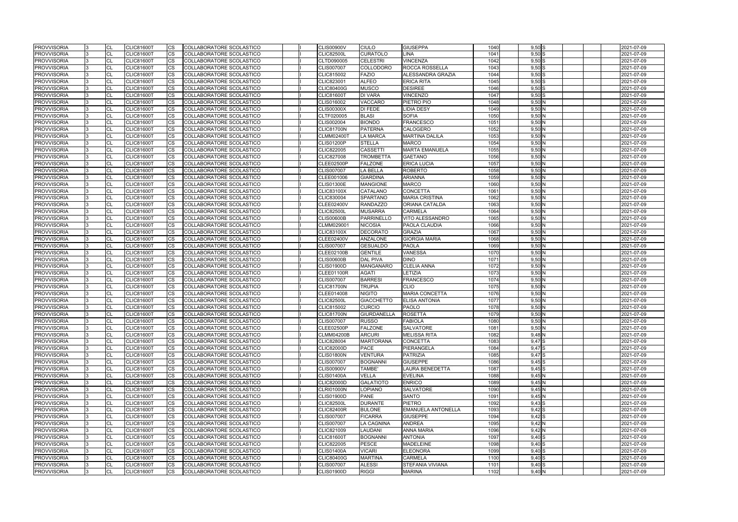| | | | | | | | | | | | | | | | | | |
|---|---|---|---|---|---|---|---|---|---|---|---|---|---|---|---|---|---|
| PROVVISORIA | 3 | CL | CLIC81600T | CS | COLLABORATORE SCOLASTICO | | I | CLIS00900V | CIULO | GIUSEPPA | 1040 | 9,50 | S | | | | 2021-07-09 |
| PROVVISORIA | 3 | CL | CLIC81600T | CS | COLLABORATORE SCOLASTICO | | I | CLIC82500L | CURATOLO | LINA | 1041 | 9,50 | S | | | | 2021-07-09 |
| PROVVISORIA | 3 | CL | CLIC81600T | CS | COLLABORATORE SCOLASTICO | | I | CLTD090005 | CELESTRI | VINCENZA | 1042 | 9,50 | S | | | | 2021-07-09 |
| PROVVISORIA | 3 | CL | CLIC81600T | CS | COLLABORATORE SCOLASTICO | | I | CLIS007007 | COLLODORO | ROCCA ROSSELLA | 1043 | 9,50 | S | | | | 2021-07-09 |
| PROVVISORIA | 3 | CL | CLIC81600T | CS | COLLABORATORE SCOLASTICO | | I | CLIC815002 | FAZIO | ALESSANDRA GRAZIA | 1044 | 9,50 | S | | | | 2021-07-09 |
| PROVVISORIA | 3 | CL | CLIC81600T | CS | COLLABORATORE SCOLASTICO | | I | CLIC823001 | ALFEO | ERICA RITA | 1045 | 9,50 | S | | | | 2021-07-09 |
| PROVVISORIA | 3 | CL | CLIC81600T | CS | COLLABORATORE SCOLASTICO | | I | CLIC80400G | MUSCO | DESIREE | 1046 | 9,50 | S | | | | 2021-07-09 |
| PROVVISORIA | 3 | CL | CLIC81600T | CS | COLLABORATORE SCOLASTICO | | I | CLIC81600T | DI VARA | VINCENZO | 1047 | 9,50 | S | | | | 2021-07-09 |
| PROVVISORIA | 3 | CL | CLIC81600T | CS | COLLABORATORE SCOLASTICO | | I | CLIS016002 | VACCARO | PIETRO PIO | 1048 | 9,50 | N | | | | 2021-07-09 |
| PROVVISORIA | 3 | CL | CLIC81600T | CS | COLLABORATORE SCOLASTICO | | I | CLIS00300X | DI FEDE | LIDIA DESY | 1049 | 9,50 | N | | | | 2021-07-09 |
| PROVVISORIA | 3 | CL | CLIC81600T | CS | COLLABORATORE SCOLASTICO | | I | CLTF020005 | BLASI | SOFIA | 1050 | 9,50 | N | | | | 2021-07-09 |
| PROVVISORIA | 3 | CL | CLIC81600T | CS | COLLABORATORE SCOLASTICO | | I | CLIS002004 | BIONDO | FRANCESCO | 1051 | 9,50 | N | | | | 2021-07-09 |
| PROVVISORIA | 3 | CL | CLIC81600T | CS | COLLABORATORE SCOLASTICO | | I | CLIC81700N | PATERNA | CALOGERO | 1052 | 9,50 | N | | | | 2021-07-09 |
| PROVVISORIA | 3 | CL | CLIC81600T | CS | COLLABORATORE SCOLASTICO | | I | CLMM02400T | LA MARCA | MARTINA DALILA | 1053 | 9,50 | N | | | | 2021-07-09 |
| PROVVISORIA | 3 | CL | CLIC81600T | CS | COLLABORATORE SCOLASTICO | | I | CLIS01200P | STELLA | MARCO | 1054 | 9,50 | N | | | | 2021-07-09 |
| PROVVISORIA | 3 | CL | CLIC81600T | CS | COLLABORATORE SCOLASTICO | | I | CLIC822005 | CASSETTI | MARTA EMANUELA | 1055 | 9,50 | N | | | | 2021-07-09 |
| PROVVISORIA | 3 | CL | CLIC81600T | CS | COLLABORATORE SCOLASTICO | | I | CLIC827008 | TROMBETTA | GAETANO | 1056 | 9,50 | N | | | | 2021-07-09 |
| PROVVISORIA | 3 | CL | CLIC81600T | CS | COLLABORATORE SCOLASTICO | | I | CLEE02500P | FALZONE | ERICA LUCIA | 1057 | 9,50 | N | | | | 2021-07-09 |
| PROVVISORIA | 3 | CL | CLIC81600T | CS | COLLABORATORE SCOLASTICO | | I | CLIS007007 | LA BELLA | ROBERTO | 1058 | 9,50 | N | | | | 2021-07-09 |
| PROVVISORIA | 3 | CL | CLIC81600T | CS | COLLABORATORE SCOLASTICO | | I | CLEE001006 | GIARDINA | ARIANNA | 1059 | 9,50 | N | | | | 2021-07-09 |
| PROVVISORIA | 3 | CL | CLIC81600T | CS | COLLABORATORE SCOLASTICO | | I | CLIS01300E | MANGIONE | MARCO | 1060 | 9,50 | N | | | | 2021-07-09 |
| PROVVISORIA | 3 | CL | CLIC81600T | CS | COLLABORATORE SCOLASTICO | | I | CLIC83100X | CATALANO | CONCETTA | 1061 | 9,50 | N | | | | 2021-07-09 |
| PROVVISORIA | 3 | CL | CLIC81600T | CS | COLLABORATORE SCOLASTICO | | I | CLIC830004 | SPARTANO | MARIA CRISTINA | 1062 | 9,50 | N | | | | 2021-07-09 |
| PROVVISORIA | 3 | CL | CLIC81600T | CS | COLLABORATORE SCOLASTICO | | I | CLEE02400V | RANDAZZO | ORIANA CATALDA | 1063 | 9,50 | N | | | | 2021-07-09 |
| PROVVISORIA | 3 | CL | CLIC81600T | CS | COLLABORATORE SCOLASTICO | | I | CLIC82500L | MUSARRA | CARMELA | 1064 | 9,50 | N | | | | 2021-07-09 |
| PROVVISORIA | 3 | CL | CLIC81600T | CS | COLLABORATORE SCOLASTICO | | I | CLIS00600B | PARRINELLO | VITO ALESSANDRO | 1065 | 9,50 | N | | | | 2021-07-09 |
| PROVVISORIA | 3 | CL | CLIC81600T | CS | COLLABORATORE SCOLASTICO | | I | CLMM029001 | NICOSIA | PAOLA CLAUDIA | 1066 | 9,50 | N | | | | 2021-07-09 |
| PROVVISORIA | 3 | CL | CLIC81600T | CS | COLLABORATORE SCOLASTICO | | I | CLIC83100X | DECORATO | GRAZIA | 1067 | 9,50 | N | | | | 2021-07-09 |
| PROVVISORIA | 3 | CL | CLIC81600T | CS | COLLABORATORE SCOLASTICO | | I | CLEE02400V | ANZALONE | GIORGIA MARIA | 1068 | 9,50 | N | | | | 2021-07-09 |
| PROVVISORIA | 3 | CL | CLIC81600T | CS | COLLABORATORE SCOLASTICO | | I | CLIS007007 | GESUALDO | PAOLA | 1069 | 9,50 | N | | | | 2021-07-09 |
| PROVVISORIA | 3 | CL | CLIC81600T | CS | COLLABORATORE SCOLASTICO | | I | CLEE02100B | GENTILE | VANESSA | 1070 | 9,50 | N | | | | 2021-07-09 |
| PROVVISORIA | 3 | CL | CLIC81600T | CS | COLLABORATORE SCOLASTICO | | I | CLIS00600B | DAL PIVA | DINO | 1071 | 9,50 | N | | | | 2021-07-09 |
| PROVVISORIA | 3 | CL | CLIC81600T | CS | COLLABORATORE SCOLASTICO | | I | CLIS01900D | MANGANARO | CLELIA ANNA | 1072 | 9,50 | N | | | | 2021-07-09 |
| PROVVISORIA | 3 | CL | CLIC81600T | CS | COLLABORATORE SCOLASTICO | | I | CLEE01100R | AGATI | LETIZIA | 1073 | 9,50 | N | | | | 2021-07-09 |
| PROVVISORIA | 3 | CL | CLIC81600T | CS | COLLABORATORE SCOLASTICO | | I | CLIS007007 | BARRESI | FRANCESCO | 1074 | 9,50 | N | | | | 2021-07-09 |
| PROVVISORIA | 3 | CL | CLIC81600T | CS | COLLABORATORE SCOLASTICO | | I | CLIC81700N | TRUPIA | CLIO | 1075 | 9,50 | N | | | | 2021-07-09 |
| PROVVISORIA | 3 | CL | CLIC81600T | CS | COLLABORATORE SCOLASTICO | | I | CLEE014008 | NIGITO | MARIA CONCETTA | 1076 | 9,50 | N | | | | 2021-07-09 |
| PROVVISORIA | 3 | CL | CLIC81600T | CS | COLLABORATORE SCOLASTICO | | I | CLIC82500L | GIACCHETTO | ELISA ANTONIA | 1077 | 9,50 | N | | | | 2021-07-09 |
| PROVVISORIA | 3 | CL | CLIC81600T | CS | COLLABORATORE SCOLASTICO | | I | CLIC815002 | CURCIO | PAOLO | 1078 | 9,50 | N | | | | 2021-07-09 |
| PROVVISORIA | 3 | CL | CLIC81600T | CS | COLLABORATORE SCOLASTICO | | I | CLIC81700N | GIURDANELLA | ROSETTA | 1079 | 9,50 | N | | | | 2021-07-09 |
| PROVVISORIA | 3 | CL | CLIC81600T | CS | COLLABORATORE SCOLASTICO | | I | CLIS007007 | RUSSO | FABIOLA | 1080 | 9,50 | N | | | | 2021-07-09 |
| PROVVISORIA | 3 | CL | CLIC81600T | CS | COLLABORATORE SCOLASTICO | | I | CLEE02500P | FALZONE | SALVATORE | 1081 | 9,50 | N | | | | 2021-07-09 |
| PROVVISORIA | 3 | CL | CLIC81600T | CS | COLLABORATORE SCOLASTICO | | I | CLMM04200B | ARCURI | MELISSA RITA | 1082 | 9,48 | N | | | | 2021-07-09 |
| PROVVISORIA | 3 | CL | CLIC81600T | CS | COLLABORATORE SCOLASTICO | | I | CLIC828004 | MARTORANA | CONCETTA | 1083 | 9,47 | S | | | | 2021-07-09 |
| PROVVISORIA | 3 | CL | CLIC81600T | CS | COLLABORATORE SCOLASTICO | | I | CLIC82000D | PACE | PIERANGELA | 1084 | 9,47 | S | | | | 2021-07-09 |
| PROVVISORIA | 3 | CL | CLIC81600T | CS | COLLABORATORE SCOLASTICO | | I | CLIS01800N | VENTURA | PATRIZIA | 1085 | 9,47 | S | | | | 2021-07-09 |
| PROVVISORIA | 3 | CL | CLIC81600T | CS | COLLABORATORE SCOLASTICO | | I | CLIS007007 | BOGNANNI | GIUSEPPE | 1086 | 9,45 | S | | | | 2021-07-09 |
| PROVVISORIA | 3 | CL | CLIC81600T | CS | COLLABORATORE SCOLASTICO | | I | CLIS00900V | TAMBE' | LAURA BENEDETTA | 1087 | 9,45 | S | | | | 2021-07-09 |
| PROVVISORIA | 3 | CL | CLIC81600T | CS | COLLABORATORE SCOLASTICO | | I | CLIS01400A | VELLA | EVELINA | 1088 | 9,45 | N | | | | 2021-07-09 |
| PROVVISORIA | 3 | CL | CLIC81600T | CS | COLLABORATORE SCOLASTICO | | I | CLIC82000D | GALATIOTO | ENRICO | 1089 | 9,45 | N | | | | 2021-07-09 |
| PROVVISORIA | 3 | CL | CLIC81600T | CS | COLLABORATORE SCOLASTICO | | I | CLRI01000N | LOPIANO | SALVATORE | 1090 | 9,45 | N | | | | 2021-07-09 |
| PROVVISORIA | 3 | CL | CLIC81600T | CS | COLLABORATORE SCOLASTICO | | I | CLIS01900D | PANE | SANTO | 1091 | 9,45 | N | | | | 2021-07-09 |
| PROVVISORIA | 3 | CL | CLIC81600T | CS | COLLABORATORE SCOLASTICO | | I | CLIC82500L | DURANTE | PIETRO | 1092 | 9,43 | S | | | | 2021-07-09 |
| PROVVISORIA | 3 | CL | CLIC81600T | CS | COLLABORATORE SCOLASTICO | | I | CLIC82400R | BULONE | EMANUELA ANTONELLA | 1093 | 9,42 | S | | | | 2021-07-09 |
| PROVVISORIA | 3 | CL | CLIC81600T | CS | COLLABORATORE SCOLASTICO | | I | CLIS007007 | FICARRA | GIUSEPPE | 1094 | 9,42 | S | | | | 2021-07-09 |
| PROVVISORIA | 3 | CL | CLIC81600T | CS | COLLABORATORE SCOLASTICO | | I | CLIS007007 | LA CAGNINA | ANDREA | 1095 | 9,42 | N | | | | 2021-07-09 |
| PROVVISORIA | 3 | CL | CLIC81600T | CS | COLLABORATORE SCOLASTICO | | I | CLIC821009 | LAUDANI | ANNA MARIA | 1096 | 9,42 | N | | | | 2021-07-09 |
| PROVVISORIA | 3 | CL | CLIC81600T | CS | COLLABORATORE SCOLASTICO | | I | CLIC81600T | BOGNANNI | ANTONIA | 1097 | 9,40 | S | | | | 2021-07-09 |
| PROVVISORIA | 3 | CL | CLIC81600T | CS | COLLABORATORE SCOLASTICO | | I | CLIC822005 | PESCE | MADELEINE | 1098 | 9,40 | S | | | | 2021-07-09 |
| PROVVISORIA | 3 | CL | CLIC81600T | CS | COLLABORATORE SCOLASTICO | | I | CLIS01400A | VICARI | ELEONORA | 1099 | 9,40 | S | | | | 2021-07-09 |
| PROVVISORIA | 3 | CL | CLIC81600T | CS | COLLABORATORE SCOLASTICO | | I | CLIC80400G | MARTINA | CARMELA | 1100 | 9,40 | S | | | | 2021-07-09 |
| PROVVISORIA | 3 | CL | CLIC81600T | CS | COLLABORATORE SCOLASTICO | | I | CLIS007007 | ALESSI | STEFANIA VIVIANA | 1101 | 9,40 | S | | | | 2021-07-09 |
| PROVVISORIA | 3 | CL | CLIC81600T | CS | COLLABORATORE SCOLASTICO | | I | CLIS01900D | RIGGI | MARINA | 1102 | 9,40 | N | | | | 2021-07-09 |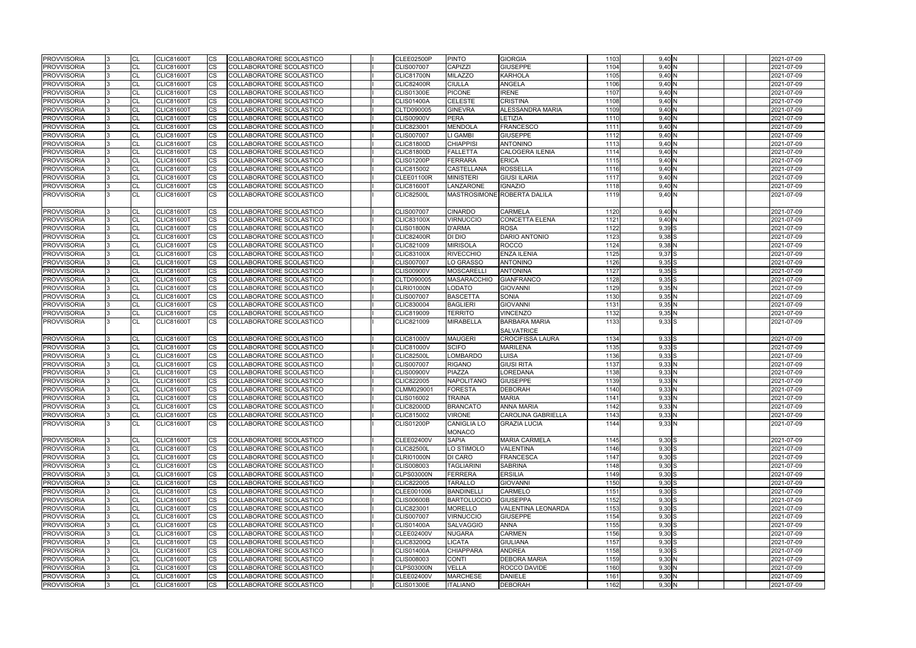| | | | | | | | | | | | | | | | | | | |
|---|---|---|---|---|---|---|---|---|---|---|---|---|---|---|---|---|---|---|
| PROVVISORIA | 3 | CL | CLIC81600T | CS | COLLABORATORE SCOLASTICO | | I | CLEE02500P | PINTO | GIORGIA | 1103 | | 9,40 | N | | | | 2021-07-09 |
| PROVVISORIA | 3 | CL | CLIC81600T | CS | COLLABORATORE SCOLASTICO | | I | CLIS007007 | CAPIZZI | GIUSEPPE | 1104 | | 9,40 | N | | | | 2021-07-09 |
| PROVVISORIA | 3 | CL | CLIC81600T | CS | COLLABORATORE SCOLASTICO | | I | CLIC81700N | MILAZZO | KARHOLA | 1105 | | 9,40 | N | | | | 2021-07-09 |
| PROVVISORIA | 3 | CL | CLIC81600T | CS | COLLABORATORE SCOLASTICO | | I | CLIC82400R | CIULLA | ANGELA | 1106 | | 9,40 | N | | | | 2021-07-09 |
| PROVVISORIA | 3 | CL | CLIC81600T | CS | COLLABORATORE SCOLASTICO | | I | CLIS01300E | PICONE | IRENE | 1107 | | 9,40 | N | | | | 2021-07-09 |
| PROVVISORIA | 3 | CL | CLIC81600T | CS | COLLABORATORE SCOLASTICO | | I | CLIS01400A | CELESTE | CRISTINA | 1108 | | 9,40 | N | | | | 2021-07-09 |
| PROVVISORIA | 3 | CL | CLIC81600T | CS | COLLABORATORE SCOLASTICO | | I | CLTD090005 | GINEVRA | ALESSANDRA MARIA | 1109 | | 9,40 | N | | | | 2021-07-09 |
| PROVVISORIA | 3 | CL | CLIC81600T | CS | COLLABORATORE SCOLASTICO | | I | CLIS00900V | PERA | LETIZIA | 1110 | | 9,40 | N | | | | 2021-07-09 |
| PROVVISORIA | 3 | CL | CLIC81600T | CS | COLLABORATORE SCOLASTICO | | I | CLIC823001 | MENDOLA | FRANCESCO | 1111 | | 9,40 | N | | | | 2021-07-09 |
| PROVVISORIA | 3 | CL | CLIC81600T | CS | COLLABORATORE SCOLASTICO | | I | CLIS007007 | LI GAMBI | GIUSEPPE | 1112 | | 9,40 | N | | | | 2021-07-09 |
| PROVVISORIA | 3 | CL | CLIC81600T | CS | COLLABORATORE SCOLASTICO | | I | CLIC81800D | CHIAPPISI | ANTONINO | 1113 | | 9,40 | N | | | | 2021-07-09 |
| PROVVISORIA | 3 | CL | CLIC81600T | CS | COLLABORATORE SCOLASTICO | | I | CLIC81800D | FALLETTA | CALOGERA ILENIA | 1114 | | 9,40 | N | | | | 2021-07-09 |
| PROVVISORIA | 3 | CL | CLIC81600T | CS | COLLABORATORE SCOLASTICO | | I | CLIS01200P | FERRARA | ERICA | 1115 | | 9,40 | N | | | | 2021-07-09 |
| PROVVISORIA | 3 | CL | CLIC81600T | CS | COLLABORATORE SCOLASTICO | | I | CLIC815002 | CASTELLANA | ROSSELLA | 1116 | | 9,40 | N | | | | 2021-07-09 |
| PROVVISORIA | 3 | CL | CLIC81600T | CS | COLLABORATORE SCOLASTICO | | I | CLEE01100R | MINISTERI | GIUSI ILARIA | 1117 | | 9,40 | N | | | | 2021-07-09 |
| PROVVISORIA | 3 | CL | CLIC81600T | CS | COLLABORATORE SCOLASTICO | | I | CLIC81600T | LANZARONE | IGNAZIO | 1118 | | 9,40 | N | | | | 2021-07-09 |
| PROVVISORIA | 3 | CL | CLIC81600T | CS | COLLABORATORE SCOLASTICO | | I | CLIC82500L | MASTROSIMONE | ROBERTA DALILA | 1119 | | 9,40 | N | | | | 2021-07-09 |
| PROVVISORIA | 3 | CL | CLIC81600T | CS | COLLABORATORE SCOLASTICO | | I | CLIS007007 | CINARDO | CARMELA | 1120 | | 9,40 | N | | | | 2021-07-09 |
| PROVVISORIA | 3 | CL | CLIC81600T | CS | COLLABORATORE SCOLASTICO | | I | CLIC83100X | VIRNUCCIO | CONCETTA ELENA | 1121 | | 9,40 | N | | | | 2021-07-09 |
| PROVVISORIA | 3 | CL | CLIC81600T | CS | COLLABORATORE SCOLASTICO | | I | CLIS01800N | D'ARMA | ROSA | 1122 | | 9,39 | S | | | | 2021-07-09 |
| PROVVISORIA | 3 | CL | CLIC81600T | CS | COLLABORATORE SCOLASTICO | | I | CLIC82400R | DI DIO | DARIO ANTONIO | 1123 | | 9,38 | S | | | | 2021-07-09 |
| PROVVISORIA | 3 | CL | CLIC81600T | CS | COLLABORATORE SCOLASTICO | | I | CLIC821009 | MIRISOLA | ROCCO | 1124 | | 9,38 | N | | | | 2021-07-09 |
| PROVVISORIA | 3 | CL | CLIC81600T | CS | COLLABORATORE SCOLASTICO | | I | CLIC83100X | RIVECCHIO | ENZA ILENIA | 1125 | | 9,37 | S | | | | 2021-07-09 |
| PROVVISORIA | 3 | CL | CLIC81600T | CS | COLLABORATORE SCOLASTICO | | I | CLIS007007 | LO GRASSO | ANTONINO | 1126 | | 9,35 | S | | | | 2021-07-09 |
| PROVVISORIA | 3 | CL | CLIC81600T | CS | COLLABORATORE SCOLASTICO | | I | CLIS00900V | MOSCARELLI | ANTONINA | 1127 | | 9,35 | S | | | | 2021-07-09 |
| PROVVISORIA | 3 | CL | CLIC81600T | CS | COLLABORATORE SCOLASTICO | | I | CLTD090005 | MASARACCHIO | GIANFRANCO | 1128 | | 9,35 | S | | | | 2021-07-09 |
| PROVVISORIA | 3 | CL | CLIC81600T | CS | COLLABORATORE SCOLASTICO | | I | CLRI01000N | LODATO | GIOVANNI | 1129 | | 9,35 | N | | | | 2021-07-09 |
| PROVVISORIA | 3 | CL | CLIC81600T | CS | COLLABORATORE SCOLASTICO | | I | CLIS007007 | BASCETTA | SONIA | 1130 | | 9,35 | N | | | | 2021-07-09 |
| PROVVISORIA | 3 | CL | CLIC81600T | CS | COLLABORATORE SCOLASTICO | | I | CLIC830004 | BAGLIERI | GIOVANNI | 1131 | | 9,35 | N | | | | 2021-07-09 |
| PROVVISORIA | 3 | CL | CLIC81600T | CS | COLLABORATORE SCOLASTICO | | I | CLIC819009 | TERRITO | VINCENZO | 1132 | | 9,35 | N | | | | 2021-07-09 |
| PROVVISORIA | 3 | CL | CLIC81600T | CS | COLLABORATORE SCOLASTICO | | I | CLIC821009 | MIRABELLA | BARBARA MARIA SALVATRICE | 1133 | | 9,33 | S | | | | 2021-07-09 |
| PROVVISORIA | 3 | CL | CLIC81600T | CS | COLLABORATORE SCOLASTICO | | I | CLIC81000V | MAUGERI | CROCIFISSA LAURA | 1134 | | 9,33 | S | | | | 2021-07-09 |
| PROVVISORIA | 3 | CL | CLIC81600T | CS | COLLABORATORE SCOLASTICO | | I | CLIC81000V | SCIFO | MARILENA | 1135 | | 9,33 | S | | | | 2021-07-09 |
| PROVVISORIA | 3 | CL | CLIC81600T | CS | COLLABORATORE SCOLASTICO | | I | CLIC82500L | LOMBARDO | LUISA | 1136 | | 9,33 | S | | | | 2021-07-09 |
| PROVVISORIA | 3 | CL | CLIC81600T | CS | COLLABORATORE SCOLASTICO | | I | CLIS007007 | RIGANO | GIUSI RITA | 1137 | | 9,33 | N | | | | 2021-07-09 |
| PROVVISORIA | 3 | CL | CLIC81600T | CS | COLLABORATORE SCOLASTICO | | I | CLIS00900V | PIAZZA | LOREDANA | 1138 | | 9,33 | N | | | | 2021-07-09 |
| PROVVISORIA | 3 | CL | CLIC81600T | CS | COLLABORATORE SCOLASTICO | | I | CLIC822005 | NAPOLITANO | GIUSEPPE | 1139 | | 9,33 | N | | | | 2021-07-09 |
| PROVVISORIA | 3 | CL | CLIC81600T | CS | COLLABORATORE SCOLASTICO | | I | CLMM029001 | FORESTA | DEBORAH | 1140 | | 9,33 | N | | | | 2021-07-09 |
| PROVVISORIA | 3 | CL | CLIC81600T | CS | COLLABORATORE SCOLASTICO | | I | CLIS016002 | TRAINA | MARIA | 1141 | | 9,33 | N | | | | 2021-07-09 |
| PROVVISORIA | 3 | CL | CLIC81600T | CS | COLLABORATORE SCOLASTICO | | I | CLIC82000D | BRANCATO | ANNA MARIA | 1142 | | 9,33 | N | | | | 2021-07-09 |
| PROVVISORIA | 3 | CL | CLIC81600T | CS | COLLABORATORE SCOLASTICO | | I | CLIC815002 | VIRONE | CAROLINA GABRIELLA | 1143 | | 9,33 | N | | | | 2021-07-09 |
| PROVVISORIA | 3 | CL | CLIC81600T | CS | COLLABORATORE SCOLASTICO | | I | CLIS01200P | CANIGLIA LO MONACO | GRAZIA LUCIA | 1144 | | 9,33 | N | | | | 2021-07-09 |
| PROVVISORIA | 3 | CL | CLIC81600T | CS | COLLABORATORE SCOLASTICO | | I | CLEE02400V | SAPIA | MARIA CARMELA | 1145 | | 9,30 | S | | | | 2021-07-09 |
| PROVVISORIA | 3 | CL | CLIC81600T | CS | COLLABORATORE SCOLASTICO | | I | CLIC82500L | LO STIMOLO | VALENTINA | 1146 | | 9,30 | S | | | | 2021-07-09 |
| PROVVISORIA | 3 | CL | CLIC81600T | CS | COLLABORATORE SCOLASTICO | | I | CLRI01000N | DI CARO | FRANCESCA | 1147 | | 9,30 | S | | | | 2021-07-09 |
| PROVVISORIA | 3 | CL | CLIC81600T | CS | COLLABORATORE SCOLASTICO | | I | CLIS008003 | TAGLIARINI | SABRINA | 1148 | | 9,30 | S | | | | 2021-07-09 |
| PROVVISORIA | 3 | CL | CLIC81600T | CS | COLLABORATORE SCOLASTICO | | I | CLPS03000N | FERRERA | ERSILIA | 1149 | | 9,30 | S | | | | 2021-07-09 |
| PROVVISORIA | 3 | CL | CLIC81600T | CS | COLLABORATORE SCOLASTICO | | I | CLIC822005 | TARALLO | GIOVANNI | 1150 | | 9,30 | S | | | | 2021-07-09 |
| PROVVISORIA | 3 | CL | CLIC81600T | CS | COLLABORATORE SCOLASTICO | | I | CLEE001006 | BANDINELLI | CARMELO | 1151 | | 9,30 | S | | | | 2021-07-09 |
| PROVVISORIA | 3 | CL | CLIC81600T | CS | COLLABORATORE SCOLASTICO | | I | CLIS00600B | BARTOLUCCIO | GIUSEPPA | 1152 | | 9,30 | S | | | | 2021-07-09 |
| PROVVISORIA | 3 | CL | CLIC81600T | CS | COLLABORATORE SCOLASTICO | | I | CLIC823001 | MORELLO | VALENTINA LEONARDA | 1153 | | 9,30 | S | | | | 2021-07-09 |
| PROVVISORIA | 3 | CL | CLIC81600T | CS | COLLABORATORE SCOLASTICO | | I | CLIS007007 | VIRNUCCIO | GIUSEPPE | 1154 | | 9,30 | S | | | | 2021-07-09 |
| PROVVISORIA | 3 | CL | CLIC81600T | CS | COLLABORATORE SCOLASTICO | | I | CLIS01400A | SALVAGGIO | ANNA | 1155 | | 9,30 | S | | | | 2021-07-09 |
| PROVVISORIA | 3 | CL | CLIC81600T | CS | COLLABORATORE SCOLASTICO | | I | CLEE02400V | NUGARA | CARMEN | 1156 | | 9,30 | S | | | | 2021-07-09 |
| PROVVISORIA | 3 | CL | CLIC81600T | CS | COLLABORATORE SCOLASTICO | | I | CLIC83200Q | LICATA | GIULIANA | 1157 | | 9,30 | S | | | | 2021-07-09 |
| PROVVISORIA | 3 | CL | CLIC81600T | CS | COLLABORATORE SCOLASTICO | | I | CLIS01400A | CHIAPPARA | ANDREA | 1158 | | 9,30 | S | | | | 2021-07-09 |
| PROVVISORIA | 3 | CL | CLIC81600T | CS | COLLABORATORE SCOLASTICO | | I | CLIS008003 | CONTI | DEBORA MARIA | 1159 | | 9,30 | N | | | | 2021-07-09 |
| PROVVISORIA | 3 | CL | CLIC81600T | CS | COLLABORATORE SCOLASTICO | | I | CLPS03000N | VELLA | ROCCO DAVIDE | 1160 | | 9,30 | N | | | | 2021-07-09 |
| PROVVISORIA | 3 | CL | CLIC81600T | CS | COLLABORATORE SCOLASTICO | | I | CLEE02400V | MARCHESE | DANIELE | 1161 | | 9,30 | N | | | | 2021-07-09 |
| PROVVISORIA | 3 | CL | CLIC81600T | CS | COLLABORATORE SCOLASTICO | | I | CLIS01300E | ITALIANO | DEBORAH | 1162 | | 9,30 | N | | | | 2021-07-09 |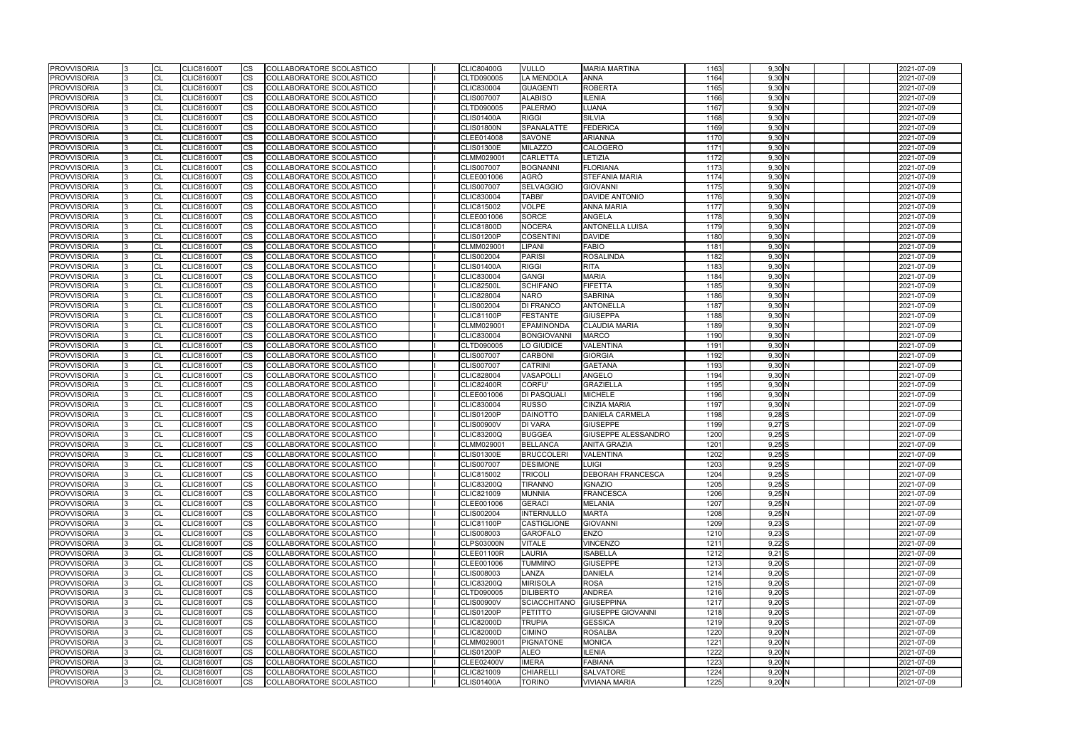| | | | | | | | | | | | | | | | | | |
|---|---|---|---|---|---|---|---|---|---|---|---|---|---|---|---|---|---|
| PROVVISORIA | 3 | CL | CLIC81600T | CS | COLLABORATORE SCOLASTICO | | I | CLIC80400G | VULLO | MARIA MARTINA | 1163 | 9,30 | N | | | | 2021-07-09 |
| PROVVISORIA | 3 | CL | CLIC81600T | CS | COLLABORATORE SCOLASTICO | | I | CLTD090005 | LA MENDOLA | ANNA | 1164 | 9,30 | N | | | | 2021-07-09 |
| PROVVISORIA | 3 | CL | CLIC81600T | CS | COLLABORATORE SCOLASTICO | | I | CLIC830004 | GUAGENTI | ROBERTA | 1165 | 9,30 | N | | | | 2021-07-09 |
| PROVVISORIA | 3 | CL | CLIC81600T | CS | COLLABORATORE SCOLASTICO | | I | CLIS007007 | ALABISO | ILENIA | 1166 | 9,30 | N | | | | 2021-07-09 |
| PROVVISORIA | 3 | CL | CLIC81600T | CS | COLLABORATORE SCOLASTICO | | I | CLTD090005 | PALERMO | LUANA | 1167 | 9,30 | N | | | | 2021-07-09 |
| PROVVISORIA | 3 | CL | CLIC81600T | CS | COLLABORATORE SCOLASTICO | | I | CLIS01400A | RIGGI | SILVIA | 1168 | 9,30 | N | | | | 2021-07-09 |
| PROVVISORIA | 3 | CL | CLIC81600T | CS | COLLABORATORE SCOLASTICO | | I | CLIS01800N | SPANALATTE | FEDERICA | 1169 | 9,30 | N | | | | 2021-07-09 |
| PROVVISORIA | 3 | CL | CLIC81600T | CS | COLLABORATORE SCOLASTICO | | I | CLEE014008 | SAVONE | ARIANNA | 1170 | 9,30 | N | | | | 2021-07-09 |
| PROVVISORIA | 3 | CL | CLIC81600T | CS | COLLABORATORE SCOLASTICO | | I | CLIS01300E | MILAZZO | CALOGERO | 1171 | 9,30 | N | | | | 2021-07-09 |
| PROVVISORIA | 3 | CL | CLIC81600T | CS | COLLABORATORE SCOLASTICO | | I | CLMM029001 | CARLETTA | LETIZIA | 1172 | 9,30 | N | | | | 2021-07-09 |
| PROVVISORIA | 3 | CL | CLIC81600T | CS | COLLABORATORE SCOLASTICO | | I | CLIS007007 | BOGNANNI | FLORIANA | 1173 | 9,30 | N | | | | 2021-07-09 |
| PROVVISORIA | 3 | CL | CLIC81600T | CS | COLLABORATORE SCOLASTICO | | I | CLEE001006 | AGRÒ | STEFANIA MARIA | 1174 | 9,30 | N | | | | 2021-07-09 |
| PROVVISORIA | 3 | CL | CLIC81600T | CS | COLLABORATORE SCOLASTICO | | I | CLIS007007 | SELVAGGIO | GIOVANNI | 1175 | 9,30 | N | | | | 2021-07-09 |
| PROVVISORIA | 3 | CL | CLIC81600T | CS | COLLABORATORE SCOLASTICO | | I | CLIC830004 | TABBI' | DAVIDE ANTONIO | 1176 | 9,30 | N | | | | 2021-07-09 |
| PROVVISORIA | 3 | CL | CLIC81600T | CS | COLLABORATORE SCOLASTICO | | I | CLIC815002 | VOLPE | ANNA MARIA | 1177 | 9,30 | N | | | | 2021-07-09 |
| PROVVISORIA | 3 | CL | CLIC81600T | CS | COLLABORATORE SCOLASTICO | | I | CLEE001006 | SORCE | ANGELA | 1178 | 9,30 | N | | | | 2021-07-09 |
| PROVVISORIA | 3 | CL | CLIC81600T | CS | COLLABORATORE SCOLASTICO | | I | CLIC81800D | NOCERA | ANTONELLA LUISA | 1179 | 9,30 | N | | | | 2021-07-09 |
| PROVVISORIA | 3 | CL | CLIC81600T | CS | COLLABORATORE SCOLASTICO | | I | CLIS01200P | COSENTINI | DAVIDE | 1180 | 9,30 | N | | | | 2021-07-09 |
| PROVVISORIA | 3 | CL | CLIC81600T | CS | COLLABORATORE SCOLASTICO | | I | CLMM029001 | LIPANI | FABIO | 1181 | 9,30 | N | | | | 2021-07-09 |
| PROVVISORIA | 3 | CL | CLIC81600T | CS | COLLABORATORE SCOLASTICO | | I | CLIS002004 | PARISI | ROSALINDA | 1182 | 9,30 | N | | | | 2021-07-09 |
| PROVVISORIA | 3 | CL | CLIC81600T | CS | COLLABORATORE SCOLASTICO | | I | CLIS01400A | RIGGI | RITA | 1183 | 9,30 | N | | | | 2021-07-09 |
| PROVVISORIA | 3 | CL | CLIC81600T | CS | COLLABORATORE SCOLASTICO | | I | CLIC830004 | GANGI | MARIA | 1184 | 9,30 | N | | | | 2021-07-09 |
| PROVVISORIA | 3 | CL | CLIC81600T | CS | COLLABORATORE SCOLASTICO | | I | CLIC82500L | SCHIFANO | FIFETTA | 1185 | 9,30 | N | | | | 2021-07-09 |
| PROVVISORIA | 3 | CL | CLIC81600T | CS | COLLABORATORE SCOLASTICO | | I | CLIC828004 | NARO | SABRINA | 1186 | 9,30 | N | | | | 2021-07-09 |
| PROVVISORIA | 3 | CL | CLIC81600T | CS | COLLABORATORE SCOLASTICO | | I | CLIS002004 | DI FRANCO | ANTONELLA | 1187 | 9,30 | N | | | | 2021-07-09 |
| PROVVISORIA | 3 | CL | CLIC81600T | CS | COLLABORATORE SCOLASTICO | | I | CLIC81100P | FESTANTE | GIUSEPPA | 1188 | 9,30 | N | | | | 2021-07-09 |
| PROVVISORIA | 3 | CL | CLIC81600T | CS | COLLABORATORE SCOLASTICO | | I | CLMM029001 | EPAMINONDA | CLAUDIA MARIA | 1189 | 9,30 | N | | | | 2021-07-09 |
| PROVVISORIA | 3 | CL | CLIC81600T | CS | COLLABORATORE SCOLASTICO | | I | CLIC830004 | BONGIOVANNI | MARCO | 1190 | 9,30 | N | | | | 2021-07-09 |
| PROVVISORIA | 3 | CL | CLIC81600T | CS | COLLABORATORE SCOLASTICO | | I | CLTD090005 | LO GIUDICE | VALENTINA | 1191 | 9,30 | N | | | | 2021-07-09 |
| PROVVISORIA | 3 | CL | CLIC81600T | CS | COLLABORATORE SCOLASTICO | | I | CLIS007007 | CARBONI | GIORGIA | 1192 | 9,30 | N | | | | 2021-07-09 |
| PROVVISORIA | 3 | CL | CLIC81600T | CS | COLLABORATORE SCOLASTICO | | I | CLIS007007 | CATRINI | GAETANA | 1193 | 9,30 | N | | | | 2021-07-09 |
| PROVVISORIA | 3 | CL | CLIC81600T | CS | COLLABORATORE SCOLASTICO | | I | CLIC828004 | VASAPOLLI | ANGELO | 1194 | 9,30 | N | | | | 2021-07-09 |
| PROVVISORIA | 3 | CL | CLIC81600T | CS | COLLABORATORE SCOLASTICO | | I | CLIC82400R | CORFU' | GRAZIELLA | 1195 | 9,30 | N | | | | 2021-07-09 |
| PROVVISORIA | 3 | CL | CLIC81600T | CS | COLLABORATORE SCOLASTICO | | I | CLEE001006 | DI PASQUALI | MICHELE | 1196 | 9,30 | N | | | | 2021-07-09 |
| PROVVISORIA | 3 | CL | CLIC81600T | CS | COLLABORATORE SCOLASTICO | | I | CLIC830004 | RUSSO | CINZIA MARIA | 1197 | 9,30 | N | | | | 2021-07-09 |
| PROVVISORIA | 3 | CL | CLIC81600T | CS | COLLABORATORE SCOLASTICO | | I | CLIS01200P | DAINOTTO | DANIELA CARMELA | 1198 | 9,28 | S | | | | 2021-07-09 |
| PROVVISORIA | 3 | CL | CLIC81600T | CS | COLLABORATORE SCOLASTICO | | I | CLIS00900V | DI VARA | GIUSEPPE | 1199 | 9,27 | S | | | | 2021-07-09 |
| PROVVISORIA | 3 | CL | CLIC81600T | CS | COLLABORATORE SCOLASTICO | | I | CLIC83200Q | BUGGEA | GIUSEPPE ALESSANDRO | 1200 | 9,25 | S | | | | 2021-07-09 |
| PROVVISORIA | 3 | CL | CLIC81600T | CS | COLLABORATORE SCOLASTICO | | I | CLMM029001 | BELLANCA | ANITA GRAZIA | 1201 | 9,25 | S | | | | 2021-07-09 |
| PROVVISORIA | 3 | CL | CLIC81600T | CS | COLLABORATORE SCOLASTICO | | I | CLIS01300E | BRUCCOLERI | VALENTINA | 1202 | 9,25 | S | | | | 2021-07-09 |
| PROVVISORIA | 3 | CL | CLIC81600T | CS | COLLABORATORE SCOLASTICO | | I | CLIS007007 | DESIMONE | LUIGI | 1203 | 9,25 | S | | | | 2021-07-09 |
| PROVVISORIA | 3 | CL | CLIC81600T | CS | COLLABORATORE SCOLASTICO | | I | CLIC815002 | TRICOLI | DEBORAH FRANCESCA | 1204 | 9,25 | S | | | | 2021-07-09 |
| PROVVISORIA | 3 | CL | CLIC81600T | CS | COLLABORATORE SCOLASTICO | | I | CLIC83200Q | TIRANNO | IGNAZIO | 1205 | 9,25 | S | | | | 2021-07-09 |
| PROVVISORIA | 3 | CL | CLIC81600T | CS | COLLABORATORE SCOLASTICO | | I | CLIC821009 | MUNNIA | FRANCESCA | 1206 | 9,25 | N | | | | 2021-07-09 |
| PROVVISORIA | 3 | CL | CLIC81600T | CS | COLLABORATORE SCOLASTICO | | I | CLEE001006 | GERACI | MELANIA | 1207 | 9,25 | N | | | | 2021-07-09 |
| PROVVISORIA | 3 | CL | CLIC81600T | CS | COLLABORATORE SCOLASTICO | | I | CLIS002004 | INTERNULLO | MARTA | 1208 | 9,25 | N | | | | 2021-07-09 |
| PROVVISORIA | 3 | CL | CLIC81600T | CS | COLLABORATORE SCOLASTICO | | I | CLIC81100P | CASTIGLIONE | GIOVANNI | 1209 | 9,23 | S | | | | 2021-07-09 |
| PROVVISORIA | 3 | CL | CLIC81600T | CS | COLLABORATORE SCOLASTICO | | I | CLIS008003 | GAROFALO | ENZO | 1210 | 9,23 | S | | | | 2021-07-09 |
| PROVVISORIA | 3 | CL | CLIC81600T | CS | COLLABORATORE SCOLASTICO | | I | CLPS03000N | VITALE | VINCENZO | 1211 | 9,22 | S | | | | 2021-07-09 |
| PROVVISORIA | 3 | CL | CLIC81600T | CS | COLLABORATORE SCOLASTICO | | I | CLEE01100R | LAURIA | ISABELLA | 1212 | 9,21 | S | | | | 2021-07-09 |
| PROVVISORIA | 3 | CL | CLIC81600T | CS | COLLABORATORE SCOLASTICO | | I | CLEE001006 | TUMMINO | GIUSEPPE | 1213 | 9,20 | S | | | | 2021-07-09 |
| PROVVISORIA | 3 | CL | CLIC81600T | CS | COLLABORATORE SCOLASTICO | | I | CLIS008003 | LANZA | DANIELA | 1214 | 9,20 | S | | | | 2021-07-09 |
| PROVVISORIA | 3 | CL | CLIC81600T | CS | COLLABORATORE SCOLASTICO | | I | CLIC83200Q | MIRISOLA | ROSA | 1215 | 9,20 | S | | | | 2021-07-09 |
| PROVVISORIA | 3 | CL | CLIC81600T | CS | COLLABORATORE SCOLASTICO | | I | CLTD090005 | DILIBERTO | ANDREA | 1216 | 9,20 | S | | | | 2021-07-09 |
| PROVVISORIA | 3 | CL | CLIC81600T | CS | COLLABORATORE SCOLASTICO | | I | CLIS00900V | SCIACCHITANO | GIUSEPPINA | 1217 | 9,20 | S | | | | 2021-07-09 |
| PROVVISORIA | 3 | CL | CLIC81600T | CS | COLLABORATORE SCOLASTICO | | I | CLIS01200P | PETITTO | GIUSEPPE GIOVANNI | 1218 | 9,20 | S | | | | 2021-07-09 |
| PROVVISORIA | 3 | CL | CLIC81600T | CS | COLLABORATORE SCOLASTICO | | I | CLIC82000D | TRUPIA | GESSICA | 1219 | 9,20 | S | | | | 2021-07-09 |
| PROVVISORIA | 3 | CL | CLIC81600T | CS | COLLABORATORE SCOLASTICO | | I | CLIC82000D | CIMINO | ROSALBA | 1220 | 9,20 | N | | | | 2021-07-09 |
| PROVVISORIA | 3 | CL | CLIC81600T | CS | COLLABORATORE SCOLASTICO | | I | CLMM029001 | PIGNATONE | MONICA | 1221 | 9,20 | N | | | | 2021-07-09 |
| PROVVISORIA | 3 | CL | CLIC81600T | CS | COLLABORATORE SCOLASTICO | | I | CLIS01200P | ALEO | ILENIA | 1222 | 9,20 | N | | | | 2021-07-09 |
| PROVVISORIA | 3 | CL | CLIC81600T | CS | COLLABORATORE SCOLASTICO | | I | CLEE02400V | IMERA | FABIANA | 1223 | 9,20 | N | | | | 2021-07-09 |
| PROVVISORIA | 3 | CL | CLIC81600T | CS | COLLABORATORE SCOLASTICO | | I | CLIC821009 | CHIARELLI | SALVATORE | 1224 | 9,20 | N | | | | 2021-07-09 |
| PROVVISORIA | 3 | CL | CLIC81600T | CS | COLLABORATORE SCOLASTICO | | I | CLIS01400A | TORINO | VIVIANA MARIA | 1225 | 9,20 | N | | | | 2021-07-09 |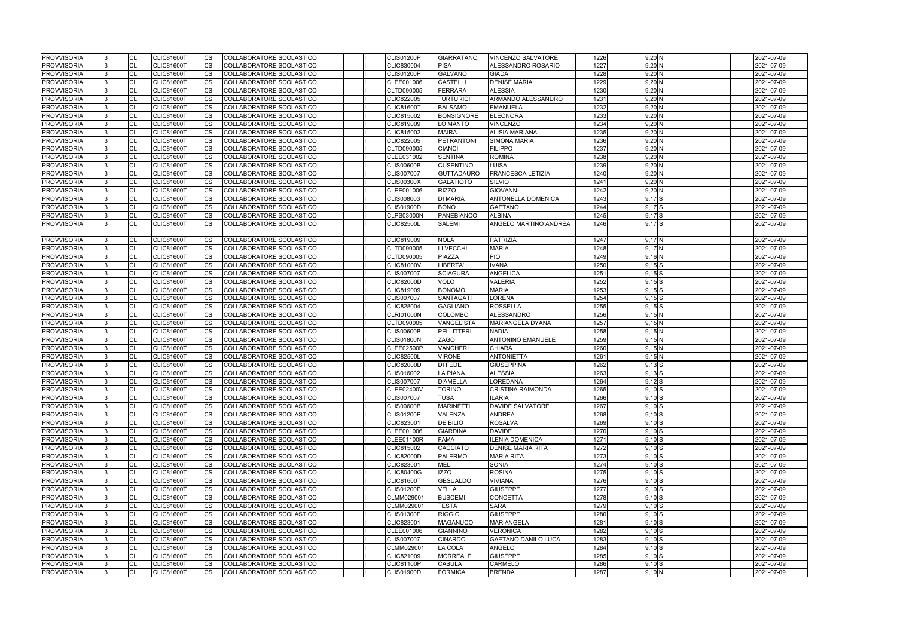| | | | | | | | | | | | | | | | | |
|---|---|---|---|---|---|---|---|---|---|---|---|---|---|---|---|---|
| PROVVISORIA | 3 | CL | CLIC81600T | CS | COLLABORATORE SCOLASTICO | | I | CLIS01200P | GIARRATANO | VINCENZO SALVATORE | 1226 | 9,20 | N | | | 2021-07-09 |
| PROVVISORIA | 3 | CL | CLIC81600T | CS | COLLABORATORE SCOLASTICO | | I | CLIC830004 | PISA | ALESSANDRO ROSARIO | 1227 | 9,20 | N | | | 2021-07-09 |
| PROVVISORIA | 3 | CL | CLIC81600T | CS | COLLABORATORE SCOLASTICO | | I | CLIS01200P | GALVANO | GIADA | 1228 | 9,20 | N | | | 2021-07-09 |
| PROVVISORIA | 3 | CL | CLIC81600T | CS | COLLABORATORE SCOLASTICO | | I | CLEE001006 | CASTELLI | DENISE MARIA | 1229 | 9,20 | N | | | 2021-07-09 |
| PROVVISORIA | 3 | CL | CLIC81600T | CS | COLLABORATORE SCOLASTICO | | I | CLTD090005 | FERRARA | ALESSIA | 1230 | 9,20 | N | | | 2021-07-09 |
| PROVVISORIA | 3 | CL | CLIC81600T | CS | COLLABORATORE SCOLASTICO | | I | CLIC822005 | TURTURICI | ARMANDO ALESSANDRO | 1231 | 9,20 | N | | | 2021-07-09 |
| PROVVISORIA | 3 | CL | CLIC81600T | CS | COLLABORATORE SCOLASTICO | | I | CLIC81600T | BALSAMO | EMANUELA | 1232 | 9,20 | N | | | 2021-07-09 |
| PROVVISORIA | 3 | CL | CLIC81600T | CS | COLLABORATORE SCOLASTICO | | I | CLIC815002 | BONSIGNORE | ELEONORA | 1233 | 9,20 | N | | | 2021-07-09 |
| PROVVISORIA | 3 | CL | CLIC81600T | CS | COLLABORATORE SCOLASTICO | | I | CLIC819009 | LO MANTO | VINCENZO | 1234 | 9,20 | N | | | 2021-07-09 |
| PROVVISORIA | 3 | CL | CLIC81600T | CS | COLLABORATORE SCOLASTICO | | I | CLIC815002 | MAIRA | ALISIA MARIANA | 1235 | 9,20 | N | | | 2021-07-09 |
| PROVVISORIA | 3 | CL | CLIC81600T | CS | COLLABORATORE SCOLASTICO | | I | CLIC822005 | PETRANTONI | SIMONA MARIA | 1236 | 9,20 | N | | | 2021-07-09 |
| PROVVISORIA | 3 | CL | CLIC81600T | CS | COLLABORATORE SCOLASTICO | | I | CLTD090005 | CIANCI | FILIPPO | 1237 | 9,20 | N | | | 2021-07-09 |
| PROVVISORIA | 3 | CL | CLIC81600T | CS | COLLABORATORE SCOLASTICO | | I | CLEE031002 | SENTINA | ROMINA | 1238 | 9,20 | N | | | 2021-07-09 |
| PROVVISORIA | 3 | CL | CLIC81600T | CS | COLLABORATORE SCOLASTICO | | I | CLIS00600B | CUSENTINO | LUISA | 1239 | 9,20 | N | | | 2021-07-09 |
| PROVVISORIA | 3 | CL | CLIC81600T | CS | COLLABORATORE SCOLASTICO | | I | CLIS007007 | GUTTADAURO | FRANCESCA LETIZIA | 1240 | 9,20 | N | | | 2021-07-09 |
| PROVVISORIA | 3 | CL | CLIC81600T | CS | COLLABORATORE SCOLASTICO | | I | CLIS00300X | GALATIOTO | SILVIO | 1241 | 9,20 | N | | | 2021-07-09 |
| PROVVISORIA | 3 | CL | CLIC81600T | CS | COLLABORATORE SCOLASTICO | | I | CLEE001006 | RIZZO | GIOVANNI | 1242 | 9,20 | N | | | 2021-07-09 |
| PROVVISORIA | 3 | CL | CLIC81600T | CS | COLLABORATORE SCOLASTICO | | I | CLIS008003 | DI MARIA | ANTONELLA DOMENICA | 1243 | 9,17 | S | | | 2021-07-09 |
| PROVVISORIA | 3 | CL | CLIC81600T | CS | COLLABORATORE SCOLASTICO | | I | CLIS01900D | BONO | GAETANO | 1244 | 9,17 | S | | | 2021-07-09 |
| PROVVISORIA | 3 | CL | CLIC81600T | CS | COLLABORATORE SCOLASTICO | | I | CLPS03000N | PANEBIANCO | ALBINA | 1245 | 9,17 | S | | | 2021-07-09 |
| PROVVISORIA | 3 | CL | CLIC81600T | CS | COLLABORATORE SCOLASTICO | | I | CLIC82500L | SALEMI | ANGELO MARTINO ANDREA | 1246 | 9,17 | S | | | 2021-07-09 |
| PROVVISORIA | 3 | CL | CLIC81600T | CS | COLLABORATORE SCOLASTICO | | I | CLIC819009 | NOLA | PATRIZIA | 1247 | 9,17 | N | | | 2021-07-09 |
| PROVVISORIA | 3 | CL | CLIC81600T | CS | COLLABORATORE SCOLASTICO | | I | CLTD090005 | LI VECCHI | MARIA | 1248 | 9,17 | N | | | 2021-07-09 |
| PROVVISORIA | 3 | CL | CLIC81600T | CS | COLLABORATORE SCOLASTICO | | I | CLTD090005 | PIAZZA | PIO | 1249 | 9,16 | N | | | 2021-07-09 |
| PROVVISORIA | 3 | CL | CLIC81600T | CS | COLLABORATORE SCOLASTICO | | I | CLIC81000V | LIBERTA' | IVANA | 1250 | 9,15 | S | | | 2021-07-09 |
| PROVVISORIA | 3 | CL | CLIC81600T | CS | COLLABORATORE SCOLASTICO | | I | CLIS007007 | SCIAGURA | ANGELICA | 1251 | 9,15 | S | | | 2021-07-09 |
| PROVVISORIA | 3 | CL | CLIC81600T | CS | COLLABORATORE SCOLASTICO | | I | CLIC82000D | VOLO | VALERIA | 1252 | 9,15 | S | | | 2021-07-09 |
| PROVVISORIA | 3 | CL | CLIC81600T | CS | COLLABORATORE SCOLASTICO | | I | CLIC819009 | BONOMO | MARIA | 1253 | 9,15 | S | | | 2021-07-09 |
| PROVVISORIA | 3 | CL | CLIC81600T | CS | COLLABORATORE SCOLASTICO | | I | CLIS007007 | SANTAGATI | LORENA | 1254 | 9,15 | S | | | 2021-07-09 |
| PROVVISORIA | 3 | CL | CLIC81600T | CS | COLLABORATORE SCOLASTICO | | I | CLIC828004 | GAGLIANO | ROSSELLA | 1255 | 9,15 | S | | | 2021-07-09 |
| PROVVISORIA | 3 | CL | CLIC81600T | CS | COLLABORATORE SCOLASTICO | | I | CLRI01000N | COLOMBO | ALESSANDRO | 1256 | 9,15 | N | | | 2021-07-09 |
| PROVVISORIA | 3 | CL | CLIC81600T | CS | COLLABORATORE SCOLASTICO | | I | CLTD090005 | VANGELISTA | MARIANGELA DYANA | 1257 | 9,15 | N | | | 2021-07-09 |
| PROVVISORIA | 3 | CL | CLIC81600T | CS | COLLABORATORE SCOLASTICO | | I | CLIS00600B | PELLITTERI | NADIA | 1258 | 9,15 | N | | | 2021-07-09 |
| PROVVISORIA | 3 | CL | CLIC81600T | CS | COLLABORATORE SCOLASTICO | | I | CLIS01800N | ZAGO | ANTONINO EMANUELE | 1259 | 9,15 | N | | | 2021-07-09 |
| PROVVISORIA | 3 | CL | CLIC81600T | CS | COLLABORATORE SCOLASTICO | | I | CLEE02500P | VANCHERI | CHIARA | 1260 | 9,15 | N | | | 2021-07-09 |
| PROVVISORIA | 3 | CL | CLIC81600T | CS | COLLABORATORE SCOLASTICO | | I | CLIC82500L | VIRONE | ANTONIETTA | 1261 | 9,15 | N | | | 2021-07-09 |
| PROVVISORIA | 3 | CL | CLIC81600T | CS | COLLABORATORE SCOLASTICO | | I | CLIC82000D | DI FEDE | GIUSEPPINA | 1262 | 9,13 | S | | | 2021-07-09 |
| PROVVISORIA | 3 | CL | CLIC81600T | CS | COLLABORATORE SCOLASTICO | | I | CLIS016002 | LA PIANA | ALESSIA | 1263 | 9,13 | S | | | 2021-07-09 |
| PROVVISORIA | 3 | CL | CLIC81600T | CS | COLLABORATORE SCOLASTICO | | I | CLIS007007 | D'AMELLA | LOREDANA | 1264 | 9,12 | S | | | 2021-07-09 |
| PROVVISORIA | 3 | CL | CLIC81600T | CS | COLLABORATORE SCOLASTICO | | I | CLEE02400V | TORINO | CRISTINA RAIMONDA | 1265 | 9,10 | S | | | 2021-07-09 |
| PROVVISORIA | 3 | CL | CLIC81600T | CS | COLLABORATORE SCOLASTICO | | I | CLIS007007 | TUSA | ILARIA | 1266 | 9,10 | S | | | 2021-07-09 |
| PROVVISORIA | 3 | CL | CLIC81600T | CS | COLLABORATORE SCOLASTICO | | I | CLIS00600B | MARINETTI | DAVIDE SALVATORE | 1267 | 9,10 | S | | | 2021-07-09 |
| PROVVISORIA | 3 | CL | CLIC81600T | CS | COLLABORATORE SCOLASTICO | | I | CLIS01200P | VALENZA | ANDREA | 1268 | 9,10 | S | | | 2021-07-09 |
| PROVVISORIA | 3 | CL | CLIC81600T | CS | COLLABORATORE SCOLASTICO | | I | CLIC823001 | DE BILIO | ROSALVA | 1269 | 9,10 | S | | | 2021-07-09 |
| PROVVISORIA | 3 | CL | CLIC81600T | CS | COLLABORATORE SCOLASTICO | | I | CLEE001006 | GIARDINA | DAVIDE | 1270 | 9,10 | S | | | 2021-07-09 |
| PROVVISORIA | 3 | CL | CLIC81600T | CS | COLLABORATORE SCOLASTICO | | I | CLEE01100R | FAMA | ILENIA DOMENICA | 1271 | 9,10 | S | | | 2021-07-09 |
| PROVVISORIA | 3 | CL | CLIC81600T | CS | COLLABORATORE SCOLASTICO | | I | CLIC815002 | CACCIATO | DENISE MARIA RITA | 1272 | 9,10 | S | | | 2021-07-09 |
| PROVVISORIA | 3 | CL | CLIC81600T | CS | COLLABORATORE SCOLASTICO | | I | CLIC82000D | PALERMO | MARIA RITA | 1273 | 9,10 | S | | | 2021-07-09 |
| PROVVISORIA | 3 | CL | CLIC81600T | CS | COLLABORATORE SCOLASTICO | | I | CLIC823001 | MELI | SONIA | 1274 | 9,10 | S | | | 2021-07-09 |
| PROVVISORIA | 3 | CL | CLIC81600T | CS | COLLABORATORE SCOLASTICO | | I | CLIC80400G | IZZO | ROSINA | 1275 | 9,10 | S | | | 2021-07-09 |
| PROVVISORIA | 3 | CL | CLIC81600T | CS | COLLABORATORE SCOLASTICO | | I | CLIC81600T | GESUALDO | VIVIANA | 1276 | 9,10 | S | | | 2021-07-09 |
| PROVVISORIA | 3 | CL | CLIC81600T | CS | COLLABORATORE SCOLASTICO | | I | CLIS01200P | VELLA | GIUSEPPE | 1277 | 9,10 | S | | | 2021-07-09 |
| PROVVISORIA | 3 | CL | CLIC81600T | CS | COLLABORATORE SCOLASTICO | | I | CLMM029001 | BUSCEMI | CONCETTA | 1278 | 9,10 | S | | | 2021-07-09 |
| PROVVISORIA | 3 | CL | CLIC81600T | CS | COLLABORATORE SCOLASTICO | | I | CLMM029001 | TESTA | SARA | 1279 | 9,10 | S | | | 2021-07-09 |
| PROVVISORIA | 3 | CL | CLIC81600T | CS | COLLABORATORE SCOLASTICO | | I | CLIS01300E | RIGGIO | GIUSEPPE | 1280 | 9,10 | S | | | 2021-07-09 |
| PROVVISORIA | 3 | CL | CLIC81600T | CS | COLLABORATORE SCOLASTICO | | I | CLIC823001 | MAGANUCO | MARIANGELA | 1281 | 9,10 | S | | | 2021-07-09 |
| PROVVISORIA | 3 | CL | CLIC81600T | CS | COLLABORATORE SCOLASTICO | | I | CLEE001006 | GIANNINO | VERONICA | 1282 | 9,10 | S | | | 2021-07-09 |
| PROVVISORIA | 3 | CL | CLIC81600T | CS | COLLABORATORE SCOLASTICO | | I | CLIS007007 | CINARDO | GAETANO DANILO LUCA | 1283 | 9,10 | S | | | 2021-07-09 |
| PROVVISORIA | 3 | CL | CLIC81600T | CS | COLLABORATORE SCOLASTICO | | I | CLMM029001 | LA COLA | ANGELO | 1284 | 9,10 | S | | | 2021-07-09 |
| PROVVISORIA | 3 | CL | CLIC81600T | CS | COLLABORATORE SCOLASTICO | | I | CLIC821009 | MORREALE | GIUSEPPE | 1285 | 9,10 | S | | | 2021-07-09 |
| PROVVISORIA | 3 | CL | CLIC81600T | CS | COLLABORATORE SCOLASTICO | | I | CLIC81100P | CASULA | CARMELO | 1286 | 9,10 | S | | | 2021-07-09 |
| PROVVISORIA | 3 | CL | CLIC81600T | CS | COLLABORATORE SCOLASTICO | | I | CLIS01900D | FORMICA | BRENDA | 1287 | 9,10 | N | | | 2021-07-09 |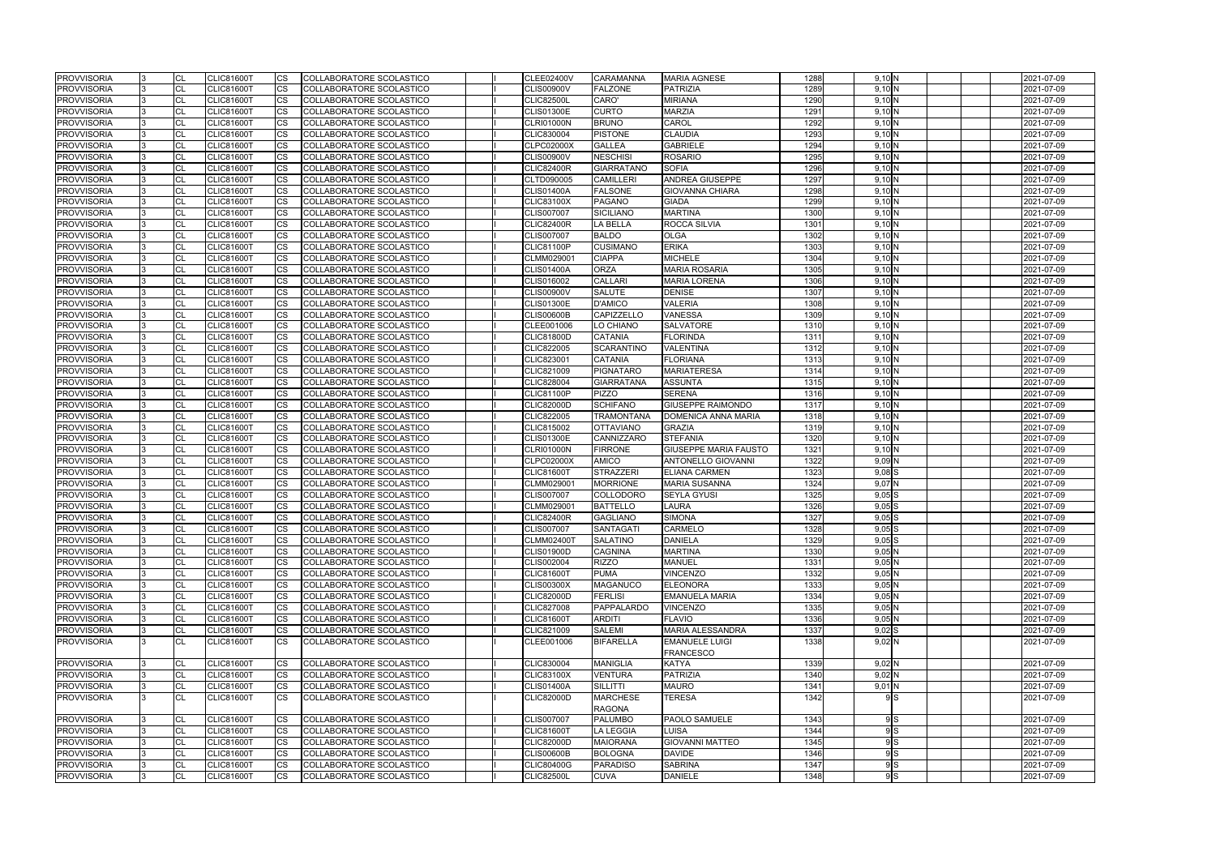| | | | | | | | | | | | | | | | | | |
|---|---|---|---|---|---|---|---|---|---|---|---|---|---|---|---|---|---|
| PROVVISORIA | 3 | CL | CLIC81600T | CS | COLLABORATORE SCOLASTICO | | I | CLEE02400V | CARAMANNA | MARIA AGNESE | 1288 | 9,10 | N | | | | 2021-07-09 |
| PROVVISORIA | 3 | CL | CLIC81600T | CS | COLLABORATORE SCOLASTICO | | I | CLIS00900V | FALZONE | PATRIZIA | 1289 | 9,10 | N | | | | 2021-07-09 |
| PROVVISORIA | 3 | CL | CLIC81600T | CS | COLLABORATORE SCOLASTICO | | I | CLIC82500L | CARO' | MIRIANA | 1290 | 9,10 | N | | | | 2021-07-09 |
| PROVVISORIA | 3 | CL | CLIC81600T | CS | COLLABORATORE SCOLASTICO | | I | CLIS01300E | CURTO | MARZIA | 1291 | 9,10 | N | | | | 2021-07-09 |
| PROVVISORIA | 3 | CL | CLIC81600T | CS | COLLABORATORE SCOLASTICO | | I | CLRI01000N | BRUNO | CAROL | 1292 | 9,10 | N | | | | 2021-07-09 |
| PROVVISORIA | 3 | CL | CLIC81600T | CS | COLLABORATORE SCOLASTICO | | I | CLIC830004 | PISTONE | CLAUDIA | 1293 | 9,10 | N | | | | 2021-07-09 |
| PROVVISORIA | 3 | CL | CLIC81600T | CS | COLLABORATORE SCOLASTICO | | I | CLPC02000X | GALLEA | GABRIELE | 1294 | 9,10 | N | | | | 2021-07-09 |
| PROVVISORIA | 3 | CL | CLIC81600T | CS | COLLABORATORE SCOLASTICO | | I | CLIS00900V | NESCHISI | ROSARIO | 1295 | 9,10 | N | | | | 2021-07-09 |
| PROVVISORIA | 3 | CL | CLIC81600T | CS | COLLABORATORE SCOLASTICO | | I | CLIC82400R | GIARRATANO | SOFIA | 1296 | 9,10 | N | | | | 2021-07-09 |
| PROVVISORIA | 3 | CL | CLIC81600T | CS | COLLABORATORE SCOLASTICO | | I | CLTD090005 | CAMILLERI | ANDREA GIUSEPPE | 1297 | 9,10 | N | | | | 2021-07-09 |
| PROVVISORIA | 3 | CL | CLIC81600T | CS | COLLABORATORE SCOLASTICO | | I | CLIS01400A | FALSONE | GIOVANNA CHIARA | 1298 | 9,10 | N | | | | 2021-07-09 |
| PROVVISORIA | 3 | CL | CLIC81600T | CS | COLLABORATORE SCOLASTICO | | I | CLIC83100X | PAGANO | GIADA | 1299 | 9,10 | N | | | | 2021-07-09 |
| PROVVISORIA | 3 | CL | CLIC81600T | CS | COLLABORATORE SCOLASTICO | | I | CLIS007007 | SICILIANO | MARTINA | 1300 | 9,10 | N | | | | 2021-07-09 |
| PROVVISORIA | 3 | CL | CLIC81600T | CS | COLLABORATORE SCOLASTICO | | I | CLIC82400R | LA BELLA | ROCCA SILVIA | 1301 | 9,10 | N | | | | 2021-07-09 |
| PROVVISORIA | 3 | CL | CLIC81600T | CS | COLLABORATORE SCOLASTICO | | I | CLIS007007 | BALDO | OLGA | 1302 | 9,10 | N | | | | 2021-07-09 |
| PROVVISORIA | 3 | CL | CLIC81600T | CS | COLLABORATORE SCOLASTICO | | I | CLIC81100P | CUSIMANO | ERIKA | 1303 | 9,10 | N | | | | 2021-07-09 |
| PROVVISORIA | 3 | CL | CLIC81600T | CS | COLLABORATORE SCOLASTICO | | I | CLMM029001 | CIAPPA | MICHELE | 1304 | 9,10 | N | | | | 2021-07-09 |
| PROVVISORIA | 3 | CL | CLIC81600T | CS | COLLABORATORE SCOLASTICO | | I | CLIS01400A | ORZA | MARIA ROSARIA | 1305 | 9,10 | N | | | | 2021-07-09 |
| PROVVISORIA | 3 | CL | CLIC81600T | CS | COLLABORATORE SCOLASTICO | | I | CLIS016002 | CALLARI | MARIA LORENA | 1306 | 9,10 | N | | | | 2021-07-09 |
| PROVVISORIA | 3 | CL | CLIC81600T | CS | COLLABORATORE SCOLASTICO | | I | CLIS00900V | SALUTE | DENISE | 1307 | 9,10 | N | | | | 2021-07-09 |
| PROVVISORIA | 3 | CL | CLIC81600T | CS | COLLABORATORE SCOLASTICO | | I | CLIS01300E | D'AMICO | VALERIA | 1308 | 9,10 | N | | | | 2021-07-09 |
| PROVVISORIA | 3 | CL | CLIC81600T | CS | COLLABORATORE SCOLASTICO | | I | CLIS00600B | CAPIZZELLO | VANESSA | 1309 | 9,10 | N | | | | 2021-07-09 |
| PROVVISORIA | 3 | CL | CLIC81600T | CS | COLLABORATORE SCOLASTICO | | I | CLEE001006 | LO CHIANO | SALVATORE | 1310 | 9,10 | N | | | | 2021-07-09 |
| PROVVISORIA | 3 | CL | CLIC81600T | CS | COLLABORATORE SCOLASTICO | | I | CLIC81800D | CATANIA | FLORINDA | 1311 | 9,10 | N | | | | 2021-07-09 |
| PROVVISORIA | 3 | CL | CLIC81600T | CS | COLLABORATORE SCOLASTICO | | I | CLIC822005 | SCARANTINO | VALENTINA | 1312 | 9,10 | N | | | | 2021-07-09 |
| PROVVISORIA | 3 | CL | CLIC81600T | CS | COLLABORATORE SCOLASTICO | | I | CLIC823001 | CATANIA | FLORIANA | 1313 | 9,10 | N | | | | 2021-07-09 |
| PROVVISORIA | 3 | CL | CLIC81600T | CS | COLLABORATORE SCOLASTICO | | I | CLIC821009 | PIGNATARO | MARIATERESA | 1314 | 9,10 | N | | | | 2021-07-09 |
| PROVVISORIA | 3 | CL | CLIC81600T | CS | COLLABORATORE SCOLASTICO | | I | CLIC828004 | GIARRATANA | ASSUNTA | 1315 | 9,10 | N | | | | 2021-07-09 |
| PROVVISORIA | 3 | CL | CLIC81600T | CS | COLLABORATORE SCOLASTICO | | I | CLIC81100P | PIZZO | SERENA | 1316 | 9,10 | N | | | | 2021-07-09 |
| PROVVISORIA | 3 | CL | CLIC81600T | CS | COLLABORATORE SCOLASTICO | | I | CLIC82000D | SCHIFANO | GIUSEPPE RAIMONDO | 1317 | 9,10 | N | | | | 2021-07-09 |
| PROVVISORIA | 3 | CL | CLIC81600T | CS | COLLABORATORE SCOLASTICO | | I | CLIC822005 | TRAMONTANA | DOMENICA ANNA MARIA | 1318 | 9,10 | N | | | | 2021-07-09 |
| PROVVISORIA | 3 | CL | CLIC81600T | CS | COLLABORATORE SCOLASTICO | | I | CLIC815002 | OTTAVIANO | GRAZIA | 1319 | 9,10 | N | | | | 2021-07-09 |
| PROVVISORIA | 3 | CL | CLIC81600T | CS | COLLABORATORE SCOLASTICO | | I | CLIS01300E | CANNIZZARO | STEFANIA | 1320 | 9,10 | N | | | | 2021-07-09 |
| PROVVISORIA | 3 | CL | CLIC81600T | CS | COLLABORATORE SCOLASTICO | | I | CLRI01000N | FIRRONE | GIUSEPPE MARIA FAUSTO | 1321 | 9,10 | N | | | | 2021-07-09 |
| PROVVISORIA | 3 | CL | CLIC81600T | CS | COLLABORATORE SCOLASTICO | | I | CLPC02000X | AMICO | ANTONELLO GIOVANNI | 1322 | 9,09 | N | | | | 2021-07-09 |
| PROVVISORIA | 3 | CL | CLIC81600T | CS | COLLABORATORE SCOLASTICO | | I | CLIC81600T | STRAZZERI | ELIANA CARMEN | 1323 | 9,08 | S | | | | 2021-07-09 |
| PROVVISORIA | 3 | CL | CLIC81600T | CS | COLLABORATORE SCOLASTICO | | I | CLMM029001 | MORRIONE | MARIA SUSANNA | 1324 | 9,07 | N | | | | 2021-07-09 |
| PROVVISORIA | 3 | CL | CLIC81600T | CS | COLLABORATORE SCOLASTICO | | I | CLIS007007 | COLLODORO | SEYLA GYUSI | 1325 | 9,05 | S | | | | 2021-07-09 |
| PROVVISORIA | 3 | CL | CLIC81600T | CS | COLLABORATORE SCOLASTICO | | I | CLMM029001 | BATTELLO | LAURA | 1326 | 9,05 | S | | | | 2021-07-09 |
| PROVVISORIA | 3 | CL | CLIC81600T | CS | COLLABORATORE SCOLASTICO | | I | CLIC82400R | GAGLIANO | SIMONA | 1327 | 9,05 | S | | | | 2021-07-09 |
| PROVVISORIA | 3 | CL | CLIC81600T | CS | COLLABORATORE SCOLASTICO | | I | CLIS007007 | SANTAGATI | CARMELO | 1328 | 9,05 | S | | | | 2021-07-09 |
| PROVVISORIA | 3 | CL | CLIC81600T | CS | COLLABORATORE SCOLASTICO | | I | CLMM02400T | SALATINO | DANIELA | 1329 | 9,05 | S | | | | 2021-07-09 |
| PROVVISORIA | 3 | CL | CLIC81600T | CS | COLLABORATORE SCOLASTICO | | I | CLIS01900D | CAGNINA | MARTINA | 1330 | 9,05 | N | | | | 2021-07-09 |
| PROVVISORIA | 3 | CL | CLIC81600T | CS | COLLABORATORE SCOLASTICO | | I | CLIS002004 | RIZZO | MANUEL | 1331 | 9,05 | N | | | | 2021-07-09 |
| PROVVISORIA | 3 | CL | CLIC81600T | CS | COLLABORATORE SCOLASTICO | | I | CLIC81600T | PUMA | VINCENZO | 1332 | 9,05 | N | | | | 2021-07-09 |
| PROVVISORIA | 3 | CL | CLIC81600T | CS | COLLABORATORE SCOLASTICO | | I | CLIS00300X | MAGANUCO | ELEONORA | 1333 | 9,05 | N | | | | 2021-07-09 |
| PROVVISORIA | 3 | CL | CLIC81600T | CS | COLLABORATORE SCOLASTICO | | I | CLIC82000D | FERLISI | EMANUELA MARIA | 1334 | 9,05 | N | | | | 2021-07-09 |
| PROVVISORIA | 3 | CL | CLIC81600T | CS | COLLABORATORE SCOLASTICO | | I | CLIC827008 | PAPPALARDO | VINCENZO | 1335 | 9,05 | N | | | | 2021-07-09 |
| PROVVISORIA | 3 | CL | CLIC81600T | CS | COLLABORATORE SCOLASTICO | | I | CLIC81600T | ARDITI | FLAVIO | 1336 | 9,05 | N | | | | 2021-07-09 |
| PROVVISORIA | 3 | CL | CLIC81600T | CS | COLLABORATORE SCOLASTICO | | I | CLIC821009 | SALEMI | MARIA ALESSANDRA | 1337 | 9,02 | S | | | | 2021-07-09 |
| PROVVISORIA | 3 | CL | CLIC81600T | CS | COLLABORATORE SCOLASTICO | | I | CLEE001006 | BIFARELLA | EMANUELE LUIGI FRANCESCO | 1338 | 9,02 | N | | | | 2021-07-09 |
| PROVVISORIA | 3 | CL | CLIC81600T | CS | COLLABORATORE SCOLASTICO | | I | CLIC830004 | MANIGLIA | KATYA | 1339 | 9,02 | N | | | | 2021-07-09 |
| PROVVISORIA | 3 | CL | CLIC81600T | CS | COLLABORATORE SCOLASTICO | | I | CLIC83100X | VENTURA | PATRIZIA | 1340 | 9,02 | N | | | | 2021-07-09 |
| PROVVISORIA | 3 | CL | CLIC81600T | CS | COLLABORATORE SCOLASTICO | | I | CLIS01400A | SILLITTI | MAURO | 1341 | 9,01 | N | | | | 2021-07-09 |
| PROVVISORIA | 3 | CL | CLIC81600T | CS | COLLABORATORE SCOLASTICO | | I | CLIC82000D | MARCHESE RAGONA | TERESA | 1342 | 9 | S | | | | 2021-07-09 |
| PROVVISORIA | 3 | CL | CLIC81600T | CS | COLLABORATORE SCOLASTICO | | I | CLIS007007 | PALUMBO | PAOLO SAMUELE | 1343 | 9 | S | | | | 2021-07-09 |
| PROVVISORIA | 3 | CL | CLIC81600T | CS | COLLABORATORE SCOLASTICO | | I | CLIC81600T | LA LEGGIA | LUISA | 1344 | 9 | S | | | | 2021-07-09 |
| PROVVISORIA | 3 | CL | CLIC81600T | CS | COLLABORATORE SCOLASTICO | | I | CLIC82000D | MAIORANA | GIOVANNI MATTEO | 1345 | 9 | S | | | | 2021-07-09 |
| PROVVISORIA | 3 | CL | CLIC81600T | CS | COLLABORATORE SCOLASTICO | | I | CLIS00600B | BOLOGNA | DAVIDE | 1346 | 9 | S | | | | 2021-07-09 |
| PROVVISORIA | 3 | CL | CLIC81600T | CS | COLLABORATORE SCOLASTICO | | I | CLIC80400G | PARADISO | SABRINA | 1347 | 9 | S | | | | 2021-07-09 |
| PROVVISORIA | 3 | CL | CLIC81600T | CS | COLLABORATORE SCOLASTICO | | I | CLIC82500L | CUVA | DANIELE | 1348 | 9 | S | | | | 2021-07-09 |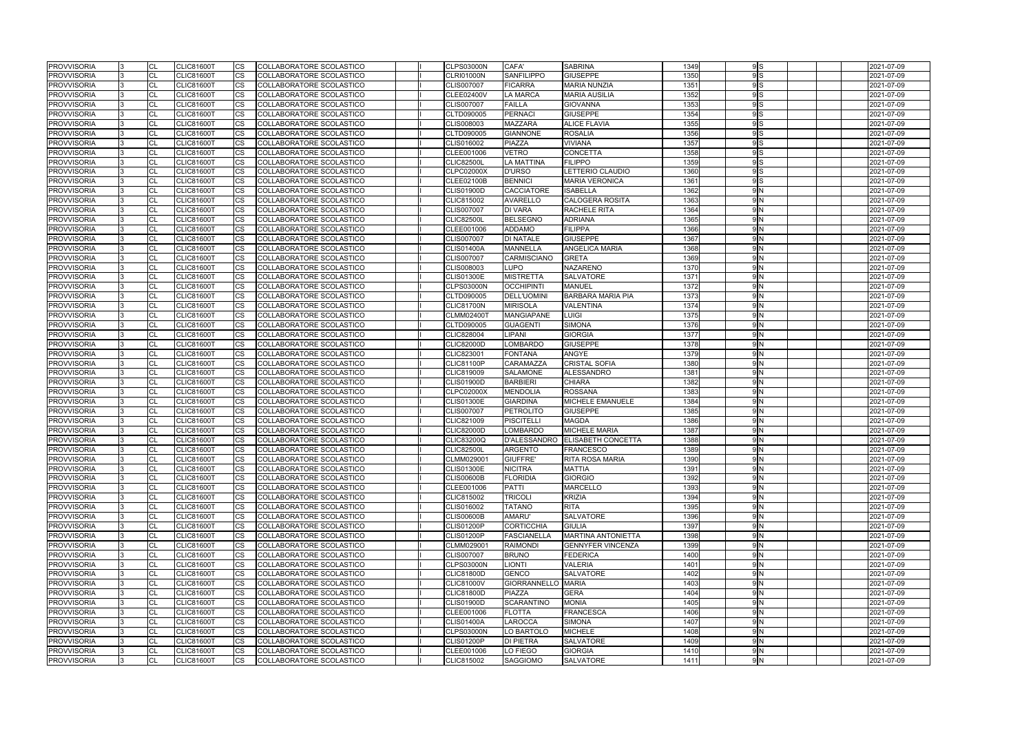| | | | | | | | | | | | | | | | | |
|---|---|---|---|---|---|---|---|---|---|---|---|---|---|---|---|---|
| PROVVISORIA | 3 | CL | CLIC81600T | CS | COLLABORATORE SCOLASTICO | | I | CLPS03000N | CAFA' | SABRINA | 1349 | | 9 | S | | 2021-07-09 |
| PROVVISORIA | 3 | CL | CLIC81600T | CS | COLLABORATORE SCOLASTICO | | I | CLRI01000N | SANFILIPPO | GIUSEPPE | 1350 | | 9 | S | | 2021-07-09 |
| PROVVISORIA | 3 | CL | CLIC81600T | CS | COLLABORATORE SCOLASTICO | | I | CLIS007007 | FICARRA | MARIA NUNZIA | 1351 | | 9 | S | | 2021-07-09 |
| PROVVISORIA | 3 | CL | CLIC81600T | CS | COLLABORATORE SCOLASTICO | | I | CLEE02400V | LA MARCA | MARIA AUSILIA | 1352 | | 9 | S | | 2021-07-09 |
| PROVVISORIA | 3 | CL | CLIC81600T | CS | COLLABORATORE SCOLASTICO | | I | CLIS007007 | FAILLA | GIOVANNA | 1353 | | 9 | S | | 2021-07-09 |
| PROVVISORIA | 3 | CL | CLIC81600T | CS | COLLABORATORE SCOLASTICO | | I | CLTD090005 | PERNACI | GIUSEPPE | 1354 | | 9 | S | | 2021-07-09 |
| PROVVISORIA | 3 | CL | CLIC81600T | CS | COLLABORATORE SCOLASTICO | | I | CLIS008003 | MAZZARA | ALICE FLAVIA | 1355 | | 9 | S | | 2021-07-09 |
| PROVVISORIA | 3 | CL | CLIC81600T | CS | COLLABORATORE SCOLASTICO | | I | CLTD090005 | GIANNONE | ROSALIA | 1356 | | 9 | S | | 2021-07-09 |
| PROVVISORIA | 3 | CL | CLIC81600T | CS | COLLABORATORE SCOLASTICO | | I | CLIS016002 | PIAZZA | VIVIANA | 1357 | | 9 | S | | 2021-07-09 |
| PROVVISORIA | 3 | CL | CLIC81600T | CS | COLLABORATORE SCOLASTICO | | I | CLEE001006 | VETRO | CONCETTA | 1358 | | 9 | S | | 2021-07-09 |
| PROVVISORIA | 3 | CL | CLIC81600T | CS | COLLABORATORE SCOLASTICO | | I | CLIC82500L | LA MATTINA | FILIPPO | 1359 | | 9 | S | | 2021-07-09 |
| PROVVISORIA | 3 | CL | CLIC81600T | CS | COLLABORATORE SCOLASTICO | | I | CLPC02000X | D'URSO | LETTERIO CLAUDIO | 1360 | | 9 | S | | 2021-07-09 |
| PROVVISORIA | 3 | CL | CLIC81600T | CS | COLLABORATORE SCOLASTICO | | I | CLEE02100B | BENNICI | MARIA VERONICA | 1361 | | 9 | S | | 2021-07-09 |
| PROVVISORIA | 3 | CL | CLIC81600T | CS | COLLABORATORE SCOLASTICO | | I | CLIS01900D | CACCIATORE | ISABELLA | 1362 | | 9 | N | | 2021-07-09 |
| PROVVISORIA | 3 | CL | CLIC81600T | CS | COLLABORATORE SCOLASTICO | | I | CLIC815002 | AVARELLO | CALOGERA ROSITA | 1363 | | 9 | N | | 2021-07-09 |
| PROVVISORIA | 3 | CL | CLIC81600T | CS | COLLABORATORE SCOLASTICO | | I | CLIS007007 | DI VARA | RACHELE RITA | 1364 | | 9 | N | | 2021-07-09 |
| PROVVISORIA | 3 | CL | CLIC81600T | CS | COLLABORATORE SCOLASTICO | | I | CLIC82500L | BELSEGNO | ADRIANA | 1365 | | 9 | N | | 2021-07-09 |
| PROVVISORIA | 3 | CL | CLIC81600T | CS | COLLABORATORE SCOLASTICO | | I | CLEE001006 | ADDAMO | FILIPPA | 1366 | | 9 | N | | 2021-07-09 |
| PROVVISORIA | 3 | CL | CLIC81600T | CS | COLLABORATORE SCOLASTICO | | I | CLIS007007 | DI NATALE | GIUSEPPE | 1367 | | 9 | N | | 2021-07-09 |
| PROVVISORIA | 3 | CL | CLIC81600T | CS | COLLABORATORE SCOLASTICO | | I | CLIS01400A | MANNELLA | ANGELICA MARIA | 1368 | | 9 | N | | 2021-07-09 |
| PROVVISORIA | 3 | CL | CLIC81600T | CS | COLLABORATORE SCOLASTICO | | I | CLIS007007 | CARMISCIANO | GRETA | 1369 | | 9 | N | | 2021-07-09 |
| PROVVISORIA | 3 | CL | CLIC81600T | CS | COLLABORATORE SCOLASTICO | | I | CLIS008003 | LUPO | NAZARENO | 1370 | | 9 | N | | 2021-07-09 |
| PROVVISORIA | 3 | CL | CLIC81600T | CS | COLLABORATORE SCOLASTICO | | I | CLIS01300E | MISTRETTA | SALVATORE | 1371 | | 9 | N | | 2021-07-09 |
| PROVVISORIA | 3 | CL | CLIC81600T | CS | COLLABORATORE SCOLASTICO | | I | CLPS03000N | OCCHIPINTI | MANUEL | 1372 | | 9 | N | | 2021-07-09 |
| PROVVISORIA | 3 | CL | CLIC81600T | CS | COLLABORATORE SCOLASTICO | | I | CLTD090005 | DELL'UOMINI | BARBARA MARIA PIA | 1373 | | 9 | N | | 2021-07-09 |
| PROVVISORIA | 3 | CL | CLIC81600T | CS | COLLABORATORE SCOLASTICO | | I | CLIC81700N | MIRISOLA | VALENTINA | 1374 | | 9 | N | | 2021-07-09 |
| PROVVISORIA | 3 | CL | CLIC81600T | CS | COLLABORATORE SCOLASTICO | | I | CLMM02400T | MANGIAPANE | LUIGI | 1375 | | 9 | N | | 2021-07-09 |
| PROVVISORIA | 3 | CL | CLIC81600T | CS | COLLABORATORE SCOLASTICO | | I | CLTD090005 | GUAGENTI | SIMONA | 1376 | | 9 | N | | 2021-07-09 |
| PROVVISORIA | 3 | CL | CLIC81600T | CS | COLLABORATORE SCOLASTICO | | I | CLIC828004 | LIPANI | GIORGIA | 1377 | | 9 | N | | 2021-07-09 |
| PROVVISORIA | 3 | CL | CLIC81600T | CS | COLLABORATORE SCOLASTICO | | I | CLIC82000D | LOMBARDO | GIUSEPPE | 1378 | | 9 | N | | 2021-07-09 |
| PROVVISORIA | 3 | CL | CLIC81600T | CS | COLLABORATORE SCOLASTICO | | I | CLIC823001 | FONTANA | ANGYE | 1379 | | 9 | N | | 2021-07-09 |
| PROVVISORIA | 3 | CL | CLIC81600T | CS | COLLABORATORE SCOLASTICO | | I | CLIC81100P | CARAMAZZA | CRISTAL SOFIA | 1380 | | 9 | N | | 2021-07-09 |
| PROVVISORIA | 3 | CL | CLIC81600T | CS | COLLABORATORE SCOLASTICO | | I | CLIC819009 | SALAMONE | ALESSANDRO | 1381 | | 9 | N | | 2021-07-09 |
| PROVVISORIA | 3 | CL | CLIC81600T | CS | COLLABORATORE SCOLASTICO | | I | CLIS01900D | BARBIERI | CHIARA | 1382 | | 9 | N | | 2021-07-09 |
| PROVVISORIA | 3 | CL | CLIC81600T | CS | COLLABORATORE SCOLASTICO | | I | CLPC02000X | MENDOLIA | ROSSANA | 1383 | | 9 | N | | 2021-07-09 |
| PROVVISORIA | 3 | CL | CLIC81600T | CS | COLLABORATORE SCOLASTICO | | I | CLIS01300E | GIARDINA | MICHELE EMANUELE | 1384 | | 9 | N | | 2021-07-09 |
| PROVVISORIA | 3 | CL | CLIC81600T | CS | COLLABORATORE SCOLASTICO | | I | CLIS007007 | PETROLITO | GIUSEPPE | 1385 | | 9 | N | | 2021-07-09 |
| PROVVISORIA | 3 | CL | CLIC81600T | CS | COLLABORATORE SCOLASTICO | | I | CLIC821009 | PISCITELLI | MAGDA | 1386 | | 9 | N | | 2021-07-09 |
| PROVVISORIA | 3 | CL | CLIC81600T | CS | COLLABORATORE SCOLASTICO | | I | CLIC82000D | LOMBARDO | MICHELE MARIA | 1387 | | 9 | N | | 2021-07-09 |
| PROVVISORIA | 3 | CL | CLIC81600T | CS | COLLABORATORE SCOLASTICO | | I | CLIC83200Q | D'ALESSANDRO | ELISABETH CONCETTA | 1388 | | 9 | N | | 2021-07-09 |
| PROVVISORIA | 3 | CL | CLIC81600T | CS | COLLABORATORE SCOLASTICO | | I | CLIC82500L | ARGENTO | FRANCESCO | 1389 | | 9 | N | | 2021-07-09 |
| PROVVISORIA | 3 | CL | CLIC81600T | CS | COLLABORATORE SCOLASTICO | | I | CLMM029001 | GIUFFRE' | RITA ROSA MARIA | 1390 | | 9 | N | | 2021-07-09 |
| PROVVISORIA | 3 | CL | CLIC81600T | CS | COLLABORATORE SCOLASTICO | | I | CLIS01300E | NICITRA | MATTIA | 1391 | | 9 | N | | 2021-07-09 |
| PROVVISORIA | 3 | CL | CLIC81600T | CS | COLLABORATORE SCOLASTICO | | I | CLIS00600B | FLORIDIA | GIORGIO | 1392 | | 9 | N | | 2021-07-09 |
| PROVVISORIA | 3 | CL | CLIC81600T | CS | COLLABORATORE SCOLASTICO | | I | CLEE001006 | PATTI | MARCELLO | 1393 | | 9 | N | | 2021-07-09 |
| PROVVISORIA | 3 | CL | CLIC81600T | CS | COLLABORATORE SCOLASTICO | | I | CLIC815002 | TRICOLI | KRIZIA | 1394 | | 9 | N | | 2021-07-09 |
| PROVVISORIA | 3 | CL | CLIC81600T | CS | COLLABORATORE SCOLASTICO | | I | CLIS016002 | TATANO | RITA | 1395 | | 9 | N | | 2021-07-09 |
| PROVVISORIA | 3 | CL | CLIC81600T | CS | COLLABORATORE SCOLASTICO | | I | CLIS00600B | AMARU' | SALVATORE | 1396 | | 9 | N | | 2021-07-09 |
| PROVVISORIA | 3 | CL | CLIC81600T | CS | COLLABORATORE SCOLASTICO | | I | CLIS01200P | CORTICCHIA | GIULIA | 1397 | | 9 | N | | 2021-07-09 |
| PROVVISORIA | 3 | CL | CLIC81600T | CS | COLLABORATORE SCOLASTICO | | I | CLIS01200P | FASCIANELLA | MARTINA ANTONIETTA | 1398 | | 9 | N | | 2021-07-09 |
| PROVVISORIA | 3 | CL | CLIC81600T | CS | COLLABORATORE SCOLASTICO | | I | CLMM029001 | RAIMONDI | GENNYFER VINCENZA | 1399 | | 9 | N | | 2021-07-09 |
| PROVVISORIA | 3 | CL | CLIC81600T | CS | COLLABORATORE SCOLASTICO | | I | CLIS007007 | BRUNO | FEDERICA | 1400 | | 9 | N | | 2021-07-09 |
| PROVVISORIA | 3 | CL | CLIC81600T | CS | COLLABORATORE SCOLASTICO | | I | CLPS03000N | LIONTI | VALERIA | 1401 | | 9 | N | | 2021-07-09 |
| PROVVISORIA | 3 | CL | CLIC81600T | CS | COLLABORATORE SCOLASTICO | | I | CLIC81800D | GENCO | SALVATORE | 1402 | | 9 | N | | 2021-07-09 |
| PROVVISORIA | 3 | CL | CLIC81600T | CS | COLLABORATORE SCOLASTICO | | I | CLIC81000V | GIORRANNELLO | MARIA | 1403 | | 9 | N | | 2021-07-09 |
| PROVVISORIA | 3 | CL | CLIC81600T | CS | COLLABORATORE SCOLASTICO | | I | CLIC81800D | PIAZZA | GERA | 1404 | | 9 | N | | 2021-07-09 |
| PROVVISORIA | 3 | CL | CLIC81600T | CS | COLLABORATORE SCOLASTICO | | I | CLIS01900D | SCARANTINO | MONIA | 1405 | | 9 | N | | 2021-07-09 |
| PROVVISORIA | 3 | CL | CLIC81600T | CS | COLLABORATORE SCOLASTICO | | I | CLEE001006 | FLOTTA | FRANCESCA | 1406 | | 9 | N | | 2021-07-09 |
| PROVVISORIA | 3 | CL | CLIC81600T | CS | COLLABORATORE SCOLASTICO | | I | CLIS01400A | LAROCCA | SIMONA | 1407 | | 9 | N | | 2021-07-09 |
| PROVVISORIA | 3 | CL | CLIC81600T | CS | COLLABORATORE SCOLASTICO | | I | CLPS03000N | LO BARTOLO | MICHELE | 1408 | | 9 | N | | 2021-07-09 |
| PROVVISORIA | 3 | CL | CLIC81600T | CS | COLLABORATORE SCOLASTICO | | I | CLIS01200P | DI PIETRA | SALVATORE | 1409 | | 9 | N | | 2021-07-09 |
| PROVVISORIA | 3 | CL | CLIC81600T | CS | COLLABORATORE SCOLASTICO | | I | CLEE001006 | LO FIEGO | GIORGIA | 1410 | | 9 | N | | 2021-07-09 |
| PROVVISORIA | 3 | CL | CLIC81600T | CS | COLLABORATORE SCOLASTICO | | I | CLIC815002 | SAGGIOMO | SALVATORE | 1411 | | 9 | N | | 2021-07-09 |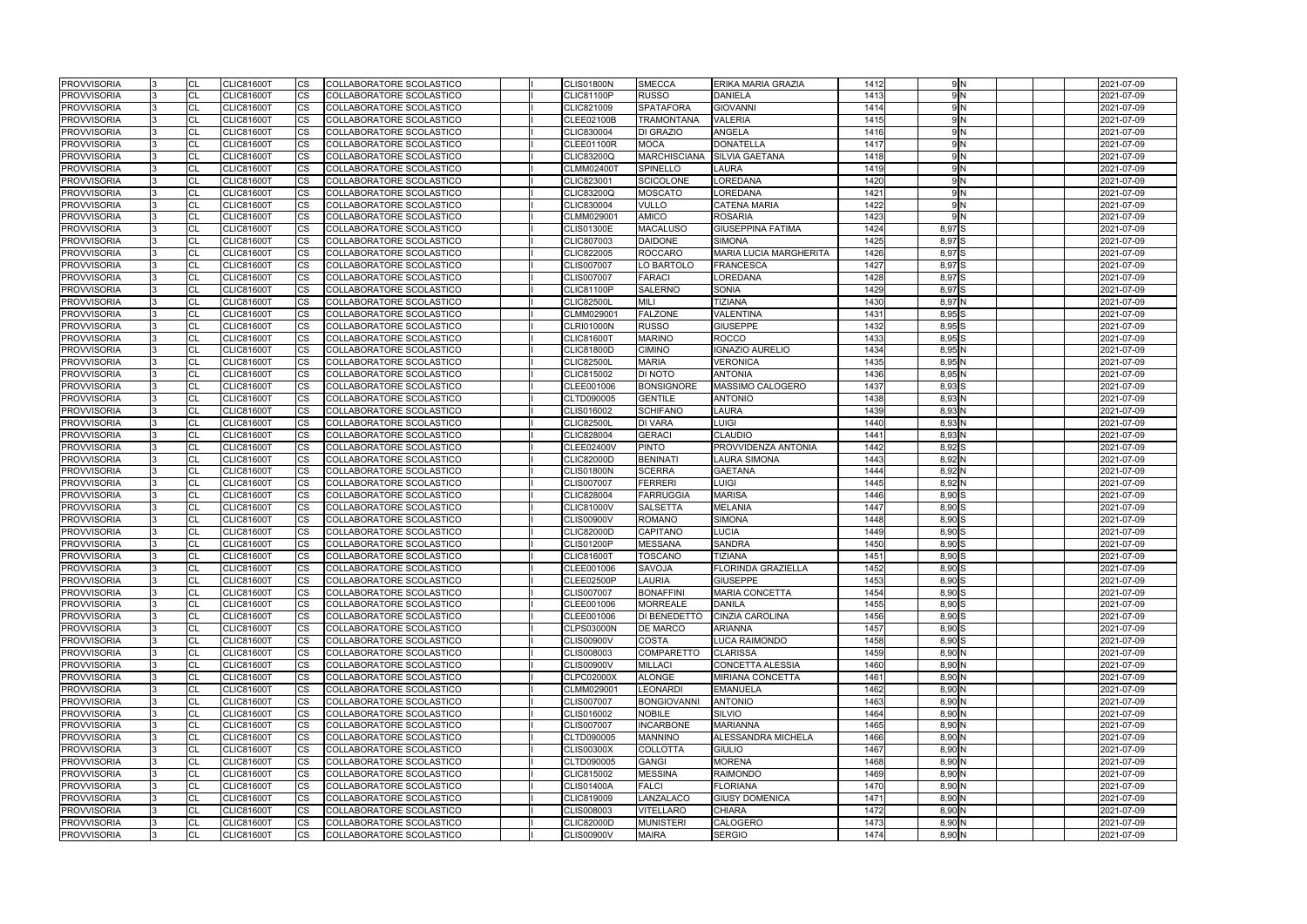| | | | | | | | | | | | | | | | | | |
|---|---|---|---|---|---|---|---|---|---|---|---|---|---|---|---|---|---|
| PROVVISORIA | 3 | CL | CLIC81600T | CS | COLLABORATORE SCOLASTICO | | I | CLIS01800N | SMECCA | ERIKA MARIA GRAZIA | 1412 | 9 | N | | | | 2021-07-09 |
| PROVVISORIA | 3 | CL | CLIC81600T | CS | COLLABORATORE SCOLASTICO | | I | CLIC81100P | RUSSO | DANIELA | 1413 | 9 | N | | | | 2021-07-09 |
| PROVVISORIA | 3 | CL | CLIC81600T | CS | COLLABORATORE SCOLASTICO | | I | CLIC821009 | SPATAFORA | GIOVANNI | 1414 | 9 | N | | | | 2021-07-09 |
| PROVVISORIA | 3 | CL | CLIC81600T | CS | COLLABORATORE SCOLASTICO | | I | CLEE02100B | TRAMONTANA | VALERIA | 1415 | 9 | N | | | | 2021-07-09 |
| PROVVISORIA | 3 | CL | CLIC81600T | CS | COLLABORATORE SCOLASTICO | | I | CLIC830004 | DI GRAZIO | ANGELA | 1416 | 9 | N | | | | 2021-07-09 |
| PROVVISORIA | 3 | CL | CLIC81600T | CS | COLLABORATORE SCOLASTICO | | I | CLEE01100R | MOCA | DONATELLA | 1417 | 9 | N | | | | 2021-07-09 |
| PROVVISORIA | 3 | CL | CLIC81600T | CS | COLLABORATORE SCOLASTICO | | I | CLIC83200Q | MARCHISCIANA | SILVIA GAETANA | 1418 | 9 | N | | | | 2021-07-09 |
| PROVVISORIA | 3 | CL | CLIC81600T | CS | COLLABORATORE SCOLASTICO | | I | CLMM02400T | SPINELLO | LAURA | 1419 | 9 | N | | | | 2021-07-09 |
| PROVVISORIA | 3 | CL | CLIC81600T | CS | COLLABORATORE SCOLASTICO | | I | CLIC823001 | SCICOLONE | LOREDANA | 1420 | 9 | N | | | | 2021-07-09 |
| PROVVISORIA | 3 | CL | CLIC81600T | CS | COLLABORATORE SCOLASTICO | | I | CLIC83200Q | MOSCATO | LOREDANA | 1421 | 9 | N | | | | 2021-07-09 |
| PROVVISORIA | 3 | CL | CLIC81600T | CS | COLLABORATORE SCOLASTICO | | I | CLIC830004 | VULLO | CATENA MARIA | 1422 | 9 | N | | | | 2021-07-09 |
| PROVVISORIA | 3 | CL | CLIC81600T | CS | COLLABORATORE SCOLASTICO | | I | CLMM029001 | AMICO | ROSARIA | 1423 | 9 | N | | | | 2021-07-09 |
| PROVVISORIA | 3 | CL | CLIC81600T | CS | COLLABORATORE SCOLASTICO | | I | CLIS01300E | MACALUSO | GIUSEPPINA FATIMA | 1424 | 8,97 | S | | | | 2021-07-09 |
| PROVVISORIA | 3 | CL | CLIC81600T | CS | COLLABORATORE SCOLASTICO | | I | CLIC807003 | DAIDONE | SIMONA | 1425 | 8,97 | S | | | | 2021-07-09 |
| PROVVISORIA | 3 | CL | CLIC81600T | CS | COLLABORATORE SCOLASTICO | | I | CLIC822005 | ROCCARO | MARIA LUCIA MARGHERITA | 1426 | 8,97 | S | | | | 2021-07-09 |
| PROVVISORIA | 3 | CL | CLIC81600T | CS | COLLABORATORE SCOLASTICO | | I | CLIS007007 | LO BARTOLO | FRANCESCA | 1427 | 8,97 | S | | | | 2021-07-09 |
| PROVVISORIA | 3 | CL | CLIC81600T | CS | COLLABORATORE SCOLASTICO | | I | CLIS007007 | FARACI | LOREDANA | 1428 | 8,97 | S | | | | 2021-07-09 |
| PROVVISORIA | 3 | CL | CLIC81600T | CS | COLLABORATORE SCOLASTICO | | I | CLIC81100P | SALERNO | SONIA | 1429 | 8,97 | S | | | | 2021-07-09 |
| PROVVISORIA | 3 | CL | CLIC81600T | CS | COLLABORATORE SCOLASTICO | | I | CLIC82500L | MILI | TIZIANA | 1430 | 8,97 | N | | | | 2021-07-09 |
| PROVVISORIA | 3 | CL | CLIC81600T | CS | COLLABORATORE SCOLASTICO | | I | CLMM029001 | FALZONE | VALENTINA | 1431 | 8,95 | S | | | | 2021-07-09 |
| PROVVISORIA | 3 | CL | CLIC81600T | CS | COLLABORATORE SCOLASTICO | | I | CLRI01000N | RUSSO | GIUSEPPE | 1432 | 8,95 | S | | | | 2021-07-09 |
| PROVVISORIA | 3 | CL | CLIC81600T | CS | COLLABORATORE SCOLASTICO | | I | CLIC81600T | MARINO | ROCCO | 1433 | 8,95 | S | | | | 2021-07-09 |
| PROVVISORIA | 3 | CL | CLIC81600T | CS | COLLABORATORE SCOLASTICO | | I | CLIC81800D | CIMINO | IGNAZIO AURELIO | 1434 | 8,95 | N | | | | 2021-07-09 |
| PROVVISORIA | 3 | CL | CLIC81600T | CS | COLLABORATORE SCOLASTICO | | I | CLIC82500L | MARIA | VERONICA | 1435 | 8,95 | N | | | | 2021-07-09 |
| PROVVISORIA | 3 | CL | CLIC81600T | CS | COLLABORATORE SCOLASTICO | | I | CLIC815002 | DI NOTO | ANTONIA | 1436 | 8,95 | N | | | | 2021-07-09 |
| PROVVISORIA | 3 | CL | CLIC81600T | CS | COLLABORATORE SCOLASTICO | | I | CLEE001006 | BONSIGNORE | MASSIMO CALOGERO | 1437 | 8,93 | S | | | | 2021-07-09 |
| PROVVISORIA | 3 | CL | CLIC81600T | CS | COLLABORATORE SCOLASTICO | | I | CLTD090005 | GENTILE | ANTONIO | 1438 | 8,93 | N | | | | 2021-07-09 |
| PROVVISORIA | 3 | CL | CLIC81600T | CS | COLLABORATORE SCOLASTICO | | I | CLIS016002 | SCHIFANO | LAURA | 1439 | 8,93 | N | | | | 2021-07-09 |
| PROVVISORIA | 3 | CL | CLIC81600T | CS | COLLABORATORE SCOLASTICO | | I | CLIC82500L | DI VARA | LUIGI | 1440 | 8,93 | N | | | | 2021-07-09 |
| PROVVISORIA | 3 | CL | CLIC81600T | CS | COLLABORATORE SCOLASTICO | | I | CLIC828004 | GERACI | CLAUDIO | 1441 | 8,93 | N | | | | 2021-07-09 |
| PROVVISORIA | 3 | CL | CLIC81600T | CS | COLLABORATORE SCOLASTICO | | I | CLEE02400V | PINTO | PROVVIDENZA ANTONIA | 1442 | 8,92 | S | | | | 2021-07-09 |
| PROVVISORIA | 3 | CL | CLIC81600T | CS | COLLABORATORE SCOLASTICO | | I | CLIC82000D | BENINATI | LAURA SIMONA | 1443 | 8,92 | N | | | | 2021-07-09 |
| PROVVISORIA | 3 | CL | CLIC81600T | CS | COLLABORATORE SCOLASTICO | | I | CLIS01800N | SCERRA | GAETANA | 1444 | 8,92 | N | | | | 2021-07-09 |
| PROVVISORIA | 3 | CL | CLIC81600T | CS | COLLABORATORE SCOLASTICO | | I | CLIS007007 | FERRERI | LUIGI | 1445 | 8,92 | N | | | | 2021-07-09 |
| PROVVISORIA | 3 | CL | CLIC81600T | CS | COLLABORATORE SCOLASTICO | | I | CLIC828004 | FARRUGGIA | MARISA | 1446 | 8,90 | S | | | | 2021-07-09 |
| PROVVISORIA | 3 | CL | CLIC81600T | CS | COLLABORATORE SCOLASTICO | | I | CLIC81000V | SALSETTA | MELANIA | 1447 | 8,90 | S | | | | 2021-07-09 |
| PROVVISORIA | 3 | CL | CLIC81600T | CS | COLLABORATORE SCOLASTICO | | I | CLIS00900V | ROMANO | SIMONA | 1448 | 8,90 | S | | | | 2021-07-09 |
| PROVVISORIA | 3 | CL | CLIC81600T | CS | COLLABORATORE SCOLASTICO | | I | CLIC82000D | CAPITANO | LUCIA | 1449 | 8,90 | S | | | | 2021-07-09 |
| PROVVISORIA | 3 | CL | CLIC81600T | CS | COLLABORATORE SCOLASTICO | | I | CLIS01200P | MESSANA | SANDRA | 1450 | 8,90 | S | | | | 2021-07-09 |
| PROVVISORIA | 3 | CL | CLIC81600T | CS | COLLABORATORE SCOLASTICO | | I | CLIC81600T | TOSCANO | TIZIANA | 1451 | 8,90 | S | | | | 2021-07-09 |
| PROVVISORIA | 3 | CL | CLIC81600T | CS | COLLABORATORE SCOLASTICO | | I | CLEE001006 | SAVOJA | FLORINDA GRAZIELLA | 1452 | 8,90 | S | | | | 2021-07-09 |
| PROVVISORIA | 3 | CL | CLIC81600T | CS | COLLABORATORE SCOLASTICO | | I | CLEE02500P | LAURIA | GIUSEPPE | 1453 | 8,90 | S | | | | 2021-07-09 |
| PROVVISORIA | 3 | CL | CLIC81600T | CS | COLLABORATORE SCOLASTICO | | I | CLIS007007 | BONAFFINI | MARIA CONCETTA | 1454 | 8,90 | S | | | | 2021-07-09 |
| PROVVISORIA | 3 | CL | CLIC81600T | CS | COLLABORATORE SCOLASTICO | | I | CLEE001006 | MORREALE | DANILA | 1455 | 8,90 | S | | | | 2021-07-09 |
| PROVVISORIA | 3 | CL | CLIC81600T | CS | COLLABORATORE SCOLASTICO | | I | CLEE001006 | DI BENEDETTO | CINZIA CAROLINA | 1456 | 8,90 | S | | | | 2021-07-09 |
| PROVVISORIA | 3 | CL | CLIC81600T | CS | COLLABORATORE SCOLASTICO | | I | CLPS03000N | DE MARCO | ARIANNA | 1457 | 8,90 | S | | | | 2021-07-09 |
| PROVVISORIA | 3 | CL | CLIC81600T | CS | COLLABORATORE SCOLASTICO | | I | CLIS00900V | COSTA | LUCA RAIMONDO | 1458 | 8,90 | S | | | | 2021-07-09 |
| PROVVISORIA | 3 | CL | CLIC81600T | CS | COLLABORATORE SCOLASTICO | | I | CLIS008003 | COMPARETTO | CLARISSA | 1459 | 8,90 | N | | | | 2021-07-09 |
| PROVVISORIA | 3 | CL | CLIC81600T | CS | COLLABORATORE SCOLASTICO | | I | CLIS00900V | MILLACI | CONCETTA ALESSIA | 1460 | 8,90 | N | | | | 2021-07-09 |
| PROVVISORIA | 3 | CL | CLIC81600T | CS | COLLABORATORE SCOLASTICO | | I | CLPC02000X | ALONGE | MIRIANA CONCETTA | 1461 | 8,90 | N | | | | 2021-07-09 |
| PROVVISORIA | 3 | CL | CLIC81600T | CS | COLLABORATORE SCOLASTICO | | I | CLMM029001 | LEONARDI | EMANUELA | 1462 | 8,90 | N | | | | 2021-07-09 |
| PROVVISORIA | 3 | CL | CLIC81600T | CS | COLLABORATORE SCOLASTICO | | I | CLIS007007 | BONGIOVANNI | ANTONIO | 1463 | 8,90 | N | | | | 2021-07-09 |
| PROVVISORIA | 3 | CL | CLIC81600T | CS | COLLABORATORE SCOLASTICO | | I | CLIS016002 | NOBILE | SILVIO | 1464 | 8,90 | N | | | | 2021-07-09 |
| PROVVISORIA | 3 | CL | CLIC81600T | CS | COLLABORATORE SCOLASTICO | | I | CLIS007007 | INCARBONE | MARIANNA | 1465 | 8,90 | N | | | | 2021-07-09 |
| PROVVISORIA | 3 | CL | CLIC81600T | CS | COLLABORATORE SCOLASTICO | | I | CLTD090005 | MANNINO | ALESSANDRA MICHELA | 1466 | 8,90 | N | | | | 2021-07-09 |
| PROVVISORIA | 3 | CL | CLIC81600T | CS | COLLABORATORE SCOLASTICO | | I | CLIS00300X | COLLOTTA | GIULIO | 1467 | 8,90 | N | | | | 2021-07-09 |
| PROVVISORIA | 3 | CL | CLIC81600T | CS | COLLABORATORE SCOLASTICO | | I | CLTD090005 | GANGI | MORENA | 1468 | 8,90 | N | | | | 2021-07-09 |
| PROVVISORIA | 3 | CL | CLIC81600T | CS | COLLABORATORE SCOLASTICO | | I | CLIC815002 | MESSINA | RAIMONDO | 1469 | 8,90 | N | | | | 2021-07-09 |
| PROVVISORIA | 3 | CL | CLIC81600T | CS | COLLABORATORE SCOLASTICO | | I | CLIS01400A | FALCI | FLORIANA | 1470 | 8,90 | N | | | | 2021-07-09 |
| PROVVISORIA | 3 | CL | CLIC81600T | CS | COLLABORATORE SCOLASTICO | | I | CLIC819009 | LANZALACO | GIUSY DOMENICA | 1471 | 8,90 | N | | | | 2021-07-09 |
| PROVVISORIA | 3 | CL | CLIC81600T | CS | COLLABORATORE SCOLASTICO | | I | CLIS008003 | VITELLARO | CHIARA | 1472 | 8,90 | N | | | | 2021-07-09 |
| PROVVISORIA | 3 | CL | CLIC81600T | CS | COLLABORATORE SCOLASTICO | | I | CLIC82000D | MUNISTERI | CALOGERO | 1473 | 8,90 | N | | | | 2021-07-09 |
| PROVVISORIA | 3 | CL | CLIC81600T | CS | COLLABORATORE SCOLASTICO | | I | CLIS00900V | MAIRA | SERGIO | 1474 | 8,90 | N | | | | 2021-07-09 |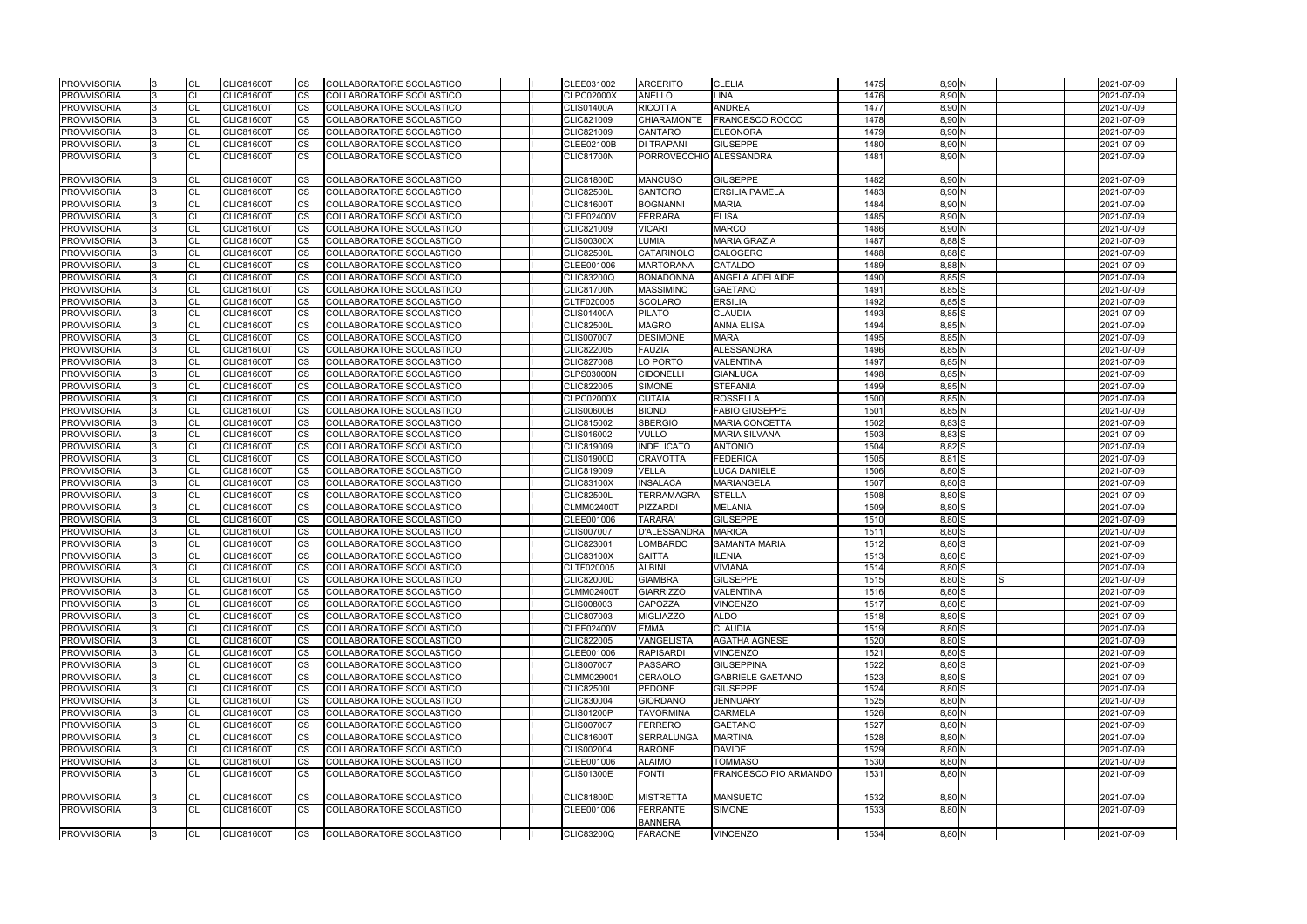| PROVVISORIA | 3 | CL | CLIC81600T | CS | COLLABORATORE SCOLASTICO | | I | CLEE031002 | ARCERITO | CLELIA | 1475 | 8,90 | N | | | 2021-07-09 |
|---|---|---|---|---|---|---|---|---|---|---|---|---|---|---|---|---|
| PROVVISORIA | 3 | CL | CLIC81600T | CS | COLLABORATORE SCOLASTICO | | I | CLPC02000X | ANELLO | LINA | 1476 | 8,90 | N | | | 2021-07-09 |
| PROVVISORIA | 3 | CL | CLIC81600T | CS | COLLABORATORE SCOLASTICO | | I | CLIS01400A | RICOTTA | ANDREA | 1477 | 8,90 | N | | | 2021-07-09 |
| PROVVISORIA | 3 | CL | CLIC81600T | CS | COLLABORATORE SCOLASTICO | | I | CLIC821009 | CHIARAMONTE | FRANCESCO ROCCO | 1478 | 8,90 | N | | | 2021-07-09 |
| PROVVISORIA | 3 | CL | CLIC81600T | CS | COLLABORATORE SCOLASTICO | | I | CLIC821009 | CANTARO | ELEONORA | 1479 | 8,90 | N | | | 2021-07-09 |
| PROVVISORIA | 3 | CL | CLIC81600T | CS | COLLABORATORE SCOLASTICO | | I | CLEE02100B | DI TRAPANI | GIUSEPPE | 1480 | 8,90 | N | | | 2021-07-09 |
| PROVVISORIA | 3 | CL | CLIC81600T | CS | COLLABORATORE SCOLASTICO | | I | CLIC81700N | PORROVECCHIO | ALESSANDRA | 1481 | 8,90 | N | | | 2021-07-09 |
| PROVVISORIA | 3 | CL | CLIC81600T | CS | COLLABORATORE SCOLASTICO | | I | CLIC81800D | MANCUSO | GIUSEPPE | 1482 | 8,90 | N | | | 2021-07-09 |
| PROVVISORIA | 3 | CL | CLIC81600T | CS | COLLABORATORE SCOLASTICO | | I | CLIC82500L | SANTORO | ERSILIA PAMELA | 1483 | 8,90 | N | | | 2021-07-09 |
| PROVVISORIA | 3 | CL | CLIC81600T | CS | COLLABORATORE SCOLASTICO | | I | CLIC81600T | BOGNANNI | MARIA | 1484 | 8,90 | N | | | 2021-07-09 |
| PROVVISORIA | 3 | CL | CLIC81600T | CS | COLLABORATORE SCOLASTICO | | I | CLEE02400V | FERRARA | ELISA | 1485 | 8,90 | N | | | 2021-07-09 |
| PROVVISORIA | 3 | CL | CLIC81600T | CS | COLLABORATORE SCOLASTICO | | I | CLIC821009 | VICARI | MARCO | 1486 | 8,90 | N | | | 2021-07-09 |
| PROVVISORIA | 3 | CL | CLIC81600T | CS | COLLABORATORE SCOLASTICO | | I | CLIS00300X | LUMIA | MARIA GRAZIA | 1487 | 8,88 | S | | | 2021-07-09 |
| PROVVISORIA | 3 | CL | CLIC81600T | CS | COLLABORATORE SCOLASTICO | | I | CLIC82500L | CATARINOLO | CALOGERO | 1488 | 8,88 | S | | | 2021-07-09 |
| PROVVISORIA | 3 | CL | CLIC81600T | CS | COLLABORATORE SCOLASTICO | | I | CLEE001006 | MARTORANA | CATALDO | 1489 | 8,88 | N | | | 2021-07-09 |
| PROVVISORIA | 3 | CL | CLIC81600T | CS | COLLABORATORE SCOLASTICO | | I | CLIC83200Q | BONADONNA | ANGELA ADELAIDE | 1490 | 8,85 | S | | | 2021-07-09 |
| PROVVISORIA | 3 | CL | CLIC81600T | CS | COLLABORATORE SCOLASTICO | | I | CLIC81700N | MASSIMINO | GAETANO | 1491 | 8,85 | S | | | 2021-07-09 |
| PROVVISORIA | 3 | CL | CLIC81600T | CS | COLLABORATORE SCOLASTICO | | I | CLTF020005 | SCOLARO | ERSILIA | 1492 | 8,85 | S | | | 2021-07-09 |
| PROVVISORIA | 3 | CL | CLIC81600T | CS | COLLABORATORE SCOLASTICO | | I | CLIS01400A | PILATO | CLAUDIA | 1493 | 8,85 | S | | | 2021-07-09 |
| PROVVISORIA | 3 | CL | CLIC81600T | CS | COLLABORATORE SCOLASTICO | | I | CLIC82500L | MAGRO | ANNA ELISA | 1494 | 8,85 | N | | | 2021-07-09 |
| PROVVISORIA | 3 | CL | CLIC81600T | CS | COLLABORATORE SCOLASTICO | | I | CLIS007007 | DESIMONE | MARA | 1495 | 8,85 | N | | | 2021-07-09 |
| PROVVISORIA | 3 | CL | CLIC81600T | CS | COLLABORATORE SCOLASTICO | | I | CLIC822005 | FAUZIA | ALESSANDRA | 1496 | 8,85 | N | | | 2021-07-09 |
| PROVVISORIA | 3 | CL | CLIC81600T | CS | COLLABORATORE SCOLASTICO | | I | CLIC827008 | LO PORTO | VALENTINA | 1497 | 8,85 | N | | | 2021-07-09 |
| PROVVISORIA | 3 | CL | CLIC81600T | CS | COLLABORATORE SCOLASTICO | | I | CLPS03000N | CIDONELLI | GIANLUCA | 1498 | 8,85 | N | | | 2021-07-09 |
| PROVVISORIA | 3 | CL | CLIC81600T | CS | COLLABORATORE SCOLASTICO | | I | CLIC822005 | SIMONE | STEFANIA | 1499 | 8,85 | N | | | 2021-07-09 |
| PROVVISORIA | 3 | CL | CLIC81600T | CS | COLLABORATORE SCOLASTICO | | I | CLPC02000X | CUTAIA | ROSSELLA | 1500 | 8,85 | N | | | 2021-07-09 |
| PROVVISORIA | 3 | CL | CLIC81600T | CS | COLLABORATORE SCOLASTICO | | I | CLIS00600B | BIONDI | FABIO GIUSEPPE | 1501 | 8,85 | N | | | 2021-07-09 |
| PROVVISORIA | 3 | CL | CLIC81600T | CS | COLLABORATORE SCOLASTICO | | I | CLIC815002 | SBERGIO | MARIA CONCETTA | 1502 | 8,83 | S | | | 2021-07-09 |
| PROVVISORIA | 3 | CL | CLIC81600T | CS | COLLABORATORE SCOLASTICO | | I | CLIS016002 | VULLO | MARIA SILVANA | 1503 | 8,83 | S | | | 2021-07-09 |
| PROVVISORIA | 3 | CL | CLIC81600T | CS | COLLABORATORE SCOLASTICO | | I | CLIC819009 | INDELICATO | ANTONIO | 1504 | 8,82 | S | | | 2021-07-09 |
| PROVVISORIA | 3 | CL | CLIC81600T | CS | COLLABORATORE SCOLASTICO | | I | CLIS01900D | CRAVOTTA | FEDERICA | 1505 | 8,81 | S | | | 2021-07-09 |
| PROVVISORIA | 3 | CL | CLIC81600T | CS | COLLABORATORE SCOLASTICO | | I | CLIC819009 | VELLA | LUCA DANIELE | 1506 | 8,80 | S | | | 2021-07-09 |
| PROVVISORIA | 3 | CL | CLIC81600T | CS | COLLABORATORE SCOLASTICO | | I | CLIC83100X | INSALACA | MARIANGELA | 1507 | 8,80 | S | | | 2021-07-09 |
| PROVVISORIA | 3 | CL | CLIC81600T | CS | COLLABORATORE SCOLASTICO | | I | CLIC82500L | TERRAMAGRA | STELLA | 1508 | 8,80 | S | | | 2021-07-09 |
| PROVVISORIA | 3 | CL | CLIC81600T | CS | COLLABORATORE SCOLASTICO | | I | CLMM02400T | PIZZARDI | MELANIA | 1509 | 8,80 | S | | | 2021-07-09 |
| PROVVISORIA | 3 | CL | CLIC81600T | CS | COLLABORATORE SCOLASTICO | | I | CLEE001006 | TARARA' | GIUSEPPE | 1510 | 8,80 | S | | | 2021-07-09 |
| PROVVISORIA | 3 | CL | CLIC81600T | CS | COLLABORATORE SCOLASTICO | | I | CLIS007007 | D'ALESSANDRA | MARICA | 1511 | 8,80 | S | | | 2021-07-09 |
| PROVVISORIA | 3 | CL | CLIC81600T | CS | COLLABORATORE SCOLASTICO | | I | CLIC823001 | LOMBARDO | SAMANTA MARIA | 1512 | 8,80 | S | | | 2021-07-09 |
| PROVVISORIA | 3 | CL | CLIC81600T | CS | COLLABORATORE SCOLASTICO | | I | CLIC83100X | SAITTA | ILENIA | 1513 | 8,80 | S | | | 2021-07-09 |
| PROVVISORIA | 3 | CL | CLIC81600T | CS | COLLABORATORE SCOLASTICO | | I | CLTF020005 | ALBINI | VIVIANA | 1514 | 8,80 | S | | | 2021-07-09 |
| PROVVISORIA | 3 | CL | CLIC81600T | CS | COLLABORATORE SCOLASTICO | | I | CLIC82000D | GIAMBRA | GIUSEPPE | 1515 | 8,80 | S | S | | 2021-07-09 |
| PROVVISORIA | 3 | CL | CLIC81600T | CS | COLLABORATORE SCOLASTICO | | I | CLMM02400T | GIARRIZZO | VALENTINA | 1516 | 8,80 | S | | | 2021-07-09 |
| PROVVISORIA | 3 | CL | CLIC81600T | CS | COLLABORATORE SCOLASTICO | | I | CLIS008003 | CAPOZZA | VINCENZO | 1517 | 8,80 | S | | | 2021-07-09 |
| PROVVISORIA | 3 | CL | CLIC81600T | CS | COLLABORATORE SCOLASTICO | | I | CLIC807003 | MIGLIAZZO | ALDO | 1518 | 8,80 | S | | | 2021-07-09 |
| PROVVISORIA | 3 | CL | CLIC81600T | CS | COLLABORATORE SCOLASTICO | | I | CLEE02400V | EMMA | CLAUDIA | 1519 | 8,80 | S | | | 2021-07-09 |
| PROVVISORIA | 3 | CL | CLIC81600T | CS | COLLABORATORE SCOLASTICO | | I | CLIC822005 | VANGELISTA | AGATHA AGNESE | 1520 | 8,80 | S | | | 2021-07-09 |
| PROVVISORIA | 3 | CL | CLIC81600T | CS | COLLABORATORE SCOLASTICO | | I | CLEE001006 | RAPISARDI | VINCENZO | 1521 | 8,80 | S | | | 2021-07-09 |
| PROVVISORIA | 3 | CL | CLIC81600T | CS | COLLABORATORE SCOLASTICO | | I | CLIS007007 | PASSARO | GIUSEPPINA | 1522 | 8,80 | S | | | 2021-07-09 |
| PROVVISORIA | 3 | CL | CLIC81600T | CS | COLLABORATORE SCOLASTICO | | I | CLMM029001 | CERAOLO | GABRIELE GAETANO | 1523 | 8,80 | S | | | 2021-07-09 |
| PROVVISORIA | 3 | CL | CLIC81600T | CS | COLLABORATORE SCOLASTICO | | I | CLIC82500L | PEDONE | GIUSEPPE | 1524 | 8,80 | S | | | 2021-07-09 |
| PROVVISORIA | 3 | CL | CLIC81600T | CS | COLLABORATORE SCOLASTICO | | I | CLIC830004 | GIORDANO | JENNUARY | 1525 | 8,80 | N | | | 2021-07-09 |
| PROVVISORIA | 3 | CL | CLIC81600T | CS | COLLABORATORE SCOLASTICO | | I | CLIS01200P | TAVORMINA | CARMELA | 1526 | 8,80 | N | | | 2021-07-09 |
| PROVVISORIA | 3 | CL | CLIC81600T | CS | COLLABORATORE SCOLASTICO | | I | CLIS007007 | FERRERO | GAETANO | 1527 | 8,80 | N | | | 2021-07-09 |
| PROVVISORIA | 3 | CL | CLIC81600T | CS | COLLABORATORE SCOLASTICO | | I | CLIC81600T | SERRALUNGA | MARTINA | 1528 | 8,80 | N | | | 2021-07-09 |
| PROVVISORIA | 3 | CL | CLIC81600T | CS | COLLABORATORE SCOLASTICO | | I | CLIS002004 | BARONE | DAVIDE | 1529 | 8,80 | N | | | 2021-07-09 |
| PROVVISORIA | 3 | CL | CLIC81600T | CS | COLLABORATORE SCOLASTICO | | I | CLEE001006 | ALAIMO | TOMMASO | 1530 | 8,80 | N | | | 2021-07-09 |
| PROVVISORIA | 3 | CL | CLIC81600T | CS | COLLABORATORE SCOLASTICO | | I | CLIS01300E | FONTI | FRANCESCO PIO ARMANDO | 1531 | 8,80 | N | | | 2021-07-09 |
| PROVVISORIA | 3 | CL | CLIC81600T | CS | COLLABORATORE SCOLASTICO | | I | CLIC81800D | MISTRETTA | MANSUETO | 1532 | 8,80 | N | | | 2021-07-09 |
| PROVVISORIA | 3 | CL | CLIC81600T | CS | COLLABORATORE SCOLASTICO | | I | CLEE001006 | FERRANTE BANNERA | SIMONE | 1533 | 8,80 | N | | | 2021-07-09 |
| PROVVISORIA | 3 | CL | CLIC81600T | CS | COLLABORATORE SCOLASTICO | | I | CLIC83200Q | FARAONE | VINCENZO | 1534 | 8,80 | N | | | 2021-07-09 |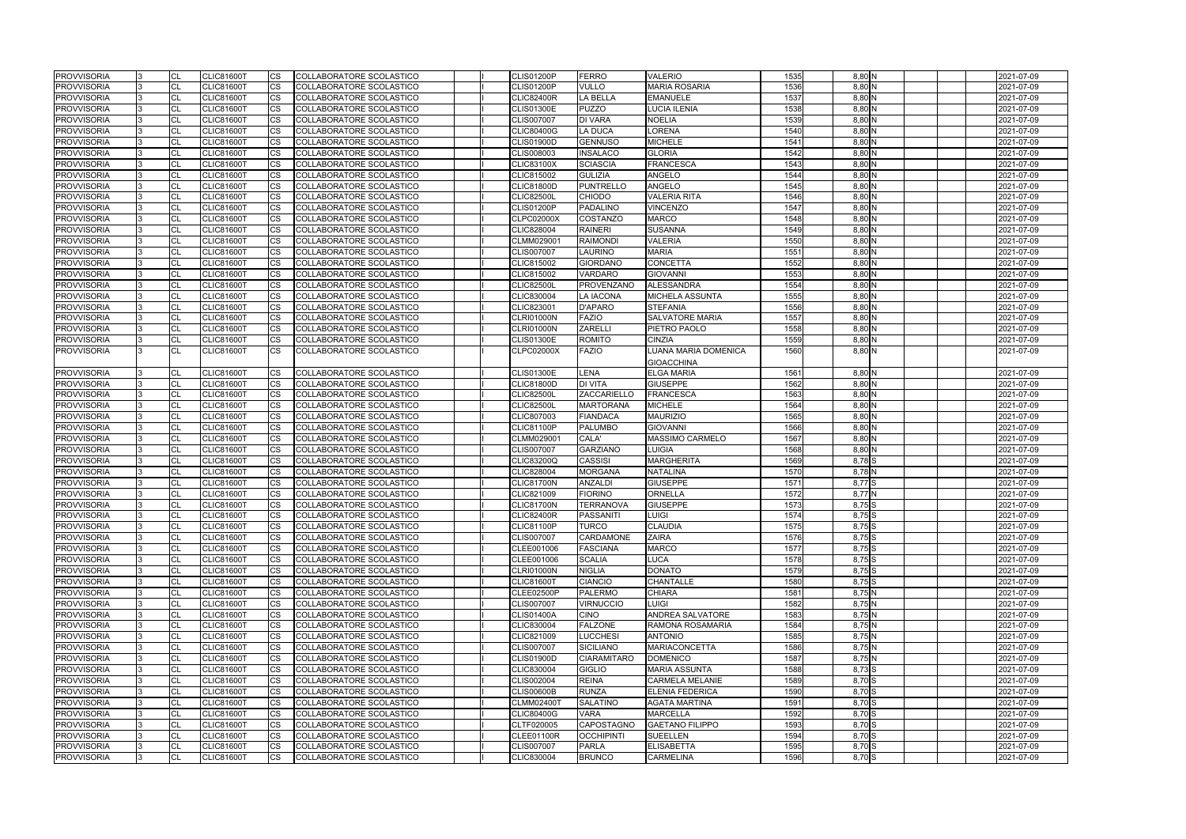| | | | | | | | | | | | | | | | | |
|---|---|---|---|---|---|---|---|---|---|---|---|---|---|---|---|---|
| PROVVISORIA | 3 | CL | CLIC81600T | CS | COLLABORATORE SCOLASTICO | | I | CLIS01200P | FERRO | VALERIO | 1535 | 8,80 | N | | | 2021-07-09 |
| PROVVISORIA | 3 | CL | CLIC81600T | CS | COLLABORATORE SCOLASTICO | | I | CLIS01200P | VULLO | MARIA ROSARIA | 1536 | 8,80 | N | | | 2021-07-09 |
| PROVVISORIA | 3 | CL | CLIC81600T | CS | COLLABORATORE SCOLASTICO | | I | CLIC82400R | LA BELLA | EMANUELE | 1537 | 8,80 | N | | | 2021-07-09 |
| PROVVISORIA | 3 | CL | CLIC81600T | CS | COLLABORATORE SCOLASTICO | | I | CLIS01300E | PUZZO | LUCIA ILENIA | 1538 | 8,80 | N | | | 2021-07-09 |
| PROVVISORIA | 3 | CL | CLIC81600T | CS | COLLABORATORE SCOLASTICO | | I | CLIS007007 | DI VARA | NOELIA | 1539 | 8,80 | N | | | 2021-07-09 |
| PROVVISORIA | 3 | CL | CLIC81600T | CS | COLLABORATORE SCOLASTICO | | I | CLIC80400G | LA DUCA | LORENA | 1540 | 8,80 | N | | | 2021-07-09 |
| PROVVISORIA | 3 | CL | CLIC81600T | CS | COLLABORATORE SCOLASTICO | | I | CLIS01900D | GENNUSO | MICHELE | 1541 | 8,80 | N | | | 2021-07-09 |
| PROVVISORIA | 3 | CL | CLIC81600T | CS | COLLABORATORE SCOLASTICO | | I | CLIS008003 | INSALACO | GLORIA | 1542 | 8,80 | N | | | 2021-07-09 |
| PROVVISORIA | 3 | CL | CLIC81600T | CS | COLLABORATORE SCOLASTICO | | I | CLIC83100X | SCIASCIA | FRANCESCA | 1543 | 8,80 | N | | | 2021-07-09 |
| PROVVISORIA | 3 | CL | CLIC81600T | CS | COLLABORATORE SCOLASTICO | | I | CLIC815002 | GULIZIA | ANGELO | 1544 | 8,80 | N | | | 2021-07-09 |
| PROVVISORIA | 3 | CL | CLIC81600T | CS | COLLABORATORE SCOLASTICO | | I | CLIC81800D | PUNTRELLO | ANGELO | 1545 | 8,80 | N | | | 2021-07-09 |
| PROVVISORIA | 3 | CL | CLIC81600T | CS | COLLABORATORE SCOLASTICO | | I | CLIC82500L | CHIODO | VALERIA RITA | 1546 | 8,80 | N | | | 2021-07-09 |
| PROVVISORIA | 3 | CL | CLIC81600T | CS | COLLABORATORE SCOLASTICO | | I | CLIS01200P | PADALINO | VINCENZO | 1547 | 8,80 | N | | | 2021-07-09 |
| PROVVISORIA | 3 | CL | CLIC81600T | CS | COLLABORATORE SCOLASTICO | | I | CLPC02000X | COSTANZO | MARCO | 1548 | 8,80 | N | | | 2021-07-09 |
| PROVVISORIA | 3 | CL | CLIC81600T | CS | COLLABORATORE SCOLASTICO | | I | CLIC828004 | RAINERI | SUSANNA | 1549 | 8,80 | N | | | 2021-07-09 |
| PROVVISORIA | 3 | CL | CLIC81600T | CS | COLLABORATORE SCOLASTICO | | I | CLMM029001 | RAIMONDI | VALERIA | 1550 | 8,80 | N | | | 2021-07-09 |
| PROVVISORIA | 3 | CL | CLIC81600T | CS | COLLABORATORE SCOLASTICO | | I | CLIS007007 | LAURINO | MARIA | 1551 | 8,80 | N | | | 2021-07-09 |
| PROVVISORIA | 3 | CL | CLIC81600T | CS | COLLABORATORE SCOLASTICO | | I | CLIC815002 | GIORDANO | CONCETTA | 1552 | 8,80 | N | | | 2021-07-09 |
| PROVVISORIA | 3 | CL | CLIC81600T | CS | COLLABORATORE SCOLASTICO | | I | CLIC815002 | VARDARO | GIOVANNI | 1553 | 8,80 | N | | | 2021-07-09 |
| PROVVISORIA | 3 | CL | CLIC81600T | CS | COLLABORATORE SCOLASTICO | | I | CLIC82500L | PROVENZANO | ALESSANDRA | 1554 | 8,80 | N | | | 2021-07-09 |
| PROVVISORIA | 3 | CL | CLIC81600T | CS | COLLABORATORE SCOLASTICO | | I | CLIC830004 | LA IACONA | MICHELA ASSUNTA | 1555 | 8,80 | N | | | 2021-07-09 |
| PROVVISORIA | 3 | CL | CLIC81600T | CS | COLLABORATORE SCOLASTICO | | I | CLIC823001 | D'APARO | STEFANIA | 1556 | 8,80 | N | | | 2021-07-09 |
| PROVVISORIA | 3 | CL | CLIC81600T | CS | COLLABORATORE SCOLASTICO | | I | CLRI01000N | FAZIO | SALVATORE MARIA | 1557 | 8,80 | N | | | 2021-07-09 |
| PROVVISORIA | 3 | CL | CLIC81600T | CS | COLLABORATORE SCOLASTICO | | I | CLRI01000N | ZARELLI | PIETRO PAOLO | 1558 | 8,80 | N | | | 2021-07-09 |
| PROVVISORIA | 3 | CL | CLIC81600T | CS | COLLABORATORE SCOLASTICO | | I | CLIS01300E | ROMITO | CINZIA | 1559 | 8,80 | N | | | 2021-07-09 |
| PROVVISORIA | 3 | CL | CLIC81600T | CS | COLLABORATORE SCOLASTICO | | I | CLPC02000X | FAZIO | LUANA MARIA DOMENICA GIOACCHINA | 1560 | 8,80 | N | | | 2021-07-09 |
| PROVVISORIA | 3 | CL | CLIC81600T | CS | COLLABORATORE SCOLASTICO | | I | CLIS01300E | LENA | ELGA MARIA | 1561 | 8,80 | N | | | 2021-07-09 |
| PROVVISORIA | 3 | CL | CLIC81600T | CS | COLLABORATORE SCOLASTICO | | I | CLIC81800D | DI VITA | GIUSEPPE | 1562 | 8,80 | N | | | 2021-07-09 |
| PROVVISORIA | 3 | CL | CLIC81600T | CS | COLLABORATORE SCOLASTICO | | I | CLIC82500L | ZACCARIELLO | FRANCESCA | 1563 | 8,80 | N | | | 2021-07-09 |
| PROVVISORIA | 3 | CL | CLIC81600T | CS | COLLABORATORE SCOLASTICO | | I | CLIC82500L | MARTORANA | MICHELE | 1564 | 8,80 | N | | | 2021-07-09 |
| PROVVISORIA | 3 | CL | CLIC81600T | CS | COLLABORATORE SCOLASTICO | | I | CLIC807003 | FIANDACA | MAURIZIO | 1565 | 8,80 | N | | | 2021-07-09 |
| PROVVISORIA | 3 | CL | CLIC81600T | CS | COLLABORATORE SCOLASTICO | | I | CLIC81100P | PALUMBO | GIOVANNI | 1566 | 8,80 | N | | | 2021-07-09 |
| PROVVISORIA | 3 | CL | CLIC81600T | CS | COLLABORATORE SCOLASTICO | | I | CLMM029001 | CALA' | MASSIMO CARMELO | 1567 | 8,80 | N | | | 2021-07-09 |
| PROVVISORIA | 3 | CL | CLIC81600T | CS | COLLABORATORE SCOLASTICO | | I | CLIS007007 | GARZIANO | LUIGIA | 1568 | 8,80 | N | | | 2021-07-09 |
| PROVVISORIA | 3 | CL | CLIC81600T | CS | COLLABORATORE SCOLASTICO | | I | CLIC83200Q | CASSISI | MARGHERITA | 1569 | 8,78 | S | | | 2021-07-09 |
| PROVVISORIA | 3 | CL | CLIC81600T | CS | COLLABORATORE SCOLASTICO | | I | CLIC828004 | MORGANA | NATALINA | 1570 | 8,78 | N | | | 2021-07-09 |
| PROVVISORIA | 3 | CL | CLIC81600T | CS | COLLABORATORE SCOLASTICO | | I | CLIC81700N | ANZALDI | GIUSEPPE | 1571 | 8,77 | S | | | 2021-07-09 |
| PROVVISORIA | 3 | CL | CLIC81600T | CS | COLLABORATORE SCOLASTICO | | I | CLIC821009 | FIORINO | ORNELLA | 1572 | 8,77 | N | | | 2021-07-09 |
| PROVVISORIA | 3 | CL | CLIC81600T | CS | COLLABORATORE SCOLASTICO | | I | CLIC81700N | TERRANOVA | GIUSEPPE | 1573 | 8,75 | S | | | 2021-07-09 |
| PROVVISORIA | 3 | CL | CLIC81600T | CS | COLLABORATORE SCOLASTICO | | I | CLIC82400R | PASSANITI | LUIGI | 1574 | 8,75 | S | | | 2021-07-09 |
| PROVVISORIA | 3 | CL | CLIC81600T | CS | COLLABORATORE SCOLASTICO | | I | CLIC81100P | TURCO | CLAUDIA | 1575 | 8,75 | S | | | 2021-07-09 |
| PROVVISORIA | 3 | CL | CLIC81600T | CS | COLLABORATORE SCOLASTICO | | I | CLIS007007 | CARDAMONE | ZAIRA | 1576 | 8,75 | S | | | 2021-07-09 |
| PROVVISORIA | 3 | CL | CLIC81600T | CS | COLLABORATORE SCOLASTICO | | I | CLEE001006 | FASCIANA | MARCO | 1577 | 8,75 | S | | | 2021-07-09 |
| PROVVISORIA | 3 | CL | CLIC81600T | CS | COLLABORATORE SCOLASTICO | | I | CLEE001006 | SCALIA | LUCA | 1578 | 8,75 | S | | | 2021-07-09 |
| PROVVISORIA | 3 | CL | CLIC81600T | CS | COLLABORATORE SCOLASTICO | | I | CLRI01000N | NIGLIA | DONATO | 1579 | 8,75 | S | | | 2021-07-09 |
| PROVVISORIA | 3 | CL | CLIC81600T | CS | COLLABORATORE SCOLASTICO | | I | CLIC81600T | CIANCIO | CHANTALLE | 1580 | 8,75 | S | | | 2021-07-09 |
| PROVVISORIA | 3 | CL | CLIC81600T | CS | COLLABORATORE SCOLASTICO | | I | CLEE02500P | PALERMO | CHIARA | 1581 | 8,75 | N | | | 2021-07-09 |
| PROVVISORIA | 3 | CL | CLIC81600T | CS | COLLABORATORE SCOLASTICO | | I | CLIS007007 | VIRNUCCIO | LUIGI | 1582 | 8,75 | N | | | 2021-07-09 |
| PROVVISORIA | 3 | CL | CLIC81600T | CS | COLLABORATORE SCOLASTICO | | I | CLIS01400A | CINO | ANDREA SALVATORE | 1583 | 8,75 | N | | | 2021-07-09 |
| PROVVISORIA | 3 | CL | CLIC81600T | CS | COLLABORATORE SCOLASTICO | | I | CLIC830004 | FALZONE | RAMONA ROSAMARIA | 1584 | 8,75 | N | | | 2021-07-09 |
| PROVVISORIA | 3 | CL | CLIC81600T | CS | COLLABORATORE SCOLASTICO | | I | CLIC821009 | LUCCHESI | ANTONIO | 1585 | 8,75 | N | | | 2021-07-09 |
| PROVVISORIA | 3 | CL | CLIC81600T | CS | COLLABORATORE SCOLASTICO | | I | CLIS007007 | SICILIANO | MARIACONCETTA | 1586 | 8,75 | N | | | 2021-07-09 |
| PROVVISORIA | 3 | CL | CLIC81600T | CS | COLLABORATORE SCOLASTICO | | I | CLIS01900D | CIARAMITARO | DOMENICO | 1587 | 8,75 | N | | | 2021-07-09 |
| PROVVISORIA | 3 | CL | CLIC81600T | CS | COLLABORATORE SCOLASTICO | | I | CLIC830004 | GIGLIO | MARIA ASSUNTA | 1588 | 8,73 | S | | | 2021-07-09 |
| PROVVISORIA | 3 | CL | CLIC81600T | CS | COLLABORATORE SCOLASTICO | | I | CLIS002004 | REINA | CARMELA MELANIE | 1589 | 8,70 | S | | | 2021-07-09 |
| PROVVISORIA | 3 | CL | CLIC81600T | CS | COLLABORATORE SCOLASTICO | | I | CLIS00600B | RUNZA | ELENIA FEDERICA | 1590 | 8,70 | S | | | 2021-07-09 |
| PROVVISORIA | 3 | CL | CLIC81600T | CS | COLLABORATORE SCOLASTICO | | I | CLMM02400T | SALATINO | AGATA MARTINA | 1591 | 8,70 | S | | | 2021-07-09 |
| PROVVISORIA | 3 | CL | CLIC81600T | CS | COLLABORATORE SCOLASTICO | | I | CLIC80400G | VARA | MARCELLA | 1592 | 8,70 | S | | | 2021-07-09 |
| PROVVISORIA | 3 | CL | CLIC81600T | CS | COLLABORATORE SCOLASTICO | | I | CLTF020005 | CAPOSTAGNO | GAETANO FILIPPO | 1593 | 8,70 | S | | | 2021-07-09 |
| PROVVISORIA | 3 | CL | CLIC81600T | CS | COLLABORATORE SCOLASTICO | | I | CLEE01100R | OCCHIPINTI | SUEELLEN | 1594 | 8,70 | S | | | 2021-07-09 |
| PROVVISORIA | 3 | CL | CLIC81600T | CS | COLLABORATORE SCOLASTICO | | I | CLIS007007 | PARLA | ELISABETTA | 1595 | 8,70 | S | | | 2021-07-09 |
| PROVVISORIA | 3 | CL | CLIC81600T | CS | COLLABORATORE SCOLASTICO | | I | CLIC830004 | BRUNCO | CARMELINA | 1596 | 8,70 | S | | | 2021-07-09 |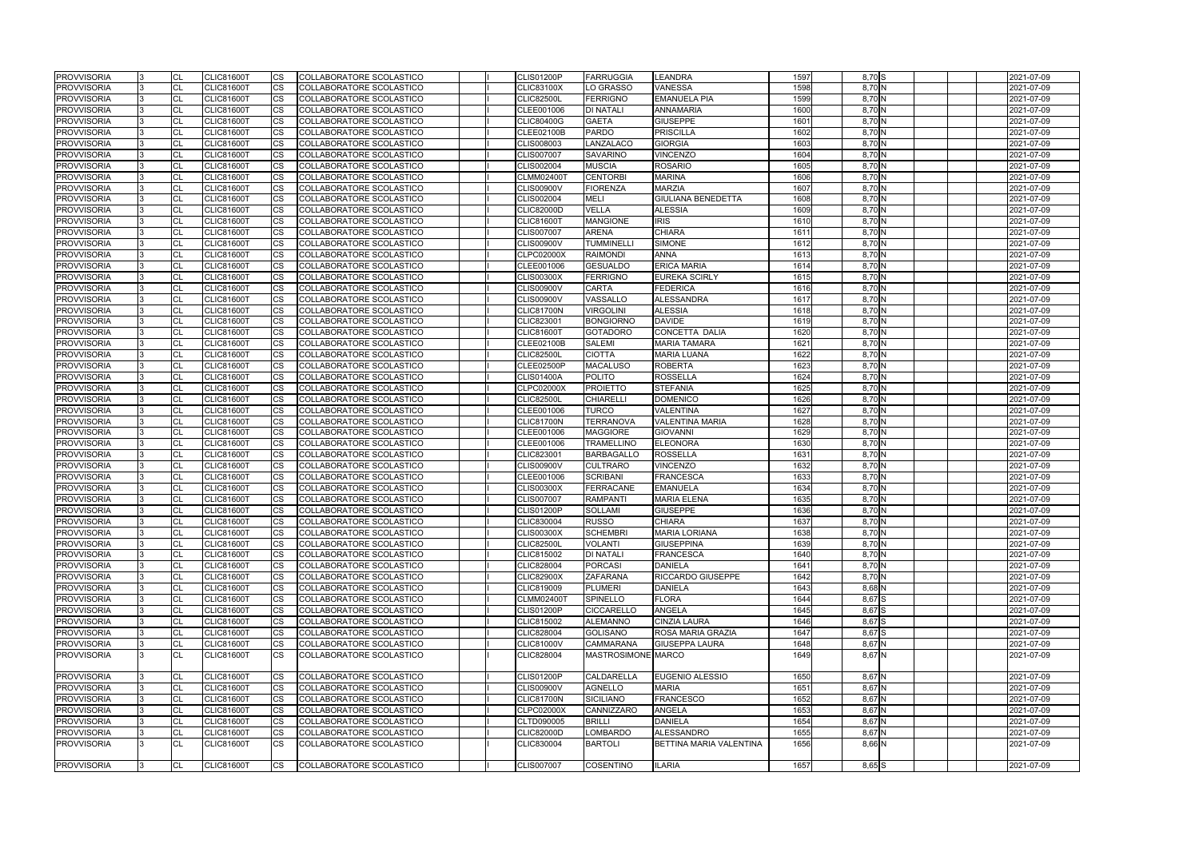| | | | | | | | | | | | | | | | | |
|---|---|---|---|---|---|---|---|---|---|---|---|---|---|---|---|---|
| PROVVISORIA | 3 | CL | CLIC81600T | CS | COLLABORATORE SCOLASTICO | | I | CLIS01200P | FARRUGGIA | LEANDRA | 1597 | 8,70 | S | | | 2021-07-09 |
| PROVVISORIA | 3 | CL | CLIC81600T | CS | COLLABORATORE SCOLASTICO | | I | CLIC83100X | LO GRASSO | VANESSA | 1598 | 8,70 | N | | | 2021-07-09 |
| PROVVISORIA | 3 | CL | CLIC81600T | CS | COLLABORATORE SCOLASTICO | | I | CLIC82500L | FERRIGNO | EMANUELA PIA | 1599 | 8,70 | N | | | 2021-07-09 |
| PROVVISORIA | 3 | CL | CLIC81600T | CS | COLLABORATORE SCOLASTICO | | I | CLEE001006 | DI NATALI | ANNAMARIA | 1600 | 8,70 | N | | | 2021-07-09 |
| PROVVISORIA | 3 | CL | CLIC81600T | CS | COLLABORATORE SCOLASTICO | | I | CLIC80400G | GAETA | GIUSEPPE | 1601 | 8,70 | N | | | 2021-07-09 |
| PROVVISORIA | 3 | CL | CLIC81600T | CS | COLLABORATORE SCOLASTICO | | I | CLEE02100B | PARDO | PRISCILLA | 1602 | 8,70 | N | | | 2021-07-09 |
| PROVVISORIA | 3 | CL | CLIC81600T | CS | COLLABORATORE SCOLASTICO | | I | CLIS008003 | LANZALACO | GIORGIA | 1603 | 8,70 | N | | | 2021-07-09 |
| PROVVISORIA | 3 | CL | CLIC81600T | CS | COLLABORATORE SCOLASTICO | | I | CLIS007007 | SAVARINO | VINCENZO | 1604 | 8,70 | N | | | 2021-07-09 |
| PROVVISORIA | 3 | CL | CLIC81600T | CS | COLLABORATORE SCOLASTICO | | I | CLIS002004 | MUSCIA | ROSARIO | 1605 | 8,70 | N | | | 2021-07-09 |
| PROVVISORIA | 3 | CL | CLIC81600T | CS | COLLABORATORE SCOLASTICO | | I | CLMM02400T | CENTORBI | MARINA | 1606 | 8,70 | N | | | 2021-07-09 |
| PROVVISORIA | 3 | CL | CLIC81600T | CS | COLLABORATORE SCOLASTICO | | I | CLIS00900V | FIORENZA | MARZIA | 1607 | 8,70 | N | | | 2021-07-09 |
| PROVVISORIA | 3 | CL | CLIC81600T | CS | COLLABORATORE SCOLASTICO | | I | CLIS002004 | MELI | GIULIANA BENEDETTA | 1608 | 8,70 | N | | | 2021-07-09 |
| PROVVISORIA | 3 | CL | CLIC81600T | CS | COLLABORATORE SCOLASTICO | | I | CLIC82000D | VELLA | ALESSIA | 1609 | 8,70 | N | | | 2021-07-09 |
| PROVVISORIA | 3 | CL | CLIC81600T | CS | COLLABORATORE SCOLASTICO | | I | CLIC81600T | MANGIONE | IRIS | 1610 | 8,70 | N | | | 2021-07-09 |
| PROVVISORIA | 3 | CL | CLIC81600T | CS | COLLABORATORE SCOLASTICO | | I | CLIS007007 | ARENA | CHIARA | 1611 | 8,70 | N | | | 2021-07-09 |
| PROVVISORIA | 3 | CL | CLIC81600T | CS | COLLABORATORE SCOLASTICO | | I | CLIS00900V | TUMMINELLI | SIMONE | 1612 | 8,70 | N | | | 2021-07-09 |
| PROVVISORIA | 3 | CL | CLIC81600T | CS | COLLABORATORE SCOLASTICO | | I | CLPC02000X | RAIMONDI | ANNA | 1613 | 8,70 | N | | | 2021-07-09 |
| PROVVISORIA | 3 | CL | CLIC81600T | CS | COLLABORATORE SCOLASTICO | | I | CLEE001006 | GESUALDO | ERICA MARIA | 1614 | 8,70 | N | | | 2021-07-09 |
| PROVVISORIA | 3 | CL | CLIC81600T | CS | COLLABORATORE SCOLASTICO | | I | CLIS00300X | FERRIGNO | EUREKA SCIRLY | 1615 | 8,70 | N | | | 2021-07-09 |
| PROVVISORIA | 3 | CL | CLIC81600T | CS | COLLABORATORE SCOLASTICO | | I | CLIS00900V | CARTA | FEDERICA | 1616 | 8,70 | N | | | 2021-07-09 |
| PROVVISORIA | 3 | CL | CLIC81600T | CS | COLLABORATORE SCOLASTICO | | I | CLIS00900V | VASSALLO | ALESSANDRA | 1617 | 8,70 | N | | | 2021-07-09 |
| PROVVISORIA | 3 | CL | CLIC81600T | CS | COLLABORATORE SCOLASTICO | | I | CLIC81700N | VIRGOLINI | ALESSIA | 1618 | 8,70 | N | | | 2021-07-09 |
| PROVVISORIA | 3 | CL | CLIC81600T | CS | COLLABORATORE SCOLASTICO | | I | CLIC823001 | BONGIORNO | DAVIDE | 1619 | 8,70 | N | | | 2021-07-09 |
| PROVVISORIA | 3 | CL | CLIC81600T | CS | COLLABORATORE SCOLASTICO | | I | CLIC81600T | GOTADORO | CONCETTA DALIA | 1620 | 8,70 | N | | | 2021-07-09 |
| PROVVISORIA | 3 | CL | CLIC81600T | CS | COLLABORATORE SCOLASTICO | | I | CLEE02100B | SALEMI | MARIA TAMARA | 1621 | 8,70 | N | | | 2021-07-09 |
| PROVVISORIA | 3 | CL | CLIC81600T | CS | COLLABORATORE SCOLASTICO | | I | CLIC82500L | CIOTTA | MARIA LUANA | 1622 | 8,70 | N | | | 2021-07-09 |
| PROVVISORIA | 3 | CL | CLIC81600T | CS | COLLABORATORE SCOLASTICO | | I | CLEE02500P | MACALUSO | ROBERTA | 1623 | 8,70 | N | | | 2021-07-09 |
| PROVVISORIA | 3 | CL | CLIC81600T | CS | COLLABORATORE SCOLASTICO | | I | CLIS01400A | POLITO | ROSSELLA | 1624 | 8,70 | N | | | 2021-07-09 |
| PROVVISORIA | 3 | CL | CLIC81600T | CS | COLLABORATORE SCOLASTICO | | I | CLPC02000X | PROIETTO | STEFANIA | 1625 | 8,70 | N | | | 2021-07-09 |
| PROVVISORIA | 3 | CL | CLIC81600T | CS | COLLABORATORE SCOLASTICO | | I | CLIC82500L | CHIARELLI | DOMENICO | 1626 | 8,70 | N | | | 2021-07-09 |
| PROVVISORIA | 3 | CL | CLIC81600T | CS | COLLABORATORE SCOLASTICO | | I | CLEE001006 | TURCO | VALENTINA | 1627 | 8,70 | N | | | 2021-07-09 |
| PROVVISORIA | 3 | CL | CLIC81600T | CS | COLLABORATORE SCOLASTICO | | I | CLIC81700N | TERRANOVA | VALENTINA MARIA | 1628 | 8,70 | N | | | 2021-07-09 |
| PROVVISORIA | 3 | CL | CLIC81600T | CS | COLLABORATORE SCOLASTICO | | I | CLEE001006 | MAGGIORE | GIOVANNI | 1629 | 8,70 | N | | | 2021-07-09 |
| PROVVISORIA | 3 | CL | CLIC81600T | CS | COLLABORATORE SCOLASTICO | | I | CLEE001006 | TRAMELLINO | ELEONORA | 1630 | 8,70 | N | | | 2021-07-09 |
| PROVVISORIA | 3 | CL | CLIC81600T | CS | COLLABORATORE SCOLASTICO | | I | CLIC823001 | BARBAGALLO | ROSSELLA | 1631 | 8,70 | N | | | 2021-07-09 |
| PROVVISORIA | 3 | CL | CLIC81600T | CS | COLLABORATORE SCOLASTICO | | I | CLIS00900V | CULTRARO | VINCENZO | 1632 | 8,70 | N | | | 2021-07-09 |
| PROVVISORIA | 3 | CL | CLIC81600T | CS | COLLABORATORE SCOLASTICO | | I | CLEE001006 | SCRIBANI | FRANCESCA | 1633 | 8,70 | N | | | 2021-07-09 |
| PROVVISORIA | 3 | CL | CLIC81600T | CS | COLLABORATORE SCOLASTICO | | I | CLIS00300X | FERRACANE | EMANUELA | 1634 | 8,70 | N | | | 2021-07-09 |
| PROVVISORIA | 3 | CL | CLIC81600T | CS | COLLABORATORE SCOLASTICO | | I | CLIS007007 | RAMPANTI | MARIA ELENA | 1635 | 8,70 | N | | | 2021-07-09 |
| PROVVISORIA | 3 | CL | CLIC81600T | CS | COLLABORATORE SCOLASTICO | | I | CLIS01200P | SOLLAMI | GIUSEPPE | 1636 | 8,70 | N | | | 2021-07-09 |
| PROVVISORIA | 3 | CL | CLIC81600T | CS | COLLABORATORE SCOLASTICO | | I | CLIC830004 | RUSSO | CHIARA | 1637 | 8,70 | N | | | 2021-07-09 |
| PROVVISORIA | 3 | CL | CLIC81600T | CS | COLLABORATORE SCOLASTICO | | I | CLIS00300X | SCHEMBRI | MARIA LORIANA | 1638 | 8,70 | N | | | 2021-07-09 |
| PROVVISORIA | 3 | CL | CLIC81600T | CS | COLLABORATORE SCOLASTICO | | I | CLIC82500L | VOLANTI | GIUSEPPINA | 1639 | 8,70 | N | | | 2021-07-09 |
| PROVVISORIA | 3 | CL | CLIC81600T | CS | COLLABORATORE SCOLASTICO | | I | CLIC815002 | DI NATALI | FRANCESCA | 1640 | 8,70 | N | | | 2021-07-09 |
| PROVVISORIA | 3 | CL | CLIC81600T | CS | COLLABORATORE SCOLASTICO | | I | CLIC828004 | PORCASI | DANIELA | 1641 | 8,70 | N | | | 2021-07-09 |
| PROVVISORIA | 3 | CL | CLIC81600T | CS | COLLABORATORE SCOLASTICO | | I | CLIC82900X | ZAFARANA | RICCARDO GIUSEPPE | 1642 | 8,70 | N | | | 2021-07-09 |
| PROVVISORIA | 3 | CL | CLIC81600T | CS | COLLABORATORE SCOLASTICO | | I | CLIC819009 | PLUMERI | DANIELA | 1643 | 8,68 | N | | | 2021-07-09 |
| PROVVISORIA | 3 | CL | CLIC81600T | CS | COLLABORATORE SCOLASTICO | | I | CLMM02400T | SPINELLO | FLORA | 1644 | 8,67 | S | | | 2021-07-09 |
| PROVVISORIA | 3 | CL | CLIC81600T | CS | COLLABORATORE SCOLASTICO | | I | CLIS01200P | CICCARELLO | ANGELA | 1645 | 8,67 | S | | | 2021-07-09 |
| PROVVISORIA | 3 | CL | CLIC81600T | CS | COLLABORATORE SCOLASTICO | | I | CLIC815002 | ALEMANNO | CINZIA LAURA | 1646 | 8,67 | S | | | 2021-07-09 |
| PROVVISORIA | 3 | CL | CLIC81600T | CS | COLLABORATORE SCOLASTICO | | I | CLIC828004 | GOLISANO | ROSA MARIA GRAZIA | 1647 | 8,67 | S | | | 2021-07-09 |
| PROVVISORIA | 3 | CL | CLIC81600T | CS | COLLABORATORE SCOLASTICO | | I | CLIC81000V | CAMMARANA | GIUSEPPA LAURA | 1648 | 8,67 | N | | | 2021-07-09 |
| PROVVISORIA | 3 | CL | CLIC81600T | CS | COLLABORATORE SCOLASTICO | | I | CLIC828004 | MASTROSIMONE | MARCO | 1649 | 8,67 | N | | | 2021-07-09 |
| PROVVISORIA | 3 | CL | CLIC81600T | CS | COLLABORATORE SCOLASTICO | | I | CLIS01200P | CALDARELLA | EUGENIO ALESSIO | 1650 | 8,67 | N | | | 2021-07-09 |
| PROVVISORIA | 3 | CL | CLIC81600T | CS | COLLABORATORE SCOLASTICO | | I | CLIS00900V | AGNELLO | MARIA | 1651 | 8,67 | N | | | 2021-07-09 |
| PROVVISORIA | 3 | CL | CLIC81600T | CS | COLLABORATORE SCOLASTICO | | I | CLIC81700N | SICILIANO | FRANCESCO | 1652 | 8,67 | N | | | 2021-07-09 |
| PROVVISORIA | 3 | CL | CLIC81600T | CS | COLLABORATORE SCOLASTICO | | I | CLPC02000X | CANNIZZARO | ANGELA | 1653 | 8,67 | N | | | 2021-07-09 |
| PROVVISORIA | 3 | CL | CLIC81600T | CS | COLLABORATORE SCOLASTICO | | I | CLTD090005 | BRILLI | DANIELA | 1654 | 8,67 | N | | | 2021-07-09 |
| PROVVISORIA | 3 | CL | CLIC81600T | CS | COLLABORATORE SCOLASTICO | | I | CLIC82000D | LOMBARDO | ALESSANDRO | 1655 | 8,67 | N | | | 2021-07-09 |
| PROVVISORIA | 3 | CL | CLIC81600T | CS | COLLABORATORE SCOLASTICO | | I | CLIC830004 | BARTOLI | BETTINA MARIA VALENTINA | 1656 | 8,66 | N | | | 2021-07-09 |
| PROVVISORIA | 3 | CL | CLIC81600T | CS | COLLABORATORE SCOLASTICO | | I | CLIS007007 | COSENTINO | ILARIA | 1657 | 8,65 | S | | | 2021-07-09 |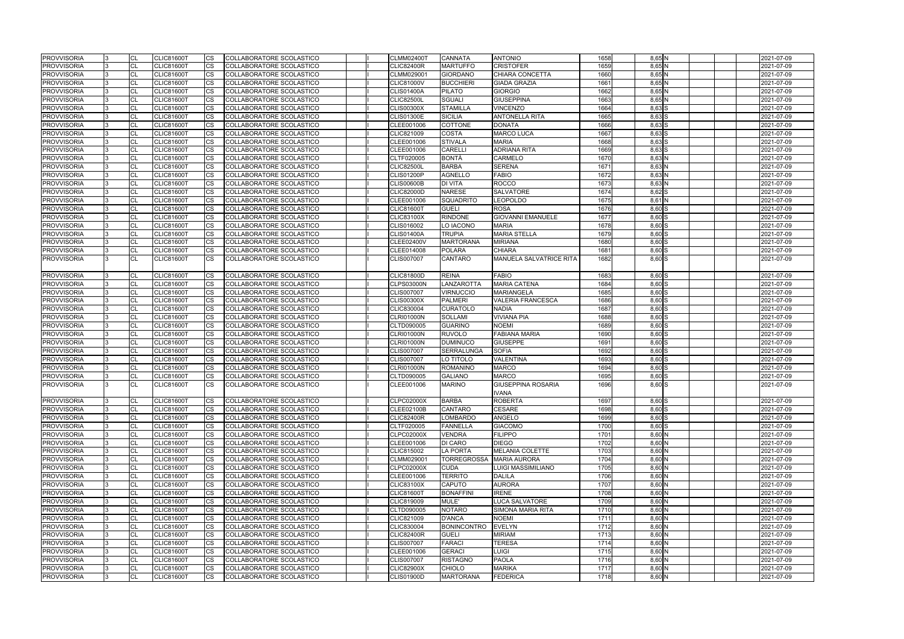| | | | | | | | | | | | | | | | | |
|---|---|---|---|---|---|---|---|---|---|---|---|---|---|---|---|---|
| PROVVISORIA | 3 | CL | CLIC81600T | CS | COLLABORATORE SCOLASTICO | | I | CLMM02400T | CANNATA | ANTONIO | 1658 | 8,65 | N | | | 2021-07-09 |
| PROVVISORIA | 3 | CL | CLIC81600T | CS | COLLABORATORE SCOLASTICO | | I | CLIC82400R | MARTUFFO | CRISTOFER | 1659 | 8,65 | N | | | 2021-07-09 |
| PROVVISORIA | 3 | CL | CLIC81600T | CS | COLLABORATORE SCOLASTICO | | I | CLMM029001 | GIORDANO | CHIARA CONCETTA | 1660 | 8,65 | N | | | 2021-07-09 |
| PROVVISORIA | 3 | CL | CLIC81600T | CS | COLLABORATORE SCOLASTICO | | I | CLIC81000V | BUCCHIERI | GIADA GRAZIA | 1661 | 8,65 | N | | | 2021-07-09 |
| PROVVISORIA | 3 | CL | CLIC81600T | CS | COLLABORATORE SCOLASTICO | | I | CLIS01400A | PILATO | GIORGIO | 1662 | 8,65 | N | | | 2021-07-09 |
| PROVVISORIA | 3 | CL | CLIC81600T | CS | COLLABORATORE SCOLASTICO | | I | CLIC82500L | SGUALI | GIUSEPPINA | 1663 | 8,65 | N | | | 2021-07-09 |
| PROVVISORIA | 3 | CL | CLIC81600T | CS | COLLABORATORE SCOLASTICO | | I | CLIS00300X | STAMILLA | VINCENZO | 1664 | 8,63 | S | | | 2021-07-09 |
| PROVVISORIA | 3 | CL | CLIC81600T | CS | COLLABORATORE SCOLASTICO | | I | CLIS01300E | SICILIA | ANTONELLA RITA | 1665 | 8,63 | S | | | 2021-07-09 |
| PROVVISORIA | 3 | CL | CLIC81600T | CS | COLLABORATORE SCOLASTICO | | I | CLEE001006 | COTTONE | DONATA | 1666 | 8,63 | S | | | 2021-07-09 |
| PROVVISORIA | 3 | CL | CLIC81600T | CS | COLLABORATORE SCOLASTICO | | I | CLIC821009 | COSTA | MARCO LUCA | 1667 | 8,63 | S | | | 2021-07-09 |
| PROVVISORIA | 3 | CL | CLIC81600T | CS | COLLABORATORE SCOLASTICO | | I | CLEE001006 | STIVALA | MARIA | 1668 | 8,63 | S | | | 2021-07-09 |
| PROVVISORIA | 3 | CL | CLIC81600T | CS | COLLABORATORE SCOLASTICO | | I | CLEE001006 | CARELLI | ADRIANA RITA | 1669 | 8,63 | S | | | 2021-07-09 |
| PROVVISORIA | 3 | CL | CLIC81600T | CS | COLLABORATORE SCOLASTICO | | I | CLTF020005 | BONTÀ | CARMELO | 1670 | 8,63 | N | | | 2021-07-09 |
| PROVVISORIA | 3 | CL | CLIC81600T | CS | COLLABORATORE SCOLASTICO | | I | CLIC82500L | BARBA | SERENA | 1671 | 8,63 | N | | | 2021-07-09 |
| PROVVISORIA | 3 | CL | CLIC81600T | CS | COLLABORATORE SCOLASTICO | | I | CLIS01200P | AGNELLO | FABIO | 1672 | 8,63 | N | | | 2021-07-09 |
| PROVVISORIA | 3 | CL | CLIC81600T | CS | COLLABORATORE SCOLASTICO | | I | CLIS00600B | DI VITA | ROCCO | 1673 | 8,63 | N | | | 2021-07-09 |
| PROVVISORIA | 3 | CL | CLIC81600T | CS | COLLABORATORE SCOLASTICO | | I | CLIC82000D | NARESE | SALVATORE | 1674 | 8,62 | S | | | 2021-07-09 |
| PROVVISORIA | 3 | CL | CLIC81600T | CS | COLLABORATORE SCOLASTICO | | I | CLEE001006 | SQUADRITO | LEOPOLDO | 1675 | 8,61 | N | | | 2021-07-09 |
| PROVVISORIA | 3 | CL | CLIC81600T | CS | COLLABORATORE SCOLASTICO | | I | CLIC81600T | GUELI | ROSA | 1676 | 8,60 | S | | | 2021-07-09 |
| PROVVISORIA | 3 | CL | CLIC81600T | CS | COLLABORATORE SCOLASTICO | | I | CLIC83100X | RINDONE | GIOVANNI EMANUELE | 1677 | 8,60 | S | | | 2021-07-09 |
| PROVVISORIA | 3 | CL | CLIC81600T | CS | COLLABORATORE SCOLASTICO | | I | CLIS016002 | LO IACONO | MARIA | 1678 | 8,60 | S | | | 2021-07-09 |
| PROVVISORIA | 3 | CL | CLIC81600T | CS | COLLABORATORE SCOLASTICO | | I | CLIS01400A | TRUPIA | MARIA STELLA | 1679 | 8,60 | S | | | 2021-07-09 |
| PROVVISORIA | 3 | CL | CLIC81600T | CS | COLLABORATORE SCOLASTICO | | I | CLEE02400V | MARTORANA | MIRIANA | 1680 | 8,60 | S | | | 2021-07-09 |
| PROVVISORIA | 3 | CL | CLIC81600T | CS | COLLABORATORE SCOLASTICO | | I | CLEE014008 | POLARA | CHIARA | 1681 | 8,60 | S | | | 2021-07-09 |
| PROVVISORIA | 3 | CL | CLIC81600T | CS | COLLABORATORE SCOLASTICO | | I | CLIS007007 | CANTARO | MANUELA SALVATRICE RITA | 1682 | 8,60 | S | | | 2021-07-09 |
| PROVVISORIA | 3 | CL | CLIC81600T | CS | COLLABORATORE SCOLASTICO | | I | CLIC81800D | REINA | FABIO | 1683 | 8,60 | S | | | 2021-07-09 |
| PROVVISORIA | 3 | CL | CLIC81600T | CS | COLLABORATORE SCOLASTICO | | I | CLPS03000N | LANZAROTTA | MARIA CATENA | 1684 | 8,60 | S | | | 2021-07-09 |
| PROVVISORIA | 3 | CL | CLIC81600T | CS | COLLABORATORE SCOLASTICO | | I | CLIS007007 | VIRNUCCIO | MARIANGELA | 1685 | 8,60 | S | | | 2021-07-09 |
| PROVVISORIA | 3 | CL | CLIC81600T | CS | COLLABORATORE SCOLASTICO | | I | CLIS00300X | PALMERI | VALERIA FRANCESCA | 1686 | 8,60 | S | | | 2021-07-09 |
| PROVVISORIA | 3 | CL | CLIC81600T | CS | COLLABORATORE SCOLASTICO | | I | CLIC830004 | CURATOLO | NADIA | 1687 | 8,60 | S | | | 2021-07-09 |
| PROVVISORIA | 3 | CL | CLIC81600T | CS | COLLABORATORE SCOLASTICO | | I | CLRI01000N | SOLLAMI | VIVIANA PIA | 1688 | 8,60 | S | | | 2021-07-09 |
| PROVVISORIA | 3 | CL | CLIC81600T | CS | COLLABORATORE SCOLASTICO | | I | CLTD090005 | GUARINO | NOEMI | 1689 | 8,60 | S | | | 2021-07-09 |
| PROVVISORIA | 3 | CL | CLIC81600T | CS | COLLABORATORE SCOLASTICO | | I | CLRI01000N | RUVOLO | FABIANA MARIA | 1690 | 8,60 | S | | | 2021-07-09 |
| PROVVISORIA | 3 | CL | CLIC81600T | CS | COLLABORATORE SCOLASTICO | | I | CLRI01000N | DUMINUCO | GIUSEPPE | 1691 | 8,60 | S | | | 2021-07-09 |
| PROVVISORIA | 3 | CL | CLIC81600T | CS | COLLABORATORE SCOLASTICO | | I | CLIS007007 | SERRALUNGA | SOFIA | 1692 | 8,60 | S | | | 2021-07-09 |
| PROVVISORIA | 3 | CL | CLIC81600T | CS | COLLABORATORE SCOLASTICO | | I | CLIS007007 | LO TITOLO | VALENTINA | 1693 | 8,60 | S | | | 2021-07-09 |
| PROVVISORIA | 3 | CL | CLIC81600T | CS | COLLABORATORE SCOLASTICO | | I | CLRI01000N | ROMANINO | MARCO | 1694 | 8,60 | S | | | 2021-07-09 |
| PROVVISORIA | 3 | CL | CLIC81600T | CS | COLLABORATORE SCOLASTICO | | I | CLTD090005 | GALIANO | MARCO | 1695 | 8,60 | S | | | 2021-07-09 |
| PROVVISORIA | 3 | CL | CLIC81600T | CS | COLLABORATORE SCOLASTICO | | I | CLEE001006 | MARINO | GIUSEPPINA ROSARIA IVANA | 1696 | 8,60 | S | | | 2021-07-09 |
| PROVVISORIA | 3 | CL | CLIC81600T | CS | COLLABORATORE SCOLASTICO | | I | CLPC02000X | BARBA | ROBERTA | 1697 | 8,60 | S | | | 2021-07-09 |
| PROVVISORIA | 3 | CL | CLIC81600T | CS | COLLABORATORE SCOLASTICO | | I | CLEE02100B | CANTARO | CESARE | 1698 | 8,60 | S | | | 2021-07-09 |
| PROVVISORIA | 3 | CL | CLIC81600T | CS | COLLABORATORE SCOLASTICO | | I | CLIC82400R | LOMBARDO | ANGELO | 1699 | 8,60 | S | | | 2021-07-09 |
| PROVVISORIA | 3 | CL | CLIC81600T | CS | COLLABORATORE SCOLASTICO | | I | CLTF020005 | FANNELLA | GIACOMO | 1700 | 8,60 | S | | | 2021-07-09 |
| PROVVISORIA | 3 | CL | CLIC81600T | CS | COLLABORATORE SCOLASTICO | | I | CLPC02000X | VENDRA | FILIPPO | 1701 | 8,60 | N | | | 2021-07-09 |
| PROVVISORIA | 3 | CL | CLIC81600T | CS | COLLABORATORE SCOLASTICO | | I | CLEE001006 | DI CARO | DIEGO | 1702 | 8,60 | N | | | 2021-07-09 |
| PROVVISORIA | 3 | CL | CLIC81600T | CS | COLLABORATORE SCOLASTICO | | I | CLIC815002 | LA PORTA | MELANIA COLETTE | 1703 | 8,60 | N | | | 2021-07-09 |
| PROVVISORIA | 3 | CL | CLIC81600T | CS | COLLABORATORE SCOLASTICO | | I | CLMM029001 | TORREGROSSA | MARIA AURORA | 1704 | 8,60 | N | | | 2021-07-09 |
| PROVVISORIA | 3 | CL | CLIC81600T | CS | COLLABORATORE SCOLASTICO | | I | CLPC02000X | CUDA | LUIGI MASSIMILIANO | 1705 | 8,60 | N | | | 2021-07-09 |
| PROVVISORIA | 3 | CL | CLIC81600T | CS | COLLABORATORE SCOLASTICO | | I | CLEE001006 | TERRITO | DALILA | 1706 | 8,60 | N | | | 2021-07-09 |
| PROVVISORIA | 3 | CL | CLIC81600T | CS | COLLABORATORE SCOLASTICO | | I | CLIC83100X | CAPUTO | AURORA | 1707 | 8,60 | N | | | 2021-07-09 |
| PROVVISORIA | 3 | CL | CLIC81600T | CS | COLLABORATORE SCOLASTICO | | I | CLIC81600T | BONAFFINI | IRENE | 1708 | 8,60 | N | | | 2021-07-09 |
| PROVVISORIA | 3 | CL | CLIC81600T | CS | COLLABORATORE SCOLASTICO | | I | CLIC819009 | MULE' | LUCA SALVATORE | 1709 | 8,60 | N | | | 2021-07-09 |
| PROVVISORIA | 3 | CL | CLIC81600T | CS | COLLABORATORE SCOLASTICO | | I | CLTD090005 | NOTARO | SIMONA MARIA RITA | 1710 | 8,60 | N | | | 2021-07-09 |
| PROVVISORIA | 3 | CL | CLIC81600T | CS | COLLABORATORE SCOLASTICO | | I | CLIC821009 | D'ANCA | NOEMI | 1711 | 8,60 | N | | | 2021-07-09 |
| PROVVISORIA | 3 | CL | CLIC81600T | CS | COLLABORATORE SCOLASTICO | | I | CLIC830004 | BONINCONTRO | EVELYN | 1712 | 8,60 | N | | | 2021-07-09 |
| PROVVISORIA | 3 | CL | CLIC81600T | CS | COLLABORATORE SCOLASTICO | | I | CLIC82400R | GUELI | MIRIAM | 1713 | 8,60 | N | | | 2021-07-09 |
| PROVVISORIA | 3 | CL | CLIC81600T | CS | COLLABORATORE SCOLASTICO | | I | CLIS007007 | FARACI | TERESA | 1714 | 8,60 | N | | | 2021-07-09 |
| PROVVISORIA | 3 | CL | CLIC81600T | CS | COLLABORATORE SCOLASTICO | | I | CLEE001006 | GERACI | LUIGI | 1715 | 8,60 | N | | | 2021-07-09 |
| PROVVISORIA | 3 | CL | CLIC81600T | CS | COLLABORATORE SCOLASTICO | | I | CLIS007007 | RISTAGNO | PAOLA | 1716 | 8,60 | N | | | 2021-07-09 |
| PROVVISORIA | 3 | CL | CLIC81600T | CS | COLLABORATORE SCOLASTICO | | I | CLIC82900X | CHIOLO | MARIKA | 1717 | 8,60 | N | | | 2021-07-09 |
| PROVVISORIA | 3 | CL | CLIC81600T | CS | COLLABORATORE SCOLASTICO | | I | CLIS01900D | MARTORANA | FEDERICA | 1718 | 8,60 | N | | | 2021-07-09 |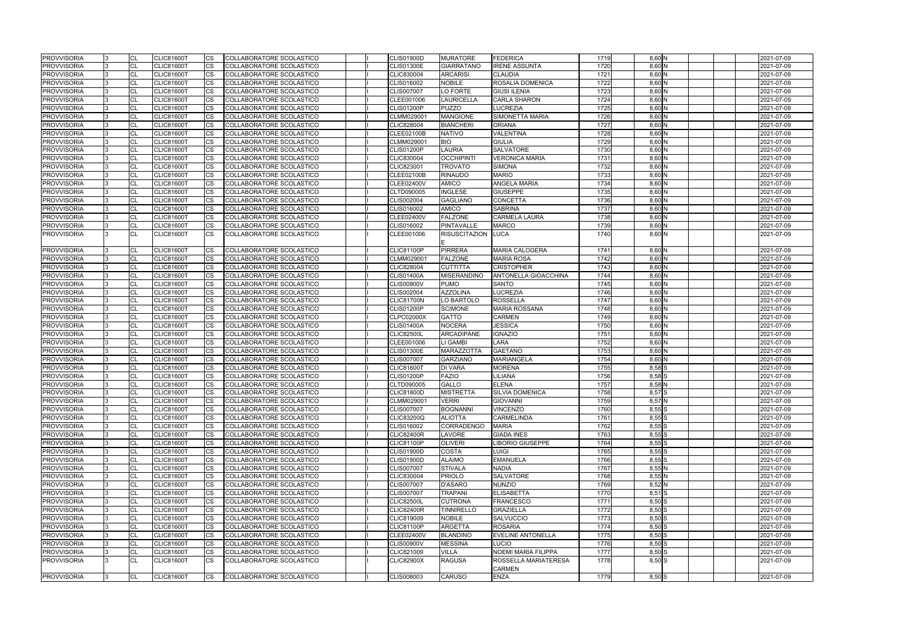| | | | | | | | | | | | | | | | | | |
|---|---|---|---|---|---|---|---|---|---|---|---|---|---|---|---|---|---|
| PROVVISORIA | 3 | CL | CLIC81600T | CS | COLLABORATORE SCOLASTICO | | I | CLIS01900D | MURATORE | FEDERICA | 1719 | 8,60 | N | | | | 2021-07-09 |
| PROVVISORIA | 3 | CL | CLIC81600T | CS | COLLABORATORE SCOLASTICO | | I | CLIS01300E | GIARRATANO | IRENE ASSUNTA | 1720 | 8,60 | N | | | | 2021-07-09 |
| PROVVISORIA | 3 | CL | CLIC81600T | CS | COLLABORATORE SCOLASTICO | | I | CLIC830004 | ARCARISI | CLAUDIA | 1721 | 8,60 | N | | | | 2021-07-09 |
| PROVVISORIA | 3 | CL | CLIC81600T | CS | COLLABORATORE SCOLASTICO | | I | CLIS016002 | NOBILE | ROSALIA DOMENICA | 1722 | 8,60 | N | | | | 2021-07-09 |
| PROVVISORIA | 3 | CL | CLIC81600T | CS | COLLABORATORE SCOLASTICO | | I | CLIS007007 | LO FORTE | GIUSI ILENIA | 1723 | 8,60 | N | | | | 2021-07-09 |
| PROVVISORIA | 3 | CL | CLIC81600T | CS | COLLABORATORE SCOLASTICO | | I | CLEE001006 | LAURICELLA | CARLA SHARON | 1724 | 8,60 | N | | | | 2021-07-09 |
| PROVVISORIA | 3 | CL | CLIC81600T | CS | COLLABORATORE SCOLASTICO | | I | CLIS01200P | PUZZO | LUCREZIA | 1725 | 8,60 | N | | | | 2021-07-09 |
| PROVVISORIA | 3 | CL | CLIC81600T | CS | COLLABORATORE SCOLASTICO | | I | CLMM029001 | MANGIONE | SIMONETTA MARIA | 1726 | 8,60 | N | | | | 2021-07-09 |
| PROVVISORIA | 3 | CL | CLIC81600T | CS | COLLABORATORE SCOLASTICO | | I | CLIC828004 | BIANCHERI | ORIANA | 1727 | 8,60 | N | | | | 2021-07-09 |
| PROVVISORIA | 3 | CL | CLIC81600T | CS | COLLABORATORE SCOLASTICO | | I | CLEE02100B | NATIVO | VALENTINA | 1728 | 8,60 | N | | | | 2021-07-09 |
| PROVVISORIA | 3 | CL | CLIC81600T | CS | COLLABORATORE SCOLASTICO | | I | CLMM029001 | BIO | GIULIA | 1729 | 8,60 | N | | | | 2021-07-09 |
| PROVVISORIA | 3 | CL | CLIC81600T | CS | COLLABORATORE SCOLASTICO | | I | CLIS01200P | LAURIA | SALVATORE | 1730 | 8,60 | N | | | | 2021-07-09 |
| PROVVISORIA | 3 | CL | CLIC81600T | CS | COLLABORATORE SCOLASTICO | | I | CLIC830004 | OCCHIPINTI | VERONICA MARIA | 1731 | 8,60 | N | | | | 2021-07-09 |
| PROVVISORIA | 3 | CL | CLIC81600T | CS | COLLABORATORE SCOLASTICO | | I | CLIC823001 | TROVATO | SIMONA | 1732 | 8,60 | N | | | | 2021-07-09 |
| PROVVISORIA | 3 | CL | CLIC81600T | CS | COLLABORATORE SCOLASTICO | | I | CLEE02100B | RINAUDO | MARIO | 1733 | 8,60 | N | | | | 2021-07-09 |
| PROVVISORIA | 3 | CL | CLIC81600T | CS | COLLABORATORE SCOLASTICO | | I | CLEE02400V | AMICO | ANGELA MARIA | 1734 | 8,60 | N | | | | 2021-07-09 |
| PROVVISORIA | 3 | CL | CLIC81600T | CS | COLLABORATORE SCOLASTICO | | I | CLTD090005 | INGLESE | GIUSEPPE | 1735 | 8,60 | N | | | | 2021-07-09 |
| PROVVISORIA | 3 | CL | CLIC81600T | CS | COLLABORATORE SCOLASTICO | | I | CLIS002004 | GAGLIANO | CONCETTA | 1736 | 8,60 | N | | | | 2021-07-09 |
| PROVVISORIA | 3 | CL | CLIC81600T | CS | COLLABORATORE SCOLASTICO | | I | CLIS016002 | AMICO | SABRINA | 1737 | 8,60 | N | | | | 2021-07-09 |
| PROVVISORIA | 3 | CL | CLIC81600T | CS | COLLABORATORE SCOLASTICO | | I | CLEE02400V | FALZONE | CARMELA LAURA | 1738 | 8,60 | N | | | | 2021-07-09 |
| PROVVISORIA | 3 | CL | CLIC81600T | CS | COLLABORATORE SCOLASTICO | | I | CLIS016002 | PINTAVALLE | MARCO | 1739 | 8,60 | N | | | | 2021-07-09 |
| PROVVISORIA | 3 | CL | CLIC81600T | CS | COLLABORATORE SCOLASTICO | | I | CLEE001006 | RISUSCITAZIONE | LUCA | 1740 | 8,60 | N | | | | 2021-07-09 |
| PROVVISORIA | 3 | CL | CLIC81600T | CS | COLLABORATORE SCOLASTICO | | I | CLIC81100P | PIRRERA | MARIA CALOGERA | 1741 | 8,60 | N | | | | 2021-07-09 |
| PROVVISORIA | 3 | CL | CLIC81600T | CS | COLLABORATORE SCOLASTICO | | I | CLMM029001 | FALZONE | MARIA ROSA | 1742 | 8,60 | N | | | | 2021-07-09 |
| PROVVISORIA | 3 | CL | CLIC81600T | CS | COLLABORATORE SCOLASTICO | | I | CLIC828004 | CUTTITTA | CRISTOPHER | 1743 | 8,60 | N | | | | 2021-07-09 |
| PROVVISORIA | 3 | CL | CLIC81600T | CS | COLLABORATORE SCOLASTICO | | I | CLIS01400A | MISERANDINO | ANTONELLA GIOACCHINA | 1744 | 8,60 | N | | | | 2021-07-09 |
| PROVVISORIA | 3 | CL | CLIC81600T | CS | COLLABORATORE SCOLASTICO | | I | CLIS00900V | PUMO | SANTO | 1745 | 8,60 | N | | | | 2021-07-09 |
| PROVVISORIA | 3 | CL | CLIC81600T | CS | COLLABORATORE SCOLASTICO | | I | CLIS002004 | AZZOLINA | LUCREZIA | 1746 | 8,60 | N | | | | 2021-07-09 |
| PROVVISORIA | 3 | CL | CLIC81600T | CS | COLLABORATORE SCOLASTICO | | I | CLIC81700N | LO BARTOLO | ROSSELLA | 1747 | 8,60 | N | | | | 2021-07-09 |
| PROVVISORIA | 3 | CL | CLIC81600T | CS | COLLABORATORE SCOLASTICO | | I | CLIS01200P | SCIMONE | MARIA ROSSANA | 1748 | 8,60 | N | | | | 2021-07-09 |
| PROVVISORIA | 3 | CL | CLIC81600T | CS | COLLABORATORE SCOLASTICO | | I | CLPC02000X | GATTO | CARMEN | 1749 | 8,60 | N | | | | 2021-07-09 |
| PROVVISORIA | 3 | CL | CLIC81600T | CS | COLLABORATORE SCOLASTICO | | I | CLIS01400A | NOCERA | JESSICA | 1750 | 8,60 | N | | | | 2021-07-09 |
| PROVVISORIA | 3 | CL | CLIC81600T | CS | COLLABORATORE SCOLASTICO | | I | CLIC82500L | ARCADIPANE | IGNAZIO | 1751 | 8,60 | N | | | | 2021-07-09 |
| PROVVISORIA | 3 | CL | CLIC81600T | CS | COLLABORATORE SCOLASTICO | | I | CLEE001006 | LI GAMBI | LARA | 1752 | 8,60 | N | | | | 2021-07-09 |
| PROVVISORIA | 3 | CL | CLIC81600T | CS | COLLABORATORE SCOLASTICO | | I | CLIS01300E | MARAZZOTTA | GAETANO | 1753 | 8,60 | N | | | | 2021-07-09 |
| PROVVISORIA | 3 | CL | CLIC81600T | CS | COLLABORATORE SCOLASTICO | | I | CLIS007007 | GARZIANO | MARIANGELA | 1754 | 8,60 | N | | | | 2021-07-09 |
| PROVVISORIA | 3 | CL | CLIC81600T | CS | COLLABORATORE SCOLASTICO | | I | CLIC81600T | DI VARA | MORENA | 1755 | 8,58 | S | | | | 2021-07-09 |
| PROVVISORIA | 3 | CL | CLIC81600T | CS | COLLABORATORE SCOLASTICO | | I | CLIS01200P | FAZIO | LILIANA | 1756 | 8,58 | S | | | | 2021-07-09 |
| PROVVISORIA | 3 | CL | CLIC81600T | CS | COLLABORATORE SCOLASTICO | | I | CLTD090005 | GALLO | ELENA | 1757 | 8,58 | N | | | | 2021-07-09 |
| PROVVISORIA | 3 | CL | CLIC81600T | CS | COLLABORATORE SCOLASTICO | | I | CLIC81800D | MISTRETTA | SILVIA DOMENICA | 1758 | 8,57 | S | | | | 2021-07-09 |
| PROVVISORIA | 3 | CL | CLIC81600T | CS | COLLABORATORE SCOLASTICO | | I | CLMM029001 | VERRI | GIOVANNI | 1759 | 8,57 | N | | | | 2021-07-09 |
| PROVVISORIA | 3 | CL | CLIC81600T | CS | COLLABORATORE SCOLASTICO | | I | CLIS007007 | BOGNANNI | VINCENZO | 1760 | 8,55 | S | | | | 2021-07-09 |
| PROVVISORIA | 3 | CL | CLIC81600T | CS | COLLABORATORE SCOLASTICO | | I | CLIC83200Q | ALIOTTA | CARMELINDA | 1761 | 8,55 | S | | | | 2021-07-09 |
| PROVVISORIA | 3 | CL | CLIC81600T | CS | COLLABORATORE SCOLASTICO | | I | CLIS016002 | CORRADENGO | MARIA | 1762 | 8,55 | S | | | | 2021-07-09 |
| PROVVISORIA | 3 | CL | CLIC81600T | CS | COLLABORATORE SCOLASTICO | | I | CLIC82400R | LAVORE | GIADA INES | 1763 | 8,55 | S | | | | 2021-07-09 |
| PROVVISORIA | 3 | CL | CLIC81600T | CS | COLLABORATORE SCOLASTICO | | I | CLIC81100P | OLIVERI | LIBORIO GIUSEPPE | 1764 | 8,55 | S | | | | 2021-07-09 |
| PROVVISORIA | 3 | CL | CLIC81600T | CS | COLLABORATORE SCOLASTICO | | I | CLIS01900D | COSTA | LUIGI | 1765 | 8,55 | S | | | | 2021-07-09 |
| PROVVISORIA | 3 | CL | CLIC81600T | CS | COLLABORATORE SCOLASTICO | | I | CLIS01900D | ALAIMO | EMANUELA | 1766 | 8,55 | S | | | | 2021-07-09 |
| PROVVISORIA | 3 | CL | CLIC81600T | CS | COLLABORATORE SCOLASTICO | | I | CLIS007007 | STIVALA | NADIA | 1767 | 8,55 | N | | | | 2021-07-09 |
| PROVVISORIA | 3 | CL | CLIC81600T | CS | COLLABORATORE SCOLASTICO | | I | CLIC830004 | PRIOLO | SALVATORE | 1768 | 8,55 | N | | | | 2021-07-09 |
| PROVVISORIA | 3 | CL | CLIC81600T | CS | COLLABORATORE SCOLASTICO | | I | CLIS007007 | D'ASARO | NUNZIO | 1769 | 8,52 | N | | | | 2021-07-09 |
| PROVVISORIA | 3 | CL | CLIC81600T | CS | COLLABORATORE SCOLASTICO | | I | CLIS007007 | TRAPANI | ELISABETTA | 1770 | 8,51 | S | | | | 2021-07-09 |
| PROVVISORIA | 3 | CL | CLIC81600T | CS | COLLABORATORE SCOLASTICO | | I | CLIC82500L | CUTRONA | FRANCESCO | 1771 | 8,50 | S | | | | 2021-07-09 |
| PROVVISORIA | 3 | CL | CLIC81600T | CS | COLLABORATORE SCOLASTICO | | I | CLIC82400R | TINNIRELLO | GRAZIELLA | 1772 | 8,50 | S | | | | 2021-07-09 |
| PROVVISORIA | 3 | CL | CLIC81600T | CS | COLLABORATORE SCOLASTICO | | I | CLIC819009 | NOBILE | SALVUCCIO | 1773 | 8,50 | S | | | | 2021-07-09 |
| PROVVISORIA | 3 | CL | CLIC81600T | CS | COLLABORATORE SCOLASTICO | | I | CLIC81100P | ARGETTA | ROSARIA | 1774 | 8,50 | S | | | | 2021-07-09 |
| PROVVISORIA | 3 | CL | CLIC81600T | CS | COLLABORATORE SCOLASTICO | | I | CLEE02400V | BLANDINO | EVELINE ANTONELLA | 1775 | 8,50 | S | | | | 2021-07-09 |
| PROVVISORIA | 3 | CL | CLIC81600T | CS | COLLABORATORE SCOLASTICO | | I | CLIS00900V | MESSINA | LUCIO | 1776 | 8,50 | S | | | | 2021-07-09 |
| PROVVISORIA | 3 | CL | CLIC81600T | CS | COLLABORATORE SCOLASTICO | | I | CLIC821009 | VILLA | NOEMI MARIA FILIPPA | 1777 | 8,50 | S | | | | 2021-07-09 |
| PROVVISORIA | 3 | CL | CLIC81600T | CS | COLLABORATORE SCOLASTICO | | I | CLIC82900X | RAGUSA | ROSSELLA MARIATERESA CARMEN | 1778 | 8,50 | S | | | | 2021-07-09 |
| PROVVISORIA | 3 | CL | CLIC81600T | CS | COLLABORATORE SCOLASTICO | | I | CLIS008003 | CARUSO | ENZA | 1779 | 8,50 | S | | | | 2021-07-09 |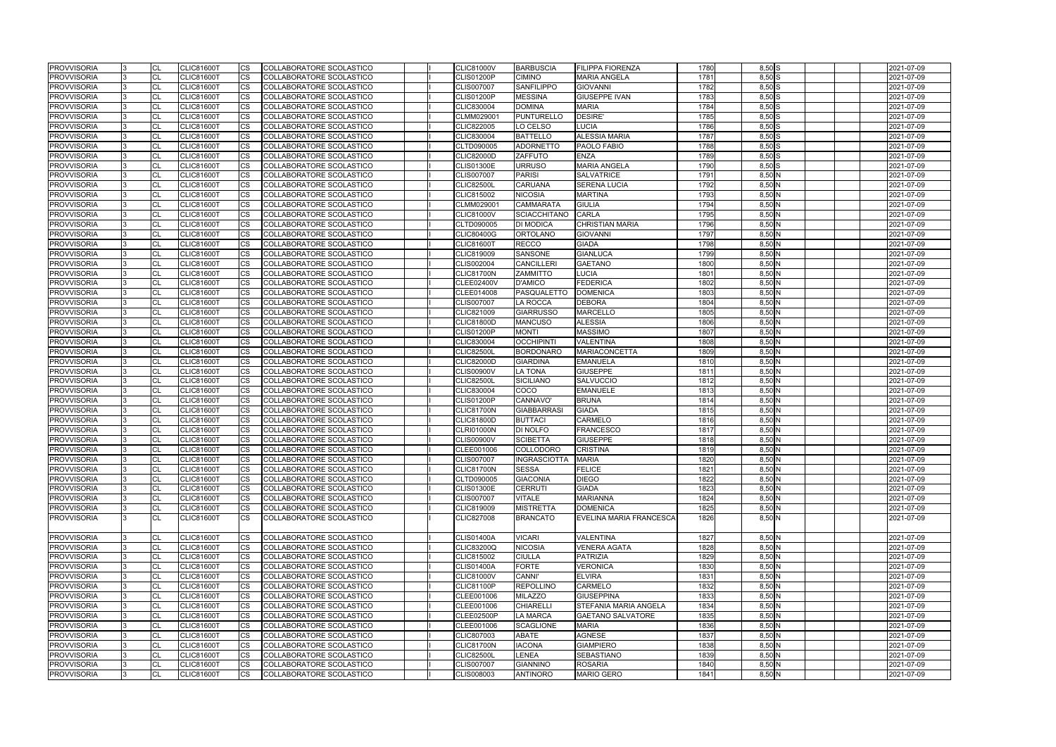| | | | | | | | | | | | | | | | | | |
|---|---|---|---|---|---|---|---|---|---|---|---|---|---|---|---|---|---|
| PROVVISORIA | 3 | CL | CLIC81600T | CS | COLLABORATORE SCOLASTICO | | I | CLIC81000V | BARBUSCIA | FILIPPA FIORENZA | 1780 | | 8,50 | S | | | 2021-07-09 |
| PROVVISORIA | 3 | CL | CLIC81600T | CS | COLLABORATORE SCOLASTICO | | I | CLIS01200P | CIMINO | MARIA ANGELA | 1781 | | 8,50 | S | | | 2021-07-09 |
| PROVVISORIA | 3 | CL | CLIC81600T | CS | COLLABORATORE SCOLASTICO | | I | CLIS007007 | SANFILIPPO | GIOVANNI | 1782 | | 8,50 | S | | | 2021-07-09 |
| PROVVISORIA | 3 | CL | CLIC81600T | CS | COLLABORATORE SCOLASTICO | | I | CLIS01200P | MESSINA | GIUSEPPE IVAN | 1783 | | 8,50 | S | | | 2021-07-09 |
| PROVVISORIA | 3 | CL | CLIC81600T | CS | COLLABORATORE SCOLASTICO | | I | CLIC830004 | DOMINA | MARIA | 1784 | | 8,50 | S | | | 2021-07-09 |
| PROVVISORIA | 3 | CL | CLIC81600T | CS | COLLABORATORE SCOLASTICO | | I | CLMM029001 | PUNTURELLO | DESIRE' | 1785 | | 8,50 | S | | | 2021-07-09 |
| PROVVISORIA | 3 | CL | CLIC81600T | CS | COLLABORATORE SCOLASTICO | | I | CLIC822005 | LO CELSO | LUCIA | 1786 | | 8,50 | S | | | 2021-07-09 |
| PROVVISORIA | 3 | CL | CLIC81600T | CS | COLLABORATORE SCOLASTICO | | I | CLIC830004 | BATTELLO | ALESSIA MARIA | 1787 | | 8,50 | S | | | 2021-07-09 |
| PROVVISORIA | 3 | CL | CLIC81600T | CS | COLLABORATORE SCOLASTICO | | I | CLTD090005 | ADORNETTO | PAOLO FABIO | 1788 | | 8,50 | S | | | 2021-07-09 |
| PROVVISORIA | 3 | CL | CLIC81600T | CS | COLLABORATORE SCOLASTICO | | I | CLIC82000D | ZAFFUTO | ENZA | 1789 | | 8,50 | S | | | 2021-07-09 |
| PROVVISORIA | 3 | CL | CLIC81600T | CS | COLLABORATORE SCOLASTICO | | I | CLIS01300E | URRUSO | MARIA ANGELA | 1790 | | 8,50 | S | | | 2021-07-09 |
| PROVVISORIA | 3 | CL | CLIC81600T | CS | COLLABORATORE SCOLASTICO | | I | CLIS007007 | PARISI | SALVATRICE | 1791 | | 8,50 | N | | | 2021-07-09 |
| PROVVISORIA | 3 | CL | CLIC81600T | CS | COLLABORATORE SCOLASTICO | | I | CLIC82500L | CARUANA | SERENA LUCIA | 1792 | | 8,50 | N | | | 2021-07-09 |
| PROVVISORIA | 3 | CL | CLIC81600T | CS | COLLABORATORE SCOLASTICO | | I | CLIC815002 | NICOSIA | MARTINA | 1793 | | 8,50 | N | | | 2021-07-09 |
| PROVVISORIA | 3 | CL | CLIC81600T | CS | COLLABORATORE SCOLASTICO | | I | CLMM029001 | CAMMARATA | GIULIA | 1794 | | 8,50 | N | | | 2021-07-09 |
| PROVVISORIA | 3 | CL | CLIC81600T | CS | COLLABORATORE SCOLASTICO | | I | CLIC81000V | SCIACCHITANO | CARLA | 1795 | | 8,50 | N | | | 2021-07-09 |
| PROVVISORIA | 3 | CL | CLIC81600T | CS | COLLABORATORE SCOLASTICO | | I | CLTD090005 | DI MODICA | CHRISTIAN MARIA | 1796 | | 8,50 | N | | | 2021-07-09 |
| PROVVISORIA | 3 | CL | CLIC81600T | CS | COLLABORATORE SCOLASTICO | | I | CLIC80400G | ORTOLANO | GIOVANNI | 1797 | | 8,50 | N | | | 2021-07-09 |
| PROVVISORIA | 3 | CL | CLIC81600T | CS | COLLABORATORE SCOLASTICO | | I | CLIC81600T | RECCO | GIADA | 1798 | | 8,50 | N | | | 2021-07-09 |
| PROVVISORIA | 3 | CL | CLIC81600T | CS | COLLABORATORE SCOLASTICO | | I | CLIC819009 | SANSONE | GIANLUCA | 1799 | | 8,50 | N | | | 2021-07-09 |
| PROVVISORIA | 3 | CL | CLIC81600T | CS | COLLABORATORE SCOLASTICO | | I | CLIS002004 | CANCILLERI | GAETANO | 1800 | | 8,50 | N | | | 2021-07-09 |
| PROVVISORIA | 3 | CL | CLIC81600T | CS | COLLABORATORE SCOLASTICO | | I | CLIC81700N | ZAMMITTO | LUCIA | 1801 | | 8,50 | N | | | 2021-07-09 |
| PROVVISORIA | 3 | CL | CLIC81600T | CS | COLLABORATORE SCOLASTICO | | I | CLEE02400V | D'AMICO | FEDERICA | 1802 | | 8,50 | N | | | 2021-07-09 |
| PROVVISORIA | 3 | CL | CLIC81600T | CS | COLLABORATORE SCOLASTICO | | I | CLEE014008 | PASQUALETTO | DOMENICA | 1803 | | 8,50 | N | | | 2021-07-09 |
| PROVVISORIA | 3 | CL | CLIC81600T | CS | COLLABORATORE SCOLASTICO | | I | CLIS007007 | LA ROCCA | DEBORA | 1804 | | 8,50 | N | | | 2021-07-09 |
| PROVVISORIA | 3 | CL | CLIC81600T | CS | COLLABORATORE SCOLASTICO | | I | CLIC821009 | GIARRUSSO | MARCELLO | 1805 | | 8,50 | N | | | 2021-07-09 |
| PROVVISORIA | 3 | CL | CLIC81600T | CS | COLLABORATORE SCOLASTICO | | I | CLIC81800D | MANCUSO | ALESSIA | 1806 | | 8,50 | N | | | 2021-07-09 |
| PROVVISORIA | 3 | CL | CLIC81600T | CS | COLLABORATORE SCOLASTICO | | I | CLIS01200P | MONTI | MASSIMO | 1807 | | 8,50 | N | | | 2021-07-09 |
| PROVVISORIA | 3 | CL | CLIC81600T | CS | COLLABORATORE SCOLASTICO | | I | CLIC830004 | OCCHIPINTI | VALENTINA | 1808 | | 8,50 | N | | | 2021-07-09 |
| PROVVISORIA | 3 | CL | CLIC81600T | CS | COLLABORATORE SCOLASTICO | | I | CLIC82500L | BORDONARO | MARIACONCETTA | 1809 | | 8,50 | N | | | 2021-07-09 |
| PROVVISORIA | 3 | CL | CLIC81600T | CS | COLLABORATORE SCOLASTICO | | I | CLIC82000D | GIARDINA | EMANUELA | 1810 | | 8,50 | N | | | 2021-07-09 |
| PROVVISORIA | 3 | CL | CLIC81600T | CS | COLLABORATORE SCOLASTICO | | I | CLIS00900V | LA TONA | GIUSEPPE | 1811 | | 8,50 | N | | | 2021-07-09 |
| PROVVISORIA | 3 | CL | CLIC81600T | CS | COLLABORATORE SCOLASTICO | | I | CLIC82500L | SICILIANO | SALVUCCIO | 1812 | | 8,50 | N | | | 2021-07-09 |
| PROVVISORIA | 3 | CL | CLIC81600T | CS | COLLABORATORE SCOLASTICO | | I | CLIC830004 | COCO | EMANUELE | 1813 | | 8,50 | N | | | 2021-07-09 |
| PROVVISORIA | 3 | CL | CLIC81600T | CS | COLLABORATORE SCOLASTICO | | I | CLIS01200P | CANNAVO' | BRUNA | 1814 | | 8,50 | N | | | 2021-07-09 |
| PROVVISORIA | 3 | CL | CLIC81600T | CS | COLLABORATORE SCOLASTICO | | I | CLIC81700N | GIABBARRASI | GIADA | 1815 | | 8,50 | N | | | 2021-07-09 |
| PROVVISORIA | 3 | CL | CLIC81600T | CS | COLLABORATORE SCOLASTICO | | I | CLIC81800D | BUTTACI | CARMELO | 1816 | | 8,50 | N | | | 2021-07-09 |
| PROVVISORIA | 3 | CL | CLIC81600T | CS | COLLABORATORE SCOLASTICO | | I | CLRI01000N | DI NOLFO | FRANCESCO | 1817 | | 8,50 | N | | | 2021-07-09 |
| PROVVISORIA | 3 | CL | CLIC81600T | CS | COLLABORATORE SCOLASTICO | | I | CLIS00900V | SCIBETTA | GIUSEPPE | 1818 | | 8,50 | N | | | 2021-07-09 |
| PROVVISORIA | 3 | CL | CLIC81600T | CS | COLLABORATORE SCOLASTICO | | I | CLEE001006 | COLLODORO | CRISTINA | 1819 | | 8,50 | N | | | 2021-07-09 |
| PROVVISORIA | 3 | CL | CLIC81600T | CS | COLLABORATORE SCOLASTICO | | I | CLIS007007 | INGRASCIOTTA | MARIA | 1820 | | 8,50 | N | | | 2021-07-09 |
| PROVVISORIA | 3 | CL | CLIC81600T | CS | COLLABORATORE SCOLASTICO | | I | CLIC81700N | SESSA | FELICE | 1821 | | 8,50 | N | | | 2021-07-09 |
| PROVVISORIA | 3 | CL | CLIC81600T | CS | COLLABORATORE SCOLASTICO | | I | CLTD090005 | GIACONIA | DIEGO | 1822 | | 8,50 | N | | | 2021-07-09 |
| PROVVISORIA | 3 | CL | CLIC81600T | CS | COLLABORATORE SCOLASTICO | | I | CLIS01300E | CERRUTI | GIADA | 1823 | | 8,50 | N | | | 2021-07-09 |
| PROVVISORIA | 3 | CL | CLIC81600T | CS | COLLABORATORE SCOLASTICO | | I | CLIS007007 | VITALE | MARIANNA | 1824 | | 8,50 | N | | | 2021-07-09 |
| PROVVISORIA | 3 | CL | CLIC81600T | CS | COLLABORATORE SCOLASTICO | | I | CLIC819009 | MISTRETTA | DOMENICA | 1825 | | 8,50 | N | | | 2021-07-09 |
| PROVVISORIA | 3 | CL | CLIC81600T | CS | COLLABORATORE SCOLASTICO | | I | CLIC827008 | BRANCATO | EVELINA MARIA FRANCESCA | 1826 | | 8,50 | N | | | 2021-07-09 |
| PROVVISORIA | 3 | CL | CLIC81600T | CS | COLLABORATORE SCOLASTICO | | I | CLIS01400A | VICARI | VALENTINA | 1827 | | 8,50 | N | | | 2021-07-09 |
| PROVVISORIA | 3 | CL | CLIC81600T | CS | COLLABORATORE SCOLASTICO | | I | CLIC83200Q | NICOSIA | VENERA AGATA | 1828 | | 8,50 | N | | | 2021-07-09 |
| PROVVISORIA | 3 | CL | CLIC81600T | CS | COLLABORATORE SCOLASTICO | | I | CLIC815002 | CIULLA | PATRIZIA | 1829 | | 8,50 | N | | | 2021-07-09 |
| PROVVISORIA | 3 | CL | CLIC81600T | CS | COLLABORATORE SCOLASTICO | | I | CLIS01400A | FORTE | VERONICA | 1830 | | 8,50 | N | | | 2021-07-09 |
| PROVVISORIA | 3 | CL | CLIC81600T | CS | COLLABORATORE SCOLASTICO | | I | CLIC81000V | CANNI' | ELVIRA | 1831 | | 8,50 | N | | | 2021-07-09 |
| PROVVISORIA | 3 | CL | CLIC81600T | CS | COLLABORATORE SCOLASTICO | | I | CLIC81100P | REPOLLINO | CARMELO | 1832 | | 8,50 | N | | | 2021-07-09 |
| PROVVISORIA | 3 | CL | CLIC81600T | CS | COLLABORATORE SCOLASTICO | | I | CLEE001006 | MILAZZO | GIUSEPPINA | 1833 | | 8,50 | N | | | 2021-07-09 |
| PROVVISORIA | 3 | CL | CLIC81600T | CS | COLLABORATORE SCOLASTICO | | I | CLEE001006 | CHIARELLI | STEFANIA MARIA ANGELA | 1834 | | 8,50 | N | | | 2021-07-09 |
| PROVVISORIA | 3 | CL | CLIC81600T | CS | COLLABORATORE SCOLASTICO | | I | CLEE02500P | LA MARCA | GAETANO SALVATORE | 1835 | | 8,50 | N | | | 2021-07-09 |
| PROVVISORIA | 3 | CL | CLIC81600T | CS | COLLABORATORE SCOLASTICO | | I | CLEE001006 | SCAGLIONE | MARIA | 1836 | | 8,50 | N | | | 2021-07-09 |
| PROVVISORIA | 3 | CL | CLIC81600T | CS | COLLABORATORE SCOLASTICO | | I | CLIC807003 | ABATE | AGNESE | 1837 | | 8,50 | N | | | 2021-07-09 |
| PROVVISORIA | 3 | CL | CLIC81600T | CS | COLLABORATORE SCOLASTICO | | I | CLIC81700N | IACONA | GIAMPIERO | 1838 | | 8,50 | N | | | 2021-07-09 |
| PROVVISORIA | 3 | CL | CLIC81600T | CS | COLLABORATORE SCOLASTICO | | I | CLIC82500L | LENEA | SEBASTIANO | 1839 | | 8,50 | N | | | 2021-07-09 |
| PROVVISORIA | 3 | CL | CLIC81600T | CS | COLLABORATORE SCOLASTICO | | I | CLIS007007 | GIANNINO | ROSARIA | 1840 | | 8,50 | N | | | 2021-07-09 |
| PROVVISORIA | 3 | CL | CLIC81600T | CS | COLLABORATORE SCOLASTICO | | I | CLIS008003 | ANTINORO | MARIO GERO | 1841 | | 8,50 | N | | | 2021-07-09 |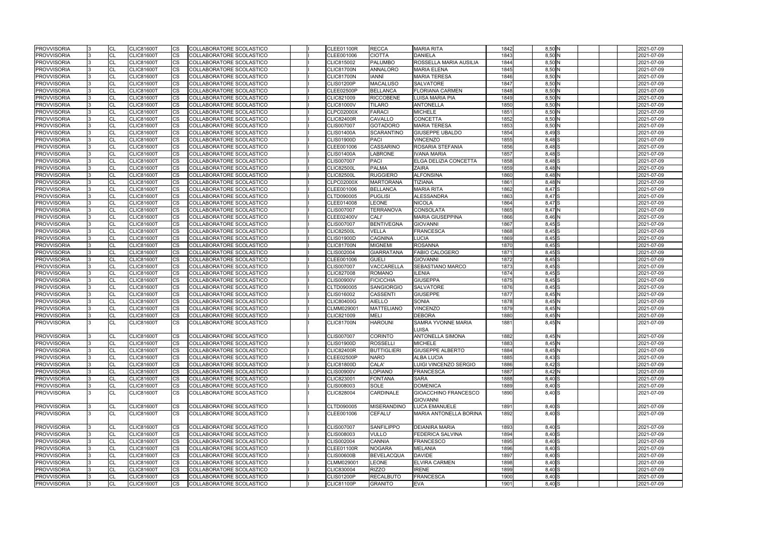| | | | | | | | | | | | | | | | | | | |
|---|---|---|---|---|---|---|---|---|---|---|---|---|---|---|---|---|---|---|
| PROVVISORIA | 3 | CL | CLIC81600T | CS | COLLABORATORE SCOLASTICO | | I | CLEE01100R | RECCA | MARIA RITA | 1842 | | 8,50 | N | | | | 2021-07-09 |
| PROVVISORIA | 3 | CL | CLIC81600T | CS | COLLABORATORE SCOLASTICO | | I | CLEE001006 | CIOTTA | DANIELA | 1843 | | 8,50 | N | | | | 2021-07-09 |
| PROVVISORIA | 3 | CL | CLIC81600T | CS | COLLABORATORE SCOLASTICO | | I | CLIC815002 | PALUMBO | ROSSELLA MARIA AUSILIA | 1844 | | 8,50 | N | | | | 2021-07-09 |
| PROVVISORIA | 3 | CL | CLIC81600T | CS | COLLABORATORE SCOLASTICO | | I | CLIC81700N | ANNALORO | MARIA ELENA | 1845 | | 8,50 | N | | | | 2021-07-09 |
| PROVVISORIA | 3 | CL | CLIC81600T | CS | COLLABORATORE SCOLASTICO | | I | CLIC81700N | IANNÌ | MARIA TERESA | 1846 | | 8,50 | N | | | | 2021-07-09 |
| PROVVISORIA | 3 | CL | CLIC81600T | CS | COLLABORATORE SCOLASTICO | | I | CLIS01200P | MACALUSO | SALVATORE | 1847 | | 8,50 | N | | | | 2021-07-09 |
| PROVVISORIA | 3 | CL | CLIC81600T | CS | COLLABORATORE SCOLASTICO | | I | CLEE02500P | BELLANCA | FLORIANA CARMEN | 1848 | | 8,50 | N | | | | 2021-07-09 |
| PROVVISORIA | 3 | CL | CLIC81600T | CS | COLLABORATORE SCOLASTICO | | I | CLIC821009 | RICCOBENE | LUISA MARIA PIA | 1849 | | 8,50 | N | | | | 2021-07-09 |
| PROVVISORIA | 3 | CL | CLIC81600T | CS | COLLABORATORE SCOLASTICO | | I | CLIC81000V | TILARO | ANTONELLA | 1850 | | 8,50 | N | | | | 2021-07-09 |
| PROVVISORIA | 3 | CL | CLIC81600T | CS | COLLABORATORE SCOLASTICO | | I | CLPC02000X | FARACI | MICHELE | 1851 | | 8,50 | N | | | | 2021-07-09 |
| PROVVISORIA | 3 | CL | CLIC81600T | CS | COLLABORATORE SCOLASTICO | | I | CLIC82400R | CAVALLO | CONCETTA | 1852 | | 8,50 | N | | | | 2021-07-09 |
| PROVVISORIA | 3 | CL | CLIC81600T | CS | COLLABORATORE SCOLASTICO | | I | CLIS007007 | GOTADORO | MARIA TERESA | 1853 | | 8,50 | N | | | | 2021-07-09 |
| PROVVISORIA | 3 | CL | CLIC81600T | CS | COLLABORATORE SCOLASTICO | | I | CLIS01400A | SCARANTINO | GIUSEPPE UBALDO | 1854 | | 8,49 | S | | | | 2021-07-09 |
| PROVVISORIA | 3 | CL | CLIC81600T | CS | COLLABORATORE SCOLASTICO | | I | CLIS01900D | PACI | VINCENZO | 1855 | | 8,48 | S | | | | 2021-07-09 |
| PROVVISORIA | 3 | CL | CLIC81600T | CS | COLLABORATORE SCOLASTICO | | I | CLEE001006 | CASSARINO | ROSARIA STEFANIA | 1856 | | 8,48 | S | | | | 2021-07-09 |
| PROVVISORIA | 3 | CL | CLIC81600T | CS | COLLABORATORE SCOLASTICO | | I | CLIS01400A | LABRONE | IVANA MARIA | 1857 | | 8,48 | S | | | | 2021-07-09 |
| PROVVISORIA | 3 | CL | CLIC81600T | CS | COLLABORATORE SCOLASTICO | | I | CLIS007007 | PACI | ELGA DELIZIA CONCETTA | 1858 | | 8,48 | S | | | | 2021-07-09 |
| PROVVISORIA | 3 | CL | CLIC81600T | CS | COLLABORATORE SCOLASTICO | | I | CLIC82500L | PALMA | ZAIRA | 1859 | | 8,48 | N | | | | 2021-07-09 |
| PROVVISORIA | 3 | CL | CLIC81600T | CS | COLLABORATORE SCOLASTICO | | I | CLIC82500L | RUGGIERO | ALFONSINA | 1860 | | 8,48 | N | | | | 2021-07-09 |
| PROVVISORIA | 3 | CL | CLIC81600T | CS | COLLABORATORE SCOLASTICO | | I | CLPC02000X | MARTORANA | TIZIANA | 1861 | | 8,48 | N | | | | 2021-07-09 |
| PROVVISORIA | 3 | CL | CLIC81600T | CS | COLLABORATORE SCOLASTICO | | I | CLEE001006 | BELLANCA | MARIA RITA | 1862 | | 8,47 | S | | | | 2021-07-09 |
| PROVVISORIA | 3 | CL | CLIC81600T | CS | COLLABORATORE SCOLASTICO | | I | CLTD090005 | PUGLISI | ALESSANDRA | 1863 | | 8,47 | S | | | | 2021-07-09 |
| PROVVISORIA | 3 | CL | CLIC81600T | CS | COLLABORATORE SCOLASTICO | | I | CLEE014008 | LEONE | NICOLA | 1864 | | 8,47 | S | | | | 2021-07-09 |
| PROVVISORIA | 3 | CL | CLIC81600T | CS | COLLABORATORE SCOLASTICO | | I | CLIS007007 | TERRANOVA | CONSOLATA | 1865 | | 8,47 | N | | | | 2021-07-09 |
| PROVVISORIA | 3 | CL | CLIC81600T | CS | COLLABORATORE SCOLASTICO | | I | CLEE02400V | CALI' | MARIA GIUSEPPINA | 1866 | | 8,46 | N | | | | 2021-07-09 |
| PROVVISORIA | 3 | CL | CLIC81600T | CS | COLLABORATORE SCOLASTICO | | I | CLIS007007 | BENTIVEGNA | GIOVANNI | 1867 | | 8,45 | S | | | | 2021-07-09 |
| PROVVISORIA | 3 | CL | CLIC81600T | CS | COLLABORATORE SCOLASTICO | | I | CLIC82500L | VELLA | FRANCESCA | 1868 | | 8,45 | S | | | | 2021-07-09 |
| PROVVISORIA | 3 | CL | CLIC81600T | CS | COLLABORATORE SCOLASTICO | | I | CLIS01900D | CAGNINA | LUCIA | 1869 | | 8,45 | S | | | | 2021-07-09 |
| PROVVISORIA | 3 | CL | CLIC81600T | CS | COLLABORATORE SCOLASTICO | | I | CLIC81700N | MIGNEMI | ROSANNA | 1870 | | 8,45 | S | | | | 2021-07-09 |
| PROVVISORIA | 3 | CL | CLIC81600T | CS | COLLABORATORE SCOLASTICO | | I | CLIS002004 | GIARRATANA | FABIO CALOGERO | 1871 | | 8,45 | S | | | | 2021-07-09 |
| PROVVISORIA | 3 | CL | CLIC81600T | CS | COLLABORATORE SCOLASTICO | | I | CLEE001006 | GUELI | GIOVANNI | 1872 | | 8,45 | S | | | | 2021-07-09 |
| PROVVISORIA | 3 | CL | CLIC81600T | CS | COLLABORATORE SCOLASTICO | | I | CLIS007007 | VACCARELLA | SEBASTIANO MARCO | 1873 | | 8,45 | S | | | | 2021-07-09 |
| PROVVISORIA | 3 | CL | CLIC81600T | CS | COLLABORATORE SCOLASTICO | | I | CLIC827008 | ROMANO | ILENIA | 1874 | | 8,45 | S | | | | 2021-07-09 |
| PROVVISORIA | 3 | CL | CLIC81600T | CS | COLLABORATORE SCOLASTICO | | I | CLIS00900V | FICICCHIA | GIUSEPPA | 1875 | | 8,45 | S | | | | 2021-07-09 |
| PROVVISORIA | 3 | CL | CLIC81600T | CS | COLLABORATORE SCOLASTICO | | I | CLTD090005 | SANGIORGIO | SALVATORE | 1876 | | 8,45 | S | | | | 2021-07-09 |
| PROVVISORIA | 3 | CL | CLIC81600T | CS | COLLABORATORE SCOLASTICO | | I | CLIS016002 | CASSENTI | GIUSEPPE | 1877 | | 8,45 | N | | | | 2021-07-09 |
| PROVVISORIA | 3 | CL | CLIC81600T | CS | COLLABORATORE SCOLASTICO | | I | CLIC80400G | AIELLO | SONIA | 1878 | | 8,45 | N | | | | 2021-07-09 |
| PROVVISORIA | 3 | CL | CLIC81600T | CS | COLLABORATORE SCOLASTICO | | I | CLMM029001 | MATTELIANO | VINCENZO | 1879 | | 8,45 | N | | | | 2021-07-09 |
| PROVVISORIA | 3 | CL | CLIC81600T | CS | COLLABORATORE SCOLASTICO | | I | CLIC821009 | MELI | DEBORA | 1880 | | 8,45 | N | | | | 2021-07-09 |
| PROVVISORIA | 3 | CL | CLIC81600T | CS | COLLABORATORE SCOLASTICO | | I | CLIC81700N | HAROUNI | SAMRA YVONNE MARIA LUISA | 1881 | | 8,45 | N | | | | 2021-07-09 |
| PROVVISORIA | 3 | CL | CLIC81600T | CS | COLLABORATORE SCOLASTICO | | I | CLIS007007 | CORINTO | ANTONELLA SIMONA | 1882 | | 8,45 | N | | | | 2021-07-09 |
| PROVVISORIA | 3 | CL | CLIC81600T | CS | COLLABORATORE SCOLASTICO | | I | CLIS01900D | ROSSELLI | MICHELE | 1883 | | 8,45 | N | | | | 2021-07-09 |
| PROVVISORIA | 3 | CL | CLIC81600T | CS | COLLABORATORE SCOLASTICO | | I | CLIC82400R | BUTTIGLIERI | GIUSEPPE ALBERTO | 1884 | | 8,45 | N | | | | 2021-07-09 |
| PROVVISORIA | 3 | CL | CLIC81600T | CS | COLLABORATORE SCOLASTICO | | I | CLEE02500P | NARO | ALBA LUCIA | 1885 | | 8,43 | S | | | | 2021-07-09 |
| PROVVISORIA | 3 | CL | CLIC81600T | CS | COLLABORATORE SCOLASTICO | | I | CLIC81800D | CALA' | LUIGI VINCENZO SERGIO | 1886 | | 8,42 | S | | | | 2021-07-09 |
| PROVVISORIA | 3 | CL | CLIC81600T | CS | COLLABORATORE SCOLASTICO | | I | CLIS00900V | LOPIANO | FRANCESCA | 1887 | | 8,42 | N | | | | 2021-07-09 |
| PROVVISORIA | 3 | CL | CLIC81600T | CS | COLLABORATORE SCOLASTICO | | I | CLIC823001 | FONTANA | SARA | 1888 | | 8,40 | S | | | | 2021-07-09 |
| PROVVISORIA | 3 | CL | CLIC81600T | CS | COLLABORATORE SCOLASTICO | | I | CLIS008003 | SOLE | DOMENICA | 1889 | | 8,40 | S | | | | 2021-07-09 |
| PROVVISORIA | 3 | CL | CLIC81600T | CS | COLLABORATORE SCOLASTICO | | I | CLIC828004 | CARDINALE | GIOACCHINO FRANCESCO GIOVANNI | 1890 | | 8,40 | S | | | | 2021-07-09 |
| PROVVISORIA | 3 | CL | CLIC81600T | CS | COLLABORATORE SCOLASTICO | | I | CLTD090005 | MISERANDINO | LUCA EMANUELE | 1891 | | 8,40 | S | | | | 2021-07-09 |
| PROVVISORIA | 3 | CL | CLIC81600T | CS | COLLABORATORE SCOLASTICO | | I | CLEE001006 | CEFALU' | MARIA ANTONELLA BORINA | 1892 | | 8,40 | S | | | | 2021-07-09 |
| PROVVISORIA | 3 | CL | CLIC81600T | CS | COLLABORATORE SCOLASTICO | | I | CLIS007007 | SANFILIPPO | DEIANIRA MARIA | 1893 | | 8,40 | S | | | | 2021-07-09 |
| PROVVISORIA | 3 | CL | CLIC81600T | CS | COLLABORATORE SCOLASTICO | | I | CLIS008003 | VULLO | FEDERICA SALVINA | 1894 | | 8,40 | S | | | | 2021-07-09 |
| PROVVISORIA | 3 | CL | CLIC81600T | CS | COLLABORATORE SCOLASTICO | | I | CLIS002004 | CANNIA | FRANCESCO | 1895 | | 8,40 | S | | | | 2021-07-09 |
| PROVVISORIA | 3 | CL | CLIC81600T | CS | COLLABORATORE SCOLASTICO | | I | CLEE01100R | NOGARA | MELANIA | 1896 | | 8,40 | S | | | | 2021-07-09 |
| PROVVISORIA | 3 | CL | CLIC81600T | CS | COLLABORATORE SCOLASTICO | | I | CLIS00600B | BEVELACQUA | DAVIDE | 1897 | | 8,40 | S | | | | 2021-07-09 |
| PROVVISORIA | 3 | CL | CLIC81600T | CS | COLLABORATORE SCOLASTICO | | I | CLMM029001 | LEONE | ELVIRA CARMEN | 1898 | | 8,40 | S | | | | 2021-07-09 |
| PROVVISORIA | 3 | CL | CLIC81600T | CS | COLLABORATORE SCOLASTICO | | I | CLIC830004 | RIZZO | IRENE | 1899 | | 8,40 | S | | | | 2021-07-09 |
| PROVVISORIA | 3 | CL | CLIC81600T | CS | COLLABORATORE SCOLASTICO | | I | CLIS01200P | RECALBUTO | FRANCESCA | 1900 | | 8,40 | S | | | | 2021-07-09 |
| PROVVISORIA | 3 | CL | CLIC81600T | CS | COLLABORATORE SCOLASTICO | | I | CLIC81100P | GRANITO | EVA | 1901 | | 8,40 | S | | | | 2021-07-09 |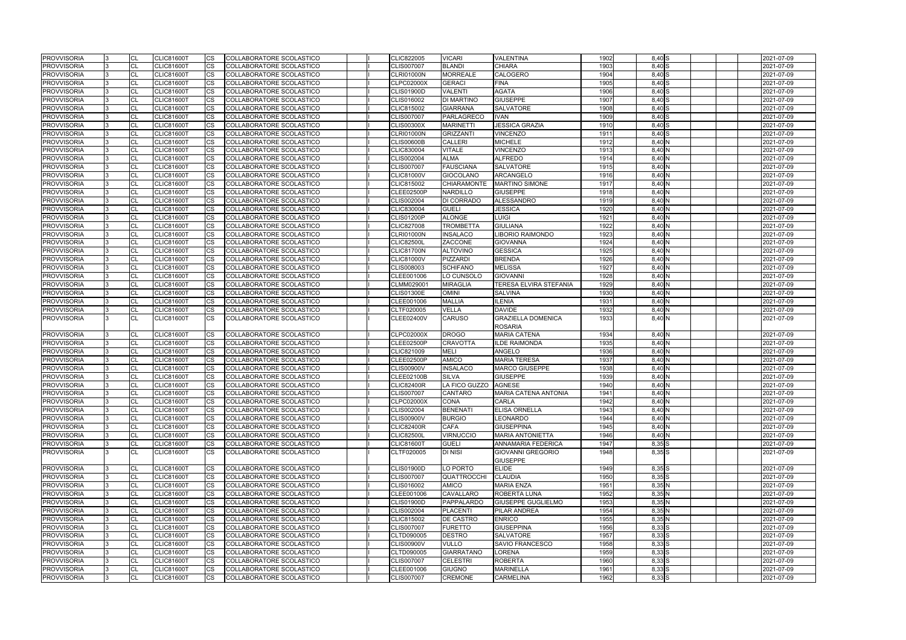| | | | | | | | | | | | | | | | | | | |
|---|---|---|---|---|---|---|---|---|---|---|---|---|---|---|---|---|---|---|
| PROVVISORIA | 3 | CL | CLIC81600T | CS | COLLABORATORE SCOLASTICO | | I | CLIC822005 | VICARI | VALENTINA | 1902 | | 8,40 | S | | | | 2021-07-09 |
| PROVVISORIA | 3 | CL | CLIC81600T | CS | COLLABORATORE SCOLASTICO | | I | CLIS007007 | BLANDI | CHIARA | 1903 | | 8,40 | S | | | | 2021-07-09 |
| PROVVISORIA | 3 | CL | CLIC81600T | CS | COLLABORATORE SCOLASTICO | | I | CLRI01000N | MORREALE | CALOGERO | 1904 | | 8,40 | S | | | | 2021-07-09 |
| PROVVISORIA | 3 | CL | CLIC81600T | CS | COLLABORATORE SCOLASTICO | | I | CLPC02000X | GERACI | FINA | 1905 | | 8,40 | S | | | | 2021-07-09 |
| PROVVISORIA | 3 | CL | CLIC81600T | CS | COLLABORATORE SCOLASTICO | | I | CLIS01900D | VALENTI | AGATA | 1906 | | 8,40 | S | | | | 2021-07-09 |
| PROVVISORIA | 3 | CL | CLIC81600T | CS | COLLABORATORE SCOLASTICO | | I | CLIS016002 | DI MARTINO | GIUSEPPE | 1907 | | 8,40 | S | | | | 2021-07-09 |
| PROVVISORIA | 3 | CL | CLIC81600T | CS | COLLABORATORE SCOLASTICO | | I | CLIC815002 | GIARRANA | SALVATORE | 1908 | | 8,40 | S | | | | 2021-07-09 |
| PROVVISORIA | 3 | CL | CLIC81600T | CS | COLLABORATORE SCOLASTICO | | I | CLIS007007 | PARLAGRECO | IVAN | 1909 | | 8,40 | S | | | | 2021-07-09 |
| PROVVISORIA | 3 | CL | CLIC81600T | CS | COLLABORATORE SCOLASTICO | | I | CLIS00300X | MARINETTI | JESSICA GRAZIA | 1910 | | 8,40 | S | | | | 2021-07-09 |
| PROVVISORIA | 3 | CL | CLIC81600T | CS | COLLABORATORE SCOLASTICO | | I | CLRI01000N | GRIZZANTI | VINCENZO | 1911 | | 8,40 | S | | | | 2021-07-09 |
| PROVVISORIA | 3 | CL | CLIC81600T | CS | COLLABORATORE SCOLASTICO | | I | CLIS00600B | CALLERI | MICHELE | 1912 | | 8,40 | N | | | | 2021-07-09 |
| PROVVISORIA | 3 | CL | CLIC81600T | CS | COLLABORATORE SCOLASTICO | | I | CLIC830004 | VITALE | VINCENZO | 1913 | | 8,40 | N | | | | 2021-07-09 |
| PROVVISORIA | 3 | CL | CLIC81600T | CS | COLLABORATORE SCOLASTICO | | I | CLIS002004 | ALMA | ALFREDO | 1914 | | 8,40 | N | | | | 2021-07-09 |
| PROVVISORIA | 3 | CL | CLIC81600T | CS | COLLABORATORE SCOLASTICO | | I | CLIS007007 | FAUSCIANA | SALVATORE | 1915 | | 8,40 | N | | | | 2021-07-09 |
| PROVVISORIA | 3 | CL | CLIC81600T | CS | COLLABORATORE SCOLASTICO | | I | CLIC81000V | GIOCOLANO | ARCANGELO | 1916 | | 8,40 | N | | | | 2021-07-09 |
| PROVVISORIA | 3 | CL | CLIC81600T | CS | COLLABORATORE SCOLASTICO | | I | CLIC815002 | CHIARAMONTE | MARTINO SIMONE | 1917 | | 8,40 | N | | | | 2021-07-09 |
| PROVVISORIA | 3 | CL | CLIC81600T | CS | COLLABORATORE SCOLASTICO | | I | CLEE02500P | NARDILLO | GIUSEPPE | 1918 | | 8,40 | N | | | | 2021-07-09 |
| PROVVISORIA | 3 | CL | CLIC81600T | CS | COLLABORATORE SCOLASTICO | | I | CLIS002004 | DI CORRADO | ALESSANDRO | 1919 | | 8,40 | N | | | | 2021-07-09 |
| PROVVISORIA | 3 | CL | CLIC81600T | CS | COLLABORATORE SCOLASTICO | | I | CLIC830004 | GUELI | JESSICA | 1920 | | 8,40 | N | | | | 2021-07-09 |
| PROVVISORIA | 3 | CL | CLIC81600T | CS | COLLABORATORE SCOLASTICO | | I | CLIS01200P | ALONGE | LUIGI | 1921 | | 8,40 | N | | | | 2021-07-09 |
| PROVVISORIA | 3 | CL | CLIC81600T | CS | COLLABORATORE SCOLASTICO | | I | CLIC827008 | TROMBETTA | GIULIANA | 1922 | | 8,40 | N | | | | 2021-07-09 |
| PROVVISORIA | 3 | CL | CLIC81600T | CS | COLLABORATORE SCOLASTICO | | I | CLRI01000N | INSALACO | LIBORIO RAIMONDO | 1923 | | 8,40 | N | | | | 2021-07-09 |
| PROVVISORIA | 3 | CL | CLIC81600T | CS | COLLABORATORE SCOLASTICO | | I | CLIC82500L | ZACCONE | GIOVANNA | 1924 | | 8,40 | N | | | | 2021-07-09 |
| PROVVISORIA | 3 | CL | CLIC81600T | CS | COLLABORATORE SCOLASTICO | | I | CLIC81700N | ALTOVINO | GESSICA | 1925 | | 8,40 | N | | | | 2021-07-09 |
| PROVVISORIA | 3 | CL | CLIC81600T | CS | COLLABORATORE SCOLASTICO | | I | CLIC81000V | PIZZARDI | BRENDA | 1926 | | 8,40 | N | | | | 2021-07-09 |
| PROVVISORIA | 3 | CL | CLIC81600T | CS | COLLABORATORE SCOLASTICO | | I | CLIS008003 | SCHIFANO | MELISSA | 1927 | | 8,40 | N | | | | 2021-07-09 |
| PROVVISORIA | 3 | CL | CLIC81600T | CS | COLLABORATORE SCOLASTICO | | I | CLEE001006 | LO CUNSOLO | GIOVANNI | 1928 | | 8,40 | N | | | | 2021-07-09 |
| PROVVISORIA | 3 | CL | CLIC81600T | CS | COLLABORATORE SCOLASTICO | | I | CLMM029001 | MIRAGLIA | TERESA ELVIRA STEFANIA | 1929 | | 8,40 | N | | | | 2021-07-09 |
| PROVVISORIA | 3 | CL | CLIC81600T | CS | COLLABORATORE SCOLASTICO | | I | CLIS01300E | OMINI | SALVINA | 1930 | | 8,40 | N | | | | 2021-07-09 |
| PROVVISORIA | 3 | CL | CLIC81600T | CS | COLLABORATORE SCOLASTICO | | I | CLEE001006 | MALLIA | ILENIA | 1931 | | 8,40 | N | | | | 2021-07-09 |
| PROVVISORIA | 3 | CL | CLIC81600T | CS | COLLABORATORE SCOLASTICO | | I | CLTF020005 | VELLA | DAVIDE | 1932 | | 8,40 | N | | | | 2021-07-09 |
| PROVVISORIA | 3 | CL | CLIC81600T | CS | COLLABORATORE SCOLASTICO | | I | CLEE02400V | CARUSO | GRAZIELLA DOMENICA ROSARIA | 1933 | | 8,40 | N | | | | 2021-07-09 |
| PROVVISORIA | 3 | CL | CLIC81600T | CS | COLLABORATORE SCOLASTICO | | I | CLPC02000X | DROGO | MARIA CATENA | 1934 | | 8,40 | N | | | | 2021-07-09 |
| PROVVISORIA | 3 | CL | CLIC81600T | CS | COLLABORATORE SCOLASTICO | | I | CLEE02500P | CRAVOTTA | ILDE RAIMONDA | 1935 | | 8,40 | N | | | | 2021-07-09 |
| PROVVISORIA | 3 | CL | CLIC81600T | CS | COLLABORATORE SCOLASTICO | | I | CLIC821009 | MELI | ANGELO | 1936 | | 8,40 | N | | | | 2021-07-09 |
| PROVVISORIA | 3 | CL | CLIC81600T | CS | COLLABORATORE SCOLASTICO | | I | CLEE02500P | AMICO | MARIA TERESA | 1937 | | 8,40 | N | | | | 2021-07-09 |
| PROVVISORIA | 3 | CL | CLIC81600T | CS | COLLABORATORE SCOLASTICO | | I | CLIS00900V | INSALACO | MARCO GIUSEPPE | 1938 | | 8,40 | N | | | | 2021-07-09 |
| PROVVISORIA | 3 | CL | CLIC81600T | CS | COLLABORATORE SCOLASTICO | | I | CLEE02100B | SILVA | GIUSEPPE | 1939 | | 8,40 | N | | | | 2021-07-09 |
| PROVVISORIA | 3 | CL | CLIC81600T | CS | COLLABORATORE SCOLASTICO | | I | CLIC82400R | LA FICO GUZZO | AGNESE | 1940 | | 8,40 | N | | | | 2021-07-09 |
| PROVVISORIA | 3 | CL | CLIC81600T | CS | COLLABORATORE SCOLASTICO | | I | CLIS007007 | CANTARO | MARIA CATENA ANTONIA | 1941 | | 8,40 | N | | | | 2021-07-09 |
| PROVVISORIA | 3 | CL | CLIC81600T | CS | COLLABORATORE SCOLASTICO | | I | CLPC02000X | CONA | CARLA | 1942 | | 8,40 | N | | | | 2021-07-09 |
| PROVVISORIA | 3 | CL | CLIC81600T | CS | COLLABORATORE SCOLASTICO | | I | CLIS002004 | BENENATI | ELISA ORNELLA | 1943 | | 8,40 | N | | | | 2021-07-09 |
| PROVVISORIA | 3 | CL | CLIC81600T | CS | COLLABORATORE SCOLASTICO | | I | CLIS00900V | BURGIO | LEONARDO | 1944 | | 8,40 | N | | | | 2021-07-09 |
| PROVVISORIA | 3 | CL | CLIC81600T | CS | COLLABORATORE SCOLASTICO | | I | CLIC82400R | CAFA | GIUSEPPINA | 1945 | | 8,40 | N | | | | 2021-07-09 |
| PROVVISORIA | 3 | CL | CLIC81600T | CS | COLLABORATORE SCOLASTICO | | I | CLIC82500L | VIRNUCCIO | MARIA ANTONIETTA | 1946 | | 8,40 | N | | | | 2021-07-09 |
| PROVVISORIA | 3 | CL | CLIC81600T | CS | COLLABORATORE SCOLASTICO | | I | CLIC81600T | GUELI | ANNAMARIA FEDERICA | 1947 | | 8,35 | S | | | | 2021-07-09 |
| PROVVISORIA | 3 | CL | CLIC81600T | CS | COLLABORATORE SCOLASTICO | | I | CLTF020005 | DI NISI | GIOVANNI GREGORIO GIUSEPPE | 1948 | | 8,35 | S | | | | 2021-07-09 |
| PROVVISORIA | 3 | CL | CLIC81600T | CS | COLLABORATORE SCOLASTICO | | I | CLIS01900D | LO PORTO | ELIDE | 1949 | | 8,35 | S | | | | 2021-07-09 |
| PROVVISORIA | 3 | CL | CLIC81600T | CS | COLLABORATORE SCOLASTICO | | I | CLIS007007 | QUATTROCCHI | CLAUDIA | 1950 | | 8,35 | S | | | | 2021-07-09 |
| PROVVISORIA | 3 | CL | CLIC81600T | CS | COLLABORATORE SCOLASTICO | | I | CLIS016002 | AMICO | MARIA ENZA | 1951 | | 8,35 | N | | | | 2021-07-09 |
| PROVVISORIA | 3 | CL | CLIC81600T | CS | COLLABORATORE SCOLASTICO | | I | CLEE001006 | CAVALLARO | ROBERTA LUNA | 1952 | | 8,35 | N | | | | 2021-07-09 |
| PROVVISORIA | 3 | CL | CLIC81600T | CS | COLLABORATORE SCOLASTICO | | I | CLIS01900D | PAPPALARDO | GIUSEPPE GUGLIELMO | 1953 | | 8,35 | N | | | | 2021-07-09 |
| PROVVISORIA | 3 | CL | CLIC81600T | CS | COLLABORATORE SCOLASTICO | | I | CLIS002004 | PLACENTI | PILAR ANDREA | 1954 | | 8,35 | N | | | | 2021-07-09 |
| PROVVISORIA | 3 | CL | CLIC81600T | CS | COLLABORATORE SCOLASTICO | | I | CLIC815002 | DE CASTRO | ENRICO | 1955 | | 8,35 | N | | | | 2021-07-09 |
| PROVVISORIA | 3 | CL | CLIC81600T | CS | COLLABORATORE SCOLASTICO | | I | CLIS007007 | FURETTO | GIUSEPPINA | 1956 | | 8,33 | S | | | | 2021-07-09 |
| PROVVISORIA | 3 | CL | CLIC81600T | CS | COLLABORATORE SCOLASTICO | | I | CLTD090005 | DESTRO | SALVATORE | 1957 | | 8,33 | S | | | | 2021-07-09 |
| PROVVISORIA | 3 | CL | CLIC81600T | CS | COLLABORATORE SCOLASTICO | | I | CLIS00900V | VULLO | SAVIO FRANCESCO | 1958 | | 8,33 | S | | | | 2021-07-09 |
| PROVVISORIA | 3 | CL | CLIC81600T | CS | COLLABORATORE SCOLASTICO | | I | CLTD090005 | GIARRATANO | LORENA | 1959 | | 8,33 | S | | | | 2021-07-09 |
| PROVVISORIA | 3 | CL | CLIC81600T | CS | COLLABORATORE SCOLASTICO | | I | CLIS007007 | CELESTRI | ROBERTA | 1960 | | 8,33 | S | | | | 2021-07-09 |
| PROVVISORIA | 3 | CL | CLIC81600T | CS | COLLABORATORE SCOLASTICO | | I | CLEE001006 | GIUGNO | MARINELLA | 1961 | | 8,33 | S | | | | 2021-07-09 |
| PROVVISORIA | 3 | CL | CLIC81600T | CS | COLLABORATORE SCOLASTICO | | I | CLIS007007 | CREMONE | CARMELINA | 1962 | | 8,33 | S | | | | 2021-07-09 |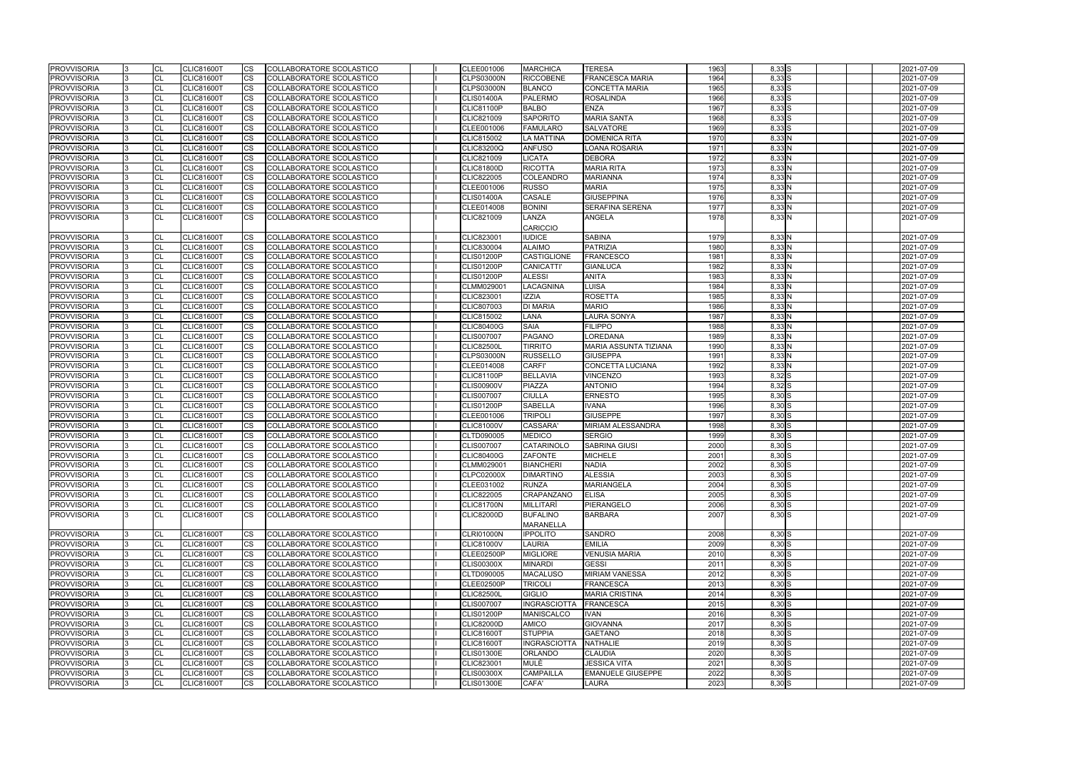| | | | | | | | | | | | | | | | | | |
|---|---|---|---|---|---|---|---|---|---|---|---|---|---|---|---|---|---|
| PROVVISORIA | 3 | CL | CLIC81600T | CS | COLLABORATORE SCOLASTICO | | I | CLEE001006 | MARCHICA | TERESA | 1963 | 8,33 | S | | | | 2021-07-09 |
| PROVVISORIA | 3 | CL | CLIC81600T | CS | COLLABORATORE SCOLASTICO | | I | CLPS03000N | RICCOBENE | FRANCESCA MARIA | 1964 | 8,33 | S | | | | 2021-07-09 |
| PROVVISORIA | 3 | CL | CLIC81600T | CS | COLLABORATORE SCOLASTICO | | I | CLPS03000N | BLANCO | CONCETTA MARIA | 1965 | 8,33 | S | | | | 2021-07-09 |
| PROVVISORIA | 3 | CL | CLIC81600T | CS | COLLABORATORE SCOLASTICO | | I | CLIS01400A | PALERMO | ROSALINDA | 1966 | 8,33 | S | | | | 2021-07-09 |
| PROVVISORIA | 3 | CL | CLIC81600T | CS | COLLABORATORE SCOLASTICO | | I | CLIC81100P | BALBO | ENZA | 1967 | 8,33 | S | | | | 2021-07-09 |
| PROVVISORIA | 3 | CL | CLIC81600T | CS | COLLABORATORE SCOLASTICO | | I | CLIC821009 | SAPORITO | MARIA SANTA | 1968 | 8,33 | S | | | | 2021-07-09 |
| PROVVISORIA | 3 | CL | CLIC81600T | CS | COLLABORATORE SCOLASTICO | | I | CLEE001006 | FAMULARO | SALVATORE | 1969 | 8,33 | S | | | | 2021-07-09 |
| PROVVISORIA | 3 | CL | CLIC81600T | CS | COLLABORATORE SCOLASTICO | | I | CLIC815002 | LA MATTINA | DOMENICA RITA | 1970 | 8,33 | N | | | | 2021-07-09 |
| PROVVISORIA | 3 | CL | CLIC81600T | CS | COLLABORATORE SCOLASTICO | | I | CLIC83200Q | ANFUSO | LOANA ROSARIA | 1971 | 8,33 | N | | | | 2021-07-09 |
| PROVVISORIA | 3 | CL | CLIC81600T | CS | COLLABORATORE SCOLASTICO | | I | CLIC821009 | LICATA | DEBORA | 1972 | 8,33 | N | | | | 2021-07-09 |
| PROVVISORIA | 3 | CL | CLIC81600T | CS | COLLABORATORE SCOLASTICO | | I | CLIC81800D | RICOTTA | MARIA RITA | 1973 | 8,33 | N | | | | 2021-07-09 |
| PROVVISORIA | 3 | CL | CLIC81600T | CS | COLLABORATORE SCOLASTICO | | I | CLIC822005 | COLEANDRO | MARIANNA | 1974 | 8,33 | N | | | | 2021-07-09 |
| PROVVISORIA | 3 | CL | CLIC81600T | CS | COLLABORATORE SCOLASTICO | | I | CLEE001006 | RUSSO | MARIA | 1975 | 8,33 | N | | | | 2021-07-09 |
| PROVVISORIA | 3 | CL | CLIC81600T | CS | COLLABORATORE SCOLASTICO | | I | CLIS01400A | CASALE | GIUSEPPINA | 1976 | 8,33 | N | | | | 2021-07-09 |
| PROVVISORIA | 3 | CL | CLIC81600T | CS | COLLABORATORE SCOLASTICO | | I | CLEE014008 | BONINI | SERAFINA SERENA | 1977 | 8,33 | N | | | | 2021-07-09 |
| PROVVISORIA | 3 | CL | CLIC81600T | CS | COLLABORATORE SCOLASTICO | | I | CLIC821009 | LANZA CARICCIO | ANGELA | 1978 | 8,33 | N | | | | 2021-07-09 |
| PROVVISORIA | 3 | CL | CLIC81600T | CS | COLLABORATORE SCOLASTICO | | I | CLIC823001 | IUDICE | SABINA | 1979 | 8,33 | N | | | | 2021-07-09 |
| PROVVISORIA | 3 | CL | CLIC81600T | CS | COLLABORATORE SCOLASTICO | | I | CLIC830004 | ALAIMO | PATRIZIA | 1980 | 8,33 | N | | | | 2021-07-09 |
| PROVVISORIA | 3 | CL | CLIC81600T | CS | COLLABORATORE SCOLASTICO | | I | CLIS01200P | CASTIGLIONE | FRANCESCO | 1981 | 8,33 | N | | | | 2021-07-09 |
| PROVVISORIA | 3 | CL | CLIC81600T | CS | COLLABORATORE SCOLASTICO | | I | CLIS01200P | CANICATTI' | GIANLUCA | 1982 | 8,33 | N | | | | 2021-07-09 |
| PROVVISORIA | 3 | CL | CLIC81600T | CS | COLLABORATORE SCOLASTICO | | I | CLIS01200P | ALESSI | ANITA | 1983 | 8,33 | N | | | | 2021-07-09 |
| PROVVISORIA | 3 | CL | CLIC81600T | CS | COLLABORATORE SCOLASTICO | | I | CLMM029001 | LACAGNINA | LUISA | 1984 | 8,33 | N | | | | 2021-07-09 |
| PROVVISORIA | 3 | CL | CLIC81600T | CS | COLLABORATORE SCOLASTICO | | I | CLIC823001 | IZZIA | ROSETTA | 1985 | 8,33 | N | | | | 2021-07-09 |
| PROVVISORIA | 3 | CL | CLIC81600T | CS | COLLABORATORE SCOLASTICO | | I | CLIC807003 | DI MARIA | MARIO | 1986 | 8,33 | N | | | | 2021-07-09 |
| PROVVISORIA | 3 | CL | CLIC81600T | CS | COLLABORATORE SCOLASTICO | | I | CLIC815002 | LANA | LAURA SONYA | 1987 | 8,33 | N | | | | 2021-07-09 |
| PROVVISORIA | 3 | CL | CLIC81600T | CS | COLLABORATORE SCOLASTICO | | I | CLIC80400G | SAIA | FILIPPO | 1988 | 8,33 | N | | | | 2021-07-09 |
| PROVVISORIA | 3 | CL | CLIC81600T | CS | COLLABORATORE SCOLASTICO | | I | CLIS007007 | PAGANO | LOREDANA | 1989 | 8,33 | N | | | | 2021-07-09 |
| PROVVISORIA | 3 | CL | CLIC81600T | CS | COLLABORATORE SCOLASTICO | | I | CLIC82500L | TIRRITO | MARIA ASSUNTA TIZIANA | 1990 | 8,33 | N | | | | 2021-07-09 |
| PROVVISORIA | 3 | CL | CLIC81600T | CS | COLLABORATORE SCOLASTICO | | I | CLPS03000N | RUSSELLO | GIUSEPPA | 1991 | 8,33 | N | | | | 2021-07-09 |
| PROVVISORIA | 3 | CL | CLIC81600T | CS | COLLABORATORE SCOLASTICO | | I | CLEE014008 | CARFI' | CONCETTA LUCIANA | 1992 | 8,33 | N | | | | 2021-07-09 |
| PROVVISORIA | 3 | CL | CLIC81600T | CS | COLLABORATORE SCOLASTICO | | I | CLIC81100P | BELLAVIA | VINCENZO | 1993 | 8,32 | S | | | | 2021-07-09 |
| PROVVISORIA | 3 | CL | CLIC81600T | CS | COLLABORATORE SCOLASTICO | | I | CLIS00900V | PIAZZA | ANTONIO | 1994 | 8,32 | S | | | | 2021-07-09 |
| PROVVISORIA | 3 | CL | CLIC81600T | CS | COLLABORATORE SCOLASTICO | | I | CLIS007007 | CIULLA | ERNESTO | 1995 | 8,30 | S | | | | 2021-07-09 |
| PROVVISORIA | 3 | CL | CLIC81600T | CS | COLLABORATORE SCOLASTICO | | I | CLIS01200P | SABELLA | IVANA | 1996 | 8,30 | S | | | | 2021-07-09 |
| PROVVISORIA | 3 | CL | CLIC81600T | CS | COLLABORATORE SCOLASTICO | | I | CLEE001006 | TRIPOLI | GIUSEPPE | 1997 | 8,30 | S | | | | 2021-07-09 |
| PROVVISORIA | 3 | CL | CLIC81600T | CS | COLLABORATORE SCOLASTICO | | I | CLIC81000V | CASSARA' | MIRIAM ALESSANDRA | 1998 | 8,30 | S | | | | 2021-07-09 |
| PROVVISORIA | 3 | CL | CLIC81600T | CS | COLLABORATORE SCOLASTICO | | I | CLTD090005 | MEDICO | SERGIO | 1999 | 8,30 | S | | | | 2021-07-09 |
| PROVVISORIA | 3 | CL | CLIC81600T | CS | COLLABORATORE SCOLASTICO | | I | CLIS007007 | CATARINOLO | SABRINA GIUSI | 2000 | 8,30 | S | | | | 2021-07-09 |
| PROVVISORIA | 3 | CL | CLIC81600T | CS | COLLABORATORE SCOLASTICO | | I | CLIC80400G | ZAFONTE | MICHELE | 2001 | 8,30 | S | | | | 2021-07-09 |
| PROVVISORIA | 3 | CL | CLIC81600T | CS | COLLABORATORE SCOLASTICO | | I | CLMM029001 | BIANCHERI | NADIA | 2002 | 8,30 | S | | | | 2021-07-09 |
| PROVVISORIA | 3 | CL | CLIC81600T | CS | COLLABORATORE SCOLASTICO | | I | CLPC02000X | DIMARTINO | ALESSIA | 2003 | 8,30 | S | | | | 2021-07-09 |
| PROVVISORIA | 3 | CL | CLIC81600T | CS | COLLABORATORE SCOLASTICO | | I | CLEE031002 | RUNZA | MARIANGELA | 2004 | 8,30 | S | | | | 2021-07-09 |
| PROVVISORIA | 3 | CL | CLIC81600T | CS | COLLABORATORE SCOLASTICO | | I | CLIC822005 | CRAPANZANO | ELISA | 2005 | 8,30 | S | | | | 2021-07-09 |
| PROVVISORIA | 3 | CL | CLIC81600T | CS | COLLABORATORE SCOLASTICO | | I | CLIC81700N | MILLITARÌ | PIERANGELO | 2006 | 8,30 | S | | | | 2021-07-09 |
| PROVVISORIA | 3 | CL | CLIC81600T | CS | COLLABORATORE SCOLASTICO | | I | CLIC82000D | BUFALINO MARANELLA | BARBARA | 2007 | 8,30 | S | | | | 2021-07-09 |
| PROVVISORIA | 3 | CL | CLIC81600T | CS | COLLABORATORE SCOLASTICO | | I | CLRI01000N | IPPOLITO | SANDRO | 2008 | 8,30 | S | | | | 2021-07-09 |
| PROVVISORIA | 3 | CL | CLIC81600T | CS | COLLABORATORE SCOLASTICO | | I | CLIC81000V | LAURIA | EMILIA | 2009 | 8,30 | S | | | | 2021-07-09 |
| PROVVISORIA | 3 | CL | CLIC81600T | CS | COLLABORATORE SCOLASTICO | | I | CLEE02500P | MIGLIORE | VENUSIA MARIA | 2010 | 8,30 | S | | | | 2021-07-09 |
| PROVVISORIA | 3 | CL | CLIC81600T | CS | COLLABORATORE SCOLASTICO | | I | CLIS00300X | MINARDI | GESSI | 2011 | 8,30 | S | | | | 2021-07-09 |
| PROVVISORIA | 3 | CL | CLIC81600T | CS | COLLABORATORE SCOLASTICO | | I | CLTD090005 | MACALUSO | MIRIAM VANESSA | 2012 | 8,30 | S | | | | 2021-07-09 |
| PROVVISORIA | 3 | CL | CLIC81600T | CS | COLLABORATORE SCOLASTICO | | I | CLEE02500P | TRICOLI | FRANCESCA | 2013 | 8,30 | S | | | | 2021-07-09 |
| PROVVISORIA | 3 | CL | CLIC81600T | CS | COLLABORATORE SCOLASTICO | | I | CLIC82500L | GIGLIO | MARIA CRISTINA | 2014 | 8,30 | S | | | | 2021-07-09 |
| PROVVISORIA | 3 | CL | CLIC81600T | CS | COLLABORATORE SCOLASTICO | | I | CLIS007007 | INGRASCIOTTA | FRANCESCA | 2015 | 8,30 | S | | | | 2021-07-09 |
| PROVVISORIA | 3 | CL | CLIC81600T | CS | COLLABORATORE SCOLASTICO | | I | CLIS01200P | MANISCALCO | IVAN | 2016 | 8,30 | S | | | | 2021-07-09 |
| PROVVISORIA | 3 | CL | CLIC81600T | CS | COLLABORATORE SCOLASTICO | | I | CLIC82000D | AMICO | GIOVANNA | 2017 | 8,30 | S | | | | 2021-07-09 |
| PROVVISORIA | 3 | CL | CLIC81600T | CS | COLLABORATORE SCOLASTICO | | I | CLIC81600T | STUPPIA | GAETANO | 2018 | 8,30 | S | | | | 2021-07-09 |
| PROVVISORIA | 3 | CL | CLIC81600T | CS | COLLABORATORE SCOLASTICO | | I | CLIC81600T | INGRASCIOTTA | NATHALIE | 2019 | 8,30 | S | | | | 2021-07-09 |
| PROVVISORIA | 3 | CL | CLIC81600T | CS | COLLABORATORE SCOLASTICO | | I | CLIS01300E | ORLANDO | CLAUDIA | 2020 | 8,30 | S | | | | 2021-07-09 |
| PROVVISORIA | 3 | CL | CLIC81600T | CS | COLLABORATORE SCOLASTICO | | I | CLIC823001 | MULÈ | JESSICA VITA | 2021 | 8,30 | S | | | | 2021-07-09 |
| PROVVISORIA | 3 | CL | CLIC81600T | CS | COLLABORATORE SCOLASTICO | | I | CLIS00300X | CAMPAILLA | EMANUELE GIUSEPPE | 2022 | 8,30 | S | | | | 2021-07-09 |
| PROVVISORIA | 3 | CL | CLIC81600T | CS | COLLABORATORE SCOLASTICO | | I | CLIS01300E | CAFA' | LAURA | 2023 | 8,30 | S | | | | 2021-07-09 |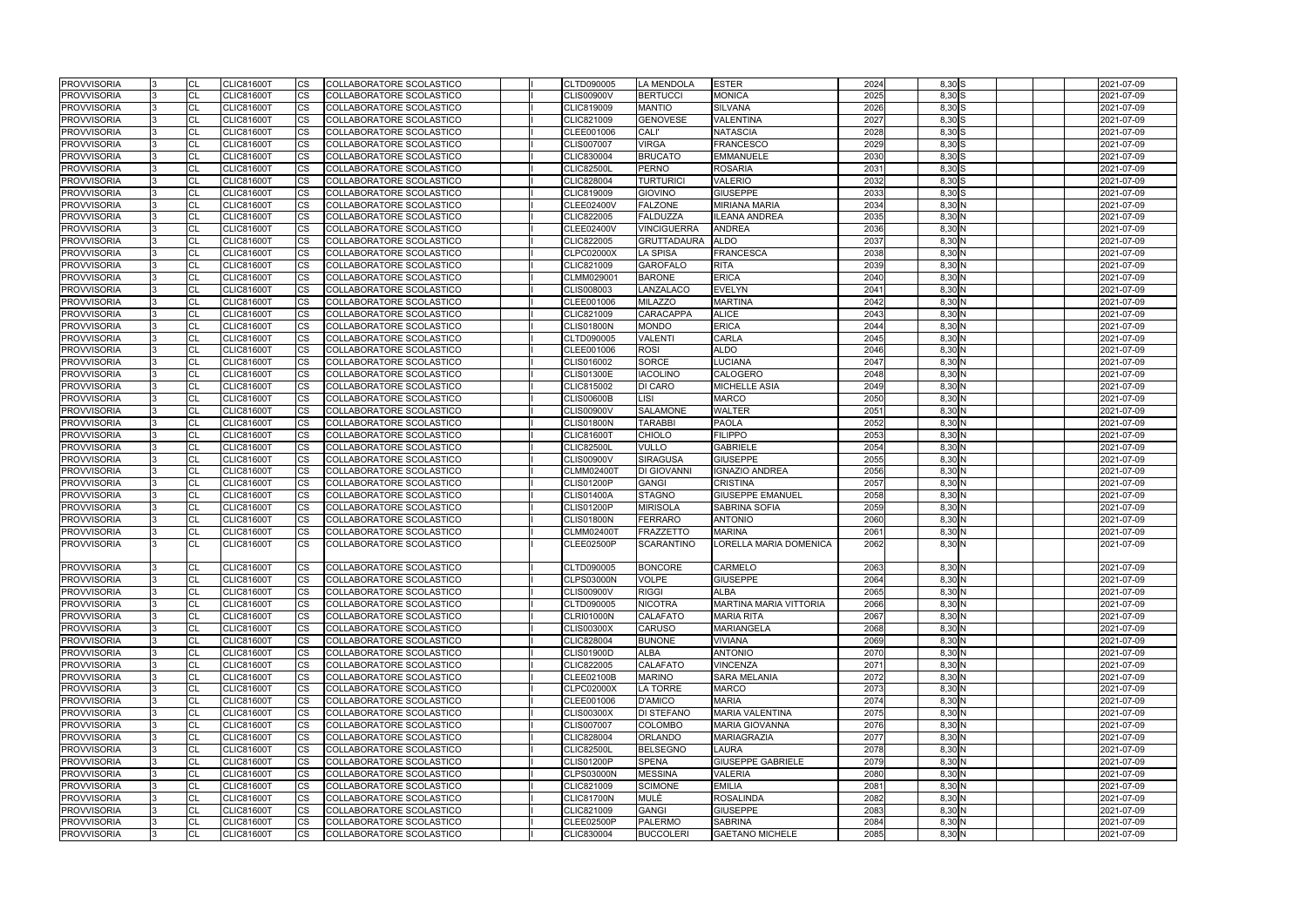| | | | | | | | | | | | | | | | | | |
|---|---|---|---|---|---|---|---|---|---|---|---|---|---|---|---|---|---|
| PROVVISORIA | 3 | CL | CLIC81600T | CS | COLLABORATORE SCOLASTICO | | I | CLTD090005 | LA MENDOLA | ESTER | 2024 | | 8,30 | S | | | 2021-07-09 |
| PROVVISORIA | 3 | CL | CLIC81600T | CS | COLLABORATORE SCOLASTICO | | I | CLIS00900V | BERTUCCI | MONICA | 2025 | | 8,30 | S | | | 2021-07-09 |
| PROVVISORIA | 3 | CL | CLIC81600T | CS | COLLABORATORE SCOLASTICO | | I | CLIC819009 | MANTIO | SILVANA | 2026 | | 8,30 | S | | | 2021-07-09 |
| PROVVISORIA | 3 | CL | CLIC81600T | CS | COLLABORATORE SCOLASTICO | | I | CLIC821009 | GENOVESE | VALENTINA | 2027 | | 8,30 | S | | | 2021-07-09 |
| PROVVISORIA | 3 | CL | CLIC81600T | CS | COLLABORATORE SCOLASTICO | | I | CLEE001006 | CALI' | NATASCIA | 2028 | | 8,30 | S | | | 2021-07-09 |
| PROVVISORIA | 3 | CL | CLIC81600T | CS | COLLABORATORE SCOLASTICO | | I | CLIS007007 | VIRGA | FRANCESCO | 2029 | | 8,30 | S | | | 2021-07-09 |
| PROVVISORIA | 3 | CL | CLIC81600T | CS | COLLABORATORE SCOLASTICO | | I | CLIC830004 | BRUCATO | EMMANUELE | 2030 | | 8,30 | S | | | 2021-07-09 |
| PROVVISORIA | 3 | CL | CLIC81600T | CS | COLLABORATORE SCOLASTICO | | I | CLIC82500L | PERNO | ROSARIA | 2031 | | 8,30 | S | | | 2021-07-09 |
| PROVVISORIA | 3 | CL | CLIC81600T | CS | COLLABORATORE SCOLASTICO | | I | CLIC828004 | TURTURICI | VALERIO | 2032 | | 8,30 | S | | | 2021-07-09 |
| PROVVISORIA | 3 | CL | CLIC81600T | CS | COLLABORATORE SCOLASTICO | | I | CLIC819009 | GIOVINO | GIUSEPPE | 2033 | | 8,30 | S | | | 2021-07-09 |
| PROVVISORIA | 3 | CL | CLIC81600T | CS | COLLABORATORE SCOLASTICO | | I | CLEE02400V | FALZONE | MIRIANA MARIA | 2034 | | 8,30 | N | | | 2021-07-09 |
| PROVVISORIA | 3 | CL | CLIC81600T | CS | COLLABORATORE SCOLASTICO | | I | CLIC822005 | FALDUZZA | ILEANA ANDREA | 2035 | | 8,30 | N | | | 2021-07-09 |
| PROVVISORIA | 3 | CL | CLIC81600T | CS | COLLABORATORE SCOLASTICO | | I | CLEE02400V | VINCIGUERRA | ANDREA | 2036 | | 8,30 | N | | | 2021-07-09 |
| PROVVISORIA | 3 | CL | CLIC81600T | CS | COLLABORATORE SCOLASTICO | | I | CLIC822005 | GRUTTADAURA | ALDO | 2037 | | 8,30 | N | | | 2021-07-09 |
| PROVVISORIA | 3 | CL | CLIC81600T | CS | COLLABORATORE SCOLASTICO | | I | CLPC02000X | LA SPISA | FRANCESCA | 2038 | | 8,30 | N | | | 2021-07-09 |
| PROVVISORIA | 3 | CL | CLIC81600T | CS | COLLABORATORE SCOLASTICO | | I | CLIC821009 | GAROFALO | RITA | 2039 | | 8,30 | N | | | 2021-07-09 |
| PROVVISORIA | 3 | CL | CLIC81600T | CS | COLLABORATORE SCOLASTICO | | I | CLMM029001 | BARONE | ERICA | 2040 | | 8,30 | N | | | 2021-07-09 |
| PROVVISORIA | 3 | CL | CLIC81600T | CS | COLLABORATORE SCOLASTICO | | I | CLIS008003 | LANZALACO | EVELYN | 2041 | | 8,30 | N | | | 2021-07-09 |
| PROVVISORIA | 3 | CL | CLIC81600T | CS | COLLABORATORE SCOLASTICO | | I | CLEE001006 | MILAZZO | MARTINA | 2042 | | 8,30 | N | | | 2021-07-09 |
| PROVVISORIA | 3 | CL | CLIC81600T | CS | COLLABORATORE SCOLASTICO | | I | CLIC821009 | CARACAPPA | ALICE | 2043 | | 8,30 | N | | | 2021-07-09 |
| PROVVISORIA | 3 | CL | CLIC81600T | CS | COLLABORATORE SCOLASTICO | | I | CLIS01800N | MONDO | ERICA | 2044 | | 8,30 | N | | | 2021-07-09 |
| PROVVISORIA | 3 | CL | CLIC81600T | CS | COLLABORATORE SCOLASTICO | | I | CLTD090005 | VALENTI | CARLA | 2045 | | 8,30 | N | | | 2021-07-09 |
| PROVVISORIA | 3 | CL | CLIC81600T | CS | COLLABORATORE SCOLASTICO | | I | CLEE001006 | ROSI | ALDO | 2046 | | 8,30 | N | | | 2021-07-09 |
| PROVVISORIA | 3 | CL | CLIC81600T | CS | COLLABORATORE SCOLASTICO | | I | CLIS016002 | SORCE | LUCIANA | 2047 | | 8,30 | N | | | 2021-07-09 |
| PROVVISORIA | 3 | CL | CLIC81600T | CS | COLLABORATORE SCOLASTICO | | I | CLIS01300E | IACOLINO | CALOGERO | 2048 | | 8,30 | N | | | 2021-07-09 |
| PROVVISORIA | 3 | CL | CLIC81600T | CS | COLLABORATORE SCOLASTICO | | I | CLIC815002 | DI CARO | MICHELLE ASIA | 2049 | | 8,30 | N | | | 2021-07-09 |
| PROVVISORIA | 3 | CL | CLIC81600T | CS | COLLABORATORE SCOLASTICO | | I | CLIS00600B | LISI | MARCO | 2050 | | 8,30 | N | | | 2021-07-09 |
| PROVVISORIA | 3 | CL | CLIC81600T | CS | COLLABORATORE SCOLASTICO | | I | CLIS00900V | SALAMONE | WALTER | 2051 | | 8,30 | N | | | 2021-07-09 |
| PROVVISORIA | 3 | CL | CLIC81600T | CS | COLLABORATORE SCOLASTICO | | I | CLIS01800N | TARABBI | PAOLA | 2052 | | 8,30 | N | | | 2021-07-09 |
| PROVVISORIA | 3 | CL | CLIC81600T | CS | COLLABORATORE SCOLASTICO | | I | CLIC81600T | CHIOLO | FILIPPO | 2053 | | 8,30 | N | | | 2021-07-09 |
| PROVVISORIA | 3 | CL | CLIC81600T | CS | COLLABORATORE SCOLASTICO | | I | CLIC82500L | VULLO | GABRIELE | 2054 | | 8,30 | N | | | 2021-07-09 |
| PROVVISORIA | 3 | CL | CLIC81600T | CS | COLLABORATORE SCOLASTICO | | I | CLIS00900V | SIRAGUSA | GIUSEPPE | 2055 | | 8,30 | N | | | 2021-07-09 |
| PROVVISORIA | 3 | CL | CLIC81600T | CS | COLLABORATORE SCOLASTICO | | I | CLMM02400T | DI GIOVANNI | IGNAZIO ANDREA | 2056 | | 8,30 | N | | | 2021-07-09 |
| PROVVISORIA | 3 | CL | CLIC81600T | CS | COLLABORATORE SCOLASTICO | | I | CLIS01200P | GANGI | CRISTINA | 2057 | | 8,30 | N | | | 2021-07-09 |
| PROVVISORIA | 3 | CL | CLIC81600T | CS | COLLABORATORE SCOLASTICO | | I | CLIS01400A | STAGNO | GIUSEPPE EMANUEL | 2058 | | 8,30 | N | | | 2021-07-09 |
| PROVVISORIA | 3 | CL | CLIC81600T | CS | COLLABORATORE SCOLASTICO | | I | CLIS01200P | MIRISOLA | SABRINA SOFIA | 2059 | | 8,30 | N | | | 2021-07-09 |
| PROVVISORIA | 3 | CL | CLIC81600T | CS | COLLABORATORE SCOLASTICO | | I | CLIS01800N | FERRARO | ANTONIO | 2060 | | 8,30 | N | | | 2021-07-09 |
| PROVVISORIA | 3 | CL | CLIC81600T | CS | COLLABORATORE SCOLASTICO | | I | CLMM02400T | FRAZZETTO | MARINA | 2061 | | 8,30 | N | | | 2021-07-09 |
| PROVVISORIA | 3 | CL | CLIC81600T | CS | COLLABORATORE SCOLASTICO | | I | CLEE02500P | SCARANTINO | LORELLA MARIA DOMENICA | 2062 | | 8,30 | N | | | 2021-07-09 |
| PROVVISORIA | 3 | CL | CLIC81600T | CS | COLLABORATORE SCOLASTICO | | I | CLTD090005 | BONCORE | CARMELO | 2063 | | 8,30 | N | | | 2021-07-09 |
| PROVVISORIA | 3 | CL | CLIC81600T | CS | COLLABORATORE SCOLASTICO | | I | CLPS03000N | VOLPE | GIUSEPPE | 2064 | | 8,30 | N | | | 2021-07-09 |
| PROVVISORIA | 3 | CL | CLIC81600T | CS | COLLABORATORE SCOLASTICO | | I | CLIS00900V | RIGGI | ALBA | 2065 | | 8,30 | N | | | 2021-07-09 |
| PROVVISORIA | 3 | CL | CLIC81600T | CS | COLLABORATORE SCOLASTICO | | I | CLTD090005 | NICOTRA | MARTINA MARIA VITTORIA | 2066 | | 8,30 | N | | | 2021-07-09 |
| PROVVISORIA | 3 | CL | CLIC81600T | CS | COLLABORATORE SCOLASTICO | | I | CLRI01000N | CALAFATO | MARIA RITA | 2067 | | 8,30 | N | | | 2021-07-09 |
| PROVVISORIA | 3 | CL | CLIC81600T | CS | COLLABORATORE SCOLASTICO | | I | CLIS00300X | CARUSO | MARIANGELA | 2068 | | 8,30 | N | | | 2021-07-09 |
| PROVVISORIA | 3 | CL | CLIC81600T | CS | COLLABORATORE SCOLASTICO | | I | CLIC828004 | BUNONE | VIVIANA | 2069 | | 8,30 | N | | | 2021-07-09 |
| PROVVISORIA | 3 | CL | CLIC81600T | CS | COLLABORATORE SCOLASTICO | | I | CLIS01900D | ALBA | ANTONIO | 2070 | | 8,30 | N | | | 2021-07-09 |
| PROVVISORIA | 3 | CL | CLIC81600T | CS | COLLABORATORE SCOLASTICO | | I | CLIC822005 | CALAFATO | VINCENZA | 2071 | | 8,30 | N | | | 2021-07-09 |
| PROVVISORIA | 3 | CL | CLIC81600T | CS | COLLABORATORE SCOLASTICO | | I | CLEE02100B | MARINO | SARA MELANIA | 2072 | | 8,30 | N | | | 2021-07-09 |
| PROVVISORIA | 3 | CL | CLIC81600T | CS | COLLABORATORE SCOLASTICO | | I | CLPC02000X | LA TORRE | MARCO | 2073 | | 8,30 | N | | | 2021-07-09 |
| PROVVISORIA | 3 | CL | CLIC81600T | CS | COLLABORATORE SCOLASTICO | | I | CLEE001006 | D'AMICO | MARIA | 2074 | | 8,30 | N | | | 2021-07-09 |
| PROVVISORIA | 3 | CL | CLIC81600T | CS | COLLABORATORE SCOLASTICO | | I | CLIS00300X | DI STEFANO | MARIA VALENTINA | 2075 | | 8,30 | N | | | 2021-07-09 |
| PROVVISORIA | 3 | CL | CLIC81600T | CS | COLLABORATORE SCOLASTICO | | I | CLIS007007 | COLOMBO | MARIA GIOVANNA | 2076 | | 8,30 | N | | | 2021-07-09 |
| PROVVISORIA | 3 | CL | CLIC81600T | CS | COLLABORATORE SCOLASTICO | | I | CLIC828004 | ORLANDO | MARIAGRAZIA | 2077 | | 8,30 | N | | | 2021-07-09 |
| PROVVISORIA | 3 | CL | CLIC81600T | CS | COLLABORATORE SCOLASTICO | | I | CLIC82500L | BELSEGNO | LAURA | 2078 | | 8,30 | N | | | 2021-07-09 |
| PROVVISORIA | 3 | CL | CLIC81600T | CS | COLLABORATORE SCOLASTICO | | I | CLIS01200P | SPENA | GIUSEPPE GABRIELE | 2079 | | 8,30 | N | | | 2021-07-09 |
| PROVVISORIA | 3 | CL | CLIC81600T | CS | COLLABORATORE SCOLASTICO | | I | CLPS03000N | MESSINA | VALERIA | 2080 | | 8,30 | N | | | 2021-07-09 |
| PROVVISORIA | 3 | CL | CLIC81600T | CS | COLLABORATORE SCOLASTICO | | I | CLIC821009 | SCIMONE | EMILIA | 2081 | | 8,30 | N | | | 2021-07-09 |
| PROVVISORIA | 3 | CL | CLIC81600T | CS | COLLABORATORE SCOLASTICO | | I | CLIC81700N | MULÈ | ROSALINDA | 2082 | | 8,30 | N | | | 2021-07-09 |
| PROVVISORIA | 3 | CL | CLIC81600T | CS | COLLABORATORE SCOLASTICO | | I | CLIC821009 | GANGI | GIUSEPPE | 2083 | | 8,30 | N | | | 2021-07-09 |
| PROVVISORIA | 3 | CL | CLIC81600T | CS | COLLABORATORE SCOLASTICO | | I | CLEE02500P | PALERMO | SABRINA | 2084 | | 8,30 | N | | | 2021-07-09 |
| PROVVISORIA | 3 | CL | CLIC81600T | CS | COLLABORATORE SCOLASTICO | | I | CLIC830004 | BUCCOLERI | GAETANO MICHELE | 2085 | | 8,30 | N | | | 2021-07-09 |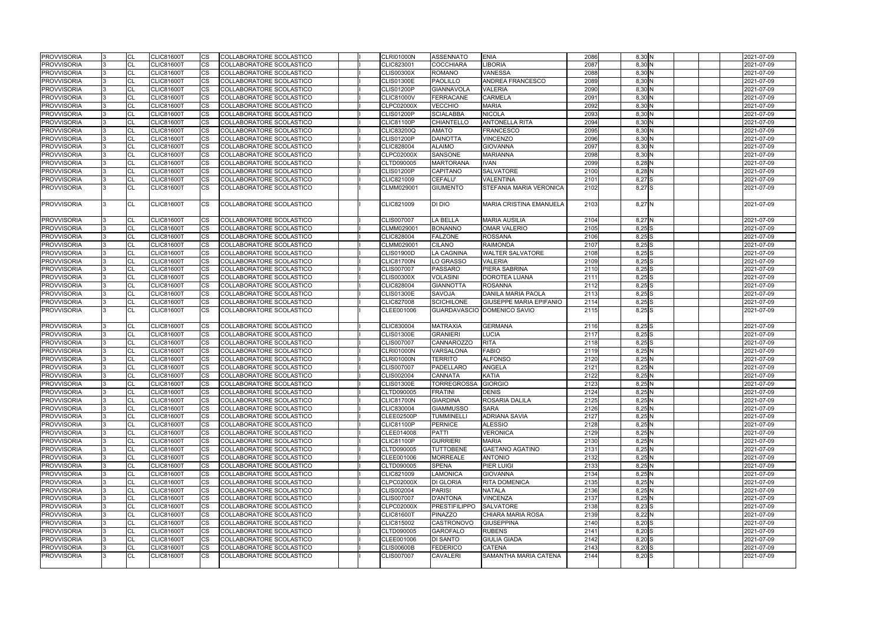| | | | | | | | | | | | | | | | | | |
|---|---|---|---|---|---|---|---|---|---|---|---|---|---|---|---|---|---|
| PROVVISORIA | 3 | CL | CLIC81600T | CS | COLLABORATORE SCOLASTICO | | I | CLRI01000N | ASSENNATO | ENIA | 2086 | | 8,30 | N | | | 2021-07-09 |
| PROVVISORIA | 3 | CL | CLIC81600T | CS | COLLABORATORE SCOLASTICO | | I | CLIC823001 | COCCHIARA | LIBORIA | 2087 | | 8,30 | N | | | 2021-07-09 |
| PROVVISORIA | 3 | CL | CLIC81600T | CS | COLLABORATORE SCOLASTICO | | I | CLIS00300X | ROMANO | VANESSA | 2088 | | 8,30 | N | | | 2021-07-09 |
| PROVVISORIA | 3 | CL | CLIC81600T | CS | COLLABORATORE SCOLASTICO | | I | CLIS01300E | PAOLILLO | ANDREA FRANCESCO | 2089 | | 8,30 | N | | | 2021-07-09 |
| PROVVISORIA | 3 | CL | CLIC81600T | CS | COLLABORATORE SCOLASTICO | | I | CLIS01200P | GIANNAVOLA | VALERIA | 2090 | | 8,30 | N | | | 2021-07-09 |
| PROVVISORIA | 3 | CL | CLIC81600T | CS | COLLABORATORE SCOLASTICO | | I | CLIC81000V | FERRACANE | CARMELA | 2091 | | 8,30 | N | | | 2021-07-09 |
| PROVVISORIA | 3 | CL | CLIC81600T | CS | COLLABORATORE SCOLASTICO | | I | CLPC02000X | VECCHIO | MARIA | 2092 | | 8,30 | N | | | 2021-07-09 |
| PROVVISORIA | 3 | CL | CLIC81600T | CS | COLLABORATORE SCOLASTICO | | I | CLIS01200P | SCIALABBA | NICOLA | 2093 | | 8,30 | N | | | 2021-07-09 |
| PROVVISORIA | 3 | CL | CLIC81600T | CS | COLLABORATORE SCOLASTICO | | I | CLIC81100P | CHIANTELLO | ANTONELLA RITA | 2094 | | 8,30 | N | | | 2021-07-09 |
| PROVVISORIA | 3 | CL | CLIC81600T | CS | COLLABORATORE SCOLASTICO | | I | CLIC83200Q | AMATO | FRANCESCO | 2095 | | 8,30 | N | | | 2021-07-09 |
| PROVVISORIA | 3 | CL | CLIC81600T | CS | COLLABORATORE SCOLASTICO | | I | CLIS01200P | DAINOTTA | VINCENZO | 2096 | | 8,30 | N | | | 2021-07-09 |
| PROVVISORIA | 3 | CL | CLIC81600T | CS | COLLABORATORE SCOLASTICO | | I | CLIC828004 | ALAIMO | GIOVANNA | 2097 | | 8,30 | N | | | 2021-07-09 |
| PROVVISORIA | 3 | CL | CLIC81600T | CS | COLLABORATORE SCOLASTICO | | I | CLPC02000X | SANSONE | MARIANNA | 2098 | | 8,30 | N | | | 2021-07-09 |
| PROVVISORIA | 3 | CL | CLIC81600T | CS | COLLABORATORE SCOLASTICO | | I | CLTD090005 | MARTORANA | IVAN | 2099 | | 8,28 | N | | | 2021-07-09 |
| PROVVISORIA | 3 | CL | CLIC81600T | CS | COLLABORATORE SCOLASTICO | | I | CLIS01200P | CAPITANO | SALVATORE | 2100 | | 8,28 | N | | | 2021-07-09 |
| PROVVISORIA | 3 | CL | CLIC81600T | CS | COLLABORATORE SCOLASTICO | | I | CLIC821009 | CEFALU' | VALENTINA | 2101 | | 8,27 | S | | | 2021-07-09 |
| PROVVISORIA | 3 | CL | CLIC81600T | CS | COLLABORATORE SCOLASTICO | | I | CLMM029001 | GIUMENTO | STEFANIA MARIA VERONICA | 2102 | | 8,27 | S | | | 2021-07-09 |
| PROVVISORIA | 3 | CL | CLIC81600T | CS | COLLABORATORE SCOLASTICO | | I | CLIC821009 | DI DIO | MARIA CRISTINA EMANUELA | 2103 | | 8,27 | N | | | 2021-07-09 |
| PROVVISORIA | 3 | CL | CLIC81600T | CS | COLLABORATORE SCOLASTICO | | I | CLIS007007 | LA BELLA | MARIA AUSILIA | 2104 | | 8,27 | N | | | 2021-07-09 |
| PROVVISORIA | 3 | CL | CLIC81600T | CS | COLLABORATORE SCOLASTICO | | I | CLMM029001 | BONANNO | OMAR VALERIO | 2105 | | 8,25 | S | | | 2021-07-09 |
| PROVVISORIA | 3 | CL | CLIC81600T | CS | COLLABORATORE SCOLASTICO | | I | CLIC828004 | FALZONE | ROSSANA | 2106 | | 8,25 | S | | | 2021-07-09 |
| PROVVISORIA | 3 | CL | CLIC81600T | CS | COLLABORATORE SCOLASTICO | | I | CLMM029001 | CILANO | RAIMONDA | 2107 | | 8,25 | S | | | 2021-07-09 |
| PROVVISORIA | 3 | CL | CLIC81600T | CS | COLLABORATORE SCOLASTICO | | I | CLIS01900D | LA CAGNINA | WALTER SALVATORE | 2108 | | 8,25 | S | | | 2021-07-09 |
| PROVVISORIA | 3 | CL | CLIC81600T | CS | COLLABORATORE SCOLASTICO | | I | CLIC81700N | LO GRASSO | VALERIA | 2109 | | 8,25 | S | | | 2021-07-09 |
| PROVVISORIA | 3 | CL | CLIC81600T | CS | COLLABORATORE SCOLASTICO | | I | CLIS007007 | PASSARO | PIERA SABRINA | 2110 | | 8,25 | S | | | 2021-07-09 |
| PROVVISORIA | 3 | CL | CLIC81600T | CS | COLLABORATORE SCOLASTICO | | I | CLIS00300X | VOLASINI | DOROTEA LUANA | 2111 | | 8,25 | S | | | 2021-07-09 |
| PROVVISORIA | 3 | CL | CLIC81600T | CS | COLLABORATORE SCOLASTICO | | I | CLIC828004 | GIANNOTTA | ROSANNA | 2112 | | 8,25 | S | | | 2021-07-09 |
| PROVVISORIA | 3 | CL | CLIC81600T | CS | COLLABORATORE SCOLASTICO | | I | CLIS01300E | SAVOJA | DANILA MARIA PAOLA | 2113 | | 8,25 | S | | | 2021-07-09 |
| PROVVISORIA | 3 | CL | CLIC81600T | CS | COLLABORATORE SCOLASTICO | | I | CLIC827008 | SCICHILONE | GIUSEPPE MARIA EPIFANIO | 2114 | | 8,25 | S | | | 2021-07-09 |
| PROVVISORIA | 3 | CL | CLIC81600T | CS | COLLABORATORE SCOLASTICO | | I | CLEE001006 | GUARDAVASCIO | DOMENICO SAVIO | 2115 | | 8,25 | S | | | 2021-07-09 |
| PROVVISORIA | 3 | CL | CLIC81600T | CS | COLLABORATORE SCOLASTICO | | I | CLIC830004 | MATRAXIA | GERMANA | 2116 | | 8,25 | S | | | 2021-07-09 |
| PROVVISORIA | 3 | CL | CLIC81600T | CS | COLLABORATORE SCOLASTICO | | I | CLIS01300E | GRANIERI | LUCIA | 2117 | | 8,25 | S | | | 2021-07-09 |
| PROVVISORIA | 3 | CL | CLIC81600T | CS | COLLABORATORE SCOLASTICO | | I | CLIS007007 | CANNAROZZO | RITA | 2118 | | 8,25 | S | | | 2021-07-09 |
| PROVVISORIA | 3 | CL | CLIC81600T | CS | COLLABORATORE SCOLASTICO | | I | CLRI01000N | VARSALONA | FABIO | 2119 | | 8,25 | N | | | 2021-07-09 |
| PROVVISORIA | 3 | CL | CLIC81600T | CS | COLLABORATORE SCOLASTICO | | I | CLRI01000N | TERRITO | ALFONSO | 2120 | | 8,25 | N | | | 2021-07-09 |
| PROVVISORIA | 3 | CL | CLIC81600T | CS | COLLABORATORE SCOLASTICO | | I | CLIS007007 | PADELLARO | ANGELA | 2121 | | 8,25 | N | | | 2021-07-09 |
| PROVVISORIA | 3 | CL | CLIC81600T | CS | COLLABORATORE SCOLASTICO | | I | CLIS002004 | CANNATA | KATIA | 2122 | | 8,25 | N | | | 2021-07-09 |
| PROVVISORIA | 3 | CL | CLIC81600T | CS | COLLABORATORE SCOLASTICO | | I | CLIS01300E | TORREGROSSA | GIORGIO | 2123 | | 8,25 | N | | | 2021-07-09 |
| PROVVISORIA | 3 | CL | CLIC81600T | CS | COLLABORATORE SCOLASTICO | | I | CLTD090005 | FRATINI | DENIS | 2124 | | 8,25 | N | | | 2021-07-09 |
| PROVVISORIA | 3 | CL | CLIC81600T | CS | COLLABORATORE SCOLASTICO | | I | CLIC81700N | GIARDINA | ROSARIA DALILA | 2125 | | 8,25 | N | | | 2021-07-09 |
| PROVVISORIA | 3 | CL | CLIC81600T | CS | COLLABORATORE SCOLASTICO | | I | CLIC830004 | GIAMMUSSO | SARA | 2126 | | 8,25 | N | | | 2021-07-09 |
| PROVVISORIA | 3 | CL | CLIC81600T | CS | COLLABORATORE SCOLASTICO | | I | CLEE02500P | TUMMINELLI | ADRIANA SAVIA | 2127 | | 8,25 | N | | | 2021-07-09 |
| PROVVISORIA | 3 | CL | CLIC81600T | CS | COLLABORATORE SCOLASTICO | | I | CLIC81100P | PERNICE | ALESSIO | 2128 | | 8,25 | N | | | 2021-07-09 |
| PROVVISORIA | 3 | CL | CLIC81600T | CS | COLLABORATORE SCOLASTICO | | I | CLEE014008 | PATTI | VERONICA | 2129 | | 8,25 | N | | | 2021-07-09 |
| PROVVISORIA | 3 | CL | CLIC81600T | CS | COLLABORATORE SCOLASTICO | | I | CLIC81100P | GURRIERI | MARIA | 2130 | | 8,25 | N | | | 2021-07-09 |
| PROVVISORIA | 3 | CL | CLIC81600T | CS | COLLABORATORE SCOLASTICO | | I | CLTD090005 | TUTTOBENE | GAETANO AGATINO | 2131 | | 8,25 | N | | | 2021-07-09 |
| PROVVISORIA | 3 | CL | CLIC81600T | CS | COLLABORATORE SCOLASTICO | | I | CLEE001006 | MORREALE | ANTONIO | 2132 | | 8,25 | N | | | 2021-07-09 |
| PROVVISORIA | 3 | CL | CLIC81600T | CS | COLLABORATORE SCOLASTICO | | I | CLTD090005 | SPENA | PIER LUIGI | 2133 | | 8,25 | N | | | 2021-07-09 |
| PROVVISORIA | 3 | CL | CLIC81600T | CS | COLLABORATORE SCOLASTICO | | I | CLIC821009 | LAMONICA | GIOVANNA | 2134 | | 8,25 | N | | | 2021-07-09 |
| PROVVISORIA | 3 | CL | CLIC81600T | CS | COLLABORATORE SCOLASTICO | | I | CLPC02000X | DI GLORIA | RITA DOMENICA | 2135 | | 8,25 | N | | | 2021-07-09 |
| PROVVISORIA | 3 | CL | CLIC81600T | CS | COLLABORATORE SCOLASTICO | | I | CLIS002004 | PARISI | NATALA | 2136 | | 8,25 | N | | | 2021-07-09 |
| PROVVISORIA | 3 | CL | CLIC81600T | CS | COLLABORATORE SCOLASTICO | | I | CLIS007007 | D'ANTONA | VINCENZA | 2137 | | 8,25 | N | | | 2021-07-09 |
| PROVVISORIA | 3 | CL | CLIC81600T | CS | COLLABORATORE SCOLASTICO | | I | CLPC02000X | PRESTIFILIPPO | SALVATORE | 2138 | | 8,23 | S | | | 2021-07-09 |
| PROVVISORIA | 3 | CL | CLIC81600T | CS | COLLABORATORE SCOLASTICO | | I | CLIC81600T | PINAZZO | CHIARA MARIA ROSA | 2139 | | 8,22 | N | | | 2021-07-09 |
| PROVVISORIA | 3 | CL | CLIC81600T | CS | COLLABORATORE SCOLASTICO | | I | CLIC815002 | CASTRONOVO | GIUSEPPINA | 2140 | | 8,20 | S | | | 2021-07-09 |
| PROVVISORIA | 3 | CL | CLIC81600T | CS | COLLABORATORE SCOLASTICO | | I | CLTD090005 | GAROFALO | RUBENS | 2141 | | 8,20 | S | | | 2021-07-09 |
| PROVVISORIA | 3 | CL | CLIC81600T | CS | COLLABORATORE SCOLASTICO | | I | CLEE001006 | DI SANTO | GIULIA GIADA | 2142 | | 8,20 | S | | | 2021-07-09 |
| PROVVISORIA | 3 | CL | CLIC81600T | CS | COLLABORATORE SCOLASTICO | | I | CLIS00600B | FEDERICO | CATENA | 2143 | | 8,20 | S | | | 2021-07-09 |
| PROVVISORIA | 3 | CL | CLIC81600T | CS | COLLABORATORE SCOLASTICO | | I | CLIS007007 | CAVALERI | SAMANTHA MARIA CATENA | 2144 | | 8,20 | S | | | 2021-07-09 |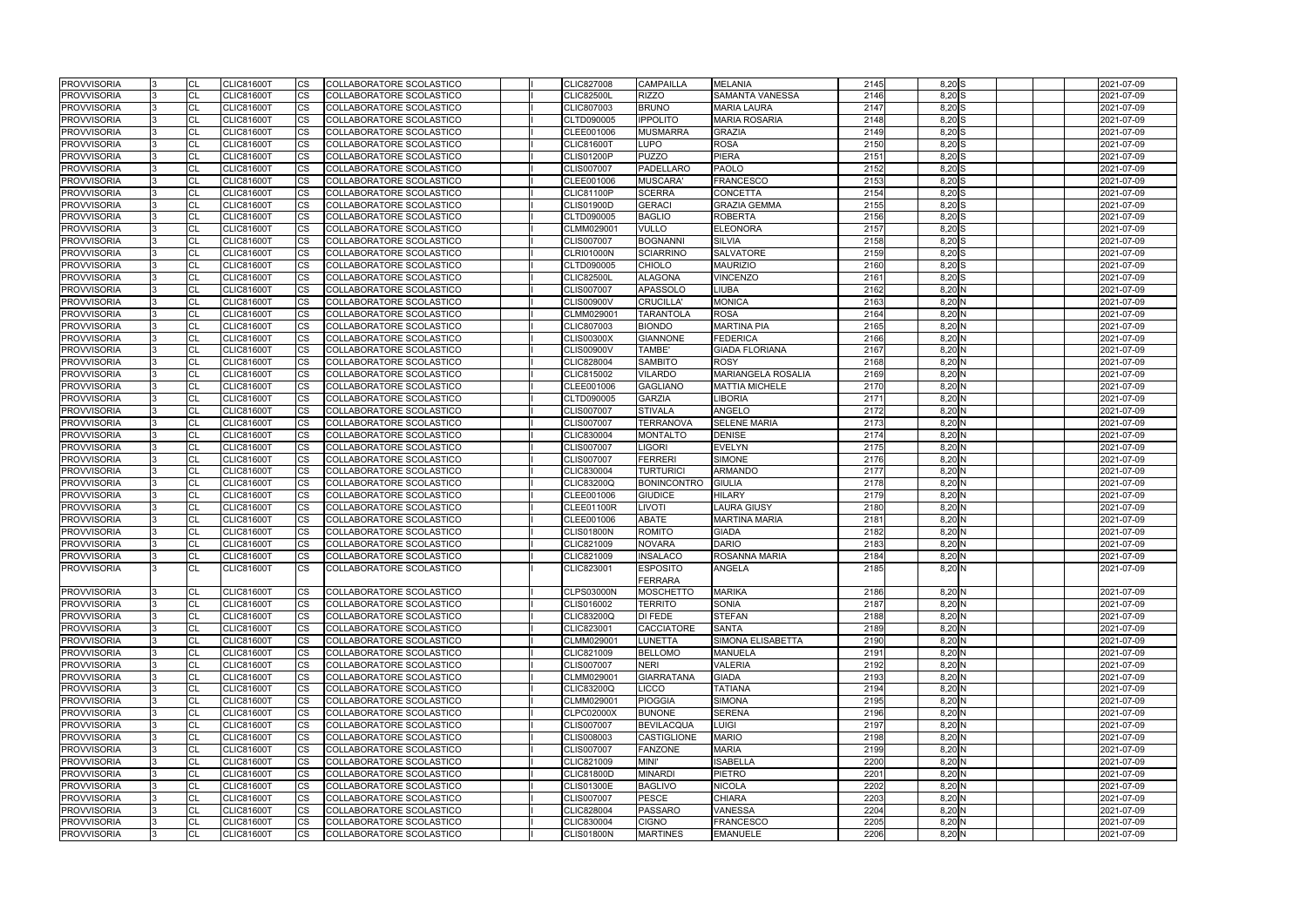| | | | | | | | | | | | | | | | | | |
|---|---|---|---|---|---|---|---|---|---|---|---|---|---|---|---|---|---|
| PROVVISORIA | 3 | CL | CLIC81600T | CS | COLLABORATORE SCOLASTICO | | I | CLIC827008 | CAMPAILLA | MELANIA | 2145 | 8,20 | S | | | | 2021-07-09 |
| PROVVISORIA | 3 | CL | CLIC81600T | CS | COLLABORATORE SCOLASTICO | | I | CLIC82500L | RIZZO | SAMANTA VANESSA | 2146 | 8,20 | S | | | | 2021-07-09 |
| PROVVISORIA | 3 | CL | CLIC81600T | CS | COLLABORATORE SCOLASTICO | | I | CLIC807003 | BRUNO | MARIA LAURA | 2147 | 8,20 | S | | | | 2021-07-09 |
| PROVVISORIA | 3 | CL | CLIC81600T | CS | COLLABORATORE SCOLASTICO | | I | CLTD090005 | IPPOLITO | MARIA ROSARIA | 2148 | 8,20 | S | | | | 2021-07-09 |
| PROVVISORIA | 3 | CL | CLIC81600T | CS | COLLABORATORE SCOLASTICO | | I | CLEE001006 | MUSMARRA | GRAZIA | 2149 | 8,20 | S | | | | 2021-07-09 |
| PROVVISORIA | 3 | CL | CLIC81600T | CS | COLLABORATORE SCOLASTICO | | I | CLIC81600T | LUPO | ROSA | 2150 | 8,20 | S | | | | 2021-07-09 |
| PROVVISORIA | 3 | CL | CLIC81600T | CS | COLLABORATORE SCOLASTICO | | I | CLIS01200P | PUZZO | PIERA | 2151 | 8,20 | S | | | | 2021-07-09 |
| PROVVISORIA | 3 | CL | CLIC81600T | CS | COLLABORATORE SCOLASTICO | | I | CLIS007007 | PADELLARO | PAOLO | 2152 | 8,20 | S | | | | 2021-07-09 |
| PROVVISORIA | 3 | CL | CLIC81600T | CS | COLLABORATORE SCOLASTICO | | I | CLEE001006 | MUSCARA' | FRANCESCO | 2153 | 8,20 | S | | | | 2021-07-09 |
| PROVVISORIA | 3 | CL | CLIC81600T | CS | COLLABORATORE SCOLASTICO | | I | CLIC81100P | SCERRA | CONCETTA | 2154 | 8,20 | S | | | | 2021-07-09 |
| PROVVISORIA | 3 | CL | CLIC81600T | CS | COLLABORATORE SCOLASTICO | | I | CLIS01900D | GERACI | GRAZIA GEMMA | 2155 | 8,20 | S | | | | 2021-07-09 |
| PROVVISORIA | 3 | CL | CLIC81600T | CS | COLLABORATORE SCOLASTICO | | I | CLTD090005 | BAGLIO | ROBERTA | 2156 | 8,20 | S | | | | 2021-07-09 |
| PROVVISORIA | 3 | CL | CLIC81600T | CS | COLLABORATORE SCOLASTICO | | I | CLMM029001 | VULLO | ELEONORA | 2157 | 8,20 | S | | | | 2021-07-09 |
| PROVVISORIA | 3 | CL | CLIC81600T | CS | COLLABORATORE SCOLASTICO | | I | CLIS007007 | BOGNANNI | SILVIA | 2158 | 8,20 | S | | | | 2021-07-09 |
| PROVVISORIA | 3 | CL | CLIC81600T | CS | COLLABORATORE SCOLASTICO | | I | CLRI01000N | SCIARRINO | SALVATORE | 2159 | 8,20 | S | | | | 2021-07-09 |
| PROVVISORIA | 3 | CL | CLIC81600T | CS | COLLABORATORE SCOLASTICO | | I | CLTD090005 | CHIOLO | MAURIZIO | 2160 | 8,20 | S | | | | 2021-07-09 |
| PROVVISORIA | 3 | CL | CLIC81600T | CS | COLLABORATORE SCOLASTICO | | I | CLIC82500L | ALAGONA | VINCENZO | 2161 | 8,20 | S | | | | 2021-07-09 |
| PROVVISORIA | 3 | CL | CLIC81600T | CS | COLLABORATORE SCOLASTICO | | I | CLIS007007 | APASSOLO | LIUBA | 2162 | 8,20 | N | | | | 2021-07-09 |
| PROVVISORIA | 3 | CL | CLIC81600T | CS | COLLABORATORE SCOLASTICO | | I | CLIS00900V | CRUCILLA' | MONICA | 2163 | 8,20 | N | | | | 2021-07-09 |
| PROVVISORIA | 3 | CL | CLIC81600T | CS | COLLABORATORE SCOLASTICO | | I | CLMM029001 | TARANTOLA | ROSA | 2164 | 8,20 | N | | | | 2021-07-09 |
| PROVVISORIA | 3 | CL | CLIC81600T | CS | COLLABORATORE SCOLASTICO | | I | CLIC807003 | BIONDO | MARTINA PIA | 2165 | 8,20 | N | | | | 2021-07-09 |
| PROVVISORIA | 3 | CL | CLIC81600T | CS | COLLABORATORE SCOLASTICO | | I | CLIS00300X | GIANNONE | FEDERICA | 2166 | 8,20 | N | | | | 2021-07-09 |
| PROVVISORIA | 3 | CL | CLIC81600T | CS | COLLABORATORE SCOLASTICO | | I | CLIS00900V | TAMBE' | GIADA FLORIANA | 2167 | 8,20 | N | | | | 2021-07-09 |
| PROVVISORIA | 3 | CL | CLIC81600T | CS | COLLABORATORE SCOLASTICO | | I | CLIC828004 | SAMBITO | ROSY | 2168 | 8,20 | N | | | | 2021-07-09 |
| PROVVISORIA | 3 | CL | CLIC81600T | CS | COLLABORATORE SCOLASTICO | | I | CLIC815002 | VILARDO | MARIANGELA ROSALIA | 2169 | 8,20 | N | | | | 2021-07-09 |
| PROVVISORIA | 3 | CL | CLIC81600T | CS | COLLABORATORE SCOLASTICO | | I | CLEE001006 | GAGLIANO | MATTIA MICHELE | 2170 | 8,20 | N | | | | 2021-07-09 |
| PROVVISORIA | 3 | CL | CLIC81600T | CS | COLLABORATORE SCOLASTICO | | I | CLTD090005 | GARZIA | LIBORIA | 2171 | 8,20 | N | | | | 2021-07-09 |
| PROVVISORIA | 3 | CL | CLIC81600T | CS | COLLABORATORE SCOLASTICO | | I | CLIS007007 | STIVALA | ANGELO | 2172 | 8,20 | N | | | | 2021-07-09 |
| PROVVISORIA | 3 | CL | CLIC81600T | CS | COLLABORATORE SCOLASTICO | | I | CLIS007007 | TERRANOVA | SELENE MARIA | 2173 | 8,20 | N | | | | 2021-07-09 |
| PROVVISORIA | 3 | CL | CLIC81600T | CS | COLLABORATORE SCOLASTICO | | I | CLIC830004 | MONTALTO | DENISE | 2174 | 8,20 | N | | | | 2021-07-09 |
| PROVVISORIA | 3 | CL | CLIC81600T | CS | COLLABORATORE SCOLASTICO | | I | CLIS007007 | LIGORI | EVELYN | 2175 | 8,20 | N | | | | 2021-07-09 |
| PROVVISORIA | 3 | CL | CLIC81600T | CS | COLLABORATORE SCOLASTICO | | I | CLIS007007 | FERRERI | SIMONE | 2176 | 8,20 | N | | | | 2021-07-09 |
| PROVVISORIA | 3 | CL | CLIC81600T | CS | COLLABORATORE SCOLASTICO | | I | CLIC830004 | TURTURICI | ARMANDO | 2177 | 8,20 | N | | | | 2021-07-09 |
| PROVVISORIA | 3 | CL | CLIC81600T | CS | COLLABORATORE SCOLASTICO | | I | CLIC83200Q | BONINCONTRO | GIULIA | 2178 | 8,20 | N | | | | 2021-07-09 |
| PROVVISORIA | 3 | CL | CLIC81600T | CS | COLLABORATORE SCOLASTICO | | I | CLEE001006 | GIUDICE | HILARY | 2179 | 8,20 | N | | | | 2021-07-09 |
| PROVVISORIA | 3 | CL | CLIC81600T | CS | COLLABORATORE SCOLASTICO | | I | CLEE01100R | LIVOTI | LAURA GIUSY | 2180 | 8,20 | N | | | | 2021-07-09 |
| PROVVISORIA | 3 | CL | CLIC81600T | CS | COLLABORATORE SCOLASTICO | | I | CLEE001006 | ABATE | MARTINA MARIA | 2181 | 8,20 | N | | | | 2021-07-09 |
| PROVVISORIA | 3 | CL | CLIC81600T | CS | COLLABORATORE SCOLASTICO | | I | CLIS01800N | ROMITO | GIADA | 2182 | 8,20 | N | | | | 2021-07-09 |
| PROVVISORIA | 3 | CL | CLIC81600T | CS | COLLABORATORE SCOLASTICO | | I | CLIC821009 | NOVARA | DARIO | 2183 | 8,20 | N | | | | 2021-07-09 |
| PROVVISORIA | 3 | CL | CLIC81600T | CS | COLLABORATORE SCOLASTICO | | I | CLIC821009 | INSALACO | ROSANNA MARIA | 2184 | 8,20 | N | | | | 2021-07-09 |
| PROVVISORIA | 3 | CL | CLIC81600T | CS | COLLABORATORE SCOLASTICO | | I | CLIC823001 | ESPOSITO FERRARA | ANGELA | 2185 | 8,20 | N | | | | 2021-07-09 |
| PROVVISORIA | 3 | CL | CLIC81600T | CS | COLLABORATORE SCOLASTICO | | I | CLPS03000N | MOSCHETTO | MARIKA | 2186 | 8,20 | N | | | | 2021-07-09 |
| PROVVISORIA | 3 | CL | CLIC81600T | CS | COLLABORATORE SCOLASTICO | | I | CLIS016002 | TERRITO | SONIA | 2187 | 8,20 | N | | | | 2021-07-09 |
| PROVVISORIA | 3 | CL | CLIC81600T | CS | COLLABORATORE SCOLASTICO | | I | CLIC83200Q | DI FEDE | STEFAN | 2188 | 8,20 | N | | | | 2021-07-09 |
| PROVVISORIA | 3 | CL | CLIC81600T | CS | COLLABORATORE SCOLASTICO | | I | CLIC823001 | CACCIATORE | SANTA | 2189 | 8,20 | N | | | | 2021-07-09 |
| PROVVISORIA | 3 | CL | CLIC81600T | CS | COLLABORATORE SCOLASTICO | | I | CLMM029001 | LUNETTA | SIMONA ELISABETTA | 2190 | 8,20 | N | | | | 2021-07-09 |
| PROVVISORIA | 3 | CL | CLIC81600T | CS | COLLABORATORE SCOLASTICO | | I | CLIC821009 | BELLOMO | MANUELA | 2191 | 8,20 | N | | | | 2021-07-09 |
| PROVVISORIA | 3 | CL | CLIC81600T | CS | COLLABORATORE SCOLASTICO | | I | CLIS007007 | NERI | VALERIA | 2192 | 8,20 | N | | | | 2021-07-09 |
| PROVVISORIA | 3 | CL | CLIC81600T | CS | COLLABORATORE SCOLASTICO | | I | CLMM029001 | GIARRATANA | GIADA | 2193 | 8,20 | N | | | | 2021-07-09 |
| PROVVISORIA | 3 | CL | CLIC81600T | CS | COLLABORATORE SCOLASTICO | | I | CLIC83200Q | LICCO | TATIANA | 2194 | 8,20 | N | | | | 2021-07-09 |
| PROVVISORIA | 3 | CL | CLIC81600T | CS | COLLABORATORE SCOLASTICO | | I | CLMM029001 | PIOGGIA | SIMONA | 2195 | 8,20 | N | | | | 2021-07-09 |
| PROVVISORIA | 3 | CL | CLIC81600T | CS | COLLABORATORE SCOLASTICO | | I | CLPC02000X | BUNONE | SERENA | 2196 | 8,20 | N | | | | 2021-07-09 |
| PROVVISORIA | 3 | CL | CLIC81600T | CS | COLLABORATORE SCOLASTICO | | I | CLIS007007 | BEVILACQUA | LUIGI | 2197 | 8,20 | N | | | | 2021-07-09 |
| PROVVISORIA | 3 | CL | CLIC81600T | CS | COLLABORATORE SCOLASTICO | | I | CLIS008003 | CASTIGLIONE | MARIO | 2198 | 8,20 | N | | | | 2021-07-09 |
| PROVVISORIA | 3 | CL | CLIC81600T | CS | COLLABORATORE SCOLASTICO | | I | CLIS007007 | FANZONE | MARIA | 2199 | 8,20 | N | | | | 2021-07-09 |
| PROVVISORIA | 3 | CL | CLIC81600T | CS | COLLABORATORE SCOLASTICO | | I | CLIC821009 | MINI' | ISABELLA | 2200 | 8,20 | N | | | | 2021-07-09 |
| PROVVISORIA | 3 | CL | CLIC81600T | CS | COLLABORATORE SCOLASTICO | | I | CLIC81800D | MINARDI | PIETRO | 2201 | 8,20 | N | | | | 2021-07-09 |
| PROVVISORIA | 3 | CL | CLIC81600T | CS | COLLABORATORE SCOLASTICO | | I | CLIS01300E | BAGLIVO | NICOLA | 2202 | 8,20 | N | | | | 2021-07-09 |
| PROVVISORIA | 3 | CL | CLIC81600T | CS | COLLABORATORE SCOLASTICO | | I | CLIS007007 | PESCE | CHIARA | 2203 | 8,20 | N | | | | 2021-07-09 |
| PROVVISORIA | 3 | CL | CLIC81600T | CS | COLLABORATORE SCOLASTICO | | I | CLIC828004 | PASSARO | VANESSA | 2204 | 8,20 | N | | | | 2021-07-09 |
| PROVVISORIA | 3 | CL | CLIC81600T | CS | COLLABORATORE SCOLASTICO | | I | CLIC830004 | CIGNO | FRANCESCO | 2205 | 8,20 | N | | | | 2021-07-09 |
| PROVVISORIA | 3 | CL | CLIC81600T | CS | COLLABORATORE SCOLASTICO | | I | CLIS01800N | MARTINES | EMANUELE | 2206 | 8,20 | N | | | | 2021-07-09 |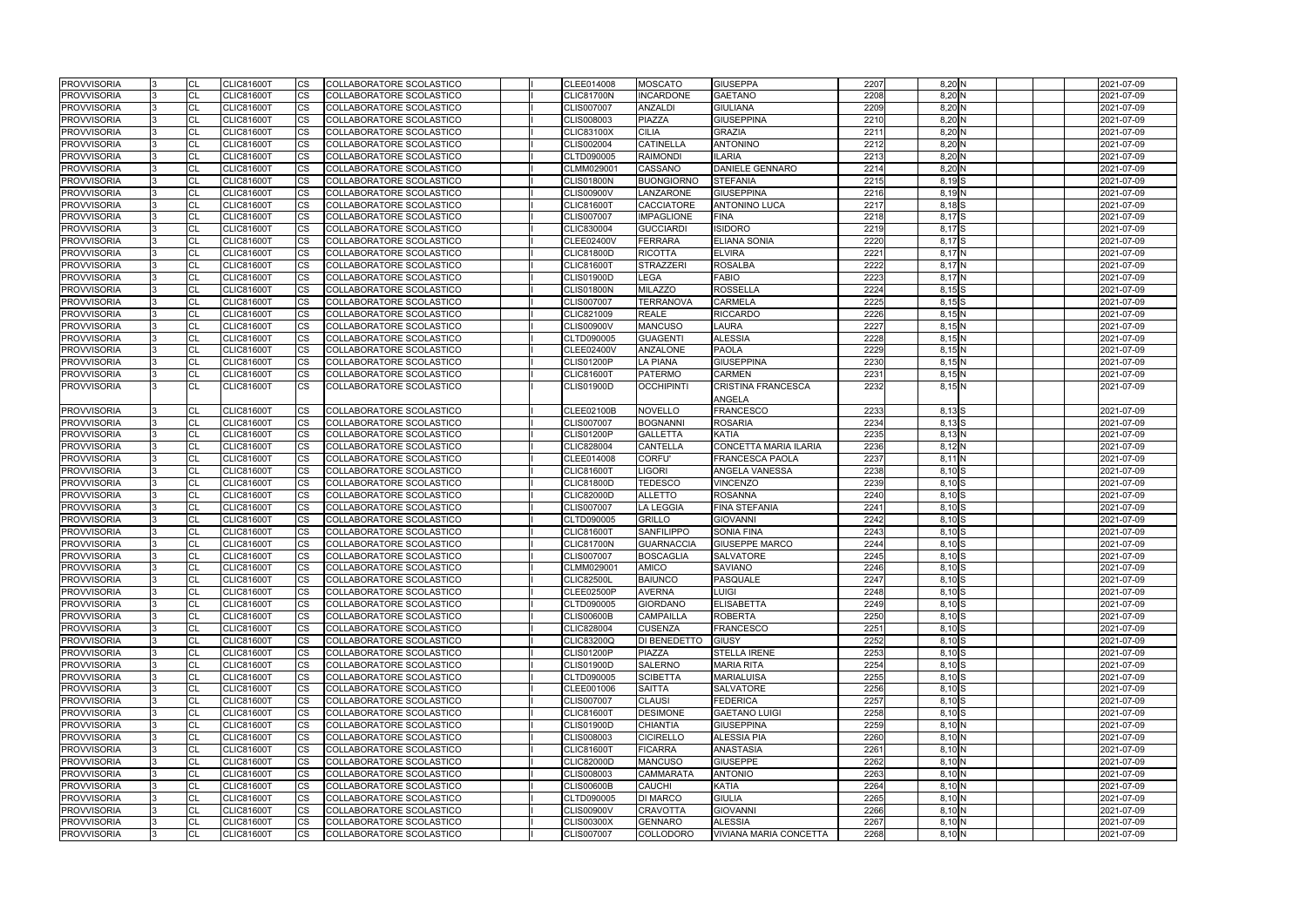| | | | | | | | | | | | | | | | | | |
|---|---|---|---|---|---|---|---|---|---|---|---|---|---|---|---|---|---|
| PROVVISORIA | 3 | CL | CLIC81600T | CS | COLLABORATORE SCOLASTICO | | I | CLEE014008 | MOSCATO | GIUSEPPA | 2207 | | 8,20 | N | | | 2021-07-09 |
| PROVVISORIA | 3 | CL | CLIC81600T | CS | COLLABORATORE SCOLASTICO | | I | CLIC81700N | INCARDONE | GAETANO | 2208 | | 8,20 | N | | | 2021-07-09 |
| PROVVISORIA | 3 | CL | CLIC81600T | CS | COLLABORATORE SCOLASTICO | | I | CLIS007007 | ANZALDI | GIULIANA | 2209 | | 8,20 | N | | | 2021-07-09 |
| PROVVISORIA | 3 | CL | CLIC81600T | CS | COLLABORATORE SCOLASTICO | | I | CLIS008003 | PIAZZA | GIUSEPPINA | 2210 | | 8,20 | N | | | 2021-07-09 |
| PROVVISORIA | 3 | CL | CLIC81600T | CS | COLLABORATORE SCOLASTICO | | I | CLIC83100X | CILIA | GRAZIA | 2211 | | 8,20 | N | | | 2021-07-09 |
| PROVVISORIA | 3 | CL | CLIC81600T | CS | COLLABORATORE SCOLASTICO | | I | CLIS002004 | CATINELLA | ANTONINO | 2212 | | 8,20 | N | | | 2021-07-09 |
| PROVVISORIA | 3 | CL | CLIC81600T | CS | COLLABORATORE SCOLASTICO | | I | CLTD090005 | RAIMONDI | ILARIA | 2213 | | 8,20 | N | | | 2021-07-09 |
| PROVVISORIA | 3 | CL | CLIC81600T | CS | COLLABORATORE SCOLASTICO | | I | CLMM029001 | CASSANO | DANIELE GENNARO | 2214 | | 8,20 | N | | | 2021-07-09 |
| PROVVISORIA | 3 | CL | CLIC81600T | CS | COLLABORATORE SCOLASTICO | | I | CLIS01800N | BUONGIORNO | STEFANIA | 2215 | | 8,19 | S | | | 2021-07-09 |
| PROVVISORIA | 3 | CL | CLIC81600T | CS | COLLABORATORE SCOLASTICO | | I | CLIS00900V | LANZARONE | GIUSEPPINA | 2216 | | 8,19 | N | | | 2021-07-09 |
| PROVVISORIA | 3 | CL | CLIC81600T | CS | COLLABORATORE SCOLASTICO | | I | CLIC81600T | CACCIATORE | ANTONINO LUCA | 2217 | | 8,18 | S | | | 2021-07-09 |
| PROVVISORIA | 3 | CL | CLIC81600T | CS | COLLABORATORE SCOLASTICO | | I | CLIS007007 | IMPAGLIONE | FINA | 2218 | | 8,17 | S | | | 2021-07-09 |
| PROVVISORIA | 3 | CL | CLIC81600T | CS | COLLABORATORE SCOLASTICO | | I | CLIC830004 | GUCCIARDI | ISIDORO | 2219 | | 8,17 | S | | | 2021-07-09 |
| PROVVISORIA | 3 | CL | CLIC81600T | CS | COLLABORATORE SCOLASTICO | | I | CLEE02400V | FERRARA | ELIANA SONIA | 2220 | | 8,17 | S | | | 2021-07-09 |
| PROVVISORIA | 3 | CL | CLIC81600T | CS | COLLABORATORE SCOLASTICO | | I | CLIC81800D | RICOTTA | ELVIRA | 2221 | | 8,17 | N | | | 2021-07-09 |
| PROVVISORIA | 3 | CL | CLIC81600T | CS | COLLABORATORE SCOLASTICO | | I | CLIC81600T | STRAZZERI | ROSALBA | 2222 | | 8,17 | N | | | 2021-07-09 |
| PROVVISORIA | 3 | CL | CLIC81600T | CS | COLLABORATORE SCOLASTICO | | I | CLIS01900D | LEGA | FABIO | 2223 | | 8,17 | N | | | 2021-07-09 |
| PROVVISORIA | 3 | CL | CLIC81600T | CS | COLLABORATORE SCOLASTICO | | I | CLIS01800N | MILAZZO | ROSSELLA | 2224 | | 8,15 | S | | | 2021-07-09 |
| PROVVISORIA | 3 | CL | CLIC81600T | CS | COLLABORATORE SCOLASTICO | | I | CLIS007007 | TERRANOVA | CARMELA | 2225 | | 8,15 | S | | | 2021-07-09 |
| PROVVISORIA | 3 | CL | CLIC81600T | CS | COLLABORATORE SCOLASTICO | | I | CLIC821009 | REALE | RICCARDO | 2226 | | 8,15 | N | | | 2021-07-09 |
| PROVVISORIA | 3 | CL | CLIC81600T | CS | COLLABORATORE SCOLASTICO | | I | CLIS00900V | MANCUSO | LAURA | 2227 | | 8,15 | N | | | 2021-07-09 |
| PROVVISORIA | 3 | CL | CLIC81600T | CS | COLLABORATORE SCOLASTICO | | I | CLTD090005 | GUAGENTI | ALESSIA | 2228 | | 8,15 | N | | | 2021-07-09 |
| PROVVISORIA | 3 | CL | CLIC81600T | CS | COLLABORATORE SCOLASTICO | | I | CLEE02400V | ANZALONE | PAOLA | 2229 | | 8,15 | N | | | 2021-07-09 |
| PROVVISORIA | 3 | CL | CLIC81600T | CS | COLLABORATORE SCOLASTICO | | I | CLIS01200P | LA PIANA | GIUSEPPINA | 2230 | | 8,15 | N | | | 2021-07-09 |
| PROVVISORIA | 3 | CL | CLIC81600T | CS | COLLABORATORE SCOLASTICO | | I | CLIC81600T | PATERMO | CARMEN | 2231 | | 8,15 | N | | | 2021-07-09 |
| PROVVISORIA | 3 | CL | CLIC81600T | CS | COLLABORATORE SCOLASTICO | | I | CLIS01900D | OCCHIPINTI | CRISTINA FRANCESCA ANGELA | 2232 | | 8,15 | N | | | 2021-07-09 |
| PROVVISORIA | 3 | CL | CLIC81600T | CS | COLLABORATORE SCOLASTICO | | I | CLEE02100B | NOVELLO | FRANCESCO | 2233 | | 8,13 | S | | | 2021-07-09 |
| PROVVISORIA | 3 | CL | CLIC81600T | CS | COLLABORATORE SCOLASTICO | | I | CLIS007007 | BOGNANNI | ROSARIA | 2234 | | 8,13 | S | | | 2021-07-09 |
| PROVVISORIA | 3 | CL | CLIC81600T | CS | COLLABORATORE SCOLASTICO | | I | CLIS01200P | GALLETTA | KATIA | 2235 | | 8,13 | N | | | 2021-07-09 |
| PROVVISORIA | 3 | CL | CLIC81600T | CS | COLLABORATORE SCOLASTICO | | I | CLIC828004 | CANTELLA | CONCETTA MARIA ILARIA | 2236 | | 8,12 | N | | | 2021-07-09 |
| PROVVISORIA | 3 | CL | CLIC81600T | CS | COLLABORATORE SCOLASTICO | | I | CLEE014008 | CORFU' | FRANCESCA PAOLA | 2237 | | 8,11 | N | | | 2021-07-09 |
| PROVVISORIA | 3 | CL | CLIC81600T | CS | COLLABORATORE SCOLASTICO | | I | CLIC81600T | LIGORI | ANGELA VANESSA | 2238 | | 8,10 | S | | | 2021-07-09 |
| PROVVISORIA | 3 | CL | CLIC81600T | CS | COLLABORATORE SCOLASTICO | | I | CLIC81800D | TEDESCO | VINCENZO | 2239 | | 8,10 | S | | | 2021-07-09 |
| PROVVISORIA | 3 | CL | CLIC81600T | CS | COLLABORATORE SCOLASTICO | | I | CLIC82000D | ALLETTO | ROSANNA | 2240 | | 8,10 | S | | | 2021-07-09 |
| PROVVISORIA | 3 | CL | CLIC81600T | CS | COLLABORATORE SCOLASTICO | | I | CLIS007007 | LA LEGGIA | FINA STEFANIA | 2241 | | 8,10 | S | | | 2021-07-09 |
| PROVVISORIA | 3 | CL | CLIC81600T | CS | COLLABORATORE SCOLASTICO | | I | CLTD090005 | GRILLO | GIOVANNI | 2242 | | 8,10 | S | | | 2021-07-09 |
| PROVVISORIA | 3 | CL | CLIC81600T | CS | COLLABORATORE SCOLASTICO | | I | CLIC81600T | SANFILIPPO | SONIA FINA | 2243 | | 8,10 | S | | | 2021-07-09 |
| PROVVISORIA | 3 | CL | CLIC81600T | CS | COLLABORATORE SCOLASTICO | | I | CLIC81700N | GUARNACCIA | GIUSEPPE MARCO | 2244 | | 8,10 | S | | | 2021-07-09 |
| PROVVISORIA | 3 | CL | CLIC81600T | CS | COLLABORATORE SCOLASTICO | | I | CLIS007007 | BOSCAGLIA | SALVATORE | 2245 | | 8,10 | S | | | 2021-07-09 |
| PROVVISORIA | 3 | CL | CLIC81600T | CS | COLLABORATORE SCOLASTICO | | I | CLMM029001 | AMICO | SAVIANO | 2246 | | 8,10 | S | | | 2021-07-09 |
| PROVVISORIA | 3 | CL | CLIC81600T | CS | COLLABORATORE SCOLASTICO | | I | CLIC82500L | BAIUNCO | PASQUALE | 2247 | | 8,10 | S | | | 2021-07-09 |
| PROVVISORIA | 3 | CL | CLIC81600T | CS | COLLABORATORE SCOLASTICO | | I | CLEE02500P | AVERNA | LUIGI | 2248 | | 8,10 | S | | | 2021-07-09 |
| PROVVISORIA | 3 | CL | CLIC81600T | CS | COLLABORATORE SCOLASTICO | | I | CLTD090005 | GIORDANO | ELISABETTA | 2249 | | 8,10 | S | | | 2021-07-09 |
| PROVVISORIA | 3 | CL | CLIC81600T | CS | COLLABORATORE SCOLASTICO | | I | CLIS00600B | CAMPAILLA | ROBERTA | 2250 | | 8,10 | S | | | 2021-07-09 |
| PROVVISORIA | 3 | CL | CLIC81600T | CS | COLLABORATORE SCOLASTICO | | I | CLIC828004 | CUSENZA | FRANCESCO | 2251 | | 8,10 | S | | | 2021-07-09 |
| PROVVISORIA | 3 | CL | CLIC81600T | CS | COLLABORATORE SCOLASTICO | | I | CLIC83200Q | DI BENEDETTO | GIUSY | 2252 | | 8,10 | S | | | 2021-07-09 |
| PROVVISORIA | 3 | CL | CLIC81600T | CS | COLLABORATORE SCOLASTICO | | I | CLIS01200P | PIAZZA | STELLA IRENE | 2253 | | 8,10 | S | | | 2021-07-09 |
| PROVVISORIA | 3 | CL | CLIC81600T | CS | COLLABORATORE SCOLASTICO | | I | CLIS01900D | SALERNO | MARIA RITA | 2254 | | 8,10 | S | | | 2021-07-09 |
| PROVVISORIA | 3 | CL | CLIC81600T | CS | COLLABORATORE SCOLASTICO | | I | CLTD090005 | SCIBETTA | MARIALUISA | 2255 | | 8,10 | S | | | 2021-07-09 |
| PROVVISORIA | 3 | CL | CLIC81600T | CS | COLLABORATORE SCOLASTICO | | I | CLEE001006 | SAITTA | SALVATORE | 2256 | | 8,10 | S | | | 2021-07-09 |
| PROVVISORIA | 3 | CL | CLIC81600T | CS | COLLABORATORE SCOLASTICO | | I | CLIS007007 | CLAUSI | FEDERICA | 2257 | | 8,10 | S | | | 2021-07-09 |
| PROVVISORIA | 3 | CL | CLIC81600T | CS | COLLABORATORE SCOLASTICO | | I | CLIC81600T | DESIMONE | GAETANO LUIGI | 2258 | | 8,10 | S | | | 2021-07-09 |
| PROVVISORIA | 3 | CL | CLIC81600T | CS | COLLABORATORE SCOLASTICO | | I | CLIS01900D | CHIANTIA | GIUSEPPINA | 2259 | | 8,10 | N | | | 2021-07-09 |
| PROVVISORIA | 3 | CL | CLIC81600T | CS | COLLABORATORE SCOLASTICO | | I | CLIS008003 | CICIRELLO | ALESSIA PIA | 2260 | | 8,10 | N | | | 2021-07-09 |
| PROVVISORIA | 3 | CL | CLIC81600T | CS | COLLABORATORE SCOLASTICO | | I | CLIC81600T | FICARRA | ANASTASIA | 2261 | | 8,10 | N | | | 2021-07-09 |
| PROVVISORIA | 3 | CL | CLIC81600T | CS | COLLABORATORE SCOLASTICO | | I | CLIC82000D | MANCUSO | GIUSEPPE | 2262 | | 8,10 | N | | | 2021-07-09 |
| PROVVISORIA | 3 | CL | CLIC81600T | CS | COLLABORATORE SCOLASTICO | | I | CLIS008003 | CAMMARATA | ANTONIO | 2263 | | 8,10 | N | | | 2021-07-09 |
| PROVVISORIA | 3 | CL | CLIC81600T | CS | COLLABORATORE SCOLASTICO | | I | CLIS00600B | CAUCHI | KATIA | 2264 | | 8,10 | N | | | 2021-07-09 |
| PROVVISORIA | 3 | CL | CLIC81600T | CS | COLLABORATORE SCOLASTICO | | I | CLTD090005 | DI MARCO | GIULIA | 2265 | | 8,10 | N | | | 2021-07-09 |
| PROVVISORIA | 3 | CL | CLIC81600T | CS | COLLABORATORE SCOLASTICO | | I | CLIS00900V | CRAVOTTA | GIOVANNI | 2266 | | 8,10 | N | | | 2021-07-09 |
| PROVVISORIA | 3 | CL | CLIC81600T | CS | COLLABORATORE SCOLASTICO | | I | CLIS00300X | GENNARO | ALESSIA | 2267 | | 8,10 | N | | | 2021-07-09 |
| PROVVISORIA | 3 | CL | CLIC81600T | CS | COLLABORATORE SCOLASTICO | | I | CLIS007007 | COLLODORO | VIVIANA MARIA CONCETTA | 2268 | | 8,10 | N | | | 2021-07-09 |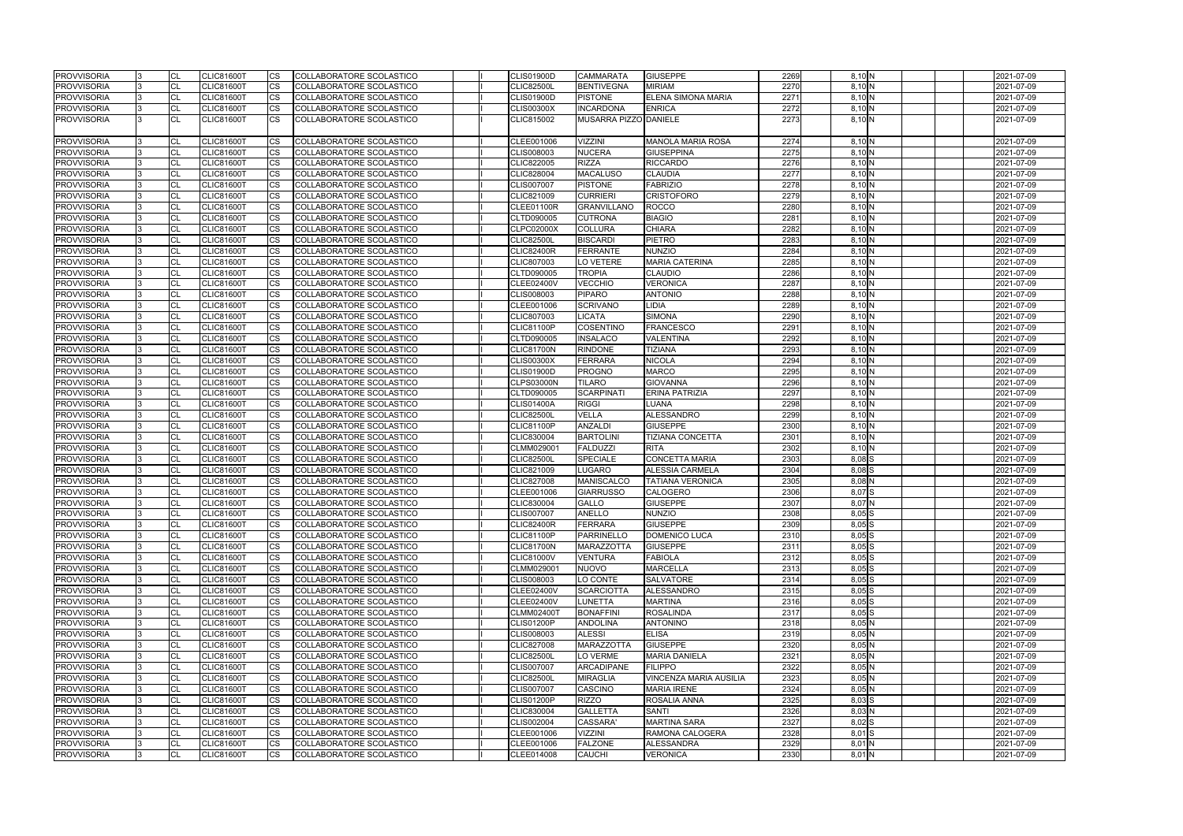| | | | | | | | | | | | | | | | | | |
|---|---|---|---|---|---|---|---|---|---|---|---|---|---|---|---|---|---|
| PROVVISORIA | 3 | CL | CLIC81600T | CS | COLLABORATORE SCOLASTICO | | I | CLIS01900D | CAMMARATA | GIUSEPPE | 2269 | 8,10 | N | | | | 2021-07-09 |
| PROVVISORIA | 3 | CL | CLIC81600T | CS | COLLABORATORE SCOLASTICO | | I | CLIC82500L | BENTIVEGNA | MIRIAM | 2270 | 8,10 | N | | | | 2021-07-09 |
| PROVVISORIA | 3 | CL | CLIC81600T | CS | COLLABORATORE SCOLASTICO | | I | CLIS01900D | PISTONE | ELENA SIMONA MARIA | 2271 | 8,10 | N | | | | 2021-07-09 |
| PROVVISORIA | 3 | CL | CLIC81600T | CS | COLLABORATORE SCOLASTICO | | I | CLIS00300X | INCARDONA | ENRICA | 2272 | 8,10 | N | | | | 2021-07-09 |
| PROVVISORIA | 3 | CL | CLIC81600T | CS | COLLABORATORE SCOLASTICO | | I | CLIC815002 | MUSARRA PIZZO | DANIELE | 2273 | 8,10 | N | | | | 2021-07-09 |
| PROVVISORIA | 3 | CL | CLIC81600T | CS | COLLABORATORE SCOLASTICO | | I | CLEE001006 | VIZZINI | MANOLA MARIA ROSA | 2274 | 8,10 | N | | | | 2021-07-09 |
| PROVVISORIA | 3 | CL | CLIC81600T | CS | COLLABORATORE SCOLASTICO | | I | CLIS008003 | NUCERA | GIUSEPPINA | 2275 | 8,10 | N | | | | 2021-07-09 |
| PROVVISORIA | 3 | CL | CLIC81600T | CS | COLLABORATORE SCOLASTICO | | I | CLIC822005 | RIZZA | RICCARDO | 2276 | 8,10 | N | | | | 2021-07-09 |
| PROVVISORIA | 3 | CL | CLIC81600T | CS | COLLABORATORE SCOLASTICO | | I | CLIC828004 | MACALUSO | CLAUDIA | 2277 | 8,10 | N | | | | 2021-07-09 |
| PROVVISORIA | 3 | CL | CLIC81600T | CS | COLLABORATORE SCOLASTICO | | I | CLIS007007 | PISTONE | FABRIZIO | 2278 | 8,10 | N | | | | 2021-07-09 |
| PROVVISORIA | 3 | CL | CLIC81600T | CS | COLLABORATORE SCOLASTICO | | I | CLIC821009 | CURRIERI | CRISTOFORO | 2279 | 8,10 | N | | | | 2021-07-09 |
| PROVVISORIA | 3 | CL | CLIC81600T | CS | COLLABORATORE SCOLASTICO | | I | CLEE01100R | GRANVILLANO | ROCCO | 2280 | 8,10 | N | | | | 2021-07-09 |
| PROVVISORIA | 3 | CL | CLIC81600T | CS | COLLABORATORE SCOLASTICO | | I | CLTD090005 | CUTRONA | BIAGIO | 2281 | 8,10 | N | | | | 2021-07-09 |
| PROVVISORIA | 3 | CL | CLIC81600T | CS | COLLABORATORE SCOLASTICO | | I | CLPC02000X | COLLURA | CHIARA | 2282 | 8,10 | N | | | | 2021-07-09 |
| PROVVISORIA | 3 | CL | CLIC81600T | CS | COLLABORATORE SCOLASTICO | | I | CLIC82500L | BISCARDI | PIETRO | 2283 | 8,10 | N | | | | 2021-07-09 |
| PROVVISORIA | 3 | CL | CLIC81600T | CS | COLLABORATORE SCOLASTICO | | I | CLIC82400R | FERRANTE | NUNZIO | 2284 | 8,10 | N | | | | 2021-07-09 |
| PROVVISORIA | 3 | CL | CLIC81600T | CS | COLLABORATORE SCOLASTICO | | I | CLIC807003 | LO VETERE | MARIA CATERINA | 2285 | 8,10 | N | | | | 2021-07-09 |
| PROVVISORIA | 3 | CL | CLIC81600T | CS | COLLABORATORE SCOLASTICO | | I | CLTD090005 | TROPIA | CLAUDIO | 2286 | 8,10 | N | | | | 2021-07-09 |
| PROVVISORIA | 3 | CL | CLIC81600T | CS | COLLABORATORE SCOLASTICO | | I | CLEE02400V | VECCHIO | VERONICA | 2287 | 8,10 | N | | | | 2021-07-09 |
| PROVVISORIA | 3 | CL | CLIC81600T | CS | COLLABORATORE SCOLASTICO | | I | CLIS008003 | PIPARO | ANTONIO | 2288 | 8,10 | N | | | | 2021-07-09 |
| PROVVISORIA | 3 | CL | CLIC81600T | CS | COLLABORATORE SCOLASTICO | | I | CLEE001006 | SCRIVANO | LIDIA | 2289 | 8,10 | N | | | | 2021-07-09 |
| PROVVISORIA | 3 | CL | CLIC81600T | CS | COLLABORATORE SCOLASTICO | | I | CLIC807003 | LICATA | SIMONA | 2290 | 8,10 | N | | | | 2021-07-09 |
| PROVVISORIA | 3 | CL | CLIC81600T | CS | COLLABORATORE SCOLASTICO | | I | CLIC81100P | COSENTINO | FRANCESCO | 2291 | 8,10 | N | | | | 2021-07-09 |
| PROVVISORIA | 3 | CL | CLIC81600T | CS | COLLABORATORE SCOLASTICO | | I | CLTD090005 | INSALACO | VALENTINA | 2292 | 8,10 | N | | | | 2021-07-09 |
| PROVVISORIA | 3 | CL | CLIC81600T | CS | COLLABORATORE SCOLASTICO | | I | CLIC81700N | RINDONE | TIZIANA | 2293 | 8,10 | N | | | | 2021-07-09 |
| PROVVISORIA | 3 | CL | CLIC81600T | CS | COLLABORATORE SCOLASTICO | | I | CLIS00300X | FERRARA | NICOLA | 2294 | 8,10 | N | | | | 2021-07-09 |
| PROVVISORIA | 3 | CL | CLIC81600T | CS | COLLABORATORE SCOLASTICO | | I | CLIS01900D | PROGNO | MARCO | 2295 | 8,10 | N | | | | 2021-07-09 |
| PROVVISORIA | 3 | CL | CLIC81600T | CS | COLLABORATORE SCOLASTICO | | I | CLPS03000N | TILARO | GIOVANNA | 2296 | 8,10 | N | | | | 2021-07-09 |
| PROVVISORIA | 3 | CL | CLIC81600T | CS | COLLABORATORE SCOLASTICO | | I | CLTD090005 | SCARPINATI | ERINA PATRIZIA | 2297 | 8,10 | N | | | | 2021-07-09 |
| PROVVISORIA | 3 | CL | CLIC81600T | CS | COLLABORATORE SCOLASTICO | | I | CLIS01400A | RIGGI | LUANA | 2298 | 8,10 | N | | | | 2021-07-09 |
| PROVVISORIA | 3 | CL | CLIC81600T | CS | COLLABORATORE SCOLASTICO | | I | CLIC82500L | VELLA | ALESSANDRO | 2299 | 8,10 | N | | | | 2021-07-09 |
| PROVVISORIA | 3 | CL | CLIC81600T | CS | COLLABORATORE SCOLASTICO | | I | CLIC81100P | ANZALDI | GIUSEPPE | 2300 | 8,10 | N | | | | 2021-07-09 |
| PROVVISORIA | 3 | CL | CLIC81600T | CS | COLLABORATORE SCOLASTICO | | I | CLIC830004 | BARTOLINI | TIZIANA CONCETTA | 2301 | 8,10 | N | | | | 2021-07-09 |
| PROVVISORIA | 3 | CL | CLIC81600T | CS | COLLABORATORE SCOLASTICO | | I | CLMM029001 | FALDUZZI | RITA | 2302 | 8,10 | N | | | | 2021-07-09 |
| PROVVISORIA | 3 | CL | CLIC81600T | CS | COLLABORATORE SCOLASTICO | | I | CLIC82500L | SPECIALE | CONCETTA MARIA | 2303 | 8,08 | S | | | | 2021-07-09 |
| PROVVISORIA | 3 | CL | CLIC81600T | CS | COLLABORATORE SCOLASTICO | | I | CLIC821009 | LUGARO | ALESSIA CARMELA | 2304 | 8,08 | S | | | | 2021-07-09 |
| PROVVISORIA | 3 | CL | CLIC81600T | CS | COLLABORATORE SCOLASTICO | | I | CLIC827008 | MANISCALCO | TATIANA VERONICA | 2305 | 8,08 | N | | | | 2021-07-09 |
| PROVVISORIA | 3 | CL | CLIC81600T | CS | COLLABORATORE SCOLASTICO | | I | CLEE001006 | GIARRUSSO | CALOGERO | 2306 | 8,07 | S | | | | 2021-07-09 |
| PROVVISORIA | 3 | CL | CLIC81600T | CS | COLLABORATORE SCOLASTICO | | I | CLIC830004 | GALLO | GIUSEPPE | 2307 | 8,07 | N | | | | 2021-07-09 |
| PROVVISORIA | 3 | CL | CLIC81600T | CS | COLLABORATORE SCOLASTICO | | I | CLIS007007 | ANELLO | NUNZIO | 2308 | 8,05 | S | | | | 2021-07-09 |
| PROVVISORIA | 3 | CL | CLIC81600T | CS | COLLABORATORE SCOLASTICO | | I | CLIC82400R | FERRARA | GIUSEPPE | 2309 | 8,05 | S | | | | 2021-07-09 |
| PROVVISORIA | 3 | CL | CLIC81600T | CS | COLLABORATORE SCOLASTICO | | I | CLIC81100P | PARRINELLO | DOMENICO LUCA | 2310 | 8,05 | S | | | | 2021-07-09 |
| PROVVISORIA | 3 | CL | CLIC81600T | CS | COLLABORATORE SCOLASTICO | | I | CLIC81700N | MARAZZOTTA | GIUSEPPE | 2311 | 8,05 | S | | | | 2021-07-09 |
| PROVVISORIA | 3 | CL | CLIC81600T | CS | COLLABORATORE SCOLASTICO | | I | CLIC81000V | VENTURA | FABIOLA | 2312 | 8,05 | S | | | | 2021-07-09 |
| PROVVISORIA | 3 | CL | CLIC81600T | CS | COLLABORATORE SCOLASTICO | | I | CLMM029001 | NUOVO | MARCELLA | 2313 | 8,05 | S | | | | 2021-07-09 |
| PROVVISORIA | 3 | CL | CLIC81600T | CS | COLLABORATORE SCOLASTICO | | I | CLIS008003 | LO CONTE | SALVATORE | 2314 | 8,05 | S | | | | 2021-07-09 |
| PROVVISORIA | 3 | CL | CLIC81600T | CS | COLLABORATORE SCOLASTICO | | I | CLEE02400V | SCARCIOTTA | ALESSANDRO | 2315 | 8,05 | S | | | | 2021-07-09 |
| PROVVISORIA | 3 | CL | CLIC81600T | CS | COLLABORATORE SCOLASTICO | | I | CLEE02400V | LUNETTA | MARTINA | 2316 | 8,05 | S | | | | 2021-07-09 |
| PROVVISORIA | 3 | CL | CLIC81600T | CS | COLLABORATORE SCOLASTICO | | I | CLMM02400T | BONAFFINI | ROSALINDA | 2317 | 8,05 | S | | | | 2021-07-09 |
| PROVVISORIA | 3 | CL | CLIC81600T | CS | COLLABORATORE SCOLASTICO | | I | CLIS01200P | ANDOLINA | ANTONINO | 2318 | 8,05 | N | | | | 2021-07-09 |
| PROVVISORIA | 3 | CL | CLIC81600T | CS | COLLABORATORE SCOLASTICO | | I | CLIS008003 | ALESSI | ELISA | 2319 | 8,05 | N | | | | 2021-07-09 |
| PROVVISORIA | 3 | CL | CLIC81600T | CS | COLLABORATORE SCOLASTICO | | I | CLIC827008 | MARAZZOTTA | GIUSEPPE | 2320 | 8,05 | N | | | | 2021-07-09 |
| PROVVISORIA | 3 | CL | CLIC81600T | CS | COLLABORATORE SCOLASTICO | | I | CLIC82500L | LO VERME | MARIA DANIELA | 2321 | 8,05 | N | | | | 2021-07-09 |
| PROVVISORIA | 3 | CL | CLIC81600T | CS | COLLABORATORE SCOLASTICO | | I | CLIS007007 | ARCADIPANE | FILIPPO | 2322 | 8,05 | N | | | | 2021-07-09 |
| PROVVISORIA | 3 | CL | CLIC81600T | CS | COLLABORATORE SCOLASTICO | | I | CLIC82500L | MIRAGLIA | VINCENZA MARIA AUSILIA | 2323 | 8,05 | N | | | | 2021-07-09 |
| PROVVISORIA | 3 | CL | CLIC81600T | CS | COLLABORATORE SCOLASTICO | | I | CLIS007007 | CASCINO | MARIA IRENE | 2324 | 8,05 | N | | | | 2021-07-09 |
| PROVVISORIA | 3 | CL | CLIC81600T | CS | COLLABORATORE SCOLASTICO | | I | CLIS01200P | RIZZO | ROSALIA ANNA | 2325 | 8,03 | S | | | | 2021-07-09 |
| PROVVISORIA | 3 | CL | CLIC81600T | CS | COLLABORATORE SCOLASTICO | | I | CLIC830004 | GALLETTA | SANTI | 2326 | 8,03 | N | | | | 2021-07-09 |
| PROVVISORIA | 3 | CL | CLIC81600T | CS | COLLABORATORE SCOLASTICO | | I | CLIS002004 | CASSARA' | MARTINA SARA | 2327 | 8,02 | S | | | | 2021-07-09 |
| PROVVISORIA | 3 | CL | CLIC81600T | CS | COLLABORATORE SCOLASTICO | | I | CLEE001006 | VIZZINI | RAMONA CALOGERA | 2328 | 8,01 | S | | | | 2021-07-09 |
| PROVVISORIA | 3 | CL | CLIC81600T | CS | COLLABORATORE SCOLASTICO | | I | CLEE001006 | FALZONE | ALESSANDRA | 2329 | 8,01 | N | | | | 2021-07-09 |
| PROVVISORIA | 3 | CL | CLIC81600T | CS | COLLABORATORE SCOLASTICO | | I | CLEE014008 | CAUCHI | VERONICA | 2330 | 8,01 | N | | | | 2021-07-09 |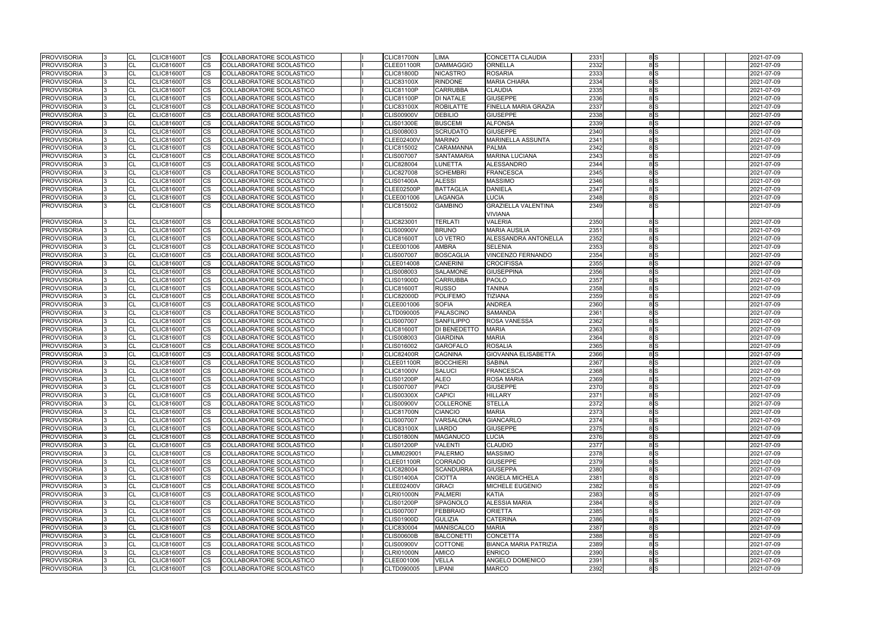| | | | | | | | | | | | | | | | | | |
|---|---|---|---|---|---|---|---|---|---|---|---|---|---|---|---|---|---|
| PROVVISORIA | 3 | CL | CLIC81600T | CS | COLLABORATORE SCOLASTICO | | I | CLIC81700N | LIMA | CONCETTA CLAUDIA | 2331 | | 8 | S | | | 2021-07-09 |
| PROVVISORIA | 3 | CL | CLIC81600T | CS | COLLABORATORE SCOLASTICO | | I | CLEE01100R | DAMMAGGIO | ORNELLA | 2332 | | 8 | S | | | 2021-07-09 |
| PROVVISORIA | 3 | CL | CLIC81600T | CS | COLLABORATORE SCOLASTICO | | I | CLIC81800D | NICASTRO | ROSARIA | 2333 | | 8 | S | | | 2021-07-09 |
| PROVVISORIA | 3 | CL | CLIC81600T | CS | COLLABORATORE SCOLASTICO | | I | CLIC83100X | RINDONE | MARIA CHIARA | 2334 | | 8 | S | | | 2021-07-09 |
| PROVVISORIA | 3 | CL | CLIC81600T | CS | COLLABORATORE SCOLASTICO | | I | CLIC81100P | CARRUBBA | CLAUDIA | 2335 | | 8 | S | | | 2021-07-09 |
| PROVVISORIA | 3 | CL | CLIC81600T | CS | COLLABORATORE SCOLASTICO | | I | CLIC81100P | DI NATALE | GIUSEPPE | 2336 | | 8 | S | | | 2021-07-09 |
| PROVVISORIA | 3 | CL | CLIC81600T | CS | COLLABORATORE SCOLASTICO | | I | CLIC83100X | ROBILATTE | FINELLA MARIA GRAZIA | 2337 | | 8 | S | | | 2021-07-09 |
| PROVVISORIA | 3 | CL | CLIC81600T | CS | COLLABORATORE SCOLASTICO | | I | CLIS00900V | DEBILIO | GIUSEPPE | 2338 | | 8 | S | | | 2021-07-09 |
| PROVVISORIA | 3 | CL | CLIC81600T | CS | COLLABORATORE SCOLASTICO | | I | CLIS01300E | BUSCEMI | ALFONSA | 2339 | | 8 | S | | | 2021-07-09 |
| PROVVISORIA | 3 | CL | CLIC81600T | CS | COLLABORATORE SCOLASTICO | | I | CLIS008003 | SCRUDATO | GIUSEPPE | 2340 | | 8 | S | | | 2021-07-09 |
| PROVVISORIA | 3 | CL | CLIC81600T | CS | COLLABORATORE SCOLASTICO | | I | CLEE02400V | MARINO | MARINELLA ASSUNTA | 2341 | | 8 | S | | | 2021-07-09 |
| PROVVISORIA | 3 | CL | CLIC81600T | CS | COLLABORATORE SCOLASTICO | | I | CLIC815002 | CARAMANNA | PALMA | 2342 | | 8 | S | | | 2021-07-09 |
| PROVVISORIA | 3 | CL | CLIC81600T | CS | COLLABORATORE SCOLASTICO | | I | CLIS007007 | SANTAMARIA | MARINA LUCIANA | 2343 | | 8 | S | | | 2021-07-09 |
| PROVVISORIA | 3 | CL | CLIC81600T | CS | COLLABORATORE SCOLASTICO | | I | CLIC828004 | LUNETTA | ALESSANDRO | 2344 | | 8 | S | | | 2021-07-09 |
| PROVVISORIA | 3 | CL | CLIC81600T | CS | COLLABORATORE SCOLASTICO | | I | CLIC827008 | SCHEMBRI | FRANCESCA | 2345 | | 8 | S | | | 2021-07-09 |
| PROVVISORIA | 3 | CL | CLIC81600T | CS | COLLABORATORE SCOLASTICO | | I | CLIS01400A | ALESSI | MASSIMO | 2346 | | 8 | S | | | 2021-07-09 |
| PROVVISORIA | 3 | CL | CLIC81600T | CS | COLLABORATORE SCOLASTICO | | I | CLEE02500P | BATTAGLIA | DANIELA | 2347 | | 8 | S | | | 2021-07-09 |
| PROVVISORIA | 3 | CL | CLIC81600T | CS | COLLABORATORE SCOLASTICO | | I | CLEE001006 | LAGANGA | LUCIA | 2348 | | 8 | S | | | 2021-07-09 |
| PROVVISORIA | 3 | CL | CLIC81600T | CS | COLLABORATORE SCOLASTICO | | I | CLIC815002 | GAMBINO | GRAZIELLA VALENTINA VIVIANA | 2349 | | 8 | S | | | 2021-07-09 |
| PROVVISORIA | 3 | CL | CLIC81600T | CS | COLLABORATORE SCOLASTICO | | I | CLIC823001 | TERLATI | VALERIA | 2350 | | 8 | S | | | 2021-07-09 |
| PROVVISORIA | 3 | CL | CLIC81600T | CS | COLLABORATORE SCOLASTICO | | I | CLIS00900V | BRUNO | MARIA AUSILIA | 2351 | | 8 | S | | | 2021-07-09 |
| PROVVISORIA | 3 | CL | CLIC81600T | CS | COLLABORATORE SCOLASTICO | | I | CLIC81600T | LO VETRO | ALESSANDRA ANTONELLA | 2352 | | 8 | S | | | 2021-07-09 |
| PROVVISORIA | 3 | CL | CLIC81600T | CS | COLLABORATORE SCOLASTICO | | I | CLEE001006 | AMBRA | SELENIA | 2353 | | 8 | S | | | 2021-07-09 |
| PROVVISORIA | 3 | CL | CLIC81600T | CS | COLLABORATORE SCOLASTICO | | I | CLIS007007 | BOSCAGLIA | VINCENZO FERNANDO | 2354 | | 8 | S | | | 2021-07-09 |
| PROVVISORIA | 3 | CL | CLIC81600T | CS | COLLABORATORE SCOLASTICO | | I | CLEE014008 | CANERINI | CROCIFISSA | 2355 | | 8 | S | | | 2021-07-09 |
| PROVVISORIA | 3 | CL | CLIC81600T | CS | COLLABORATORE SCOLASTICO | | I | CLIS008003 | SALAMONE | GIUSEPPINA | 2356 | | 8 | S | | | 2021-07-09 |
| PROVVISORIA | 3 | CL | CLIC81600T | CS | COLLABORATORE SCOLASTICO | | I | CLIS01900D | CARRUBBA | PAOLO | 2357 | | 8 | S | | | 2021-07-09 |
| PROVVISORIA | 3 | CL | CLIC81600T | CS | COLLABORATORE SCOLASTICO | | I | CLIC81600T | RUSSO | TANINA | 2358 | | 8 | S | | | 2021-07-09 |
| PROVVISORIA | 3 | CL | CLIC81600T | CS | COLLABORATORE SCOLASTICO | | I | CLIC82000D | POLIFEMO | TIZIANA | 2359 | | 8 | S | | | 2021-07-09 |
| PROVVISORIA | 3 | CL | CLIC81600T | CS | COLLABORATORE SCOLASTICO | | I | CLEE001006 | SOFIA | ANDREA | 2360 | | 8 | S | | | 2021-07-09 |
| PROVVISORIA | 3 | CL | CLIC81600T | CS | COLLABORATORE SCOLASTICO | | I | CLTD090005 | PALASCINO | SAMANDA | 2361 | | 8 | S | | | 2021-07-09 |
| PROVVISORIA | 3 | CL | CLIC81600T | CS | COLLABORATORE SCOLASTICO | | I | CLIS007007 | SANFILIPPO | ROSA VANESSA | 2362 | | 8 | S | | | 2021-07-09 |
| PROVVISORIA | 3 | CL | CLIC81600T | CS | COLLABORATORE SCOLASTICO | | I | CLIC81600T | DI BENEDETTO | MARIA | 2363 | | 8 | S | | | 2021-07-09 |
| PROVVISORIA | 3 | CL | CLIC81600T | CS | COLLABORATORE SCOLASTICO | | I | CLIS008003 | GIARDINA | MARIA | 2364 | | 8 | S | | | 2021-07-09 |
| PROVVISORIA | 3 | CL | CLIC81600T | CS | COLLABORATORE SCOLASTICO | | I | CLIS016002 | GAROFALO | ROSALIA | 2365 | | 8 | S | | | 2021-07-09 |
| PROVVISORIA | 3 | CL | CLIC81600T | CS | COLLABORATORE SCOLASTICO | | I | CLIC82400R | CAGNINA | GIOVANNA ELISABETTA | 2366 | | 8 | S | | | 2021-07-09 |
| PROVVISORIA | 3 | CL | CLIC81600T | CS | COLLABORATORE SCOLASTICO | | I | CLEE01100R | BOCCHIERI | SABINA | 2367 | | 8 | S | | | 2021-07-09 |
| PROVVISORIA | 3 | CL | CLIC81600T | CS | COLLABORATORE SCOLASTICO | | I | CLIC81000V | SALUCI | FRANCESCA | 2368 | | 8 | S | | | 2021-07-09 |
| PROVVISORIA | 3 | CL | CLIC81600T | CS | COLLABORATORE SCOLASTICO | | I | CLIS01200P | ALEO | ROSA MARIA | 2369 | | 8 | S | | | 2021-07-09 |
| PROVVISORIA | 3 | CL | CLIC81600T | CS | COLLABORATORE SCOLASTICO | | I | CLIS007007 | PACI | GIUSEPPE | 2370 | | 8 | S | | | 2021-07-09 |
| PROVVISORIA | 3 | CL | CLIC81600T | CS | COLLABORATORE SCOLASTICO | | I | CLIS00300X | CAPICI | HILLARY | 2371 | | 8 | S | | | 2021-07-09 |
| PROVVISORIA | 3 | CL | CLIC81600T | CS | COLLABORATORE SCOLASTICO | | I | CLIS00900V | COLLERONE | STELLA | 2372 | | 8 | S | | | 2021-07-09 |
| PROVVISORIA | 3 | CL | CLIC81600T | CS | COLLABORATORE SCOLASTICO | | I | CLIC81700N | CIANCIO | MARIA | 2373 | | 8 | S | | | 2021-07-09 |
| PROVVISORIA | 3 | CL | CLIC81600T | CS | COLLABORATORE SCOLASTICO | | I | CLIS007007 | VARSALONA | GIANCARLO | 2374 | | 8 | S | | | 2021-07-09 |
| PROVVISORIA | 3 | CL | CLIC81600T | CS | COLLABORATORE SCOLASTICO | | I | CLIC83100X | LIARDO | GIUSEPPE | 2375 | | 8 | S | | | 2021-07-09 |
| PROVVISORIA | 3 | CL | CLIC81600T | CS | COLLABORATORE SCOLASTICO | | I | CLIS01800N | MAGANUCO | LUCIA | 2376 | | 8 | S | | | 2021-07-09 |
| PROVVISORIA | 3 | CL | CLIC81600T | CS | COLLABORATORE SCOLASTICO | | I | CLIS01200P | VALENTI | CLAUDIO | 2377 | | 8 | S | | | 2021-07-09 |
| PROVVISORIA | 3 | CL | CLIC81600T | CS | COLLABORATORE SCOLASTICO | | I | CLMM029001 | PALERMO | MASSIMO | 2378 | | 8 | S | | | 2021-07-09 |
| PROVVISORIA | 3 | CL | CLIC81600T | CS | COLLABORATORE SCOLASTICO | | I | CLEE01100R | CORRADO | GIUSEPPE | 2379 | | 8 | S | | | 2021-07-09 |
| PROVVISORIA | 3 | CL | CLIC81600T | CS | COLLABORATORE SCOLASTICO | | I | CLIC828004 | SCANDURRA | GIUSEPPA | 2380 | | 8 | S | | | 2021-07-09 |
| PROVVISORIA | 3 | CL | CLIC81600T | CS | COLLABORATORE SCOLASTICO | | I | CLIS01400A | CIOTTA | ANGELA MICHELA | 2381 | | 8 | S | | | 2021-07-09 |
| PROVVISORIA | 3 | CL | CLIC81600T | CS | COLLABORATORE SCOLASTICO | | I | CLEE02400V | GRACI | MICHELE EUGENIO | 2382 | | 8 | S | | | 2021-07-09 |
| PROVVISORIA | 3 | CL | CLIC81600T | CS | COLLABORATORE SCOLASTICO | | I | CLRI01000N | PALMERI | KATIA | 2383 | | 8 | S | | | 2021-07-09 |
| PROVVISORIA | 3 | CL | CLIC81600T | CS | COLLABORATORE SCOLASTICO | | I | CLIS01200P | SPAGNOLO | ALESSIA MARIA | 2384 | | 8 | S | | | 2021-07-09 |
| PROVVISORIA | 3 | CL | CLIC81600T | CS | COLLABORATORE SCOLASTICO | | I | CLIS007007 | FEBBRAIO | ORIETTA | 2385 | | 8 | S | | | 2021-07-09 |
| PROVVISORIA | 3 | CL | CLIC81600T | CS | COLLABORATORE SCOLASTICO | | I | CLIS01900D | GULIZIA | CATERINA | 2386 | | 8 | S | | | 2021-07-09 |
| PROVVISORIA | 3 | CL | CLIC81600T | CS | COLLABORATORE SCOLASTICO | | I | CLIC830004 | MANISCALCO | MARIA | 2387 | | 8 | S | | | 2021-07-09 |
| PROVVISORIA | 3 | CL | CLIC81600T | CS | COLLABORATORE SCOLASTICO | | I | CLIS00600B | BALCONETTI | CONCETTA | 2388 | | 8 | S | | | 2021-07-09 |
| PROVVISORIA | 3 | CL | CLIC81600T | CS | COLLABORATORE SCOLASTICO | | I | CLIS00900V | COTTONE | BIANCA MARIA PATRIZIA | 2389 | | 8 | S | | | 2021-07-09 |
| PROVVISORIA | 3 | CL | CLIC81600T | CS | COLLABORATORE SCOLASTICO | | I | CLRI01000N | AMICO | ENRICO | 2390 | | 8 | S | | | 2021-07-09 |
| PROVVISORIA | 3 | CL | CLIC81600T | CS | COLLABORATORE SCOLASTICO | | I | CLEE001006 | VELLA | ANGELO DOMENICO | 2391 | | 8 | S | | | 2021-07-09 |
| PROVVISORIA | 3 | CL | CLIC81600T | CS | COLLABORATORE SCOLASTICO | | I | CLTD090005 | LIPANI | MARCO | 2392 | | 8 | S | | | 2021-07-09 |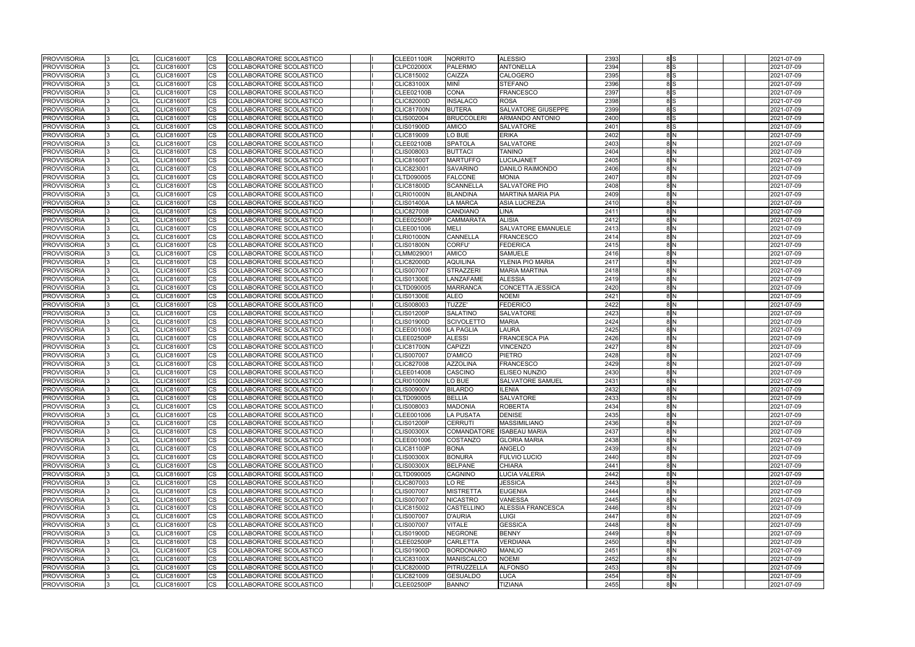| | | | | | | | | | | | | | | | | | |
|---|---|---|---|---|---|---|---|---|---|---|---|---|---|---|---|---|---|
| PROVVISORIA | 3 | CL | CLIC81600T | CS | COLLABORATORE SCOLASTICO | | I | CLEE01100R | NORRITO | ALESSIO | 2393 | 8 | S | | | | 2021-07-09 |
| PROVVISORIA | 3 | CL | CLIC81600T | CS | COLLABORATORE SCOLASTICO | | I | CLPC02000X | PALERMO | ANTONELLA | 2394 | 8 | S | | | | 2021-07-09 |
| PROVVISORIA | 3 | CL | CLIC81600T | CS | COLLABORATORE SCOLASTICO | | I | CLIC815002 | CAIZZA | CALOGERO | 2395 | 8 | S | | | | 2021-07-09 |
| PROVVISORIA | 3 | CL | CLIC81600T | CS | COLLABORATORE SCOLASTICO | | I | CLIC83100X | MINÌ | STEFANO | 2396 | 8 | S | | | | 2021-07-09 |
| PROVVISORIA | 3 | CL | CLIC81600T | CS | COLLABORATORE SCOLASTICO | | I | CLEE02100B | CONA | FRANCESCO | 2397 | 8 | S | | | | 2021-07-09 |
| PROVVISORIA | 3 | CL | CLIC81600T | CS | COLLABORATORE SCOLASTICO | | I | CLIC82000D | INSALACO | ROSA | 2398 | 8 | S | | | | 2021-07-09 |
| PROVVISORIA | 3 | CL | CLIC81600T | CS | COLLABORATORE SCOLASTICO | | I | CLIC81700N | BUTERA | SALVATORE GIUSEPPE | 2399 | 8 | S | | | | 2021-07-09 |
| PROVVISORIA | 3 | CL | CLIC81600T | CS | COLLABORATORE SCOLASTICO | | I | CLIS002004 | BRUCCOLERI | ARMANDO ANTONIO | 2400 | 8 | S | | | | 2021-07-09 |
| PROVVISORIA | 3 | CL | CLIC81600T | CS | COLLABORATORE SCOLASTICO | | I | CLIS01900D | AMICO | SALVATORE | 2401 | 8 | S | | | | 2021-07-09 |
| PROVVISORIA | 3 | CL | CLIC81600T | CS | COLLABORATORE SCOLASTICO | | I | CLIC819009 | LO BUE | ERIKA | 2402 | 8 | N | | | | 2021-07-09 |
| PROVVISORIA | 3 | CL | CLIC81600T | CS | COLLABORATORE SCOLASTICO | | I | CLEE02100B | SPATOLA | SALVATORE | 2403 | 8 | N | | | | 2021-07-09 |
| PROVVISORIA | 3 | CL | CLIC81600T | CS | COLLABORATORE SCOLASTICO | | I | CLIS008003 | BUTTACI | TANINO | 2404 | 8 | N | | | | 2021-07-09 |
| PROVVISORIA | 3 | CL | CLIC81600T | CS | COLLABORATORE SCOLASTICO | | I | CLIC81600T | MARTUFFO | LUCIAJANET | 2405 | 8 | N | | | | 2021-07-09 |
| PROVVISORIA | 3 | CL | CLIC81600T | CS | COLLABORATORE SCOLASTICO | | I | CLIC823001 | SAVARINO | DANILO RAIMONDO | 2406 | 8 | N | | | | 2021-07-09 |
| PROVVISORIA | 3 | CL | CLIC81600T | CS | COLLABORATORE SCOLASTICO | | I | CLTD090005 | FALCONE | MONIA | 2407 | 8 | N | | | | 2021-07-09 |
| PROVVISORIA | 3 | CL | CLIC81600T | CS | COLLABORATORE SCOLASTICO | | I | CLIC81800D | SCANNELLA | SALVATORE PIO | 2408 | 8 | N | | | | 2021-07-09 |
| PROVVISORIA | 3 | CL | CLIC81600T | CS | COLLABORATORE SCOLASTICO | | I | CLRI01000N | BLANDINA | MARTINA MARIA PIA | 2409 | 8 | N | | | | 2021-07-09 |
| PROVVISORIA | 3 | CL | CLIC81600T | CS | COLLABORATORE SCOLASTICO | | I | CLIS01400A | LA MARCA | ASIA LUCREZIA | 2410 | 8 | N | | | | 2021-07-09 |
| PROVVISORIA | 3 | CL | CLIC81600T | CS | COLLABORATORE SCOLASTICO | | I | CLIC827008 | CANDIANO | LINA | 2411 | 8 | N | | | | 2021-07-09 |
| PROVVISORIA | 3 | CL | CLIC81600T | CS | COLLABORATORE SCOLASTICO | | I | CLEE02500P | CAMMARATA | ALISIA | 2412 | 8 | N | | | | 2021-07-09 |
| PROVVISORIA | 3 | CL | CLIC81600T | CS | COLLABORATORE SCOLASTICO | | I | CLEE001006 | MELI | SALVATORE EMANUELE | 2413 | 8 | N | | | | 2021-07-09 |
| PROVVISORIA | 3 | CL | CLIC81600T | CS | COLLABORATORE SCOLASTICO | | I | CLRI01000N | CANNELLA | FRANCESCO | 2414 | 8 | N | | | | 2021-07-09 |
| PROVVISORIA | 3 | CL | CLIC81600T | CS | COLLABORATORE SCOLASTICO | | I | CLIS01800N | CORFU' | FEDERICA | 2415 | 8 | N | | | | 2021-07-09 |
| PROVVISORIA | 3 | CL | CLIC81600T | CS | COLLABORATORE SCOLASTICO | | I | CLMM029001 | AMICO | SAMUELE | 2416 | 8 | N | | | | 2021-07-09 |
| PROVVISORIA | 3 | CL | CLIC81600T | CS | COLLABORATORE SCOLASTICO | | I | CLIC82000D | AQUILINA | YLENIA PIO MARIA | 2417 | 8 | N | | | | 2021-07-09 |
| PROVVISORIA | 3 | CL | CLIC81600T | CS | COLLABORATORE SCOLASTICO | | I | CLIS007007 | STRAZZERI | MARIA MARTINA | 2418 | 8 | N | | | | 2021-07-09 |
| PROVVISORIA | 3 | CL | CLIC81600T | CS | COLLABORATORE SCOLASTICO | | I | CLIS01300E | LANZAFAME | ALESSIA | 2419 | 8 | N | | | | 2021-07-09 |
| PROVVISORIA | 3 | CL | CLIC81600T | CS | COLLABORATORE SCOLASTICO | | I | CLTD090005 | MARRANCA | CONCETTA JESSICA | 2420 | 8 | N | | | | 2021-07-09 |
| PROVVISORIA | 3 | CL | CLIC81600T | CS | COLLABORATORE SCOLASTICO | | I | CLIS01300E | ALEO | NOEMI | 2421 | 8 | N | | | | 2021-07-09 |
| PROVVISORIA | 3 | CL | CLIC81600T | CS | COLLABORATORE SCOLASTICO | | I | CLIS008003 | TUZZE' | FEDERICO | 2422 | 8 | N | | | | 2021-07-09 |
| PROVVISORIA | 3 | CL | CLIC81600T | CS | COLLABORATORE SCOLASTICO | | I | CLIS01200P | SALATINO | SALVATORE | 2423 | 8 | N | | | | 2021-07-09 |
| PROVVISORIA | 3 | CL | CLIC81600T | CS | COLLABORATORE SCOLASTICO | | I | CLIS01900D | SCIVOLETTO | MARIA | 2424 | 8 | N | | | | 2021-07-09 |
| PROVVISORIA | 3 | CL | CLIC81600T | CS | COLLABORATORE SCOLASTICO | | I | CLEE001006 | LA PAGLIA | LAURA | 2425 | 8 | N | | | | 2021-07-09 |
| PROVVISORIA | 3 | CL | CLIC81600T | CS | COLLABORATORE SCOLASTICO | | I | CLEE02500P | ALESSI | FRANCESCA PIA | 2426 | 8 | N | | | | 2021-07-09 |
| PROVVISORIA | 3 | CL | CLIC81600T | CS | COLLABORATORE SCOLASTICO | | I | CLIC81700N | CAPIZZI | VINCENZO | 2427 | 8 | N | | | | 2021-07-09 |
| PROVVISORIA | 3 | CL | CLIC81600T | CS | COLLABORATORE SCOLASTICO | | I | CLIS007007 | D'AMICO | PIETRO | 2428 | 8 | N | | | | 2021-07-09 |
| PROVVISORIA | 3 | CL | CLIC81600T | CS | COLLABORATORE SCOLASTICO | | I | CLIC827008 | AZZOLINA | FRANCESCO | 2429 | 8 | N | | | | 2021-07-09 |
| PROVVISORIA | 3 | CL | CLIC81600T | CS | COLLABORATORE SCOLASTICO | | I | CLEE014008 | CASCINO | ELISEO NUNZIO | 2430 | 8 | N | | | | 2021-07-09 |
| PROVVISORIA | 3 | CL | CLIC81600T | CS | COLLABORATORE SCOLASTICO | | I | CLRI01000N | LO BUE | SALVATORE SAMUEL | 2431 | 8 | N | | | | 2021-07-09 |
| PROVVISORIA | 3 | CL | CLIC81600T | CS | COLLABORATORE SCOLASTICO | | I | CLIS00900V | BILARDO | ILENIA | 2432 | 8 | N | | | | 2021-07-09 |
| PROVVISORIA | 3 | CL | CLIC81600T | CS | COLLABORATORE SCOLASTICO | | I | CLTD090005 | BELLIA | SALVATORE | 2433 | 8 | N | | | | 2021-07-09 |
| PROVVISORIA | 3 | CL | CLIC81600T | CS | COLLABORATORE SCOLASTICO | | I | CLIS008003 | MADONIA | ROBERTA | 2434 | 8 | N | | | | 2021-07-09 |
| PROVVISORIA | 3 | CL | CLIC81600T | CS | COLLABORATORE SCOLASTICO | | I | CLEE001006 | LA PUSATA | DENISE | 2435 | 8 | N | | | | 2021-07-09 |
| PROVVISORIA | 3 | CL | CLIC81600T | CS | COLLABORATORE SCOLASTICO | | I | CLIS01200P | CERRUTI | MASSIMILIANO | 2436 | 8 | N | | | | 2021-07-09 |
| PROVVISORIA | 3 | CL | CLIC81600T | CS | COLLABORATORE SCOLASTICO | | I | CLIS00300X | COMANDATORE | ISABEAU MARIA | 2437 | 8 | N | | | | 2021-07-09 |
| PROVVISORIA | 3 | CL | CLIC81600T | CS | COLLABORATORE SCOLASTICO | | I | CLEE001006 | COSTANZO | GLORIA MARIA | 2438 | 8 | N | | | | 2021-07-09 |
| PROVVISORIA | 3 | CL | CLIC81600T | CS | COLLABORATORE SCOLASTICO | | I | CLIC81100P | BONA | ANGELO | 2439 | 8 | N | | | | 2021-07-09 |
| PROVVISORIA | 3 | CL | CLIC81600T | CS | COLLABORATORE SCOLASTICO | | I | CLIS00300X | BONURA | FULVIO LUCIO | 2440 | 8 | N | | | | 2021-07-09 |
| PROVVISORIA | 3 | CL | CLIC81600T | CS | COLLABORATORE SCOLASTICO | | I | CLIS00300X | BELPANE | CHIARA | 2441 | 8 | N | | | | 2021-07-09 |
| PROVVISORIA | 3 | CL | CLIC81600T | CS | COLLABORATORE SCOLASTICO | | I | CLTD090005 | CAGNINO | LUCIA VALERIA | 2442 | 8 | N | | | | 2021-07-09 |
| PROVVISORIA | 3 | CL | CLIC81600T | CS | COLLABORATORE SCOLASTICO | | I | CLIC807003 | LO RE | JESSICA | 2443 | 8 | N | | | | 2021-07-09 |
| PROVVISORIA | 3 | CL | CLIC81600T | CS | COLLABORATORE SCOLASTICO | | I | CLIS007007 | MISTRETTA | EUGENIA | 2444 | 8 | N | | | | 2021-07-09 |
| PROVVISORIA | 3 | CL | CLIC81600T | CS | COLLABORATORE SCOLASTICO | | I | CLIS007007 | NICASTRO | VANESSA | 2445 | 8 | N | | | | 2021-07-09 |
| PROVVISORIA | 3 | CL | CLIC81600T | CS | COLLABORATORE SCOLASTICO | | I | CLIC815002 | CASTELLINO | ALESSIA FRANCESCA | 2446 | 8 | N | | | | 2021-07-09 |
| PROVVISORIA | 3 | CL | CLIC81600T | CS | COLLABORATORE SCOLASTICO | | I | CLIS007007 | D'AURIA | LUIGI | 2447 | 8 | N | | | | 2021-07-09 |
| PROVVISORIA | 3 | CL | CLIC81600T | CS | COLLABORATORE SCOLASTICO | | I | CLIS007007 | VITALE | GESSICA | 2448 | 8 | N | | | | 2021-07-09 |
| PROVVISORIA | 3 | CL | CLIC81600T | CS | COLLABORATORE SCOLASTICO | | I | CLIS01900D | NEGRONE | BENNY | 2449 | 8 | N | | | | 2021-07-09 |
| PROVVISORIA | 3 | CL | CLIC81600T | CS | COLLABORATORE SCOLASTICO | | I | CLEE02500P | CARLETTA | VERDIANA | 2450 | 8 | N | | | | 2021-07-09 |
| PROVVISORIA | 3 | CL | CLIC81600T | CS | COLLABORATORE SCOLASTICO | | I | CLIS01900D | BORDONARO | MANLIO | 2451 | 8 | N | | | | 2021-07-09 |
| PROVVISORIA | 3 | CL | CLIC81600T | CS | COLLABORATORE SCOLASTICO | | I | CLIC83100X | MANISCALCO | NOEMI | 2452 | 8 | N | | | | 2021-07-09 |
| PROVVISORIA | 3 | CL | CLIC81600T | CS | COLLABORATORE SCOLASTICO | | I | CLIC82000D | PITRUZZELLA | ALFONSO | 2453 | 8 | N | | | | 2021-07-09 |
| PROVVISORIA | 3 | CL | CLIC81600T | CS | COLLABORATORE SCOLASTICO | | I | CLIC821009 | GESUALDO | LUCA | 2454 | 8 | N | | | | 2021-07-09 |
| PROVVISORIA | 3 | CL | CLIC81600T | CS | COLLABORATORE SCOLASTICO | | I | CLEE02500P | BANNO' | TIZIANA | 2455 | 8 | N | | | | 2021-07-09 |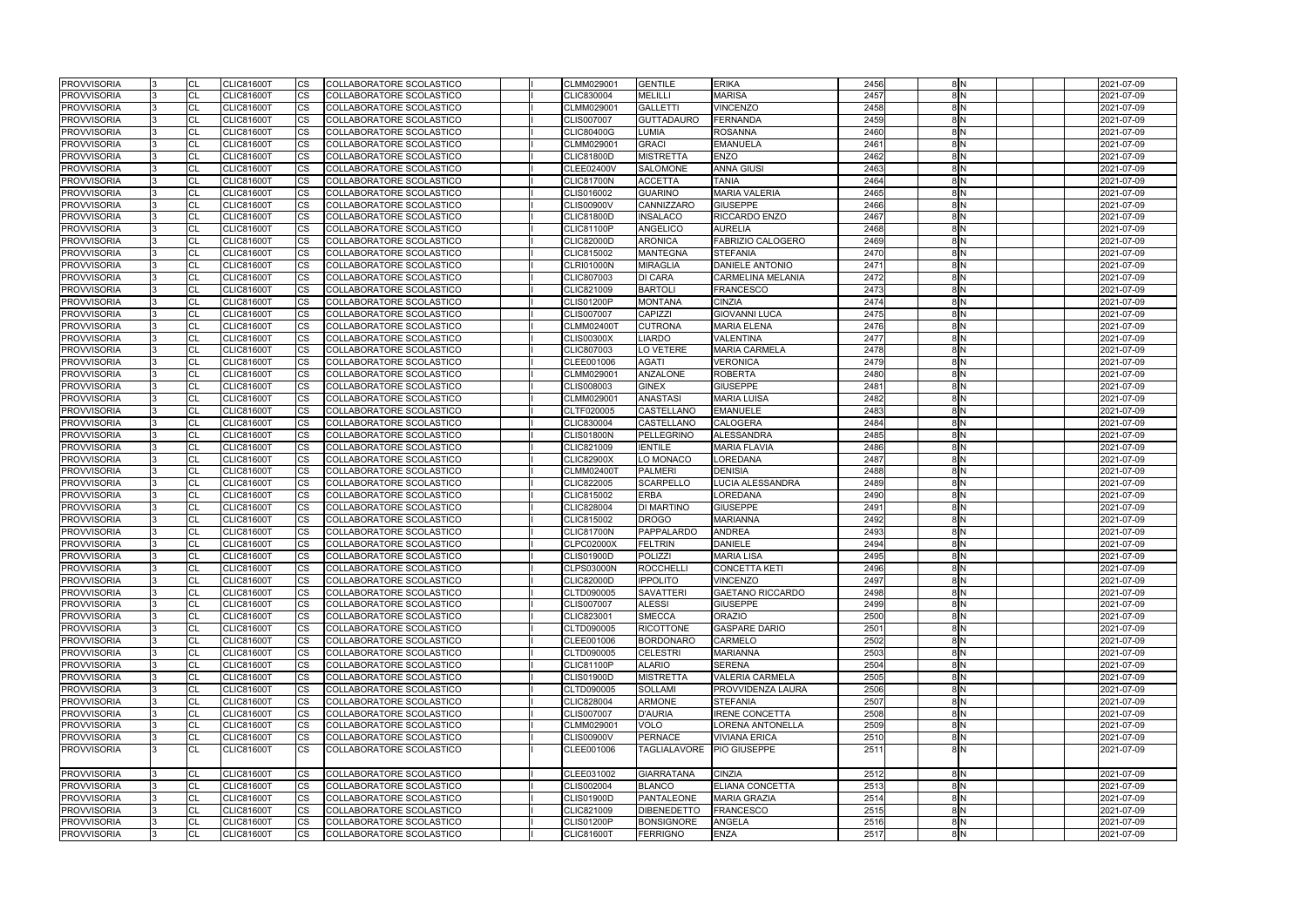| | | | | | | | | | | | | | | | | |
|---|---|---|---|---|---|---|---|---|---|---|---|---|---|---|---|---|
| PROVVISORIA | 3 | CL | CLIC81600T | CS | COLLABORATORE SCOLASTICO | | I | CLMM029001 | GENTILE | ERIKA | 2456 | | 8 | N | | 2021-07-09 |
| PROVVISORIA | 3 | CL | CLIC81600T | CS | COLLABORATORE SCOLASTICO | | I | CLIC830004 | MELILLI | MARISA | 2457 | | 8 | N | | 2021-07-09 |
| PROVVISORIA | 3 | CL | CLIC81600T | CS | COLLABORATORE SCOLASTICO | | I | CLMM029001 | GALLETTI | VINCENZO | 2458 | | 8 | N | | 2021-07-09 |
| PROVVISORIA | 3 | CL | CLIC81600T | CS | COLLABORATORE SCOLASTICO | | I | CLIS007007 | GUTTADAURO | FERNANDA | 2459 | | 8 | N | | 2021-07-09 |
| PROVVISORIA | 3 | CL | CLIC81600T | CS | COLLABORATORE SCOLASTICO | | I | CLIC80400G | LUMIA | ROSANNA | 2460 | | 8 | N | | 2021-07-09 |
| PROVVISORIA | 3 | CL | CLIC81600T | CS | COLLABORATORE SCOLASTICO | | I | CLMM029001 | GRACI | EMANUELA | 2461 | | 8 | N | | 2021-07-09 |
| PROVVISORIA | 3 | CL | CLIC81600T | CS | COLLABORATORE SCOLASTICO | | I | CLIC81800D | MISTRETTA | ENZO | 2462 | | 8 | N | | 2021-07-09 |
| PROVVISORIA | 3 | CL | CLIC81600T | CS | COLLABORATORE SCOLASTICO | | I | CLEE02400V | SALOMONE | ANNA GIUSI | 2463 | | 8 | N | | 2021-07-09 |
| PROVVISORIA | 3 | CL | CLIC81600T | CS | COLLABORATORE SCOLASTICO | | I | CLIC81700N | ACCETTA | TANIA | 2464 | | 8 | N | | 2021-07-09 |
| PROVVISORIA | 3 | CL | CLIC81600T | CS | COLLABORATORE SCOLASTICO | | I | CLIS016002 | GUARINO | MARIA VALERIA | 2465 | | 8 | N | | 2021-07-09 |
| PROVVISORIA | 3 | CL | CLIC81600T | CS | COLLABORATORE SCOLASTICO | | I | CLIS00900V | CANNIZZARO | GIUSEPPE | 2466 | | 8 | N | | 2021-07-09 |
| PROVVISORIA | 3 | CL | CLIC81600T | CS | COLLABORATORE SCOLASTICO | | I | CLIC81800D | INSALACO | RICCARDO ENZO | 2467 | | 8 | N | | 2021-07-09 |
| PROVVISORIA | 3 | CL | CLIC81600T | CS | COLLABORATORE SCOLASTICO | | I | CLIC81100P | ANGELICO | AURELIA | 2468 | | 8 | N | | 2021-07-09 |
| PROVVISORIA | 3 | CL | CLIC81600T | CS | COLLABORATORE SCOLASTICO | | I | CLIC82000D | ARONICA | FABRIZIO CALOGERO | 2469 | | 8 | N | | 2021-07-09 |
| PROVVISORIA | 3 | CL | CLIC81600T | CS | COLLABORATORE SCOLASTICO | | I | CLIC815002 | MANTEGNA | STEFANIA | 2470 | | 8 | N | | 2021-07-09 |
| PROVVISORIA | 3 | CL | CLIC81600T | CS | COLLABORATORE SCOLASTICO | | I | CLRI01000N | MIRAGLIA | DANIELE ANTONIO | 2471 | | 8 | N | | 2021-07-09 |
| PROVVISORIA | 3 | CL | CLIC81600T | CS | COLLABORATORE SCOLASTICO | | I | CLIC807003 | DI CARA | CARMELINA MELANIA | 2472 | | 8 | N | | 2021-07-09 |
| PROVVISORIA | 3 | CL | CLIC81600T | CS | COLLABORATORE SCOLASTICO | | I | CLIC821009 | BARTOLI | FRANCESCO | 2473 | | 8 | N | | 2021-07-09 |
| PROVVISORIA | 3 | CL | CLIC81600T | CS | COLLABORATORE SCOLASTICO | | I | CLIS01200P | MONTANA | CINZIA | 2474 | | 8 | N | | 2021-07-09 |
| PROVVISORIA | 3 | CL | CLIC81600T | CS | COLLABORATORE SCOLASTICO | | I | CLIS007007 | CAPIZZI | GIOVANNI LUCA | 2475 | | 8 | N | | 2021-07-09 |
| PROVVISORIA | 3 | CL | CLIC81600T | CS | COLLABORATORE SCOLASTICO | | I | CLMM02400T | CUTRONA | MARIA ELENA | 2476 | | 8 | N | | 2021-07-09 |
| PROVVISORIA | 3 | CL | CLIC81600T | CS | COLLABORATORE SCOLASTICO | | I | CLIS00300X | LIARDO | VALENTINA | 2477 | | 8 | N | | 2021-07-09 |
| PROVVISORIA | 3 | CL | CLIC81600T | CS | COLLABORATORE SCOLASTICO | | I | CLIC807003 | LO VETERE | MARIA CARMELA | 2478 | | 8 | N | | 2021-07-09 |
| PROVVISORIA | 3 | CL | CLIC81600T | CS | COLLABORATORE SCOLASTICO | | I | CLEE001006 | AGATI | VERONICA | 2479 | | 8 | N | | 2021-07-09 |
| PROVVISORIA | 3 | CL | CLIC81600T | CS | COLLABORATORE SCOLASTICO | | I | CLMM029001 | ANZALONE | ROBERTA | 2480 | | 8 | N | | 2021-07-09 |
| PROVVISORIA | 3 | CL | CLIC81600T | CS | COLLABORATORE SCOLASTICO | | I | CLIS008003 | GINEX | GIUSEPPE | 2481 | | 8 | N | | 2021-07-09 |
| PROVVISORIA | 3 | CL | CLIC81600T | CS | COLLABORATORE SCOLASTICO | | I | CLMM029001 | ANASTASI | MARIA LUISA | 2482 | | 8 | N | | 2021-07-09 |
| PROVVISORIA | 3 | CL | CLIC81600T | CS | COLLABORATORE SCOLASTICO | | I | CLTF020005 | CASTELLANO | EMANUELE | 2483 | | 8 | N | | 2021-07-09 |
| PROVVISORIA | 3 | CL | CLIC81600T | CS | COLLABORATORE SCOLASTICO | | I | CLIC830004 | CASTELLANO | CALOGERA | 2484 | | 8 | N | | 2021-07-09 |
| PROVVISORIA | 3 | CL | CLIC81600T | CS | COLLABORATORE SCOLASTICO | | I | CLIS01800N | PELLEGRINO | ALESSANDRA | 2485 | | 8 | N | | 2021-07-09 |
| PROVVISORIA | 3 | CL | CLIC81600T | CS | COLLABORATORE SCOLASTICO | | I | CLIC821009 | IENTILE | MARIA FLAVIA | 2486 | | 8 | N | | 2021-07-09 |
| PROVVISORIA | 3 | CL | CLIC81600T | CS | COLLABORATORE SCOLASTICO | | I | CLIC82900X | LO MONACO | LOREDANA | 2487 | | 8 | N | | 2021-07-09 |
| PROVVISORIA | 3 | CL | CLIC81600T | CS | COLLABORATORE SCOLASTICO | | I | CLMM02400T | PALMERI | DENISIA | 2488 | | 8 | N | | 2021-07-09 |
| PROVVISORIA | 3 | CL | CLIC81600T | CS | COLLABORATORE SCOLASTICO | | I | CLIC822005 | SCARPELLO | LUCIA ALESSANDRA | 2489 | | 8 | N | | 2021-07-09 |
| PROVVISORIA | 3 | CL | CLIC81600T | CS | COLLABORATORE SCOLASTICO | | I | CLIC815002 | ERBA | LOREDANA | 2490 | | 8 | N | | 2021-07-09 |
| PROVVISORIA | 3 | CL | CLIC81600T | CS | COLLABORATORE SCOLASTICO | | I | CLIC828004 | DI MARTINO | GIUSEPPE | 2491 | | 8 | N | | 2021-07-09 |
| PROVVISORIA | 3 | CL | CLIC81600T | CS | COLLABORATORE SCOLASTICO | | I | CLIC815002 | DROGO | MARIANNA | 2492 | | 8 | N | | 2021-07-09 |
| PROVVISORIA | 3 | CL | CLIC81600T | CS | COLLABORATORE SCOLASTICO | | I | CLIC81700N | PAPPALARDO | ANDREA | 2493 | | 8 | N | | 2021-07-09 |
| PROVVISORIA | 3 | CL | CLIC81600T | CS | COLLABORATORE SCOLASTICO | | I | CLPC02000X | FELTRIN | DANIELE | 2494 | | 8 | N | | 2021-07-09 |
| PROVVISORIA | 3 | CL | CLIC81600T | CS | COLLABORATORE SCOLASTICO | | I | CLIS01900D | POLIZZI | MARIA LISA | 2495 | | 8 | N | | 2021-07-09 |
| PROVVISORIA | 3 | CL | CLIC81600T | CS | COLLABORATORE SCOLASTICO | | I | CLPS03000N | ROCCHELLI | CONCETTA KETI | 2496 | | 8 | N | | 2021-07-09 |
| PROVVISORIA | 3 | CL | CLIC81600T | CS | COLLABORATORE SCOLASTICO | | I | CLIC82000D | IPPOLITO | VINCENZO | 2497 | | 8 | N | | 2021-07-09 |
| PROVVISORIA | 3 | CL | CLIC81600T | CS | COLLABORATORE SCOLASTICO | | I | CLTD090005 | SAVATTERI | GAETANO RICCARDO | 2498 | | 8 | N | | 2021-07-09 |
| PROVVISORIA | 3 | CL | CLIC81600T | CS | COLLABORATORE SCOLASTICO | | I | CLIS007007 | ALESSI | GIUSEPPE | 2499 | | 8 | N | | 2021-07-09 |
| PROVVISORIA | 3 | CL | CLIC81600T | CS | COLLABORATORE SCOLASTICO | | I | CLIC823001 | SMECCA | ORAZIO | 2500 | | 8 | N | | 2021-07-09 |
| PROVVISORIA | 3 | CL | CLIC81600T | CS | COLLABORATORE SCOLASTICO | | I | CLTD090005 | RICOTTONE | GASPARE DARIO | 2501 | | 8 | N | | 2021-07-09 |
| PROVVISORIA | 3 | CL | CLIC81600T | CS | COLLABORATORE SCOLASTICO | | I | CLEE001006 | BORDONARO | CARMELO | 2502 | | 8 | N | | 2021-07-09 |
| PROVVISORIA | 3 | CL | CLIC81600T | CS | COLLABORATORE SCOLASTICO | | I | CLTD090005 | CELESTRI | MARIANNA | 2503 | | 8 | N | | 2021-07-09 |
| PROVVISORIA | 3 | CL | CLIC81600T | CS | COLLABORATORE SCOLASTICO | | I | CLIC81100P | ALARIO | SERENA | 2504 | | 8 | N | | 2021-07-09 |
| PROVVISORIA | 3 | CL | CLIC81600T | CS | COLLABORATORE SCOLASTICO | | I | CLIS01900D | MISTRETTA | VALERIA CARMELA | 2505 | | 8 | N | | 2021-07-09 |
| PROVVISORIA | 3 | CL | CLIC81600T | CS | COLLABORATORE SCOLASTICO | | I | CLTD090005 | SOLLAMI | PROVVIDENZA LAURA | 2506 | | 8 | N | | 2021-07-09 |
| PROVVISORIA | 3 | CL | CLIC81600T | CS | COLLABORATORE SCOLASTICO | | I | CLIC828004 | ARMONE | STEFANIA | 2507 | | 8 | N | | 2021-07-09 |
| PROVVISORIA | 3 | CL | CLIC81600T | CS | COLLABORATORE SCOLASTICO | | I | CLIS007007 | D'AURIA | IRENE CONCETTA | 2508 | | 8 | N | | 2021-07-09 |
| PROVVISORIA | 3 | CL | CLIC81600T | CS | COLLABORATORE SCOLASTICO | | I | CLMM029001 | VOLO | LORENA ANTONELLA | 2509 | | 8 | N | | 2021-07-09 |
| PROVVISORIA | 3 | CL | CLIC81600T | CS | COLLABORATORE SCOLASTICO | | I | CLIS00900V | PERNACE | VIVIANA ERICA | 2510 | | 8 | N | | 2021-07-09 |
| PROVVISORIA | 3 | CL | CLIC81600T | CS | COLLABORATORE SCOLASTICO | | I | CLEE001006 | TAGLIALAVORE | PIO GIUSEPPE | 2511 | | 8 | N | | 2021-07-09 |
| PROVVISORIA | 3 | CL | CLIC81600T | CS | COLLABORATORE SCOLASTICO | | I | CLEE031002 | GIARRATANA | CINZIA | 2512 | | 8 | N | | 2021-07-09 |
| PROVVISORIA | 3 | CL | CLIC81600T | CS | COLLABORATORE SCOLASTICO | | I | CLIS002004 | BLANCO | ELIANA CONCETTA | 2513 | | 8 | N | | 2021-07-09 |
| PROVVISORIA | 3 | CL | CLIC81600T | CS | COLLABORATORE SCOLASTICO | | I | CLIS01900D | PANTALEONE | MARIA GRAZIA | 2514 | | 8 | N | | 2021-07-09 |
| PROVVISORIA | 3 | CL | CLIC81600T | CS | COLLABORATORE SCOLASTICO | | I | CLIC821009 | DIBENEDETTO | FRANCESCO | 2515 | | 8 | N | | 2021-07-09 |
| PROVVISORIA | 3 | CL | CLIC81600T | CS | COLLABORATORE SCOLASTICO | | I | CLIS01200P | BONSIGNORE | ANGELA | 2516 | | 8 | N | | 2021-07-09 |
| PROVVISORIA | 3 | CL | CLIC81600T | CS | COLLABORATORE SCOLASTICO | | I | CLIC81600T | FERRIGNO | ENZA | 2517 | | 8 | N | | 2021-07-09 |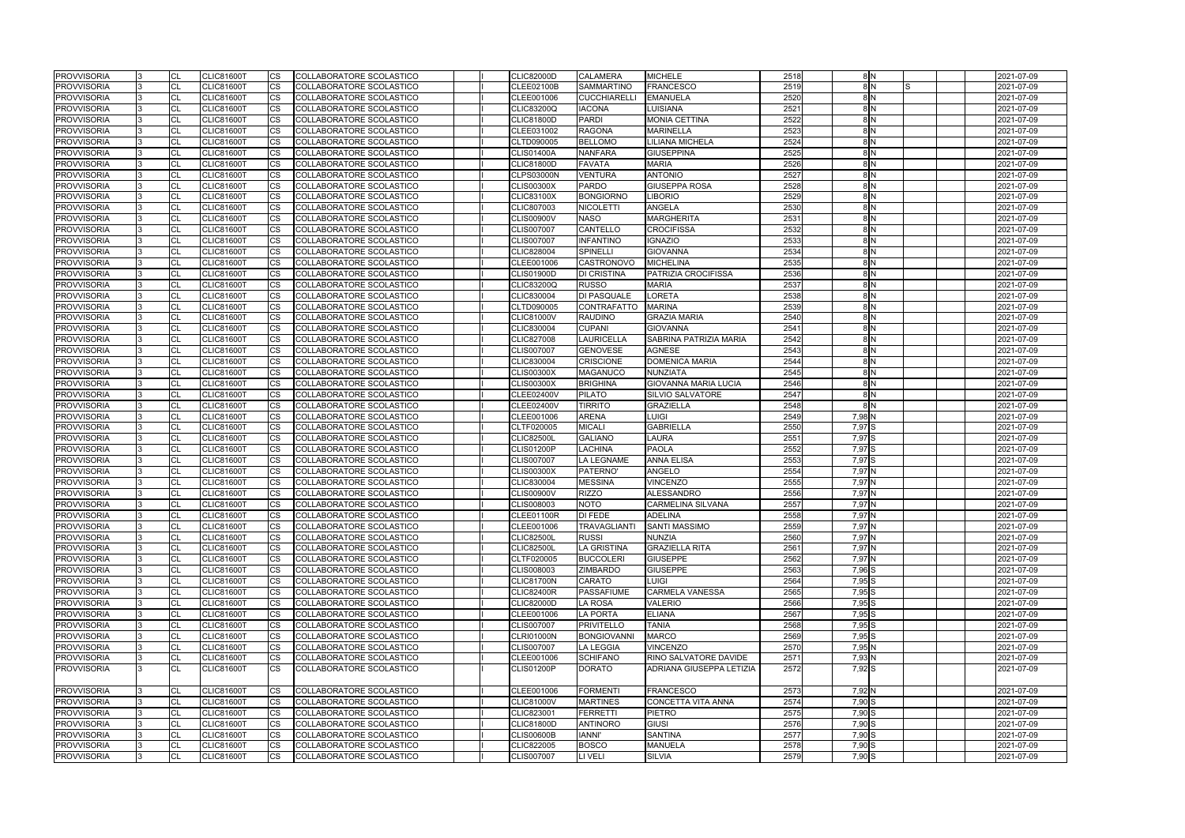| | | | | | | | | | | | | | | | | | |
|---|---|---|---|---|---|---|---|---|---|---|---|---|---|---|---|---|---|
| PROVVISORIA | 3 | CL | CLIC81600T | CS | COLLABORATORE SCOLASTICO | | I | CLIC82000D | CALAMERA | MICHELE | 2518 | 8 | N | | | | 2021-07-09 |
| PROVVISORIA | 3 | CL | CLIC81600T | CS | COLLABORATORE SCOLASTICO | | I | CLEE02100B | SAMMARTINO | FRANCESCO | 2519 | 8 | N | S | | | 2021-07-09 |
| PROVVISORIA | 3 | CL | CLIC81600T | CS | COLLABORATORE SCOLASTICO | | I | CLEE001006 | CUCCHIARELLI | EMANUELA | 2520 | 8 | N | | | | 2021-07-09 |
| PROVVISORIA | 3 | CL | CLIC81600T | CS | COLLABORATORE SCOLASTICO | | I | CLIC83200Q | IACONA | LUISIANA | 2521 | 8 | N | | | | 2021-07-09 |
| PROVVISORIA | 3 | CL | CLIC81600T | CS | COLLABORATORE SCOLASTICO | | I | CLIC81800D | PARDI | MONIA CETTINA | 2522 | 8 | N | | | | 2021-07-09 |
| PROVVISORIA | 3 | CL | CLIC81600T | CS | COLLABORATORE SCOLASTICO | | I | CLEE031002 | RAGONA | MARINELLA | 2523 | 8 | N | | | | 2021-07-09 |
| PROVVISORIA | 3 | CL | CLIC81600T | CS | COLLABORATORE SCOLASTICO | | I | CLTD090005 | BELLOMO | LILIANA MICHELA | 2524 | 8 | N | | | | 2021-07-09 |
| PROVVISORIA | 3 | CL | CLIC81600T | CS | COLLABORATORE SCOLASTICO | | I | CLIS01400A | NANFARA | GIUSEPPINA | 2525 | 8 | N | | | | 2021-07-09 |
| PROVVISORIA | 3 | CL | CLIC81600T | CS | COLLABORATORE SCOLASTICO | | I | CLIC81800D | FAVATA | MARIA | 2526 | 8 | N | | | | 2021-07-09 |
| PROVVISORIA | 3 | CL | CLIC81600T | CS | COLLABORATORE SCOLASTICO | | I | CLPS03000N | VENTURA | ANTONIO | 2527 | 8 | N | | | | 2021-07-09 |
| PROVVISORIA | 3 | CL | CLIC81600T | CS | COLLABORATORE SCOLASTICO | | I | CLIS00300X | PARDO | GIUSEPPA ROSA | 2528 | 8 | N | | | | 2021-07-09 |
| PROVVISORIA | 3 | CL | CLIC81600T | CS | COLLABORATORE SCOLASTICO | | I | CLIC83100X | BONGIORNO | LIBORIO | 2529 | 8 | N | | | | 2021-07-09 |
| PROVVISORIA | 3 | CL | CLIC81600T | CS | COLLABORATORE SCOLASTICO | | I | CLIC807003 | NICOLETTI | ANGELA | 2530 | 8 | N | | | | 2021-07-09 |
| PROVVISORIA | 3 | CL | CLIC81600T | CS | COLLABORATORE SCOLASTICO | | I | CLIS00900V | NASO | MARGHERITA | 2531 | 8 | N | | | | 2021-07-09 |
| PROVVISORIA | 3 | CL | CLIC81600T | CS | COLLABORATORE SCOLASTICO | | I | CLIS007007 | CANTELLO | CROCIFISSA | 2532 | 8 | N | | | | 2021-07-09 |
| PROVVISORIA | 3 | CL | CLIC81600T | CS | COLLABORATORE SCOLASTICO | | I | CLIS007007 | INFANTINO | IGNAZIO | 2533 | 8 | N | | | | 2021-07-09 |
| PROVVISORIA | 3 | CL | CLIC81600T | CS | COLLABORATORE SCOLASTICO | | I | CLIC828004 | SPINELLI | GIOVANNA | 2534 | 8 | N | | | | 2021-07-09 |
| PROVVISORIA | 3 | CL | CLIC81600T | CS | COLLABORATORE SCOLASTICO | | I | CLEE001006 | CASTRONOVO | MICHELINA | 2535 | 8 | N | | | | 2021-07-09 |
| PROVVISORIA | 3 | CL | CLIC81600T | CS | COLLABORATORE SCOLASTICO | | I | CLIS01900D | DI CRISTINA | PATRIZIA CROCIFISSA | 2536 | 8 | N | | | | 2021-07-09 |
| PROVVISORIA | 3 | CL | CLIC81600T | CS | COLLABORATORE SCOLASTICO | | I | CLIC83200Q | RUSSO | MARIA | 2537 | 8 | N | | | | 2021-07-09 |
| PROVVISORIA | 3 | CL | CLIC81600T | CS | COLLABORATORE SCOLASTICO | | I | CLIC830004 | DI PASQUALE | LORETA | 2538 | 8 | N | | | | 2021-07-09 |
| PROVVISORIA | 3 | CL | CLIC81600T | CS | COLLABORATORE SCOLASTICO | | I | CLTD090005 | CONTRAFATTO | MARINA | 2539 | 8 | N | | | | 2021-07-09 |
| PROVVISORIA | 3 | CL | CLIC81600T | CS | COLLABORATORE SCOLASTICO | | I | CLIC81000V | RAUDINO | GRAZIA MARIA | 2540 | 8 | N | | | | 2021-07-09 |
| PROVVISORIA | 3 | CL | CLIC81600T | CS | COLLABORATORE SCOLASTICO | | I | CLIC830004 | CUPANI | GIOVANNA | 2541 | 8 | N | | | | 2021-07-09 |
| PROVVISORIA | 3 | CL | CLIC81600T | CS | COLLABORATORE SCOLASTICO | | I | CLIC827008 | LAURICELLA | SABRINA PATRIZIA MARIA | 2542 | 8 | N | | | | 2021-07-09 |
| PROVVISORIA | 3 | CL | CLIC81600T | CS | COLLABORATORE SCOLASTICO | | I | CLIS007007 | GENOVESE | AGNESE | 2543 | 8 | N | | | | 2021-07-09 |
| PROVVISORIA | 3 | CL | CLIC81600T | CS | COLLABORATORE SCOLASTICO | | I | CLIC830004 | CRISCIONE | DOMENICA MARIA | 2544 | 8 | N | | | | 2021-07-09 |
| PROVVISORIA | 3 | CL | CLIC81600T | CS | COLLABORATORE SCOLASTICO | | I | CLIS00300X | MAGANUCO | NUNZIATA | 2545 | 8 | N | | | | 2021-07-09 |
| PROVVISORIA | 3 | CL | CLIC81600T | CS | COLLABORATORE SCOLASTICO | | I | CLIS00300X | BRIGHINA | GIOVANNA MARIA LUCIA | 2546 | 8 | N | | | | 2021-07-09 |
| PROVVISORIA | 3 | CL | CLIC81600T | CS | COLLABORATORE SCOLASTICO | | I | CLEE02400V | PILATO | SILVIO SALVATORE | 2547 | 8 | N | | | | 2021-07-09 |
| PROVVISORIA | 3 | CL | CLIC81600T | CS | COLLABORATORE SCOLASTICO | | I | CLEE02400V | TIRRITO | GRAZIELLA | 2548 | 8 | N | | | | 2021-07-09 |
| PROVVISORIA | 3 | CL | CLIC81600T | CS | COLLABORATORE SCOLASTICO | | I | CLEE001006 | ARENA | LUIGI | 2549 | 7,98 | N | | | | 2021-07-09 |
| PROVVISORIA | 3 | CL | CLIC81600T | CS | COLLABORATORE SCOLASTICO | | I | CLTF020005 | MICALI | GABRIELLA | 2550 | 7,97 | S | | | | 2021-07-09 |
| PROVVISORIA | 3 | CL | CLIC81600T | CS | COLLABORATORE SCOLASTICO | | I | CLIC82500L | GALIANO | LAURA | 2551 | 7,97 | S | | | | 2021-07-09 |
| PROVVISORIA | 3 | CL | CLIC81600T | CS | COLLABORATORE SCOLASTICO | | I | CLIS01200P | LACHINA | PAOLA | 2552 | 7,97 | S | | | | 2021-07-09 |
| PROVVISORIA | 3 | CL | CLIC81600T | CS | COLLABORATORE SCOLASTICO | | I | CLIS007007 | LA LEGNAME | ANNA ELISA | 2553 | 7,97 | S | | | | 2021-07-09 |
| PROVVISORIA | 3 | CL | CLIC81600T | CS | COLLABORATORE SCOLASTICO | | I | CLIS00300X | PATERNO' | ANGELO | 2554 | 7,97 | N | | | | 2021-07-09 |
| PROVVISORIA | 3 | CL | CLIC81600T | CS | COLLABORATORE SCOLASTICO | | I | CLIC830004 | MESSINA | VINCENZO | 2555 | 7,97 | N | | | | 2021-07-09 |
| PROVVISORIA | 3 | CL | CLIC81600T | CS | COLLABORATORE SCOLASTICO | | I | CLIS00900V | RIZZO | ALESSANDRO | 2556 | 7,97 | N | | | | 2021-07-09 |
| PROVVISORIA | 3 | CL | CLIC81600T | CS | COLLABORATORE SCOLASTICO | | I | CLIS008003 | NOTO | CARMELINA SILVANA | 2557 | 7,97 | N | | | | 2021-07-09 |
| PROVVISORIA | 3 | CL | CLIC81600T | CS | COLLABORATORE SCOLASTICO | | I | CLEE01100R | DI FEDE | ADELINA | 2558 | 7,97 | N | | | | 2021-07-09 |
| PROVVISORIA | 3 | CL | CLIC81600T | CS | COLLABORATORE SCOLASTICO | | I | CLEE001006 | TRAVAGLIANTI | SANTI MASSIMO | 2559 | 7,97 | N | | | | 2021-07-09 |
| PROVVISORIA | 3 | CL | CLIC81600T | CS | COLLABORATORE SCOLASTICO | | I | CLIC82500L | RUSSI | NUNZIA | 2560 | 7,97 | N | | | | 2021-07-09 |
| PROVVISORIA | 3 | CL | CLIC81600T | CS | COLLABORATORE SCOLASTICO | | I | CLIC82500L | LA GRISTINA | GRAZIELLA RITA | 2561 | 7,97 | N | | | | 2021-07-09 |
| PROVVISORIA | 3 | CL | CLIC81600T | CS | COLLABORATORE SCOLASTICO | | I | CLTF020005 | BUCCOLERI | GIUSEPPE | 2562 | 7,97 | N | | | | 2021-07-09 |
| PROVVISORIA | 3 | CL | CLIC81600T | CS | COLLABORATORE SCOLASTICO | | I | CLIS008003 | ZIMBARDO | GIUSEPPE | 2563 | 7,96 | S | | | | 2021-07-09 |
| PROVVISORIA | 3 | CL | CLIC81600T | CS | COLLABORATORE SCOLASTICO | | I | CLIC81700N | CARATO | LUIGI | 2564 | 7,95 | S | | | | 2021-07-09 |
| PROVVISORIA | 3 | CL | CLIC81600T | CS | COLLABORATORE SCOLASTICO | | I | CLIC82400R | PASSAFIUME | CARMELA VANESSA | 2565 | 7,95 | S | | | | 2021-07-09 |
| PROVVISORIA | 3 | CL | CLIC81600T | CS | COLLABORATORE SCOLASTICO | | I | CLIC82000D | LA ROSA | VALERIO | 2566 | 7,95 | S | | | | 2021-07-09 |
| PROVVISORIA | 3 | CL | CLIC81600T | CS | COLLABORATORE SCOLASTICO | | I | CLEE001006 | LA PORTA | ELIANA | 2567 | 7,95 | S | | | | 2021-07-09 |
| PROVVISORIA | 3 | CL | CLIC81600T | CS | COLLABORATORE SCOLASTICO | | I | CLIS007007 | PRIVITELLO | TANIA | 2568 | 7,95 | S | | | | 2021-07-09 |
| PROVVISORIA | 3 | CL | CLIC81600T | CS | COLLABORATORE SCOLASTICO | | I | CLRI01000N | BONGIOVANNI | MARCO | 2569 | 7,95 | S | | | | 2021-07-09 |
| PROVVISORIA | 3 | CL | CLIC81600T | CS | COLLABORATORE SCOLASTICO | | I | CLIS007007 | LA LEGGIA | VINCENZO | 2570 | 7,95 | N | | | | 2021-07-09 |
| PROVVISORIA | 3 | CL | CLIC81600T | CS | COLLABORATORE SCOLASTICO | | I | CLEE001006 | SCHIFANO | RINO SALVATORE DAVIDE | 2571 | 7,93 | N | | | | 2021-07-09 |
| PROVVISORIA | 3 | CL | CLIC81600T | CS | COLLABORATORE SCOLASTICO | | I | CLIS01200P | DORATO | ADRIANA GIUSEPPA LETIZIA | 2572 | 7,92 | S | | | | 2021-07-09 |
| PROVVISORIA | 3 | CL | CLIC81600T | CS | COLLABORATORE SCOLASTICO | | I | CLEE001006 | FORMENTI | FRANCESCO | 2573 | 7,92 | N | | | | 2021-07-09 |
| PROVVISORIA | 3 | CL | CLIC81600T | CS | COLLABORATORE SCOLASTICO | | I | CLIC81000V | MARTINES | CONCETTA VITA ANNA | 2574 | 7,90 | S | | | | 2021-07-09 |
| PROVVISORIA | 3 | CL | CLIC81600T | CS | COLLABORATORE SCOLASTICO | | I | CLIC823001 | FERRETTI | PIETRO | 2575 | 7,90 | S | | | | 2021-07-09 |
| PROVVISORIA | 3 | CL | CLIC81600T | CS | COLLABORATORE SCOLASTICO | | I | CLIC81800D | ANTINORO | GIUSI | 2576 | 7,90 | S | | | | 2021-07-09 |
| PROVVISORIA | 3 | CL | CLIC81600T | CS | COLLABORATORE SCOLASTICO | | I | CLIS00600B | IANNI' | SANTINA | 2577 | 7,90 | S | | | | 2021-07-09 |
| PROVVISORIA | 3 | CL | CLIC81600T | CS | COLLABORATORE SCOLASTICO | | I | CLIC822005 | BOSCO | MANUELA | 2578 | 7,90 | S | | | | 2021-07-09 |
| PROVVISORIA | 3 | CL | CLIC81600T | CS | COLLABORATORE SCOLASTICO | | I | CLIS007007 | LI VELI | SILVIA | 2579 | 7,90 | S | | | | 2021-07-09 |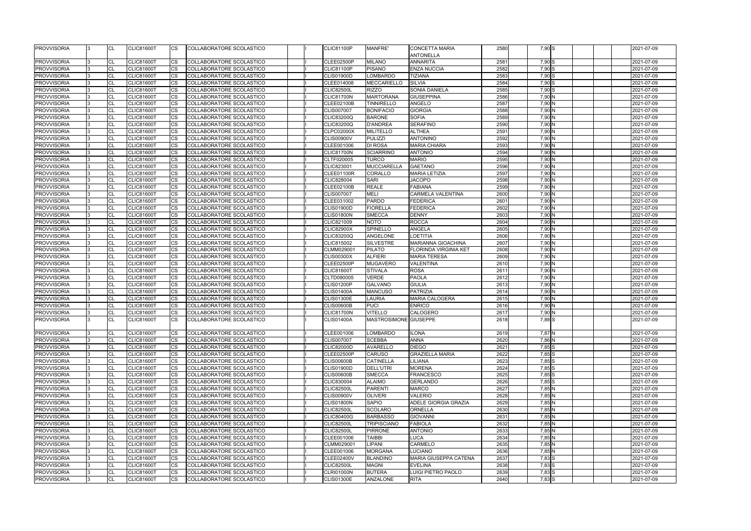| | | | | | | | | | | | | | | | | | | |
|---|---|---|---|---|---|---|---|---|---|---|---|---|---|---|---|---|---|---|
| PROVVISORIA | 3 | CL | CLIC81600T | CS | COLLABORATORE SCOLASTICO | | I | CLIC81100P | MANFRE' | CONCETTA MARIA ANTONELLA | 2580 | | 7,90 | S | | | | 2021-07-09 |
| PROVVISORIA | 3 | CL | CLIC81600T | CS | COLLABORATORE SCOLASTICO | | I | CLEE02500P | MILANO | ANNARITA | 2581 | | 7,90 | S | | | | 2021-07-09 |
| PROVVISORIA | 3 | CL | CLIC81600T | CS | COLLABORATORE SCOLASTICO | | I | CLIC81100P | PISANO | ENZA NUCCIA | 2582 | | 7,90 | S | | | | 2021-07-09 |
| PROVVISORIA | 3 | CL | CLIC81600T | CS | COLLABORATORE SCOLASTICO | | I | CLIS01900D | LOMBARDO | TIZIANA | 2583 | | 7,90 | S | | | | 2021-07-09 |
| PROVVISORIA | 3 | CL | CLIC81600T | CS | COLLABORATORE SCOLASTICO | | I | CLEE014008 | MECCARIELLO | SILVIA | 2584 | | 7,90 | S | | | | 2021-07-09 |
| PROVVISORIA | 3 | CL | CLIC81600T | CS | COLLABORATORE SCOLASTICO | | I | CLIC82500L | RIZZO | SONIA DANIELA | 2585 | | 7,90 | S | | | | 2021-07-09 |
| PROVVISORIA | 3 | CL | CLIC81600T | CS | COLLABORATORE SCOLASTICO | | I | CLIC81700N | MARTORANA | GIUSEPPINA | 2586 | | 7,90 | N | | | | 2021-07-09 |
| PROVVISORIA | 3 | CL | CLIC81600T | CS | COLLABORATORE SCOLASTICO | | I | CLEE02100B | TINNIRELLO | ANGELO | 2587 | | 7,90 | N | | | | 2021-07-09 |
| PROVVISORIA | 3 | CL | CLIC81600T | CS | COLLABORATORE SCOLASTICO | | I | CLIS007007 | BONIFACIO | GIORGIA | 2588 | | 7,90 | N | | | | 2021-07-09 |
| PROVVISORIA | 3 | CL | CLIC81600T | CS | COLLABORATORE SCOLASTICO | | I | CLIC83200Q | BARONE | SOFIA | 2589 | | 7,90 | N | | | | 2021-07-09 |
| PROVVISORIA | 3 | CL | CLIC81600T | CS | COLLABORATORE SCOLASTICO | | I | CLIC83200Q | D'ANDREA | SERAFINO | 2590 | | 7,90 | N | | | | 2021-07-09 |
| PROVVISORIA | 3 | CL | CLIC81600T | CS | COLLABORATORE SCOLASTICO | | I | CLPC02000X | MILITELLO | ALTHEA | 2591 | | 7,90 | N | | | | 2021-07-09 |
| PROVVISORIA | 3 | CL | CLIC81600T | CS | COLLABORATORE SCOLASTICO | | I | CLIS00900V | PULIZZI | ANTONINO | 2592 | | 7,90 | N | | | | 2021-07-09 |
| PROVVISORIA | 3 | CL | CLIC81600T | CS | COLLABORATORE SCOLASTICO | | I | CLEE001006 | DI ROSA | MARIA CHIARA | 2593 | | 7,90 | N | | | | 2021-07-09 |
| PROVVISORIA | 3 | CL | CLIC81600T | CS | COLLABORATORE SCOLASTICO | | I | CLIC81700N | SCIARRINO | ANTONIO | 2594 | | 7,90 | N | | | | 2021-07-09 |
| PROVVISORIA | 3 | CL | CLIC81600T | CS | COLLABORATORE SCOLASTICO | | I | CLTF020005 | TURCO | MARIO | 2595 | | 7,90 | N | | | | 2021-07-09 |
| PROVVISORIA | 3 | CL | CLIC81600T | CS | COLLABORATORE SCOLASTICO | | I | CLIC823001 | MUCCIARELLA | GAETANO | 2596 | | 7,90 | N | | | | 2021-07-09 |
| PROVVISORIA | 3 | CL | CLIC81600T | CS | COLLABORATORE SCOLASTICO | | I | CLEE01100R | CORALLO | MARIA LETIZIA | 2597 | | 7,90 | N | | | | 2021-07-09 |
| PROVVISORIA | 3 | CL | CLIC81600T | CS | COLLABORATORE SCOLASTICO | | I | CLIC828004 | SARI | JACOPO | 2598 | | 7,90 | N | | | | 2021-07-09 |
| PROVVISORIA | 3 | CL | CLIC81600T | CS | COLLABORATORE SCOLASTICO | | I | CLEE02100B | REALE | FABIANA | 2599 | | 7,90 | N | | | | 2021-07-09 |
| PROVVISORIA | 3 | CL | CLIC81600T | CS | COLLABORATORE SCOLASTICO | | I | CLIS007007 | MELI | CARMELA VALENTINA | 2600 | | 7,90 | N | | | | 2021-07-09 |
| PROVVISORIA | 3 | CL | CLIC81600T | CS | COLLABORATORE SCOLASTICO | | I | CLEE031002 | PARDO | FEDERICA | 2601 | | 7,90 | N | | | | 2021-07-09 |
| PROVVISORIA | 3 | CL | CLIC81600T | CS | COLLABORATORE SCOLASTICO | | I | CLIS01900D | FIORELLA | FEDERICA | 2602 | | 7,90 | N | | | | 2021-07-09 |
| PROVVISORIA | 3 | CL | CLIC81600T | CS | COLLABORATORE SCOLASTICO | | I | CLIS01800N | SMECCA | DENNY | 2603 | | 7,90 | N | | | | 2021-07-09 |
| PROVVISORIA | 3 | CL | CLIC81600T | CS | COLLABORATORE SCOLASTICO | | I | CLIC821009 | NOTO | ROCCA | 2604 | | 7,90 | N | | | | 2021-07-09 |
| PROVVISORIA | 3 | CL | CLIC81600T | CS | COLLABORATORE SCOLASTICO | | I | CLIC82900X | SPINELLO | ANGELA | 2605 | | 7,90 | N | | | | 2021-07-09 |
| PROVVISORIA | 3 | CL | CLIC81600T | CS | COLLABORATORE SCOLASTICO | | I | CLIC83200Q | ANGELONE | LOETITIA | 2606 | | 7,90 | N | | | | 2021-07-09 |
| PROVVISORIA | 3 | CL | CLIC81600T | CS | COLLABORATORE SCOLASTICO | | I | CLIC815002 | SILVESTRE | MARIANNA GIOACHINA | 2607 | | 7,90 | N | | | | 2021-07-09 |
| PROVVISORIA | 3 | CL | CLIC81600T | CS | COLLABORATORE SCOLASTICO | | I | CLMM029001 | PILATO | FLORINDA VIRGINIA KET | 2608 | | 7,90 | N | | | | 2021-07-09 |
| PROVVISORIA | 3 | CL | CLIC81600T | CS | COLLABORATORE SCOLASTICO | | I | CLIS00300X | ALFIERI | MARIA TERESA | 2609 | | 7,90 | N | | | | 2021-07-09 |
| PROVVISORIA | 3 | CL | CLIC81600T | CS | COLLABORATORE SCOLASTICO | | I | CLEE02500P | MUGAVERO | VALENTINA | 2610 | | 7,90 | N | | | | 2021-07-09 |
| PROVVISORIA | 3 | CL | CLIC81600T | CS | COLLABORATORE SCOLASTICO | | I | CLIC81600T | STIVALA | ROSA | 2611 | | 7,90 | N | | | | 2021-07-09 |
| PROVVISORIA | 3 | CL | CLIC81600T | CS | COLLABORATORE SCOLASTICO | | I | CLTD090005 | VERDE | PAOLA | 2612 | | 7,90 | N | | | | 2021-07-09 |
| PROVVISORIA | 3 | CL | CLIC81600T | CS | COLLABORATORE SCOLASTICO | | I | CLIS01200P | GALVANO | GIULIA | 2613 | | 7,90 | N | | | | 2021-07-09 |
| PROVVISORIA | 3 | CL | CLIC81600T | CS | COLLABORATORE SCOLASTICO | | I | CLIS01400A | MANCUSO | PATRIZIA | 2614 | | 7,90 | N | | | | 2021-07-09 |
| PROVVISORIA | 3 | CL | CLIC81600T | CS | COLLABORATORE SCOLASTICO | | I | CLIS01300E | LAURIA | MARIA CALOGERA | 2615 | | 7,90 | N | | | | 2021-07-09 |
| PROVVISORIA | 3 | CL | CLIC81600T | CS | COLLABORATORE SCOLASTICO | | I | CLIS00600B | PUCI | ENRICO | 2616 | | 7,90 | N | | | | 2021-07-09 |
| PROVVISORIA | 3 | CL | CLIC81600T | CS | COLLABORATORE SCOLASTICO | | I | CLIC81700N | VITELLO | CALOGERO | 2617 | | 7,90 | N | | | | 2021-07-09 |
| PROVVISORIA | 3 | CL | CLIC81600T | CS | COLLABORATORE SCOLASTICO | | I | CLIS01400A | MASTROSIMONE | GIUSEPPE | 2618 | | 7,88 | S | | | | 2021-07-09 |
| PROVVISORIA | 3 | CL | CLIC81600T | CS | COLLABORATORE SCOLASTICO | | I | CLEE001006 | LOMBARDO | ILONA | 2619 | | 7,87 | N | | | | 2021-07-09 |
| PROVVISORIA | 3 | CL | CLIC81600T | CS | COLLABORATORE SCOLASTICO | | I | CLIS007007 | SCEBBA | ANNA | 2620 | | 7,86 | N | | | | 2021-07-09 |
| PROVVISORIA | 3 | CL | CLIC81600T | CS | COLLABORATORE SCOLASTICO | | I | CLIC82000D | AVARELLO | DIEGO | 2621 | | 7,85 | S | | | | 2021-07-09 |
| PROVVISORIA | 3 | CL | CLIC81600T | CS | COLLABORATORE SCOLASTICO | | I | CLEE02500P | CARUSO | GRAZIELLA MARIA | 2622 | | 7,85 | S | | | | 2021-07-09 |
| PROVVISORIA | 3 | CL | CLIC81600T | CS | COLLABORATORE SCOLASTICO | | I | CLIS00600B | CATINELLA | LILIANA | 2623 | | 7,85 | S | | | | 2021-07-09 |
| PROVVISORIA | 3 | CL | CLIC81600T | CS | COLLABORATORE SCOLASTICO | | I | CLIS01900D | DELL'UTRI | MORENA | 2624 | | 7,85 | S | | | | 2021-07-09 |
| PROVVISORIA | 3 | CL | CLIC81600T | CS | COLLABORATORE SCOLASTICO | | I | CLIS00600B | SMECCA | FRANCESCO | 2625 | | 7,85 | S | | | | 2021-07-09 |
| PROVVISORIA | 3 | CL | CLIC81600T | CS | COLLABORATORE SCOLASTICO | | I | CLIC830004 | ALAIMO | GERLANDO | 2626 | | 7,85 | S | | | | 2021-07-09 |
| PROVVISORIA | 3 | CL | CLIC81600T | CS | COLLABORATORE SCOLASTICO | | I | CLIC82500L | PARENTI | MARCO | 2627 | | 7,85 | N | | | | 2021-07-09 |
| PROVVISORIA | 3 | CL | CLIC81600T | CS | COLLABORATORE SCOLASTICO | | I | CLIS00900V | OLIVERI | VALERIO | 2628 | | 7,85 | N | | | | 2021-07-09 |
| PROVVISORIA | 3 | CL | CLIC81600T | CS | COLLABORATORE SCOLASTICO | | I | CLIS01800N | SAPIO | ADELE GIORGIA GRAZIA | 2629 | | 7,85 | N | | | | 2021-07-09 |
| PROVVISORIA | 3 | CL | CLIC81600T | CS | COLLABORATORE SCOLASTICO | | I | CLIC82500L | SCOLARO | ORNELLA | 2630 | | 7,85 | N | | | | 2021-07-09 |
| PROVVISORIA | 3 | CL | CLIC81600T | CS | COLLABORATORE SCOLASTICO | | I | CLIC80400G | BARBASSO | GIOVANNI | 2631 | | 7,85 | N | | | | 2021-07-09 |
| PROVVISORIA | 3 | CL | CLIC81600T | CS | COLLABORATORE SCOLASTICO | | I | CLIC82500L | TRIPISCIANO | FABIOLA | 2632 | | 7,85 | N | | | | 2021-07-09 |
| PROVVISORIA | 3 | CL | CLIC81600T | CS | COLLABORATORE SCOLASTICO | | I | CLIC82500L | PIRRONE | ANTONIO | 2633 | | 7,85 | N | | | | 2021-07-09 |
| PROVVISORIA | 3 | CL | CLIC81600T | CS | COLLABORATORE SCOLASTICO | | I | CLEE001006 | TAIBBI | LUCA | 2634 | | 7,85 | N | | | | 2021-07-09 |
| PROVVISORIA | 3 | CL | CLIC81600T | CS | COLLABORATORE SCOLASTICO | | I | CLMM029001 | LIPANI | CARMELO | 2635 | | 7,85 | N | | | | 2021-07-09 |
| PROVVISORIA | 3 | CL | CLIC81600T | CS | COLLABORATORE SCOLASTICO | | I | CLEE001006 | MORGANA | LUCIANO | 2636 | | 7,85 | N | | | | 2021-07-09 |
| PROVVISORIA | 3 | CL | CLIC81600T | CS | COLLABORATORE SCOLASTICO | | I | CLEE02400V | BLANDINO | MARIA GIUSEPPA CATENA | 2637 | | 7,83 | S | | | | 2021-07-09 |
| PROVVISORIA | 3 | CL | CLIC81600T | CS | COLLABORATORE SCOLASTICO | | I | CLIC82500L | MAGNI | EVELINA | 2638 | | 7,83 | S | | | | 2021-07-09 |
| PROVVISORIA | 3 | CL | CLIC81600T | CS | COLLABORATORE SCOLASTICO | | I | CLRI01000N | BUTERA | LUIGI PIETRO PAOLO | 2639 | | 7,83 | S | | | | 2021-07-09 |
| PROVVISORIA | 3 | CL | CLIC81600T | CS | COLLABORATORE SCOLASTICO | | I | CLIS01300E | ANZALONE | RITA | 2640 | | 7,83 | S | | | | 2021-07-09 |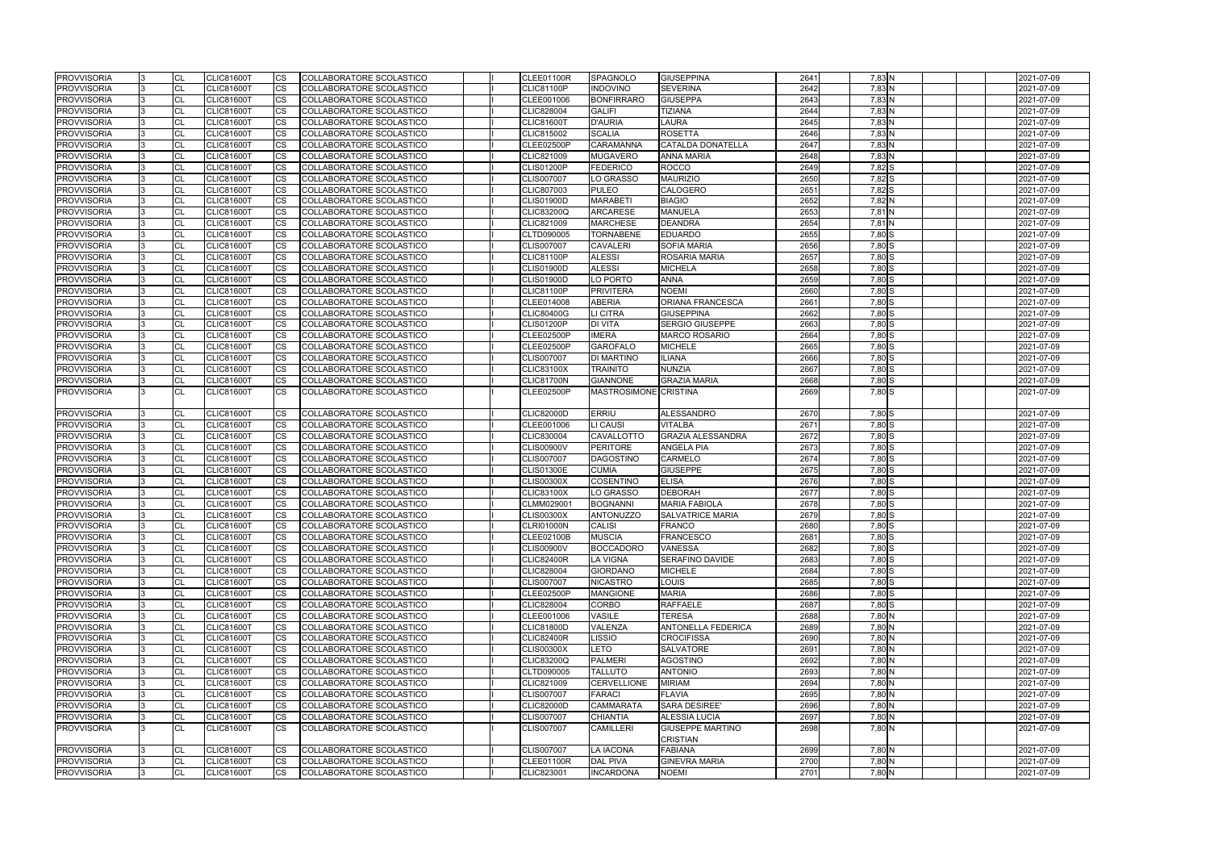| | | | | | | | | | | | | | | | | |
|---|---|---|---|---|---|---|---|---|---|---|---|---|---|---|---|---|
| PROVVISORIA | 3 | CL | CLIC81600T | CS | COLLABORATORE SCOLASTICO | | I | CLEE01100R | SPAGNOLO | GIUSEPPINA | 2641 | 7,83 | N | | | 2021-07-09 |
| PROVVISORIA | 3 | CL | CLIC81600T | CS | COLLABORATORE SCOLASTICO | | I | CLIC81100P | INDOVINO | SEVERINA | 2642 | 7,83 | N | | | 2021-07-09 |
| PROVVISORIA | 3 | CL | CLIC81600T | CS | COLLABORATORE SCOLASTICO | | I | CLEE001006 | BONFIRRARO | GIUSEPPA | 2643 | 7,83 | N | | | 2021-07-09 |
| PROVVISORIA | 3 | CL | CLIC81600T | CS | COLLABORATORE SCOLASTICO | | I | CLIC828004 | GALIFI | TIZIANA | 2644 | 7,83 | N | | | 2021-07-09 |
| PROVVISORIA | 3 | CL | CLIC81600T | CS | COLLABORATORE SCOLASTICO | | I | CLIC81600T | D'AURIA | LAURA | 2645 | 7,83 | N | | | 2021-07-09 |
| PROVVISORIA | 3 | CL | CLIC81600T | CS | COLLABORATORE SCOLASTICO | | I | CLIC815002 | SCALIA | ROSETTA | 2646 | 7,83 | N | | | 2021-07-09 |
| PROVVISORIA | 3 | CL | CLIC81600T | CS | COLLABORATORE SCOLASTICO | | I | CLEE02500P | CARAMANNA | CATALDA DONATELLA | 2647 | 7,83 | N | | | 2021-07-09 |
| PROVVISORIA | 3 | CL | CLIC81600T | CS | COLLABORATORE SCOLASTICO | | I | CLIC821009 | MUGAVERO | ANNA MARIA | 2648 | 7,83 | N | | | 2021-07-09 |
| PROVVISORIA | 3 | CL | CLIC81600T | CS | COLLABORATORE SCOLASTICO | | I | CLIS01200P | FEDERICO | ROCCO | 2649 | 7,82 | S | | | 2021-07-09 |
| PROVVISORIA | 3 | CL | CLIC81600T | CS | COLLABORATORE SCOLASTICO | | I | CLIS007007 | LO GRASSO | MAURIZIO | 2650 | 7,82 | S | | | 2021-07-09 |
| PROVVISORIA | 3 | CL | CLIC81600T | CS | COLLABORATORE SCOLASTICO | | I | CLIC807003 | PULEO | CALOGERO | 2651 | 7,82 | S | | | 2021-07-09 |
| PROVVISORIA | 3 | CL | CLIC81600T | CS | COLLABORATORE SCOLASTICO | | I | CLIS01900D | MARABETI | BIAGIO | 2652 | 7,82 | N | | | 2021-07-09 |
| PROVVISORIA | 3 | CL | CLIC81600T | CS | COLLABORATORE SCOLASTICO | | I | CLIC83200Q | ARCARESE | MANUELA | 2653 | 7,81 | N | | | 2021-07-09 |
| PROVVISORIA | 3 | CL | CLIC81600T | CS | COLLABORATORE SCOLASTICO | | I | CLIC821009 | MARCHESE | DEANDRA | 2654 | 7,81 | N | | | 2021-07-09 |
| PROVVISORIA | 3 | CL | CLIC81600T | CS | COLLABORATORE SCOLASTICO | | I | CLTD090005 | TORNABENE | EDUARDO | 2655 | 7,80 | S | | | 2021-07-09 |
| PROVVISORIA | 3 | CL | CLIC81600T | CS | COLLABORATORE SCOLASTICO | | I | CLIS007007 | CAVALERI | SOFIA MARIA | 2656 | 7,80 | S | | | 2021-07-09 |
| PROVVISORIA | 3 | CL | CLIC81600T | CS | COLLABORATORE SCOLASTICO | | I | CLIC81100P | ALESSI | ROSARIA MARIA | 2657 | 7,80 | S | | | 2021-07-09 |
| PROVVISORIA | 3 | CL | CLIC81600T | CS | COLLABORATORE SCOLASTICO | | I | CLIS01900D | ALESSI | MICHELA | 2658 | 7,80 | S | | | 2021-07-09 |
| PROVVISORIA | 3 | CL | CLIC81600T | CS | COLLABORATORE SCOLASTICO | | I | CLIS01900D | LO PORTO | ANNA | 2659 | 7,80 | S | | | 2021-07-09 |
| PROVVISORIA | 3 | CL | CLIC81600T | CS | COLLABORATORE SCOLASTICO | | I | CLIC81100P | PRIVITERA | NOEMI | 2660 | 7,80 | S | | | 2021-07-09 |
| PROVVISORIA | 3 | CL | CLIC81600T | CS | COLLABORATORE SCOLASTICO | | I | CLEE014008 | ABERIA | ORIANA FRANCESCA | 2661 | 7,80 | S | | | 2021-07-09 |
| PROVVISORIA | 3 | CL | CLIC81600T | CS | COLLABORATORE SCOLASTICO | | I | CLIC80400G | LI CITRA | GIUSEPPINA | 2662 | 7,80 | S | | | 2021-07-09 |
| PROVVISORIA | 3 | CL | CLIC81600T | CS | COLLABORATORE SCOLASTICO | | I | CLIS01200P | DI VITA | SERGIO GIUSEPPE | 2663 | 7,80 | S | | | 2021-07-09 |
| PROVVISORIA | 3 | CL | CLIC81600T | CS | COLLABORATORE SCOLASTICO | | I | CLEE02500P | IMERA | MARCO ROSARIO | 2664 | 7,80 | S | | | 2021-07-09 |
| PROVVISORIA | 3 | CL | CLIC81600T | CS | COLLABORATORE SCOLASTICO | | I | CLEE02500P | GAROFALO | MICHELE | 2665 | 7,80 | S | | | 2021-07-09 |
| PROVVISORIA | 3 | CL | CLIC81600T | CS | COLLABORATORE SCOLASTICO | | I | CLIS007007 | DI MARTINO | ILIANA | 2666 | 7,80 | S | | | 2021-07-09 |
| PROVVISORIA | 3 | CL | CLIC81600T | CS | COLLABORATORE SCOLASTICO | | I | CLIC83100X | TRAINITO | NUNZIA | 2667 | 7,80 | S | | | 2021-07-09 |
| PROVVISORIA | 3 | CL | CLIC81600T | CS | COLLABORATORE SCOLASTICO | | I | CLIC81700N | GIANNONE | GRAZIA MARIA | 2668 | 7,80 | S | | | 2021-07-09 |
| PROVVISORIA | 3 | CL | CLIC81600T | CS | COLLABORATORE SCOLASTICO | | I | CLEE02500P | MASTROSIMONE | CRISTINA | 2669 | 7,80 | S | | | 2021-07-09 |
| PROVVISORIA | 3 | CL | CLIC81600T | CS | COLLABORATORE SCOLASTICO | | I | CLIC82000D | ERRIU | ALESSANDRO | 2670 | 7,80 | S | | | 2021-07-09 |
| PROVVISORIA | 3 | CL | CLIC81600T | CS | COLLABORATORE SCOLASTICO | | I | CLEE001006 | LI CAUSI | VITALBA | 2671 | 7,80 | S | | | 2021-07-09 |
| PROVVISORIA | 3 | CL | CLIC81600T | CS | COLLABORATORE SCOLASTICO | | I | CLIC830004 | CAVALLOTTO | GRAZIA ALESSANDRA | 2672 | 7,80 | S | | | 2021-07-09 |
| PROVVISORIA | 3 | CL | CLIC81600T | CS | COLLABORATORE SCOLASTICO | | I | CLIS00900V | PERITORE | ANGELA PIA | 2673 | 7,80 | S | | | 2021-07-09 |
| PROVVISORIA | 3 | CL | CLIC81600T | CS | COLLABORATORE SCOLASTICO | | I | CLIS007007 | DAGOSTINO | CARMELO | 2674 | 7,80 | S | | | 2021-07-09 |
| PROVVISORIA | 3 | CL | CLIC81600T | CS | COLLABORATORE SCOLASTICO | | I | CLIS01300E | CUMIA | GIUSEPPE | 2675 | 7,80 | S | | | 2021-07-09 |
| PROVVISORIA | 3 | CL | CLIC81600T | CS | COLLABORATORE SCOLASTICO | | I | CLIS00300X | COSENTINO | ELISA | 2676 | 7,80 | S | | | 2021-07-09 |
| PROVVISORIA | 3 | CL | CLIC81600T | CS | COLLABORATORE SCOLASTICO | | I | CLIC83100X | LO GRASSO | DEBORAH | 2677 | 7,80 | S | | | 2021-07-09 |
| PROVVISORIA | 3 | CL | CLIC81600T | CS | COLLABORATORE SCOLASTICO | | I | CLMM029001 | BOGNANNI | MARIA FABIOLA | 2678 | 7,80 | S | | | 2021-07-09 |
| PROVVISORIA | 3 | CL | CLIC81600T | CS | COLLABORATORE SCOLASTICO | | I | CLIS00300X | ANTONUZZO | SALVATRICE MARIA | 2679 | 7,80 | S | | | 2021-07-09 |
| PROVVISORIA | 3 | CL | CLIC81600T | CS | COLLABORATORE SCOLASTICO | | I | CLRI01000N | CALISI | FRANCO | 2680 | 7,80 | S | | | 2021-07-09 |
| PROVVISORIA | 3 | CL | CLIC81600T | CS | COLLABORATORE SCOLASTICO | | I | CLEE02100B | MUSCIA | FRANCESCO | 2681 | 7,80 | S | | | 2021-07-09 |
| PROVVISORIA | 3 | CL | CLIC81600T | CS | COLLABORATORE SCOLASTICO | | I | CLIS00900V | BOCCADORO | VANESSA | 2682 | 7,80 | S | | | 2021-07-09 |
| PROVVISORIA | 3 | CL | CLIC81600T | CS | COLLABORATORE SCOLASTICO | | I | CLIC82400R | LA VIGNA | SERAFINO DAVIDE | 2683 | 7,80 | S | | | 2021-07-09 |
| PROVVISORIA | 3 | CL | CLIC81600T | CS | COLLABORATORE SCOLASTICO | | I | CLIC828004 | GIORDANO | MICHELE | 2684 | 7,80 | S | | | 2021-07-09 |
| PROVVISORIA | 3 | CL | CLIC81600T | CS | COLLABORATORE SCOLASTICO | | I | CLIS007007 | NICASTRO | LOUIS | 2685 | 7,80 | S | | | 2021-07-09 |
| PROVVISORIA | 3 | CL | CLIC81600T | CS | COLLABORATORE SCOLASTICO | | I | CLEE02500P | MANGIONE | MARIA | 2686 | 7,80 | S | | | 2021-07-09 |
| PROVVISORIA | 3 | CL | CLIC81600T | CS | COLLABORATORE SCOLASTICO | | I | CLIC828004 | CORBO | RAFFAELE | 2687 | 7,80 | S | | | 2021-07-09 |
| PROVVISORIA | 3 | CL | CLIC81600T | CS | COLLABORATORE SCOLASTICO | | I | CLEE001006 | VASILE | TERESA | 2688 | 7,80 | N | | | 2021-07-09 |
| PROVVISORIA | 3 | CL | CLIC81600T | CS | COLLABORATORE SCOLASTICO | | I | CLIC81800D | VALENZA | ANTONELLA FEDERICA | 2689 | 7,80 | N | | | 2021-07-09 |
| PROVVISORIA | 3 | CL | CLIC81600T | CS | COLLABORATORE SCOLASTICO | | I | CLIC82400R | LISSIO | CROCIFISSA | 2690 | 7,80 | N | | | 2021-07-09 |
| PROVVISORIA | 3 | CL | CLIC81600T | CS | COLLABORATORE SCOLASTICO | | I | CLIS00300X | LETO | SALVATORE | 2691 | 7,80 | N | | | 2021-07-09 |
| PROVVISORIA | 3 | CL | CLIC81600T | CS | COLLABORATORE SCOLASTICO | | I | CLIC83200Q | PALMERI | AGOSTINO | 2692 | 7,80 | N | | | 2021-07-09 |
| PROVVISORIA | 3 | CL | CLIC81600T | CS | COLLABORATORE SCOLASTICO | | I | CLTD090005 | TALLUTO | ANTONIO | 2693 | 7,80 | N | | | 2021-07-09 |
| PROVVISORIA | 3 | CL | CLIC81600T | CS | COLLABORATORE SCOLASTICO | | I | CLIC821009 | CERVELLIONE | MIRIAM | 2694 | 7,80 | N | | | 2021-07-09 |
| PROVVISORIA | 3 | CL | CLIC81600T | CS | COLLABORATORE SCOLASTICO | | I | CLIS007007 | FARACI | FLAVIA | 2695 | 7,80 | N | | | 2021-07-09 |
| PROVVISORIA | 3 | CL | CLIC81600T | CS | COLLABORATORE SCOLASTICO | | I | CLIC82000D | CAMMARATA | SARA DESIREE' | 2696 | 7,80 | N | | | 2021-07-09 |
| PROVVISORIA | 3 | CL | CLIC81600T | CS | COLLABORATORE SCOLASTICO | | I | CLIS007007 | CHIANTIA | ALESSIA LUCIA | 2697 | 7,80 | N | | | 2021-07-09 |
| PROVVISORIA | 3 | CL | CLIC81600T | CS | COLLABORATORE SCOLASTICO | | I | CLIS007007 | CAMILLERI | GIUSEPPE MARTINO CRISTIAN | 2698 | 7,80 | N | | | 2021-07-09 |
| PROVVISORIA | 3 | CL | CLIC81600T | CS | COLLABORATORE SCOLASTICO | | I | CLIS007007 | LA IACONA | FABIANA | 2699 | 7,80 | N | | | 2021-07-09 |
| PROVVISORIA | 3 | CL | CLIC81600T | CS | COLLABORATORE SCOLASTICO | | I | CLEE01100R | DAL PIVA | GINEVRA MARIA | 2700 | 7,80 | N | | | 2021-07-09 |
| PROVVISORIA | 3 | CL | CLIC81600T | CS | COLLABORATORE SCOLASTICO | | I | CLIC823001 | INCARDONA | NOEMI | 2701 | 7,80 | N | | | 2021-07-09 |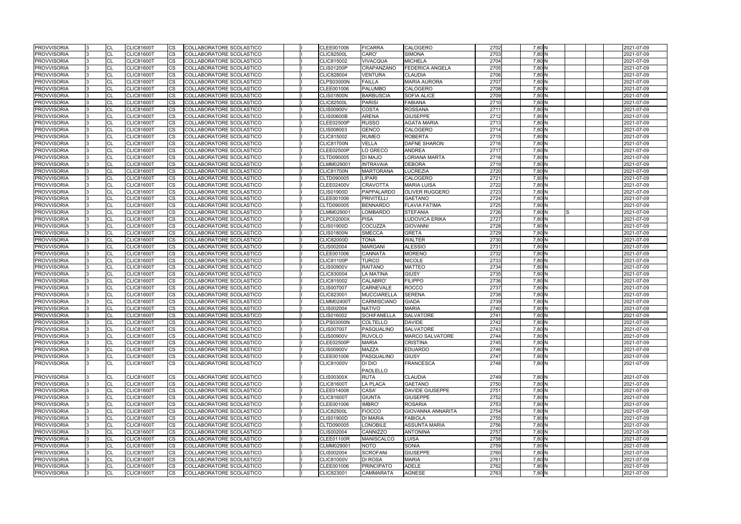| | | | | | | | | | | | | | | | | | |
|---|---|---|---|---|---|---|---|---|---|---|---|---|---|---|---|---|---|
| PROVVISORIA | 3 | CL | CLIC81600T | CS | COLLABORATORE SCOLASTICO | | I | CLEE001006 | FICARRA | CALOGERO | 2702 | 7,80 | N | | | | 2021-07-09 |
| PROVVISORIA | 3 | CL | CLIC81600T | CS | COLLABORATORE SCOLASTICO | | I | CLIC82500L | CARO' | SIMONA | 2703 | 7,80 | N | | | | 2021-07-09 |
| PROVVISORIA | 3 | CL | CLIC81600T | CS | COLLABORATORE SCOLASTICO | | I | CLIC815002 | VIVACQUA | MICHELA | 2704 | 7,80 | N | | | | 2021-07-09 |
| PROVVISORIA | 3 | CL | CLIC81600T | CS | COLLABORATORE SCOLASTICO | | I | CLIS01200P | CRAPANZANO | FEDERICA ANGELA | 2705 | 7,80 | N | | | | 2021-07-09 |
| PROVVISORIA | 3 | CL | CLIC81600T | CS | COLLABORATORE SCOLASTICO | | I | CLIC828004 | VENTURA | CLAUDIA | 2706 | 7,80 | N | | | | 2021-07-09 |
| PROVVISORIA | 3 | CL | CLIC81600T | CS | COLLABORATORE SCOLASTICO | | I | CLPS03000N | FAILLA | MARIA AURORA | 2707 | 7,80 | N | | | | 2021-07-09 |
| PROVVISORIA | 3 | CL | CLIC81600T | CS | COLLABORATORE SCOLASTICO | | I | CLEE001006 | PALUMBO | CALOGERO | 2708 | 7,80 | N | | | | 2021-07-09 |
| PROVVISORIA | 3 | CL | CLIC81600T | CS | COLLABORATORE SCOLASTICO | | I | CLIS01800N | BARBUSCIA | SOFIA ALICE | 2709 | 7,80 | N | | | | 2021-07-09 |
| PROVVISORIA | 3 | CL | CLIC81600T | CS | COLLABORATORE SCOLASTICO | | I | CLIC82500L | PARISI | FABIANA | 2710 | 7,80 | N | | | | 2021-07-09 |
| PROVVISORIA | 3 | CL | CLIC81600T | CS | COLLABORATORE SCOLASTICO | | I | CLIS00900V | COSTA | ROSSANA | 2711 | 7,80 | N | | | | 2021-07-09 |
| PROVVISORIA | 3 | CL | CLIC81600T | CS | COLLABORATORE SCOLASTICO | | I | CLIS00600B | ARENA | GIUSEPPE | 2712 | 7,80 | N | | | | 2021-07-09 |
| PROVVISORIA | 3 | CL | CLIC81600T | CS | COLLABORATORE SCOLASTICO | | I | CLEE02500P | RUSSO | AGATA MARIA | 2713 | 7,80 | N | | | | 2021-07-09 |
| PROVVISORIA | 3 | CL | CLIC81600T | CS | COLLABORATORE SCOLASTICO | | I | CLIS008003 | GENCO | CALOGERO | 2714 | 7,80 | N | | | | 2021-07-09 |
| PROVVISORIA | 3 | CL | CLIC81600T | CS | COLLABORATORE SCOLASTICO | | I | CLIC815002 | RUMEO | ROBERTA | 2715 | 7,80 | N | | | | 2021-07-09 |
| PROVVISORIA | 3 | CL | CLIC81600T | CS | COLLABORATORE SCOLASTICO | | I | CLIC81700N | VELLA | DAFNE SHARON | 2716 | 7,80 | N | | | | 2021-07-09 |
| PROVVISORIA | 3 | CL | CLIC81600T | CS | COLLABORATORE SCOLASTICO | | I | CLEE02500P | LO GRECO | ANDREA | 2717 | 7,80 | N | | | | 2021-07-09 |
| PROVVISORIA | 3 | CL | CLIC81600T | CS | COLLABORATORE SCOLASTICO | | I | CLTD090005 | DI MAJO | LORIANA MARTA | 2718 | 7,80 | N | | | | 2021-07-09 |
| PROVVISORIA | 3 | CL | CLIC81600T | CS | COLLABORATORE SCOLASTICO | | I | CLMM029001 | INTRAVAIA | DEBORA | 2719 | 7,80 | N | | | | 2021-07-09 |
| PROVVISORIA | 3 | CL | CLIC81600T | CS | COLLABORATORE SCOLASTICO | | I | CLIC81700N | MARTORANA | LUCREZIA | 2720 | 7,80 | N | | | | 2021-07-09 |
| PROVVISORIA | 3 | CL | CLIC81600T | CS | COLLABORATORE SCOLASTICO | | I | CLTD090005 | LIPARI | CALOGERO | 2721 | 7,80 | N | | | | 2021-07-09 |
| PROVVISORIA | 3 | CL | CLIC81600T | CS | COLLABORATORE SCOLASTICO | | I | CLEE02400V | CRAVOTTA | MARIA LUISA | 2722 | 7,80 | N | | | | 2021-07-09 |
| PROVVISORIA | 3 | CL | CLIC81600T | CS | COLLABORATORE SCOLASTICO | | I | CLIS01900D | PAPPALARDO | OLIVER RUGGERO | 2723 | 7,80 | N | | | | 2021-07-09 |
| PROVVISORIA | 3 | CL | CLIC81600T | CS | COLLABORATORE SCOLASTICO | | I | CLEE001006 | PRIVITELLI | GAETANO | 2724 | 7,80 | N | | | | 2021-07-09 |
| PROVVISORIA | 3 | CL | CLIC81600T | CS | COLLABORATORE SCOLASTICO | | I | CLTD090005 | BENNARDO | FLAVIA FATIMA | 2725 | 7,80 | N | | | | 2021-07-09 |
| PROVVISORIA | 3 | CL | CLIC81600T | CS | COLLABORATORE SCOLASTICO | | I | CLMM029001 | LOMBARDO | STEFANIA | 2726 | 7,80 | N | S | | | 2021-07-09 |
| PROVVISORIA | 3 | CL | CLIC81600T | CS | COLLABORATORE SCOLASTICO | | I | CLPC02000X | PISA | LUDOVICA ERIKA | 2727 | 7,80 | N | | | | 2021-07-09 |
| PROVVISORIA | 3 | CL | CLIC81600T | CS | COLLABORATORE SCOLASTICO | | I | CLIS01900D | COCUZZA | GIOVANNI | 2728 | 7,80 | N | | | | 2021-07-09 |
| PROVVISORIA | 3 | CL | CLIC81600T | CS | COLLABORATORE SCOLASTICO | | I | CLIS01800N | SMECCA | GRETA | 2729 | 7,80 | N | | | | 2021-07-09 |
| PROVVISORIA | 3 | CL | CLIC81600T | CS | COLLABORATORE SCOLASTICO | | I | CLIC82000D | TONA | WALTER | 2730 | 7,80 | N | | | | 2021-07-09 |
| PROVVISORIA | 3 | CL | CLIC81600T | CS | COLLABORATORE SCOLASTICO | | I | CLIS002004 | MARGANI | ALESSIO | 2731 | 7,80 | N | | | | 2021-07-09 |
| PROVVISORIA | 3 | CL | CLIC81600T | CS | COLLABORATORE SCOLASTICO | | I | CLEE001006 | CANNATA | MORENO | 2732 | 7,80 | N | | | | 2021-07-09 |
| PROVVISORIA | 3 | CL | CLIC81600T | CS | COLLABORATORE SCOLASTICO | | I | CLIC81100P | TURCO | NICOLE | 2733 | 7,80 | N | | | | 2021-07-09 |
| PROVVISORIA | 3 | CL | CLIC81600T | CS | COLLABORATORE SCOLASTICO | | I | CLIS00900V | RAITANO | MATTEO | 2734 | 7,80 | N | | | | 2021-07-09 |
| PROVVISORIA | 3 | CL | CLIC81600T | CS | COLLABORATORE SCOLASTICO | | I | CLIC830004 | LA MATINA | GIUSY | 2735 | 7,80 | N | | | | 2021-07-09 |
| PROVVISORIA | 3 | CL | CLIC81600T | CS | COLLABORATORE SCOLASTICO | | I | CLIC815002 | CALABRO' | FILIPPO | 2736 | 7,80 | N | | | | 2021-07-09 |
| PROVVISORIA | 3 | CL | CLIC81600T | CS | COLLABORATORE SCOLASTICO | | I | CLIS007007 | CARNEVALE | ROCCO | 2737 | 7,80 | N | | | | 2021-07-09 |
| PROVVISORIA | 3 | CL | CLIC81600T | CS | COLLABORATORE SCOLASTICO | | I | CLIC823001 | MUCCIARELLA | SERENA | 2738 | 7,80 | N | | | | 2021-07-09 |
| PROVVISORIA | 3 | CL | CLIC81600T | CS | COLLABORATORE SCOLASTICO | | I | CLMM02400T | CARMISCIANO | GIADA | 2739 | 7,80 | N | | | | 2021-07-09 |
| PROVVISORIA | 3 | CL | CLIC81600T | CS | COLLABORATORE SCOLASTICO | | I | CLIS002004 | NATIVO | MARIA | 2740 | 7,80 | N | | | | 2021-07-09 |
| PROVVISORIA | 3 | CL | CLIC81600T | CS | COLLABORATORE SCOLASTICO | | I | CLIS016002 | SCHIFANELLA | SALVATORE | 2741 | 7,80 | N | | | | 2021-07-09 |
| PROVVISORIA | 3 | CL | CLIC81600T | CS | COLLABORATORE SCOLASTICO | | I | CLPS03000N | COLTELLO | DAVIDE | 2742 | 7,80 | N | | | | 2021-07-09 |
| PROVVISORIA | 3 | CL | CLIC81600T | CS | COLLABORATORE SCOLASTICO | | I | CLIS007007 | PASQUALINO | SALVATORE | 2743 | 7,80 | N | | | | 2021-07-09 |
| PROVVISORIA | 3 | CL | CLIC81600T | CS | COLLABORATORE SCOLASTICO | | I | CLIS00900V | RUVOLO | MARCO SALVATORE | 2744 | 7,80 | N | | | | 2021-07-09 |
| PROVVISORIA | 3 | CL | CLIC81600T | CS | COLLABORATORE SCOLASTICO | | I | CLEE02500P | MARIA | CRISTINA | 2745 | 7,80 | N | | | | 2021-07-09 |
| PROVVISORIA | 3 | CL | CLIC81600T | CS | COLLABORATORE SCOLASTICO | | I | CLIS00900V | MAZZA | EDUARDO | 2746 | 7,80 | N | | | | 2021-07-09 |
| PROVVISORIA | 3 | CL | CLIC81600T | CS | COLLABORATORE SCOLASTICO | | I | CLEE001006 | PASQUALINO | GIUSY | 2747 | 7,80 | N | | | | 2021-07-09 |
| PROVVISORIA | 3 | CL | CLIC81600T | CS | COLLABORATORE SCOLASTICO | | I | CLIC81000V | DI DIO PAOLELLO | FRANCESCA | 2748 | 7,80 | N | | | | 2021-07-09 |
| PROVVISORIA | 3 | CL | CLIC81600T | CS | COLLABORATORE SCOLASTICO | | I | CLIS00300X | RUTA | CLAUDIA | 2749 | 7,80 | N | | | | 2021-07-09 |
| PROVVISORIA | 3 | CL | CLIC81600T | CS | COLLABORATORE SCOLASTICO | | I | CLIC81600T | LA PLACA | GAETANO | 2750 | 7,80 | N | | | | 2021-07-09 |
| PROVVISORIA | 3 | CL | CLIC81600T | CS | COLLABORATORE SCOLASTICO | | I | CLEE014008 | CASA' | DAVIDE GIUSEPPE | 2751 | 7,80 | N | | | | 2021-07-09 |
| PROVVISORIA | 3 | CL | CLIC81600T | CS | COLLABORATORE SCOLASTICO | | I | CLIC81600T | GIUNTA | GIUSEPPE | 2752 | 7,80 | N | | | | 2021-07-09 |
| PROVVISORIA | 3 | CL | CLIC81600T | CS | COLLABORATORE SCOLASTICO | | I | CLEE001006 | IMBRO' | ROSARIA | 2753 | 7,80 | N | | | | 2021-07-09 |
| PROVVISORIA | 3 | CL | CLIC81600T | CS | COLLABORATORE SCOLASTICO | | I | CLIC82500L | FIOCCO | GIOVANNA ANNARITA | 2754 | 7,80 | N | | | | 2021-07-09 |
| PROVVISORIA | 3 | CL | CLIC81600T | CS | COLLABORATORE SCOLASTICO | | I | CLIS01900D | DI MARIA | FABIOLA | 2755 | 7,80 | N | | | | 2021-07-09 |
| PROVVISORIA | 3 | CL | CLIC81600T | CS | COLLABORATORE SCOLASTICO | | I | CLTD090005 | LONOBILE | ASSUNTA MARIA | 2756 | 7,80 | N | | | | 2021-07-09 |
| PROVVISORIA | 3 | CL | CLIC81600T | CS | COLLABORATORE SCOLASTICO | | I | CLIS002004 | CANNIZZO | ANTONINA | 2757 | 7,80 | N | | | | 2021-07-09 |
| PROVVISORIA | 3 | CL | CLIC81600T | CS | COLLABORATORE SCOLASTICO | | I | CLEE01100R | MANISCALCO | LUISA | 2758 | 7,80 | N | | | | 2021-07-09 |
| PROVVISORIA | 3 | CL | CLIC81600T | CS | COLLABORATORE SCOLASTICO | | I | CLMM029001 | NOTO | SONIA | 2759 | 7,80 | N | | | | 2021-07-09 |
| PROVVISORIA | 3 | CL | CLIC81600T | CS | COLLABORATORE SCOLASTICO | | I | CLIS002004 | SCROFANI | GIUSEPPE | 2760 | 7,80 | N | | | | 2021-07-09 |
| PROVVISORIA | 3 | CL | CLIC81600T | CS | COLLABORATORE SCOLASTICO | | I | CLIC81000V | DI ROSA | MARIA | 2761 | 7,80 | N | | | | 2021-07-09 |
| PROVVISORIA | 3 | CL | CLIC81600T | CS | COLLABORATORE SCOLASTICO | | I | CLEE001006 | PRINCIPATO | ADELE | 2762 | 7,80 | N | | | | 2021-07-09 |
| PROVVISORIA | 3 | CL | CLIC81600T | CS | COLLABORATORE SCOLASTICO | | I | CLIC823001 | CAMMARATA | AGNESE | 2763 | 7,80 | N | | | | 2021-07-09 |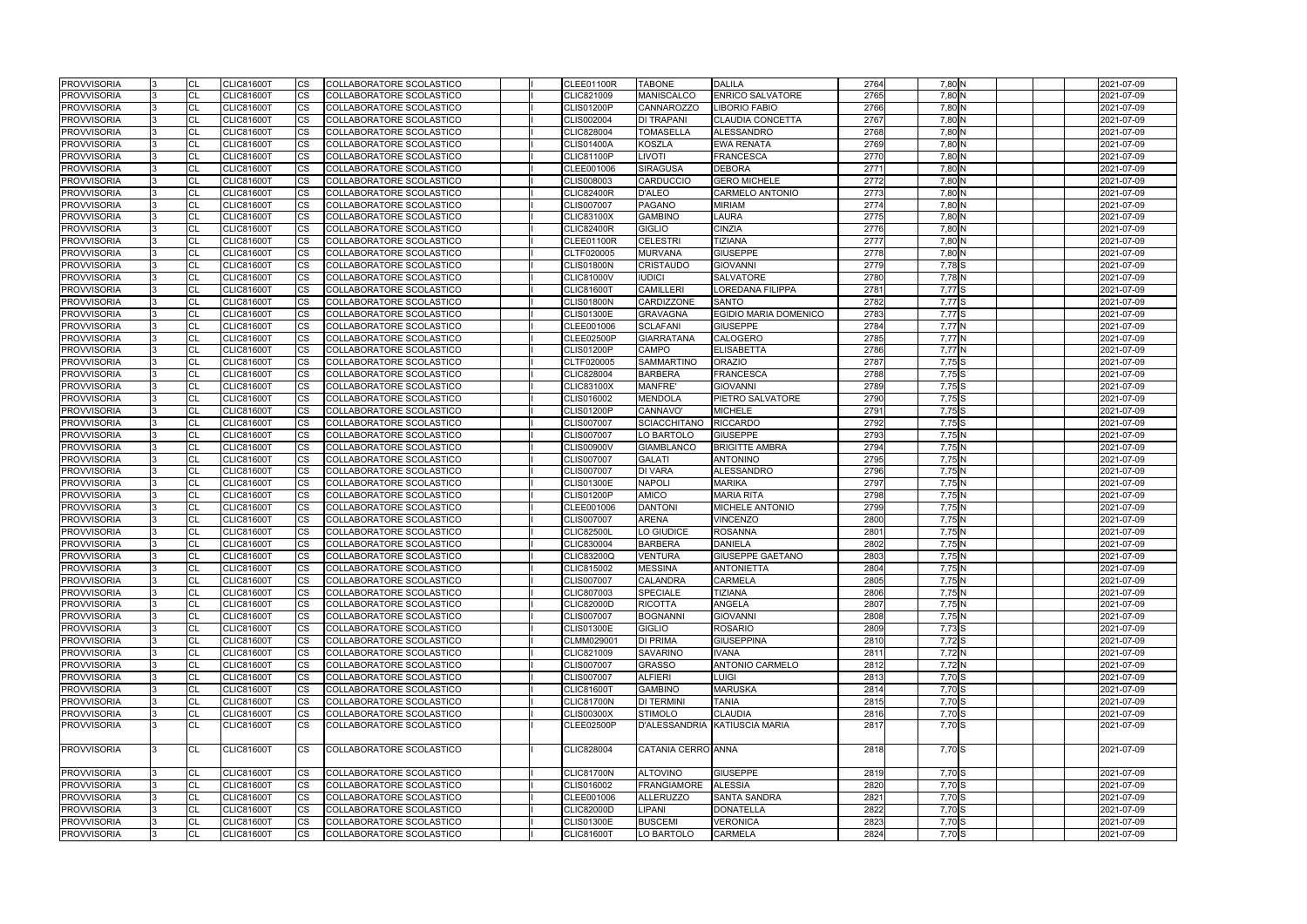| | | | | | | | | | | | | | | | | | |
|---|---|---|---|---|---|---|---|---|---|---|---|---|---|---|---|---|---|
| PROVVISORIA | 3 | CL | CLIC81600T | CS | COLLABORATORE SCOLASTICO | | I | CLEE01100R | TABONE | DALILA | 2764 | 7,80 | N | | | | 2021-07-09 |
| PROVVISORIA | 3 | CL | CLIC81600T | CS | COLLABORATORE SCOLASTICO | | I | CLIC821009 | MANISCALCO | ENRICO SALVATORE | 2765 | 7,80 | N | | | | 2021-07-09 |
| PROVVISORIA | 3 | CL | CLIC81600T | CS | COLLABORATORE SCOLASTICO | | I | CLIS01200P | CANNAROZZO | LIBORIO FABIO | 2766 | 7,80 | N | | | | 2021-07-09 |
| PROVVISORIA | 3 | CL | CLIC81600T | CS | COLLABORATORE SCOLASTICO | | I | CLIS002004 | DI TRAPANI | CLAUDIA CONCETTA | 2767 | 7,80 | N | | | | 2021-07-09 |
| PROVVISORIA | 3 | CL | CLIC81600T | CS | COLLABORATORE SCOLASTICO | | I | CLIC828004 | TOMASELLA | ALESSANDRO | 2768 | 7,80 | N | | | | 2021-07-09 |
| PROVVISORIA | 3 | CL | CLIC81600T | CS | COLLABORATORE SCOLASTICO | | I | CLIS01400A | KOSZLA | EWA RENATA | 2769 | 7,80 | N | | | | 2021-07-09 |
| PROVVISORIA | 3 | CL | CLIC81600T | CS | COLLABORATORE SCOLASTICO | | I | CLIC81100P | LIVOTI | FRANCESCA | 2770 | 7,80 | N | | | | 2021-07-09 |
| PROVVISORIA | 3 | CL | CLIC81600T | CS | COLLABORATORE SCOLASTICO | | I | CLEE001006 | SIRAGUSA | DEBORA | 2771 | 7,80 | N | | | | 2021-07-09 |
| PROVVISORIA | 3 | CL | CLIC81600T | CS | COLLABORATORE SCOLASTICO | | I | CLIS008003 | CARDUCCIO | GERO MICHELE | 2772 | 7,80 | N | | | | 2021-07-09 |
| PROVVISORIA | 3 | CL | CLIC81600T | CS | COLLABORATORE SCOLASTICO | | I | CLIC82400R | D'ALEO | CARMELO ANTONIO | 2773 | 7,80 | N | | | | 2021-07-09 |
| PROVVISORIA | 3 | CL | CLIC81600T | CS | COLLABORATORE SCOLASTICO | | I | CLIS007007 | PAGANO | MIRIAM | 2774 | 7,80 | N | | | | 2021-07-09 |
| PROVVISORIA | 3 | CL | CLIC81600T | CS | COLLABORATORE SCOLASTICO | | I | CLIC83100X | GAMBINO | LAURA | 2775 | 7,80 | N | | | | 2021-07-09 |
| PROVVISORIA | 3 | CL | CLIC81600T | CS | COLLABORATORE SCOLASTICO | | I | CLIC82400R | GIGLIO | CINZIA | 2776 | 7,80 | N | | | | 2021-07-09 |
| PROVVISORIA | 3 | CL | CLIC81600T | CS | COLLABORATORE SCOLASTICO | | I | CLEE01100R | CELESTRI | TIZIANA | 2777 | 7,80 | N | | | | 2021-07-09 |
| PROVVISORIA | 3 | CL | CLIC81600T | CS | COLLABORATORE SCOLASTICO | | I | CLTF020005 | MURVANA | GIUSEPPE | 2778 | 7,80 | N | | | | 2021-07-09 |
| PROVVISORIA | 3 | CL | CLIC81600T | CS | COLLABORATORE SCOLASTICO | | I | CLIS01800N | CRISTAUDO | GIOVANNI | 2779 | 7,78 | S | | | | 2021-07-09 |
| PROVVISORIA | 3 | CL | CLIC81600T | CS | COLLABORATORE SCOLASTICO | | I | CLIC81000V | IUDICI | SALVATORE | 2780 | 7,78 | N | | | | 2021-07-09 |
| PROVVISORIA | 3 | CL | CLIC81600T | CS | COLLABORATORE SCOLASTICO | | I | CLIC81600T | CAMILLERI | LOREDANA FILIPPA | 2781 | 7,77 | S | | | | 2021-07-09 |
| PROVVISORIA | 3 | CL | CLIC81600T | CS | COLLABORATORE SCOLASTICO | | I | CLIS01800N | CARDIZZONE | SANTO | 2782 | 7,77 | S | | | | 2021-07-09 |
| PROVVISORIA | 3 | CL | CLIC81600T | CS | COLLABORATORE SCOLASTICO | | I | CLIS01300E | GRAVAGNA | EGIDIO MARIA DOMENICO | 2783 | 7,77 | S | | | | 2021-07-09 |
| PROVVISORIA | 3 | CL | CLIC81600T | CS | COLLABORATORE SCOLASTICO | | I | CLEE001006 | SCLAFANI | GIUSEPPE | 2784 | 7,77 | N | | | | 2021-07-09 |
| PROVVISORIA | 3 | CL | CLIC81600T | CS | COLLABORATORE SCOLASTICO | | I | CLEE02500P | GIARRATANA | CALOGERO | 2785 | 7,77 | N | | | | 2021-07-09 |
| PROVVISORIA | 3 | CL | CLIC81600T | CS | COLLABORATORE SCOLASTICO | | I | CLIS01200P | CAMPO | ELISABETTA | 2786 | 7,77 | N | | | | 2021-07-09 |
| PROVVISORIA | 3 | CL | CLIC81600T | CS | COLLABORATORE SCOLASTICO | | I | CLTF020005 | SAMMARTINO | ORAZIO | 2787 | 7,75 | S | | | | 2021-07-09 |
| PROVVISORIA | 3 | CL | CLIC81600T | CS | COLLABORATORE SCOLASTICO | | I | CLIC828004 | BARBERA | FRANCESCA | 2788 | 7,75 | S | | | | 2021-07-09 |
| PROVVISORIA | 3 | CL | CLIC81600T | CS | COLLABORATORE SCOLASTICO | | I | CLIC83100X | MANFRE' | GIOVANNI | 2789 | 7,75 | S | | | | 2021-07-09 |
| PROVVISORIA | 3 | CL | CLIC81600T | CS | COLLABORATORE SCOLASTICO | | I | CLIS016002 | MENDOLA | PIETRO SALVATORE | 2790 | 7,75 | S | | | | 2021-07-09 |
| PROVVISORIA | 3 | CL | CLIC81600T | CS | COLLABORATORE SCOLASTICO | | I | CLIS01200P | CANNAVO' | MICHELE | 2791 | 7,75 | S | | | | 2021-07-09 |
| PROVVISORIA | 3 | CL | CLIC81600T | CS | COLLABORATORE SCOLASTICO | | I | CLIS007007 | SCIACCHITANO | RICCARDO | 2792 | 7,75 | S | | | | 2021-07-09 |
| PROVVISORIA | 3 | CL | CLIC81600T | CS | COLLABORATORE SCOLASTICO | | I | CLIS007007 | LO BARTOLO | GIUSEPPE | 2793 | 7,75 | N | | | | 2021-07-09 |
| PROVVISORIA | 3 | CL | CLIC81600T | CS | COLLABORATORE SCOLASTICO | | I | CLIS00900V | GIAMBLANCO | BRIGITTE AMBRA | 2794 | 7,75 | N | | | | 2021-07-09 |
| PROVVISORIA | 3 | CL | CLIC81600T | CS | COLLABORATORE SCOLASTICO | | I | CLIS007007 | GALATI | ANTONINO | 2795 | 7,75 | N | | | | 2021-07-09 |
| PROVVISORIA | 3 | CL | CLIC81600T | CS | COLLABORATORE SCOLASTICO | | I | CLIS007007 | DI VARA | ALESSANDRO | 2796 | 7,75 | N | | | | 2021-07-09 |
| PROVVISORIA | 3 | CL | CLIC81600T | CS | COLLABORATORE SCOLASTICO | | I | CLIS01300E | NAPOLI | MARIKA | 2797 | 7,75 | N | | | | 2021-07-09 |
| PROVVISORIA | 3 | CL | CLIC81600T | CS | COLLABORATORE SCOLASTICO | | I | CLIS01200P | AMICO | MARIA RITA | 2798 | 7,75 | N | | | | 2021-07-09 |
| PROVVISORIA | 3 | CL | CLIC81600T | CS | COLLABORATORE SCOLASTICO | | I | CLEE001006 | DANTONI | MICHELE ANTONIO | 2799 | 7,75 | N | | | | 2021-07-09 |
| PROVVISORIA | 3 | CL | CLIC81600T | CS | COLLABORATORE SCOLASTICO | | I | CLIS007007 | ARENA | VINCENZO | 2800 | 7,75 | N | | | | 2021-07-09 |
| PROVVISORIA | 3 | CL | CLIC81600T | CS | COLLABORATORE SCOLASTICO | | I | CLIC82500L | LO GIUDICE | ROSANNA | 2801 | 7,75 | N | | | | 2021-07-09 |
| PROVVISORIA | 3 | CL | CLIC81600T | CS | COLLABORATORE SCOLASTICO | | I | CLIC830004 | BARBERA | DANIELA | 2802 | 7,75 | N | | | | 2021-07-09 |
| PROVVISORIA | 3 | CL | CLIC81600T | CS | COLLABORATORE SCOLASTICO | | I | CLIC83200Q | VENTURA | GIUSEPPE GAETANO | 2803 | 7,75 | N | | | | 2021-07-09 |
| PROVVISORIA | 3 | CL | CLIC81600T | CS | COLLABORATORE SCOLASTICO | | I | CLIC815002 | MESSINA | ANTONIETTA | 2804 | 7,75 | N | | | | 2021-07-09 |
| PROVVISORIA | 3 | CL | CLIC81600T | CS | COLLABORATORE SCOLASTICO | | I | CLIS007007 | CALANDRA | CARMELA | 2805 | 7,75 | N | | | | 2021-07-09 |
| PROVVISORIA | 3 | CL | CLIC81600T | CS | COLLABORATORE SCOLASTICO | | I | CLIC807003 | SPECIALE | TIZIANA | 2806 | 7,75 | N | | | | 2021-07-09 |
| PROVVISORIA | 3 | CL | CLIC81600T | CS | COLLABORATORE SCOLASTICO | | I | CLIC82000D | RICOTTA | ANGELA | 2807 | 7,75 | N | | | | 2021-07-09 |
| PROVVISORIA | 3 | CL | CLIC81600T | CS | COLLABORATORE SCOLASTICO | | I | CLIS007007 | BOGNANNI | GIOVANNI | 2808 | 7,75 | N | | | | 2021-07-09 |
| PROVVISORIA | 3 | CL | CLIC81600T | CS | COLLABORATORE SCOLASTICO | | I | CLIS01300E | GIGLIO | ROSARIO | 2809 | 7,73 | S | | | | 2021-07-09 |
| PROVVISORIA | 3 | CL | CLIC81600T | CS | COLLABORATORE SCOLASTICO | | I | CLMM029001 | DI PRIMA | GIUSEPPINA | 2810 | 7,72 | S | | | | 2021-07-09 |
| PROVVISORIA | 3 | CL | CLIC81600T | CS | COLLABORATORE SCOLASTICO | | I | CLIC821009 | SAVARINO | IVANA | 2811 | 7,72 | N | | | | 2021-07-09 |
| PROVVISORIA | 3 | CL | CLIC81600T | CS | COLLABORATORE SCOLASTICO | | I | CLIS007007 | GRASSO | ANTONIO CARMELO | 2812 | 7,72 | N | | | | 2021-07-09 |
| PROVVISORIA | 3 | CL | CLIC81600T | CS | COLLABORATORE SCOLASTICO | | I | CLIS007007 | ALFIERI | LUIGI | 2813 | 7,70 | S | | | | 2021-07-09 |
| PROVVISORIA | 3 | CL | CLIC81600T | CS | COLLABORATORE SCOLASTICO | | I | CLIC81600T | GAMBINO | MARUSKA | 2814 | 7,70 | S | | | | 2021-07-09 |
| PROVVISORIA | 3 | CL | CLIC81600T | CS | COLLABORATORE SCOLASTICO | | I | CLIC81700N | DI TERMINI | TANIA | 2815 | 7,70 | S | | | | 2021-07-09 |
| PROVVISORIA | 3 | CL | CLIC81600T | CS | COLLABORATORE SCOLASTICO | | I | CLIS00300X | STIMOLO | CLAUDIA | 2816 | 7,70 | S | | | | 2021-07-09 |
| PROVVISORIA | 3 | CL | CLIC81600T | CS | COLLABORATORE SCOLASTICO | | I | CLEE02500P | D'ALESSANDRIA | KATIUSCIA MARIA | 2817 | 7,70 | S | | | | 2021-07-09 |
| PROVVISORIA | 3 | CL | CLIC81600T | CS | COLLABORATORE SCOLASTICO | | I | CLIC828004 | CATANIA CERRO | ANNA | 2818 | 7,70 | S | | | | 2021-07-09 |
| PROVVISORIA | 3 | CL | CLIC81600T | CS | COLLABORATORE SCOLASTICO | | I | CLIC81700N | ALTOVINO | GIUSEPPE | 2819 | 7,70 | S | | | | 2021-07-09 |
| PROVVISORIA | 3 | CL | CLIC81600T | CS | COLLABORATORE SCOLASTICO | | I | CLIS016002 | FRANGIAMORE | ALESSIA | 2820 | 7,70 | S | | | | 2021-07-09 |
| PROVVISORIA | 3 | CL | CLIC81600T | CS | COLLABORATORE SCOLASTICO | | I | CLEE001006 | ALLERUZZO | SANTA SANDRA | 2821 | 7,70 | S | | | | 2021-07-09 |
| PROVVISORIA | 3 | CL | CLIC81600T | CS | COLLABORATORE SCOLASTICO | | I | CLIC82000D | LIPANI | DONATELLA | 2822 | 7,70 | S | | | | 2021-07-09 |
| PROVVISORIA | 3 | CL | CLIC81600T | CS | COLLABORATORE SCOLASTICO | | I | CLIS01300E | BUSCEMI | VERONICA | 2823 | 7,70 | S | | | | 2021-07-09 |
| PROVVISORIA | 3 | CL | CLIC81600T | CS | COLLABORATORE SCOLASTICO | | I | CLIC81600T | LO BARTOLO | CARMELA | 2824 | 7,70 | S | | | | 2021-07-09 |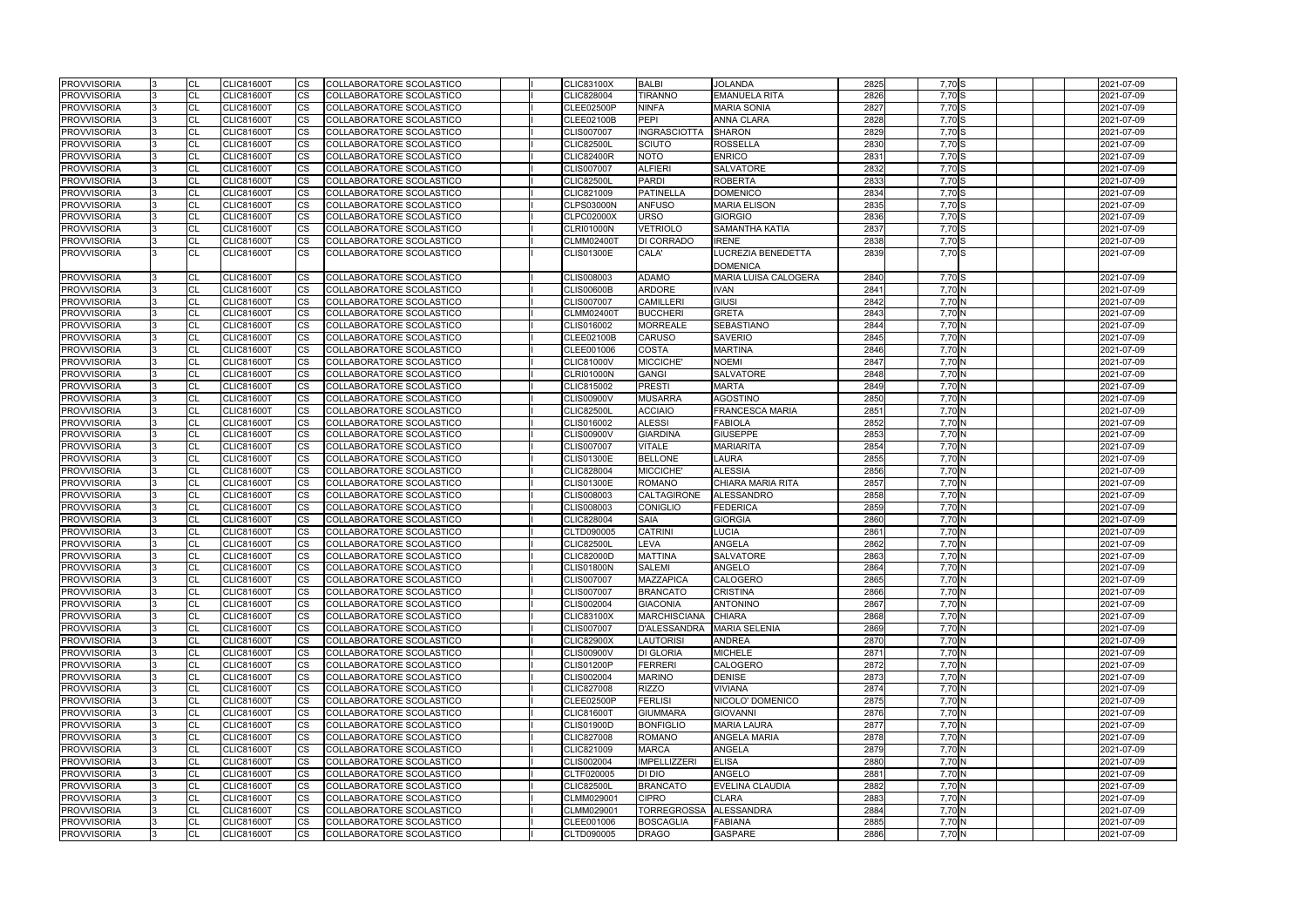| | | | | | | | | | | | | | | | | | |
|---|---|---|---|---|---|---|---|---|---|---|---|---|---|---|---|---|---|
| PROVVISORIA | 3 | CL | CLIC81600T | CS | COLLABORATORE SCOLASTICO | | I | CLIC83100X | BALBI | JOLANDA | 2825 | 7,70 | S | | | | 2021-07-09 |
| PROVVISORIA | 3 | CL | CLIC81600T | CS | COLLABORATORE SCOLASTICO | | I | CLIC828004 | TIRANNO | EMANUELA RITA | 2826 | 7,70 | S | | | | 2021-07-09 |
| PROVVISORIA | 3 | CL | CLIC81600T | CS | COLLABORATORE SCOLASTICO | | I | CLEE02500P | NINFA | MARIA SONIA | 2827 | 7,70 | S | | | | 2021-07-09 |
| PROVVISORIA | 3 | CL | CLIC81600T | CS | COLLABORATORE SCOLASTICO | | I | CLEE02100B | PEPI | ANNA CLARA | 2828 | 7,70 | S | | | | 2021-07-09 |
| PROVVISORIA | 3 | CL | CLIC81600T | CS | COLLABORATORE SCOLASTICO | | I | CLIS007007 | INGRASCIOTTA | SHARON | 2829 | 7,70 | S | | | | 2021-07-09 |
| PROVVISORIA | 3 | CL | CLIC81600T | CS | COLLABORATORE SCOLASTICO | | I | CLIC82500L | SCIUTO | ROSSELLA | 2830 | 7,70 | S | | | | 2021-07-09 |
| PROVVISORIA | 3 | CL | CLIC81600T | CS | COLLABORATORE SCOLASTICO | | I | CLIC82400R | NOTO | ENRICO | 2831 | 7,70 | S | | | | 2021-07-09 |
| PROVVISORIA | 3 | CL | CLIC81600T | CS | COLLABORATORE SCOLASTICO | | I | CLIS007007 | ALFIERI | SALVATORE | 2832 | 7,70 | S | | | | 2021-07-09 |
| PROVVISORIA | 3 | CL | CLIC81600T | CS | COLLABORATORE SCOLASTICO | | I | CLIC82500L | PARDI | ROBERTA | 2833 | 7,70 | S | | | | 2021-07-09 |
| PROVVISORIA | 3 | CL | CLIC81600T | CS | COLLABORATORE SCOLASTICO | | I | CLIC821009 | PATINELLA | DOMENICO | 2834 | 7,70 | S | | | | 2021-07-09 |
| PROVVISORIA | 3 | CL | CLIC81600T | CS | COLLABORATORE SCOLASTICO | | I | CLPS03000N | ANFUSO | MARIA ELISON | 2835 | 7,70 | S | | | | 2021-07-09 |
| PROVVISORIA | 3 | CL | CLIC81600T | CS | COLLABORATORE SCOLASTICO | | I | CLPC02000X | URSO | GIORGIO | 2836 | 7,70 | S | | | | 2021-07-09 |
| PROVVISORIA | 3 | CL | CLIC81600T | CS | COLLABORATORE SCOLASTICO | | I | CLRI01000N | VETRIOLO | SAMANTHA KATIA | 2837 | 7,70 | S | | | | 2021-07-09 |
| PROVVISORIA | 3 | CL | CLIC81600T | CS | COLLABORATORE SCOLASTICO | | I | CLMM02400T | DI CORRADO | IRENE | 2838 | 7,70 | S | | | | 2021-07-09 |
| PROVVISORIA | 3 | CL | CLIC81600T | CS | COLLABORATORE SCOLASTICO | | I | CLIS01300E | CALA' | LUCREZIA BENEDETTA DOMENICA | 2839 | 7,70 | S | | | | 2021-07-09 |
| PROVVISORIA | 3 | CL | CLIC81600T | CS | COLLABORATORE SCOLASTICO | | I | CLIS008003 | ADAMO | MARIA LUISA CALOGERA | 2840 | 7,70 | S | | | | 2021-07-09 |
| PROVVISORIA | 3 | CL | CLIC81600T | CS | COLLABORATORE SCOLASTICO | | I | CLIS00600B | ARDORE | IVAN | 2841 | 7,70 | N | | | | 2021-07-09 |
| PROVVISORIA | 3 | CL | CLIC81600T | CS | COLLABORATORE SCOLASTICO | | I | CLIS007007 | CAMILLERI | GIUSI | 2842 | 7,70 | N | | | | 2021-07-09 |
| PROVVISORIA | 3 | CL | CLIC81600T | CS | COLLABORATORE SCOLASTICO | | I | CLMM02400T | BUCCHERI | GRETA | 2843 | 7,70 | N | | | | 2021-07-09 |
| PROVVISORIA | 3 | CL | CLIC81600T | CS | COLLABORATORE SCOLASTICO | | I | CLIS016002 | MORREALE | SEBASTIANO | 2844 | 7,70 | N | | | | 2021-07-09 |
| PROVVISORIA | 3 | CL | CLIC81600T | CS | COLLABORATORE SCOLASTICO | | I | CLEE02100B | CARUSO | SAVERIO | 2845 | 7,70 | N | | | | 2021-07-09 |
| PROVVISORIA | 3 | CL | CLIC81600T | CS | COLLABORATORE SCOLASTICO | | I | CLEE001006 | COSTA | MARTINA | 2846 | 7,70 | N | | | | 2021-07-09 |
| PROVVISORIA | 3 | CL | CLIC81600T | CS | COLLABORATORE SCOLASTICO | | I | CLIC81000V | MICCICHE' | NOEMI | 2847 | 7,70 | N | | | | 2021-07-09 |
| PROVVISORIA | 3 | CL | CLIC81600T | CS | COLLABORATORE SCOLASTICO | | I | CLRI01000N | GANGI | SALVATORE | 2848 | 7,70 | N | | | | 2021-07-09 |
| PROVVISORIA | 3 | CL | CLIC81600T | CS | COLLABORATORE SCOLASTICO | | I | CLIC815002 | PRESTI | MARTA | 2849 | 7,70 | N | | | | 2021-07-09 |
| PROVVISORIA | 3 | CL | CLIC81600T | CS | COLLABORATORE SCOLASTICO | | I | CLIS00900V | MUSARRA | AGOSTINO | 2850 | 7,70 | N | | | | 2021-07-09 |
| PROVVISORIA | 3 | CL | CLIC81600T | CS | COLLABORATORE SCOLASTICO | | I | CLIC82500L | ACCIAIO | FRANCESCA MARIA | 2851 | 7,70 | N | | | | 2021-07-09 |
| PROVVISORIA | 3 | CL | CLIC81600T | CS | COLLABORATORE SCOLASTICO | | I | CLIS016002 | ALESSI | FABIOLA | 2852 | 7,70 | N | | | | 2021-07-09 |
| PROVVISORIA | 3 | CL | CLIC81600T | CS | COLLABORATORE SCOLASTICO | | I | CLIS00900V | GIARDINA | GIUSEPPE | 2853 | 7,70 | N | | | | 2021-07-09 |
| PROVVISORIA | 3 | CL | CLIC81600T | CS | COLLABORATORE SCOLASTICO | | I | CLIS007007 | VITALE | MARIARITA | 2854 | 7,70 | N | | | | 2021-07-09 |
| PROVVISORIA | 3 | CL | CLIC81600T | CS | COLLABORATORE SCOLASTICO | | I | CLIS01300E | BELLONE | LAURA | 2855 | 7,70 | N | | | | 2021-07-09 |
| PROVVISORIA | 3 | CL | CLIC81600T | CS | COLLABORATORE SCOLASTICO | | I | CLIC828004 | MICCICHE' | ALESSIA | 2856 | 7,70 | N | | | | 2021-07-09 |
| PROVVISORIA | 3 | CL | CLIC81600T | CS | COLLABORATORE SCOLASTICO | | I | CLIS01300E | ROMANO | CHIARA MARIA RITA | 2857 | 7,70 | N | | | | 2021-07-09 |
| PROVVISORIA | 3 | CL | CLIC81600T | CS | COLLABORATORE SCOLASTICO | | I | CLIS008003 | CALTAGIRONE | ALESSANDRO | 2858 | 7,70 | N | | | | 2021-07-09 |
| PROVVISORIA | 3 | CL | CLIC81600T | CS | COLLABORATORE SCOLASTICO | | I | CLIS008003 | CONIGLIO | FEDERICA | 2859 | 7,70 | N | | | | 2021-07-09 |
| PROVVISORIA | 3 | CL | CLIC81600T | CS | COLLABORATORE SCOLASTICO | | I | CLIC828004 | SAIA | GIORGIA | 2860 | 7,70 | N | | | | 2021-07-09 |
| PROVVISORIA | 3 | CL | CLIC81600T | CS | COLLABORATORE SCOLASTICO | | I | CLTD090005 | CATRINI | LUCIA | 2861 | 7,70 | N | | | | 2021-07-09 |
| PROVVISORIA | 3 | CL | CLIC81600T | CS | COLLABORATORE SCOLASTICO | | I | CLIC82500L | LEVA | ANGELA | 2862 | 7,70 | N | | | | 2021-07-09 |
| PROVVISORIA | 3 | CL | CLIC81600T | CS | COLLABORATORE SCOLASTICO | | I | CLIC82000D | MATTINA | SALVATORE | 2863 | 7,70 | N | | | | 2021-07-09 |
| PROVVISORIA | 3 | CL | CLIC81600T | CS | COLLABORATORE SCOLASTICO | | I | CLIS01800N | SALEMI | ANGELO | 2864 | 7,70 | N | | | | 2021-07-09 |
| PROVVISORIA | 3 | CL | CLIC81600T | CS | COLLABORATORE SCOLASTICO | | I | CLIS007007 | MAZZAPICA | CALOGERO | 2865 | 7,70 | N | | | | 2021-07-09 |
| PROVVISORIA | 3 | CL | CLIC81600T | CS | COLLABORATORE SCOLASTICO | | I | CLIS007007 | BRANCATO | CRISTINA | 2866 | 7,70 | N | | | | 2021-07-09 |
| PROVVISORIA | 3 | CL | CLIC81600T | CS | COLLABORATORE SCOLASTICO | | I | CLIS002004 | GIACONIA | ANTONINO | 2867 | 7,70 | N | | | | 2021-07-09 |
| PROVVISORIA | 3 | CL | CLIC81600T | CS | COLLABORATORE SCOLASTICO | | I | CLIC83100X | MARCHISCIANA | CHIARA | 2868 | 7,70 | N | | | | 2021-07-09 |
| PROVVISORIA | 3 | CL | CLIC81600T | CS | COLLABORATORE SCOLASTICO | | I | CLIS007007 | D'ALESSANDRA | MARIA SELENIA | 2869 | 7,70 | N | | | | 2021-07-09 |
| PROVVISORIA | 3 | CL | CLIC81600T | CS | COLLABORATORE SCOLASTICO | | I | CLIC82900X | LAUTORISI | ANDREA | 2870 | 7,70 | N | | | | 2021-07-09 |
| PROVVISORIA | 3 | CL | CLIC81600T | CS | COLLABORATORE SCOLASTICO | | I | CLIS00900V | DI GLORIA | MICHELE | 2871 | 7,70 | N | | | | 2021-07-09 |
| PROVVISORIA | 3 | CL | CLIC81600T | CS | COLLABORATORE SCOLASTICO | | I | CLIS01200P | FERRERI | CALOGERO | 2872 | 7,70 | N | | | | 2021-07-09 |
| PROVVISORIA | 3 | CL | CLIC81600T | CS | COLLABORATORE SCOLASTICO | | I | CLIS002004 | MARINO | DENISE | 2873 | 7,70 | N | | | | 2021-07-09 |
| PROVVISORIA | 3 | CL | CLIC81600T | CS | COLLABORATORE SCOLASTICO | | I | CLIC827008 | RIZZO | VIVIANA | 2874 | 7,70 | N | | | | 2021-07-09 |
| PROVVISORIA | 3 | CL | CLIC81600T | CS | COLLABORATORE SCOLASTICO | | I | CLEE02500P | FERLISI | NICOLO' DOMENICO | 2875 | 7,70 | N | | | | 2021-07-09 |
| PROVVISORIA | 3 | CL | CLIC81600T | CS | COLLABORATORE SCOLASTICO | | I | CLIC81600T | GIUMMARA | GIOVANNI | 2876 | 7,70 | N | | | | 2021-07-09 |
| PROVVISORIA | 3 | CL | CLIC81600T | CS | COLLABORATORE SCOLASTICO | | I | CLIS01900D | BONFIGLIO | MARIA LAURA | 2877 | 7,70 | N | | | | 2021-07-09 |
| PROVVISORIA | 3 | CL | CLIC81600T | CS | COLLABORATORE SCOLASTICO | | I | CLIC827008 | ROMANO | ANGELA MARIA | 2878 | 7,70 | N | | | | 2021-07-09 |
| PROVVISORIA | 3 | CL | CLIC81600T | CS | COLLABORATORE SCOLASTICO | | I | CLIC821009 | MARCA | ANGELA | 2879 | 7,70 | N | | | | 2021-07-09 |
| PROVVISORIA | 3 | CL | CLIC81600T | CS | COLLABORATORE SCOLASTICO | | I | CLIS002004 | IMPELLIZZERI | ELISA | 2880 | 7,70 | N | | | | 2021-07-09 |
| PROVVISORIA | 3 | CL | CLIC81600T | CS | COLLABORATORE SCOLASTICO | | I | CLTF020005 | DI DIO | ANGELO | 2881 | 7,70 | N | | | | 2021-07-09 |
| PROVVISORIA | 3 | CL | CLIC81600T | CS | COLLABORATORE SCOLASTICO | | I | CLIC82500L | BRANCATO | EVELINA CLAUDIA | 2882 | 7,70 | N | | | | 2021-07-09 |
| PROVVISORIA | 3 | CL | CLIC81600T | CS | COLLABORATORE SCOLASTICO | | I | CLMM029001 | CIPRO | CLARA | 2883 | 7,70 | N | | | | 2021-07-09 |
| PROVVISORIA | 3 | CL | CLIC81600T | CS | COLLABORATORE SCOLASTICO | | I | CLMM029001 | TORREGROSSA | ALESSANDRA | 2884 | 7,70 | N | | | | 2021-07-09 |
| PROVVISORIA | 3 | CL | CLIC81600T | CS | COLLABORATORE SCOLASTICO | | I | CLEE001006 | BOSCAGLIA | FABIANA | 2885 | 7,70 | N | | | | 2021-07-09 |
| PROVVISORIA | 3 | CL | CLIC81600T | CS | COLLABORATORE SCOLASTICO | | I | CLTD090005 | DRAGO | GASPARE | 2886 | 7,70 | N | | | | 2021-07-09 |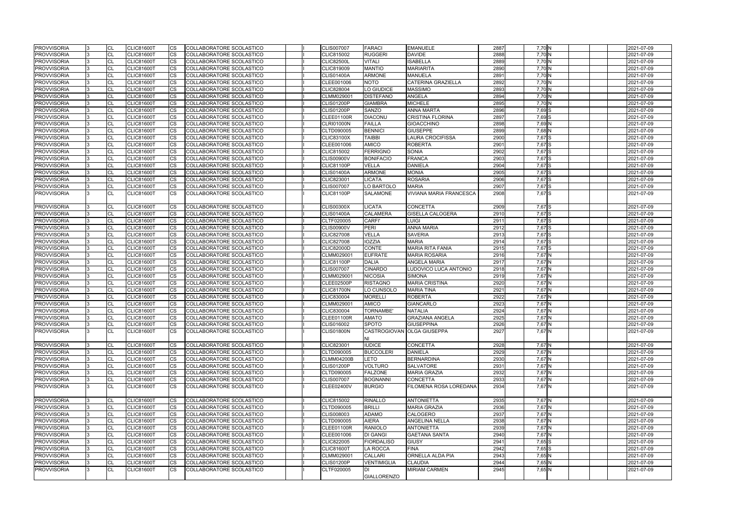| | | | | | | | | | | | | | | | | | | |
|---|---|---|---|---|---|---|---|---|---|---|---|---|---|---|---|---|---|---|
| PROVVISORIA | 3 | CL | CLIC81600T | CS | COLLABORATORE SCOLASTICO | | I | CLIS007007 | FARACI | EMANUELE | 2887 | | 7,70 | N | | | | 2021-07-09 |
| PROVVISORIA | 3 | CL | CLIC81600T | CS | COLLABORATORE SCOLASTICO | | I | CLIC815002 | RUGGERI | DAVIDE | 2888 | | 7,70 | N | | | | 2021-07-09 |
| PROVVISORIA | 3 | CL | CLIC81600T | CS | COLLABORATORE SCOLASTICO | | I | CLIC82500L | VITALI | ISABELLA | 2889 | | 7,70 | N | | | | 2021-07-09 |
| PROVVISORIA | 3 | CL | CLIC81600T | CS | COLLABORATORE SCOLASTICO | | I | CLIC819009 | MANTIO | MARIARITA | 2890 | | 7,70 | N | | | | 2021-07-09 |
| PROVVISORIA | 3 | CL | CLIC81600T | CS | COLLABORATORE SCOLASTICO | | I | CLIS01400A | ARMONE | MANUELA | 2891 | | 7,70 | N | | | | 2021-07-09 |
| PROVVISORIA | 3 | CL | CLIC81600T | CS | COLLABORATORE SCOLASTICO | | I | CLEE001006 | NOTO | CATERINA GRAZIELLA | 2892 | | 7,70 | N | | | | 2021-07-09 |
| PROVVISORIA | 3 | CL | CLIC81600T | CS | COLLABORATORE SCOLASTICO | | I | CLIC828004 | LO GIUDICE | MASSIMO | 2893 | | 7,70 | N | | | | 2021-07-09 |
| PROVVISORIA | 3 | CL | CLIC81600T | CS | COLLABORATORE SCOLASTICO | | I | CLMM029001 | DISTEFANO | ANGELA | 2894 | | 7,70 | N | | | | 2021-07-09 |
| PROVVISORIA | 3 | CL | CLIC81600T | CS | COLLABORATORE SCOLASTICO | | I | CLIS01200P | GIAMBRA | MICHELE | 2895 | | 7,70 | N | | | | 2021-07-09 |
| PROVVISORIA | 3 | CL | CLIC81600T | CS | COLLABORATORE SCOLASTICO | | I | CLIS01200P | SANZO | ANNA MARTA | 2896 | | 7,69 | S | | | | 2021-07-09 |
| PROVVISORIA | 3 | CL | CLIC81600T | CS | COLLABORATORE SCOLASTICO | | I | CLEE01100R | DIACONU | CRISTINA FLORINA | 2897 | | 7,69 | S | | | | 2021-07-09 |
| PROVVISORIA | 3 | CL | CLIC81600T | CS | COLLABORATORE SCOLASTICO | | I | CLRI01000N | FAILLA | GIOACCHINO | 2898 | | 7,69 | N | | | | 2021-07-09 |
| PROVVISORIA | 3 | CL | CLIC81600T | CS | COLLABORATORE SCOLASTICO | | I | CLTD090005 | BENNICI | GIUSEPPE | 2899 | | 7,68 | N | | | | 2021-07-09 |
| PROVVISORIA | 3 | CL | CLIC81600T | CS | COLLABORATORE SCOLASTICO | | I | CLIC83100X | TAIBBI | LAURA CROCIFISSA | 2900 | | 7,67 | S | | | | 2021-07-09 |
| PROVVISORIA | 3 | CL | CLIC81600T | CS | COLLABORATORE SCOLASTICO | | I | CLEE001006 | AMICO | ROBERTA | 2901 | | 7,67 | S | | | | 2021-07-09 |
| PROVVISORIA | 3 | CL | CLIC81600T | CS | COLLABORATORE SCOLASTICO | | I | CLIC815002 | FERRIGNO | SONIA | 2902 | | 7,67 | S | | | | 2021-07-09 |
| PROVVISORIA | 3 | CL | CLIC81600T | CS | COLLABORATORE SCOLASTICO | | I | CLIS00900V | BONIFACIO | FRANCA | 2903 | | 7,67 | S | | | | 2021-07-09 |
| PROVVISORIA | 3 | CL | CLIC81600T | CS | COLLABORATORE SCOLASTICO | | I | CLIC81100P | VELLA | DANIELA | 2904 | | 7,67 | S | | | | 2021-07-09 |
| PROVVISORIA | 3 | CL | CLIC81600T | CS | COLLABORATORE SCOLASTICO | | I | CLIS01400A | ARMONE | MONIA | 2905 | | 7,67 | S | | | | 2021-07-09 |
| PROVVISORIA | 3 | CL | CLIC81600T | CS | COLLABORATORE SCOLASTICO | | I | CLIC823001 | LICATA | ROSARIA | 2906 | | 7,67 | S | | | | 2021-07-09 |
| PROVVISORIA | 3 | CL | CLIC81600T | CS | COLLABORATORE SCOLASTICO | | I | CLIS007007 | LO BARTOLO | MARIA | 2907 | | 7,67 | S | | | | 2021-07-09 |
| PROVVISORIA | 3 | CL | CLIC81600T | CS | COLLABORATORE SCOLASTICO | | I | CLIC81100P | SALAMONE | VIVIANA MARIA FRANCESCA | 2908 | | 7,67 | S | | | | 2021-07-09 |
| PROVVISORIA | 3 | CL | CLIC81600T | CS | COLLABORATORE SCOLASTICO | | I | CLIS00300X | LICATA | CONCETTA | 2909 | | 7,67 | S | | | | 2021-07-09 |
| PROVVISORIA | 3 | CL | CLIC81600T | CS | COLLABORATORE SCOLASTICO | | I | CLIS01400A | CALAMERA | GISELLA CALOGERA | 2910 | | 7,67 | S | | | | 2021-07-09 |
| PROVVISORIA | 3 | CL | CLIC81600T | CS | COLLABORATORE SCOLASTICO | | I | CLTF020005 | CARFI' | LUIGI | 2911 | | 7,67 | S | | | | 2021-07-09 |
| PROVVISORIA | 3 | CL | CLIC81600T | CS | COLLABORATORE SCOLASTICO | | I | CLIS00900V | PERI | ANNA MARIA | 2912 | | 7,67 | S | | | | 2021-07-09 |
| PROVVISORIA | 3 | CL | CLIC81600T | CS | COLLABORATORE SCOLASTICO | | I | CLIC827008 | VELLA | SAVERIA | 2913 | | 7,67 | S | | | | 2021-07-09 |
| PROVVISORIA | 3 | CL | CLIC81600T | CS | COLLABORATORE SCOLASTICO | | I | CLIC827008 | IOZZIA | MARIA | 2914 | | 7,67 | S | | | | 2021-07-09 |
| PROVVISORIA | 3 | CL | CLIC81600T | CS | COLLABORATORE SCOLASTICO | | I | CLIC82000D | CONTE | MARIA RITA FANIA | 2915 | | 7,67 | S | | | | 2021-07-09 |
| PROVVISORIA | 3 | CL | CLIC81600T | CS | COLLABORATORE SCOLASTICO | | I | CLMM029001 | EUFRATE | MARIA ROSARIA | 2916 | | 7,67 | N | | | | 2021-07-09 |
| PROVVISORIA | 3 | CL | CLIC81600T | CS | COLLABORATORE SCOLASTICO | | I | CLIC81100P | DALIA | ANGELA MARIA | 2917 | | 7,67 | N | | | | 2021-07-09 |
| PROVVISORIA | 3 | CL | CLIC81600T | CS | COLLABORATORE SCOLASTICO | | I | CLIS007007 | CINARDO | LUDOVICO LUCA ANTONIO | 2918 | | 7,67 | N | | | | 2021-07-09 |
| PROVVISORIA | 3 | CL | CLIC81600T | CS | COLLABORATORE SCOLASTICO | | I | CLMM029001 | NICOSIA | SIMONA | 2919 | | 7,67 | N | | | | 2021-07-09 |
| PROVVISORIA | 3 | CL | CLIC81600T | CS | COLLABORATORE SCOLASTICO | | I | CLEE02500P | RISTAGNO | MARIA CRISTINA | 2920 | | 7,67 | N | | | | 2021-07-09 |
| PROVVISORIA | 3 | CL | CLIC81600T | CS | COLLABORATORE SCOLASTICO | | I | CLIC81700N | LO CUNSOLO | MARIA TINA | 2921 | | 7,67 | N | | | | 2021-07-09 |
| PROVVISORIA | 3 | CL | CLIC81600T | CS | COLLABORATORE SCOLASTICO | | I | CLIC830004 | MORELLI | ROBERTA | 2922 | | 7,67 | N | | | | 2021-07-09 |
| PROVVISORIA | 3 | CL | CLIC81600T | CS | COLLABORATORE SCOLASTICO | | I | CLMM029001 | AMICO | GIANCARLO | 2923 | | 7,67 | N | | | | 2021-07-09 |
| PROVVISORIA | 3 | CL | CLIC81600T | CS | COLLABORATORE SCOLASTICO | | I | CLIC830004 | TORNAMBE' | NATALIA | 2924 | | 7,67 | N | | | | 2021-07-09 |
| PROVVISORIA | 3 | CL | CLIC81600T | CS | COLLABORATORE SCOLASTICO | | I | CLEE01100R | AMATO | GRAZIANA ANGELA | 2925 | | 7,67 | N | | | | 2021-07-09 |
| PROVVISORIA | 3 | CL | CLIC81600T | CS | COLLABORATORE SCOLASTICO | | I | CLIS016002 | SPOTO | GIUSEPPINA | 2926 | | 7,67 | N | | | | 2021-07-09 |
| PROVVISORIA | 3 | CL | CLIC81600T | CS | COLLABORATORE SCOLASTICO | | I | CLIS01800N | CASTROGIOVANNI | OLGA GIUSEPPA | 2927 | | 7,67 | N | | | | 2021-07-09 |
| PROVVISORIA | 3 | CL | CLIC81600T | CS | COLLABORATORE SCOLASTICO | | I | CLIC823001 | IUDICE | CONCETTA | 2928 | | 7,67 | N | | | | 2021-07-09 |
| PROVVISORIA | 3 | CL | CLIC81600T | CS | COLLABORATORE SCOLASTICO | | I | CLTD090005 | BUCCOLERI | DANIELA | 2929 | | 7,67 | N | | | | 2021-07-09 |
| PROVVISORIA | 3 | CL | CLIC81600T | CS | COLLABORATORE SCOLASTICO | | I | CLMM04200B | LETO | BERNARDINA | 2930 | | 7,67 | N | | | | 2021-07-09 |
| PROVVISORIA | 3 | CL | CLIC81600T | CS | COLLABORATORE SCOLASTICO | | I | CLIS01200P | VOLTURO | SALVATORE | 2931 | | 7,67 | N | | | | 2021-07-09 |
| PROVVISORIA | 3 | CL | CLIC81600T | CS | COLLABORATORE SCOLASTICO | | I | CLTD090005 | FALZONE | MARIA GRAZIA | 2932 | | 7,67 | N | | | | 2021-07-09 |
| PROVVISORIA | 3 | CL | CLIC81600T | CS | COLLABORATORE SCOLASTICO | | I | CLIS007007 | BOGNANNI | CONCETTA | 2933 | | 7,67 | N | | | | 2021-07-09 |
| PROVVISORIA | 3 | CL | CLIC81600T | CS | COLLABORATORE SCOLASTICO | | I | CLEE02400V | BURGIO | FILOMENA ROSA LOREDANA | 2934 | | 7,67 | N | | | | 2021-07-09 |
| PROVVISORIA | 3 | CL | CLIC81600T | CS | COLLABORATORE SCOLASTICO | | I | CLIC815002 | RINALLO | ANTONIETTA | 2935 | | 7,67 | N | | | | 2021-07-09 |
| PROVVISORIA | 3 | CL | CLIC81600T | CS | COLLABORATORE SCOLASTICO | | I | CLTD090005 | BRILLI | MARIA GRAZIA | 2936 | | 7,67 | N | | | | 2021-07-09 |
| PROVVISORIA | 3 | CL | CLIC81600T | CS | COLLABORATORE SCOLASTICO | | I | CLIS008003 | ADAMO | CALOGERO | 2937 | | 7,67 | N | | | | 2021-07-09 |
| PROVVISORIA | 3 | CL | CLIC81600T | CS | COLLABORATORE SCOLASTICO | | I | CLTD090005 | AIERA | ANGELINA NELLA | 2938 | | 7,67 | N | | | | 2021-07-09 |
| PROVVISORIA | 3 | CL | CLIC81600T | CS | COLLABORATORE SCOLASTICO | | I | CLEE01100R | RANIOLO | ANTONIETTA | 2939 | | 7,67 | N | | | | 2021-07-09 |
| PROVVISORIA | 3 | CL | CLIC81600T | CS | COLLABORATORE SCOLASTICO | | I | CLEE001006 | DI GANGI | GAETANA SANTA | 2940 | | 7,67 | N | | | | 2021-07-09 |
| PROVVISORIA | 3 | CL | CLIC81600T | CS | COLLABORATORE SCOLASTICO | | I | CLIC822005 | FIORDALISO | GIUSY | 2941 | | 7,65 | S | | | | 2021-07-09 |
| PROVVISORIA | 3 | CL | CLIC81600T | CS | COLLABORATORE SCOLASTICO | | I | CLIC81600T | LA ROCCA | FINA | 2942 | | 7,65 | S | | | | 2021-07-09 |
| PROVVISORIA | 3 | CL | CLIC81600T | CS | COLLABORATORE SCOLASTICO | | I | CLMM029001 | CALLARI | ORNELLA ALDA PIA | 2943 | | 7,65 | N | | | | 2021-07-09 |
| PROVVISORIA | 3 | CL | CLIC81600T | CS | COLLABORATORE SCOLASTICO | | I | CLIS01200P | VENTIMIGLIA | CLAUDIA | 2944 | | 7,65 | N | | | | 2021-07-09 |
| PROVVISORIA | 3 | CL | CLIC81600T | CS | COLLABORATORE SCOLASTICO | | I | CLTF020005 | DI GIALLORENZO | MIRIAM CARMEN | 2945 | | 7,65 | N | | | | 2021-07-09 |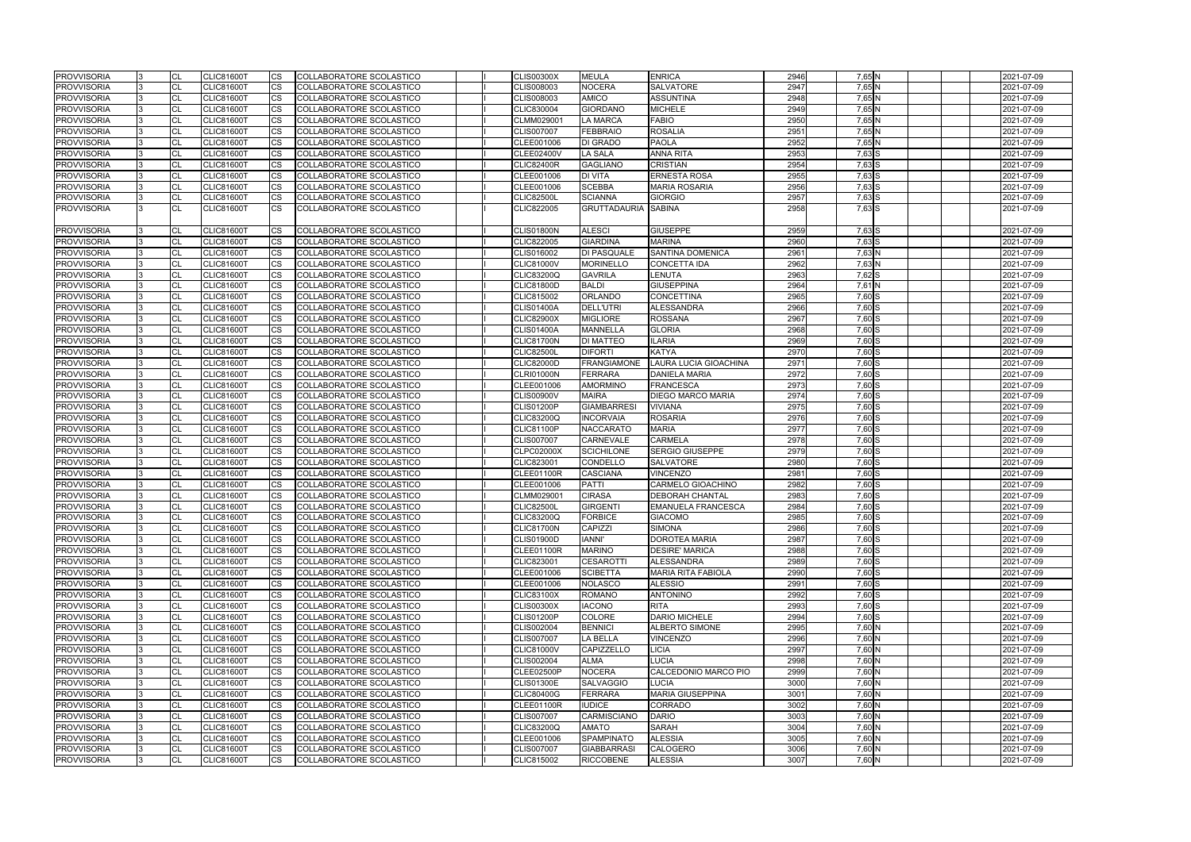| | | | | | | | | | | | | | | | | |
|---|---|---|---|---|---|---|---|---|---|---|---|---|---|---|---|---|
| PROVVISORIA | 3 | CL | CLIC81600T | CS | COLLABORATORE SCOLASTICO | | I | CLIS00300X | MEULA | ENRICA | 2946 | 7,65 | N | | | 2021-07-09 |
| PROVVISORIA | 3 | CL | CLIC81600T | CS | COLLABORATORE SCOLASTICO | | I | CLIS008003 | NOCERA | SALVATORE | 2947 | 7,65 | N | | | 2021-07-09 |
| PROVVISORIA | 3 | CL | CLIC81600T | CS | COLLABORATORE SCOLASTICO | | I | CLIS008003 | AMICO | ASSUNTINA | 2948 | 7,65 | N | | | 2021-07-09 |
| PROVVISORIA | 3 | CL | CLIC81600T | CS | COLLABORATORE SCOLASTICO | | I | CLIC830004 | GIORDANO | MICHELE | 2949 | 7,65 | N | | | 2021-07-09 |
| PROVVISORIA | 3 | CL | CLIC81600T | CS | COLLABORATORE SCOLASTICO | | I | CLMM029001 | LA MARCA | FABIO | 2950 | 7,65 | N | | | 2021-07-09 |
| PROVVISORIA | 3 | CL | CLIC81600T | CS | COLLABORATORE SCOLASTICO | | I | CLIS007007 | FEBBRAIO | ROSALIA | 2951 | 7,65 | N | | | 2021-07-09 |
| PROVVISORIA | 3 | CL | CLIC81600T | CS | COLLABORATORE SCOLASTICO | | I | CLEE001006 | DI GRADO | PAOLA | 2952 | 7,65 | N | | | 2021-07-09 |
| PROVVISORIA | 3 | CL | CLIC81600T | CS | COLLABORATORE SCOLASTICO | | I | CLEE02400V | LA SALA | ANNA RITA | 2953 | 7,63 | S | | | 2021-07-09 |
| PROVVISORIA | 3 | CL | CLIC81600T | CS | COLLABORATORE SCOLASTICO | | I | CLIC82400R | GAGLIANO | CRISTIAN | 2954 | 7,63 | S | | | 2021-07-09 |
| PROVVISORIA | 3 | CL | CLIC81600T | CS | COLLABORATORE SCOLASTICO | | I | CLEE001006 | DI VITA | ERNESTA ROSA | 2955 | 7,63 | S | | | 2021-07-09 |
| PROVVISORIA | 3 | CL | CLIC81600T | CS | COLLABORATORE SCOLASTICO | | I | CLEE001006 | SCEBBA | MARIA ROSARIA | 2956 | 7,63 | S | | | 2021-07-09 |
| PROVVISORIA | 3 | CL | CLIC81600T | CS | COLLABORATORE SCOLASTICO | | I | CLIC82500L | SCIANNA | GIORGIO | 2957 | 7,63 | S | | | 2021-07-09 |
| PROVVISORIA | 3 | CL | CLIC81600T | CS | COLLABORATORE SCOLASTICO | | I | CLIC822005 | GRUTTADAURIA | SABINA | 2958 | 7,63 | S | | | 2021-07-09 |
| PROVVISORIA | 3 | CL | CLIC81600T | CS | COLLABORATORE SCOLASTICO | | I | CLIS01800N | ALESCI | GIUSEPPE | 2959 | 7,63 | S | | | 2021-07-09 |
| PROVVISORIA | 3 | CL | CLIC81600T | CS | COLLABORATORE SCOLASTICO | | I | CLIC822005 | GIARDINA | MARINA | 2960 | 7,63 | S | | | 2021-07-09 |
| PROVVISORIA | 3 | CL | CLIC81600T | CS | COLLABORATORE SCOLASTICO | | I | CLIS016002 | DI PASQUALE | SANTINA DOMENICA | 2961 | 7,63 | N | | | 2021-07-09 |
| PROVVISORIA | 3 | CL | CLIC81600T | CS | COLLABORATORE SCOLASTICO | | I | CLIC81000V | MORINELLO | CONCETTA IDA | 2962 | 7,63 | N | | | 2021-07-09 |
| PROVVISORIA | 3 | CL | CLIC81600T | CS | COLLABORATORE SCOLASTICO | | I | CLIC83200Q | GAVRILA | LENUTA | 2963 | 7,62 | S | | | 2021-07-09 |
| PROVVISORIA | 3 | CL | CLIC81600T | CS | COLLABORATORE SCOLASTICO | | I | CLIC81800D | BALDI | GIUSEPPINA | 2964 | 7,61 | N | | | 2021-07-09 |
| PROVVISORIA | 3 | CL | CLIC81600T | CS | COLLABORATORE SCOLASTICO | | I | CLIC815002 | ORLANDO | CONCETTINA | 2965 | 7,60 | S | | | 2021-07-09 |
| PROVVISORIA | 3 | CL | CLIC81600T | CS | COLLABORATORE SCOLASTICO | | I | CLIS01400A | DELL'UTRI | ALESSANDRA | 2966 | 7,60 | S | | | 2021-07-09 |
| PROVVISORIA | 3 | CL | CLIC81600T | CS | COLLABORATORE SCOLASTICO | | I | CLIC82900X | MIGLIORE | ROSSANA | 2967 | 7,60 | S | | | 2021-07-09 |
| PROVVISORIA | 3 | CL | CLIC81600T | CS | COLLABORATORE SCOLASTICO | | I | CLIS01400A | MANNELLA | GLORIA | 2968 | 7,60 | S | | | 2021-07-09 |
| PROVVISORIA | 3 | CL | CLIC81600T | CS | COLLABORATORE SCOLASTICO | | I | CLIC81700N | DI MATTEO | ILARIA | 2969 | 7,60 | S | | | 2021-07-09 |
| PROVVISORIA | 3 | CL | CLIC81600T | CS | COLLABORATORE SCOLASTICO | | I | CLIC82500L | DIFORTI | KATYA | 2970 | 7,60 | S | | | 2021-07-09 |
| PROVVISORIA | 3 | CL | CLIC81600T | CS | COLLABORATORE SCOLASTICO | | I | CLIC82000D | FRANGIAMONE | LAURA LUCIA GIOACHINA | 2971 | 7,60 | S | | | 2021-07-09 |
| PROVVISORIA | 3 | CL | CLIC81600T | CS | COLLABORATORE SCOLASTICO | | I | CLRI01000N | FERRARA | DANIELA MARIA | 2972 | 7,60 | S | | | 2021-07-09 |
| PROVVISORIA | 3 | CL | CLIC81600T | CS | COLLABORATORE SCOLASTICO | | I | CLEE001006 | AMORMINO | FRANCESCA | 2973 | 7,60 | S | | | 2021-07-09 |
| PROVVISORIA | 3 | CL | CLIC81600T | CS | COLLABORATORE SCOLASTICO | | I | CLIS00900V | MAIRA | DIEGO MARCO MARIA | 2974 | 7,60 | S | | | 2021-07-09 |
| PROVVISORIA | 3 | CL | CLIC81600T | CS | COLLABORATORE SCOLASTICO | | I | CLIS01200P | GIAMBARRESI | VIVIANA | 2975 | 7,60 | S | | | 2021-07-09 |
| PROVVISORIA | 3 | CL | CLIC81600T | CS | COLLABORATORE SCOLASTICO | | I | CLIC83200Q | INCORVAIA | ROSARIA | 2976 | 7,60 | S | | | 2021-07-09 |
| PROVVISORIA | 3 | CL | CLIC81600T | CS | COLLABORATORE SCOLASTICO | | I | CLIC81100P | NACCARATO | MARIA | 2977 | 7,60 | S | | | 2021-07-09 |
| PROVVISORIA | 3 | CL | CLIC81600T | CS | COLLABORATORE SCOLASTICO | | I | CLIS007007 | CARNEVALE | CARMELA | 2978 | 7,60 | S | | | 2021-07-09 |
| PROVVISORIA | 3 | CL | CLIC81600T | CS | COLLABORATORE SCOLASTICO | | I | CLPC02000X | SCICHILONE | SERGIO GIUSEPPE | 2979 | 7,60 | S | | | 2021-07-09 |
| PROVVISORIA | 3 | CL | CLIC81600T | CS | COLLABORATORE SCOLASTICO | | I | CLIC823001 | CONDELLO | SALVATORE | 2980 | 7,60 | S | | | 2021-07-09 |
| PROVVISORIA | 3 | CL | CLIC81600T | CS | COLLABORATORE SCOLASTICO | | I | CLEE01100R | CASCIANA | VINCENZO | 2981 | 7,60 | S | | | 2021-07-09 |
| PROVVISORIA | 3 | CL | CLIC81600T | CS | COLLABORATORE SCOLASTICO | | I | CLEE001006 | PATTI | CARMELO GIOACHINO | 2982 | 7,60 | S | | | 2021-07-09 |
| PROVVISORIA | 3 | CL | CLIC81600T | CS | COLLABORATORE SCOLASTICO | | I | CLMM029001 | CIRASA | DEBORAH CHANTAL | 2983 | 7,60 | S | | | 2021-07-09 |
| PROVVISORIA | 3 | CL | CLIC81600T | CS | COLLABORATORE SCOLASTICO | | I | CLIC82500L | GIRGENTI | EMANUELA FRANCESCA | 2984 | 7,60 | S | | | 2021-07-09 |
| PROVVISORIA | 3 | CL | CLIC81600T | CS | COLLABORATORE SCOLASTICO | | I | CLIC83200Q | FORBICE | GIACOMO | 2985 | 7,60 | S | | | 2021-07-09 |
| PROVVISORIA | 3 | CL | CLIC81600T | CS | COLLABORATORE SCOLASTICO | | I | CLIC81700N | CAPIZZI | SIMONA | 2986 | 7,60 | S | | | 2021-07-09 |
| PROVVISORIA | 3 | CL | CLIC81600T | CS | COLLABORATORE SCOLASTICO | | I | CLIS01900D | IANNI' | DOROTEA MARIA | 2987 | 7,60 | S | | | 2021-07-09 |
| PROVVISORIA | 3 | CL | CLIC81600T | CS | COLLABORATORE SCOLASTICO | | I | CLEE01100R | MARINO | DESIRE' MARICA | 2988 | 7,60 | S | | | 2021-07-09 |
| PROVVISORIA | 3 | CL | CLIC81600T | CS | COLLABORATORE SCOLASTICO | | I | CLIC823001 | CESAROTTI | ALESSANDRA | 2989 | 7,60 | S | | | 2021-07-09 |
| PROVVISORIA | 3 | CL | CLIC81600T | CS | COLLABORATORE SCOLASTICO | | I | CLEE001006 | SCIBETTA | MARIA RITA FABIOLA | 2990 | 7,60 | S | | | 2021-07-09 |
| PROVVISORIA | 3 | CL | CLIC81600T | CS | COLLABORATORE SCOLASTICO | | I | CLEE001006 | NOLASCO | ALESSIO | 2991 | 7,60 | S | | | 2021-07-09 |
| PROVVISORIA | 3 | CL | CLIC81600T | CS | COLLABORATORE SCOLASTICO | | I | CLIC83100X | ROMANO | ANTONINO | 2992 | 7,60 | S | | | 2021-07-09 |
| PROVVISORIA | 3 | CL | CLIC81600T | CS | COLLABORATORE SCOLASTICO | | I | CLIS00300X | IACONO | RITA | 2993 | 7,60 | S | | | 2021-07-09 |
| PROVVISORIA | 3 | CL | CLIC81600T | CS | COLLABORATORE SCOLASTICO | | I | CLIS01200P | COLORE | DARIO MICHELE | 2994 | 7,60 | S | | | 2021-07-09 |
| PROVVISORIA | 3 | CL | CLIC81600T | CS | COLLABORATORE SCOLASTICO | | I | CLIS002004 | BENNICI | ALBERTO SIMONE | 2995 | 7,60 | N | | | 2021-07-09 |
| PROVVISORIA | 3 | CL | CLIC81600T | CS | COLLABORATORE SCOLASTICO | | I | CLIS007007 | LA BELLA | VINCENZO | 2996 | 7,60 | N | | | 2021-07-09 |
| PROVVISORIA | 3 | CL | CLIC81600T | CS | COLLABORATORE SCOLASTICO | | I | CLIC81000V | CAPIZZELLO | LICIA | 2997 | 7,60 | N | | | 2021-07-09 |
| PROVVISORIA | 3 | CL | CLIC81600T | CS | COLLABORATORE SCOLASTICO | | I | CLIS002004 | ALMA | LUCIA | 2998 | 7,60 | N | | | 2021-07-09 |
| PROVVISORIA | 3 | CL | CLIC81600T | CS | COLLABORATORE SCOLASTICO | | I | CLEE02500P | NOCERA | CALCEDONIO MARCO PIO | 2999 | 7,60 | N | | | 2021-07-09 |
| PROVVISORIA | 3 | CL | CLIC81600T | CS | COLLABORATORE SCOLASTICO | | I | CLIS01300E | SALVAGGIO | LUCIA | 3000 | 7,60 | N | | | 2021-07-09 |
| PROVVISORIA | 3 | CL | CLIC81600T | CS | COLLABORATORE SCOLASTICO | | I | CLIC80400G | FERRARA | MARIA GIUSEPPINA | 3001 | 7,60 | N | | | 2021-07-09 |
| PROVVISORIA | 3 | CL | CLIC81600T | CS | COLLABORATORE SCOLASTICO | | I | CLEE01100R | IUDICE | CORRADO | 3002 | 7,60 | N | | | 2021-07-09 |
| PROVVISORIA | 3 | CL | CLIC81600T | CS | COLLABORATORE SCOLASTICO | | I | CLIS007007 | CARMISCIANO | DARIO | 3003 | 7,60 | N | | | 2021-07-09 |
| PROVVISORIA | 3 | CL | CLIC81600T | CS | COLLABORATORE SCOLASTICO | | I | CLIC83200Q | AMATO | SARAH | 3004 | 7,60 | N | | | 2021-07-09 |
| PROVVISORIA | 3 | CL | CLIC81600T | CS | COLLABORATORE SCOLASTICO | | I | CLEE001006 | SPAMPINATO | ALESSIA | 3005 | 7,60 | N | | | 2021-07-09 |
| PROVVISORIA | 3 | CL | CLIC81600T | CS | COLLABORATORE SCOLASTICO | | I | CLIS007007 | GIABBARRASI | CALOGERO | 3006 | 7,60 | N | | | 2021-07-09 |
| PROVVISORIA | 3 | CL | CLIC81600T | CS | COLLABORATORE SCOLASTICO | | I | CLIC815002 | RICCOBENE | ALESSIA | 3007 | 7,60 | N | | | 2021-07-09 |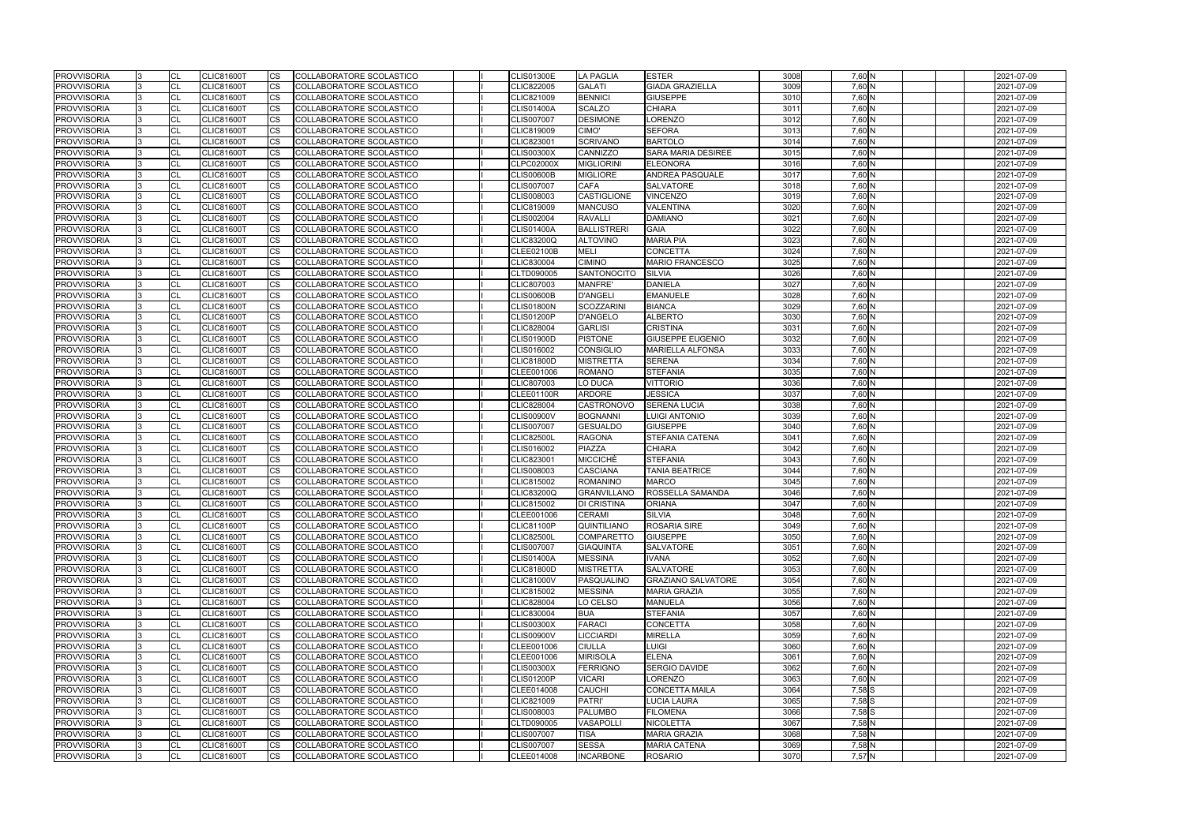| | | | | | | | | | | | | | | | | |
|---|---|---|---|---|---|---|---|---|---|---|---|---|---|---|---|---|
| PROVVISORIA | 3 | CL | CLIC81600T | CS | COLLABORATORE SCOLASTICO | | I | CLIS01300E | LA PAGLIA | ESTER | 3008 | 7,60 | N | | | 2021-07-09 |
| PROVVISORIA | 3 | CL | CLIC81600T | CS | COLLABORATORE SCOLASTICO | | I | CLIC822005 | GALATI | GIADA GRAZIELLA | 3009 | 7,60 | N | | | 2021-07-09 |
| PROVVISORIA | 3 | CL | CLIC81600T | CS | COLLABORATORE SCOLASTICO | | I | CLIC821009 | BENNICI | GIUSEPPE | 3010 | 7,60 | N | | | 2021-07-09 |
| PROVVISORIA | 3 | CL | CLIC81600T | CS | COLLABORATORE SCOLASTICO | | I | CLIS01400A | SCALZO | CHIARA | 3011 | 7,60 | N | | | 2021-07-09 |
| PROVVISORIA | 3 | CL | CLIC81600T | CS | COLLABORATORE SCOLASTICO | | I | CLIS007007 | DESIMONE | LORENZO | 3012 | 7,60 | N | | | 2021-07-09 |
| PROVVISORIA | 3 | CL | CLIC81600T | CS | COLLABORATORE SCOLASTICO | | I | CLIC819009 | CIMO' | SEFORA | 3013 | 7,60 | N | | | 2021-07-09 |
| PROVVISORIA | 3 | CL | CLIC81600T | CS | COLLABORATORE SCOLASTICO | | I | CLIC823001 | SCRIVANO | BARTOLO | 3014 | 7,60 | N | | | 2021-07-09 |
| PROVVISORIA | 3 | CL | CLIC81600T | CS | COLLABORATORE SCOLASTICO | | I | CLIS00300X | CANNIZZO | SARA MARIA DESIREE | 3015 | 7,60 | N | | | 2021-07-09 |
| PROVVISORIA | 3 | CL | CLIC81600T | CS | COLLABORATORE SCOLASTICO | | I | CLPC02000X | MIGLIORINI | ELEONORA | 3016 | 7,60 | N | | | 2021-07-09 |
| PROVVISORIA | 3 | CL | CLIC81600T | CS | COLLABORATORE SCOLASTICO | | I | CLIS00600B | MIGLIORE | ANDREA PASQUALE | 3017 | 7,60 | N | | | 2021-07-09 |
| PROVVISORIA | 3 | CL | CLIC81600T | CS | COLLABORATORE SCOLASTICO | | I | CLIS007007 | CAFA | SALVATORE | 3018 | 7,60 | N | | | 2021-07-09 |
| PROVVISORIA | 3 | CL | CLIC81600T | CS | COLLABORATORE SCOLASTICO | | I | CLIS008003 | CASTIGLIONE | VINCENZO | 3019 | 7,60 | N | | | 2021-07-09 |
| PROVVISORIA | 3 | CL | CLIC81600T | CS | COLLABORATORE SCOLASTICO | | I | CLIC819009 | MANCUSO | VALENTINA | 3020 | 7,60 | N | | | 2021-07-09 |
| PROVVISORIA | 3 | CL | CLIC81600T | CS | COLLABORATORE SCOLASTICO | | I | CLIS002004 | RAVALLI | DAMIANO | 3021 | 7,60 | N | | | 2021-07-09 |
| PROVVISORIA | 3 | CL | CLIC81600T | CS | COLLABORATORE SCOLASTICO | | I | CLIS01400A | BALLISTRERI | GAIA | 3022 | 7,60 | N | | | 2021-07-09 |
| PROVVISORIA | 3 | CL | CLIC81600T | CS | COLLABORATORE SCOLASTICO | | I | CLIC83200Q | ALTOVINO | MARIA PIA | 3023 | 7,60 | N | | | 2021-07-09 |
| PROVVISORIA | 3 | CL | CLIC81600T | CS | COLLABORATORE SCOLASTICO | | I | CLEE02100B | MELI | CONCETTA | 3024 | 7,60 | N | | | 2021-07-09 |
| PROVVISORIA | 3 | CL | CLIC81600T | CS | COLLABORATORE SCOLASTICO | | I | CLIC830004 | CIMINO | MARIO FRANCESCO | 3025 | 7,60 | N | | | 2021-07-09 |
| PROVVISORIA | 3 | CL | CLIC81600T | CS | COLLABORATORE SCOLASTICO | | I | CLTD090005 | SANTONOCITO | SILVIA | 3026 | 7,60 | N | | | 2021-07-09 |
| PROVVISORIA | 3 | CL | CLIC81600T | CS | COLLABORATORE SCOLASTICO | | I | CLIC807003 | MANFRE' | DANIELA | 3027 | 7,60 | N | | | 2021-07-09 |
| PROVVISORIA | 3 | CL | CLIC81600T | CS | COLLABORATORE SCOLASTICO | | I | CLIS00600B | D'ANGELI | EMANUELE | 3028 | 7,60 | N | | | 2021-07-09 |
| PROVVISORIA | 3 | CL | CLIC81600T | CS | COLLABORATORE SCOLASTICO | | I | CLIS01800N | SCOZZARINI | BIANCA | 3029 | 7,60 | N | | | 2021-07-09 |
| PROVVISORIA | 3 | CL | CLIC81600T | CS | COLLABORATORE SCOLASTICO | | I | CLIS01200P | D'ANGELO | ALBERTO | 3030 | 7,60 | N | | | 2021-07-09 |
| PROVVISORIA | 3 | CL | CLIC81600T | CS | COLLABORATORE SCOLASTICO | | I | CLIC828004 | GARLISI | CRISTINA | 3031 | 7,60 | N | | | 2021-07-09 |
| PROVVISORIA | 3 | CL | CLIC81600T | CS | COLLABORATORE SCOLASTICO | | I | CLIS01900D | PISTONE | GIUSEPPE EUGENIO | 3032 | 7,60 | N | | | 2021-07-09 |
| PROVVISORIA | 3 | CL | CLIC81600T | CS | COLLABORATORE SCOLASTICO | | I | CLIS016002 | CONSIGLIO | MARIELLA ALFONSA | 3033 | 7,60 | N | | | 2021-07-09 |
| PROVVISORIA | 3 | CL | CLIC81600T | CS | COLLABORATORE SCOLASTICO | | I | CLIC81800D | MISTRETTA | SERENA | 3034 | 7,60 | N | | | 2021-07-09 |
| PROVVISORIA | 3 | CL | CLIC81600T | CS | COLLABORATORE SCOLASTICO | | I | CLEE001006 | ROMANO | STEFANIA | 3035 | 7,60 | N | | | 2021-07-09 |
| PROVVISORIA | 3 | CL | CLIC81600T | CS | COLLABORATORE SCOLASTICO | | I | CLIC807003 | LO DUCA | VITTORIO | 3036 | 7,60 | N | | | 2021-07-09 |
| PROVVISORIA | 3 | CL | CLIC81600T | CS | COLLABORATORE SCOLASTICO | | I | CLEE01100R | ARDORE | JESSICA | 3037 | 7,60 | N | | | 2021-07-09 |
| PROVVISORIA | 3 | CL | CLIC81600T | CS | COLLABORATORE SCOLASTICO | | I | CLIC828004 | CASTRONOVO | SERENA LUCIA | 3038 | 7,60 | N | | | 2021-07-09 |
| PROVVISORIA | 3 | CL | CLIC81600T | CS | COLLABORATORE SCOLASTICO | | I | CLIS00900V | BOGNANNI | LUIGI ANTONIO | 3039 | 7,60 | N | | | 2021-07-09 |
| PROVVISORIA | 3 | CL | CLIC81600T | CS | COLLABORATORE SCOLASTICO | | I | CLIS007007 | GESUALDO | GIUSEPPE | 3040 | 7,60 | N | | | 2021-07-09 |
| PROVVISORIA | 3 | CL | CLIC81600T | CS | COLLABORATORE SCOLASTICO | | I | CLIC82500L | RAGONA | STEFANIA CATENA | 3041 | 7,60 | N | | | 2021-07-09 |
| PROVVISORIA | 3 | CL | CLIC81600T | CS | COLLABORATORE SCOLASTICO | | I | CLIS016002 | PIAZZA | CHIARA | 3042 | 7,60 | N | | | 2021-07-09 |
| PROVVISORIA | 3 | CL | CLIC81600T | CS | COLLABORATORE SCOLASTICO | | I | CLIC823001 | MICCICHÈ | STEFANIA | 3043 | 7,60 | N | | | 2021-07-09 |
| PROVVISORIA | 3 | CL | CLIC81600T | CS | COLLABORATORE SCOLASTICO | | I | CLIS008003 | CASCIANA | TANIA BEATRICE | 3044 | 7,60 | N | | | 2021-07-09 |
| PROVVISORIA | 3 | CL | CLIC81600T | CS | COLLABORATORE SCOLASTICO | | I | CLIC815002 | ROMANINO | MARCO | 3045 | 7,60 | N | | | 2021-07-09 |
| PROVVISORIA | 3 | CL | CLIC81600T | CS | COLLABORATORE SCOLASTICO | | I | CLIC83200Q | GRANVILLANO | ROSSELLA SAMANDA | 3046 | 7,60 | N | | | 2021-07-09 |
| PROVVISORIA | 3 | CL | CLIC81600T | CS | COLLABORATORE SCOLASTICO | | I | CLIC815002 | DI CRISTINA | ORIANA | 3047 | 7,60 | N | | | 2021-07-09 |
| PROVVISORIA | 3 | CL | CLIC81600T | CS | COLLABORATORE SCOLASTICO | | I | CLEE001006 | CERAMI | SILVIA | 3048 | 7,60 | N | | | 2021-07-09 |
| PROVVISORIA | 3 | CL | CLIC81600T | CS | COLLABORATORE SCOLASTICO | | I | CLIC81100P | QUINTILIANO | ROSARIA SIRE | 3049 | 7,60 | N | | | 2021-07-09 |
| PROVVISORIA | 3 | CL | CLIC81600T | CS | COLLABORATORE SCOLASTICO | | I | CLIC82500L | COMPARETTO | GIUSEPPE | 3050 | 7,60 | N | | | 2021-07-09 |
| PROVVISORIA | 3 | CL | CLIC81600T | CS | COLLABORATORE SCOLASTICO | | I | CLIS007007 | GIAQUINTA | SALVATORE | 3051 | 7,60 | N | | | 2021-07-09 |
| PROVVISORIA | 3 | CL | CLIC81600T | CS | COLLABORATORE SCOLASTICO | | I | CLIS01400A | MESSINA | IVANA | 3052 | 7,60 | N | | | 2021-07-09 |
| PROVVISORIA | 3 | CL | CLIC81600T | CS | COLLABORATORE SCOLASTICO | | I | CLIC81800D | MISTRETTA | SALVATORE | 3053 | 7,60 | N | | | 2021-07-09 |
| PROVVISORIA | 3 | CL | CLIC81600T | CS | COLLABORATORE SCOLASTICO | | I | CLIC81000V | PASQUALINO | GRAZIANO SALVATORE | 3054 | 7,60 | N | | | 2021-07-09 |
| PROVVISORIA | 3 | CL | CLIC81600T | CS | COLLABORATORE SCOLASTICO | | I | CLIC815002 | MESSINA | MARIA GRAZIA | 3055 | 7,60 | N | | | 2021-07-09 |
| PROVVISORIA | 3 | CL | CLIC81600T | CS | COLLABORATORE SCOLASTICO | | I | CLIC828004 | LO CELSO | MANUELA | 3056 | 7,60 | N | | | 2021-07-09 |
| PROVVISORIA | 3 | CL | CLIC81600T | CS | COLLABORATORE SCOLASTICO | | I | CLIC830004 | BUA | STEFANIA | 3057 | 7,60 | N | | | 2021-07-09 |
| PROVVISORIA | 3 | CL | CLIC81600T | CS | COLLABORATORE SCOLASTICO | | I | CLIS00300X | FARACI | CONCETTA | 3058 | 7,60 | N | | | 2021-07-09 |
| PROVVISORIA | 3 | CL | CLIC81600T | CS | COLLABORATORE SCOLASTICO | | I | CLIS00900V | LICCIARDI | MIRELLA | 3059 | 7,60 | N | | | 2021-07-09 |
| PROVVISORIA | 3 | CL | CLIC81600T | CS | COLLABORATORE SCOLASTICO | | I | CLEE001006 | CIULLA | LUIGI | 3060 | 7,60 | N | | | 2021-07-09 |
| PROVVISORIA | 3 | CL | CLIC81600T | CS | COLLABORATORE SCOLASTICO | | I | CLEE001006 | MIRISOLA | ELENA | 3061 | 7,60 | N | | | 2021-07-09 |
| PROVVISORIA | 3 | CL | CLIC81600T | CS | COLLABORATORE SCOLASTICO | | I | CLIS00300X | FERRIGNO | SERGIO DAVIDE | 3062 | 7,60 | N | | | 2021-07-09 |
| PROVVISORIA | 3 | CL | CLIC81600T | CS | COLLABORATORE SCOLASTICO | | I | CLIS01200P | VICARI | LORENZO | 3063 | 7,60 | N | | | 2021-07-09 |
| PROVVISORIA | 3 | CL | CLIC81600T | CS | COLLABORATORE SCOLASTICO | | I | CLEE014008 | CAUCHI | CONCETTA MAILA | 3064 | 7,58 | S | | | 2021-07-09 |
| PROVVISORIA | 3 | CL | CLIC81600T | CS | COLLABORATORE SCOLASTICO | | I | CLIC821009 | PATRI' | LUCIA LAURA | 3065 | 7,58 | S | | | 2021-07-09 |
| PROVVISORIA | 3 | CL | CLIC81600T | CS | COLLABORATORE SCOLASTICO | | I | CLIS008003 | PALUMBO | FILOMENA | 3066 | 7,58 | S | | | 2021-07-09 |
| PROVVISORIA | 3 | CL | CLIC81600T | CS | COLLABORATORE SCOLASTICO | | I | CLTD090005 | VASAPOLLI | NICOLETTA | 3067 | 7,58 | N | | | 2021-07-09 |
| PROVVISORIA | 3 | CL | CLIC81600T | CS | COLLABORATORE SCOLASTICO | | I | CLIS007007 | TISA | MARIA GRAZIA | 3068 | 7,58 | N | | | 2021-07-09 |
| PROVVISORIA | 3 | CL | CLIC81600T | CS | COLLABORATORE SCOLASTICO | | I | CLIS007007 | SESSA | MARIA CATENA | 3069 | 7,58 | N | | | 2021-07-09 |
| PROVVISORIA | 3 | CL | CLIC81600T | CS | COLLABORATORE SCOLASTICO | | I | CLEE014008 | INCARBONE | ROSARIO | 3070 | 7,57 | N | | | 2021-07-09 |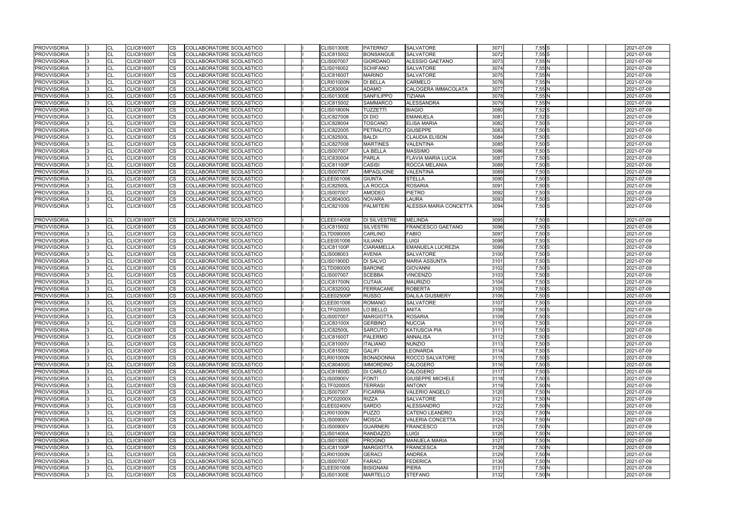| | | | | | | | | | | | | | | | | | | |
|---|---|---|---|---|---|---|---|---|---|---|---|---|---|---|---|---|---|---|
| PROVVISORIA | 3 | CL | CLIC81600T | CS | COLLABORATORE SCOLASTICO | | I | CLIS01300E | PATERNO' | SALVATORE | 3071 | | 7,55 | S | | | | 2021-07-09 |
| PROVVISORIA | 3 | CL | CLIC81600T | CS | COLLABORATORE SCOLASTICO | | I | CLIC815002 | BONSANGUE | SALVATORE | 3072 | | 7,55 | S | | | | 2021-07-09 |
| PROVVISORIA | 3 | CL | CLIC81600T | CS | COLLABORATORE SCOLASTICO | | I | CLIS007007 | GIORDANO | ALESSIO GAETANO | 3073 | | 7,55 | N | | | | 2021-07-09 |
| PROVVISORIA | 3 | CL | CLIC81600T | CS | COLLABORATORE SCOLASTICO | | I | CLIS016002 | SCHIFANO | SALVATORE | 3074 | | 7,55 | N | | | | 2021-07-09 |
| PROVVISORIA | 3 | CL | CLIC81600T | CS | COLLABORATORE SCOLASTICO | | I | CLIC81600T | MARINO | SALVATORE | 3075 | | 7,55 | N | | | | 2021-07-09 |
| PROVVISORIA | 3 | CL | CLIC81600T | CS | COLLABORATORE SCOLASTICO | | I | CLRI01000N | DI BELLA | CARMELO | 3076 | | 7,55 | N | | | | 2021-07-09 |
| PROVVISORIA | 3 | CL | CLIC81600T | CS | COLLABORATORE SCOLASTICO | | I | CLIC830004 | ADAMO | CALOGERA IMMACOLATA | 3077 | | 7,55 | N | | | | 2021-07-09 |
| PROVVISORIA | 3 | CL | CLIC81600T | CS | COLLABORATORE SCOLASTICO | | I | CLIS01300E | SANFILIPPO | TIZIANA | 3078 | | 7,55 | N | | | | 2021-07-09 |
| PROVVISORIA | 3 | CL | CLIC81600T | CS | COLLABORATORE SCOLASTICO | | I | CLIC815002 | SAMMARCO | ALESSANDRA | 3079 | | 7,55 | N | | | | 2021-07-09 |
| PROVVISORIA | 3 | CL | CLIC81600T | CS | COLLABORATORE SCOLASTICO | | I | CLIS01800N | TUZZETTI | BIAGIO | 3080 | | 7,52 | S | | | | 2021-07-09 |
| PROVVISORIA | 3 | CL | CLIC81600T | CS | COLLABORATORE SCOLASTICO | | I | CLIC827008 | DI DIO | EMANUELA | 3081 | | 7,52 | S | | | | 2021-07-09 |
| PROVVISORIA | 3 | CL | CLIC81600T | CS | COLLABORATORE SCOLASTICO | | I | CLIC828004 | TOSCANO | ELISA MARIA | 3082 | | 7,50 | S | | | | 2021-07-09 |
| PROVVISORIA | 3 | CL | CLIC81600T | CS | COLLABORATORE SCOLASTICO | | I | CLIC822005 | PETRALITO | GIUSEPPE | 3083 | | 7,50 | S | | | | 2021-07-09 |
| PROVVISORIA | 3 | CL | CLIC81600T | CS | COLLABORATORE SCOLASTICO | | I | CLIC82500L | BALDI | CLAUDIA ELISON | 3084 | | 7,50 | S | | | | 2021-07-09 |
| PROVVISORIA | 3 | CL | CLIC81600T | CS | COLLABORATORE SCOLASTICO | | I | CLIC827008 | MARTINES | VALENTINA | 3085 | | 7,50 | S | | | | 2021-07-09 |
| PROVVISORIA | 3 | CL | CLIC81600T | CS | COLLABORATORE SCOLASTICO | | I | CLIS007007 | LA BELLA | MASSIMO | 3086 | | 7,50 | S | | | | 2021-07-09 |
| PROVVISORIA | 3 | CL | CLIC81600T | CS | COLLABORATORE SCOLASTICO | | I | CLIC830004 | PARLA | FLAVIA MARIA LUCIA | 3087 | | 7,50 | S | | | | 2021-07-09 |
| PROVVISORIA | 3 | CL | CLIC81600T | CS | COLLABORATORE SCOLASTICO | | I | CLIC81100P | CASISI | ROCCA MELANIA | 3088 | | 7,50 | S | | | | 2021-07-09 |
| PROVVISORIA | 3 | CL | CLIC81600T | CS | COLLABORATORE SCOLASTICO | | I | CLIS007007 | IMPAGLIONE | VALENTINA | 3089 | | 7,50 | S | | | | 2021-07-09 |
| PROVVISORIA | 3 | CL | CLIC81600T | CS | COLLABORATORE SCOLASTICO | | I | CLEE001006 | GIUNTA | STELLA | 3090 | | 7,50 | S | | | | 2021-07-09 |
| PROVVISORIA | 3 | CL | CLIC81600T | CS | COLLABORATORE SCOLASTICO | | I | CLIC82500L | LA ROCCA | ROSARIA | 3091 | | 7,50 | S | | | | 2021-07-09 |
| PROVVISORIA | 3 | CL | CLIC81600T | CS | COLLABORATORE SCOLASTICO | | I | CLIS007007 | AMODEO | PIETRO | 3092 | | 7,50 | S | | | | 2021-07-09 |
| PROVVISORIA | 3 | CL | CLIC81600T | CS | COLLABORATORE SCOLASTICO | | I | CLIC80400G | NOVARA | LAURA | 3093 | | 7,50 | S | | | | 2021-07-09 |
| PROVVISORIA | 3 | CL | CLIC81600T | CS | COLLABORATORE SCOLASTICO | | I | CLIC821009 | PALMITERI | ALESSIA MARIA CONCETTA | 3094 | | 7,50 | S | | | | 2021-07-09 |
| PROVVISORIA | 3 | CL | CLIC81600T | CS | COLLABORATORE SCOLASTICO | | I | CLEE014008 | DI SILVESTRE | MELINDA | 3095 | | 7,50 | S | | | | 2021-07-09 |
| PROVVISORIA | 3 | CL | CLIC81600T | CS | COLLABORATORE SCOLASTICO | | I | CLIC815002 | SILVESTRI | FRANCESCO GAETANO | 3096 | | 7,50 | S | | | | 2021-07-09 |
| PROVVISORIA | 3 | CL | CLIC81600T | CS | COLLABORATORE SCOLASTICO | | I | CLTD090005 | CARLINO | FABIO | 3097 | | 7,50 | S | | | | 2021-07-09 |
| PROVVISORIA | 3 | CL | CLIC81600T | CS | COLLABORATORE SCOLASTICO | | I | CLEE001006 | IULIANO | LUIGI | 3098 | | 7,50 | S | | | | 2021-07-09 |
| PROVVISORIA | 3 | CL | CLIC81600T | CS | COLLABORATORE SCOLASTICO | | I | CLIC81100P | CIARAMELLA | EMANUELA LUCREZIA | 3099 | | 7,50 | S | | | | 2021-07-09 |
| PROVVISORIA | 3 | CL | CLIC81600T | CS | COLLABORATORE SCOLASTICO | | I | CLIS008003 | AVENIA | SALVATORE | 3100 | | 7,50 | S | | | | 2021-07-09 |
| PROVVISORIA | 3 | CL | CLIC81600T | CS | COLLABORATORE SCOLASTICO | | I | CLIS01900D | DI SALVO | MARIA ASSUNTA | 3101 | | 7,50 | S | | | | 2021-07-09 |
| PROVVISORIA | 3 | CL | CLIC81600T | CS | COLLABORATORE SCOLASTICO | | I | CLTD090005 | BARONE | GIOVANNI | 3102 | | 7,50 | S | | | | 2021-07-09 |
| PROVVISORIA | 3 | CL | CLIC81600T | CS | COLLABORATORE SCOLASTICO | | I | CLIS007007 | SCEBBA | VINCENZO | 3103 | | 7,50 | S | | | | 2021-07-09 |
| PROVVISORIA | 3 | CL | CLIC81600T | CS | COLLABORATORE SCOLASTICO | | I | CLIC81700N | CUTAIA | MAURIZIO | 3104 | | 7,50 | S | | | | 2021-07-09 |
| PROVVISORIA | 3 | CL | CLIC81600T | CS | COLLABORATORE SCOLASTICO | | I | CLIC83200Q | FERRACANE | ROBERTA | 3105 | | 7,50 | S | | | | 2021-07-09 |
| PROVVISORIA | 3 | CL | CLIC81600T | CS | COLLABORATORE SCOLASTICO | | I | CLEE02500P | RUSSO | DALILA GIUSMERY | 3106 | | 7,50 | S | | | | 2021-07-09 |
| PROVVISORIA | 3 | CL | CLIC81600T | CS | COLLABORATORE SCOLASTICO | | I | CLEE001006 | ROMANO | SALVATORE | 3107 | | 7,50 | S | | | | 2021-07-09 |
| PROVVISORIA | 3 | CL | CLIC81600T | CS | COLLABORATORE SCOLASTICO | | I | CLTF020005 | LO BELLO | ANITA | 3108 | | 7,50 | S | | | | 2021-07-09 |
| PROVVISORIA | 3 | CL | CLIC81600T | CS | COLLABORATORE SCOLASTICO | | I | CLIS007007 | MARGIOTTA | ROSARIA | 3109 | | 7,50 | S | | | | 2021-07-09 |
| PROVVISORIA | 3 | CL | CLIC81600T | CS | COLLABORATORE SCOLASTICO | | I | CLIC83100X | GERBINO | NUCCIA | 3110 | | 7,50 | S | | | | 2021-07-09 |
| PROVVISORIA | 3 | CL | CLIC81600T | CS | COLLABORATORE SCOLASTICO | | I | CLIC82500L | SARCUTO | KATIUSCIA PIA | 3111 | | 7,50 | S | | | | 2021-07-09 |
| PROVVISORIA | 3 | CL | CLIC81600T | CS | COLLABORATORE SCOLASTICO | | I | CLIC81600T | PALERMO | ANNALISA | 3112 | | 7,50 | S | | | | 2021-07-09 |
| PROVVISORIA | 3 | CL | CLIC81600T | CS | COLLABORATORE SCOLASTICO | | I | CLIC81000V | ITALIANO | NUNZIO | 3113 | | 7,50 | S | | | | 2021-07-09 |
| PROVVISORIA | 3 | CL | CLIC81600T | CS | COLLABORATORE SCOLASTICO | | I | CLIC815002 | GALIFI | LEONARDA | 3114 | | 7,50 | S | | | | 2021-07-09 |
| PROVVISORIA | 3 | CL | CLIC81600T | CS | COLLABORATORE SCOLASTICO | | I | CLRI01000N | BONADONNA | ROCCO SALVATORE | 3115 | | 7,50 | S | | | | 2021-07-09 |
| PROVVISORIA | 3 | CL | CLIC81600T | CS | COLLABORATORE SCOLASTICO | | I | CLIC80400G | IMMORDINO | CALOGERO | 3116 | | 7,50 | S | | | | 2021-07-09 |
| PROVVISORIA | 3 | CL | CLIC81600T | CS | COLLABORATORE SCOLASTICO | | I | CLIC81800D | DI CARLO | CALOGERO | 3117 | | 7,50 | S | | | | 2021-07-09 |
| PROVVISORIA | 3 | CL | CLIC81600T | CS | COLLABORATORE SCOLASTICO | | I | CLIS00900V | FONTI | GIUSEPPE MICHELE | 3118 | | 7,50 | S | | | | 2021-07-09 |
| PROVVISORIA | 3 | CL | CLIC81600T | CS | COLLABORATORE SCOLASTICO | | I | CLTF020005 | TERRASI | ANTONY | 3119 | | 7,50 | N | | | | 2021-07-09 |
| PROVVISORIA | 3 | CL | CLIC81600T | CS | COLLABORATORE SCOLASTICO | | I | CLIS007007 | FICARRA | VALERIO ANGELO | 3120 | | 7,50 | N | | | | 2021-07-09 |
| PROVVISORIA | 3 | CL | CLIC81600T | CS | COLLABORATORE SCOLASTICO | | I | CLPC02000X | RIZZA | SALVATORE | 3121 | | 7,50 | N | | | | 2021-07-09 |
| PROVVISORIA | 3 | CL | CLIC81600T | CS | COLLABORATORE SCOLASTICO | | I | CLEE02400V | SARDO | ALESSANDRO | 3122 | | 7,50 | N | | | | 2021-07-09 |
| PROVVISORIA | 3 | CL | CLIC81600T | CS | COLLABORATORE SCOLASTICO | | I | CLRI01000N | PUZZO | CATENO LEANDRO | 3123 | | 7,50 | N | | | | 2021-07-09 |
| PROVVISORIA | 3 | CL | CLIC81600T | CS | COLLABORATORE SCOLASTICO | | I | CLIS00900V | MOSCA | VALERIA CONCETTA | 3124 | | 7,50 | N | | | | 2021-07-09 |
| PROVVISORIA | 3 | CL | CLIC81600T | CS | COLLABORATORE SCOLASTICO | | I | CLIS00900V | GUARNERI | FRANCESCO | 3125 | | 7,50 | N | | | | 2021-07-09 |
| PROVVISORIA | 3 | CL | CLIC81600T | CS | COLLABORATORE SCOLASTICO | | I | CLIS01400A | RANDAZZO | LUIGI | 3126 | | 7,50 | N | | | | 2021-07-09 |
| PROVVISORIA | 3 | CL | CLIC81600T | CS | COLLABORATORE SCOLASTICO | | I | CLIS01300E | PROGNO | MANUELA MARIA | 3127 | | 7,50 | N | | | | 2021-07-09 |
| PROVVISORIA | 3 | CL | CLIC81600T | CS | COLLABORATORE SCOLASTICO | | I | CLIC81100P | MARGIOTTA | FRANCESCA | 3128 | | 7,50 | N | | | | 2021-07-09 |
| PROVVISORIA | 3 | CL | CLIC81600T | CS | COLLABORATORE SCOLASTICO | | I | CLRI01000N | GERACI | ANDREA | 3129 | | 7,50 | N | | | | 2021-07-09 |
| PROVVISORIA | 3 | CL | CLIC81600T | CS | COLLABORATORE SCOLASTICO | | I | CLIS007007 | FARACI | FEDERICA | 3130 | | 7,50 | N | | | | 2021-07-09 |
| PROVVISORIA | 3 | CL | CLIC81600T | CS | COLLABORATORE SCOLASTICO | | I | CLEE001006 | BISIGNANI | PIERA | 3131 | | 7,50 | N | | | | 2021-07-09 |
| PROVVISORIA | 3 | CL | CLIC81600T | CS | COLLABORATORE SCOLASTICO | | I | CLIS01300E | MARTELLO | STEFANO | 3132 | | 7,50 | N | | | | 2021-07-09 |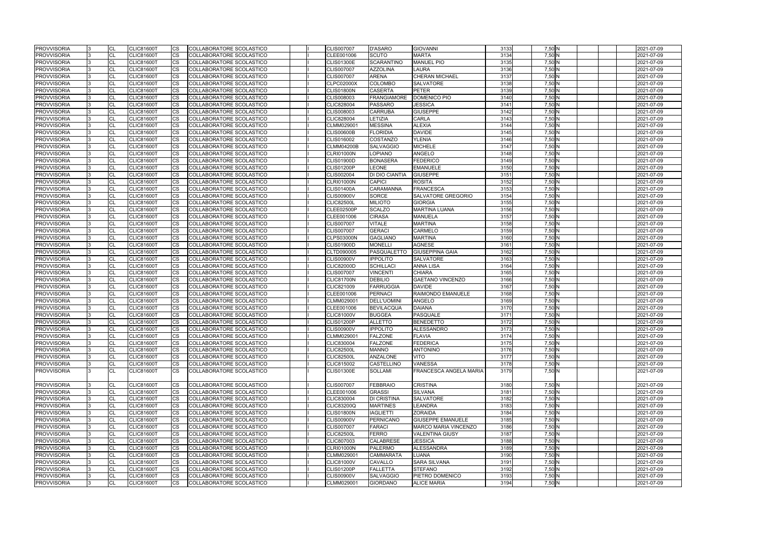| | | | | | | | | | | | | | | | | | |
|---|---|---|---|---|---|---|---|---|---|---|---|---|---|---|---|---|---|
| PROVVISORIA | 3 | CL | CLIC81600T | CS | COLLABORATORE SCOLASTICO | | I | CLIS007007 | D'ASARO | GIOVANNI | 3133 | | 7,50 | N | | | 2021-07-09 |
| PROVVISORIA | 3 | CL | CLIC81600T | CS | COLLABORATORE SCOLASTICO | | I | CLEE001006 | SCUTO | MARTA | 3134 | | 7,50 | N | | | 2021-07-09 |
| PROVVISORIA | 3 | CL | CLIC81600T | CS | COLLABORATORE SCOLASTICO | | I | CLIS01300E | SCARANTINO | MANUEL PIO | 3135 | | 7,50 | N | | | 2021-07-09 |
| PROVVISORIA | 3 | CL | CLIC81600T | CS | COLLABORATORE SCOLASTICO | | I | CLIS007007 | AZZOLINA | LAURA | 3136 | | 7,50 | N | | | 2021-07-09 |
| PROVVISORIA | 3 | CL | CLIC81600T | CS | COLLABORATORE SCOLASTICO | | I | CLIS007007 | ARENA | CHERAN MICHAEL | 3137 | | 7,50 | N | | | 2021-07-09 |
| PROVVISORIA | 3 | CL | CLIC81600T | CS | COLLABORATORE SCOLASTICO | | I | CLPC02000X | COLOMBO | SALVATORE | 3138 | | 7,50 | N | | | 2021-07-09 |
| PROVVISORIA | 3 | CL | CLIC81600T | CS | COLLABORATORE SCOLASTICO | | I | CLIS01800N | CASERTA | PETER | 3139 | | 7,50 | N | | | 2021-07-09 |
| PROVVISORIA | 3 | CL | CLIC81600T | CS | COLLABORATORE SCOLASTICO | | I | CLIS008003 | FRANGIAMORE | DOMENICO PIO | 3140 | | 7,50 | N | | | 2021-07-09 |
| PROVVISORIA | 3 | CL | CLIC81600T | CS | COLLABORATORE SCOLASTICO | | I | CLIC828004 | PASSARO | JESSICA | 3141 | | 7,50 | N | | | 2021-07-09 |
| PROVVISORIA | 3 | CL | CLIC81600T | CS | COLLABORATORE SCOLASTICO | | I | CLIS008003 | CARRUBA | GIUSEPPE | 3142 | | 7,50 | N | | | 2021-07-09 |
| PROVVISORIA | 3 | CL | CLIC81600T | CS | COLLABORATORE SCOLASTICO | | I | CLIC828004 | LETIZIA | CARLA | 3143 | | 7,50 | N | | | 2021-07-09 |
| PROVVISORIA | 3 | CL | CLIC81600T | CS | COLLABORATORE SCOLASTICO | | I | CLMM029001 | MESSINA | ALEXIA | 3144 | | 7,50 | N | | | 2021-07-09 |
| PROVVISORIA | 3 | CL | CLIC81600T | CS | COLLABORATORE SCOLASTICO | | I | CLIS00600B | FLORIDIA | DAVIDE | 3145 | | 7,50 | N | | | 2021-07-09 |
| PROVVISORIA | 3 | CL | CLIC81600T | CS | COLLABORATORE SCOLASTICO | | I | CLIS016002 | COSTANZO | YLENIA | 3146 | | 7,50 | N | | | 2021-07-09 |
| PROVVISORIA | 3 | CL | CLIC81600T | CS | COLLABORATORE SCOLASTICO | | I | CLMM04200B | SALVAGGIO | MICHELE | 3147 | | 7,50 | N | | | 2021-07-09 |
| PROVVISORIA | 3 | CL | CLIC81600T | CS | COLLABORATORE SCOLASTICO | | I | CLRI01000N | LOPIANO | ANGELO | 3148 | | 7,50 | N | | | 2021-07-09 |
| PROVVISORIA | 3 | CL | CLIC81600T | CS | COLLABORATORE SCOLASTICO | | I | CLIS01900D | BONASERA | FEDERICO | 3149 | | 7,50 | N | | | 2021-07-09 |
| PROVVISORIA | 3 | CL | CLIC81600T | CS | COLLABORATORE SCOLASTICO | | I | CLIS01200P | LEONE | EMANUELE | 3150 | | 7,50 | N | | | 2021-07-09 |
| PROVVISORIA | 3 | CL | CLIC81600T | CS | COLLABORATORE SCOLASTICO | | I | CLIS002004 | DI DIO CIANTIA | GIUSEPPE | 3151 | | 7,50 | N | | | 2021-07-09 |
| PROVVISORIA | 3 | CL | CLIC81600T | CS | COLLABORATORE SCOLASTICO | | I | CLRI01000N | CAPICI | ROSITA | 3152 | | 7,50 | N | | | 2021-07-09 |
| PROVVISORIA | 3 | CL | CLIC81600T | CS | COLLABORATORE SCOLASTICO | | I | CLIS01400A | CARAMANNA | FRANCESCA | 3153 | | 7,50 | N | | | 2021-07-09 |
| PROVVISORIA | 3 | CL | CLIC81600T | CS | COLLABORATORE SCOLASTICO | | I | CLIS00900V | SORCE | SALVATORE GREGORIO | 3154 | | 7,50 | N | | | 2021-07-09 |
| PROVVISORIA | 3 | CL | CLIC81600T | CS | COLLABORATORE SCOLASTICO | | I | CLIC82500L | MILIOTO | GIORGIA | 3155 | | 7,50 | N | | | 2021-07-09 |
| PROVVISORIA | 3 | CL | CLIC81600T | CS | COLLABORATORE SCOLASTICO | | I | CLEE02500P | SCALZO | MARTINA LUANA | 3156 | | 7,50 | N | | | 2021-07-09 |
| PROVVISORIA | 3 | CL | CLIC81600T | CS | COLLABORATORE SCOLASTICO | | I | CLEE001006 | CIRASA | MANUELA | 3157 | | 7,50 | N | | | 2021-07-09 |
| PROVVISORIA | 3 | CL | CLIC81600T | CS | COLLABORATORE SCOLASTICO | | I | CLIS007007 | VITALE | MARTINA | 3158 | | 7,50 | N | | | 2021-07-09 |
| PROVVISORIA | 3 | CL | CLIC81600T | CS | COLLABORATORE SCOLASTICO | | I | CLIS007007 | GERACI | CARMELO | 3159 | | 7,50 | N | | | 2021-07-09 |
| PROVVISORIA | 3 | CL | CLIC81600T | CS | COLLABORATORE SCOLASTICO | | I | CLPS03000N | GAGLIANO | MARTINA | 3160 | | 7,50 | N | | | 2021-07-09 |
| PROVVISORIA | 3 | CL | CLIC81600T | CS | COLLABORATORE SCOLASTICO | | I | CLIS01900D | MONELLI | AGNESE | 3161 | | 7,50 | N | | | 2021-07-09 |
| PROVVISORIA | 3 | CL | CLIC81600T | CS | COLLABORATORE SCOLASTICO | | I | CLTD090005 | PASQUALETTO | GIUSEPPINA GAIA | 3162 | | 7,50 | N | | | 2021-07-09 |
| PROVVISORIA | 3 | CL | CLIC81600T | CS | COLLABORATORE SCOLASTICO | | I | CLIS00900V | IPPOLITO | SALVATORE | 3163 | | 7,50 | N | | | 2021-07-09 |
| PROVVISORIA | 3 | CL | CLIC81600T | CS | COLLABORATORE SCOLASTICO | | I | CLIC82000D | SCHILLACI | ANNA LISA | 3164 | | 7,50 | N | | | 2021-07-09 |
| PROVVISORIA | 3 | CL | CLIC81600T | CS | COLLABORATORE SCOLASTICO | | I | CLIS007007 | VINCENTI | CHIARA | 3165 | | 7,50 | N | | | 2021-07-09 |
| PROVVISORIA | 3 | CL | CLIC81600T | CS | COLLABORATORE SCOLASTICO | | I | CLIC81700N | DEBILIO | GAETANO VINCENZO | 3166 | | 7,50 | N | | | 2021-07-09 |
| PROVVISORIA | 3 | CL | CLIC81600T | CS | COLLABORATORE SCOLASTICO | | I | CLIC821009 | FARRUGGIA | DAVIDE | 3167 | | 7,50 | N | | | 2021-07-09 |
| PROVVISORIA | 3 | CL | CLIC81600T | CS | COLLABORATORE SCOLASTICO | | I | CLEE001006 | PERNACI | RAIMONDO EMANUELE | 3168 | | 7,50 | N | | | 2021-07-09 |
| PROVVISORIA | 3 | CL | CLIC81600T | CS | COLLABORATORE SCOLASTICO | | I | CLMM029001 | DELL'UOMINI | ANGELO | 3169 | | 7,50 | N | | | 2021-07-09 |
| PROVVISORIA | 3 | CL | CLIC81600T | CS | COLLABORATORE SCOLASTICO | | I | CLEE001006 | BEVILACQUA | DAIANA | 3170 | | 7,50 | N | | | 2021-07-09 |
| PROVVISORIA | 3 | CL | CLIC81600T | CS | COLLABORATORE SCOLASTICO | | I | CLIC81000V | BUGGEA | PASQUALE | 3171 | | 7,50 | N | | | 2021-07-09 |
| PROVVISORIA | 3 | CL | CLIC81600T | CS | COLLABORATORE SCOLASTICO | | I | CLIS01200P | ALLETTO | BENEDETTO | 3172 | | 7,50 | N | | | 2021-07-09 |
| PROVVISORIA | 3 | CL | CLIC81600T | CS | COLLABORATORE SCOLASTICO | | I | CLIS00900V | IPPOLITO | ALESSANDRO | 3173 | | 7,50 | N | | | 2021-07-09 |
| PROVVISORIA | 3 | CL | CLIC81600T | CS | COLLABORATORE SCOLASTICO | | I | CLMM029001 | FALZONE | FLAVIA | 3174 | | 7,50 | N | | | 2021-07-09 |
| PROVVISORIA | 3 | CL | CLIC81600T | CS | COLLABORATORE SCOLASTICO | | I | CLIC830004 | FALZONE | FEDERICA | 3175 | | 7,50 | N | | | 2021-07-09 |
| PROVVISORIA | 3 | CL | CLIC81600T | CS | COLLABORATORE SCOLASTICO | | I | CLIC82500L | MANNO | ANTONINO | 3176 | | 7,50 | N | | | 2021-07-09 |
| PROVVISORIA | 3 | CL | CLIC81600T | CS | COLLABORATORE SCOLASTICO | | I | CLIC82500L | ANZALONE | VITO | 3177 | | 7,50 | N | | | 2021-07-09 |
| PROVVISORIA | 3 | CL | CLIC81600T | CS | COLLABORATORE SCOLASTICO | | I | CLIC815002 | CASTELLINO | VANESSA | 3178 | | 7,50 | N | | | 2021-07-09 |
| PROVVISORIA | 3 | CL | CLIC81600T | CS | COLLABORATORE SCOLASTICO | | I | CLIS01300E | SOLLAMI | FRANCESCA ANGELA MARIA | 3179 | | 7,50 | N | | | 2021-07-09 |
| PROVVISORIA | 3 | CL | CLIC81600T | CS | COLLABORATORE SCOLASTICO | | I | CLIS007007 | FEBBRAIO | CRISTINA | 3180 | | 7,50 | N | | | 2021-07-09 |
| PROVVISORIA | 3 | CL | CLIC81600T | CS | COLLABORATORE SCOLASTICO | | I | CLEE001006 | GRASSI | SILVANA | 3181 | | 7,50 | N | | | 2021-07-09 |
| PROVVISORIA | 3 | CL | CLIC81600T | CS | COLLABORATORE SCOLASTICO | | I | CLIC830004 | DI CRISTINA | SALVATORE | 3182 | | 7,50 | N | | | 2021-07-09 |
| PROVVISORIA | 3 | CL | CLIC81600T | CS | COLLABORATORE SCOLASTICO | | I | CLIC83200Q | MARTINES | LEANDRA | 3183 | | 7,50 | N | | | 2021-07-09 |
| PROVVISORIA | 3 | CL | CLIC81600T | CS | COLLABORATORE SCOLASTICO | | I | CLIS01800N | IAGLIETTI | ZORAIDA | 3184 | | 7,50 | N | | | 2021-07-09 |
| PROVVISORIA | 3 | CL | CLIC81600T | CS | COLLABORATORE SCOLASTICO | | I | CLIS00900V | PERNICANO | GIUSEPPE EMANUELE | 3185 | | 7,50 | N | | | 2021-07-09 |
| PROVVISORIA | 3 | CL | CLIC81600T | CS | COLLABORATORE SCOLASTICO | | I | CLIS007007 | FARACI | MARCO MARIA VINCENZO | 3186 | | 7,50 | N | | | 2021-07-09 |
| PROVVISORIA | 3 | CL | CLIC81600T | CS | COLLABORATORE SCOLASTICO | | I | CLIC82500L | FERRO | VALENTINA GIUSY | 3187 | | 7,50 | N | | | 2021-07-09 |
| PROVVISORIA | 3 | CL | CLIC81600T | CS | COLLABORATORE SCOLASTICO | | I | CLIC807003 | CALABRESE | JESSICA | 3188 | | 7,50 | N | | | 2021-07-09 |
| PROVVISORIA | 3 | CL | CLIC81600T | CS | COLLABORATORE SCOLASTICO | | I | CLRI01000N | PALERMO | ALESSANDRA | 3189 | | 7,50 | N | | | 2021-07-09 |
| PROVVISORIA | 3 | CL | CLIC81600T | CS | COLLABORATORE SCOLASTICO | | I | CLMM029001 | CAMMARATA | LUANA | 3190 | | 7,50 | N | | | 2021-07-09 |
| PROVVISORIA | 3 | CL | CLIC81600T | CS | COLLABORATORE SCOLASTICO | | I | CLIC81000V | CAVALLO | SARA SILVANA | 3191 | | 7,50 | N | | | 2021-07-09 |
| PROVVISORIA | 3 | CL | CLIC81600T | CS | COLLABORATORE SCOLASTICO | | I | CLIS01200P | FALLETTA | STEFANO | 3192 | | 7,50 | N | | | 2021-07-09 |
| PROVVISORIA | 3 | CL | CLIC81600T | CS | COLLABORATORE SCOLASTICO | | I | CLIS00900V | SALVAGGIO | PIETRO DOMENICO | 3193 | | 7,50 | N | | | 2021-07-09 |
| PROVVISORIA | 3 | CL | CLIC81600T | CS | COLLABORATORE SCOLASTICO | | I | CLMM029001 | GIORDANO | ALICE MARIA | 3194 | | 7,50 | N | | | 2021-07-09 |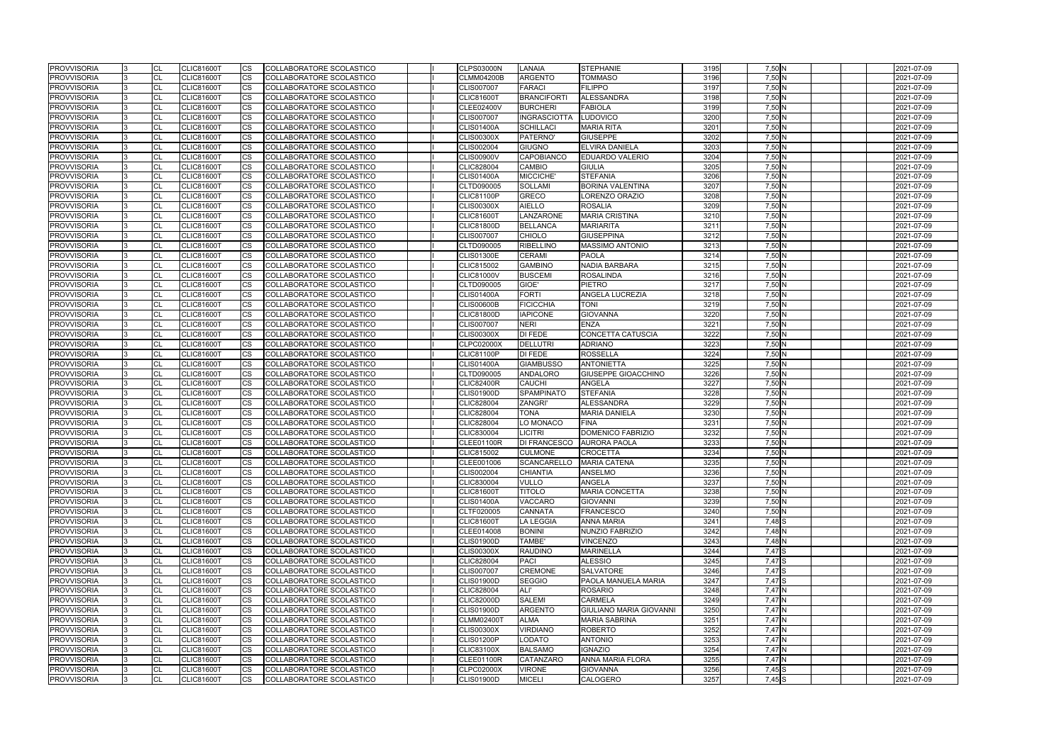| | | | | | | | | | | | | | | | | |
|---|---|---|---|---|---|---|---|---|---|---|---|---|---|---|---|---|
| PROVVISORIA | 3 | CL | CLIC81600T | CS | COLLABORATORE SCOLASTICO | | I | CLPS03000N | LANAIA | STEPHANIE | 3195 | 7,50 | N | | | 2021-07-09 |
| PROVVISORIA | 3 | CL | CLIC81600T | CS | COLLABORATORE SCOLASTICO | | I | CLMM04200B | ARGENTO | TOMMASO | 3196 | 7,50 | N | | | 2021-07-09 |
| PROVVISORIA | 3 | CL | CLIC81600T | CS | COLLABORATORE SCOLASTICO | | I | CLIS007007 | FARACI | FILIPPO | 3197 | 7,50 | N | | | 2021-07-09 |
| PROVVISORIA | 3 | CL | CLIC81600T | CS | COLLABORATORE SCOLASTICO | | I | CLIC81600T | BRANCIFORTI | ALESSANDRA | 3198 | 7,50 | N | | | 2021-07-09 |
| PROVVISORIA | 3 | CL | CLIC81600T | CS | COLLABORATORE SCOLASTICO | | I | CLEE02400V | BURCHERI | FABIOLA | 3199 | 7,50 | N | | | 2021-07-09 |
| PROVVISORIA | 3 | CL | CLIC81600T | CS | COLLABORATORE SCOLASTICO | | I | CLIS007007 | INGRASCIOTTA | LUDOVICO | 3200 | 7,50 | N | | | 2021-07-09 |
| PROVVISORIA | 3 | CL | CLIC81600T | CS | COLLABORATORE SCOLASTICO | | I | CLIS01400A | SCHILLACI | MARIA RITA | 3201 | 7,50 | N | | | 2021-07-09 |
| PROVVISORIA | 3 | CL | CLIC81600T | CS | COLLABORATORE SCOLASTICO | | I | CLIS00300X | PATERNO' | GIUSEPPE | 3202 | 7,50 | N | | | 2021-07-09 |
| PROVVISORIA | 3 | CL | CLIC81600T | CS | COLLABORATORE SCOLASTICO | | I | CLIS002004 | GIUGNO | ELVIRA DANIELA | 3203 | 7,50 | N | | | 2021-07-09 |
| PROVVISORIA | 3 | CL | CLIC81600T | CS | COLLABORATORE SCOLASTICO | | I | CLIS00900V | CAPOBIANCO | EDUARDO VALERIO | 3204 | 7,50 | N | | | 2021-07-09 |
| PROVVISORIA | 3 | CL | CLIC81600T | CS | COLLABORATORE SCOLASTICO | | I | CLIC828004 | CAMBIO | GIULIA | 3205 | 7,50 | N | | | 2021-07-09 |
| PROVVISORIA | 3 | CL | CLIC81600T | CS | COLLABORATORE SCOLASTICO | | I | CLIS01400A | MICCICHE' | STEFANIA | 3206 | 7,50 | N | | | 2021-07-09 |
| PROVVISORIA | 3 | CL | CLIC81600T | CS | COLLABORATORE SCOLASTICO | | I | CLTD090005 | SOLLAMI | BORINA VALENTINA | 3207 | 7,50 | N | | | 2021-07-09 |
| PROVVISORIA | 3 | CL | CLIC81600T | CS | COLLABORATORE SCOLASTICO | | I | CLIC81100P | GRECO | LORENZO ORAZIO | 3208 | 7,50 | N | | | 2021-07-09 |
| PROVVISORIA | 3 | CL | CLIC81600T | CS | COLLABORATORE SCOLASTICO | | I | CLIS00300X | AIELLO | ROSALIA | 3209 | 7,50 | N | | | 2021-07-09 |
| PROVVISORIA | 3 | CL | CLIC81600T | CS | COLLABORATORE SCOLASTICO | | I | CLIC81600T | LANZARONE | MARIA CRISTINA | 3210 | 7,50 | N | | | 2021-07-09 |
| PROVVISORIA | 3 | CL | CLIC81600T | CS | COLLABORATORE SCOLASTICO | | I | CLIC81800D | BELLANCA | MARIARITA | 3211 | 7,50 | N | | | 2021-07-09 |
| PROVVISORIA | 3 | CL | CLIC81600T | CS | COLLABORATORE SCOLASTICO | | I | CLIS007007 | CHIOLO | GIUSEPPINA | 3212 | 7,50 | N | | | 2021-07-09 |
| PROVVISORIA | 3 | CL | CLIC81600T | CS | COLLABORATORE SCOLASTICO | | I | CLTD090005 | RIBELLINO | MASSIMO ANTONIO | 3213 | 7,50 | N | | | 2021-07-09 |
| PROVVISORIA | 3 | CL | CLIC81600T | CS | COLLABORATORE SCOLASTICO | | I | CLIS01300E | CERAMI | PAOLA | 3214 | 7,50 | N | | | 2021-07-09 |
| PROVVISORIA | 3 | CL | CLIC81600T | CS | COLLABORATORE SCOLASTICO | | I | CLIC815002 | GAMBINO | NADIA BARBARA | 3215 | 7,50 | N | | | 2021-07-09 |
| PROVVISORIA | 3 | CL | CLIC81600T | CS | COLLABORATORE SCOLASTICO | | I | CLIC81000V | BUSCEMI | ROSALINDA | 3216 | 7,50 | N | | | 2021-07-09 |
| PROVVISORIA | 3 | CL | CLIC81600T | CS | COLLABORATORE SCOLASTICO | | I | CLTD090005 | GIOE' | PIETRO | 3217 | 7,50 | N | | | 2021-07-09 |
| PROVVISORIA | 3 | CL | CLIC81600T | CS | COLLABORATORE SCOLASTICO | | I | CLIS01400A | FORTI | ANGELA LUCREZIA | 3218 | 7,50 | N | | | 2021-07-09 |
| PROVVISORIA | 3 | CL | CLIC81600T | CS | COLLABORATORE SCOLASTICO | | I | CLIS00600B | FICICCHIA | TONI | 3219 | 7,50 | N | | | 2021-07-09 |
| PROVVISORIA | 3 | CL | CLIC81600T | CS | COLLABORATORE SCOLASTICO | | I | CLIC81800D | IAPICONE | GIOVANNA | 3220 | 7,50 | N | | | 2021-07-09 |
| PROVVISORIA | 3 | CL | CLIC81600T | CS | COLLABORATORE SCOLASTICO | | I | CLIS007007 | NERI | ENZA | 3221 | 7,50 | N | | | 2021-07-09 |
| PROVVISORIA | 3 | CL | CLIC81600T | CS | COLLABORATORE SCOLASTICO | | I | CLIS00300X | DI FEDE | CONCETTA CATUSCIA | 3222 | 7,50 | N | | | 2021-07-09 |
| PROVVISORIA | 3 | CL | CLIC81600T | CS | COLLABORATORE SCOLASTICO | | I | CLPC02000X | DELLUTRI | ADRIANO | 3223 | 7,50 | N | | | 2021-07-09 |
| PROVVISORIA | 3 | CL | CLIC81600T | CS | COLLABORATORE SCOLASTICO | | I | CLIC81100P | DI FEDE | ROSSELLA | 3224 | 7,50 | N | | | 2021-07-09 |
| PROVVISORIA | 3 | CL | CLIC81600T | CS | COLLABORATORE SCOLASTICO | | I | CLIS01400A | GIAMBUSSO | ANTONIETTA | 3225 | 7,50 | N | | | 2021-07-09 |
| PROVVISORIA | 3 | CL | CLIC81600T | CS | COLLABORATORE SCOLASTICO | | I | CLTD090005 | ANDALORO | GIUSEPPE GIOACCHINO | 3226 | 7,50 | N | | | 2021-07-09 |
| PROVVISORIA | 3 | CL | CLIC81600T | CS | COLLABORATORE SCOLASTICO | | I | CLIC82400R | CAUCHI | ANGELA | 3227 | 7,50 | N | | | 2021-07-09 |
| PROVVISORIA | 3 | CL | CLIC81600T | CS | COLLABORATORE SCOLASTICO | | I | CLIS01900D | SPAMPINATO | STEFANIA | 3228 | 7,50 | N | | | 2021-07-09 |
| PROVVISORIA | 3 | CL | CLIC81600T | CS | COLLABORATORE SCOLASTICO | | I | CLIC828004 | ZANGRI' | ALESSANDRA | 3229 | 7,50 | N | | | 2021-07-09 |
| PROVVISORIA | 3 | CL | CLIC81600T | CS | COLLABORATORE SCOLASTICO | | I | CLIC828004 | TONA | MARIA DANIELA | 3230 | 7,50 | N | | | 2021-07-09 |
| PROVVISORIA | 3 | CL | CLIC81600T | CS | COLLABORATORE SCOLASTICO | | I | CLIC828004 | LO MONACO | FINA | 3231 | 7,50 | N | | | 2021-07-09 |
| PROVVISORIA | 3 | CL | CLIC81600T | CS | COLLABORATORE SCOLASTICO | | I | CLIC830004 | LICITRI | DOMENICO FABRIZIO | 3232 | 7,50 | N | | | 2021-07-09 |
| PROVVISORIA | 3 | CL | CLIC81600T | CS | COLLABORATORE SCOLASTICO | | I | CLEE01100R | DI FRANCESCO | AURORA PAOLA | 3233 | 7,50 | N | | | 2021-07-09 |
| PROVVISORIA | 3 | CL | CLIC81600T | CS | COLLABORATORE SCOLASTICO | | I | CLIC815002 | CULMONE | CROCETTA | 3234 | 7,50 | N | | | 2021-07-09 |
| PROVVISORIA | 3 | CL | CLIC81600T | CS | COLLABORATORE SCOLASTICO | | I | CLEE001006 | SCANCARELLO | MARIA CATENA | 3235 | 7,50 | N | | | 2021-07-09 |
| PROVVISORIA | 3 | CL | CLIC81600T | CS | COLLABORATORE SCOLASTICO | | I | CLIS002004 | CHIANTIA | ANSELMO | 3236 | 7,50 | N | | | 2021-07-09 |
| PROVVISORIA | 3 | CL | CLIC81600T | CS | COLLABORATORE SCOLASTICO | | I | CLIC830004 | VULLO | ANGELA | 3237 | 7,50 | N | | | 2021-07-09 |
| PROVVISORIA | 3 | CL | CLIC81600T | CS | COLLABORATORE SCOLASTICO | | I | CLIC81600T | TITOLO | MARIA CONCETTA | 3238 | 7,50 | N | | | 2021-07-09 |
| PROVVISORIA | 3 | CL | CLIC81600T | CS | COLLABORATORE SCOLASTICO | | I | CLIS01400A | VACCARO | GIOVANNI | 3239 | 7,50 | N | | | 2021-07-09 |
| PROVVISORIA | 3 | CL | CLIC81600T | CS | COLLABORATORE SCOLASTICO | | I | CLTF020005 | CANNATA | FRANCESCO | 3240 | 7,50 | N | | | 2021-07-09 |
| PROVVISORIA | 3 | CL | CLIC81600T | CS | COLLABORATORE SCOLASTICO | | I | CLIC81600T | LA LEGGIA | ANNA MARIA | 3241 | 7,48 | S | | | 2021-07-09 |
| PROVVISORIA | 3 | CL | CLIC81600T | CS | COLLABORATORE SCOLASTICO | | I | CLEE014008 | BONINI | NUNZIO FABRIZIO | 3242 | 7,48 | N | | | 2021-07-09 |
| PROVVISORIA | 3 | CL | CLIC81600T | CS | COLLABORATORE SCOLASTICO | | I | CLIS01900D | TAMBE' | VINCENZO | 3243 | 7,48 | N | | | 2021-07-09 |
| PROVVISORIA | 3 | CL | CLIC81600T | CS | COLLABORATORE SCOLASTICO | | I | CLIS00300X | RAUDINO | MARINELLA | 3244 | 7,47 | S | | | 2021-07-09 |
| PROVVISORIA | 3 | CL | CLIC81600T | CS | COLLABORATORE SCOLASTICO | | I | CLIC828004 | PACI | ALESSIO | 3245 | 7,47 | S | | | 2021-07-09 |
| PROVVISORIA | 3 | CL | CLIC81600T | CS | COLLABORATORE SCOLASTICO | | I | CLIS007007 | CREMONE | SALVATORE | 3246 | 7,47 | S | | | 2021-07-09 |
| PROVVISORIA | 3 | CL | CLIC81600T | CS | COLLABORATORE SCOLASTICO | | I | CLIS01900D | SEGGIO | PAOLA MANUELA MARIA | 3247 | 7,47 | S | | | 2021-07-09 |
| PROVVISORIA | 3 | CL | CLIC81600T | CS | COLLABORATORE SCOLASTICO | | I | CLIC828004 | ALI' | ROSARIO | 3248 | 7,47 | N | | | 2021-07-09 |
| PROVVISORIA | 3 | CL | CLIC81600T | CS | COLLABORATORE SCOLASTICO | | I | CLIC82000D | SALEMI | CARMELA | 3249 | 7,47 | N | | | 2021-07-09 |
| PROVVISORIA | 3 | CL | CLIC81600T | CS | COLLABORATORE SCOLASTICO | | I | CLIS01900D | ARGENTO | GIULIANO MARIA GIOVANNI | 3250 | 7,47 | N | | | 2021-07-09 |
| PROVVISORIA | 3 | CL | CLIC81600T | CS | COLLABORATORE SCOLASTICO | | I | CLMM02400T | ALMA | MARIA SABRINA | 3251 | 7,47 | N | | | 2021-07-09 |
| PROVVISORIA | 3 | CL | CLIC81600T | CS | COLLABORATORE SCOLASTICO | | I | CLIS00300X | VIRDIANO | ROBERTO | 3252 | 7,47 | N | | | 2021-07-09 |
| PROVVISORIA | 3 | CL | CLIC81600T | CS | COLLABORATORE SCOLASTICO | | I | CLIS01200P | LODATO | ANTONIO | 3253 | 7,47 | N | | | 2021-07-09 |
| PROVVISORIA | 3 | CL | CLIC81600T | CS | COLLABORATORE SCOLASTICO | | I | CLIC83100X | BALSAMO | IGNAZIO | 3254 | 7,47 | N | | | 2021-07-09 |
| PROVVISORIA | 3 | CL | CLIC81600T | CS | COLLABORATORE SCOLASTICO | | I | CLEE01100R | CATANZARO | ANNA MARIA FLORA | 3255 | 7,47 | N | | | 2021-07-09 |
| PROVVISORIA | 3 | CL | CLIC81600T | CS | COLLABORATORE SCOLASTICO | | I | CLPC02000X | VIRONE | GIOVANNA | 3256 | 7,45 | S | | | 2021-07-09 |
| PROVVISORIA | 3 | CL | CLIC81600T | CS | COLLABORATORE SCOLASTICO | | I | CLIS01900D | MICELI | CALOGERO | 3257 | 7,45 | S | | | 2021-07-09 |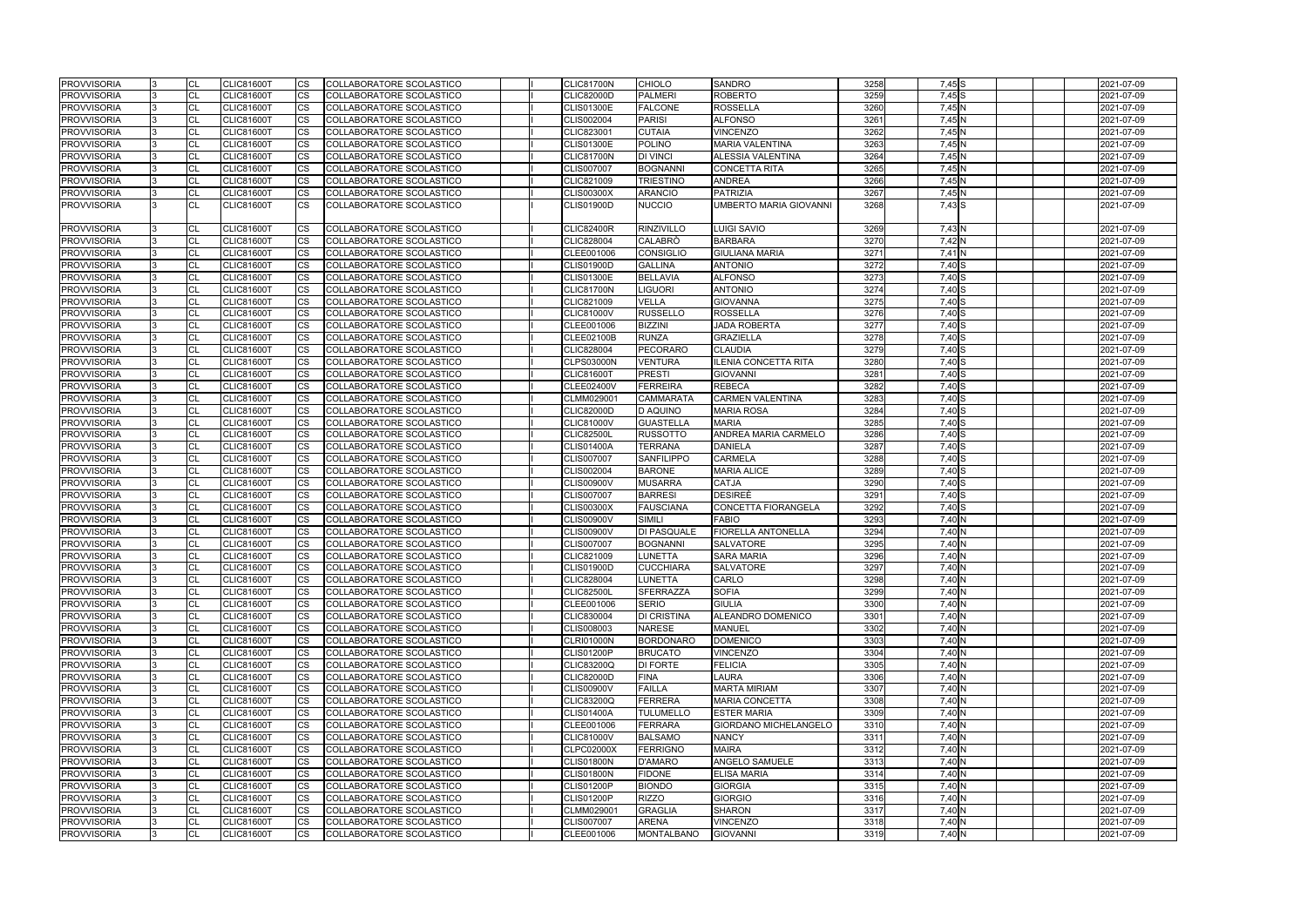| | | | | | | | | | | | | | | | | | |
|---|---|---|---|---|---|---|---|---|---|---|---|---|---|---|---|---|---|
| PROVVISORIA | 3 | CL | CLIC81600T | CS | COLLABORATORE SCOLASTICO | | I | CLIC81700N | CHIOLO | SANDRO | 3258 | 7,45 | S | | | | 2021-07-09 |
| PROVVISORIA | 3 | CL | CLIC81600T | CS | COLLABORATORE SCOLASTICO | | I | CLIC82000D | PALMERI | ROBERTO | 3259 | 7,45 | S | | | | 2021-07-09 |
| PROVVISORIA | 3 | CL | CLIC81600T | CS | COLLABORATORE SCOLASTICO | | I | CLIS01300E | FALCONE | ROSSELLA | 3260 | 7,45 | N | | | | 2021-07-09 |
| PROVVISORIA | 3 | CL | CLIC81600T | CS | COLLABORATORE SCOLASTICO | | I | CLIS002004 | PARISI | ALFONSO | 3261 | 7,45 | N | | | | 2021-07-09 |
| PROVVISORIA | 3 | CL | CLIC81600T | CS | COLLABORATORE SCOLASTICO | | I | CLIC823001 | CUTAIA | VINCENZO | 3262 | 7,45 | N | | | | 2021-07-09 |
| PROVVISORIA | 3 | CL | CLIC81600T | CS | COLLABORATORE SCOLASTICO | | I | CLIS01300E | POLINO | MARIA VALENTINA | 3263 | 7,45 | N | | | | 2021-07-09 |
| PROVVISORIA | 3 | CL | CLIC81600T | CS | COLLABORATORE SCOLASTICO | | I | CLIC81700N | DI VINCI | ALESSIA VALENTINA | 3264 | 7,45 | N | | | | 2021-07-09 |
| PROVVISORIA | 3 | CL | CLIC81600T | CS | COLLABORATORE SCOLASTICO | | I | CLIS007007 | BOGNANNI | CONCETTA RITA | 3265 | 7,45 | N | | | | 2021-07-09 |
| PROVVISORIA | 3 | CL | CLIC81600T | CS | COLLABORATORE SCOLASTICO | | I | CLIC821009 | TRIESTINO | ANDREA | 3266 | 7,45 | N | | | | 2021-07-09 |
| PROVVISORIA | 3 | CL | CLIC81600T | CS | COLLABORATORE SCOLASTICO | | I | CLIS00300X | ARANCIO | PATRIZIA | 3267 | 7,45 | N | | | | 2021-07-09 |
| PROVVISORIA | 3 | CL | CLIC81600T | CS | COLLABORATORE SCOLASTICO | | I | CLIS01900D | NUCCIO | UMBERTO MARIA GIOVANNI | 3268 | 7,43 | S | | | | 2021-07-09 |
| PROVVISORIA | 3 | CL | CLIC81600T | CS | COLLABORATORE SCOLASTICO | | I | CLIC82400R | RINZIVILLO | LUIGI SAVIO | 3269 | 7,43 | N | | | | 2021-07-09 |
| PROVVISORIA | 3 | CL | CLIC81600T | CS | COLLABORATORE SCOLASTICO | | I | CLIC828004 | CALABRÒ | BARBARA | 3270 | 7,42 | N | | | | 2021-07-09 |
| PROVVISORIA | 3 | CL | CLIC81600T | CS | COLLABORATORE SCOLASTICO | | I | CLEE001006 | CONSIGLIO | GIULIANA MARIA | 3271 | 7,41 | N | | | | 2021-07-09 |
| PROVVISORIA | 3 | CL | CLIC81600T | CS | COLLABORATORE SCOLASTICO | | I | CLIS01900D | GALLINA | ANTONIO | 3272 | 7,40 | S | | | | 2021-07-09 |
| PROVVISORIA | 3 | CL | CLIC81600T | CS | COLLABORATORE SCOLASTICO | | I | CLIS01300E | BELLAVIA | ALFONSO | 3273 | 7,40 | S | | | | 2021-07-09 |
| PROVVISORIA | 3 | CL | CLIC81600T | CS | COLLABORATORE SCOLASTICO | | I | CLIC81700N | LIGUORI | ANTONIO | 3274 | 7,40 | S | | | | 2021-07-09 |
| PROVVISORIA | 3 | CL | CLIC81600T | CS | COLLABORATORE SCOLASTICO | | I | CLIC821009 | VELLA | GIOVANNA | 3275 | 7,40 | S | | | | 2021-07-09 |
| PROVVISORIA | 3 | CL | CLIC81600T | CS | COLLABORATORE SCOLASTICO | | I | CLIC81000V | RUSSELLO | ROSSELLA | 3276 | 7,40 | S | | | | 2021-07-09 |
| PROVVISORIA | 3 | CL | CLIC81600T | CS | COLLABORATORE SCOLASTICO | | I | CLEE001006 | BIZZINI | JADA ROBERTA | 3277 | 7,40 | S | | | | 2021-07-09 |
| PROVVISORIA | 3 | CL | CLIC81600T | CS | COLLABORATORE SCOLASTICO | | I | CLEE02100B | RUNZA | GRAZIELLA | 3278 | 7,40 | S | | | | 2021-07-09 |
| PROVVISORIA | 3 | CL | CLIC81600T | CS | COLLABORATORE SCOLASTICO | | I | CLIC828004 | PECORARO | CLAUDIA | 3279 | 7,40 | S | | | | 2021-07-09 |
| PROVVISORIA | 3 | CL | CLIC81600T | CS | COLLABORATORE SCOLASTICO | | I | CLPS03000N | VENTURA | ILENIA CONCETTA RITA | 3280 | 7,40 | S | | | | 2021-07-09 |
| PROVVISORIA | 3 | CL | CLIC81600T | CS | COLLABORATORE SCOLASTICO | | I | CLIC81600T | PRESTI | GIOVANNI | 3281 | 7,40 | S | | | | 2021-07-09 |
| PROVVISORIA | 3 | CL | CLIC81600T | CS | COLLABORATORE SCOLASTICO | | I | CLEE02400V | FERREIRA | REBECA | 3282 | 7,40 | S | | | | 2021-07-09 |
| PROVVISORIA | 3 | CL | CLIC81600T | CS | COLLABORATORE SCOLASTICO | | I | CLMM029001 | CAMMARATA | CARMEN VALENTINA | 3283 | 7,40 | S | | | | 2021-07-09 |
| PROVVISORIA | 3 | CL | CLIC81600T | CS | COLLABORATORE SCOLASTICO | | I | CLIC82000D | D AQUINO | MARIA ROSA | 3284 | 7,40 | S | | | | 2021-07-09 |
| PROVVISORIA | 3 | CL | CLIC81600T | CS | COLLABORATORE SCOLASTICO | | I | CLIC81000V | GUASTELLA | MARIA | 3285 | 7,40 | S | | | | 2021-07-09 |
| PROVVISORIA | 3 | CL | CLIC81600T | CS | COLLABORATORE SCOLASTICO | | I | CLIC82500L | RUSSOTTO | ANDREA MARIA CARMELO | 3286 | 7,40 | S | | | | 2021-07-09 |
| PROVVISORIA | 3 | CL | CLIC81600T | CS | COLLABORATORE SCOLASTICO | | I | CLIS01400A | TERRANA | DANIELA | 3287 | 7,40 | S | | | | 2021-07-09 |
| PROVVISORIA | 3 | CL | CLIC81600T | CS | COLLABORATORE SCOLASTICO | | I | CLIS007007 | SANFILIPPO | CARMELA | 3288 | 7,40 | S | | | | 2021-07-09 |
| PROVVISORIA | 3 | CL | CLIC81600T | CS | COLLABORATORE SCOLASTICO | | I | CLIS002004 | BARONE | MARIA ALICE | 3289 | 7,40 | S | | | | 2021-07-09 |
| PROVVISORIA | 3 | CL | CLIC81600T | CS | COLLABORATORE SCOLASTICO | | I | CLIS00900V | MUSARRA | CATJA | 3290 | 7,40 | S | | | | 2021-07-09 |
| PROVVISORIA | 3 | CL | CLIC81600T | CS | COLLABORATORE SCOLASTICO | | I | CLIS007007 | BARRESI | DESIREÈ | 3291 | 7,40 | S | | | | 2021-07-09 |
| PROVVISORIA | 3 | CL | CLIC81600T | CS | COLLABORATORE SCOLASTICO | | I | CLIS00300X | FAUSCIANA | CONCETTA FIORANGELA | 3292 | 7,40 | S | | | | 2021-07-09 |
| PROVVISORIA | 3 | CL | CLIC81600T | CS | COLLABORATORE SCOLASTICO | | I | CLIS00900V | SIMILI | FABIO | 3293 | 7,40 | N | | | | 2021-07-09 |
| PROVVISORIA | 3 | CL | CLIC81600T | CS | COLLABORATORE SCOLASTICO | | I | CLIS00900V | DI PASQUALE | FIORELLA ANTONELLA | 3294 | 7,40 | N | | | | 2021-07-09 |
| PROVVISORIA | 3 | CL | CLIC81600T | CS | COLLABORATORE SCOLASTICO | | I | CLIS007007 | BOGNANNI | SALVATORE | 3295 | 7,40 | N | | | | 2021-07-09 |
| PROVVISORIA | 3 | CL | CLIC81600T | CS | COLLABORATORE SCOLASTICO | | I | CLIC821009 | LUNETTA | SARA MARIA | 3296 | 7,40 | N | | | | 2021-07-09 |
| PROVVISORIA | 3 | CL | CLIC81600T | CS | COLLABORATORE SCOLASTICO | | I | CLIS01900D | CUCCHIARA | SALVATORE | 3297 | 7,40 | N | | | | 2021-07-09 |
| PROVVISORIA | 3 | CL | CLIC81600T | CS | COLLABORATORE SCOLASTICO | | I | CLIC828004 | LUNETTA | CARLO | 3298 | 7,40 | N | | | | 2021-07-09 |
| PROVVISORIA | 3 | CL | CLIC81600T | CS | COLLABORATORE SCOLASTICO | | I | CLIC82500L | SFERRAZZA | SOFIA | 3299 | 7,40 | N | | | | 2021-07-09 |
| PROVVISORIA | 3 | CL | CLIC81600T | CS | COLLABORATORE SCOLASTICO | | I | CLEE001006 | SERIO | GIULIA | 3300 | 7,40 | N | | | | 2021-07-09 |
| PROVVISORIA | 3 | CL | CLIC81600T | CS | COLLABORATORE SCOLASTICO | | I | CLIC830004 | DI CRISTINA | ALEANDRO DOMENICO | 3301 | 7,40 | N | | | | 2021-07-09 |
| PROVVISORIA | 3 | CL | CLIC81600T | CS | COLLABORATORE SCOLASTICO | | I | CLIS008003 | NARESE | MANUEL | 3302 | 7,40 | N | | | | 2021-07-09 |
| PROVVISORIA | 3 | CL | CLIC81600T | CS | COLLABORATORE SCOLASTICO | | I | CLRI01000N | BORDONARO | DOMENICO | 3303 | 7,40 | N | | | | 2021-07-09 |
| PROVVISORIA | 3 | CL | CLIC81600T | CS | COLLABORATORE SCOLASTICO | | I | CLIS01200P | BRUCATO | VINCENZO | 3304 | 7,40 | N | | | | 2021-07-09 |
| PROVVISORIA | 3 | CL | CLIC81600T | CS | COLLABORATORE SCOLASTICO | | I | CLIC83200Q | DI FORTE | FELICIA | 3305 | 7,40 | N | | | | 2021-07-09 |
| PROVVISORIA | 3 | CL | CLIC81600T | CS | COLLABORATORE SCOLASTICO | | I | CLIC82000D | FINA | LAURA | 3306 | 7,40 | N | | | | 2021-07-09 |
| PROVVISORIA | 3 | CL | CLIC81600T | CS | COLLABORATORE SCOLASTICO | | I | CLIS00900V | FAILLA | MARTA MIRIAM | 3307 | 7,40 | N | | | | 2021-07-09 |
| PROVVISORIA | 3 | CL | CLIC81600T | CS | COLLABORATORE SCOLASTICO | | I | CLIC83200Q | FERRERA | MARIA CONCETTA | 3308 | 7,40 | N | | | | 2021-07-09 |
| PROVVISORIA | 3 | CL | CLIC81600T | CS | COLLABORATORE SCOLASTICO | | I | CLIS01400A | TULUMELLO | ESTER MARIA | 3309 | 7,40 | N | | | | 2021-07-09 |
| PROVVISORIA | 3 | CL | CLIC81600T | CS | COLLABORATORE SCOLASTICO | | I | CLEE001006 | FERRARA | GIORDANO MICHELANGELO | 3310 | 7,40 | N | | | | 2021-07-09 |
| PROVVISORIA | 3 | CL | CLIC81600T | CS | COLLABORATORE SCOLASTICO | | I | CLIC81000V | BALSAMO | NANCY | 3311 | 7,40 | N | | | | 2021-07-09 |
| PROVVISORIA | 3 | CL | CLIC81600T | CS | COLLABORATORE SCOLASTICO | | I | CLPC02000X | FERRIGNO | MAIRA | 3312 | 7,40 | N | | | | 2021-07-09 |
| PROVVISORIA | 3 | CL | CLIC81600T | CS | COLLABORATORE SCOLASTICO | | I | CLIS01800N | D'AMARO | ANGELO SAMUELE | 3313 | 7,40 | N | | | | 2021-07-09 |
| PROVVISORIA | 3 | CL | CLIC81600T | CS | COLLABORATORE SCOLASTICO | | I | CLIS01800N | FIDONE | ELISA MARIA | 3314 | 7,40 | N | | | | 2021-07-09 |
| PROVVISORIA | 3 | CL | CLIC81600T | CS | COLLABORATORE SCOLASTICO | | I | CLIS01200P | BIONDO | GIORGIA | 3315 | 7,40 | N | | | | 2021-07-09 |
| PROVVISORIA | 3 | CL | CLIC81600T | CS | COLLABORATORE SCOLASTICO | | I | CLIS01200P | RIZZO | GIORGIO | 3316 | 7,40 | N | | | | 2021-07-09 |
| PROVVISORIA | 3 | CL | CLIC81600T | CS | COLLABORATORE SCOLASTICO | | I | CLMM029001 | GRAGLIA | SHARON | 3317 | 7,40 | N | | | | 2021-07-09 |
| PROVVISORIA | 3 | CL | CLIC81600T | CS | COLLABORATORE SCOLASTICO | | I | CLIS007007 | ARENA | VINCENZO | 3318 | 7,40 | N | | | | 2021-07-09 |
| PROVVISORIA | 3 | CL | CLIC81600T | CS | COLLABORATORE SCOLASTICO | | I | CLEE001006 | MONTALBANO | GIOVANNI | 3319 | 7,40 | N | | | | 2021-07-09 |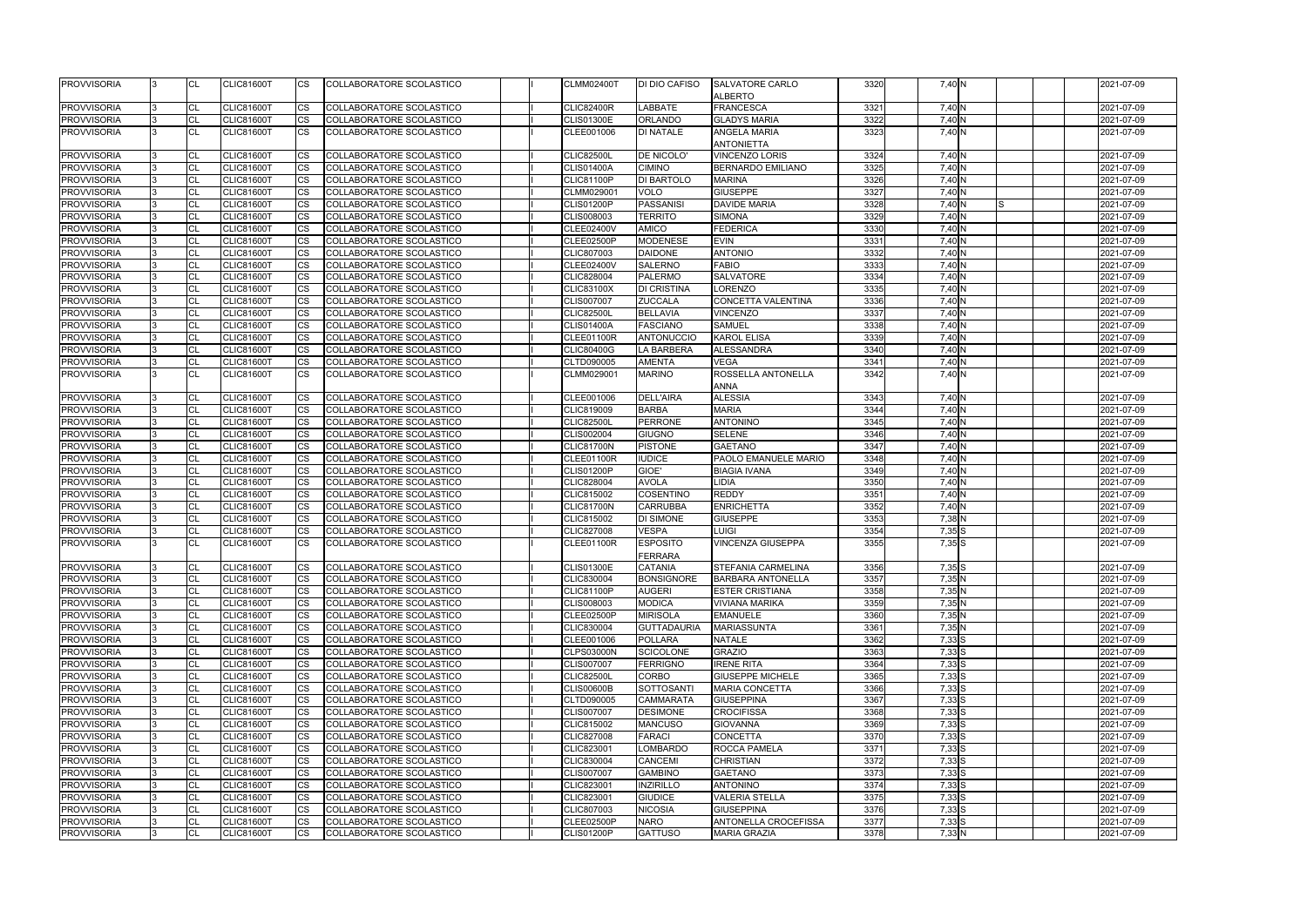| | | | | | | | | | | | | | | | | | | |
|---|---|---|---|---|---|---|---|---|---|---|---|---|---|---|---|---|---|---|
| PROVVISORIA | 3 | CL | CLIC81600T | CS | COLLABORATORE SCOLASTICO | | I | CLMM02400T | DI DIO CAFISO | SALVATORE CARLO ALBERTO | 3320 | | 7,40 | N | | | | 2021-07-09 |
| PROVVISORIA | 3 | CL | CLIC81600T | CS | COLLABORATORE SCOLASTICO | | I | CLIC82400R | LABBATE | FRANCESCA | 3321 | | 7,40 | N | | | | 2021-07-09 |
| PROVVISORIA | 3 | CL | CLIC81600T | CS | COLLABORATORE SCOLASTICO | | I | CLIS01300E | ORLANDO | GLADYS MARIA | 3322 | | 7,40 | N | | | | 2021-07-09 |
| PROVVISORIA | 3 | CL | CLIC81600T | CS | COLLABORATORE SCOLASTICO | | I | CLEE001006 | DI NATALE | ANGELA MARIA ANTONIETTA | 3323 | | 7,40 | N | | | | 2021-07-09 |
| PROVVISORIA | 3 | CL | CLIC81600T | CS | COLLABORATORE SCOLASTICO | | I | CLIC82500L | DE NICOLO' | VINCENZO LORIS | 3324 | | 7,40 | N | | | | 2021-07-09 |
| PROVVISORIA | 3 | CL | CLIC81600T | CS | COLLABORATORE SCOLASTICO | | I | CLIS01400A | CIMINO | BERNARDO EMILIANO | 3325 | | 7,40 | N | | | | 2021-07-09 |
| PROVVISORIA | 3 | CL | CLIC81600T | CS | COLLABORATORE SCOLASTICO | | I | CLIC81100P | DI BARTOLO | MARINA | 3326 | | 7,40 | N | | | | 2021-07-09 |
| PROVVISORIA | 3 | CL | CLIC81600T | CS | COLLABORATORE SCOLASTICO | | I | CLMM029001 | VOLO | GIUSEPPE | 3327 | | 7,40 | N | | | | 2021-07-09 |
| PROVVISORIA | 3 | CL | CLIC81600T | CS | COLLABORATORE SCOLASTICO | | I | CLIS01200P | PASSANISI | DAVIDE MARIA | 3328 | | 7,40 | N | S | | | 2021-07-09 |
| PROVVISORIA | 3 | CL | CLIC81600T | CS | COLLABORATORE SCOLASTICO | | I | CLIS008003 | TERRITO | SIMONA | 3329 | | 7,40 | N | | | | 2021-07-09 |
| PROVVISORIA | 3 | CL | CLIC81600T | CS | COLLABORATORE SCOLASTICO | | I | CLEE02400V | AMICO | FEDERICA | 3330 | | 7,40 | N | | | | 2021-07-09 |
| PROVVISORIA | 3 | CL | CLIC81600T | CS | COLLABORATORE SCOLASTICO | | I | CLEE02500P | MODENESE | EVIN | 3331 | | 7,40 | N | | | | 2021-07-09 |
| PROVVISORIA | 3 | CL | CLIC81600T | CS | COLLABORATORE SCOLASTICO | | I | CLIC807003 | DAIDONE | ANTONIO | 3332 | | 7,40 | N | | | | 2021-07-09 |
| PROVVISORIA | 3 | CL | CLIC81600T | CS | COLLABORATORE SCOLASTICO | | I | CLEE02400V | SALERNO | FABIO | 3333 | | 7,40 | N | | | | 2021-07-09 |
| PROVVISORIA | 3 | CL | CLIC81600T | CS | COLLABORATORE SCOLASTICO | | I | CLIC828004 | PALERMO | SALVATORE | 3334 | | 7,40 | N | | | | 2021-07-09 |
| PROVVISORIA | 3 | CL | CLIC81600T | CS | COLLABORATORE SCOLASTICO | | I | CLIC83100X | DI CRISTINA | LORENZO | 3335 | | 7,40 | N | | | | 2021-07-09 |
| PROVVISORIA | 3 | CL | CLIC81600T | CS | COLLABORATORE SCOLASTICO | | I | CLIS007007 | ZUCCALA | CONCETTA VALENTINA | 3336 | | 7,40 | N | | | | 2021-07-09 |
| PROVVISORIA | 3 | CL | CLIC81600T | CS | COLLABORATORE SCOLASTICO | | I | CLIC82500L | BELLAVIA | VINCENZO | 3337 | | 7,40 | N | | | | 2021-07-09 |
| PROVVISORIA | 3 | CL | CLIC81600T | CS | COLLABORATORE SCOLASTICO | | I | CLIS01400A | FASCIANO | SAMUEL | 3338 | | 7,40 | N | | | | 2021-07-09 |
| PROVVISORIA | 3 | CL | CLIC81600T | CS | COLLABORATORE SCOLASTICO | | I | CLEE01100R | ANTONUCCIO | KAROL ELISA | 3339 | | 7,40 | N | | | | 2021-07-09 |
| PROVVISORIA | 3 | CL | CLIC81600T | CS | COLLABORATORE SCOLASTICO | | I | CLIC80400G | LA BARBERA | ALESSANDRA | 3340 | | 7,40 | N | | | | 2021-07-09 |
| PROVVISORIA | 3 | CL | CLIC81600T | CS | COLLABORATORE SCOLASTICO | | I | CLTD090005 | AMENTA | VEGA | 3341 | | 7,40 | N | | | | 2021-07-09 |
| PROVVISORIA | 3 | CL | CLIC81600T | CS | COLLABORATORE SCOLASTICO | | I | CLMM029001 | MARINO | ROSSELLA ANTONELLA ANNA | 3342 | | 7,40 | N | | | | 2021-07-09 |
| PROVVISORIA | 3 | CL | CLIC81600T | CS | COLLABORATORE SCOLASTICO | | I | CLEE001006 | DELL'AIRA | ALESSIA | 3343 | | 7,40 | N | | | | 2021-07-09 |
| PROVVISORIA | 3 | CL | CLIC81600T | CS | COLLABORATORE SCOLASTICO | | I | CLIC819009 | BARBA | MARIA | 3344 | | 7,40 | N | | | | 2021-07-09 |
| PROVVISORIA | 3 | CL | CLIC81600T | CS | COLLABORATORE SCOLASTICO | | I | CLIC82500L | PERRONE | ANTONINO | 3345 | | 7,40 | N | | | | 2021-07-09 |
| PROVVISORIA | 3 | CL | CLIC81600T | CS | COLLABORATORE SCOLASTICO | | I | CLIS002004 | GIUGNO | SELENE | 3346 | | 7,40 | N | | | | 2021-07-09 |
| PROVVISORIA | 3 | CL | CLIC81600T | CS | COLLABORATORE SCOLASTICO | | I | CLIC81700N | PISTONE | GAETANO | 3347 | | 7,40 | N | | | | 2021-07-09 |
| PROVVISORIA | 3 | CL | CLIC81600T | CS | COLLABORATORE SCOLASTICO | | I | CLEE01100R | IUDICE | PAOLO EMANUELE MARIO | 3348 | | 7,40 | N | | | | 2021-07-09 |
| PROVVISORIA | 3 | CL | CLIC81600T | CS | COLLABORATORE SCOLASTICO | | I | CLIS01200P | GIOE' | BIAGIA IVANA | 3349 | | 7,40 | N | | | | 2021-07-09 |
| PROVVISORIA | 3 | CL | CLIC81600T | CS | COLLABORATORE SCOLASTICO | | I | CLIC828004 | AVOLA | LIDIA | 3350 | | 7,40 | N | | | | 2021-07-09 |
| PROVVISORIA | 3 | CL | CLIC81600T | CS | COLLABORATORE SCOLASTICO | | I | CLIC815002 | COSENTINO | REDDY | 3351 | | 7,40 | N | | | | 2021-07-09 |
| PROVVISORIA | 3 | CL | CLIC81600T | CS | COLLABORATORE SCOLASTICO | | I | CLIC81700N | CARRUBBA | ENRICHETTA | 3352 | | 7,40 | N | | | | 2021-07-09 |
| PROVVISORIA | 3 | CL | CLIC81600T | CS | COLLABORATORE SCOLASTICO | | I | CLIC815002 | DI SIMONE | GIUSEPPE | 3353 | | 7,38 | N | | | | 2021-07-09 |
| PROVVISORIA | 3 | CL | CLIC81600T | CS | COLLABORATORE SCOLASTICO | | I | CLIC827008 | VESPA | LUIGI | 3354 | | 7,35 | S | | | | 2021-07-09 |
| PROVVISORIA | 3 | CL | CLIC81600T | CS | COLLABORATORE SCOLASTICO | | I | CLEE01100R | ESPOSITO FERRARA | VINCENZA GIUSEPPA | 3355 | | 7,35 | S | | | | 2021-07-09 |
| PROVVISORIA | 3 | CL | CLIC81600T | CS | COLLABORATORE SCOLASTICO | | I | CLIS01300E | CATANIA | STEFANIA CARMELINA | 3356 | | 7,35 | S | | | | 2021-07-09 |
| PROVVISORIA | 3 | CL | CLIC81600T | CS | COLLABORATORE SCOLASTICO | | I | CLIC830004 | BONSIGNORE | BARBARA ANTONELLA | 3357 | | 7,35 | N | | | | 2021-07-09 |
| PROVVISORIA | 3 | CL | CLIC81600T | CS | COLLABORATORE SCOLASTICO | | I | CLIC81100P | AUGERI | ESTER CRISTIANA | 3358 | | 7,35 | N | | | | 2021-07-09 |
| PROVVISORIA | 3 | CL | CLIC81600T | CS | COLLABORATORE SCOLASTICO | | I | CLIS008003 | MODICA | VIVIANA MARIKA | 3359 | | 7,35 | N | | | | 2021-07-09 |
| PROVVISORIA | 3 | CL | CLIC81600T | CS | COLLABORATORE SCOLASTICO | | I | CLEE02500P | MIRISOLA | EMANUELE | 3360 | | 7,35 | N | | | | 2021-07-09 |
| PROVVISORIA | 3 | CL | CLIC81600T | CS | COLLABORATORE SCOLASTICO | | I | CLIC830004 | GUTTADAURIA | MARIASSUNTA | 3361 | | 7,35 | N | | | | 2021-07-09 |
| PROVVISORIA | 3 | CL | CLIC81600T | CS | COLLABORATORE SCOLASTICO | | I | CLEE001006 | POLLARA | NATALE | 3362 | | 7,33 | S | | | | 2021-07-09 |
| PROVVISORIA | 3 | CL | CLIC81600T | CS | COLLABORATORE SCOLASTICO | | I | CLPS03000N | SCICOLONE | GRAZIO | 3363 | | 7,33 | S | | | | 2021-07-09 |
| PROVVISORIA | 3 | CL | CLIC81600T | CS | COLLABORATORE SCOLASTICO | | I | CLIS007007 | FERRIGNO | IRENE RITA | 3364 | | 7,33 | S | | | | 2021-07-09 |
| PROVVISORIA | 3 | CL | CLIC81600T | CS | COLLABORATORE SCOLASTICO | | I | CLIC82500L | CORBO | GIUSEPPE MICHELE | 3365 | | 7,33 | S | | | | 2021-07-09 |
| PROVVISORIA | 3 | CL | CLIC81600T | CS | COLLABORATORE SCOLASTICO | | I | CLIS00600B | SOTTOSANTI | MARIA CONCETTA | 3366 | | 7,33 | S | | | | 2021-07-09 |
| PROVVISORIA | 3 | CL | CLIC81600T | CS | COLLABORATORE SCOLASTICO | | I | CLTD090005 | CAMMARATA | GIUSEPPINA | 3367 | | 7,33 | S | | | | 2021-07-09 |
| PROVVISORIA | 3 | CL | CLIC81600T | CS | COLLABORATORE SCOLASTICO | | I | CLIS007007 | DESIMONE | CROCIFISSA | 3368 | | 7,33 | S | | | | 2021-07-09 |
| PROVVISORIA | 3 | CL | CLIC81600T | CS | COLLABORATORE SCOLASTICO | | I | CLIC815002 | MANCUSO | GIOVANNA | 3369 | | 7,33 | S | | | | 2021-07-09 |
| PROVVISORIA | 3 | CL | CLIC81600T | CS | COLLABORATORE SCOLASTICO | | I | CLIC827008 | FARACI | CONCETTA | 3370 | | 7,33 | S | | | | 2021-07-09 |
| PROVVISORIA | 3 | CL | CLIC81600T | CS | COLLABORATORE SCOLASTICO | | I | CLIC823001 | LOMBARDO | ROCCA PAMELA | 3371 | | 7,33 | S | | | | 2021-07-09 |
| PROVVISORIA | 3 | CL | CLIC81600T | CS | COLLABORATORE SCOLASTICO | | I | CLIC830004 | CANCEMI | CHRISTIAN | 3372 | | 7,33 | S | | | | 2021-07-09 |
| PROVVISORIA | 3 | CL | CLIC81600T | CS | COLLABORATORE SCOLASTICO | | I | CLIS007007 | GAMBINO | GAETANO | 3373 | | 7,33 | S | | | | 2021-07-09 |
| PROVVISORIA | 3 | CL | CLIC81600T | CS | COLLABORATORE SCOLASTICO | | I | CLIC823001 | INZIRILLO | ANTONINO | 3374 | | 7,33 | S | | | | 2021-07-09 |
| PROVVISORIA | 3 | CL | CLIC81600T | CS | COLLABORATORE SCOLASTICO | | I | CLIC823001 | GIUDICE | VALERIA STELLA | 3375 | | 7,33 | S | | | | 2021-07-09 |
| PROVVISORIA | 3 | CL | CLIC81600T | CS | COLLABORATORE SCOLASTICO | | I | CLIC807003 | NICOSIA | GIUSEPPINA | 3376 | | 7,33 | S | | | | 2021-07-09 |
| PROVVISORIA | 3 | CL | CLIC81600T | CS | COLLABORATORE SCOLASTICO | | I | CLEE02500P | NARO | ANTONELLA CROCEFISSA | 3377 | | 7,33 | S | | | | 2021-07-09 |
| PROVVISORIA | 3 | CL | CLIC81600T | CS | COLLABORATORE SCOLASTICO | | I | CLIS01200P | GATTUSO | MARIA GRAZIA | 3378 | | 7,33 | N | | | | 2021-07-09 |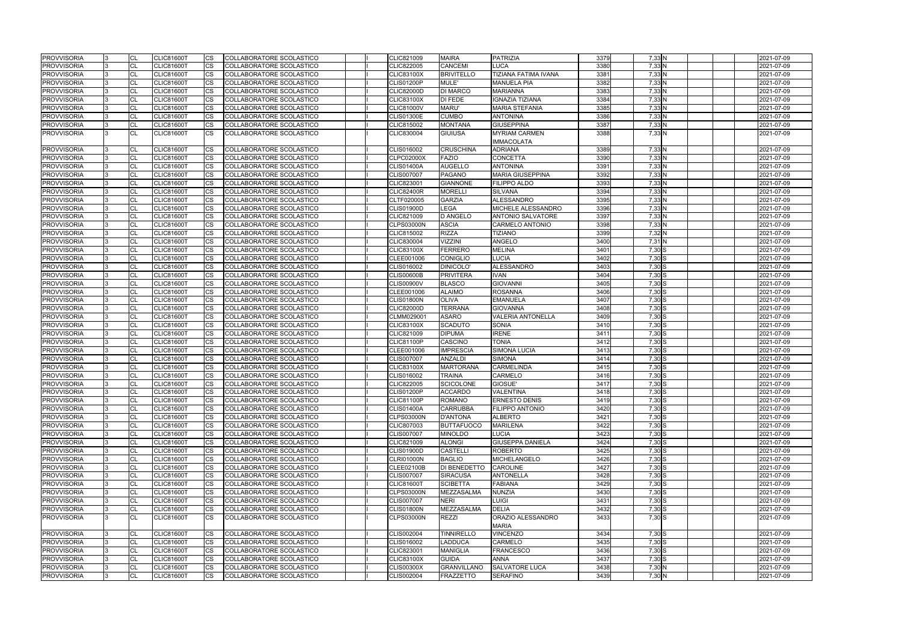| PROVVISORIA | 3 | CL | CLIC81600T | CS | COLLABORATORE SCOLASTICO | | I | CLIC821009 | MAIRA | PATRIZIA | 3379 | 7,33 | N | | | 2021-07-09 |
|---|---|---|---|---|---|---|---|---|---|---|---|---|---|---|---|---|
| PROVVISORIA | 3 | CL | CLIC81600T | CS | COLLABORATORE SCOLASTICO | | I | CLIC822005 | CANCEMI | LUCA | 3380 | 7,33 | N | | | 2021-07-09 |
| PROVVISORIA | 3 | CL | CLIC81600T | CS | COLLABORATORE SCOLASTICO | | I | CLIC83100X | BRIVITELLO | TIZIANA FATIMA IVANA | 3381 | 7,33 | N | | | 2021-07-09 |
| PROVVISORIA | 3 | CL | CLIC81600T | CS | COLLABORATORE SCOLASTICO | | I | CLIS01200P | MULE' | MANUELA PIA | 3382 | 7,33 | N | | | 2021-07-09 |
| PROVVISORIA | 3 | CL | CLIC81600T | CS | COLLABORATORE SCOLASTICO | | I | CLIC82000D | DI MARCO | MARIANNA | 3383 | 7,33 | N | | | 2021-07-09 |
| PROVVISORIA | 3 | CL | CLIC81600T | CS | COLLABORATORE SCOLASTICO | | I | CLIC83100X | DI FEDE | IGNAZIA TIZIANA | 3384 | 7,33 | N | | | 2021-07-09 |
| PROVVISORIA | 3 | CL | CLIC81600T | CS | COLLABORATORE SCOLASTICO | | I | CLIC81000V | MARU' | MARIA STEFANIA | 3385 | 7,33 | N | | | 2021-07-09 |
| PROVVISORIA | 3 | CL | CLIC81600T | CS | COLLABORATORE SCOLASTICO | | I | CLIS01300E | CUMBO | ANTONINA | 3386 | 7,33 | N | | | 2021-07-09 |
| PROVVISORIA | 3 | CL | CLIC81600T | CS | COLLABORATORE SCOLASTICO | | I | CLIC815002 | MONTANA | GIUSEPPINA | 3387 | 7,33 | N | | | 2021-07-09 |
| PROVVISORIA | 3 | CL | CLIC81600T | CS | COLLABORATORE SCOLASTICO | | I | CLIC830004 | GIUIUSA | MYRIAM CARMEN IMMACOLATA | 3388 | 7,33 | N | | | 2021-07-09 |
| PROVVISORIA | 3 | CL | CLIC81600T | CS | COLLABORATORE SCOLASTICO | | I | CLIS016002 | CRUSCHINA | ADRIANA | 3389 | 7,33 | N | | | 2021-07-09 |
| PROVVISORIA | 3 | CL | CLIC81600T | CS | COLLABORATORE SCOLASTICO | | I | CLPC02000X | FAZIO | CONCETTA | 3390 | 7,33 | N | | | 2021-07-09 |
| PROVVISORIA | 3 | CL | CLIC81600T | CS | COLLABORATORE SCOLASTICO | | I | CLIS01400A | AUGELLO | ANTONINA | 3391 | 7,33 | N | | | 2021-07-09 |
| PROVVISORIA | 3 | CL | CLIC81600T | CS | COLLABORATORE SCOLASTICO | | I | CLIS007007 | PAGANO | MARIA GIUSEPPINA | 3392 | 7,33 | N | | | 2021-07-09 |
| PROVVISORIA | 3 | CL | CLIC81600T | CS | COLLABORATORE SCOLASTICO | | I | CLIC823001 | GIANNONE | FILIPPO ALDO | 3393 | 7,33 | N | | | 2021-07-09 |
| PROVVISORIA | 3 | CL | CLIC81600T | CS | COLLABORATORE SCOLASTICO | | I | CLIC82400R | MORELLI | SILVANA | 3394 | 7,33 | N | | | 2021-07-09 |
| PROVVISORIA | 3 | CL | CLIC81600T | CS | COLLABORATORE SCOLASTICO | | I | CLTF020005 | GARZIA | ALESSANDRO | 3395 | 7,33 | N | | | 2021-07-09 |
| PROVVISORIA | 3 | CL | CLIC81600T | CS | COLLABORATORE SCOLASTICO | | I | CLIS01900D | LEGA | MICHELE ALESSANDRO | 3396 | 7,33 | N | | | 2021-07-09 |
| PROVVISORIA | 3 | CL | CLIC81600T | CS | COLLABORATORE SCOLASTICO | | I | CLIC821009 | D ANGELO | ANTONIO SALVATORE | 3397 | 7,33 | N | | | 2021-07-09 |
| PROVVISORIA | 3 | CL | CLIC81600T | CS | COLLABORATORE SCOLASTICO | | I | CLPS03000N | ASCIA | CARMELO ANTONIO | 3398 | 7,33 | N | | | 2021-07-09 |
| PROVVISORIA | 3 | CL | CLIC81600T | CS | COLLABORATORE SCOLASTICO | | I | CLIC815002 | RIZZA | TIZIANO | 3399 | 7,32 | N | | | 2021-07-09 |
| PROVVISORIA | 3 | CL | CLIC81600T | CS | COLLABORATORE SCOLASTICO | | I | CLIC830004 | VIZZINI | ANGELO | 3400 | 7,31 | N | | | 2021-07-09 |
| PROVVISORIA | 3 | CL | CLIC81600T | CS | COLLABORATORE SCOLASTICO | | I | CLIC83100X | FERRERO | MELINA | 3401 | 7,30 | S | | | 2021-07-09 |
| PROVVISORIA | 3 | CL | CLIC81600T | CS | COLLABORATORE SCOLASTICO | | I | CLEE001006 | CONIGLIO | LUCIA | 3402 | 7,30 | S | | | 2021-07-09 |
| PROVVISORIA | 3 | CL | CLIC81600T | CS | COLLABORATORE SCOLASTICO | | I | CLIS016002 | DINICOLO' | ALESSANDRO | 3403 | 7,30 | S | | | 2021-07-09 |
| PROVVISORIA | 3 | CL | CLIC81600T | CS | COLLABORATORE SCOLASTICO | | I | CLIS00600B | PRIVITERA | IVAN | 3404 | 7,30 | S | | | 2021-07-09 |
| PROVVISORIA | 3 | CL | CLIC81600T | CS | COLLABORATORE SCOLASTICO | | I | CLIS00900V | BLASCO | GIOVANNI | 3405 | 7,30 | S | | | 2021-07-09 |
| PROVVISORIA | 3 | CL | CLIC81600T | CS | COLLABORATORE SCOLASTICO | | I | CLEE001006 | ALAIMO | ROSANNA | 3406 | 7,30 | S | | | 2021-07-09 |
| PROVVISORIA | 3 | CL | CLIC81600T | CS | COLLABORATORE SCOLASTICO | | I | CLIS01800N | OLIVA | EMANUELA | 3407 | 7,30 | S | | | 2021-07-09 |
| PROVVISORIA | 3 | CL | CLIC81600T | CS | COLLABORATORE SCOLASTICO | | I | CLIC82000D | TERRANA | GIOVANNA | 3408 | 7,30 | S | | | 2021-07-09 |
| PROVVISORIA | 3 | CL | CLIC81600T | CS | COLLABORATORE SCOLASTICO | | I | CLMM029001 | ASARO | VALERIA ANTONELLA | 3409 | 7,30 | S | | | 2021-07-09 |
| PROVVISORIA | 3 | CL | CLIC81600T | CS | COLLABORATORE SCOLASTICO | | I | CLIC83100X | SCADUTO | SONIA | 3410 | 7,30 | S | | | 2021-07-09 |
| PROVVISORIA | 3 | CL | CLIC81600T | CS | COLLABORATORE SCOLASTICO | | I | CLIC821009 | DIPUMA | IRENE | 3411 | 7,30 | S | | | 2021-07-09 |
| PROVVISORIA | 3 | CL | CLIC81600T | CS | COLLABORATORE SCOLASTICO | | I | CLIC81100P | CASCINO | TONIA | 3412 | 7,30 | S | | | 2021-07-09 |
| PROVVISORIA | 3 | CL | CLIC81600T | CS | COLLABORATORE SCOLASTICO | | I | CLEE001006 | IMPRESCIA | SIMONA LUCIA | 3413 | 7,30 | S | | | 2021-07-09 |
| PROVVISORIA | 3 | CL | CLIC81600T | CS | COLLABORATORE SCOLASTICO | | I | CLIS007007 | ANZALDI | SIMONA | 3414 | 7,30 | S | | | 2021-07-09 |
| PROVVISORIA | 3 | CL | CLIC81600T | CS | COLLABORATORE SCOLASTICO | | I | CLIC83100X | MARTORANA | CARMELINDA | 3415 | 7,30 | S | | | 2021-07-09 |
| PROVVISORIA | 3 | CL | CLIC81600T | CS | COLLABORATORE SCOLASTICO | | I | CLIS016002 | TRAINA | CARMELO | 3416 | 7,30 | S | | | 2021-07-09 |
| PROVVISORIA | 3 | CL | CLIC81600T | CS | COLLABORATORE SCOLASTICO | | I | CLIC822005 | SCICOLONE | GIOSUE' | 3417 | 7,30 | S | | | 2021-07-09 |
| PROVVISORIA | 3 | CL | CLIC81600T | CS | COLLABORATORE SCOLASTICO | | I | CLIS01200P | ACCARDO | VALENTINA | 3418 | 7,30 | S | | | 2021-07-09 |
| PROVVISORIA | 3 | CL | CLIC81600T | CS | COLLABORATORE SCOLASTICO | | I | CLIC81100P | ROMANO | ERNESTO DENIS | 3419 | 7,30 | S | | | 2021-07-09 |
| PROVVISORIA | 3 | CL | CLIC81600T | CS | COLLABORATORE SCOLASTICO | | I | CLIS01400A | CARRUBBA | FILIPPO ANTONIO | 3420 | 7,30 | S | | | 2021-07-09 |
| PROVVISORIA | 3 | CL | CLIC81600T | CS | COLLABORATORE SCOLASTICO | | I | CLPS03000N | D'ANTONA | ALBERTO | 3421 | 7,30 | S | | | 2021-07-09 |
| PROVVISORIA | 3 | CL | CLIC81600T | CS | COLLABORATORE SCOLASTICO | | I | CLIC807003 | BUTTAFUOCO | MARILENA | 3422 | 7,30 | S | | | 2021-07-09 |
| PROVVISORIA | 3 | CL | CLIC81600T | CS | COLLABORATORE SCOLASTICO | | I | CLIS007007 | MINOLDO | LUCIA | 3423 | 7,30 | S | | | 2021-07-09 |
| PROVVISORIA | 3 | CL | CLIC81600T | CS | COLLABORATORE SCOLASTICO | | I | CLIC821009 | ALONGI | GIUSEPPA DANIELA | 3424 | 7,30 | S | | | 2021-07-09 |
| PROVVISORIA | 3 | CL | CLIC81600T | CS | COLLABORATORE SCOLASTICO | | I | CLIS01900D | CASTELLI | ROBERTO | 3425 | 7,30 | S | | | 2021-07-09 |
| PROVVISORIA | 3 | CL | CLIC81600T | CS | COLLABORATORE SCOLASTICO | | I | CLRI01000N | BAGLIO | MICHELANGELO | 3426 | 7,30 | S | | | 2021-07-09 |
| PROVVISORIA | 3 | CL | CLIC81600T | CS | COLLABORATORE SCOLASTICO | | I | CLEE02100B | DI BENEDETTO | CAROLINE | 3427 | 7,30 | S | | | 2021-07-09 |
| PROVVISORIA | 3 | CL | CLIC81600T | CS | COLLABORATORE SCOLASTICO | | I | CLIS007007 | SIRACUSA | ANTONELLA | 3428 | 7,30 | S | | | 2021-07-09 |
| PROVVISORIA | 3 | CL | CLIC81600T | CS | COLLABORATORE SCOLASTICO | | I | CLIC81600T | SCIBETTA | FABIANA | 3429 | 7,30 | S | | | 2021-07-09 |
| PROVVISORIA | 3 | CL | CLIC81600T | CS | COLLABORATORE SCOLASTICO | | I | CLPS03000N | MEZZASALMA | NUNZIA | 3430 | 7,30 | S | | | 2021-07-09 |
| PROVVISORIA | 3 | CL | CLIC81600T | CS | COLLABORATORE SCOLASTICO | | I | CLIS007007 | NERI | LUIGI | 3431 | 7,30 | S | | | 2021-07-09 |
| PROVVISORIA | 3 | CL | CLIC81600T | CS | COLLABORATORE SCOLASTICO | | I | CLIS01800N | MEZZASALMA | DELIA | 3432 | 7,30 | S | | | 2021-07-09 |
| PROVVISORIA | 3 | CL | CLIC81600T | CS | COLLABORATORE SCOLASTICO | | I | CLPS03000N | REZZI | ORAZIO ALESSANDRO MARIA | 3433 | 7,30 | S | | | 2021-07-09 |
| PROVVISORIA | 3 | CL | CLIC81600T | CS | COLLABORATORE SCOLASTICO | | I | CLIS002004 | TINNIRELLO | VINCENZO | 3434 | 7,30 | S | | | 2021-07-09 |
| PROVVISORIA | 3 | CL | CLIC81600T | CS | COLLABORATORE SCOLASTICO | | I | CLIS016002 | LADDUCA | CARMELO | 3435 | 7,30 | S | | | 2021-07-09 |
| PROVVISORIA | 3 | CL | CLIC81600T | CS | COLLABORATORE SCOLASTICO | | I | CLIC823001 | MANIGLIA | FRANCESCO | 3436 | 7,30 | S | | | 2021-07-09 |
| PROVVISORIA | 3 | CL | CLIC81600T | CS | COLLABORATORE SCOLASTICO | | I | CLIC83100X | GUIDA | ANNA | 3437 | 7,30 | S | | | 2021-07-09 |
| PROVVISORIA | 3 | CL | CLIC81600T | CS | COLLABORATORE SCOLASTICO | | I | CLIS00300X | GRANVILLANO | SALVATORE LUCA | 3438 | 7,30 | N | | | 2021-07-09 |
| PROVVISORIA | 3 | CL | CLIC81600T | CS | COLLABORATORE SCOLASTICO | | I | CLIS002004 | FRAZZETTO | SERAFINO | 3439 | 7,30 | N | | | 2021-07-09 |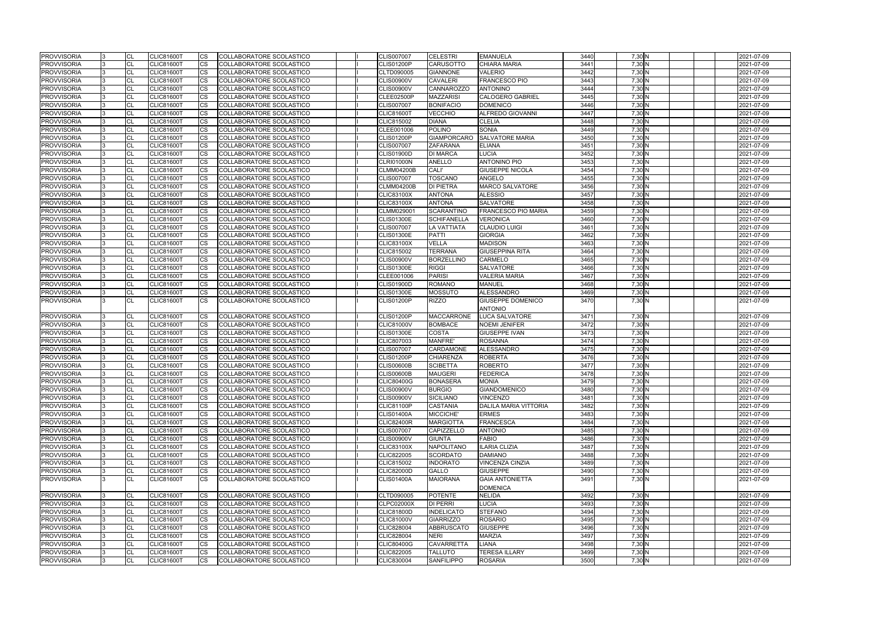| | | | | | | | | | | | | | | | | |
|---|---|---|---|---|---|---|---|---|---|---|---|---|---|---|---|---|
| PROVVISORIA | 3 | CL | CLIC81600T | CS | COLLABORATORE SCOLASTICO | | I | CLIS007007 | CELESTRI | EMANUELA | 3440 | 7,30 | N | | | 2021-07-09 |
| PROVVISORIA | 3 | CL | CLIC81600T | CS | COLLABORATORE SCOLASTICO | | I | CLIS01200P | CARUSOTTO | CHIARA MARIA | 3441 | 7,30 | N | | | 2021-07-09 |
| PROVVISORIA | 3 | CL | CLIC81600T | CS | COLLABORATORE SCOLASTICO | | I | CLTD090005 | GIANNONE | VALERIO | 3442 | 7,30 | N | | | 2021-07-09 |
| PROVVISORIA | 3 | CL | CLIC81600T | CS | COLLABORATORE SCOLASTICO | | I | CLIS00900V | CAVALERI | FRANCESCO PIO | 3443 | 7,30 | N | | | 2021-07-09 |
| PROVVISORIA | 3 | CL | CLIC81600T | CS | COLLABORATORE SCOLASTICO | | I | CLIS00900V | CANNAROZZO | ANTONINO | 3444 | 7,30 | N | | | 2021-07-09 |
| PROVVISORIA | 3 | CL | CLIC81600T | CS | COLLABORATORE SCOLASTICO | | I | CLEE02500P | MAZZARISI | CALOGERO GABRIEL | 3445 | 7,30 | N | | | 2021-07-09 |
| PROVVISORIA | 3 | CL | CLIC81600T | CS | COLLABORATORE SCOLASTICO | | I | CLIS007007 | BONIFACIO | DOMENICO | 3446 | 7,30 | N | | | 2021-07-09 |
| PROVVISORIA | 3 | CL | CLIC81600T | CS | COLLABORATORE SCOLASTICO | | I | CLIC81600T | VECCHIO | ALFREDO GIOVANNI | 3447 | 7,30 | N | | | 2021-07-09 |
| PROVVISORIA | 3 | CL | CLIC81600T | CS | COLLABORATORE SCOLASTICO | | I | CLIC815002 | DIANA | CLELIA | 3448 | 7,30 | N | | | 2021-07-09 |
| PROVVISORIA | 3 | CL | CLIC81600T | CS | COLLABORATORE SCOLASTICO | | I | CLEE001006 | POLINO | SONIA | 3449 | 7,30 | N | | | 2021-07-09 |
| PROVVISORIA | 3 | CL | CLIC81600T | CS | COLLABORATORE SCOLASTICO | | I | CLIS01200P | GIAMPORCARO | SALVATORE MARIA | 3450 | 7,30 | N | | | 2021-07-09 |
| PROVVISORIA | 3 | CL | CLIC81600T | CS | COLLABORATORE SCOLASTICO | | I | CLIS007007 | ZAFARANA | ELIANA | 3451 | 7,30 | N | | | 2021-07-09 |
| PROVVISORIA | 3 | CL | CLIC81600T | CS | COLLABORATORE SCOLASTICO | | I | CLIS01900D | DI MARCA | LUCIA | 3452 | 7,30 | N | | | 2021-07-09 |
| PROVVISORIA | 3 | CL | CLIC81600T | CS | COLLABORATORE SCOLASTICO | | I | CLRI01000N | ANELLO | ANTONINO PIO | 3453 | 7,30 | N | | | 2021-07-09 |
| PROVVISORIA | 3 | CL | CLIC81600T | CS | COLLABORATORE SCOLASTICO | | I | CLMM04200B | CALI' | GIUSEPPE NICOLA | 3454 | 7,30 | N | | | 2021-07-09 |
| PROVVISORIA | 3 | CL | CLIC81600T | CS | COLLABORATORE SCOLASTICO | | I | CLIS007007 | TOSCANO | ANGELO | 3455 | 7,30 | N | | | 2021-07-09 |
| PROVVISORIA | 3 | CL | CLIC81600T | CS | COLLABORATORE SCOLASTICO | | I | CLMM04200B | DI PIETRA | MARCO SALVATORE | 3456 | 7,30 | N | | | 2021-07-09 |
| PROVVISORIA | 3 | CL | CLIC81600T | CS | COLLABORATORE SCOLASTICO | | I | CLIC83100X | ANTONA | ALESSIO | 3457 | 7,30 | N | | | 2021-07-09 |
| PROVVISORIA | 3 | CL | CLIC81600T | CS | COLLABORATORE SCOLASTICO | | I | CLIC83100X | ANTONA | SALVATORE | 3458 | 7,30 | N | | | 2021-07-09 |
| PROVVISORIA | 3 | CL | CLIC81600T | CS | COLLABORATORE SCOLASTICO | | I | CLMM029001 | SCARANTINO | FRANCESCO PIO MARIA | 3459 | 7,30 | N | | | 2021-07-09 |
| PROVVISORIA | 3 | CL | CLIC81600T | CS | COLLABORATORE SCOLASTICO | | I | CLIS01300E | SCHIFANELLA | VERONICA | 3460 | 7,30 | N | | | 2021-07-09 |
| PROVVISORIA | 3 | CL | CLIC81600T | CS | COLLABORATORE SCOLASTICO | | I | CLIS007007 | LA VATTIATA | CLAUDIO LUIGI | 3461 | 7,30 | N | | | 2021-07-09 |
| PROVVISORIA | 3 | CL | CLIC81600T | CS | COLLABORATORE SCOLASTICO | | I | CLIS01300E | PATTI | GIORGIA | 3462 | 7,30 | N | | | 2021-07-09 |
| PROVVISORIA | 3 | CL | CLIC81600T | CS | COLLABORATORE SCOLASTICO | | I | CLIC83100X | VELLA | MADISON | 3463 | 7,30 | N | | | 2021-07-09 |
| PROVVISORIA | 3 | CL | CLIC81600T | CS | COLLABORATORE SCOLASTICO | | I | CLIC815002 | TERRANA | GIUSEPPINA RITA | 3464 | 7,30 | N | | | 2021-07-09 |
| PROVVISORIA | 3 | CL | CLIC81600T | CS | COLLABORATORE SCOLASTICO | | I | CLIS00900V | BORZELLINO | CARMELO | 3465 | 7,30 | N | | | 2021-07-09 |
| PROVVISORIA | 3 | CL | CLIC81600T | CS | COLLABORATORE SCOLASTICO | | I | CLIS01300E | RIGGI | SALVATORE | 3466 | 7,30 | N | | | 2021-07-09 |
| PROVVISORIA | 3 | CL | CLIC81600T | CS | COLLABORATORE SCOLASTICO | | I | CLEE001006 | PARISI | VALERIA MARIA | 3467 | 7,30 | N | | | 2021-07-09 |
| PROVVISORIA | 3 | CL | CLIC81600T | CS | COLLABORATORE SCOLASTICO | | I | CLIS01900D | ROMANO | MANUEL | 3468 | 7,30 | N | | | 2021-07-09 |
| PROVVISORIA | 3 | CL | CLIC81600T | CS | COLLABORATORE SCOLASTICO | | I | CLIS01300E | MOSSUTO | ALESSANDRO | 3469 | 7,30 | N | | | 2021-07-09 |
| PROVVISORIA | 3 | CL | CLIC81600T | CS | COLLABORATORE SCOLASTICO | | I | CLIS01200P | RIZZO | GIUSEPPE DOMENICO ANTONIO | 3470 | 7,30 | N | | | 2021-07-09 |
| PROVVISORIA | 3 | CL | CLIC81600T | CS | COLLABORATORE SCOLASTICO | | I | CLIS01200P | MACCARRONE | LUCA SALVATORE | 3471 | 7,30 | N | | | 2021-07-09 |
| PROVVISORIA | 3 | CL | CLIC81600T | CS | COLLABORATORE SCOLASTICO | | I | CLIC81000V | BOMBACE | NOEMI JENIFER | 3472 | 7,30 | N | | | 2021-07-09 |
| PROVVISORIA | 3 | CL | CLIC81600T | CS | COLLABORATORE SCOLASTICO | | I | CLIS01300E | COSTA | GIUSEPPE IVAN | 3473 | 7,30 | N | | | 2021-07-09 |
| PROVVISORIA | 3 | CL | CLIC81600T | CS | COLLABORATORE SCOLASTICO | | I | CLIC807003 | MANFRE' | ROSANNA | 3474 | 7,30 | N | | | 2021-07-09 |
| PROVVISORIA | 3 | CL | CLIC81600T | CS | COLLABORATORE SCOLASTICO | | I | CLIS007007 | CARDAMONE | ALESSANDRO | 3475 | 7,30 | N | | | 2021-07-09 |
| PROVVISORIA | 3 | CL | CLIC81600T | CS | COLLABORATORE SCOLASTICO | | I | CLIS01200P | CHIARENZA | ROBERTA | 3476 | 7,30 | N | | | 2021-07-09 |
| PROVVISORIA | 3 | CL | CLIC81600T | CS | COLLABORATORE SCOLASTICO | | I | CLIS00600B | SCIBETTA | ROBERTO | 3477 | 7,30 | N | | | 2021-07-09 |
| PROVVISORIA | 3 | CL | CLIC81600T | CS | COLLABORATORE SCOLASTICO | | I | CLIS00600B | MAUGERI | FEDERICA | 3478 | 7,30 | N | | | 2021-07-09 |
| PROVVISORIA | 3 | CL | CLIC81600T | CS | COLLABORATORE SCOLASTICO | | I | CLIC80400G | BONASERA | MONIA | 3479 | 7,30 | N | | | 2021-07-09 |
| PROVVISORIA | 3 | CL | CLIC81600T | CS | COLLABORATORE SCOLASTICO | | I | CLIS00900V | BURGIO | GIANDOMENICO | 3480 | 7,30 | N | | | 2021-07-09 |
| PROVVISORIA | 3 | CL | CLIC81600T | CS | COLLABORATORE SCOLASTICO | | I | CLIS00900V | SICILIANO | VINCENZO | 3481 | 7,30 | N | | | 2021-07-09 |
| PROVVISORIA | 3 | CL | CLIC81600T | CS | COLLABORATORE SCOLASTICO | | I | CLIC81100P | CASTANIA | DALILA MARIA VITTORIA | 3482 | 7,30 | N | | | 2021-07-09 |
| PROVVISORIA | 3 | CL | CLIC81600T | CS | COLLABORATORE SCOLASTICO | | I | CLIS01400A | MICCICHE' | ERMES | 3483 | 7,30 | N | | | 2021-07-09 |
| PROVVISORIA | 3 | CL | CLIC81600T | CS | COLLABORATORE SCOLASTICO | | I | CLIC82400R | MARGIOTTA | FRANCESCA | 3484 | 7,30 | N | | | 2021-07-09 |
| PROVVISORIA | 3 | CL | CLIC81600T | CS | COLLABORATORE SCOLASTICO | | I | CLIS007007 | CAPIZZELLO | ANTONIO | 3485 | 7,30 | N | | | 2021-07-09 |
| PROVVISORIA | 3 | CL | CLIC81600T | CS | COLLABORATORE SCOLASTICO | | I | CLIS00900V | GIUNTA | FABIO | 3486 | 7,30 | N | | | 2021-07-09 |
| PROVVISORIA | 3 | CL | CLIC81600T | CS | COLLABORATORE SCOLASTICO | | I | CLIC83100X | NAPOLITANO | ILARIA CLIZIA | 3487 | 7,30 | N | | | 2021-07-09 |
| PROVVISORIA | 3 | CL | CLIC81600T | CS | COLLABORATORE SCOLASTICO | | I | CLIC822005 | SCORDATO | DAMIANO | 3488 | 7,30 | N | | | 2021-07-09 |
| PROVVISORIA | 3 | CL | CLIC81600T | CS | COLLABORATORE SCOLASTICO | | I | CLIC815002 | INDORATO | VINCENZA CINZIA | 3489 | 7,30 | N | | | 2021-07-09 |
| PROVVISORIA | 3 | CL | CLIC81600T | CS | COLLABORATORE SCOLASTICO | | I | CLIC82000D | GALLO | GIUSEPPE | 3490 | 7,30 | N | | | 2021-07-09 |
| PROVVISORIA | 3 | CL | CLIC81600T | CS | COLLABORATORE SCOLASTICO | | I | CLIS01400A | MAIORANA | GAIA ANTONIETTA DOMENICA | 3491 | 7,30 | N | | | 2021-07-09 |
| PROVVISORIA | 3 | CL | CLIC81600T | CS | COLLABORATORE SCOLASTICO | | I | CLTD090005 | POTENTE | NELIDA | 3492 | 7,30 | N | | | 2021-07-09 |
| PROVVISORIA | 3 | CL | CLIC81600T | CS | COLLABORATORE SCOLASTICO | | I | CLPC02000X | DI PERRI | LUCIA | 3493 | 7,30 | N | | | 2021-07-09 |
| PROVVISORIA | 3 | CL | CLIC81600T | CS | COLLABORATORE SCOLASTICO | | I | CLIC81800D | INDELICATO | STEFANO | 3494 | 7,30 | N | | | 2021-07-09 |
| PROVVISORIA | 3 | CL | CLIC81600T | CS | COLLABORATORE SCOLASTICO | | I | CLIC81000V | GIARRIZZO | ROSARIO | 3495 | 7,30 | N | | | 2021-07-09 |
| PROVVISORIA | 3 | CL | CLIC81600T | CS | COLLABORATORE SCOLASTICO | | I | CLIC828004 | ABBRUSCATO | GIUSEPPE | 3496 | 7,30 | N | | | 2021-07-09 |
| PROVVISORIA | 3 | CL | CLIC81600T | CS | COLLABORATORE SCOLASTICO | | I | CLIC828004 | NERI | MARZIA | 3497 | 7,30 | N | | | 2021-07-09 |
| PROVVISORIA | 3 | CL | CLIC81600T | CS | COLLABORATORE SCOLASTICO | | I | CLIC80400G | CAVARRETTA | LIANA | 3498 | 7,30 | N | | | 2021-07-09 |
| PROVVISORIA | 3 | CL | CLIC81600T | CS | COLLABORATORE SCOLASTICO | | I | CLIC822005 | TALLUTO | TERESA ILLARY | 3499 | 7,30 | N | | | 2021-07-09 |
| PROVVISORIA | 3 | CL | CLIC81600T | CS | COLLABORATORE SCOLASTICO | | I | CLIC830004 | SANFILIPPO | ROSARIA | 3500 | 7,30 | N | | | 2021-07-09 |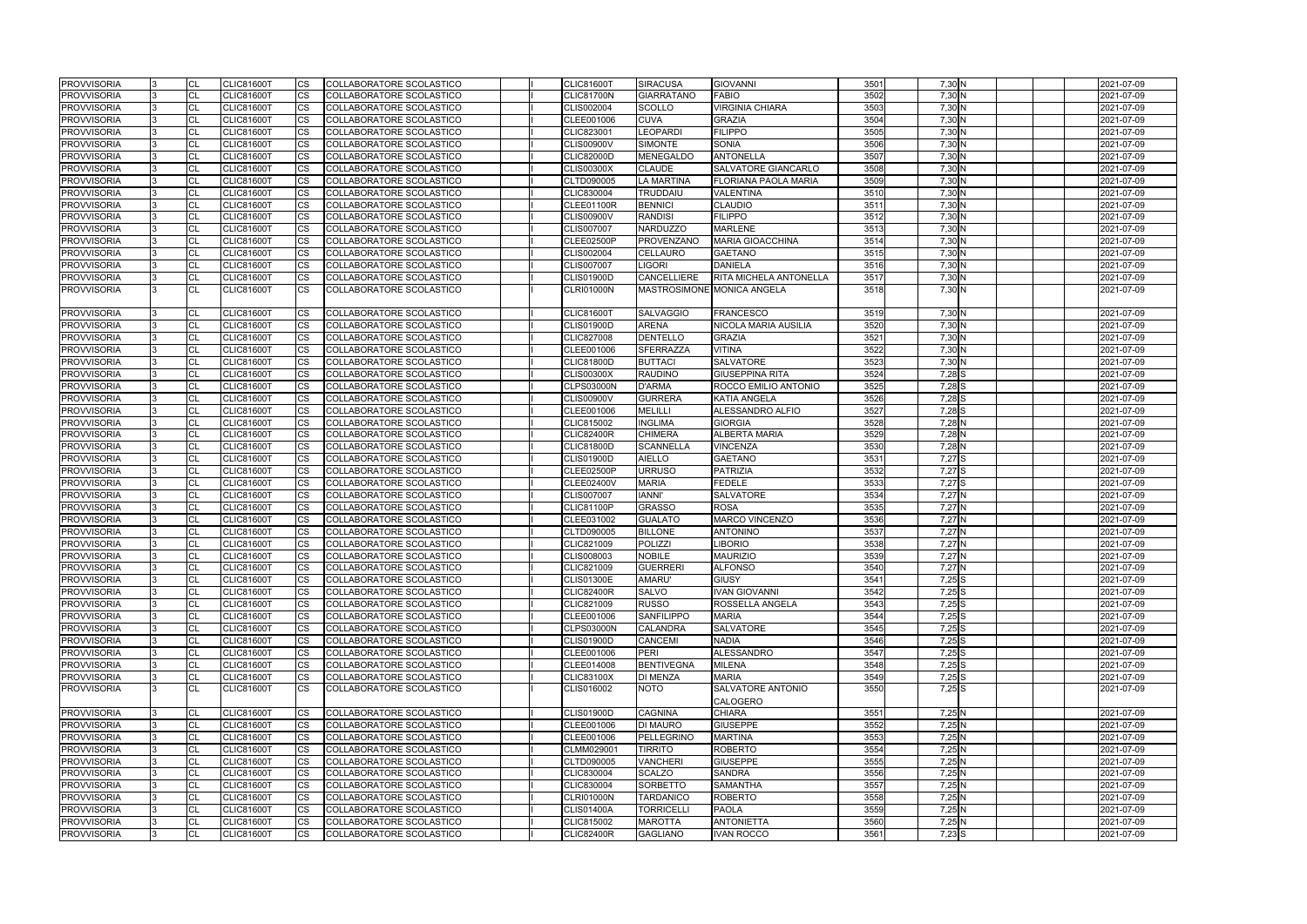| | | | | | | | | | | | | | | | | | |
|---|---|---|---|---|---|---|---|---|---|---|---|---|---|---|---|---|---|
| PROVVISORIA | 3 | CL | CLIC81600T | CS | COLLABORATORE SCOLASTICO | | I | CLIC81600T | SIRACUSA | GIOVANNI | 3501 | 7,30 | N | | | | 2021-07-09 |
| PROVVISORIA | 3 | CL | CLIC81600T | CS | COLLABORATORE SCOLASTICO | | I | CLIC81700N | GIARRATANO | FABIO | 3502 | 7,30 | N | | | | 2021-07-09 |
| PROVVISORIA | 3 | CL | CLIC81600T | CS | COLLABORATORE SCOLASTICO | | I | CLIS002004 | SCOLLO | VIRGINIA CHIARA | 3503 | 7,30 | N | | | | 2021-07-09 |
| PROVVISORIA | 3 | CL | CLIC81600T | CS | COLLABORATORE SCOLASTICO | | I | CLEE001006 | CUVA | GRAZIA | 3504 | 7,30 | N | | | | 2021-07-09 |
| PROVVISORIA | 3 | CL | CLIC81600T | CS | COLLABORATORE SCOLASTICO | | I | CLIC823001 | LEOPARDI | FILIPPO | 3505 | 7,30 | N | | | | 2021-07-09 |
| PROVVISORIA | 3 | CL | CLIC81600T | CS | COLLABORATORE SCOLASTICO | | I | CLIS00900V | SIMONTE | SONIA | 3506 | 7,30 | N | | | | 2021-07-09 |
| PROVVISORIA | 3 | CL | CLIC81600T | CS | COLLABORATORE SCOLASTICO | | I | CLIC82000D | MENEGALDO | ANTONELLA | 3507 | 7,30 | N | | | | 2021-07-09 |
| PROVVISORIA | 3 | CL | CLIC81600T | CS | COLLABORATORE SCOLASTICO | | I | CLIS00300X | CLAUDE | SALVATORE GIANCARLO | 3508 | 7,30 | N | | | | 2021-07-09 |
| PROVVISORIA | 3 | CL | CLIC81600T | CS | COLLABORATORE SCOLASTICO | | I | CLTD090005 | LA MARTINA | FLORIANA PAOLA MARIA | 3509 | 7,30 | N | | | | 2021-07-09 |
| PROVVISORIA | 3 | CL | CLIC81600T | CS | COLLABORATORE SCOLASTICO | | I | CLIC830004 | TRUDDAIU | VALENTINA | 3510 | 7,30 | N | | | | 2021-07-09 |
| PROVVISORIA | 3 | CL | CLIC81600T | CS | COLLABORATORE SCOLASTICO | | I | CLEE01100R | BENNICI | CLAUDIO | 3511 | 7,30 | N | | | | 2021-07-09 |
| PROVVISORIA | 3 | CL | CLIC81600T | CS | COLLABORATORE SCOLASTICO | | I | CLIS00900V | RANDISI | FILIPPO | 3512 | 7,30 | N | | | | 2021-07-09 |
| PROVVISORIA | 3 | CL | CLIC81600T | CS | COLLABORATORE SCOLASTICO | | I | CLIS007007 | NARDUZZO | MARLENE | 3513 | 7,30 | N | | | | 2021-07-09 |
| PROVVISORIA | 3 | CL | CLIC81600T | CS | COLLABORATORE SCOLASTICO | | I | CLEE02500P | PROVENZANO | MARIA GIOACCHINA | 3514 | 7,30 | N | | | | 2021-07-09 |
| PROVVISORIA | 3 | CL | CLIC81600T | CS | COLLABORATORE SCOLASTICO | | I | CLIS002004 | CELLAURO | GAETANO | 3515 | 7,30 | N | | | | 2021-07-09 |
| PROVVISORIA | 3 | CL | CLIC81600T | CS | COLLABORATORE SCOLASTICO | | I | CLIS007007 | LIGORI | DANIELA | 3516 | 7,30 | N | | | | 2021-07-09 |
| PROVVISORIA | 3 | CL | CLIC81600T | CS | COLLABORATORE SCOLASTICO | | I | CLIS01900D | CANCELLIERE | RITA MICHELA ANTONELLA | 3517 | 7,30 | N | | | | 2021-07-09 |
| PROVVISORIA | 3 | CL | CLIC81600T | CS | COLLABORATORE SCOLASTICO | | I | CLRI01000N | MASTROSIMONE | MONICA ANGELA | 3518 | 7,30 | N | | | | 2021-07-09 |
| PROVVISORIA | 3 | CL | CLIC81600T | CS | COLLABORATORE SCOLASTICO | | I | CLIC81600T | SALVAGGIO | FRANCESCO | 3519 | 7,30 | N | | | | 2021-07-09 |
| PROVVISORIA | 3 | CL | CLIC81600T | CS | COLLABORATORE SCOLASTICO | | I | CLIS01900D | ARENA | NICOLA MARIA AUSILIA | 3520 | 7,30 | N | | | | 2021-07-09 |
| PROVVISORIA | 3 | CL | CLIC81600T | CS | COLLABORATORE SCOLASTICO | | I | CLIC827008 | DENTELLO | GRAZIA | 3521 | 7,30 | N | | | | 2021-07-09 |
| PROVVISORIA | 3 | CL | CLIC81600T | CS | COLLABORATORE SCOLASTICO | | I | CLEE001006 | SFERRAZZA | VITINA | 3522 | 7,30 | N | | | | 2021-07-09 |
| PROVVISORIA | 3 | CL | CLIC81600T | CS | COLLABORATORE SCOLASTICO | | I | CLIC81800D | BUTTACI | SALVATORE | 3523 | 7,30 | N | | | | 2021-07-09 |
| PROVVISORIA | 3 | CL | CLIC81600T | CS | COLLABORATORE SCOLASTICO | | I | CLIS00300X | RAUDINO | GIUSEPPINA RITA | 3524 | 7,28 | S | | | | 2021-07-09 |
| PROVVISORIA | 3 | CL | CLIC81600T | CS | COLLABORATORE SCOLASTICO | | I | CLPS03000N | D'ARMA | ROCCO EMILIO ANTONIO | 3525 | 7,28 | S | | | | 2021-07-09 |
| PROVVISORIA | 3 | CL | CLIC81600T | CS | COLLABORATORE SCOLASTICO | | I | CLIS00900V | GURRERA | KATIA ANGELA | 3526 | 7,28 | S | | | | 2021-07-09 |
| PROVVISORIA | 3 | CL | CLIC81600T | CS | COLLABORATORE SCOLASTICO | | I | CLEE001006 | MELILLI | ALESSANDRO ALFIO | 3527 | 7,28 | S | | | | 2021-07-09 |
| PROVVISORIA | 3 | CL | CLIC81600T | CS | COLLABORATORE SCOLASTICO | | I | CLIC815002 | INGLIMA | GIORGIA | 3528 | 7,28 | N | | | | 2021-07-09 |
| PROVVISORIA | 3 | CL | CLIC81600T | CS | COLLABORATORE SCOLASTICO | | I | CLIC82400R | CHIMERA | ALBERTA MARIA | 3529 | 7,28 | N | | | | 2021-07-09 |
| PROVVISORIA | 3 | CL | CLIC81600T | CS | COLLABORATORE SCOLASTICO | | I | CLIC81800D | SCANNELLA | VINCENZA | 3530 | 7,28 | N | | | | 2021-07-09 |
| PROVVISORIA | 3 | CL | CLIC81600T | CS | COLLABORATORE SCOLASTICO | | I | CLIS01900D | AIELLO | GAETANO | 3531 | 7,27 | S | | | | 2021-07-09 |
| PROVVISORIA | 3 | CL | CLIC81600T | CS | COLLABORATORE SCOLASTICO | | I | CLEE02500P | URRUSO | PATRIZIA | 3532 | 7,27 | S | | | | 2021-07-09 |
| PROVVISORIA | 3 | CL | CLIC81600T | CS | COLLABORATORE SCOLASTICO | | I | CLEE02400V | MARIA | FEDELE | 3533 | 7,27 | S | | | | 2021-07-09 |
| PROVVISORIA | 3 | CL | CLIC81600T | CS | COLLABORATORE SCOLASTICO | | I | CLIS007007 | IANNI' | SALVATORE | 3534 | 7,27 | N | | | | 2021-07-09 |
| PROVVISORIA | 3 | CL | CLIC81600T | CS | COLLABORATORE SCOLASTICO | | I | CLIC81100P | GRASSO | ROSA | 3535 | 7,27 | N | | | | 2021-07-09 |
| PROVVISORIA | 3 | CL | CLIC81600T | CS | COLLABORATORE SCOLASTICO | | I | CLEE031002 | GUALATO | MARCO VINCENZO | 3536 | 7,27 | N | | | | 2021-07-09 |
| PROVVISORIA | 3 | CL | CLIC81600T | CS | COLLABORATORE SCOLASTICO | | I | CLTD090005 | BILLONE | ANTONINO | 3537 | 7,27 | N | | | | 2021-07-09 |
| PROVVISORIA | 3 | CL | CLIC81600T | CS | COLLABORATORE SCOLASTICO | | I | CLIC821009 | POLIZZI | LIBORIO | 3538 | 7,27 | N | | | | 2021-07-09 |
| PROVVISORIA | 3 | CL | CLIC81600T | CS | COLLABORATORE SCOLASTICO | | I | CLIS008003 | NOBILE | MAURIZIO | 3539 | 7,27 | N | | | | 2021-07-09 |
| PROVVISORIA | 3 | CL | CLIC81600T | CS | COLLABORATORE SCOLASTICO | | I | CLIC821009 | GUERRERI | ALFONSO | 3540 | 7,27 | N | | | | 2021-07-09 |
| PROVVISORIA | 3 | CL | CLIC81600T | CS | COLLABORATORE SCOLASTICO | | I | CLIS01300E | AMARU' | GIUSY | 3541 | 7,25 | S | | | | 2021-07-09 |
| PROVVISORIA | 3 | CL | CLIC81600T | CS | COLLABORATORE SCOLASTICO | | I | CLIC82400R | SALVO | IVAN GIOVANNI | 3542 | 7,25 | S | | | | 2021-07-09 |
| PROVVISORIA | 3 | CL | CLIC81600T | CS | COLLABORATORE SCOLASTICO | | I | CLIC821009 | RUSSO | ROSSELLA ANGELA | 3543 | 7,25 | S | | | | 2021-07-09 |
| PROVVISORIA | 3 | CL | CLIC81600T | CS | COLLABORATORE SCOLASTICO | | I | CLEE001006 | SANFILIPPO | MARIA | 3544 | 7,25 | S | | | | 2021-07-09 |
| PROVVISORIA | 3 | CL | CLIC81600T | CS | COLLABORATORE SCOLASTICO | | I | CLPS03000N | CALANDRA | SALVATORE | 3545 | 7,25 | S | | | | 2021-07-09 |
| PROVVISORIA | 3 | CL | CLIC81600T | CS | COLLABORATORE SCOLASTICO | | I | CLIS01900D | CANCEMI | NADIA | 3546 | 7,25 | S | | | | 2021-07-09 |
| PROVVISORIA | 3 | CL | CLIC81600T | CS | COLLABORATORE SCOLASTICO | | I | CLEE001006 | PERI | ALESSANDRO | 3547 | 7,25 | S | | | | 2021-07-09 |
| PROVVISORIA | 3 | CL | CLIC81600T | CS | COLLABORATORE SCOLASTICO | | I | CLEE014008 | BENTIVEGNA | MILENA | 3548 | 7,25 | S | | | | 2021-07-09 |
| PROVVISORIA | 3 | CL | CLIC81600T | CS | COLLABORATORE SCOLASTICO | | I | CLIC83100X | DI MENZA | MARIA | 3549 | 7,25 | S | | | | 2021-07-09 |
| PROVVISORIA | 3 | CL | CLIC81600T | CS | COLLABORATORE SCOLASTICO | | I | CLIS016002 | NOTO | SALVATORE ANTONIO CALOGERO | 3550 | 7,25 | S | | | | 2021-07-09 |
| PROVVISORIA | 3 | CL | CLIC81600T | CS | COLLABORATORE SCOLASTICO | | I | CLIS01900D | CAGNINA | CHIARA | 3551 | 7,25 | N | | | | 2021-07-09 |
| PROVVISORIA | 3 | CL | CLIC81600T | CS | COLLABORATORE SCOLASTICO | | I | CLEE001006 | DI MAURO | GIUSEPPE | 3552 | 7,25 | N | | | | 2021-07-09 |
| PROVVISORIA | 3 | CL | CLIC81600T | CS | COLLABORATORE SCOLASTICO | | I | CLEE001006 | PELLEGRINO | MARTINA | 3553 | 7,25 | N | | | | 2021-07-09 |
| PROVVISORIA | 3 | CL | CLIC81600T | CS | COLLABORATORE SCOLASTICO | | I | CLMM029001 | TIRRITO | ROBERTO | 3554 | 7,25 | N | | | | 2021-07-09 |
| PROVVISORIA | 3 | CL | CLIC81600T | CS | COLLABORATORE SCOLASTICO | | I | CLTD090005 | VANCHERI | GIUSEPPE | 3555 | 7,25 | N | | | | 2021-07-09 |
| PROVVISORIA | 3 | CL | CLIC81600T | CS | COLLABORATORE SCOLASTICO | | I | CLIC830004 | SCALZO | SANDRA | 3556 | 7,25 | N | | | | 2021-07-09 |
| PROVVISORIA | 3 | CL | CLIC81600T | CS | COLLABORATORE SCOLASTICO | | I | CLIC830004 | SORBETTO | SAMANTHA | 3557 | 7,25 | N | | | | 2021-07-09 |
| PROVVISORIA | 3 | CL | CLIC81600T | CS | COLLABORATORE SCOLASTICO | | I | CLRI01000N | TARDANICO | ROBERTO | 3558 | 7,25 | N | | | | 2021-07-09 |
| PROVVISORIA | 3 | CL | CLIC81600T | CS | COLLABORATORE SCOLASTICO | | I | CLIS01400A | TORRICELLI | PAOLA | 3559 | 7,25 | N | | | | 2021-07-09 |
| PROVVISORIA | 3 | CL | CLIC81600T | CS | COLLABORATORE SCOLASTICO | | I | CLIC815002 | MAROTTA | ANTONIETTA | 3560 | 7,25 | N | | | | 2021-07-09 |
| PROVVISORIA | 3 | CL | CLIC81600T | CS | COLLABORATORE SCOLASTICO | | I | CLIC82400R | GAGLIANO | IVAN ROCCO | 3561 | 7,23 | S | | | | 2021-07-09 |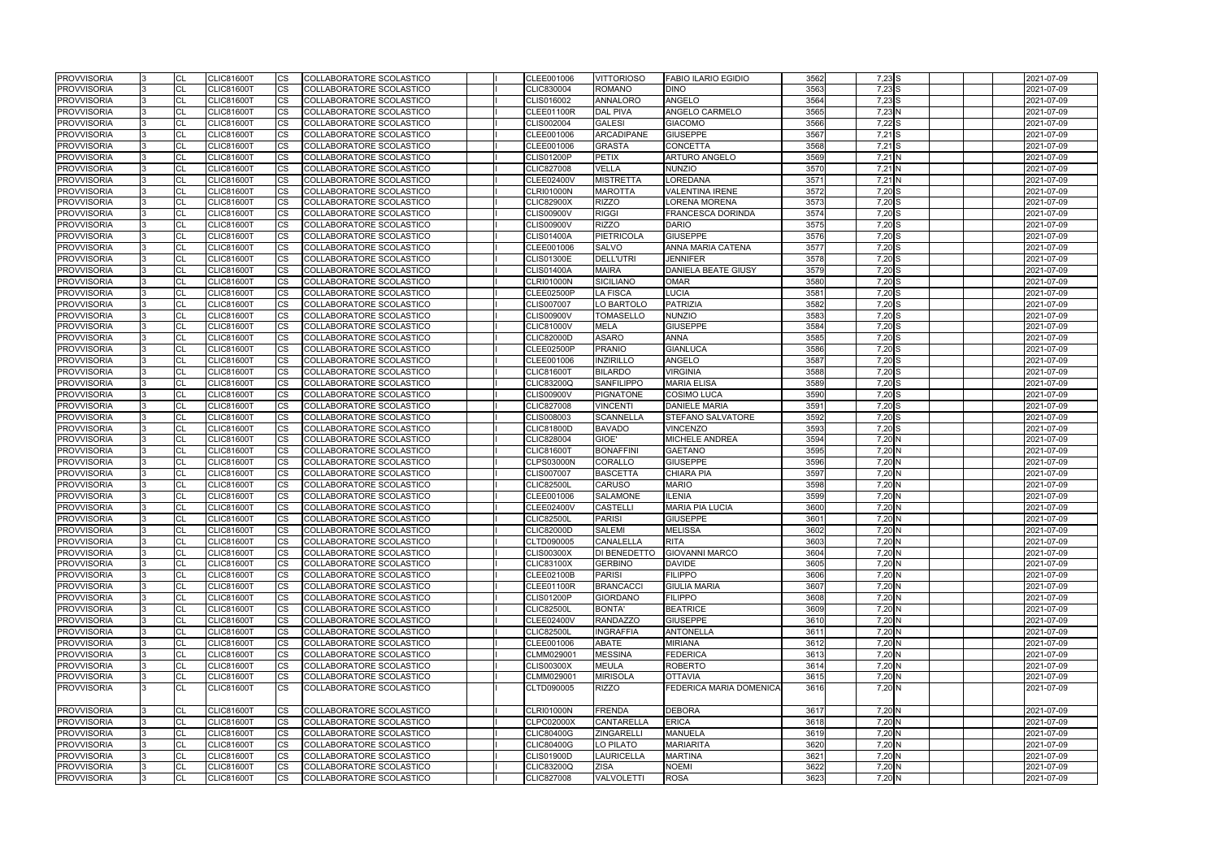| | | | | | | | | | | | | | | | | | |
|---|---|---|---|---|---|---|---|---|---|---|---|---|---|---|---|---|---|
| PROVVISORIA | 3 | CL | CLIC81600T | CS | COLLABORATORE SCOLASTICO | | I | CLEE001006 | VITTORIOSO | FABIO ILARIO EGIDIO | 3562 | 7,23 | S | | | | 2021-07-09 |
| PROVVISORIA | 3 | CL | CLIC81600T | CS | COLLABORATORE SCOLASTICO | | I | CLIC830004 | ROMANO | DINO | 3563 | 7,23 | S | | | | 2021-07-09 |
| PROVVISORIA | 3 | CL | CLIC81600T | CS | COLLABORATORE SCOLASTICO | | I | CLIS016002 | ANNALORO | ANGELO | 3564 | 7,23 | S | | | | 2021-07-09 |
| PROVVISORIA | 3 | CL | CLIC81600T | CS | COLLABORATORE SCOLASTICO | | I | CLEE01100R | DAL PIVA | ANGELO CARMELO | 3565 | 7,23 | N | | | | 2021-07-09 |
| PROVVISORIA | 3 | CL | CLIC81600T | CS | COLLABORATORE SCOLASTICO | | I | CLIS002004 | GALESI | GIACOMO | 3566 | 7,22 | S | | | | 2021-07-09 |
| PROVVISORIA | 3 | CL | CLIC81600T | CS | COLLABORATORE SCOLASTICO | | I | CLEE001006 | ARCADIPANE | GIUSEPPE | 3567 | 7,21 | S | | | | 2021-07-09 |
| PROVVISORIA | 3 | CL | CLIC81600T | CS | COLLABORATORE SCOLASTICO | | I | CLEE001006 | GRASTA | CONCETTA | 3568 | 7,21 | S | | | | 2021-07-09 |
| PROVVISORIA | 3 | CL | CLIC81600T | CS | COLLABORATORE SCOLASTICO | | I | CLIS01200P | PETIX | ARTURO ANGELO | 3569 | 7,21 | N | | | | 2021-07-09 |
| PROVVISORIA | 3 | CL | CLIC81600T | CS | COLLABORATORE SCOLASTICO | | I | CLIC827008 | VELLA | NUNZIO | 3570 | 7,21 | N | | | | 2021-07-09 |
| PROVVISORIA | 3 | CL | CLIC81600T | CS | COLLABORATORE SCOLASTICO | | I | CLEE02400V | MISTRETTA | LOREDANA | 3571 | 7,21 | N | | | | 2021-07-09 |
| PROVVISORIA | 3 | CL | CLIC81600T | CS | COLLABORATORE SCOLASTICO | | I | CLRI01000N | MAROTTA | VALENTINA IRENE | 3572 | 7,20 | S | | | | 2021-07-09 |
| PROVVISORIA | 3 | CL | CLIC81600T | CS | COLLABORATORE SCOLASTICO | | I | CLIC82900X | RIZZO | LORENA MORENA | 3573 | 7,20 | S | | | | 2021-07-09 |
| PROVVISORIA | 3 | CL | CLIC81600T | CS | COLLABORATORE SCOLASTICO | | I | CLIS00900V | RIGGI | FRANCESCA DORINDA | 3574 | 7,20 | S | | | | 2021-07-09 |
| PROVVISORIA | 3 | CL | CLIC81600T | CS | COLLABORATORE SCOLASTICO | | I | CLIS00900V | RIZZO | DARIO | 3575 | 7,20 | S | | | | 2021-07-09 |
| PROVVISORIA | 3 | CL | CLIC81600T | CS | COLLABORATORE SCOLASTICO | | I | CLIS01400A | PIETRICOLA | GIUSEPPE | 3576 | 7,20 | S | | | | 2021-07-09 |
| PROVVISORIA | 3 | CL | CLIC81600T | CS | COLLABORATORE SCOLASTICO | | I | CLEE001006 | SALVO | ANNA MARIA CATENA | 3577 | 7,20 | S | | | | 2021-07-09 |
| PROVVISORIA | 3 | CL | CLIC81600T | CS | COLLABORATORE SCOLASTICO | | I | CLIS01300E | DELL'UTRI | JENNIFER | 3578 | 7,20 | S | | | | 2021-07-09 |
| PROVVISORIA | 3 | CL | CLIC81600T | CS | COLLABORATORE SCOLASTICO | | I | CLIS01400A | MAIRA | DANIELA BEATE GIUSY | 3579 | 7,20 | S | | | | 2021-07-09 |
| PROVVISORIA | 3 | CL | CLIC81600T | CS | COLLABORATORE SCOLASTICO | | I | CLRI01000N | SICILIANO | OMAR | 3580 | 7,20 | S | | | | 2021-07-09 |
| PROVVISORIA | 3 | CL | CLIC81600T | CS | COLLABORATORE SCOLASTICO | | I | CLEE02500P | LA FISCA | LUCIA | 3581 | 7,20 | S | | | | 2021-07-09 |
| PROVVISORIA | 3 | CL | CLIC81600T | CS | COLLABORATORE SCOLASTICO | | I | CLIS007007 | LO BARTOLO | PATRIZIA | 3582 | 7,20 | S | | | | 2021-07-09 |
| PROVVISORIA | 3 | CL | CLIC81600T | CS | COLLABORATORE SCOLASTICO | | I | CLIS00900V | TOMASELLO | NUNZIO | 3583 | 7,20 | S | | | | 2021-07-09 |
| PROVVISORIA | 3 | CL | CLIC81600T | CS | COLLABORATORE SCOLASTICO | | I | CLIC81000V | MELA | GIUSEPPE | 3584 | 7,20 | S | | | | 2021-07-09 |
| PROVVISORIA | 3 | CL | CLIC81600T | CS | COLLABORATORE SCOLASTICO | | I | CLIC82000D | ASARO | ANNA | 3585 | 7,20 | S | | | | 2021-07-09 |
| PROVVISORIA | 3 | CL | CLIC81600T | CS | COLLABORATORE SCOLASTICO | | I | CLEE02500P | PRANIO | GIANLUCA | 3586 | 7,20 | S | | | | 2021-07-09 |
| PROVVISORIA | 3 | CL | CLIC81600T | CS | COLLABORATORE SCOLASTICO | | I | CLEE001006 | INZIRILLO | ANGELO | 3587 | 7,20 | S | | | | 2021-07-09 |
| PROVVISORIA | 3 | CL | CLIC81600T | CS | COLLABORATORE SCOLASTICO | | I | CLIC81600T | BILARDO | VIRGINIA | 3588 | 7,20 | S | | | | 2021-07-09 |
| PROVVISORIA | 3 | CL | CLIC81600T | CS | COLLABORATORE SCOLASTICO | | I | CLIC83200Q | SANFILIPPO | MARIA ELISA | 3589 | 7,20 | S | | | | 2021-07-09 |
| PROVVISORIA | 3 | CL | CLIC81600T | CS | COLLABORATORE SCOLASTICO | | I | CLIS00900V | PIGNATONE | COSIMO LUCA | 3590 | 7,20 | S | | | | 2021-07-09 |
| PROVVISORIA | 3 | CL | CLIC81600T | CS | COLLABORATORE SCOLASTICO | | I | CLIC827008 | VINCENTI | DANIELE MARIA | 3591 | 7,20 | S | | | | 2021-07-09 |
| PROVVISORIA | 3 | CL | CLIC81600T | CS | COLLABORATORE SCOLASTICO | | I | CLIS008003 | SCANNELLA | STEFANO SALVATORE | 3592 | 7,20 | S | | | | 2021-07-09 |
| PROVVISORIA | 3 | CL | CLIC81600T | CS | COLLABORATORE SCOLASTICO | | I | CLIC81800D | BAVADO | VINCENZO | 3593 | 7,20 | S | | | | 2021-07-09 |
| PROVVISORIA | 3 | CL | CLIC81600T | CS | COLLABORATORE SCOLASTICO | | I | CLIC828004 | GIOE' | MICHELE ANDREA | 3594 | 7,20 | N | | | | 2021-07-09 |
| PROVVISORIA | 3 | CL | CLIC81600T | CS | COLLABORATORE SCOLASTICO | | I | CLIC81600T | BONAFFINI | GAETANO | 3595 | 7,20 | N | | | | 2021-07-09 |
| PROVVISORIA | 3 | CL | CLIC81600T | CS | COLLABORATORE SCOLASTICO | | I | CLPS03000N | CORALLO | GIUSEPPE | 3596 | 7,20 | N | | | | 2021-07-09 |
| PROVVISORIA | 3 | CL | CLIC81600T | CS | COLLABORATORE SCOLASTICO | | I | CLIS007007 | BASCETTA | CHIARA PIA | 3597 | 7,20 | N | | | | 2021-07-09 |
| PROVVISORIA | 3 | CL | CLIC81600T | CS | COLLABORATORE SCOLASTICO | | I | CLIC82500L | CARUSO | MARIO | 3598 | 7,20 | N | | | | 2021-07-09 |
| PROVVISORIA | 3 | CL | CLIC81600T | CS | COLLABORATORE SCOLASTICO | | I | CLEE001006 | SALAMONE | ILENIA | 3599 | 7,20 | N | | | | 2021-07-09 |
| PROVVISORIA | 3 | CL | CLIC81600T | CS | COLLABORATORE SCOLASTICO | | I | CLEE02400V | CASTELLI | MARIA PIA LUCIA | 3600 | 7,20 | N | | | | 2021-07-09 |
| PROVVISORIA | 3 | CL | CLIC81600T | CS | COLLABORATORE SCOLASTICO | | I | CLIC82500L | PARISI | GIUSEPPE | 3601 | 7,20 | N | | | | 2021-07-09 |
| PROVVISORIA | 3 | CL | CLIC81600T | CS | COLLABORATORE SCOLASTICO | | I | CLIC82000D | SALEMI | MELISSA | 3602 | 7,20 | N | | | | 2021-07-09 |
| PROVVISORIA | 3 | CL | CLIC81600T | CS | COLLABORATORE SCOLASTICO | | I | CLTD090005 | CANALELLA | RITA | 3603 | 7,20 | N | | | | 2021-07-09 |
| PROVVISORIA | 3 | CL | CLIC81600T | CS | COLLABORATORE SCOLASTICO | | I | CLIS00300X | DI BENEDETTO | GIOVANNI MARCO | 3604 | 7,20 | N | | | | 2021-07-09 |
| PROVVISORIA | 3 | CL | CLIC81600T | CS | COLLABORATORE SCOLASTICO | | I | CLIC83100X | GERBINO | DAVIDE | 3605 | 7,20 | N | | | | 2021-07-09 |
| PROVVISORIA | 3 | CL | CLIC81600T | CS | COLLABORATORE SCOLASTICO | | I | CLEE02100B | PARISI | FILIPPO | 3606 | 7,20 | N | | | | 2021-07-09 |
| PROVVISORIA | 3 | CL | CLIC81600T | CS | COLLABORATORE SCOLASTICO | | I | CLEE01100R | BRANCACCI | GIULIA MARIA | 3607 | 7,20 | N | | | | 2021-07-09 |
| PROVVISORIA | 3 | CL | CLIC81600T | CS | COLLABORATORE SCOLASTICO | | I | CLIS01200P | GIORDANO | FILIPPO | 3608 | 7,20 | N | | | | 2021-07-09 |
| PROVVISORIA | 3 | CL | CLIC81600T | CS | COLLABORATORE SCOLASTICO | | I | CLIC82500L | BONTA' | BEATRICE | 3609 | 7,20 | N | | | | 2021-07-09 |
| PROVVISORIA | 3 | CL | CLIC81600T | CS | COLLABORATORE SCOLASTICO | | I | CLEE02400V | RANDAZZO | GIUSEPPE | 3610 | 7,20 | N | | | | 2021-07-09 |
| PROVVISORIA | 3 | CL | CLIC81600T | CS | COLLABORATORE SCOLASTICO | | I | CLIC82500L | INGRAFFIA | ANTONELLA | 3611 | 7,20 | N | | | | 2021-07-09 |
| PROVVISORIA | 3 | CL | CLIC81600T | CS | COLLABORATORE SCOLASTICO | | I | CLEE001006 | ABATE | MIRIANA | 3612 | 7,20 | N | | | | 2021-07-09 |
| PROVVISORIA | 3 | CL | CLIC81600T | CS | COLLABORATORE SCOLASTICO | | I | CLMM029001 | MESSINA | FEDERICA | 3613 | 7,20 | N | | | | 2021-07-09 |
| PROVVISORIA | 3 | CL | CLIC81600T | CS | COLLABORATORE SCOLASTICO | | I | CLIS00300X | MEULA | ROBERTO | 3614 | 7,20 | N | | | | 2021-07-09 |
| PROVVISORIA | 3 | CL | CLIC81600T | CS | COLLABORATORE SCOLASTICO | | I | CLMM029001 | MIRISOLA | OTTAVIA | 3615 | 7,20 | N | | | | 2021-07-09 |
| PROVVISORIA | 3 | CL | CLIC81600T | CS | COLLABORATORE SCOLASTICO | | I | CLTD090005 | RIZZO | FEDERICA MARIA DOMENICA | 3616 | 7,20 | N | | | | 2021-07-09 |
| PROVVISORIA | 3 | CL | CLIC81600T | CS | COLLABORATORE SCOLASTICO | | I | CLRI01000N | FRENDA | DEBORA | 3617 | 7,20 | N | | | | 2021-07-09 |
| PROVVISORIA | 3 | CL | CLIC81600T | CS | COLLABORATORE SCOLASTICO | | I | CLPC02000X | CANTARELLA | ERICA | 3618 | 7,20 | N | | | | 2021-07-09 |
| PROVVISORIA | 3 | CL | CLIC81600T | CS | COLLABORATORE SCOLASTICO | | I | CLIC80400G | ZINGARELLI | MANUELA | 3619 | 7,20 | N | | | | 2021-07-09 |
| PROVVISORIA | 3 | CL | CLIC81600T | CS | COLLABORATORE SCOLASTICO | | I | CLIC80400G | LO PILATO | MARIARITA | 3620 | 7,20 | N | | | | 2021-07-09 |
| PROVVISORIA | 3 | CL | CLIC81600T | CS | COLLABORATORE SCOLASTICO | | I | CLIS01900D | LAURICELLA | MARTINA | 3621 | 7,20 | N | | | | 2021-07-09 |
| PROVVISORIA | 3 | CL | CLIC81600T | CS | COLLABORATORE SCOLASTICO | | I | CLIC83200Q | ZISA | NOEMI | 3622 | 7,20 | N | | | | 2021-07-09 |
| PROVVISORIA | 3 | CL | CLIC81600T | CS | COLLABORATORE SCOLASTICO | | I | CLIC827008 | VALVOLETTI | ROSA | 3623 | 7,20 | N | | | | 2021-07-09 |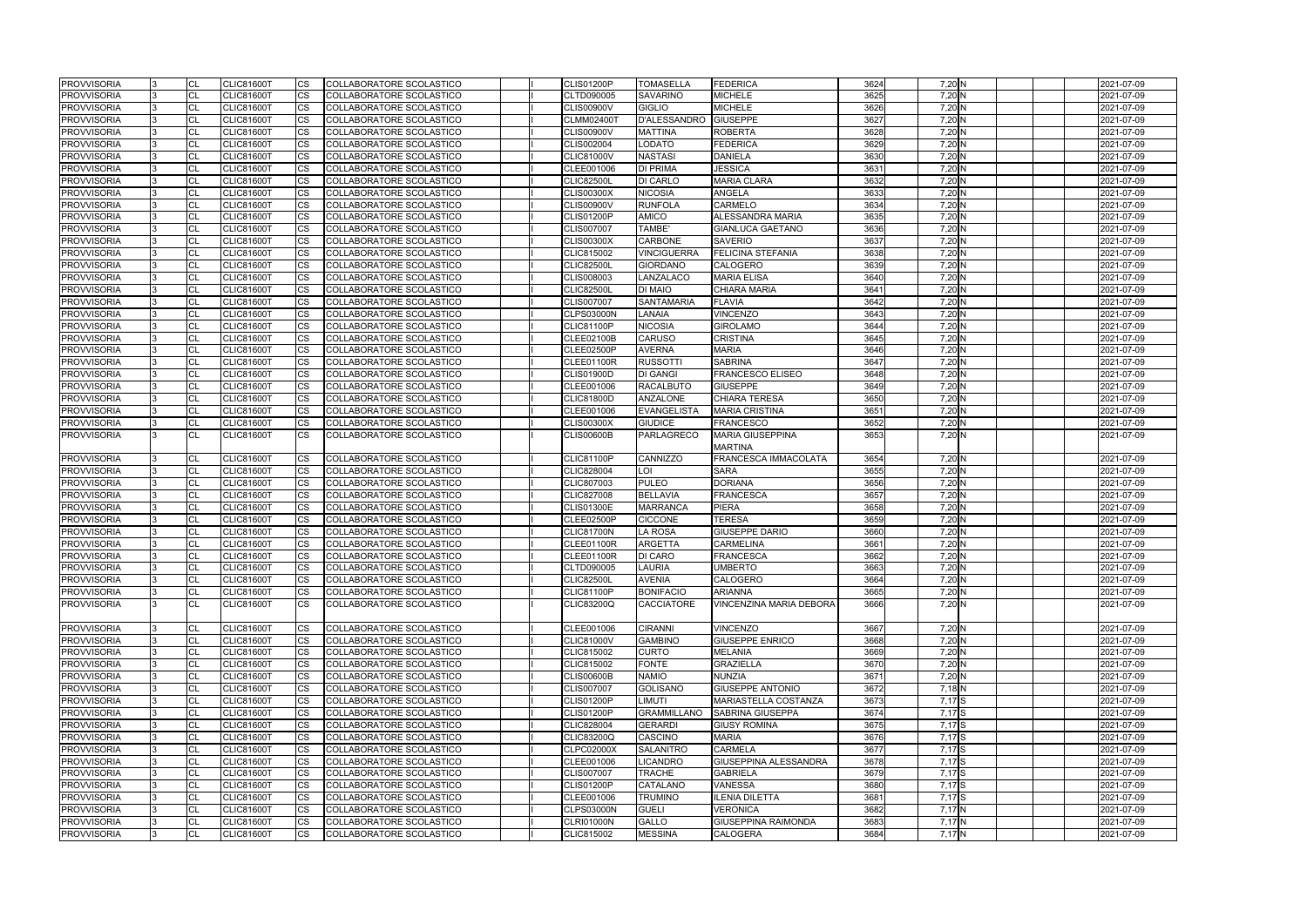| | | | | | | | | | | | | | | | | |
|---|---|---|---|---|---|---|---|---|---|---|---|---|---|---|---|---|
| PROVVISORIA | 3 | CL | CLIC81600T | CS | COLLABORATORE SCOLASTICO | | I | CLIS01200P | TOMASELLA | FEDERICA | 3624 | 7,20 | N | | | 2021-07-09 |
| PROVVISORIA | 3 | CL | CLIC81600T | CS | COLLABORATORE SCOLASTICO | | I | CLTD090005 | SAVARINO | MICHELE | 3625 | 7,20 | N | | | 2021-07-09 |
| PROVVISORIA | 3 | CL | CLIC81600T | CS | COLLABORATORE SCOLASTICO | | I | CLIS00900V | GIGLIO | MICHELE | 3626 | 7,20 | N | | | 2021-07-09 |
| PROVVISORIA | 3 | CL | CLIC81600T | CS | COLLABORATORE SCOLASTICO | | I | CLMM02400T | D'ALESSANDRO | GIUSEPPE | 3627 | 7,20 | N | | | 2021-07-09 |
| PROVVISORIA | 3 | CL | CLIC81600T | CS | COLLABORATORE SCOLASTICO | | I | CLIS00900V | MATTINA | ROBERTA | 3628 | 7,20 | N | | | 2021-07-09 |
| PROVVISORIA | 3 | CL | CLIC81600T | CS | COLLABORATORE SCOLASTICO | | I | CLIS002004 | LODATO | FEDERICA | 3629 | 7,20 | N | | | 2021-07-09 |
| PROVVISORIA | 3 | CL | CLIC81600T | CS | COLLABORATORE SCOLASTICO | | I | CLIC81000V | NASTASI | DANIELA | 3630 | 7,20 | N | | | 2021-07-09 |
| PROVVISORIA | 3 | CL | CLIC81600T | CS | COLLABORATORE SCOLASTICO | | I | CLEE001006 | DI PRIMA | JESSICA | 3631 | 7,20 | N | | | 2021-07-09 |
| PROVVISORIA | 3 | CL | CLIC81600T | CS | COLLABORATORE SCOLASTICO | | I | CLIC82500L | DI CARLO | MARIA CLARA | 3632 | 7,20 | N | | | 2021-07-09 |
| PROVVISORIA | 3 | CL | CLIC81600T | CS | COLLABORATORE SCOLASTICO | | I | CLIS00300X | NICOSIA | ANGELA | 3633 | 7,20 | N | | | 2021-07-09 |
| PROVVISORIA | 3 | CL | CLIC81600T | CS | COLLABORATORE SCOLASTICO | | I | CLIS00900V | RUNFOLA | CARMELO | 3634 | 7,20 | N | | | 2021-07-09 |
| PROVVISORIA | 3 | CL | CLIC81600T | CS | COLLABORATORE SCOLASTICO | | I | CLIS01200P | AMICO | ALESSANDRA MARIA | 3635 | 7,20 | N | | | 2021-07-09 |
| PROVVISORIA | 3 | CL | CLIC81600T | CS | COLLABORATORE SCOLASTICO | | I | CLIS007007 | TAMBE' | GIANLUCA GAETANO | 3636 | 7,20 | N | | | 2021-07-09 |
| PROVVISORIA | 3 | CL | CLIC81600T | CS | COLLABORATORE SCOLASTICO | | I | CLIS00300X | CARBONE | SAVERIO | 3637 | 7,20 | N | | | 2021-07-09 |
| PROVVISORIA | 3 | CL | CLIC81600T | CS | COLLABORATORE SCOLASTICO | | I | CLIC815002 | VINCIGUERRA | FELICINA STEFANIA | 3638 | 7,20 | N | | | 2021-07-09 |
| PROVVISORIA | 3 | CL | CLIC81600T | CS | COLLABORATORE SCOLASTICO | | I | CLIC82500L | GIORDANO | CALOGERO | 3639 | 7,20 | N | | | 2021-07-09 |
| PROVVISORIA | 3 | CL | CLIC81600T | CS | COLLABORATORE SCOLASTICO | | I | CLIS008003 | LANZALACO | MARIA ELISA | 3640 | 7,20 | N | | | 2021-07-09 |
| PROVVISORIA | 3 | CL | CLIC81600T | CS | COLLABORATORE SCOLASTICO | | I | CLIC82500L | DI MAIO | CHIARA MARIA | 3641 | 7,20 | N | | | 2021-07-09 |
| PROVVISORIA | 3 | CL | CLIC81600T | CS | COLLABORATORE SCOLASTICO | | I | CLIS007007 | SANTAMARIA | FLAVIA | 3642 | 7,20 | N | | | 2021-07-09 |
| PROVVISORIA | 3 | CL | CLIC81600T | CS | COLLABORATORE SCOLASTICO | | I | CLPS03000N | LANAIA | VINCENZO | 3643 | 7,20 | N | | | 2021-07-09 |
| PROVVISORIA | 3 | CL | CLIC81600T | CS | COLLABORATORE SCOLASTICO | | I | CLIC81100P | NICOSIA | GIROLAMO | 3644 | 7,20 | N | | | 2021-07-09 |
| PROVVISORIA | 3 | CL | CLIC81600T | CS | COLLABORATORE SCOLASTICO | | I | CLEE02100B | CARUSO | CRISTINA | 3645 | 7,20 | N | | | 2021-07-09 |
| PROVVISORIA | 3 | CL | CLIC81600T | CS | COLLABORATORE SCOLASTICO | | I | CLEE02500P | AVERNA | MARIA | 3646 | 7,20 | N | | | 2021-07-09 |
| PROVVISORIA | 3 | CL | CLIC81600T | CS | COLLABORATORE SCOLASTICO | | I | CLEE01100R | RUSSOTTI | SABRINA | 3647 | 7,20 | N | | | 2021-07-09 |
| PROVVISORIA | 3 | CL | CLIC81600T | CS | COLLABORATORE SCOLASTICO | | I | CLIS01900D | DI GANGI | FRANCESCO ELISEO | 3648 | 7,20 | N | | | 2021-07-09 |
| PROVVISORIA | 3 | CL | CLIC81600T | CS | COLLABORATORE SCOLASTICO | | I | CLEE001006 | RACALBUTO | GIUSEPPE | 3649 | 7,20 | N | | | 2021-07-09 |
| PROVVISORIA | 3 | CL | CLIC81600T | CS | COLLABORATORE SCOLASTICO | | I | CLIC81800D | ANZALONE | CHIARA TERESA | 3650 | 7,20 | N | | | 2021-07-09 |
| PROVVISORIA | 3 | CL | CLIC81600T | CS | COLLABORATORE SCOLASTICO | | I | CLEE001006 | EVANGELISTA | MARIA CRISTINA | 3651 | 7,20 | N | | | 2021-07-09 |
| PROVVISORIA | 3 | CL | CLIC81600T | CS | COLLABORATORE SCOLASTICO | | I | CLIS00300X | GIUDICE | FRANCESCO | 3652 | 7,20 | N | | | 2021-07-09 |
| PROVVISORIA | 3 | CL | CLIC81600T | CS | COLLABORATORE SCOLASTICO | | I | CLIS00600B | PARLAGRECO | MARIA GIUSEPPINA MARTINA | 3653 | 7,20 | N | | | 2021-07-09 |
| PROVVISORIA | 3 | CL | CLIC81600T | CS | COLLABORATORE SCOLASTICO | | I | CLIC81100P | CANNIZZO | FRANCESCA IMMACOLATA | 3654 | 7,20 | N | | | 2021-07-09 |
| PROVVISORIA | 3 | CL | CLIC81600T | CS | COLLABORATORE SCOLASTICO | | I | CLIC828004 | LOI | SARA | 3655 | 7,20 | N | | | 2021-07-09 |
| PROVVISORIA | 3 | CL | CLIC81600T | CS | COLLABORATORE SCOLASTICO | | I | CLIC807003 | PULEO | DORIANA | 3656 | 7,20 | N | | | 2021-07-09 |
| PROVVISORIA | 3 | CL | CLIC81600T | CS | COLLABORATORE SCOLASTICO | | I | CLIC827008 | BELLAVIA | FRANCESCA | 3657 | 7,20 | N | | | 2021-07-09 |
| PROVVISORIA | 3 | CL | CLIC81600T | CS | COLLABORATORE SCOLASTICO | | I | CLIS01300E | MARRANCA | PIERA | 3658 | 7,20 | N | | | 2021-07-09 |
| PROVVISORIA | 3 | CL | CLIC81600T | CS | COLLABORATORE SCOLASTICO | | I | CLEE02500P | CICCONE | TERESA | 3659 | 7,20 | N | | | 2021-07-09 |
| PROVVISORIA | 3 | CL | CLIC81600T | CS | COLLABORATORE SCOLASTICO | | I | CLIC81700N | LA ROSA | GIUSEPPE DARIO | 3660 | 7,20 | N | | | 2021-07-09 |
| PROVVISORIA | 3 | CL | CLIC81600T | CS | COLLABORATORE SCOLASTICO | | I | CLEE01100R | ARGETTA | CARMELINA | 3661 | 7,20 | N | | | 2021-07-09 |
| PROVVISORIA | 3 | CL | CLIC81600T | CS | COLLABORATORE SCOLASTICO | | I | CLEE01100R | DI CARO | FRANCESCA | 3662 | 7,20 | N | | | 2021-07-09 |
| PROVVISORIA | 3 | CL | CLIC81600T | CS | COLLABORATORE SCOLASTICO | | I | CLTD090005 | LAURIA | UMBERTO | 3663 | 7,20 | N | | | 2021-07-09 |
| PROVVISORIA | 3 | CL | CLIC81600T | CS | COLLABORATORE SCOLASTICO | | I | CLIC82500L | AVENIA | CALOGERO | 3664 | 7,20 | N | | | 2021-07-09 |
| PROVVISORIA | 3 | CL | CLIC81600T | CS | COLLABORATORE SCOLASTICO | | I | CLIC81100P | BONIFACIO | ARIANNA | 3665 | 7,20 | N | | | 2021-07-09 |
| PROVVISORIA | 3 | CL | CLIC81600T | CS | COLLABORATORE SCOLASTICO | | I | CLIC83200Q | CACCIATORE | VINCENZINA MARIA DEBORA | 3666 | 7,20 | N | | | 2021-07-09 |
| PROVVISORIA | 3 | CL | CLIC81600T | CS | COLLABORATORE SCOLASTICO | | I | CLEE001006 | CIRANNI | VINCENZO | 3667 | 7,20 | N | | | 2021-07-09 |
| PROVVISORIA | 3 | CL | CLIC81600T | CS | COLLABORATORE SCOLASTICO | | I | CLIC81000V | GAMBINO | GIUSEPPE ENRICO | 3668 | 7,20 | N | | | 2021-07-09 |
| PROVVISORIA | 3 | CL | CLIC81600T | CS | COLLABORATORE SCOLASTICO | | I | CLIC815002 | CURTO | MELANIA | 3669 | 7,20 | N | | | 2021-07-09 |
| PROVVISORIA | 3 | CL | CLIC81600T | CS | COLLABORATORE SCOLASTICO | | I | CLIC815002 | FONTE | GRAZIELLA | 3670 | 7,20 | N | | | 2021-07-09 |
| PROVVISORIA | 3 | CL | CLIC81600T | CS | COLLABORATORE SCOLASTICO | | I | CLIS00600B | NAMIO | NUNZIA | 3671 | 7,20 | N | | | 2021-07-09 |
| PROVVISORIA | 3 | CL | CLIC81600T | CS | COLLABORATORE SCOLASTICO | | I | CLIS007007 | GOLISANO | GIUSEPPE ANTONIO | 3672 | 7,18 | N | | | 2021-07-09 |
| PROVVISORIA | 3 | CL | CLIC81600T | CS | COLLABORATORE SCOLASTICO | | I | CLIS01200P | LIMUTI | MARIASTELLA COSTANZA | 3673 | 7,17 | S | | | 2021-07-09 |
| PROVVISORIA | 3 | CL | CLIC81600T | CS | COLLABORATORE SCOLASTICO | | I | CLIS01200P | GRAMMILLANO | SABRINA GIUSEPPA | 3674 | 7,17 | S | | | 2021-07-09 |
| PROVVISORIA | 3 | CL | CLIC81600T | CS | COLLABORATORE SCOLASTICO | | I | CLIC828004 | GERARDI | GIUSY ROMINA | 3675 | 7,17 | S | | | 2021-07-09 |
| PROVVISORIA | 3 | CL | CLIC81600T | CS | COLLABORATORE SCOLASTICO | | I | CLIC83200Q | CASCINO | MARIA | 3676 | 7,17 | S | | | 2021-07-09 |
| PROVVISORIA | 3 | CL | CLIC81600T | CS | COLLABORATORE SCOLASTICO | | I | CLPC02000X | SALANITRO | CARMELA | 3677 | 7,17 | S | | | 2021-07-09 |
| PROVVISORIA | 3 | CL | CLIC81600T | CS | COLLABORATORE SCOLASTICO | | I | CLEE001006 | LICANDRO | GIUSEPPINA ALESSANDRA | 3678 | 7,17 | S | | | 2021-07-09 |
| PROVVISORIA | 3 | CL | CLIC81600T | CS | COLLABORATORE SCOLASTICO | | I | CLIS007007 | TRACHE | GABRIELA | 3679 | 7,17 | S | | | 2021-07-09 |
| PROVVISORIA | 3 | CL | CLIC81600T | CS | COLLABORATORE SCOLASTICO | | I | CLIS01200P | CATALANO | VANESSA | 3680 | 7,17 | S | | | 2021-07-09 |
| PROVVISORIA | 3 | CL | CLIC81600T | CS | COLLABORATORE SCOLASTICO | | I | CLEE001006 | TRUMINO | ILENIA DILETTA | 3681 | 7,17 | S | | | 2021-07-09 |
| PROVVISORIA | 3 | CL | CLIC81600T | CS | COLLABORATORE SCOLASTICO | | I | CLPS03000N | GUELI | VERONICA | 3682 | 7,17 | N | | | 2021-07-09 |
| PROVVISORIA | 3 | CL | CLIC81600T | CS | COLLABORATORE SCOLASTICO | | I | CLRI01000N | GALLO | GIUSEPPINA RAIMONDA | 3683 | 7,17 | N | | | 2021-07-09 |
| PROVVISORIA | 3 | CL | CLIC81600T | CS | COLLABORATORE SCOLASTICO | | I | CLIC815002 | MESSINA | CALOGERA | 3684 | 7,17 | N | | | 2021-07-09 |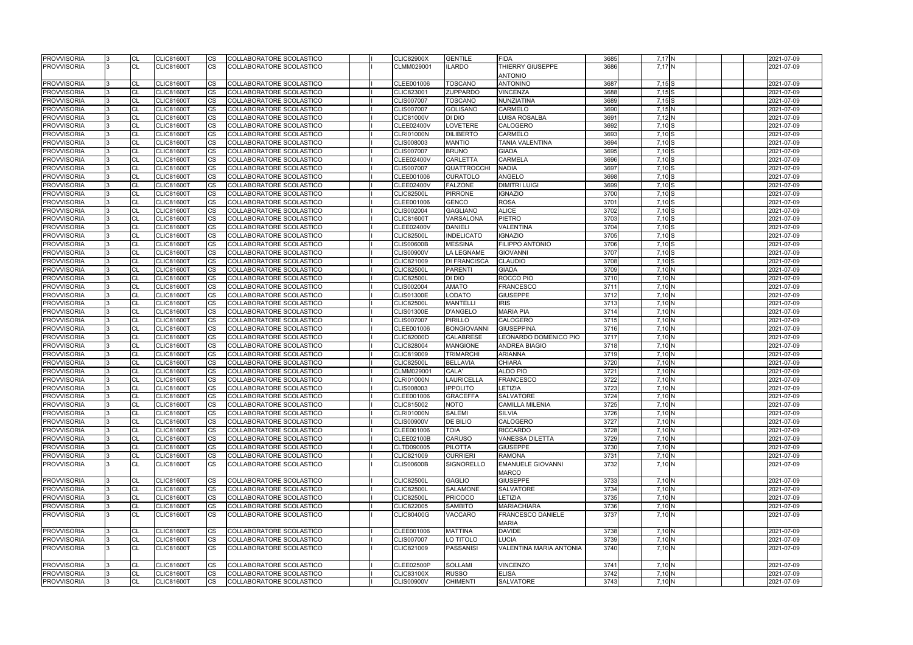| | | | | | | | | | | | | | | | | |
|---|---|---|---|---|---|---|---|---|---|---|---|---|---|---|---|---|
| PROVVISORIA | 3 | CL | CLIC81600T | CS | COLLABORATORE SCOLASTICO | | I | CLIC82900X | GENTILE | FIDA | 3685 | 7,17 | N | | | 2021-07-09 |
| PROVVISORIA | 3 | CL | CLIC81600T | CS | COLLABORATORE SCOLASTICO | | I | CLMM029001 | ILARDO | THIERRY GIUSEPPE ANTONIO | 3686 | 7,17 | N | | | 2021-07-09 |
| PROVVISORIA | 3 | CL | CLIC81600T | CS | COLLABORATORE SCOLASTICO | | I | CLEE001006 | TOSCANO | ANTONINO | 3687 | 7,15 | S | | | 2021-07-09 |
| PROVVISORIA | 3 | CL | CLIC81600T | CS | COLLABORATORE SCOLASTICO | | I | CLIC823001 | ZUPPARDO | VINCENZA | 3688 | 7,15 | S | | | 2021-07-09 |
| PROVVISORIA | 3 | CL | CLIC81600T | CS | COLLABORATORE SCOLASTICO | | I | CLIS007007 | TOSCANO | NUNZIATINA | 3689 | 7,15 | S | | | 2021-07-09 |
| PROVVISORIA | 3 | CL | CLIC81600T | CS | COLLABORATORE SCOLASTICO | | I | CLIS007007 | GOLISANO | CARMELO | 3690 | 7,15 | N | | | 2021-07-09 |
| PROVVISORIA | 3 | CL | CLIC81600T | CS | COLLABORATORE SCOLASTICO | | I | CLIC81000V | DI DIO | LUISA ROSALBA | 3691 | 7,12 | N | | | 2021-07-09 |
| PROVVISORIA | 3 | CL | CLIC81600T | CS | COLLABORATORE SCOLASTICO | | I | CLEE02400V | LOVETERE | CALOGERO | 3692 | 7,10 | S | | | 2021-07-09 |
| PROVVISORIA | 3 | CL | CLIC81600T | CS | COLLABORATORE SCOLASTICO | | I | CLRI01000N | DILIBERTO | CARMELO | 3693 | 7,10 | S | | | 2021-07-09 |
| PROVVISORIA | 3 | CL | CLIC81600T | CS | COLLABORATORE SCOLASTICO | | I | CLIS008003 | MANTIO | TANIA VALENTINA | 3694 | 7,10 | S | | | 2021-07-09 |
| PROVVISORIA | 3 | CL | CLIC81600T | CS | COLLABORATORE SCOLASTICO | | I | CLIS007007 | BRUNO | GIADA | 3695 | 7,10 | S | | | 2021-07-09 |
| PROVVISORIA | 3 | CL | CLIC81600T | CS | COLLABORATORE SCOLASTICO | | I | CLEE02400V | CARLETTA | CARMELA | 3696 | 7,10 | S | | | 2021-07-09 |
| PROVVISORIA | 3 | CL | CLIC81600T | CS | COLLABORATORE SCOLASTICO | | I | CLIS007007 | QUATTROCCHI | NADIA | 3697 | 7,10 | S | | | 2021-07-09 |
| PROVVISORIA | 3 | CL | CLIC81600T | CS | COLLABORATORE SCOLASTICO | | I | CLEE001006 | CURATOLO | ANGELO | 3698 | 7,10 | S | | | 2021-07-09 |
| PROVVISORIA | 3 | CL | CLIC81600T | CS | COLLABORATORE SCOLASTICO | | I | CLEE02400V | FALZONE | DIMITRI LUIGI | 3699 | 7,10 | S | | | 2021-07-09 |
| PROVVISORIA | 3 | CL | CLIC81600T | CS | COLLABORATORE SCOLASTICO | | I | CLIC82500L | PIRRONE | IGNAZIO | 3700 | 7,10 | S | | | 2021-07-09 |
| PROVVISORIA | 3 | CL | CLIC81600T | CS | COLLABORATORE SCOLASTICO | | I | CLEE001006 | GENCO | ROSA | 3701 | 7,10 | S | | | 2021-07-09 |
| PROVVISORIA | 3 | CL | CLIC81600T | CS | COLLABORATORE SCOLASTICO | | I | CLIS002004 | GAGLIANO | ALICE | 3702 | 7,10 | S | | | 2021-07-09 |
| PROVVISORIA | 3 | CL | CLIC81600T | CS | COLLABORATORE SCOLASTICO | | I | CLIC81600T | VARSALONA | PIETRO | 3703 | 7,10 | S | | | 2021-07-09 |
| PROVVISORIA | 3 | CL | CLIC81600T | CS | COLLABORATORE SCOLASTICO | | I | CLEE02400V | DANIELI | VALENTINA | 3704 | 7,10 | S | | | 2021-07-09 |
| PROVVISORIA | 3 | CL | CLIC81600T | CS | COLLABORATORE SCOLASTICO | | I | CLIC82500L | INDELICATO | IGNAZIO | 3705 | 7,10 | S | | | 2021-07-09 |
| PROVVISORIA | 3 | CL | CLIC81600T | CS | COLLABORATORE SCOLASTICO | | I | CLIS00600B | MESSINA | FILIPPO ANTONIO | 3706 | 7,10 | S | | | 2021-07-09 |
| PROVVISORIA | 3 | CL | CLIC81600T | CS | COLLABORATORE SCOLASTICO | | I | CLIS00900V | LA LEGNAME | GIOVANNI | 3707 | 7,10 | S | | | 2021-07-09 |
| PROVVISORIA | 3 | CL | CLIC81600T | CS | COLLABORATORE SCOLASTICO | | I | CLIC821009 | DI FRANCISCA | CLAUDIO | 3708 | 7,10 | S | | | 2021-07-09 |
| PROVVISORIA | 3 | CL | CLIC81600T | CS | COLLABORATORE SCOLASTICO | | I | CLIC82500L | PARENTI | GIADA | 3709 | 7,10 | N | | | 2021-07-09 |
| PROVVISORIA | 3 | CL | CLIC81600T | CS | COLLABORATORE SCOLASTICO | | I | CLIC82500L | DI DIO | ROCCO PIO | 3710 | 7,10 | N | | | 2021-07-09 |
| PROVVISORIA | 3 | CL | CLIC81600T | CS | COLLABORATORE SCOLASTICO | | I | CLIS002004 | AMATO | FRANCESCO | 3711 | 7,10 | N | | | 2021-07-09 |
| PROVVISORIA | 3 | CL | CLIC81600T | CS | COLLABORATORE SCOLASTICO | | I | CLIS01300E | LODATO | GIUSEPPE | 3712 | 7,10 | N | | | 2021-07-09 |
| PROVVISORIA | 3 | CL | CLIC81600T | CS | COLLABORATORE SCOLASTICO | | I | CLIC82500L | MANTELLI | IRIS | 3713 | 7,10 | N | | | 2021-07-09 |
| PROVVISORIA | 3 | CL | CLIC81600T | CS | COLLABORATORE SCOLASTICO | | I | CLIS01300E | D'ANGELO | MARIA PIA | 3714 | 7,10 | N | | | 2021-07-09 |
| PROVVISORIA | 3 | CL | CLIC81600T | CS | COLLABORATORE SCOLASTICO | | I | CLIS007007 | PIRILLO | CALOGERO | 3715 | 7,10 | N | | | 2021-07-09 |
| PROVVISORIA | 3 | CL | CLIC81600T | CS | COLLABORATORE SCOLASTICO | | I | CLEE001006 | BONGIOVANNI | GIUSEPPINA | 3716 | 7,10 | N | | | 2021-07-09 |
| PROVVISORIA | 3 | CL | CLIC81600T | CS | COLLABORATORE SCOLASTICO | | I | CLIC82000D | CALABRESE | LEONARDO DOMENICO PIO | 3717 | 7,10 | N | | | 2021-07-09 |
| PROVVISORIA | 3 | CL | CLIC81600T | CS | COLLABORATORE SCOLASTICO | | I | CLIC828004 | MANGIONE | ANDREA BIAGIO | 3718 | 7,10 | N | | | 2021-07-09 |
| PROVVISORIA | 3 | CL | CLIC81600T | CS | COLLABORATORE SCOLASTICO | | I | CLIC819009 | TRIMARCHI | ARIANNA | 3719 | 7,10 | N | | | 2021-07-09 |
| PROVVISORIA | 3 | CL | CLIC81600T | CS | COLLABORATORE SCOLASTICO | | I | CLIC82500L | BELLAVIA | CHIARA | 3720 | 7,10 | N | | | 2021-07-09 |
| PROVVISORIA | 3 | CL | CLIC81600T | CS | COLLABORATORE SCOLASTICO | | I | CLMM029001 | CALA' | ALDO PIO | 3721 | 7,10 | N | | | 2021-07-09 |
| PROVVISORIA | 3 | CL | CLIC81600T | CS | COLLABORATORE SCOLASTICO | | I | CLRI01000N | LAURICELLA | FRANCESCO | 3722 | 7,10 | N | | | 2021-07-09 |
| PROVVISORIA | 3 | CL | CLIC81600T | CS | COLLABORATORE SCOLASTICO | | I | CLIS008003 | IPPOLITO | LETIZIA | 3723 | 7,10 | N | | | 2021-07-09 |
| PROVVISORIA | 3 | CL | CLIC81600T | CS | COLLABORATORE SCOLASTICO | | I | CLEE001006 | GRACEFFA | SALVATORE | 3724 | 7,10 | N | | | 2021-07-09 |
| PROVVISORIA | 3 | CL | CLIC81600T | CS | COLLABORATORE SCOLASTICO | | I | CLIC815002 | NOTO | CAMILLA MILENIA | 3725 | 7,10 | N | | | 2021-07-09 |
| PROVVISORIA | 3 | CL | CLIC81600T | CS | COLLABORATORE SCOLASTICO | | I | CLRI01000N | SALEMI | SILVIA | 3726 | 7,10 | N | | | 2021-07-09 |
| PROVVISORIA | 3 | CL | CLIC81600T | CS | COLLABORATORE SCOLASTICO | | I | CLIS00900V | DE BILIO | CALOGERO | 3727 | 7,10 | N | | | 2021-07-09 |
| PROVVISORIA | 3 | CL | CLIC81600T | CS | COLLABORATORE SCOLASTICO | | I | CLEE001006 | TOIA | RICCARDO | 3728 | 7,10 | N | | | 2021-07-09 |
| PROVVISORIA | 3 | CL | CLIC81600T | CS | COLLABORATORE SCOLASTICO | | I | CLEE02100B | CARUSO | VANESSA DILETTA | 3729 | 7,10 | N | | | 2021-07-09 |
| PROVVISORIA | 3 | CL | CLIC81600T | CS | COLLABORATORE SCOLASTICO | | I | CLTD090005 | PILOTTA | GIUSEPPE | 3730 | 7,10 | N | | | 2021-07-09 |
| PROVVISORIA | 3 | CL | CLIC81600T | CS | COLLABORATORE SCOLASTICO | | I | CLIC821009 | CURRIERI | RAMONA | 3731 | 7,10 | N | | | 2021-07-09 |
| PROVVISORIA | 3 | CL | CLIC81600T | CS | COLLABORATORE SCOLASTICO | | I | CLIS00600B | SIGNORELLO | EMANUELE GIOVANNI MARCO | 3732 | 7,10 | N | | | 2021-07-09 |
| PROVVISORIA | 3 | CL | CLIC81600T | CS | COLLABORATORE SCOLASTICO | | I | CLIC82500L | GAGLIO | GIUSEPPE | 3733 | 7,10 | N | | | 2021-07-09 |
| PROVVISORIA | 3 | CL | CLIC81600T | CS | COLLABORATORE SCOLASTICO | | I | CLIC82500L | SALAMONE | SALVATORE | 3734 | 7,10 | N | | | 2021-07-09 |
| PROVVISORIA | 3 | CL | CLIC81600T | CS | COLLABORATORE SCOLASTICO | | I | CLIC82500L | PRICOCO | LETIZIA | 3735 | 7,10 | N | | | 2021-07-09 |
| PROVVISORIA | 3 | CL | CLIC81600T | CS | COLLABORATORE SCOLASTICO | | I | CLIC822005 | SAMBITO | MARIACHIARA | 3736 | 7,10 | N | | | 2021-07-09 |
| PROVVISORIA | 3 | CL | CLIC81600T | CS | COLLABORATORE SCOLASTICO | | I | CLIC80400G | VACCARO | FRANCESCO DANIELE MARIA | 3737 | 7,10 | N | | | 2021-07-09 |
| PROVVISORIA | 3 | CL | CLIC81600T | CS | COLLABORATORE SCOLASTICO | | I | CLEE001006 | MATTINA | DAVIDE | 3738 | 7,10 | N | | | 2021-07-09 |
| PROVVISORIA | 3 | CL | CLIC81600T | CS | COLLABORATORE SCOLASTICO | | I | CLIS007007 | LO TITOLO | LUCIA | 3739 | 7,10 | N | | | 2021-07-09 |
| PROVVISORIA | 3 | CL | CLIC81600T | CS | COLLABORATORE SCOLASTICO | | I | CLIC821009 | PASSANISI | VALENTINA MARIA ANTONIA | 3740 | 7,10 | N | | | 2021-07-09 |
| PROVVISORIA | 3 | CL | CLIC81600T | CS | COLLABORATORE SCOLASTICO | | I | CLEE02500P | SOLLAMI | VINCENZO | 3741 | 7,10 | N | | | 2021-07-09 |
| PROVVISORIA | 3 | CL | CLIC81600T | CS | COLLABORATORE SCOLASTICO | | I | CLIC83100X | RUSSO | ELISA | 3742 | 7,10 | N | | | 2021-07-09 |
| PROVVISORIA | 3 | CL | CLIC81600T | CS | COLLABORATORE SCOLASTICO | | I | CLIS00900V | CHIMENTI | SALVATORE | 3743 | 7,10 | N | | | 2021-07-09 |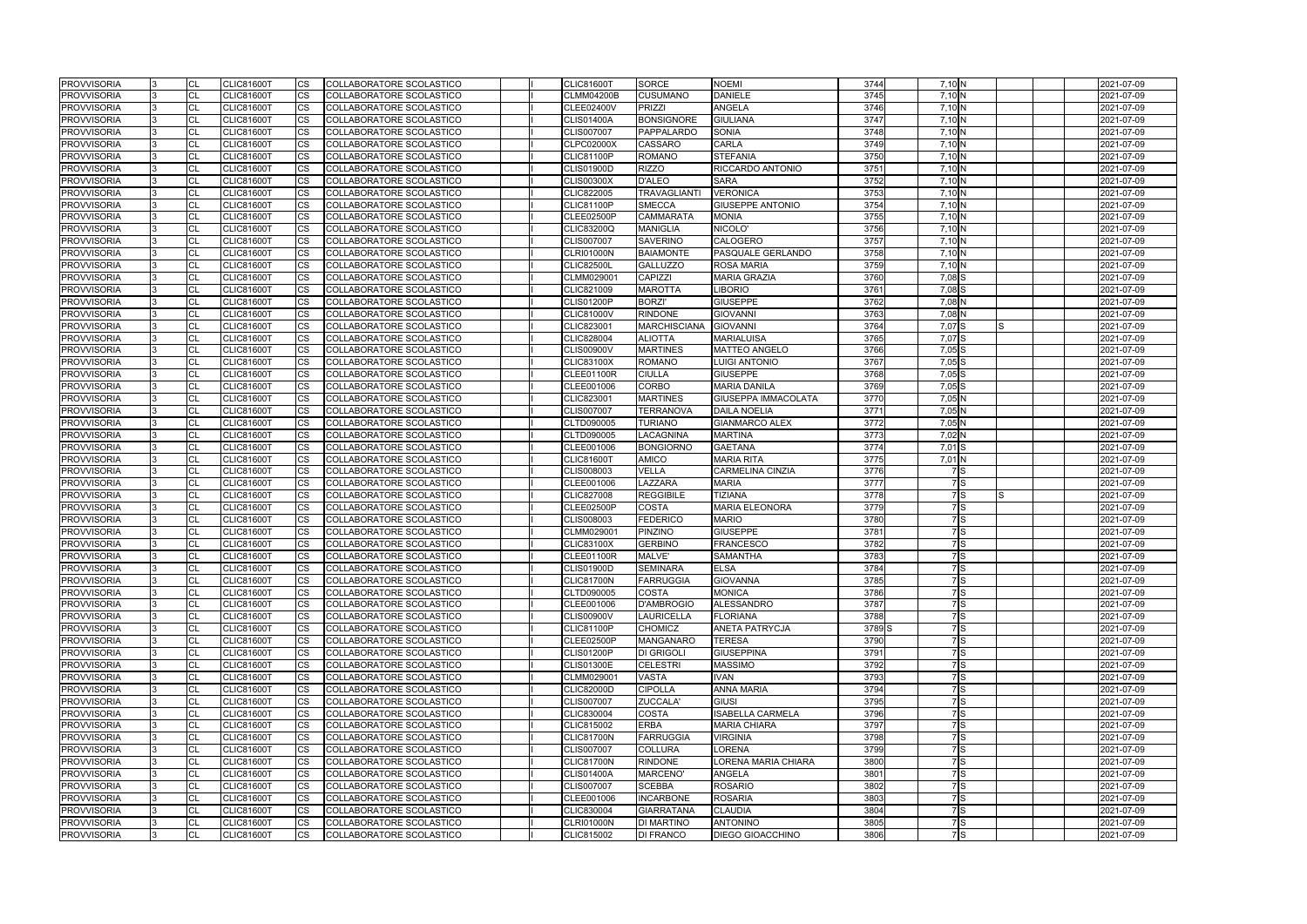| | | | | | | | | | | | | | | | | |
|---|---|---|---|---|---|---|---|---|---|---|---|---|---|---|---|---|
| PROVVISORIA | 3 | CL | CLIC81600T | CS | COLLABORATORE SCOLASTICO | | I | CLIC81600T | SORCE | NOEMI | 3744 | 7,10 | N | | | 2021-07-09 |
| PROVVISORIA | 3 | CL | CLIC81600T | CS | COLLABORATORE SCOLASTICO | | I | CLMM04200B | CUSUMANO | DANIELE | 3745 | 7,10 | N | | | 2021-07-09 |
| PROVVISORIA | 3 | CL | CLIC81600T | CS | COLLABORATORE SCOLASTICO | | I | CLEE02400V | PRIZZI | ANGELA | 3746 | 7,10 | N | | | 2021-07-09 |
| PROVVISORIA | 3 | CL | CLIC81600T | CS | COLLABORATORE SCOLASTICO | | I | CLIS01400A | BONSIGNORE | GIULIANA | 3747 | 7,10 | N | | | 2021-07-09 |
| PROVVISORIA | 3 | CL | CLIC81600T | CS | COLLABORATORE SCOLASTICO | | I | CLIS007007 | PAPPALARDO | SONIA | 3748 | 7,10 | N | | | 2021-07-09 |
| PROVVISORIA | 3 | CL | CLIC81600T | CS | COLLABORATORE SCOLASTICO | | I | CLPC02000X | CASSARO | CARLA | 3749 | 7,10 | N | | | 2021-07-09 |
| PROVVISORIA | 3 | CL | CLIC81600T | CS | COLLABORATORE SCOLASTICO | | I | CLIC81100P | ROMANO | STEFANIA | 3750 | 7,10 | N | | | 2021-07-09 |
| PROVVISORIA | 3 | CL | CLIC81600T | CS | COLLABORATORE SCOLASTICO | | I | CLIS01900D | RIZZO | RICCARDO ANTONIO | 3751 | 7,10 | N | | | 2021-07-09 |
| PROVVISORIA | 3 | CL | CLIC81600T | CS | COLLABORATORE SCOLASTICO | | I | CLIS00300X | D'ALEO | SARA | 3752 | 7,10 | N | | | 2021-07-09 |
| PROVVISORIA | 3 | CL | CLIC81600T | CS | COLLABORATORE SCOLASTICO | | I | CLIC822005 | TRAVAGLIANTI | VERONICA | 3753 | 7,10 | N | | | 2021-07-09 |
| PROVVISORIA | 3 | CL | CLIC81600T | CS | COLLABORATORE SCOLASTICO | | I | CLIC81100P | SMECCA | GIUSEPPE ANTONIO | 3754 | 7,10 | N | | | 2021-07-09 |
| PROVVISORIA | 3 | CL | CLIC81600T | CS | COLLABORATORE SCOLASTICO | | I | CLEE02500P | CAMMARATA | MONIA | 3755 | 7,10 | N | | | 2021-07-09 |
| PROVVISORIA | 3 | CL | CLIC81600T | CS | COLLABORATORE SCOLASTICO | | I | CLIC83200Q | MANIGLIA | NICOLO' | 3756 | 7,10 | N | | | 2021-07-09 |
| PROVVISORIA | 3 | CL | CLIC81600T | CS | COLLABORATORE SCOLASTICO | | I | CLIS007007 | SAVERINO | CALOGERO | 3757 | 7,10 | N | | | 2021-07-09 |
| PROVVISORIA | 3 | CL | CLIC81600T | CS | COLLABORATORE SCOLASTICO | | I | CLRI01000N | BAIAMONTE | PASQUALE GERLANDO | 3758 | 7,10 | N | | | 2021-07-09 |
| PROVVISORIA | 3 | CL | CLIC81600T | CS | COLLABORATORE SCOLASTICO | | I | CLIC82500L | GALLUZZO | ROSA MARIA | 3759 | 7,10 | N | | | 2021-07-09 |
| PROVVISORIA | 3 | CL | CLIC81600T | CS | COLLABORATORE SCOLASTICO | | I | CLMM029001 | CAPIZZI | MARIA GRAZIA | 3760 | 7,08 | S | | | 2021-07-09 |
| PROVVISORIA | 3 | CL | CLIC81600T | CS | COLLABORATORE SCOLASTICO | | I | CLIC821009 | MAROTTA | LIBORIO | 3761 | 7,08 | S | | | 2021-07-09 |
| PROVVISORIA | 3 | CL | CLIC81600T | CS | COLLABORATORE SCOLASTICO | | I | CLIS01200P | BORZI' | GIUSEPPE | 3762 | 7,08 | N | | | 2021-07-09 |
| PROVVISORIA | 3 | CL | CLIC81600T | CS | COLLABORATORE SCOLASTICO | | I | CLIC81000V | RINDONE | GIOVANNI | 3763 | 7,08 | N | | | 2021-07-09 |
| PROVVISORIA | 3 | CL | CLIC81600T | CS | COLLABORATORE SCOLASTICO | | I | CLIC823001 | MARCHISCIANA | GIOVANNI | 3764 | 7,07 | S | S | | 2021-07-09 |
| PROVVISORIA | 3 | CL | CLIC81600T | CS | COLLABORATORE SCOLASTICO | | I | CLIC828004 | ALIOTTA | MARIALUISA | 3765 | 7,07 | S | | | 2021-07-09 |
| PROVVISORIA | 3 | CL | CLIC81600T | CS | COLLABORATORE SCOLASTICO | | I | CLIS00900V | MARTINES | MATTEO ANGELO | 3766 | 7,05 | S | | | 2021-07-09 |
| PROVVISORIA | 3 | CL | CLIC81600T | CS | COLLABORATORE SCOLASTICO | | I | CLIC83100X | ROMANO | LUIGI ANTONIO | 3767 | 7,05 | S | | | 2021-07-09 |
| PROVVISORIA | 3 | CL | CLIC81600T | CS | COLLABORATORE SCOLASTICO | | I | CLEE01100R | CIULLA | GIUSEPPE | 3768 | 7,05 | S | | | 2021-07-09 |
| PROVVISORIA | 3 | CL | CLIC81600T | CS | COLLABORATORE SCOLASTICO | | I | CLEE001006 | CORBO | MARIA DANILA | 3769 | 7,05 | S | | | 2021-07-09 |
| PROVVISORIA | 3 | CL | CLIC81600T | CS | COLLABORATORE SCOLASTICO | | I | CLIC823001 | MARTINES | GIUSEPPA IMMACOLATA | 3770 | 7,05 | N | | | 2021-07-09 |
| PROVVISORIA | 3 | CL | CLIC81600T | CS | COLLABORATORE SCOLASTICO | | I | CLIS007007 | TERRANOVA | DAILA NOELIA | 3771 | 7,05 | N | | | 2021-07-09 |
| PROVVISORIA | 3 | CL | CLIC81600T | CS | COLLABORATORE SCOLASTICO | | I | CLTD090005 | TURIANO | GIANMARCO ALEX | 3772 | 7,05 | N | | | 2021-07-09 |
| PROVVISORIA | 3 | CL | CLIC81600T | CS | COLLABORATORE SCOLASTICO | | I | CLTD090005 | LACAGNINA | MARTINA | 3773 | 7,02 | N | | | 2021-07-09 |
| PROVVISORIA | 3 | CL | CLIC81600T | CS | COLLABORATORE SCOLASTICO | | I | CLEE001006 | BONGIORNO | GAETANA | 3774 | 7,01 | S | | | 2021-07-09 |
| PROVVISORIA | 3 | CL | CLIC81600T | CS | COLLABORATORE SCOLASTICO | | I | CLIC81600T | AMICO | MARIA RITA | 3775 | 7,01 | N | | | 2021-07-09 |
| PROVVISORIA | 3 | CL | CLIC81600T | CS | COLLABORATORE SCOLASTICO | | I | CLIS008003 | VELLA | CARMELINA CINZIA | 3776 | 7 | S | | | 2021-07-09 |
| PROVVISORIA | 3 | CL | CLIC81600T | CS | COLLABORATORE SCOLASTICO | | I | CLEE001006 | LAZZARA | MARIA | 3777 | 7 | S | | | 2021-07-09 |
| PROVVISORIA | 3 | CL | CLIC81600T | CS | COLLABORATORE SCOLASTICO | | I | CLIC827008 | REGGIBILE | TIZIANA | 3778 | 7 | S | S | | 2021-07-09 |
| PROVVISORIA | 3 | CL | CLIC81600T | CS | COLLABORATORE SCOLASTICO | | I | CLEE02500P | COSTA | MARIA ELEONORA | 3779 | 7 | S | | | 2021-07-09 |
| PROVVISORIA | 3 | CL | CLIC81600T | CS | COLLABORATORE SCOLASTICO | | I | CLIS008003 | FEDERICO | MARIO | 3780 | 7 | S | | | 2021-07-09 |
| PROVVISORIA | 3 | CL | CLIC81600T | CS | COLLABORATORE SCOLASTICO | | I | CLMM029001 | PINZINO | GIUSEPPE | 3781 | 7 | S | | | 2021-07-09 |
| PROVVISORIA | 3 | CL | CLIC81600T | CS | COLLABORATORE SCOLASTICO | | I | CLIC83100X | GERBINO | FRANCESCO | 3782 | 7 | S | | | 2021-07-09 |
| PROVVISORIA | 3 | CL | CLIC81600T | CS | COLLABORATORE SCOLASTICO | | I | CLEE01100R | MALVE' | SAMANTHA | 3783 | 7 | S | | | 2021-07-09 |
| PROVVISORIA | 3 | CL | CLIC81600T | CS | COLLABORATORE SCOLASTICO | | I | CLIS01900D | SEMINARA | ELSA | 3784 | 7 | S | | | 2021-07-09 |
| PROVVISORIA | 3 | CL | CLIC81600T | CS | COLLABORATORE SCOLASTICO | | I | CLIC81700N | FARRUGGIA | GIOVANNA | 3785 | 7 | S | | | 2021-07-09 |
| PROVVISORIA | 3 | CL | CLIC81600T | CS | COLLABORATORE SCOLASTICO | | I | CLTD090005 | COSTA | MONICA | 3786 | 7 | S | | | 2021-07-09 |
| PROVVISORIA | 3 | CL | CLIC81600T | CS | COLLABORATORE SCOLASTICO | | I | CLEE001006 | D'AMBROGIO | ALESSANDRO | 3787 | 7 | S | | | 2021-07-09 |
| PROVVISORIA | 3 | CL | CLIC81600T | CS | COLLABORATORE SCOLASTICO | | I | CLIS00900V | LAURICELLA | FLORIANA | 3788 | 7 | S | | | 2021-07-09 |
| PROVVISORIA | 3 | CL | CLIC81600T | CS | COLLABORATORE SCOLASTICO | | I | CLIC81100P | CHOMICZ | ANETA PATRYCJA | 3789 S | 7 | S | | | 2021-07-09 |
| PROVVISORIA | 3 | CL | CLIC81600T | CS | COLLABORATORE SCOLASTICO | | I | CLEE02500P | MANGANARO | TERESA | 3790 | 7 | S | | | 2021-07-09 |
| PROVVISORIA | 3 | CL | CLIC81600T | CS | COLLABORATORE SCOLASTICO | | I | CLIS01200P | DI GRIGOLI | GIUSEPPINA | 3791 | 7 | S | | | 2021-07-09 |
| PROVVISORIA | 3 | CL | CLIC81600T | CS | COLLABORATORE SCOLASTICO | | I | CLIS01300E | CELESTRI | MASSIMO | 3792 | 7 | S | | | 2021-07-09 |
| PROVVISORIA | 3 | CL | CLIC81600T | CS | COLLABORATORE SCOLASTICO | | I | CLMM029001 | VASTA | IVAN | 3793 | 7 | S | | | 2021-07-09 |
| PROVVISORIA | 3 | CL | CLIC81600T | CS | COLLABORATORE SCOLASTICO | | I | CLIC82000D | CIPOLLA | ANNA MARIA | 3794 | 7 | S | | | 2021-07-09 |
| PROVVISORIA | 3 | CL | CLIC81600T | CS | COLLABORATORE SCOLASTICO | | I | CLIS007007 | ZUCCALA' | GIUSI | 3795 | 7 | S | | | 2021-07-09 |
| PROVVISORIA | 3 | CL | CLIC81600T | CS | COLLABORATORE SCOLASTICO | | I | CLIC830004 | COSTA | ISABELLA CARMELA | 3796 | 7 | S | | | 2021-07-09 |
| PROVVISORIA | 3 | CL | CLIC81600T | CS | COLLABORATORE SCOLASTICO | | I | CLIC815002 | ERBA | MARIA CHIARA | 3797 | 7 | S | | | 2021-07-09 |
| PROVVISORIA | 3 | CL | CLIC81600T | CS | COLLABORATORE SCOLASTICO | | I | CLIC81700N | FARRUGGIA | VIRGINIA | 3798 | 7 | S | | | 2021-07-09 |
| PROVVISORIA | 3 | CL | CLIC81600T | CS | COLLABORATORE SCOLASTICO | | I | CLIS007007 | COLLURA | LORENA | 3799 | 7 | S | | | 2021-07-09 |
| PROVVISORIA | 3 | CL | CLIC81600T | CS | COLLABORATORE SCOLASTICO | | I | CLIC81700N | RINDONE | LORENA MARIA CHIARA | 3800 | 7 | S | | | 2021-07-09 |
| PROVVISORIA | 3 | CL | CLIC81600T | CS | COLLABORATORE SCOLASTICO | | I | CLIS01400A | MARCENO' | ANGELA | 3801 | 7 | S | | | 2021-07-09 |
| PROVVISORIA | 3 | CL | CLIC81600T | CS | COLLABORATORE SCOLASTICO | | I | CLIS007007 | SCEBBA | ROSARIO | 3802 | 7 | S | | | 2021-07-09 |
| PROVVISORIA | 3 | CL | CLIC81600T | CS | COLLABORATORE SCOLASTICO | | I | CLEE001006 | INCARBONE | ROSARIA | 3803 | 7 | S | | | 2021-07-09 |
| PROVVISORIA | 3 | CL | CLIC81600T | CS | COLLABORATORE SCOLASTICO | | I | CLIC830004 | GIARRATANA | CLAUDIA | 3804 | 7 | S | | | 2021-07-09 |
| PROVVISORIA | 3 | CL | CLIC81600T | CS | COLLABORATORE SCOLASTICO | | I | CLRI01000N | DI MARTINO | ANTONINO | 3805 | 7 | S | | | 2021-07-09 |
| PROVVISORIA | 3 | CL | CLIC81600T | CS | COLLABORATORE SCOLASTICO | | I | CLIC815002 | DI FRANCO | DIEGO GIOACCHINO | 3806 | 7 | S | | | 2021-07-09 |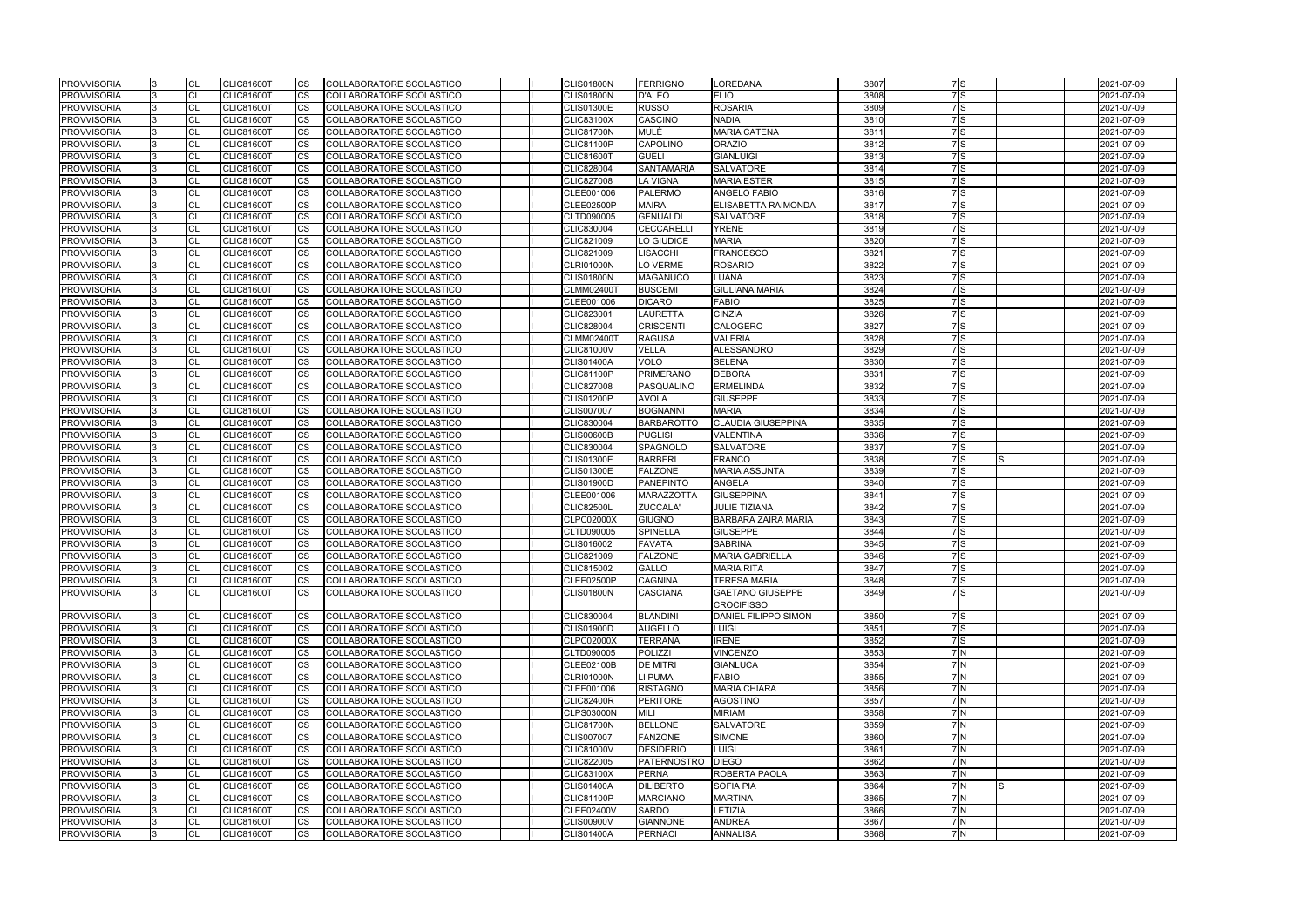| | | | | | | | | | | | | | | | | | |
|---|---|---|---|---|---|---|---|---|---|---|---|---|---|---|---|---|---|
| PROVVISORIA | 3 | CL | CLIC81600T | CS | COLLABORATORE SCOLASTICO | | I | CLIS01800N | FERRIGNO | LOREDANA | 3807 | | 7 | S | | | 2021-07-09 |
| PROVVISORIA | 3 | CL | CLIC81600T | CS | COLLABORATORE SCOLASTICO | | I | CLIS01800N | D'ALEO | ELIO | 3808 | | 7 | S | | | 2021-07-09 |
| PROVVISORIA | 3 | CL | CLIC81600T | CS | COLLABORATORE SCOLASTICO | | I | CLIS01300E | RUSSO | ROSARIA | 3809 | | 7 | S | | | 2021-07-09 |
| PROVVISORIA | 3 | CL | CLIC81600T | CS | COLLABORATORE SCOLASTICO | | I | CLIC83100X | CASCINO | NADIA | 3810 | | 7 | S | | | 2021-07-09 |
| PROVVISORIA | 3 | CL | CLIC81600T | CS | COLLABORATORE SCOLASTICO | | I | CLIC81700N | MULÈ | MARIA CATENA | 3811 | | 7 | S | | | 2021-07-09 |
| PROVVISORIA | 3 | CL | CLIC81600T | CS | COLLABORATORE SCOLASTICO | | I | CLIC81100P | CAPOLINO | ORAZIO | 3812 | | 7 | S | | | 2021-07-09 |
| PROVVISORIA | 3 | CL | CLIC81600T | CS | COLLABORATORE SCOLASTICO | | I | CLIC81600T | GUELI | GIANLUIGI | 3813 | | 7 | S | | | 2021-07-09 |
| PROVVISORIA | 3 | CL | CLIC81600T | CS | COLLABORATORE SCOLASTICO | | I | CLIC828004 | SANTAMARIA | SALVATORE | 3814 | | 7 | S | | | 2021-07-09 |
| PROVVISORIA | 3 | CL | CLIC81600T | CS | COLLABORATORE SCOLASTICO | | I | CLIC827008 | LA VIGNA | MARIA ESTER | 3815 | | 7 | S | | | 2021-07-09 |
| PROVVISORIA | 3 | CL | CLIC81600T | CS | COLLABORATORE SCOLASTICO | | I | CLEE001006 | PALERMO | ANGELO FABIO | 3816 | | 7 | S | | | 2021-07-09 |
| PROVVISORIA | 3 | CL | CLIC81600T | CS | COLLABORATORE SCOLASTICO | | I | CLEE02500P | MAIRA | ELISABETTA RAIMONDA | 3817 | | 7 | S | | | 2021-07-09 |
| PROVVISORIA | 3 | CL | CLIC81600T | CS | COLLABORATORE SCOLASTICO | | I | CLTD090005 | GENUALDI | SALVATORE | 3818 | | 7 | S | | | 2021-07-09 |
| PROVVISORIA | 3 | CL | CLIC81600T | CS | COLLABORATORE SCOLASTICO | | I | CLIC830004 | CECCARELLI | YRENE | 3819 | | 7 | S | | | 2021-07-09 |
| PROVVISORIA | 3 | CL | CLIC81600T | CS | COLLABORATORE SCOLASTICO | | I | CLIC821009 | LO GIUDICE | MARIA | 3820 | | 7 | S | | | 2021-07-09 |
| PROVVISORIA | 3 | CL | CLIC81600T | CS | COLLABORATORE SCOLASTICO | | I | CLIC821009 | LISACCHI | FRANCESCO | 3821 | | 7 | S | | | 2021-07-09 |
| PROVVISORIA | 3 | CL | CLIC81600T | CS | COLLABORATORE SCOLASTICO | | I | CLRI01000N | LO VERME | ROSARIO | 3822 | | 7 | S | | | 2021-07-09 |
| PROVVISORIA | 3 | CL | CLIC81600T | CS | COLLABORATORE SCOLASTICO | | I | CLIS01800N | MAGANUCO | LUANA | 3823 | | 7 | S | | | 2021-07-09 |
| PROVVISORIA | 3 | CL | CLIC81600T | CS | COLLABORATORE SCOLASTICO | | I | CLMM02400T | BUSCEMI | GIULIANA MARIA | 3824 | | 7 | S | | | 2021-07-09 |
| PROVVISORIA | 3 | CL | CLIC81600T | CS | COLLABORATORE SCOLASTICO | | I | CLEE001006 | DICARO | FABIO | 3825 | | 7 | S | | | 2021-07-09 |
| PROVVISORIA | 3 | CL | CLIC81600T | CS | COLLABORATORE SCOLASTICO | | I | CLIC823001 | LAURETTA | CINZIA | 3826 | | 7 | S | | | 2021-07-09 |
| PROVVISORIA | 3 | CL | CLIC81600T | CS | COLLABORATORE SCOLASTICO | | I | CLIC828004 | CRISCENTI | CALOGERO | 3827 | | 7 | S | | | 2021-07-09 |
| PROVVISORIA | 3 | CL | CLIC81600T | CS | COLLABORATORE SCOLASTICO | | I | CLMM02400T | RAGUSA | VALERIA | 3828 | | 7 | S | | | 2021-07-09 |
| PROVVISORIA | 3 | CL | CLIC81600T | CS | COLLABORATORE SCOLASTICO | | I | CLIC81000V | VELLA | ALESSANDRO | 3829 | | 7 | S | | | 2021-07-09 |
| PROVVISORIA | 3 | CL | CLIC81600T | CS | COLLABORATORE SCOLASTICO | | I | CLIS01400A | VOLO | SELENA | 3830 | | 7 | S | | | 2021-07-09 |
| PROVVISORIA | 3 | CL | CLIC81600T | CS | COLLABORATORE SCOLASTICO | | I | CLIC81100P | PRIMERANO | DEBORA | 3831 | | 7 | S | | | 2021-07-09 |
| PROVVISORIA | 3 | CL | CLIC81600T | CS | COLLABORATORE SCOLASTICO | | I | CLIC827008 | PASQUALINO | ERMELINDA | 3832 | | 7 | S | | | 2021-07-09 |
| PROVVISORIA | 3 | CL | CLIC81600T | CS | COLLABORATORE SCOLASTICO | | I | CLIS01200P | AVOLA | GIUSEPPE | 3833 | | 7 | S | | | 2021-07-09 |
| PROVVISORIA | 3 | CL | CLIC81600T | CS | COLLABORATORE SCOLASTICO | | I | CLIS007007 | BOGNANNI | MARIA | 3834 | | 7 | S | | | 2021-07-09 |
| PROVVISORIA | 3 | CL | CLIC81600T | CS | COLLABORATORE SCOLASTICO | | I | CLIC830004 | BARBAROTTO | CLAUDIA GIUSEPPINA | 3835 | | 7 | S | | | 2021-07-09 |
| PROVVISORIA | 3 | CL | CLIC81600T | CS | COLLABORATORE SCOLASTICO | | I | CLIS00600B | PUGLISI | VALENTINA | 3836 | | 7 | S | | | 2021-07-09 |
| PROVVISORIA | 3 | CL | CLIC81600T | CS | COLLABORATORE SCOLASTICO | | I | CLIC830004 | SPAGNOLO | SALVATORE | 3837 | | 7 | S | | | 2021-07-09 |
| PROVVISORIA | 3 | CL | CLIC81600T | CS | COLLABORATORE SCOLASTICO | | I | CLIS01300E | BARBERI | FRANCO | 3838 | | 7 | S | S | | 2021-07-09 |
| PROVVISORIA | 3 | CL | CLIC81600T | CS | COLLABORATORE SCOLASTICO | | I | CLIS01300E | FALZONE | MARIA ASSUNTA | 3839 | | 7 | S | | | 2021-07-09 |
| PROVVISORIA | 3 | CL | CLIC81600T | CS | COLLABORATORE SCOLASTICO | | I | CLIS01900D | PANEPINTO | ANGELA | 3840 | | 7 | S | | | 2021-07-09 |
| PROVVISORIA | 3 | CL | CLIC81600T | CS | COLLABORATORE SCOLASTICO | | I | CLEE001006 | MARAZZOTTA | GIUSEPPINA | 3841 | | 7 | S | | | 2021-07-09 |
| PROVVISORIA | 3 | CL | CLIC81600T | CS | COLLABORATORE SCOLASTICO | | I | CLIC82500L | ZUCCALA' | JULIE TIZIANA | 3842 | | 7 | S | | | 2021-07-09 |
| PROVVISORIA | 3 | CL | CLIC81600T | CS | COLLABORATORE SCOLASTICO | | I | CLPC02000X | GIUGNO | BARBARA ZAIRA MARIA | 3843 | | 7 | S | | | 2021-07-09 |
| PROVVISORIA | 3 | CL | CLIC81600T | CS | COLLABORATORE SCOLASTICO | | I | CLTD090005 | SPINELLA | GIUSEPPE | 3844 | | 7 | S | | | 2021-07-09 |
| PROVVISORIA | 3 | CL | CLIC81600T | CS | COLLABORATORE SCOLASTICO | | I | CLIS016002 | FAVATA | SABRINA | 3845 | | 7 | S | | | 2021-07-09 |
| PROVVISORIA | 3 | CL | CLIC81600T | CS | COLLABORATORE SCOLASTICO | | I | CLIC821009 | FALZONE | MARIA GABRIELLA | 3846 | | 7 | S | | | 2021-07-09 |
| PROVVISORIA | 3 | CL | CLIC81600T | CS | COLLABORATORE SCOLASTICO | | I | CLIC815002 | GALLO | MARIA RITA | 3847 | | 7 | S | | | 2021-07-09 |
| PROVVISORIA | 3 | CL | CLIC81600T | CS | COLLABORATORE SCOLASTICO | | I | CLEE02500P | CAGNINA | TERESA MARIA | 3848 | | 7 | S | | | 2021-07-09 |
| PROVVISORIA | 3 | CL | CLIC81600T | CS | COLLABORATORE SCOLASTICO | | I | CLIS01800N | CASCIANA | GAETANO GIUSEPPE CROCIFISSO | 3849 | | 7 | S | | | 2021-07-09 |
| PROVVISORIA | 3 | CL | CLIC81600T | CS | COLLABORATORE SCOLASTICO | | I | CLIC830004 | BLANDINI | DANIEL FILIPPO SIMON | 3850 | | 7 | S | | | 2021-07-09 |
| PROVVISORIA | 3 | CL | CLIC81600T | CS | COLLABORATORE SCOLASTICO | | I | CLIS01900D | AUGELLO | LUIGI | 3851 | | 7 | S | | | 2021-07-09 |
| PROVVISORIA | 3 | CL | CLIC81600T | CS | COLLABORATORE SCOLASTICO | | I | CLPC02000X | TERRANA | IRENE | 3852 | | 7 | S | | | 2021-07-09 |
| PROVVISORIA | 3 | CL | CLIC81600T | CS | COLLABORATORE SCOLASTICO | | I | CLTD090005 | POLIZZI | VINCENZO | 3853 | | 7 | N | | | 2021-07-09 |
| PROVVISORIA | 3 | CL | CLIC81600T | CS | COLLABORATORE SCOLASTICO | | I | CLEE02100B | DE MITRI | GIANLUCA | 3854 | | 7 | N | | | 2021-07-09 |
| PROVVISORIA | 3 | CL | CLIC81600T | CS | COLLABORATORE SCOLASTICO | | I | CLRI01000N | LI PUMA | FABIO | 3855 | | 7 | N | | | 2021-07-09 |
| PROVVISORIA | 3 | CL | CLIC81600T | CS | COLLABORATORE SCOLASTICO | | I | CLEE001006 | RISTAGNO | MARIA CHIARA | 3856 | | 7 | N | | | 2021-07-09 |
| PROVVISORIA | 3 | CL | CLIC81600T | CS | COLLABORATORE SCOLASTICO | | I | CLIC82400R | PERITORE | AGOSTINO | 3857 | | 7 | N | | | 2021-07-09 |
| PROVVISORIA | 3 | CL | CLIC81600T | CS | COLLABORATORE SCOLASTICO | | I | CLPS03000N | MILI | MIRIAM | 3858 | | 7 | N | | | 2021-07-09 |
| PROVVISORIA | 3 | CL | CLIC81600T | CS | COLLABORATORE SCOLASTICO | | I | CLIC81700N | BELLONE | SALVATORE | 3859 | | 7 | N | | | 2021-07-09 |
| PROVVISORIA | 3 | CL | CLIC81600T | CS | COLLABORATORE SCOLASTICO | | I | CLIS007007 | FANZONE | SIMONE | 3860 | | 7 | N | | | 2021-07-09 |
| PROVVISORIA | 3 | CL | CLIC81600T | CS | COLLABORATORE SCOLASTICO | | I | CLIC81000V | DESIDERIO | LUIGI | 3861 | | 7 | N | | | 2021-07-09 |
| PROVVISORIA | 3 | CL | CLIC81600T | CS | COLLABORATORE SCOLASTICO | | I | CLIC822005 | PATERNOSTRO | DIEGO | 3862 | | 7 | N | | | 2021-07-09 |
| PROVVISORIA | 3 | CL | CLIC81600T | CS | COLLABORATORE SCOLASTICO | | I | CLIC83100X | PERNA | ROBERTA PAOLA | 3863 | | 7 | N | | | 2021-07-09 |
| PROVVISORIA | 3 | CL | CLIC81600T | CS | COLLABORATORE SCOLASTICO | | I | CLIS01400A | DILIBERTO | SOFIA PIA | 3864 | | 7 | N | S | | 2021-07-09 |
| PROVVISORIA | 3 | CL | CLIC81600T | CS | COLLABORATORE SCOLASTICO | | I | CLIC81100P | MARCIANO | MARTINA | 3865 | | 7 | N | | | 2021-07-09 |
| PROVVISORIA | 3 | CL | CLIC81600T | CS | COLLABORATORE SCOLASTICO | | I | CLEE02400V | SARDO | LETIZIA | 3866 | | 7 | N | | | 2021-07-09 |
| PROVVISORIA | 3 | CL | CLIC81600T | CS | COLLABORATORE SCOLASTICO | | I | CLIS00900V | GIANNONE | ANDREA | 3867 | | 7 | N | | | 2021-07-09 |
| PROVVISORIA | 3 | CL | CLIC81600T | CS | COLLABORATORE SCOLASTICO | | I | CLIS01400A | PERNACI | ANNALISA | 3868 | | 7 | N | | | 2021-07-09 |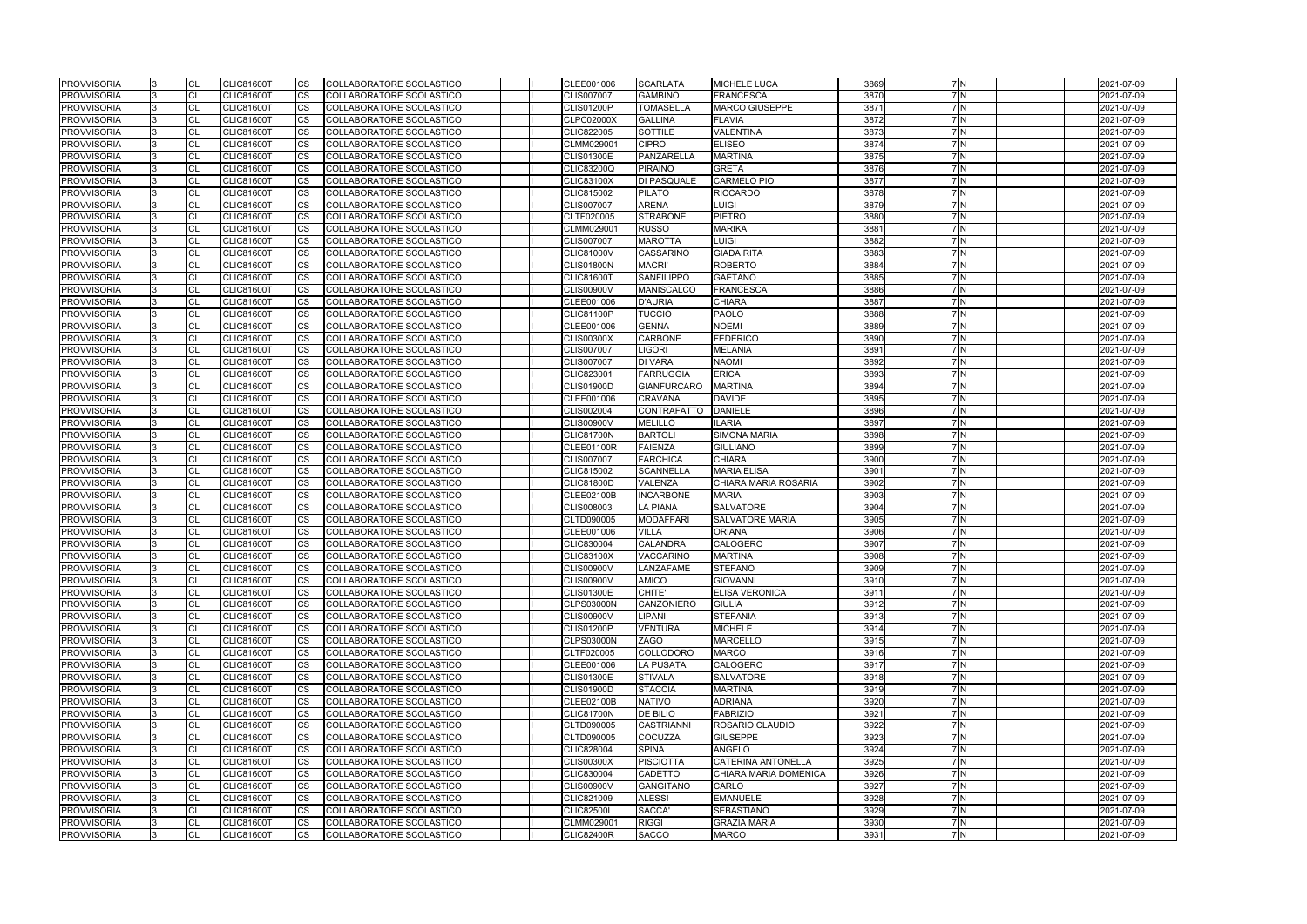| | | | | | | | | | | | | | | | | |
|---|---|---|---|---|---|---|---|---|---|---|---|---|---|---|---|---|
| PROVVISORIA | 3 | CL | CLIC81600T | CS | COLLABORATORE SCOLASTICO | | I | CLEE001006 | SCARLATA | MICHELE LUCA | 3869 | | 7 | N | | 2021-07-09 |
| PROVVISORIA | 3 | CL | CLIC81600T | CS | COLLABORATORE SCOLASTICO | | I | CLIS007007 | GAMBINO | FRANCESCA | 3870 | | 7 | N | | 2021-07-09 |
| PROVVISORIA | 3 | CL | CLIC81600T | CS | COLLABORATORE SCOLASTICO | | I | CLIS01200P | TOMASELLA | MARCO GIUSEPPE | 3871 | | 7 | N | | 2021-07-09 |
| PROVVISORIA | 3 | CL | CLIC81600T | CS | COLLABORATORE SCOLASTICO | | I | CLPC02000X | GALLINA | FLAVIA | 3872 | | 7 | N | | 2021-07-09 |
| PROVVISORIA | 3 | CL | CLIC81600T | CS | COLLABORATORE SCOLASTICO | | I | CLIC822005 | SOTTILE | VALENTINA | 3873 | | 7 | N | | 2021-07-09 |
| PROVVISORIA | 3 | CL | CLIC81600T | CS | COLLABORATORE SCOLASTICO | | I | CLMM029001 | CIPRO | ELISEO | 3874 | | 7 | N | | 2021-07-09 |
| PROVVISORIA | 3 | CL | CLIC81600T | CS | COLLABORATORE SCOLASTICO | | I | CLIS01300E | PANZARELLA | MARTINA | 3875 | | 7 | N | | 2021-07-09 |
| PROVVISORIA | 3 | CL | CLIC81600T | CS | COLLABORATORE SCOLASTICO | | I | CLIC83200Q | PIRAINO | GRETA | 3876 | | 7 | N | | 2021-07-09 |
| PROVVISORIA | 3 | CL | CLIC81600T | CS | COLLABORATORE SCOLASTICO | | I | CLIC83100X | DI PASQUALE | CARMELO PIO | 3877 | | 7 | N | | 2021-07-09 |
| PROVVISORIA | 3 | CL | CLIC81600T | CS | COLLABORATORE SCOLASTICO | | I | CLIC815002 | PILATO | RICCARDO | 3878 | | 7 | N | | 2021-07-09 |
| PROVVISORIA | 3 | CL | CLIC81600T | CS | COLLABORATORE SCOLASTICO | | I | CLIS007007 | ARENA | LUIGI | 3879 | | 7 | N | | 2021-07-09 |
| PROVVISORIA | 3 | CL | CLIC81600T | CS | COLLABORATORE SCOLASTICO | | I | CLTF020005 | STRABONE | PIETRO | 3880 | | 7 | N | | 2021-07-09 |
| PROVVISORIA | 3 | CL | CLIC81600T | CS | COLLABORATORE SCOLASTICO | | I | CLMM029001 | RUSSO | MARIKA | 3881 | | 7 | N | | 2021-07-09 |
| PROVVISORIA | 3 | CL | CLIC81600T | CS | COLLABORATORE SCOLASTICO | | I | CLIS007007 | MAROTTA | LUIGI | 3882 | | 7 | N | | 2021-07-09 |
| PROVVISORIA | 3 | CL | CLIC81600T | CS | COLLABORATORE SCOLASTICO | | I | CLIC81000V | CASSARINO | GIADA RITA | 3883 | | 7 | N | | 2021-07-09 |
| PROVVISORIA | 3 | CL | CLIC81600T | CS | COLLABORATORE SCOLASTICO | | I | CLIS01800N | MACRI' | ROBERTO | 3884 | | 7 | N | | 2021-07-09 |
| PROVVISORIA | 3 | CL | CLIC81600T | CS | COLLABORATORE SCOLASTICO | | I | CLIC81600T | SANFILIPPO | GAETANO | 3885 | | 7 | N | | 2021-07-09 |
| PROVVISORIA | 3 | CL | CLIC81600T | CS | COLLABORATORE SCOLASTICO | | I | CLIS00900V | MANISCALCO | FRANCESCA | 3886 | | 7 | N | | 2021-07-09 |
| PROVVISORIA | 3 | CL | CLIC81600T | CS | COLLABORATORE SCOLASTICO | | I | CLEE001006 | D'AURIA | CHIARA | 3887 | | 7 | N | | 2021-07-09 |
| PROVVISORIA | 3 | CL | CLIC81600T | CS | COLLABORATORE SCOLASTICO | | I | CLIC81100P | TUCCIO | PAOLO | 3888 | | 7 | N | | 2021-07-09 |
| PROVVISORIA | 3 | CL | CLIC81600T | CS | COLLABORATORE SCOLASTICO | | I | CLEE001006 | GENNA | NOEMI | 3889 | | 7 | N | | 2021-07-09 |
| PROVVISORIA | 3 | CL | CLIC81600T | CS | COLLABORATORE SCOLASTICO | | I | CLIS00300X | CARBONE | FEDERICO | 3890 | | 7 | N | | 2021-07-09 |
| PROVVISORIA | 3 | CL | CLIC81600T | CS | COLLABORATORE SCOLASTICO | | I | CLIS007007 | LIGORI | MELANIA | 3891 | | 7 | N | | 2021-07-09 |
| PROVVISORIA | 3 | CL | CLIC81600T | CS | COLLABORATORE SCOLASTICO | | I | CLIS007007 | DI VARA | NAOMI | 3892 | | 7 | N | | 2021-07-09 |
| PROVVISORIA | 3 | CL | CLIC81600T | CS | COLLABORATORE SCOLASTICO | | I | CLIC823001 | FARRUGGIA | ERICA | 3893 | | 7 | N | | 2021-07-09 |
| PROVVISORIA | 3 | CL | CLIC81600T | CS | COLLABORATORE SCOLASTICO | | I | CLIS01900D | GIANFURCARO | MARTINA | 3894 | | 7 | N | | 2021-07-09 |
| PROVVISORIA | 3 | CL | CLIC81600T | CS | COLLABORATORE SCOLASTICO | | I | CLEE001006 | CRAVANA | DAVIDE | 3895 | | 7 | N | | 2021-07-09 |
| PROVVISORIA | 3 | CL | CLIC81600T | CS | COLLABORATORE SCOLASTICO | | I | CLIS002004 | CONTRAFATTO | DANIELE | 3896 | | 7 | N | | 2021-07-09 |
| PROVVISORIA | 3 | CL | CLIC81600T | CS | COLLABORATORE SCOLASTICO | | I | CLIS00900V | MELILLO | ILARIA | 3897 | | 7 | N | | 2021-07-09 |
| PROVVISORIA | 3 | CL | CLIC81600T | CS | COLLABORATORE SCOLASTICO | | I | CLIC81700N | BARTOLI | SIMONA MARIA | 3898 | | 7 | N | | 2021-07-09 |
| PROVVISORIA | 3 | CL | CLIC81600T | CS | COLLABORATORE SCOLASTICO | | I | CLEE01100R | FAIENZA | GIULIANO | 3899 | | 7 | N | | 2021-07-09 |
| PROVVISORIA | 3 | CL | CLIC81600T | CS | COLLABORATORE SCOLASTICO | | I | CLIS007007 | FARCHICA | CHIARA | 3900 | | 7 | N | | 2021-07-09 |
| PROVVISORIA | 3 | CL | CLIC81600T | CS | COLLABORATORE SCOLASTICO | | I | CLIC815002 | SCANNELLA | MARIA ELISA | 3901 | | 7 | N | | 2021-07-09 |
| PROVVISORIA | 3 | CL | CLIC81600T | CS | COLLABORATORE SCOLASTICO | | I | CLIC81800D | VALENZA | CHIARA MARIA ROSARIA | 3902 | | 7 | N | | 2021-07-09 |
| PROVVISORIA | 3 | CL | CLIC81600T | CS | COLLABORATORE SCOLASTICO | | I | CLEE02100B | INCARBONE | MARIA | 3903 | | 7 | N | | 2021-07-09 |
| PROVVISORIA | 3 | CL | CLIC81600T | CS | COLLABORATORE SCOLASTICO | | I | CLIS008003 | LA PIANA | SALVATORE | 3904 | | 7 | N | | 2021-07-09 |
| PROVVISORIA | 3 | CL | CLIC81600T | CS | COLLABORATORE SCOLASTICO | | I | CLTD090005 | MODAFFARI | SALVATORE MARIA | 3905 | | 7 | N | | 2021-07-09 |
| PROVVISORIA | 3 | CL | CLIC81600T | CS | COLLABORATORE SCOLASTICO | | I | CLEE001006 | VILLA | ORIANA | 3906 | | 7 | N | | 2021-07-09 |
| PROVVISORIA | 3 | CL | CLIC81600T | CS | COLLABORATORE SCOLASTICO | | I | CLIC830004 | CALANDRA | CALOGERO | 3907 | | 7 | N | | 2021-07-09 |
| PROVVISORIA | 3 | CL | CLIC81600T | CS | COLLABORATORE SCOLASTICO | | I | CLIC83100X | VACCARINO | MARTINA | 3908 | | 7 | N | | 2021-07-09 |
| PROVVISORIA | 3 | CL | CLIC81600T | CS | COLLABORATORE SCOLASTICO | | I | CLIS00900V | LANZAFAME | STEFANO | 3909 | | 7 | N | | 2021-07-09 |
| PROVVISORIA | 3 | CL | CLIC81600T | CS | COLLABORATORE SCOLASTICO | | I | CLIS00900V | AMICO | GIOVANNI | 3910 | | 7 | N | | 2021-07-09 |
| PROVVISORIA | 3 | CL | CLIC81600T | CS | COLLABORATORE SCOLASTICO | | I | CLIS01300E | CHITE' | ELISA VERONICA | 3911 | | 7 | N | | 2021-07-09 |
| PROVVISORIA | 3 | CL | CLIC81600T | CS | COLLABORATORE SCOLASTICO | | I | CLPS03000N | CANZONIERO | GIULIA | 3912 | | 7 | N | | 2021-07-09 |
| PROVVISORIA | 3 | CL | CLIC81600T | CS | COLLABORATORE SCOLASTICO | | I | CLIS00900V | LIPANI | STEFANIA | 3913 | | 7 | N | | 2021-07-09 |
| PROVVISORIA | 3 | CL | CLIC81600T | CS | COLLABORATORE SCOLASTICO | | I | CLIS01200P | VENTURA | MICHELE | 3914 | | 7 | N | | 2021-07-09 |
| PROVVISORIA | 3 | CL | CLIC81600T | CS | COLLABORATORE SCOLASTICO | | I | CLPS03000N | ZAGO | MARCELLO | 3915 | | 7 | N | | 2021-07-09 |
| PROVVISORIA | 3 | CL | CLIC81600T | CS | COLLABORATORE SCOLASTICO | | I | CLTF020005 | COLLODORO | MARCO | 3916 | | 7 | N | | 2021-07-09 |
| PROVVISORIA | 3 | CL | CLIC81600T | CS | COLLABORATORE SCOLASTICO | | I | CLEE001006 | LA PUSATA | CALOGERO | 3917 | | 7 | N | | 2021-07-09 |
| PROVVISORIA | 3 | CL | CLIC81600T | CS | COLLABORATORE SCOLASTICO | | I | CLIS01300E | STIVALA | SALVATORE | 3918 | | 7 | N | | 2021-07-09 |
| PROVVISORIA | 3 | CL | CLIC81600T | CS | COLLABORATORE SCOLASTICO | | I | CLIS01900D | STACCIA | MARTINA | 3919 | | 7 | N | | 2021-07-09 |
| PROVVISORIA | 3 | CL | CLIC81600T | CS | COLLABORATORE SCOLASTICO | | I | CLEE02100B | NATIVO | ADRIANA | 3920 | | 7 | N | | 2021-07-09 |
| PROVVISORIA | 3 | CL | CLIC81600T | CS | COLLABORATORE SCOLASTICO | | I | CLIC81700N | DE BILIO | FABRIZIO | 3921 | | 7 | N | | 2021-07-09 |
| PROVVISORIA | 3 | CL | CLIC81600T | CS | COLLABORATORE SCOLASTICO | | I | CLTD090005 | CASTRIANNI | ROSARIO CLAUDIO | 3922 | | 7 | N | | 2021-07-09 |
| PROVVISORIA | 3 | CL | CLIC81600T | CS | COLLABORATORE SCOLASTICO | | I | CLTD090005 | COCUZZA | GIUSEPPE | 3923 | | 7 | N | | 2021-07-09 |
| PROVVISORIA | 3 | CL | CLIC81600T | CS | COLLABORATORE SCOLASTICO | | I | CLIC828004 | SPINA | ANGELO | 3924 | | 7 | N | | 2021-07-09 |
| PROVVISORIA | 3 | CL | CLIC81600T | CS | COLLABORATORE SCOLASTICO | | I | CLIS00300X | PISCIOTTA | CATERINA ANTONELLA | 3925 | | 7 | N | | 2021-07-09 |
| PROVVISORIA | 3 | CL | CLIC81600T | CS | COLLABORATORE SCOLASTICO | | I | CLIC830004 | CADETTO | CHIARA MARIA DOMENICA | 3926 | | 7 | N | | 2021-07-09 |
| PROVVISORIA | 3 | CL | CLIC81600T | CS | COLLABORATORE SCOLASTICO | | I | CLIS00900V | GANGITANO | CARLO | 3927 | | 7 | N | | 2021-07-09 |
| PROVVISORIA | 3 | CL | CLIC81600T | CS | COLLABORATORE SCOLASTICO | | I | CLIC821009 | ALESSI | EMANUELE | 3928 | | 7 | N | | 2021-07-09 |
| PROVVISORIA | 3 | CL | CLIC81600T | CS | COLLABORATORE SCOLASTICO | | I | CLIC82500L | SACCA' | SEBASTIANO | 3929 | | 7 | N | | 2021-07-09 |
| PROVVISORIA | 3 | CL | CLIC81600T | CS | COLLABORATORE SCOLASTICO | | I | CLMM029001 | RIGGI | GRAZIA MARIA | 3930 | | 7 | N | | 2021-07-09 |
| PROVVISORIA | 3 | CL | CLIC81600T | CS | COLLABORATORE SCOLASTICO | | I | CLIC82400R | SACCO | MARCO | 3931 | | 7 | N | | 2021-07-09 |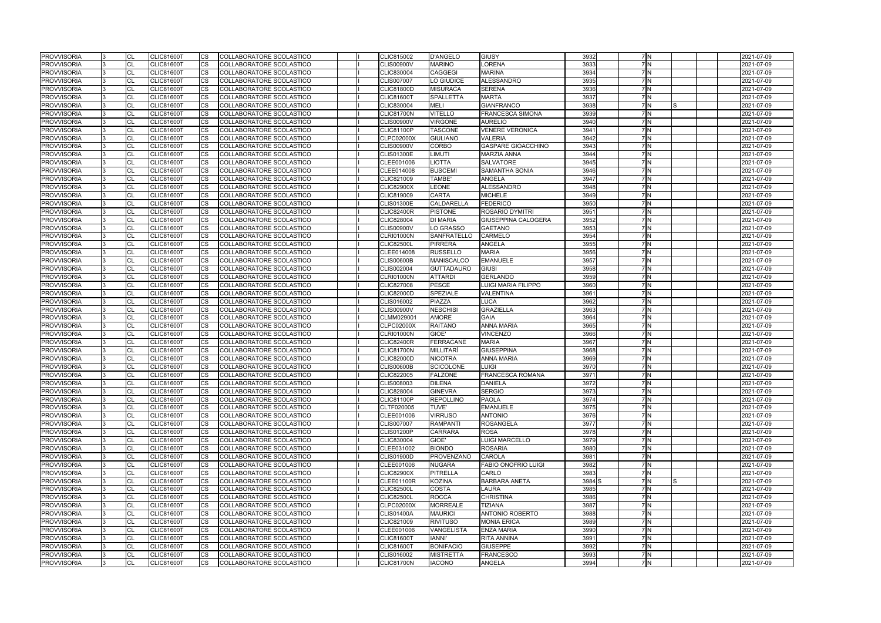| | | | | | | | | | | | | | | | | |
|---|---|---|---|---|---|---|---|---|---|---|---|---|---|---|---|---|
| PROVVISORIA | 3 | CL | CLIC81600T | CS | COLLABORATORE SCOLASTICO | | I | CLIC815002 | D'ANGELO | GIUSY | 3932 | | 7 | N | | 2021-07-09 |
| PROVVISORIA | 3 | CL | CLIC81600T | CS | COLLABORATORE SCOLASTICO | | I | CLIS00900V | MARINO | LORENA | 3933 | | 7 | N | | 2021-07-09 |
| PROVVISORIA | 3 | CL | CLIC81600T | CS | COLLABORATORE SCOLASTICO | | I | CLIC830004 | CAGGEGI | MARINA | 3934 | | 7 | N | | 2021-07-09 |
| PROVVISORIA | 3 | CL | CLIC81600T | CS | COLLABORATORE SCOLASTICO | | I | CLIS007007 | LO GIUDICE | ALESSANDRO | 3935 | | 7 | N | | 2021-07-09 |
| PROVVISORIA | 3 | CL | CLIC81600T | CS | COLLABORATORE SCOLASTICO | | I | CLIC81800D | MISURACA | SERENA | 3936 | | 7 | N | | 2021-07-09 |
| PROVVISORIA | 3 | CL | CLIC81600T | CS | COLLABORATORE SCOLASTICO | | I | CLIC81600T | SPALLETTA | MARTA | 3937 | | 7 | N | | 2021-07-09 |
| PROVVISORIA | 3 | CL | CLIC81600T | CS | COLLABORATORE SCOLASTICO | | I | CLIC830004 | MELI | GIANFRANCO | 3938 | | 7 | N | S | 2021-07-09 |
| PROVVISORIA | 3 | CL | CLIC81600T | CS | COLLABORATORE SCOLASTICO | | I | CLIC81700N | VITELLO | FRANCESCA SIMONA | 3939 | | 7 | N | | 2021-07-09 |
| PROVVISORIA | 3 | CL | CLIC81600T | CS | COLLABORATORE SCOLASTICO | | I | CLIS00900V | VIRGONE | AURELIO | 3940 | | 7 | N | | 2021-07-09 |
| PROVVISORIA | 3 | CL | CLIC81600T | CS | COLLABORATORE SCOLASTICO | | I | CLIC81100P | TASCONE | VENERE VERONICA | 3941 | | 7 | N | | 2021-07-09 |
| PROVVISORIA | 3 | CL | CLIC81600T | CS | COLLABORATORE SCOLASTICO | | I | CLPC02000X | GIULIANO | VALERIA | 3942 | | 7 | N | | 2021-07-09 |
| PROVVISORIA | 3 | CL | CLIC81600T | CS | COLLABORATORE SCOLASTICO | | I | CLIS00900V | CORBO | GASPARE GIOACCHINO | 3943 | | 7 | N | | 2021-07-09 |
| PROVVISORIA | 3 | CL | CLIC81600T | CS | COLLABORATORE SCOLASTICO | | I | CLIS01300E | LIMUTI | MARZIA ANNA | 3944 | | 7 | N | | 2021-07-09 |
| PROVVISORIA | 3 | CL | CLIC81600T | CS | COLLABORATORE SCOLASTICO | | I | CLEE001006 | LIOTTA | SALVATORE | 3945 | | 7 | N | | 2021-07-09 |
| PROVVISORIA | 3 | CL | CLIC81600T | CS | COLLABORATORE SCOLASTICO | | I | CLEE014008 | BUSCEMI | SAMANTHA SONIA | 3946 | | 7 | N | | 2021-07-09 |
| PROVVISORIA | 3 | CL | CLIC81600T | CS | COLLABORATORE SCOLASTICO | | I | CLIC821009 | TAMBE' | ANGELA | 3947 | | 7 | N | | 2021-07-09 |
| PROVVISORIA | 3 | CL | CLIC81600T | CS | COLLABORATORE SCOLASTICO | | I | CLIC82900X | LEONE | ALESSANDRO | 3948 | | 7 | N | | 2021-07-09 |
| PROVVISORIA | 3 | CL | CLIC81600T | CS | COLLABORATORE SCOLASTICO | | I | CLIC819009 | CARTA | MICHELE | 3949 | | 7 | N | | 2021-07-09 |
| PROVVISORIA | 3 | CL | CLIC81600T | CS | COLLABORATORE SCOLASTICO | | I | CLIS01300E | CALDARELLA | FEDERICO | 3950 | | 7 | N | | 2021-07-09 |
| PROVVISORIA | 3 | CL | CLIC81600T | CS | COLLABORATORE SCOLASTICO | | I | CLIC82400R | PISTONE | ROSARIO DYMITRI | 3951 | | 7 | N | | 2021-07-09 |
| PROVVISORIA | 3 | CL | CLIC81600T | CS | COLLABORATORE SCOLASTICO | | I | CLIC828004 | DI MARIA | GIUSEPPINA CALOGERA | 3952 | | 7 | N | | 2021-07-09 |
| PROVVISORIA | 3 | CL | CLIC81600T | CS | COLLABORATORE SCOLASTICO | | I | CLIS00900V | LO GRASSO | GAETANO | 3953 | | 7 | N | | 2021-07-09 |
| PROVVISORIA | 3 | CL | CLIC81600T | CS | COLLABORATORE SCOLASTICO | | I | CLRI01000N | SANFRATELLO | CARMELO | 3954 | | 7 | N | | 2021-07-09 |
| PROVVISORIA | 3 | CL | CLIC81600T | CS | COLLABORATORE SCOLASTICO | | I | CLIC82500L | PIRRERA | ANGELA | 3955 | | 7 | N | | 2021-07-09 |
| PROVVISORIA | 3 | CL | CLIC81600T | CS | COLLABORATORE SCOLASTICO | | I | CLEE014008 | RUSSELLO | MARIA | 3956 | | 7 | N | | 2021-07-09 |
| PROVVISORIA | 3 | CL | CLIC81600T | CS | COLLABORATORE SCOLASTICO | | I | CLIS00600B | MANISCALCO | EMANUELE | 3957 | | 7 | N | | 2021-07-09 |
| PROVVISORIA | 3 | CL | CLIC81600T | CS | COLLABORATORE SCOLASTICO | | I | CLIS002004 | GUTTADAURO | GIUSI | 3958 | | 7 | N | | 2021-07-09 |
| PROVVISORIA | 3 | CL | CLIC81600T | CS | COLLABORATORE SCOLASTICO | | I | CLRI01000N | ATTARDI | GERLANDO | 3959 | | 7 | N | | 2021-07-09 |
| PROVVISORIA | 3 | CL | CLIC81600T | CS | COLLABORATORE SCOLASTICO | | I | CLIC827008 | PESCE | LUIGI MARIA FILIPPO | 3960 | | 7 | N | | 2021-07-09 |
| PROVVISORIA | 3 | CL | CLIC81600T | CS | COLLABORATORE SCOLASTICO | | I | CLIC82000D | SPEZIALE | VALENTINA | 3961 | | 7 | N | | 2021-07-09 |
| PROVVISORIA | 3 | CL | CLIC81600T | CS | COLLABORATORE SCOLASTICO | | I | CLIS016002 | PIAZZA | LUCA | 3962 | | 7 | N | | 2021-07-09 |
| PROVVISORIA | 3 | CL | CLIC81600T | CS | COLLABORATORE SCOLASTICO | | I | CLIS00900V | NESCHISI | GRAZIELLA | 3963 | | 7 | N | | 2021-07-09 |
| PROVVISORIA | 3 | CL | CLIC81600T | CS | COLLABORATORE SCOLASTICO | | I | CLMM029001 | AMORE | GAIA | 3964 | | 7 | N | | 2021-07-09 |
| PROVVISORIA | 3 | CL | CLIC81600T | CS | COLLABORATORE SCOLASTICO | | I | CLPC02000X | RAITANO | ANNA MARIA | 3965 | | 7 | N | | 2021-07-09 |
| PROVVISORIA | 3 | CL | CLIC81600T | CS | COLLABORATORE SCOLASTICO | | I | CLRI01000N | GIOE' | VINCENZO | 3966 | | 7 | N | | 2021-07-09 |
| PROVVISORIA | 3 | CL | CLIC81600T | CS | COLLABORATORE SCOLASTICO | | I | CLIC82400R | FERRACANE | MARIA | 3967 | | 7 | N | | 2021-07-09 |
| PROVVISORIA | 3 | CL | CLIC81600T | CS | COLLABORATORE SCOLASTICO | | I | CLIC81700N | MILLITARÌ | GIUSEPPINA | 3968 | | 7 | N | | 2021-07-09 |
| PROVVISORIA | 3 | CL | CLIC81600T | CS | COLLABORATORE SCOLASTICO | | I | CLIC82000D | NICOTRA | ANNA MARIA | 3969 | | 7 | N | | 2021-07-09 |
| PROVVISORIA | 3 | CL | CLIC81600T | CS | COLLABORATORE SCOLASTICO | | I | CLIS00600B | SCICOLONE | LUIGI | 3970 | | 7 | N | | 2021-07-09 |
| PROVVISORIA | 3 | CL | CLIC81600T | CS | COLLABORATORE SCOLASTICO | | I | CLIC822005 | FALZONE | FRANCESCA ROMANA | 3971 | | 7 | N | | 2021-07-09 |
| PROVVISORIA | 3 | CL | CLIC81600T | CS | COLLABORATORE SCOLASTICO | | I | CLIS008003 | DILENA | DANIELA | 3972 | | 7 | N | | 2021-07-09 |
| PROVVISORIA | 3 | CL | CLIC81600T | CS | COLLABORATORE SCOLASTICO | | I | CLIC828004 | GINEVRA | SERGIO | 3973 | | 7 | N | | 2021-07-09 |
| PROVVISORIA | 3 | CL | CLIC81600T | CS | COLLABORATORE SCOLASTICO | | I | CLIC81100P | REPOLLINO | PAOLA | 3974 | | 7 | N | | 2021-07-09 |
| PROVVISORIA | 3 | CL | CLIC81600T | CS | COLLABORATORE SCOLASTICO | | I | CLTF020005 | TUVE' | EMANUELE | 3975 | | 7 | N | | 2021-07-09 |
| PROVVISORIA | 3 | CL | CLIC81600T | CS | COLLABORATORE SCOLASTICO | | I | CLEE001006 | VIRRUSO | ANTONIO | 3976 | | 7 | N | | 2021-07-09 |
| PROVVISORIA | 3 | CL | CLIC81600T | CS | COLLABORATORE SCOLASTICO | | I | CLIS007007 | RAMPANTI | ROSANGELA | 3977 | | 7 | N | | 2021-07-09 |
| PROVVISORIA | 3 | CL | CLIC81600T | CS | COLLABORATORE SCOLASTICO | | I | CLIS01200P | CARRARA | ROSA | 3978 | | 7 | N | | 2021-07-09 |
| PROVVISORIA | 3 | CL | CLIC81600T | CS | COLLABORATORE SCOLASTICO | | I | CLIC830004 | GIOE' | LUIGI MARCELLO | 3979 | | 7 | N | | 2021-07-09 |
| PROVVISORIA | 3 | CL | CLIC81600T | CS | COLLABORATORE SCOLASTICO | | I | CLEE031002 | BIONDO | ROSARIA | 3980 | | 7 | N | | 2021-07-09 |
| PROVVISORIA | 3 | CL | CLIC81600T | CS | COLLABORATORE SCOLASTICO | | I | CLIS01900D | PROVENZANO | CAROLA | 3981 | | 7 | N | | 2021-07-09 |
| PROVVISORIA | 3 | CL | CLIC81600T | CS | COLLABORATORE SCOLASTICO | | I | CLEE001006 | NUGARA | FABIO ONOFRIO LUIGI | 3982 | | 7 | N | | 2021-07-09 |
| PROVVISORIA | 3 | CL | CLIC81600T | CS | COLLABORATORE SCOLASTICO | | I | CLIC82900X | PITRELLA | CARLO | 3983 | | 7 | N | | 2021-07-09 |
| PROVVISORIA | 3 | CL | CLIC81600T | CS | COLLABORATORE SCOLASTICO | | I | CLEE01100R | KOZINA | BARBARA ANETA | 3984 | S | 7 | N | S | 2021-07-09 |
| PROVVISORIA | 3 | CL | CLIC81600T | CS | COLLABORATORE SCOLASTICO | | I | CLIC82500L | COSTA | LAURA | 3985 | | 7 | N | | 2021-07-09 |
| PROVVISORIA | 3 | CL | CLIC81600T | CS | COLLABORATORE SCOLASTICO | | I | CLIC82500L | ROCCA | CHRISTINA | 3986 | | 7 | N | | 2021-07-09 |
| PROVVISORIA | 3 | CL | CLIC81600T | CS | COLLABORATORE SCOLASTICO | | I | CLPC02000X | MORREALE | TIZIANA | 3987 | | 7 | N | | 2021-07-09 |
| PROVVISORIA | 3 | CL | CLIC81600T | CS | COLLABORATORE SCOLASTICO | | I | CLIS01400A | MAURICI | ANTONIO ROBERTO | 3988 | | 7 | N | | 2021-07-09 |
| PROVVISORIA | 3 | CL | CLIC81600T | CS | COLLABORATORE SCOLASTICO | | I | CLIC821009 | RIVITUSO | MONIA ERICA | 3989 | | 7 | N | | 2021-07-09 |
| PROVVISORIA | 3 | CL | CLIC81600T | CS | COLLABORATORE SCOLASTICO | | I | CLEE001006 | VANGELISTA | ENZA MARIA | 3990 | | 7 | N | | 2021-07-09 |
| PROVVISORIA | 3 | CL | CLIC81600T | CS | COLLABORATORE SCOLASTICO | | I | CLIC81600T | IANNI' | RITA ANNINA | 3991 | | 7 | N | | 2021-07-09 |
| PROVVISORIA | 3 | CL | CLIC81600T | CS | COLLABORATORE SCOLASTICO | | I | CLIC81600T | BONIFACIO | GIUSEPPE | 3992 | | 7 | N | | 2021-07-09 |
| PROVVISORIA | 3 | CL | CLIC81600T | CS | COLLABORATORE SCOLASTICO | | I | CLIS016002 | MISTRETTA | FRANCESCO | 3993 | | 7 | N | | 2021-07-09 |
| PROVVISORIA | 3 | CL | CLIC81600T | CS | COLLABORATORE SCOLASTICO | | I | CLIC81700N | IACONO | ANGELA | 3994 | | 7 | N | | 2021-07-09 |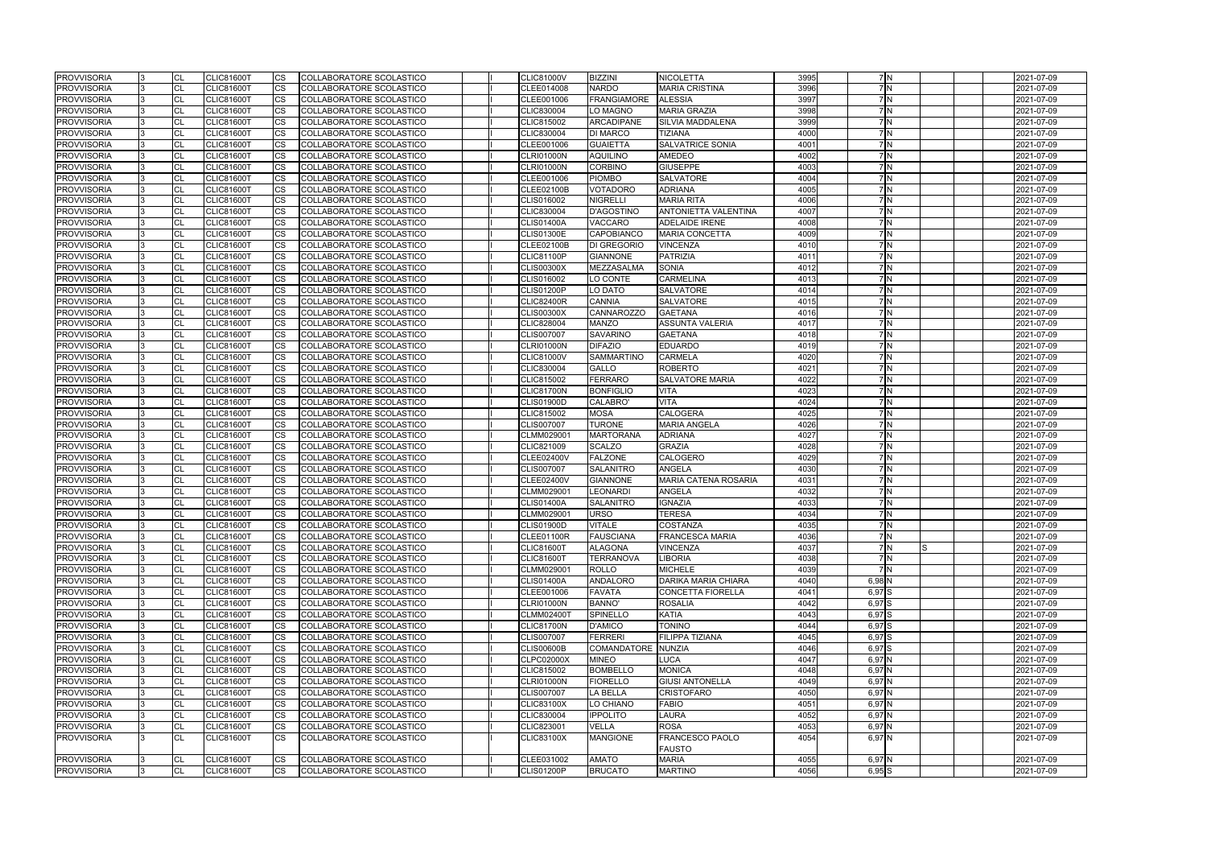| | | | | | | | | | | | | | | | | | |
|---|---|---|---|---|---|---|---|---|---|---|---|---|---|---|---|---|---|
| PROVVISORIA | 3 | CL | CLIC81600T | CS | COLLABORATORE SCOLASTICO | | I | CLIC81000V | BIZZINI | NICOLETTA | 3995 | 7 | N | | | | 2021-07-09 |
| PROVVISORIA | 3 | CL | CLIC81600T | CS | COLLABORATORE SCOLASTICO | | I | CLEE014008 | NARDO | MARIA CRISTINA | 3996 | 7 | N | | | | 2021-07-09 |
| PROVVISORIA | 3 | CL | CLIC81600T | CS | COLLABORATORE SCOLASTICO | | I | CLEE001006 | FRANGIAMORE | ALESSIA | 3997 | 7 | N | | | | 2021-07-09 |
| PROVVISORIA | 3 | CL | CLIC81600T | CS | COLLABORATORE SCOLASTICO | | I | CLIC830004 | LO MAGNO | MARIA GRAZIA | 3998 | 7 | N | | | | 2021-07-09 |
| PROVVISORIA | 3 | CL | CLIC81600T | CS | COLLABORATORE SCOLASTICO | | I | CLIC815002 | ARCADIPANE | SILVIA MADDALENA | 3999 | 7 | N | | | | 2021-07-09 |
| PROVVISORIA | 3 | CL | CLIC81600T | CS | COLLABORATORE SCOLASTICO | | I | CLIC830004 | DI MARCO | TIZIANA | 4000 | 7 | N | | | | 2021-07-09 |
| PROVVISORIA | 3 | CL | CLIC81600T | CS | COLLABORATORE SCOLASTICO | | I | CLEE001006 | GUAIETTA | SALVATRICE SONIA | 4001 | 7 | N | | | | 2021-07-09 |
| PROVVISORIA | 3 | CL | CLIC81600T | CS | COLLABORATORE SCOLASTICO | | I | CLRI01000N | AQUILINO | AMEDEO | 4002 | 7 | N | | | | 2021-07-09 |
| PROVVISORIA | 3 | CL | CLIC81600T | CS | COLLABORATORE SCOLASTICO | | I | CLRI01000N | CORBINO | GIUSEPPE | 4003 | 7 | N | | | | 2021-07-09 |
| PROVVISORIA | 3 | CL | CLIC81600T | CS | COLLABORATORE SCOLASTICO | | I | CLEE001006 | PIOMBO | SALVATORE | 4004 | 7 | N | | | | 2021-07-09 |
| PROVVISORIA | 3 | CL | CLIC81600T | CS | COLLABORATORE SCOLASTICO | | I | CLEE02100B | VOTADORO | ADRIANA | 4005 | 7 | N | | | | 2021-07-09 |
| PROVVISORIA | 3 | CL | CLIC81600T | CS | COLLABORATORE SCOLASTICO | | I | CLIS016002 | NIGRELLI | MARIA RITA | 4006 | 7 | N | | | | 2021-07-09 |
| PROVVISORIA | 3 | CL | CLIC81600T | CS | COLLABORATORE SCOLASTICO | | I | CLIC830004 | D'AGOSTINO | ANTONIETTA VALENTINA | 4007 | 7 | N | | | | 2021-07-09 |
| PROVVISORIA | 3 | CL | CLIC81600T | CS | COLLABORATORE SCOLASTICO | | I | CLIS01400A | VACCARO | ADELAIDE IRENE | 4008 | 7 | N | | | | 2021-07-09 |
| PROVVISORIA | 3 | CL | CLIC81600T | CS | COLLABORATORE SCOLASTICO | | I | CLIS01300E | CAPOBIANCO | MARIA CONCETTA | 4009 | 7 | N | | | | 2021-07-09 |
| PROVVISORIA | 3 | CL | CLIC81600T | CS | COLLABORATORE SCOLASTICO | | I | CLEE02100B | DI GREGORIO | VINCENZA | 4010 | 7 | N | | | | 2021-07-09 |
| PROVVISORIA | 3 | CL | CLIC81600T | CS | COLLABORATORE SCOLASTICO | | I | CLIC81100P | GIANNONE | PATRIZIA | 4011 | 7 | N | | | | 2021-07-09 |
| PROVVISORIA | 3 | CL | CLIC81600T | CS | COLLABORATORE SCOLASTICO | | I | CLIS00300X | MEZZASALMA | SONIA | 4012 | 7 | N | | | | 2021-07-09 |
| PROVVISORIA | 3 | CL | CLIC81600T | CS | COLLABORATORE SCOLASTICO | | I | CLIS016002 | LO CONTE | CARMELINA | 4013 | 7 | N | | | | 2021-07-09 |
| PROVVISORIA | 3 | CL | CLIC81600T | CS | COLLABORATORE SCOLASTICO | | I | CLIS01200P | LO DATO | SALVATORE | 4014 | 7 | N | | | | 2021-07-09 |
| PROVVISORIA | 3 | CL | CLIC81600T | CS | COLLABORATORE SCOLASTICO | | I | CLIC82400R | CANNIA | SALVATORE | 4015 | 7 | N | | | | 2021-07-09 |
| PROVVISORIA | 3 | CL | CLIC81600T | CS | COLLABORATORE SCOLASTICO | | I | CLIS00300X | CANNAROZZO | GAETANA | 4016 | 7 | N | | | | 2021-07-09 |
| PROVVISORIA | 3 | CL | CLIC81600T | CS | COLLABORATORE SCOLASTICO | | I | CLIC828004 | MANZO | ASSUNTA VALERIA | 4017 | 7 | N | | | | 2021-07-09 |
| PROVVISORIA | 3 | CL | CLIC81600T | CS | COLLABORATORE SCOLASTICO | | I | CLIS007007 | SAVARINO | GAETANA | 4018 | 7 | N | | | | 2021-07-09 |
| PROVVISORIA | 3 | CL | CLIC81600T | CS | COLLABORATORE SCOLASTICO | | I | CLRI01000N | DIFAZIO | EDUARDO | 4019 | 7 | N | | | | 2021-07-09 |
| PROVVISORIA | 3 | CL | CLIC81600T | CS | COLLABORATORE SCOLASTICO | | I | CLIC81000V | SAMMARTINO | CARMELA | 4020 | 7 | N | | | | 2021-07-09 |
| PROVVISORIA | 3 | CL | CLIC81600T | CS | COLLABORATORE SCOLASTICO | | I | CLIC830004 | GALLO | ROBERTO | 4021 | 7 | N | | | | 2021-07-09 |
| PROVVISORIA | 3 | CL | CLIC81600T | CS | COLLABORATORE SCOLASTICO | | I | CLIC815002 | FERRARO | SALVATORE MARIA | 4022 | 7 | N | | | | 2021-07-09 |
| PROVVISORIA | 3 | CL | CLIC81600T | CS | COLLABORATORE SCOLASTICO | | I | CLIC81700N | BONFIGLIO | VITA | 4023 | 7 | N | | | | 2021-07-09 |
| PROVVISORIA | 3 | CL | CLIC81600T | CS | COLLABORATORE SCOLASTICO | | I | CLIS01900D | CALABRO' | VITA | 4024 | 7 | N | | | | 2021-07-09 |
| PROVVISORIA | 3 | CL | CLIC81600T | CS | COLLABORATORE SCOLASTICO | | I | CLIC815002 | MOSA | CALOGERA | 4025 | 7 | N | | | | 2021-07-09 |
| PROVVISORIA | 3 | CL | CLIC81600T | CS | COLLABORATORE SCOLASTICO | | I | CLIS007007 | TURONE | MARIA ANGELA | 4026 | 7 | N | | | | 2021-07-09 |
| PROVVISORIA | 3 | CL | CLIC81600T | CS | COLLABORATORE SCOLASTICO | | I | CLMM029001 | MARTORANA | ADRIANA | 4027 | 7 | N | | | | 2021-07-09 |
| PROVVISORIA | 3 | CL | CLIC81600T | CS | COLLABORATORE SCOLASTICO | | I | CLIC821009 | SCALZO | GRAZIA | 4028 | 7 | N | | | | 2021-07-09 |
| PROVVISORIA | 3 | CL | CLIC81600T | CS | COLLABORATORE SCOLASTICO | | I | CLEE02400V | FALZONE | CALOGERO | 4029 | 7 | N | | | | 2021-07-09 |
| PROVVISORIA | 3 | CL | CLIC81600T | CS | COLLABORATORE SCOLASTICO | | I | CLIS007007 | SALANITRO | ANGELA | 4030 | 7 | N | | | | 2021-07-09 |
| PROVVISORIA | 3 | CL | CLIC81600T | CS | COLLABORATORE SCOLASTICO | | I | CLEE02400V | GIANNONE | MARIA CATENA ROSARIA | 4031 | 7 | N | | | | 2021-07-09 |
| PROVVISORIA | 3 | CL | CLIC81600T | CS | COLLABORATORE SCOLASTICO | | I | CLMM029001 | LEONARDI | ANGELA | 4032 | 7 | N | | | | 2021-07-09 |
| PROVVISORIA | 3 | CL | CLIC81600T | CS | COLLABORATORE SCOLASTICO | | I | CLIS01400A | SALANITRO | IGNAZIA | 4033 | 7 | N | | | | 2021-07-09 |
| PROVVISORIA | 3 | CL | CLIC81600T | CS | COLLABORATORE SCOLASTICO | | I | CLMM029001 | URSO | TERESA | 4034 | 7 | N | | | | 2021-07-09 |
| PROVVISORIA | 3 | CL | CLIC81600T | CS | COLLABORATORE SCOLASTICO | | I | CLIS01900D | VITALE | COSTANZA | 4035 | 7 | N | | | | 2021-07-09 |
| PROVVISORIA | 3 | CL | CLIC81600T | CS | COLLABORATORE SCOLASTICO | | I | CLEE01100R | FAUSCIANA | FRANCESCA MARIA | 4036 | 7 | N | | | | 2021-07-09 |
| PROVVISORIA | 3 | CL | CLIC81600T | CS | COLLABORATORE SCOLASTICO | | I | CLIC81600T | ALAGONA | VINCENZA | 4037 | 7 | N | S | | | 2021-07-09 |
| PROVVISORIA | 3 | CL | CLIC81600T | CS | COLLABORATORE SCOLASTICO | | I | CLIC81600T | TERRANOVA | LIBORIA | 4038 | 7 | N | | | | 2021-07-09 |
| PROVVISORIA | 3 | CL | CLIC81600T | CS | COLLABORATORE SCOLASTICO | | I | CLMM029001 | ROLLO | MICHELE | 4039 | 7 | N | | | | 2021-07-09 |
| PROVVISORIA | 3 | CL | CLIC81600T | CS | COLLABORATORE SCOLASTICO | | I | CLIS01400A | ANDALORO | DARIKA MARIA CHIARA | 4040 | 6,98 | N | | | | 2021-07-09 |
| PROVVISORIA | 3 | CL | CLIC81600T | CS | COLLABORATORE SCOLASTICO | | I | CLEE001006 | FAVATA | CONCETTA FIORELLA | 4041 | 6,97 | S | | | | 2021-07-09 |
| PROVVISORIA | 3 | CL | CLIC81600T | CS | COLLABORATORE SCOLASTICO | | I | CLRI01000N | BANNO' | ROSALIA | 4042 | 6,97 | S | | | | 2021-07-09 |
| PROVVISORIA | 3 | CL | CLIC81600T | CS | COLLABORATORE SCOLASTICO | | I | CLMM02400T | SPINELLO | KATIA | 4043 | 6,97 | S | | | | 2021-07-09 |
| PROVVISORIA | 3 | CL | CLIC81600T | CS | COLLABORATORE SCOLASTICO | | I | CLIC81700N | D'AMICO | TONINO | 4044 | 6,97 | S | | | | 2021-07-09 |
| PROVVISORIA | 3 | CL | CLIC81600T | CS | COLLABORATORE SCOLASTICO | | I | CLIS007007 | FERRERI | FILIPPA TIZIANA | 4045 | 6,97 | S | | | | 2021-07-09 |
| PROVVISORIA | 3 | CL | CLIC81600T | CS | COLLABORATORE SCOLASTICO | | I | CLIS00600B | COMANDATORE | NUNZIA | 4046 | 6,97 | S | | | | 2021-07-09 |
| PROVVISORIA | 3 | CL | CLIC81600T | CS | COLLABORATORE SCOLASTICO | | I | CLPC02000X | MINEO | LUCA | 4047 | 6,97 | N | | | | 2021-07-09 |
| PROVVISORIA | 3 | CL | CLIC81600T | CS | COLLABORATORE SCOLASTICO | | I | CLIC815002 | BOMBELLO | MONICA | 4048 | 6,97 | N | | | | 2021-07-09 |
| PROVVISORIA | 3 | CL | CLIC81600T | CS | COLLABORATORE SCOLASTICO | | I | CLRI01000N | FIORELLO | GIUSI ANTONELLA | 4049 | 6,97 | N | | | | 2021-07-09 |
| PROVVISORIA | 3 | CL | CLIC81600T | CS | COLLABORATORE SCOLASTICO | | I | CLIS007007 | LA BELLA | CRISTOFARO | 4050 | 6,97 | N | | | | 2021-07-09 |
| PROVVISORIA | 3 | CL | CLIC81600T | CS | COLLABORATORE SCOLASTICO | | I | CLIC83100X | LO CHIANO | FABIO | 4051 | 6,97 | N | | | | 2021-07-09 |
| PROVVISORIA | 3 | CL | CLIC81600T | CS | COLLABORATORE SCOLASTICO | | I | CLIC830004 | IPPOLITO | LAURA | 4052 | 6,97 | N | | | | 2021-07-09 |
| PROVVISORIA | 3 | CL | CLIC81600T | CS | COLLABORATORE SCOLASTICO | | I | CLIC823001 | VELLA | ROSA | 4053 | 6,97 | N | | | | 2021-07-09 |
| PROVVISORIA | 3 | CL | CLIC81600T | CS | COLLABORATORE SCOLASTICO | | I | CLIC83100X | MANGIONE | FRANCESCO PAOLO FAUSTO | 4054 | 6,97 | N | | | | 2021-07-09 |
| PROVVISORIA | 3 | CL | CLIC81600T | CS | COLLABORATORE SCOLASTICO | | I | CLEE031002 | AMATO | MARIA | 4055 | 6,97 | N | | | | 2021-07-09 |
| PROVVISORIA | 3 | CL | CLIC81600T | CS | COLLABORATORE SCOLASTICO | | I | CLIS01200P | BRUCATO | MARTINO | 4056 | 6,95 | S | | | | 2021-07-09 |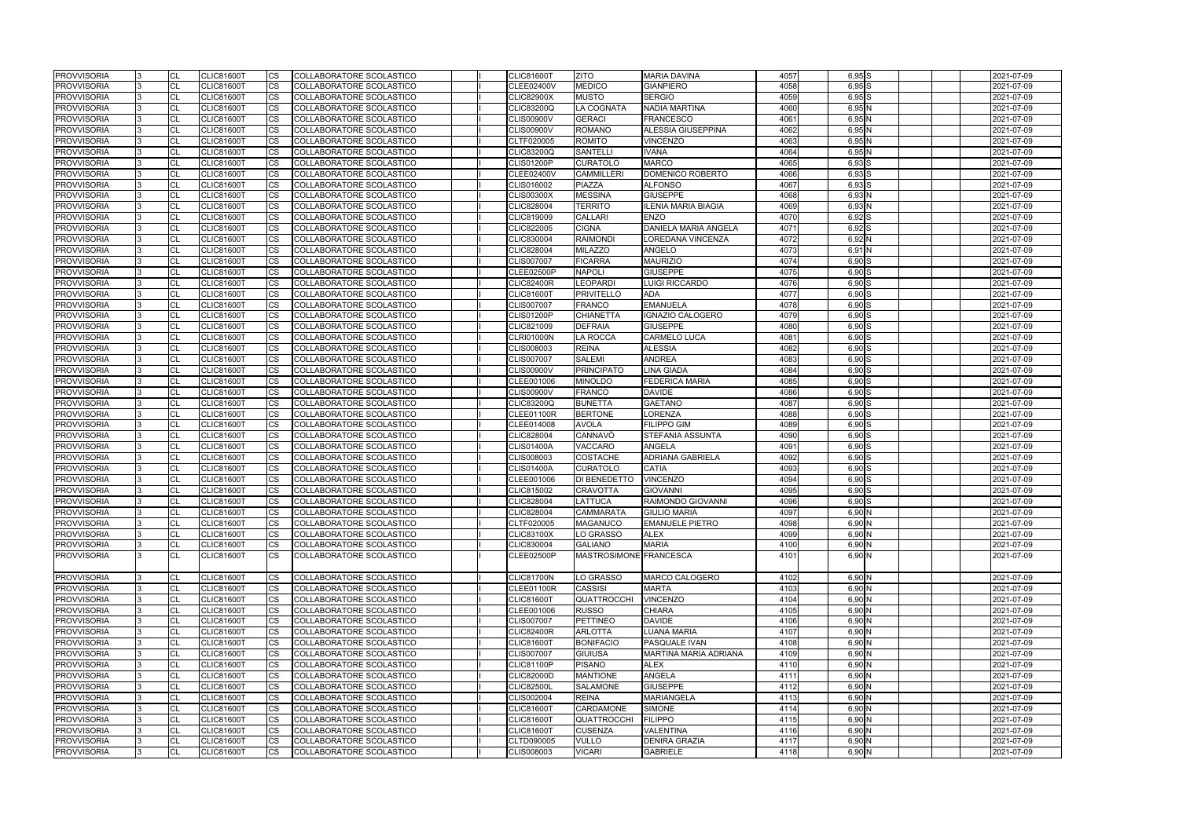| | | | | | | | | | | | | | | | | |
|---|---|---|---|---|---|---|---|---|---|---|---|---|---|---|---|---|
| PROVVISORIA | 3 | CL | CLIC81600T | CS | COLLABORATORE SCOLASTICO | | I | CLIC81600T | ZITO | MARIA DAVINA | 4057 | 6,95 | S | | | 2021-07-09 |
| PROVVISORIA | 3 | CL | CLIC81600T | CS | COLLABORATORE SCOLASTICO | | I | CLEE02400V | MEDICO | GIANPIERO | 4058 | 6,95 | S | | | 2021-07-09 |
| PROVVISORIA | 3 | CL | CLIC81600T | CS | COLLABORATORE SCOLASTICO | | I | CLIC82900X | MUSTO | SERGIO | 4059 | 6,95 | S | | | 2021-07-09 |
| PROVVISORIA | 3 | CL | CLIC81600T | CS | COLLABORATORE SCOLASTICO | | I | CLIC83200Q | LA COGNATA | NADIA MARTINA | 4060 | 6,95 | N | | | 2021-07-09 |
| PROVVISORIA | 3 | CL | CLIC81600T | CS | COLLABORATORE SCOLASTICO | | I | CLIS00900V | GERACI | FRANCESCO | 4061 | 6,95 | N | | | 2021-07-09 |
| PROVVISORIA | 3 | CL | CLIC81600T | CS | COLLABORATORE SCOLASTICO | | I | CLIS00900V | ROMANO | ALESSIA GIUSEPPINA | 4062 | 6,95 | N | | | 2021-07-09 |
| PROVVISORIA | 3 | CL | CLIC81600T | CS | COLLABORATORE SCOLASTICO | | I | CLTF020005 | ROMITO | VINCENZO | 4063 | 6,95 | N | | | 2021-07-09 |
| PROVVISORIA | 3 | CL | CLIC81600T | CS | COLLABORATORE SCOLASTICO | | I | CLIC83200Q | SANTELLI | IVANA | 4064 | 6,95 | N | | | 2021-07-09 |
| PROVVISORIA | 3 | CL | CLIC81600T | CS | COLLABORATORE SCOLASTICO | | I | CLIS01200P | CURATOLO | MARCO | 4065 | 6,93 | S | | | 2021-07-09 |
| PROVVISORIA | 3 | CL | CLIC81600T | CS | COLLABORATORE SCOLASTICO | | I | CLEE02400V | CAMMILLERI | DOMENICO ROBERTO | 4066 | 6,93 | S | | | 2021-07-09 |
| PROVVISORIA | 3 | CL | CLIC81600T | CS | COLLABORATORE SCOLASTICO | | I | CLIS016002 | PIAZZA | ALFONSO | 4067 | 6,93 | S | | | 2021-07-09 |
| PROVVISORIA | 3 | CL | CLIC81600T | CS | COLLABORATORE SCOLASTICO | | I | CLIS00300X | MESSINA | GIUSEPPE | 4068 | 6,93 | N | | | 2021-07-09 |
| PROVVISORIA | 3 | CL | CLIC81600T | CS | COLLABORATORE SCOLASTICO | | I | CLIC828004 | TERRITO | ILENIA MARIA BIAGIA | 4069 | 6,93 | N | | | 2021-07-09 |
| PROVVISORIA | 3 | CL | CLIC81600T | CS | COLLABORATORE SCOLASTICO | | I | CLIC819009 | CALLARI | ENZO | 4070 | 6,92 | S | | | 2021-07-09 |
| PROVVISORIA | 3 | CL | CLIC81600T | CS | COLLABORATORE SCOLASTICO | | I | CLIC822005 | CIGNA | DANIELA MARIA ANGELA | 4071 | 6,92 | S | | | 2021-07-09 |
| PROVVISORIA | 3 | CL | CLIC81600T | CS | COLLABORATORE SCOLASTICO | | I | CLIC830004 | RAIMONDI | LOREDANA VINCENZA | 4072 | 6,92 | N | | | 2021-07-09 |
| PROVVISORIA | 3 | CL | CLIC81600T | CS | COLLABORATORE SCOLASTICO | | I | CLIC828004 | MILAZZO | ANGELO | 4073 | 6,91 | N | | | 2021-07-09 |
| PROVVISORIA | 3 | CL | CLIC81600T | CS | COLLABORATORE SCOLASTICO | | I | CLIS007007 | FICARRA | MAURIZIO | 4074 | 6,90 | S | | | 2021-07-09 |
| PROVVISORIA | 3 | CL | CLIC81600T | CS | COLLABORATORE SCOLASTICO | | I | CLEE02500P | NAPOLI | GIUSEPPE | 4075 | 6,90 | S | | | 2021-07-09 |
| PROVVISORIA | 3 | CL | CLIC81600T | CS | COLLABORATORE SCOLASTICO | | I | CLIC82400R | LEOPARDI | LUIGI RICCARDO | 4076 | 6,90 | S | | | 2021-07-09 |
| PROVVISORIA | 3 | CL | CLIC81600T | CS | COLLABORATORE SCOLASTICO | | I | CLIC81600T | PRIVITELLO | ADA | 4077 | 6,90 | S | | | 2021-07-09 |
| PROVVISORIA | 3 | CL | CLIC81600T | CS | COLLABORATORE SCOLASTICO | | I | CLIS007007 | FRANCO | EMANUELA | 4078 | 6,90 | S | | | 2021-07-09 |
| PROVVISORIA | 3 | CL | CLIC81600T | CS | COLLABORATORE SCOLASTICO | | I | CLIS01200P | CHIANETTA | IGNAZIO CALOGERO | 4079 | 6,90 | S | | | 2021-07-09 |
| PROVVISORIA | 3 | CL | CLIC81600T | CS | COLLABORATORE SCOLASTICO | | I | CLIC821009 | DEFRAIA | GIUSEPPE | 4080 | 6,90 | S | | | 2021-07-09 |
| PROVVISORIA | 3 | CL | CLIC81600T | CS | COLLABORATORE SCOLASTICO | | I | CLRI01000N | LA ROCCA | CARMELO LUCA | 4081 | 6,90 | S | | | 2021-07-09 |
| PROVVISORIA | 3 | CL | CLIC81600T | CS | COLLABORATORE SCOLASTICO | | I | CLIS008003 | REINA | ALESSIA | 4082 | 6,90 | S | | | 2021-07-09 |
| PROVVISORIA | 3 | CL | CLIC81600T | CS | COLLABORATORE SCOLASTICO | | I | CLIS007007 | SALEMI | ANDREA | 4083 | 6,90 | S | | | 2021-07-09 |
| PROVVISORIA | 3 | CL | CLIC81600T | CS | COLLABORATORE SCOLASTICO | | I | CLIS00900V | PRINCIPATO | LINA GIADA | 4084 | 6,90 | S | | | 2021-07-09 |
| PROVVISORIA | 3 | CL | CLIC81600T | CS | COLLABORATORE SCOLASTICO | | I | CLEE001006 | MINOLDO | FEDERICA MARIA | 4085 | 6,90 | S | | | 2021-07-09 |
| PROVVISORIA | 3 | CL | CLIC81600T | CS | COLLABORATORE SCOLASTICO | | I | CLIS00900V | FRANCO | DAVIDE | 4086 | 6,90 | S | | | 2021-07-09 |
| PROVVISORIA | 3 | CL | CLIC81600T | CS | COLLABORATORE SCOLASTICO | | I | CLIC83200Q | BUNETTA | GAETANO | 4087 | 6,90 | S | | | 2021-07-09 |
| PROVVISORIA | 3 | CL | CLIC81600T | CS | COLLABORATORE SCOLASTICO | | I | CLEE01100R | BERTONE | LORENZA | 4088 | 6,90 | S | | | 2021-07-09 |
| PROVVISORIA | 3 | CL | CLIC81600T | CS | COLLABORATORE SCOLASTICO | | I | CLEE014008 | AVOLA | FILIPPO GIM | 4089 | 6,90 | S | | | 2021-07-09 |
| PROVVISORIA | 3 | CL | CLIC81600T | CS | COLLABORATORE SCOLASTICO | | I | CLIC828004 | CANNAVÒ | STEFANIA ASSUNTA | 4090 | 6,90 | S | | | 2021-07-09 |
| PROVVISORIA | 3 | CL | CLIC81600T | CS | COLLABORATORE SCOLASTICO | | I | CLIS01400A | VACCARO | ANGELA | 4091 | 6,90 | S | | | 2021-07-09 |
| PROVVISORIA | 3 | CL | CLIC81600T | CS | COLLABORATORE SCOLASTICO | | I | CLIS008003 | COSTACHE | ADRIANA GABRIELA | 4092 | 6,90 | S | | | 2021-07-09 |
| PROVVISORIA | 3 | CL | CLIC81600T | CS | COLLABORATORE SCOLASTICO | | I | CLIS01400A | CURATOLO | CATIA | 4093 | 6,90 | S | | | 2021-07-09 |
| PROVVISORIA | 3 | CL | CLIC81600T | CS | COLLABORATORE SCOLASTICO | | I | CLEE001006 | DI BENEDETTO | VINCENZO | 4094 | 6,90 | S | | | 2021-07-09 |
| PROVVISORIA | 3 | CL | CLIC81600T | CS | COLLABORATORE SCOLASTICO | | I | CLIC815002 | CRAVOTTA | GIOVANNI | 4095 | 6,90 | S | | | 2021-07-09 |
| PROVVISORIA | 3 | CL | CLIC81600T | CS | COLLABORATORE SCOLASTICO | | I | CLIC828004 | LATTUCA | RAIMONDO GIOVANNI | 4096 | 6,90 | S | | | 2021-07-09 |
| PROVVISORIA | 3 | CL | CLIC81600T | CS | COLLABORATORE SCOLASTICO | | I | CLIC828004 | CAMMARATA | GIULIO MARIA | 4097 | 6,90 | N | | | 2021-07-09 |
| PROVVISORIA | 3 | CL | CLIC81600T | CS | COLLABORATORE SCOLASTICO | | I | CLTF020005 | MAGANUCO | EMANUELE PIETRO | 4098 | 6,90 | N | | | 2021-07-09 |
| PROVVISORIA | 3 | CL | CLIC81600T | CS | COLLABORATORE SCOLASTICO | | I | CLIC83100X | LO GRASSO | ALEX | 4099 | 6,90 | N | | | 2021-07-09 |
| PROVVISORIA | 3 | CL | CLIC81600T | CS | COLLABORATORE SCOLASTICO | | I | CLIC830004 | GALIANO | MARIA | 4100 | 6,90 | N | | | 2021-07-09 |
| PROVVISORIA | 3 | CL | CLIC81600T | CS | COLLABORATORE SCOLASTICO | | I | CLEE02500P | MASTROSIMONE | FRANCESCA | 4101 | 6,90 | N | | | 2021-07-09 |
| PROVVISORIA | 3 | CL | CLIC81600T | CS | COLLABORATORE SCOLASTICO | | I | CLIC81700N | LO GRASSO | MARCO CALOGERO | 4102 | 6,90 | N | | | 2021-07-09 |
| PROVVISORIA | 3 | CL | CLIC81600T | CS | COLLABORATORE SCOLASTICO | | I | CLEE01100R | CASSISI | MARTA | 4103 | 6,90 | N | | | 2021-07-09 |
| PROVVISORIA | 3 | CL | CLIC81600T | CS | COLLABORATORE SCOLASTICO | | I | CLIC81600T | QUATTROCCHI | VINCENZO | 4104 | 6,90 | N | | | 2021-07-09 |
| PROVVISORIA | 3 | CL | CLIC81600T | CS | COLLABORATORE SCOLASTICO | | I | CLEE001006 | RUSSO | CHIARA | 4105 | 6,90 | N | | | 2021-07-09 |
| PROVVISORIA | 3 | CL | CLIC81600T | CS | COLLABORATORE SCOLASTICO | | I | CLIS007007 | PETTINEO | DAVIDE | 4106 | 6,90 | N | | | 2021-07-09 |
| PROVVISORIA | 3 | CL | CLIC81600T | CS | COLLABORATORE SCOLASTICO | | I | CLIC82400R | ARLOTTA | LUANA MARIA | 4107 | 6,90 | N | | | 2021-07-09 |
| PROVVISORIA | 3 | CL | CLIC81600T | CS | COLLABORATORE SCOLASTICO | | I | CLIC81600T | BONIFACIO | PASQUALE IVAN | 4108 | 6,90 | N | | | 2021-07-09 |
| PROVVISORIA | 3 | CL | CLIC81600T | CS | COLLABORATORE SCOLASTICO | | I | CLIS007007 | GIUIUSA | MARTINA MARIA ADRIANA | 4109 | 6,90 | N | | | 2021-07-09 |
| PROVVISORIA | 3 | CL | CLIC81600T | CS | COLLABORATORE SCOLASTICO | | I | CLIC81100P | PISANO | ALEX | 4110 | 6,90 | N | | | 2021-07-09 |
| PROVVISORIA | 3 | CL | CLIC81600T | CS | COLLABORATORE SCOLASTICO | | I | CLIC82000D | MANTIONE | ANGELA | 4111 | 6,90 | N | | | 2021-07-09 |
| PROVVISORIA | 3 | CL | CLIC81600T | CS | COLLABORATORE SCOLASTICO | | I | CLIC82500L | SALAMONE | GIUSEPPE | 4112 | 6,90 | N | | | 2021-07-09 |
| PROVVISORIA | 3 | CL | CLIC81600T | CS | COLLABORATORE SCOLASTICO | | I | CLIS002004 | REINA | MARIANGELA | 4113 | 6,90 | N | | | 2021-07-09 |
| PROVVISORIA | 3 | CL | CLIC81600T | CS | COLLABORATORE SCOLASTICO | | I | CLIC81600T | CARDAMONE | SIMONE | 4114 | 6,90 | N | | | 2021-07-09 |
| PROVVISORIA | 3 | CL | CLIC81600T | CS | COLLABORATORE SCOLASTICO | | I | CLIC81600T | QUATTROCCHI | FILIPPO | 4115 | 6,90 | N | | | 2021-07-09 |
| PROVVISORIA | 3 | CL | CLIC81600T | CS | COLLABORATORE SCOLASTICO | | I | CLIC81600T | CUSENZA | VALENTINA | 4116 | 6,90 | N | | | 2021-07-09 |
| PROVVISORIA | 3 | CL | CLIC81600T | CS | COLLABORATORE SCOLASTICO | | I | CLTD090005 | VULLO | DENIRA GRAZIA | 4117 | 6,90 | N | | | 2021-07-09 |
| PROVVISORIA | 3 | CL | CLIC81600T | CS | COLLABORATORE SCOLASTICO | | I | CLIS008003 | VICARI | GABRIELE | 4118 | 6,90 | N | | | 2021-07-09 |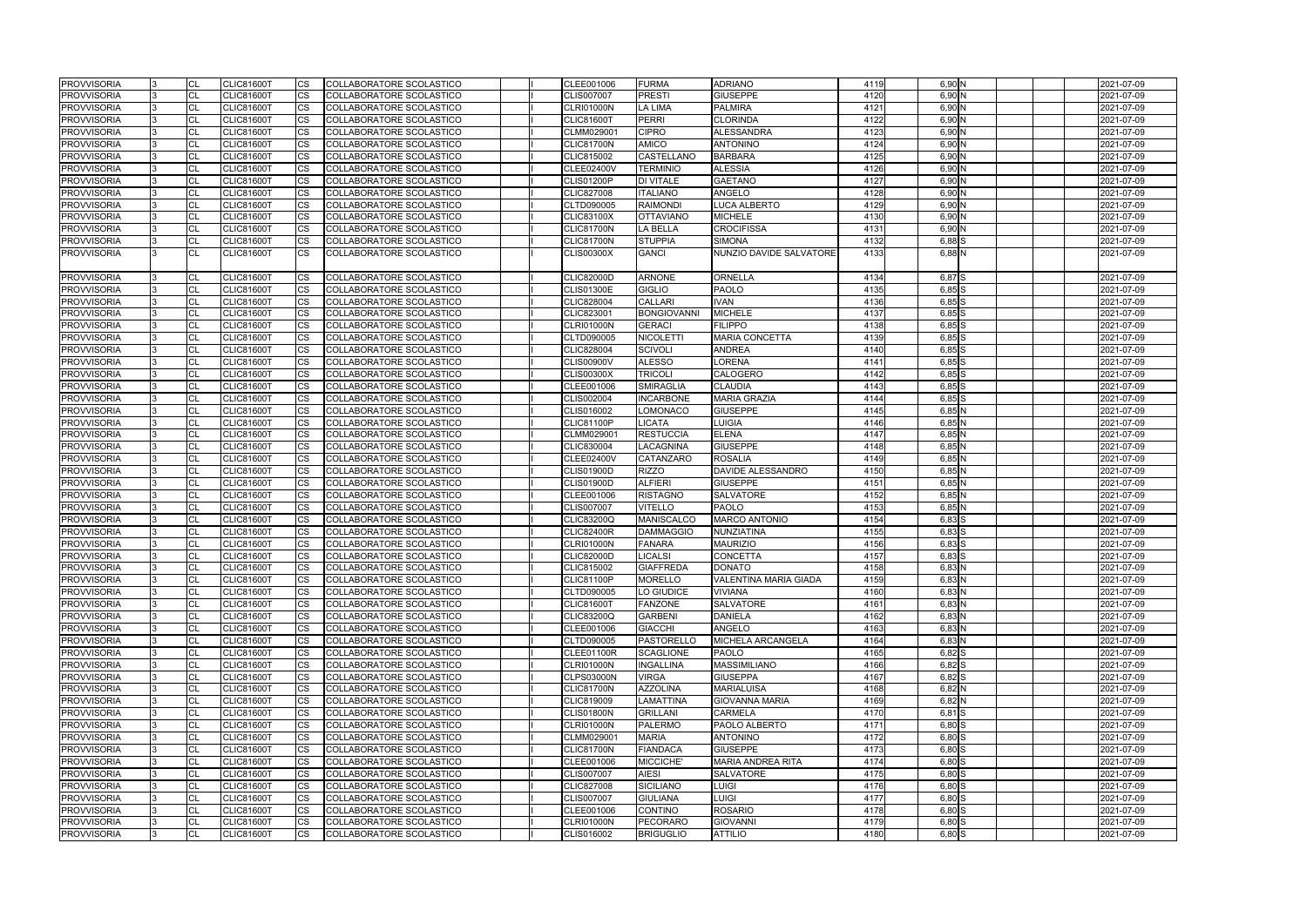| | | | | | | | | | | | | | | | | | |
|---|---|---|---|---|---|---|---|---|---|---|---|---|---|---|---|---|---|
| PROVVISORIA | 3 | CL | CLIC81600T | CS | COLLABORATORE SCOLASTICO | | I | CLEE001006 | FURMA | ADRIANO | 4119 | 6,90 | N | | | | 2021-07-09 |
| PROVVISORIA | 3 | CL | CLIC81600T | CS | COLLABORATORE SCOLASTICO | | I | CLIS007007 | PRESTI | GIUSEPPE | 4120 | 6,90 | N | | | | 2021-07-09 |
| PROVVISORIA | 3 | CL | CLIC81600T | CS | COLLABORATORE SCOLASTICO | | I | CLRI01000N | LA LIMA | PALMIRA | 4121 | 6,90 | N | | | | 2021-07-09 |
| PROVVISORIA | 3 | CL | CLIC81600T | CS | COLLABORATORE SCOLASTICO | | I | CLIC81600T | PERRI | CLORINDA | 4122 | 6,90 | N | | | | 2021-07-09 |
| PROVVISORIA | 3 | CL | CLIC81600T | CS | COLLABORATORE SCOLASTICO | | I | CLMM029001 | CIPRO | ALESSANDRA | 4123 | 6,90 | N | | | | 2021-07-09 |
| PROVVISORIA | 3 | CL | CLIC81600T | CS | COLLABORATORE SCOLASTICO | | I | CLIC81700N | AMICO | ANTONINO | 4124 | 6,90 | N | | | | 2021-07-09 |
| PROVVISORIA | 3 | CL | CLIC81600T | CS | COLLABORATORE SCOLASTICO | | I | CLIC815002 | CASTELLANO | BARBARA | 4125 | 6,90 | N | | | | 2021-07-09 |
| PROVVISORIA | 3 | CL | CLIC81600T | CS | COLLABORATORE SCOLASTICO | | I | CLEE02400V | TERMINIO | ALESSIA | 4126 | 6,90 | N | | | | 2021-07-09 |
| PROVVISORIA | 3 | CL | CLIC81600T | CS | COLLABORATORE SCOLASTICO | | I | CLIS01200P | DI VITALE | GAETANO | 4127 | 6,90 | N | | | | 2021-07-09 |
| PROVVISORIA | 3 | CL | CLIC81600T | CS | COLLABORATORE SCOLASTICO | | I | CLIC827008 | ITALIANO | ANGELO | 4128 | 6,90 | N | | | | 2021-07-09 |
| PROVVISORIA | 3 | CL | CLIC81600T | CS | COLLABORATORE SCOLASTICO | | I | CLTD090005 | RAIMONDI | LUCA ALBERTO | 4129 | 6,90 | N | | | | 2021-07-09 |
| PROVVISORIA | 3 | CL | CLIC81600T | CS | COLLABORATORE SCOLASTICO | | I | CLIC83100X | OTTAVIANO | MICHELE | 4130 | 6,90 | N | | | | 2021-07-09 |
| PROVVISORIA | 3 | CL | CLIC81600T | CS | COLLABORATORE SCOLASTICO | | I | CLIC81700N | LA BELLA | CROCIFISSA | 4131 | 6,90 | N | | | | 2021-07-09 |
| PROVVISORIA | 3 | CL | CLIC81600T | CS | COLLABORATORE SCOLASTICO | | I | CLIC81700N | STUPPIA | SIMONA | 4132 | 6,88 | S | | | | 2021-07-09 |
| PROVVISORIA | 3 | CL | CLIC81600T | CS | COLLABORATORE SCOLASTICO | | I | CLIS00300X | GANCI | NUNZIO DAVIDE SALVATORE | 4133 | 6,88 | N | | | | 2021-07-09 |
| PROVVISORIA | 3 | CL | CLIC81600T | CS | COLLABORATORE SCOLASTICO | | I | CLIC82000D | ARNONE | ORNELLA | 4134 | 6,87 | S | | | | 2021-07-09 |
| PROVVISORIA | 3 | CL | CLIC81600T | CS | COLLABORATORE SCOLASTICO | | I | CLIS01300E | GIGLIO | PAOLO | 4135 | 6,85 | S | | | | 2021-07-09 |
| PROVVISORIA | 3 | CL | CLIC81600T | CS | COLLABORATORE SCOLASTICO | | I | CLIC828004 | CALLARI | IVAN | 4136 | 6,85 | S | | | | 2021-07-09 |
| PROVVISORIA | 3 | CL | CLIC81600T | CS | COLLABORATORE SCOLASTICO | | I | CLIC823001 | BONGIOVANNI | MICHELE | 4137 | 6,85 | S | | | | 2021-07-09 |
| PROVVISORIA | 3 | CL | CLIC81600T | CS | COLLABORATORE SCOLASTICO | | I | CLRI01000N | GERACI | FILIPPO | 4138 | 6,85 | S | | | | 2021-07-09 |
| PROVVISORIA | 3 | CL | CLIC81600T | CS | COLLABORATORE SCOLASTICO | | I | CLTD090005 | NICOLETTI | MARIA CONCETTA | 4139 | 6,85 | S | | | | 2021-07-09 |
| PROVVISORIA | 3 | CL | CLIC81600T | CS | COLLABORATORE SCOLASTICO | | I | CLIC828004 | SCIVOLI | ANDREA | 4140 | 6,85 | S | | | | 2021-07-09 |
| PROVVISORIA | 3 | CL | CLIC81600T | CS | COLLABORATORE SCOLASTICO | | I | CLIS00900V | ALESSO | LORENA | 4141 | 6,85 | S | | | | 2021-07-09 |
| PROVVISORIA | 3 | CL | CLIC81600T | CS | COLLABORATORE SCOLASTICO | | I | CLIS00300X | TRICOLI | CALOGERO | 4142 | 6,85 | S | | | | 2021-07-09 |
| PROVVISORIA | 3 | CL | CLIC81600T | CS | COLLABORATORE SCOLASTICO | | I | CLEE001006 | SMIRAGLIA | CLAUDIA | 4143 | 6,85 | S | | | | 2021-07-09 |
| PROVVISORIA | 3 | CL | CLIC81600T | CS | COLLABORATORE SCOLASTICO | | I | CLIS002004 | INCARBONE | MARIA GRAZIA | 4144 | 6,85 | S | | | | 2021-07-09 |
| PROVVISORIA | 3 | CL | CLIC81600T | CS | COLLABORATORE SCOLASTICO | | I | CLIS016002 | LOMONACO | GIUSEPPE | 4145 | 6,85 | N | | | | 2021-07-09 |
| PROVVISORIA | 3 | CL | CLIC81600T | CS | COLLABORATORE SCOLASTICO | | I | CLIC81100P | LICATA | LUIGIA | 4146 | 6,85 | N | | | | 2021-07-09 |
| PROVVISORIA | 3 | CL | CLIC81600T | CS | COLLABORATORE SCOLASTICO | | I | CLMM029001 | RESTUCCIA | ELENA | 4147 | 6,85 | N | | | | 2021-07-09 |
| PROVVISORIA | 3 | CL | CLIC81600T | CS | COLLABORATORE SCOLASTICO | | I | CLIC830004 | LACAGNINA | GIUSEPPE | 4148 | 6,85 | N | | | | 2021-07-09 |
| PROVVISORIA | 3 | CL | CLIC81600T | CS | COLLABORATORE SCOLASTICO | | I | CLEE02400V | CATANZARO | ROSALIA | 4149 | 6,85 | N | | | | 2021-07-09 |
| PROVVISORIA | 3 | CL | CLIC81600T | CS | COLLABORATORE SCOLASTICO | | I | CLIS01900D | RIZZO | DAVIDE ALESSANDRO | 4150 | 6,85 | N | | | | 2021-07-09 |
| PROVVISORIA | 3 | CL | CLIC81600T | CS | COLLABORATORE SCOLASTICO | | I | CLIS01900D | ALFIERI | GIUSEPPE | 4151 | 6,85 | N | | | | 2021-07-09 |
| PROVVISORIA | 3 | CL | CLIC81600T | CS | COLLABORATORE SCOLASTICO | | I | CLEE001006 | RISTAGNO | SALVATORE | 4152 | 6,85 | N | | | | 2021-07-09 |
| PROVVISORIA | 3 | CL | CLIC81600T | CS | COLLABORATORE SCOLASTICO | | I | CLIS007007 | VITELLO | PAOLO | 4153 | 6,85 | N | | | | 2021-07-09 |
| PROVVISORIA | 3 | CL | CLIC81600T | CS | COLLABORATORE SCOLASTICO | | I | CLIC83200Q | MANISCALCO | MARCO ANTONIO | 4154 | 6,83 | S | | | | 2021-07-09 |
| PROVVISORIA | 3 | CL | CLIC81600T | CS | COLLABORATORE SCOLASTICO | | I | CLIC82400R | DAMMAGGIO | NUNZIATINA | 4155 | 6,83 | S | | | | 2021-07-09 |
| PROVVISORIA | 3 | CL | CLIC81600T | CS | COLLABORATORE SCOLASTICO | | I | CLRI01000N | FANARA | MAURIZIO | 4156 | 6,83 | S | | | | 2021-07-09 |
| PROVVISORIA | 3 | CL | CLIC81600T | CS | COLLABORATORE SCOLASTICO | | I | CLIC82000D | LICALSI | CONCETTA | 4157 | 6,83 | S | | | | 2021-07-09 |
| PROVVISORIA | 3 | CL | CLIC81600T | CS | COLLABORATORE SCOLASTICO | | I | CLIC815002 | GIAFFREDA | DONATO | 4158 | 6,83 | N | | | | 2021-07-09 |
| PROVVISORIA | 3 | CL | CLIC81600T | CS | COLLABORATORE SCOLASTICO | | I | CLIC81100P | MORELLO | VALENTINA MARIA GIADA | 4159 | 6,83 | N | | | | 2021-07-09 |
| PROVVISORIA | 3 | CL | CLIC81600T | CS | COLLABORATORE SCOLASTICO | | I | CLTD090005 | LO GIUDICE | VIVIANA | 4160 | 6,83 | N | | | | 2021-07-09 |
| PROVVISORIA | 3 | CL | CLIC81600T | CS | COLLABORATORE SCOLASTICO | | I | CLIC81600T | FANZONE | SALVATORE | 4161 | 6,83 | N | | | | 2021-07-09 |
| PROVVISORIA | 3 | CL | CLIC81600T | CS | COLLABORATORE SCOLASTICO | | I | CLIC83200Q | GARBENI | DANIELA | 4162 | 6,83 | N | | | | 2021-07-09 |
| PROVVISORIA | 3 | CL | CLIC81600T | CS | COLLABORATORE SCOLASTICO | | I | CLEE001006 | GIACCHI | ANGELO | 4163 | 6,83 | N | | | | 2021-07-09 |
| PROVVISORIA | 3 | CL | CLIC81600T | CS | COLLABORATORE SCOLASTICO | | I | CLTD090005 | PASTORELLO | MICHELA ARCANGELA | 4164 | 6,83 | N | | | | 2021-07-09 |
| PROVVISORIA | 3 | CL | CLIC81600T | CS | COLLABORATORE SCOLASTICO | | I | CLEE01100R | SCAGLIONE | PAOLO | 4165 | 6,82 | S | | | | 2021-07-09 |
| PROVVISORIA | 3 | CL | CLIC81600T | CS | COLLABORATORE SCOLASTICO | | I | CLRI01000N | INGALLINA | MASSIMILIANO | 4166 | 6,82 | S | | | | 2021-07-09 |
| PROVVISORIA | 3 | CL | CLIC81600T | CS | COLLABORATORE SCOLASTICO | | I | CLPS03000N | VIRGA | GIUSEPPA | 4167 | 6,82 | S | | | | 2021-07-09 |
| PROVVISORIA | 3 | CL | CLIC81600T | CS | COLLABORATORE SCOLASTICO | | I | CLIC81700N | AZZOLINA | MARIALUISA | 4168 | 6,82 | N | | | | 2021-07-09 |
| PROVVISORIA | 3 | CL | CLIC81600T | CS | COLLABORATORE SCOLASTICO | | I | CLIC819009 | LAMATTINA | GIOVANNA MARIA | 4169 | 6,82 | N | | | | 2021-07-09 |
| PROVVISORIA | 3 | CL | CLIC81600T | CS | COLLABORATORE SCOLASTICO | | I | CLIS01800N | GRILLANI | CARMELA | 4170 | 6,81 | S | | | | 2021-07-09 |
| PROVVISORIA | 3 | CL | CLIC81600T | CS | COLLABORATORE SCOLASTICO | | I | CLRI01000N | PALERMO | PAOLO ALBERTO | 4171 | 6,80 | S | | | | 2021-07-09 |
| PROVVISORIA | 3 | CL | CLIC81600T | CS | COLLABORATORE SCOLASTICO | | I | CLMM029001 | MARIA | ANTONINO | 4172 | 6,80 | S | | | | 2021-07-09 |
| PROVVISORIA | 3 | CL | CLIC81600T | CS | COLLABORATORE SCOLASTICO | | I | CLIC81700N | FIANDACA | GIUSEPPE | 4173 | 6,80 | S | | | | 2021-07-09 |
| PROVVISORIA | 3 | CL | CLIC81600T | CS | COLLABORATORE SCOLASTICO | | I | CLEE001006 | MICCICHE' | MARIA ANDREA RITA | 4174 | 6,80 | S | | | | 2021-07-09 |
| PROVVISORIA | 3 | CL | CLIC81600T | CS | COLLABORATORE SCOLASTICO | | I | CLIS007007 | AIESI | SALVATORE | 4175 | 6,80 | S | | | | 2021-07-09 |
| PROVVISORIA | 3 | CL | CLIC81600T | CS | COLLABORATORE SCOLASTICO | | I | CLIC827008 | SICILIANO | LUIGI | 4176 | 6,80 | S | | | | 2021-07-09 |
| PROVVISORIA | 3 | CL | CLIC81600T | CS | COLLABORATORE SCOLASTICO | | I | CLIS007007 | GIULIANA | LUIGI | 4177 | 6,80 | S | | | | 2021-07-09 |
| PROVVISORIA | 3 | CL | CLIC81600T | CS | COLLABORATORE SCOLASTICO | | I | CLEE001006 | CONTINO | ROSARIO | 4178 | 6,80 | S | | | | 2021-07-09 |
| PROVVISORIA | 3 | CL | CLIC81600T | CS | COLLABORATORE SCOLASTICO | | I | CLRI01000N | PECORARO | GIOVANNI | 4179 | 6,80 | S | | | | 2021-07-09 |
| PROVVISORIA | 3 | CL | CLIC81600T | CS | COLLABORATORE SCOLASTICO | | I | CLIS016002 | BRIGUGLIO | ATTILIO | 4180 | 6,80 | S | | | | 2021-07-09 |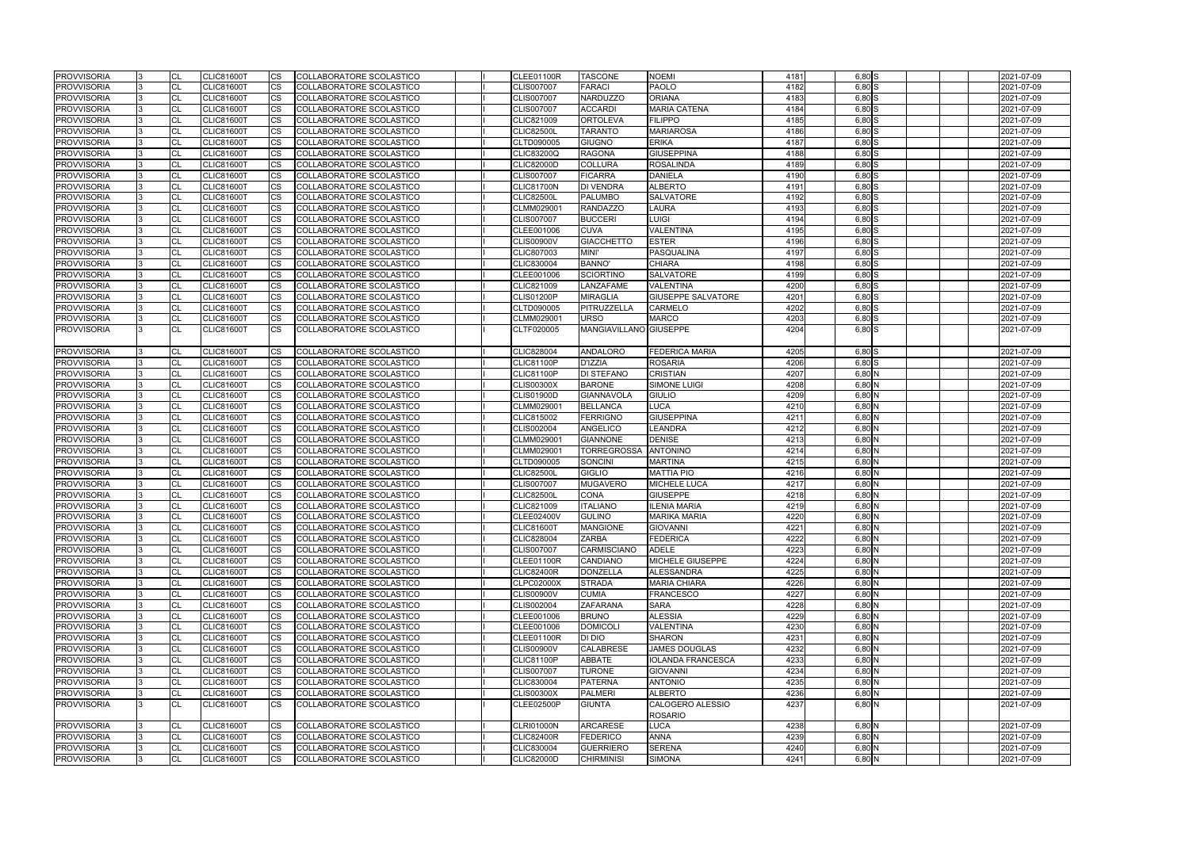| PROVVISORIA | 3 | CL | CLIC81600T | CS | COLLABORATORE SCOLASTICO | | I | CLEE01100R | TASCONE | NOEMI | 4181 | 6,80 | S | | | 2021-07-09 |
|---|---|---|---|---|---|---|---|---|---|---|---|---|---|---|---|---|
| PROVVISORIA | 3 | CL | CLIC81600T | CS | COLLABORATORE SCOLASTICO | | I | CLIS007007 | FARACI | PAOLO | 4182 | 6,80 | S | | | 2021-07-09 |
| PROVVISORIA | 3 | CL | CLIC81600T | CS | COLLABORATORE SCOLASTICO | | I | CLIS007007 | NARDUZZO | ORIANA | 4183 | 6,80 | S | | | 2021-07-09 |
| PROVVISORIA | 3 | CL | CLIC81600T | CS | COLLABORATORE SCOLASTICO | | I | CLIS007007 | ACCARDI | MARIA CATENA | 4184 | 6,80 | S | | | 2021-07-09 |
| PROVVISORIA | 3 | CL | CLIC81600T | CS | COLLABORATORE SCOLASTICO | | I | CLIC821009 | ORTOLEVA | FILIPPO | 4185 | 6,80 | S | | | 2021-07-09 |
| PROVVISORIA | 3 | CL | CLIC81600T | CS | COLLABORATORE SCOLASTICO | | I | CLIC82500L | TARANTO | MARIAROSA | 4186 | 6,80 | S | | | 2021-07-09 |
| PROVVISORIA | 3 | CL | CLIC81600T | CS | COLLABORATORE SCOLASTICO | | I | CLTD090005 | GIUGNO | ERIKA | 4187 | 6,80 | S | | | 2021-07-09 |
| PROVVISORIA | 3 | CL | CLIC81600T | CS | COLLABORATORE SCOLASTICO | | I | CLIC83200Q | RAGONA | GIUSEPPINA | 4188 | 6,80 | S | | | 2021-07-09 |
| PROVVISORIA | 3 | CL | CLIC81600T | CS | COLLABORATORE SCOLASTICO | | I | CLIC82000D | COLLURA | ROSALINDA | 4189 | 6,80 | S | | | 2021-07-09 |
| PROVVISORIA | 3 | CL | CLIC81600T | CS | COLLABORATORE SCOLASTICO | | I | CLIS007007 | FICARRA | DANIELA | 4190 | 6,80 | S | | | 2021-07-09 |
| PROVVISORIA | 3 | CL | CLIC81600T | CS | COLLABORATORE SCOLASTICO | | I | CLIC81700N | DI VENDRA | ALBERTO | 4191 | 6,80 | S | | | 2021-07-09 |
| PROVVISORIA | 3 | CL | CLIC81600T | CS | COLLABORATORE SCOLASTICO | | I | CLIC82500L | PALUMBO | SALVATORE | 4192 | 6,80 | S | | | 2021-07-09 |
| PROVVISORIA | 3 | CL | CLIC81600T | CS | COLLABORATORE SCOLASTICO | | I | CLMM029001 | RANDAZZO | LAURA | 4193 | 6,80 | S | | | 2021-07-09 |
| PROVVISORIA | 3 | CL | CLIC81600T | CS | COLLABORATORE SCOLASTICO | | I | CLIS007007 | BUCCERI | LUIGI | 4194 | 6,80 | S | | | 2021-07-09 |
| PROVVISORIA | 3 | CL | CLIC81600T | CS | COLLABORATORE SCOLASTICO | | I | CLEE001006 | CUVA | VALENTINA | 4195 | 6,80 | S | | | 2021-07-09 |
| PROVVISORIA | 3 | CL | CLIC81600T | CS | COLLABORATORE SCOLASTICO | | I | CLIS00900V | GIACCHETTO | ESTER | 4196 | 6,80 | S | | | 2021-07-09 |
| PROVVISORIA | 3 | CL | CLIC81600T | CS | COLLABORATORE SCOLASTICO | | I | CLIC807003 | MINI' | PASQUALINA | 4197 | 6,80 | S | | | 2021-07-09 |
| PROVVISORIA | 3 | CL | CLIC81600T | CS | COLLABORATORE SCOLASTICO | | I | CLIC830004 | BANNO' | CHIARA | 4198 | 6,80 | S | | | 2021-07-09 |
| PROVVISORIA | 3 | CL | CLIC81600T | CS | COLLABORATORE SCOLASTICO | | I | CLEE001006 | SCIORTINO | SALVATORE | 4199 | 6,80 | S | | | 2021-07-09 |
| PROVVISORIA | 3 | CL | CLIC81600T | CS | COLLABORATORE SCOLASTICO | | I | CLIC821009 | LANZAFAME | VALENTINA | 4200 | 6,80 | S | | | 2021-07-09 |
| PROVVISORIA | 3 | CL | CLIC81600T | CS | COLLABORATORE SCOLASTICO | | I | CLIS01200P | MIRAGLIA | GIUSEPPE SALVATORE | 4201 | 6,80 | S | | | 2021-07-09 |
| PROVVISORIA | 3 | CL | CLIC81600T | CS | COLLABORATORE SCOLASTICO | | I | CLTD090005 | PITRUZZELLA | CARMELO | 4202 | 6,80 | S | | | 2021-07-09 |
| PROVVISORIA | 3 | CL | CLIC81600T | CS | COLLABORATORE SCOLASTICO | | I | CLMM029001 | URSO | MARCO | 4203 | 6,80 | S | | | 2021-07-09 |
| PROVVISORIA | 3 | CL | CLIC81600T | CS | COLLABORATORE SCOLASTICO | | I | CLTF020005 | MANGIAVILLANO | GIUSEPPE | 4204 | 6,80 | S | | | 2021-07-09 |
| PROVVISORIA | 3 | CL | CLIC81600T | CS | COLLABORATORE SCOLASTICO | | I | CLIC828004 | ANDALORO | FEDERICA MARIA | 4205 | 6,80 | S | | | 2021-07-09 |
| PROVVISORIA | 3 | CL | CLIC81600T | CS | COLLABORATORE SCOLASTICO | | I | CLIC81100P | D'IZZIA | ROSARIA | 4206 | 6,80 | S | | | 2021-07-09 |
| PROVVISORIA | 3 | CL | CLIC81600T | CS | COLLABORATORE SCOLASTICO | | I | CLIC81100P | DI STEFANO | CRISTIAN | 4207 | 6,80 | N | | | 2021-07-09 |
| PROVVISORIA | 3 | CL | CLIC81600T | CS | COLLABORATORE SCOLASTICO | | I | CLIS00300X | BARONE | SIMONE LUIGI | 4208 | 6,80 | N | | | 2021-07-09 |
| PROVVISORIA | 3 | CL | CLIC81600T | CS | COLLABORATORE SCOLASTICO | | I | CLIS01900D | GIANNAVOLA | GIULIO | 4209 | 6,80 | N | | | 2021-07-09 |
| PROVVISORIA | 3 | CL | CLIC81600T | CS | COLLABORATORE SCOLASTICO | | I | CLMM029001 | BELLANCA | LUCA | 4210 | 6,80 | N | | | 2021-07-09 |
| PROVVISORIA | 3 | CL | CLIC81600T | CS | COLLABORATORE SCOLASTICO | | I | CLIC815002 | FERRIGNO | GIUSEPPINA | 4211 | 6,80 | N | | | 2021-07-09 |
| PROVVISORIA | 3 | CL | CLIC81600T | CS | COLLABORATORE SCOLASTICO | | I | CLIS002004 | ANGELICO | LEANDRA | 4212 | 6,80 | N | | | 2021-07-09 |
| PROVVISORIA | 3 | CL | CLIC81600T | CS | COLLABORATORE SCOLASTICO | | I | CLMM029001 | GIANNONE | DENISE | 4213 | 6,80 | N | | | 2021-07-09 |
| PROVVISORIA | 3 | CL | CLIC81600T | CS | COLLABORATORE SCOLASTICO | | I | CLMM029001 | TORREGROSSA | ANTONINO | 4214 | 6,80 | N | | | 2021-07-09 |
| PROVVISORIA | 3 | CL | CLIC81600T | CS | COLLABORATORE SCOLASTICO | | I | CLTD090005 | SONCINI | MARTINA | 4215 | 6,80 | N | | | 2021-07-09 |
| PROVVISORIA | 3 | CL | CLIC81600T | CS | COLLABORATORE SCOLASTICO | | I | CLIC82500L | GIGLIO | MATTIA PIO | 4216 | 6,80 | N | | | 2021-07-09 |
| PROVVISORIA | 3 | CL | CLIC81600T | CS | COLLABORATORE SCOLASTICO | | I | CLIS007007 | MUGAVERO | MICHELE LUCA | 4217 | 6,80 | N | | | 2021-07-09 |
| PROVVISORIA | 3 | CL | CLIC81600T | CS | COLLABORATORE SCOLASTICO | | I | CLIC82500L | CONA | GIUSEPPE | 4218 | 6,80 | N | | | 2021-07-09 |
| PROVVISORIA | 3 | CL | CLIC81600T | CS | COLLABORATORE SCOLASTICO | | I | CLIC821009 | ITALIANO | ILENIA MARIA | 4219 | 6,80 | N | | | 2021-07-09 |
| PROVVISORIA | 3 | CL | CLIC81600T | CS | COLLABORATORE SCOLASTICO | | I | CLEE02400V | GULINO | MARIKA MARIA | 4220 | 6,80 | N | | | 2021-07-09 |
| PROVVISORIA | 3 | CL | CLIC81600T | CS | COLLABORATORE SCOLASTICO | | I | CLIC81600T | MANGIONE | GIOVANNI | 4221 | 6,80 | N | | | 2021-07-09 |
| PROVVISORIA | 3 | CL | CLIC81600T | CS | COLLABORATORE SCOLASTICO | | I | CLIC828004 | ZARBA | FEDERICA | 4222 | 6,80 | N | | | 2021-07-09 |
| PROVVISORIA | 3 | CL | CLIC81600T | CS | COLLABORATORE SCOLASTICO | | I | CLIS007007 | CARMISCIANO | ADELE | 4223 | 6,80 | N | | | 2021-07-09 |
| PROVVISORIA | 3 | CL | CLIC81600T | CS | COLLABORATORE SCOLASTICO | | I | CLEE01100R | CANDIANO | MICHELE GIUSEPPE | 4224 | 6,80 | N | | | 2021-07-09 |
| PROVVISORIA | 3 | CL | CLIC81600T | CS | COLLABORATORE SCOLASTICO | | I | CLIC82400R | DONZELLA | ALESSANDRA | 4225 | 6,80 | N | | | 2021-07-09 |
| PROVVISORIA | 3 | CL | CLIC81600T | CS | COLLABORATORE SCOLASTICO | | I | CLPC02000X | STRADA | MARIA CHIARA | 4226 | 6,80 | N | | | 2021-07-09 |
| PROVVISORIA | 3 | CL | CLIC81600T | CS | COLLABORATORE SCOLASTICO | | I | CLIS00900V | CUMIA | FRANCESCO | 4227 | 6,80 | N | | | 2021-07-09 |
| PROVVISORIA | 3 | CL | CLIC81600T | CS | COLLABORATORE SCOLASTICO | | I | CLIS002004 | ZAFARANA | SARA | 4228 | 6,80 | N | | | 2021-07-09 |
| PROVVISORIA | 3 | CL | CLIC81600T | CS | COLLABORATORE SCOLASTICO | | I | CLEE001006 | BRUNO | ALESSIA | 4229 | 6,80 | N | | | 2021-07-09 |
| PROVVISORIA | 3 | CL | CLIC81600T | CS | COLLABORATORE SCOLASTICO | | I | CLEE001006 | DOMICOLI | VALENTINA | 4230 | 6,80 | N | | | 2021-07-09 |
| PROVVISORIA | 3 | CL | CLIC81600T | CS | COLLABORATORE SCOLASTICO | | I | CLEE01100R | DI DIO | SHARON | 4231 | 6,80 | N | | | 2021-07-09 |
| PROVVISORIA | 3 | CL | CLIC81600T | CS | COLLABORATORE SCOLASTICO | | I | CLIS00900V | CALABRESE | JAMES DOUGLAS | 4232 | 6,80 | N | | | 2021-07-09 |
| PROVVISORIA | 3 | CL | CLIC81600T | CS | COLLABORATORE SCOLASTICO | | I | CLIC81100P | ABBATE | IOLANDA FRANCESCA | 4233 | 6,80 | N | | | 2021-07-09 |
| PROVVISORIA | 3 | CL | CLIC81600T | CS | COLLABORATORE SCOLASTICO | | I | CLIS007007 | TURONE | GIOVANNI | 4234 | 6,80 | N | | | 2021-07-09 |
| PROVVISORIA | 3 | CL | CLIC81600T | CS | COLLABORATORE SCOLASTICO | | I | CLIC830004 | PATERNA | ANTONIO | 4235 | 6,80 | N | | | 2021-07-09 |
| PROVVISORIA | 3 | CL | CLIC81600T | CS | COLLABORATORE SCOLASTICO | | I | CLIS00300X | PALMERI | ALBERTO | 4236 | 6,80 | N | | | 2021-07-09 |
| PROVVISORIA | 3 | CL | CLIC81600T | CS | COLLABORATORE SCOLASTICO | | I | CLEE02500P | GIUNTA | CALOGERO ALESSIO ROSARIO | 4237 | 6,80 | N | | | 2021-07-09 |
| PROVVISORIA | 3 | CL | CLIC81600T | CS | COLLABORATORE SCOLASTICO | | I | CLRI01000N | ARCARESE | LUCA | 4238 | 6,80 | N | | | 2021-07-09 |
| PROVVISORIA | 3 | CL | CLIC81600T | CS | COLLABORATORE SCOLASTICO | | I | CLIC82400R | FEDERICO | ANNA | 4239 | 6,80 | N | | | 2021-07-09 |
| PROVVISORIA | 3 | CL | CLIC81600T | CS | COLLABORATORE SCOLASTICO | | I | CLIC830004 | GUERRIERO | SERENA | 4240 | 6,80 | N | | | 2021-07-09 |
| PROVVISORIA | 3 | CL | CLIC81600T | CS | COLLABORATORE SCOLASTICO | | I | CLIC82000D | CHIRMINISI | SIMONA | 4241 | 6,80 | N | | | 2021-07-09 |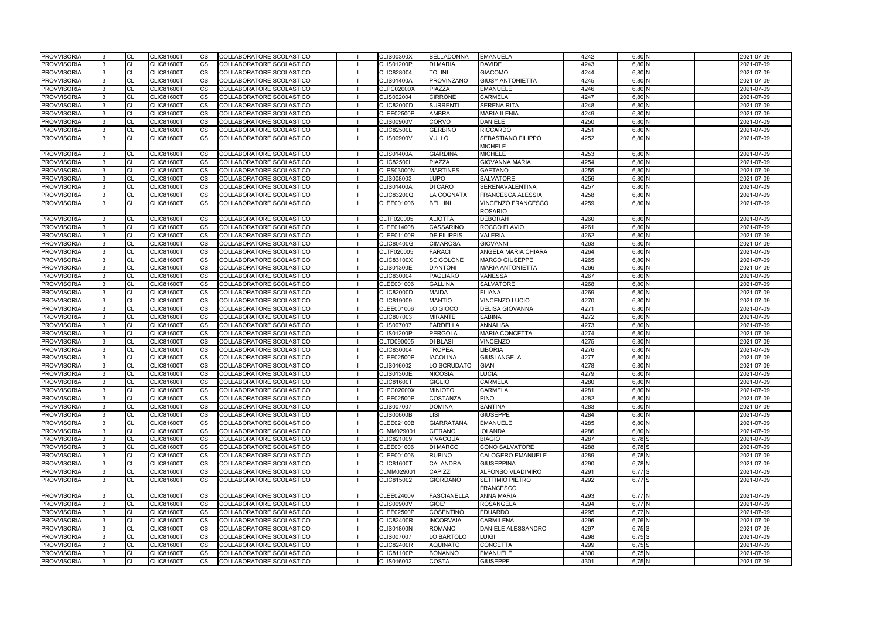| | | | | | | | | | | | | | | | | | |
|---|---|---|---|---|---|---|---|---|---|---|---|---|---|---|---|---|---|
| PROVVISORIA | 3 | CL | CLIC81600T | CS | COLLABORATORE SCOLASTICO | | I | CLIS00300X | BELLADONNA | EMANUELA | 4242 | 6,80 | N | | | | 2021-07-09 |
| PROVVISORIA | 3 | CL | CLIC81600T | CS | COLLABORATORE SCOLASTICO | | I | CLIS01200P | DI MARIA | DAVIDE | 4243 | 6,80 | N | | | | 2021-07-09 |
| PROVVISORIA | 3 | CL | CLIC81600T | CS | COLLABORATORE SCOLASTICO | | I | CLIC828004 | TOLINI | GIACOMO | 4244 | 6,80 | N | | | | 2021-07-09 |
| PROVVISORIA | 3 | CL | CLIC81600T | CS | COLLABORATORE SCOLASTICO | | I | CLIS01400A | PROVINZANO | GIUSY ANTONIETTA | 4245 | 6,80 | N | | | | 2021-07-09 |
| PROVVISORIA | 3 | CL | CLIC81600T | CS | COLLABORATORE SCOLASTICO | | I | CLPC02000X | PIAZZA | EMANUELE | 4246 | 6,80 | N | | | | 2021-07-09 |
| PROVVISORIA | 3 | CL | CLIC81600T | CS | COLLABORATORE SCOLASTICO | | I | CLIS002004 | CIRRONE | CARMELA | 4247 | 6,80 | N | | | | 2021-07-09 |
| PROVVISORIA | 3 | CL | CLIC81600T | CS | COLLABORATORE SCOLASTICO | | I | CLIC82000D | SURRENTI | SERENA RITA | 4248 | 6,80 | N | | | | 2021-07-09 |
| PROVVISORIA | 3 | CL | CLIC81600T | CS | COLLABORATORE SCOLASTICO | | I | CLEE02500P | AMBRA | MARIA ILENIA | 4249 | 6,80 | N | | | | 2021-07-09 |
| PROVVISORIA | 3 | CL | CLIC81600T | CS | COLLABORATORE SCOLASTICO | | I | CLIS00900V | CORVO | DANIELE | 4250 | 6,80 | N | | | | 2021-07-09 |
| PROVVISORIA | 3 | CL | CLIC81600T | CS | COLLABORATORE SCOLASTICO | | I | CLIC82500L | GERBINO | RICCARDO | 4251 | 6,80 | N | | | | 2021-07-09 |
| PROVVISORIA | 3 | CL | CLIC81600T | CS | COLLABORATORE SCOLASTICO | | I | CLIS00900V | VULLO | SEBASTIANO FILIPPO MICHELE | 4252 | 6,80 | N | | | | 2021-07-09 |
| PROVVISORIA | 3 | CL | CLIC81600T | CS | COLLABORATORE SCOLASTICO | | I | CLIS01400A | GIARDINA | MICHELE | 4253 | 6,80 | N | | | | 2021-07-09 |
| PROVVISORIA | 3 | CL | CLIC81600T | CS | COLLABORATORE SCOLASTICO | | I | CLIC82500L | PIAZZA | GIOVANNA MARIA | 4254 | 6,80 | N | | | | 2021-07-09 |
| PROVVISORIA | 3 | CL | CLIC81600T | CS | COLLABORATORE SCOLASTICO | | I | CLPS03000N | MARTINES | GAETANO | 4255 | 6,80 | N | | | | 2021-07-09 |
| PROVVISORIA | 3 | CL | CLIC81600T | CS | COLLABORATORE SCOLASTICO | | I | CLIS008003 | LUPO | SALVATORE | 4256 | 6,80 | N | | | | 2021-07-09 |
| PROVVISORIA | 3 | CL | CLIC81600T | CS | COLLABORATORE SCOLASTICO | | I | CLIS01400A | DI CARO | SERENAVALENTINA | 4257 | 6,80 | N | | | | 2021-07-09 |
| PROVVISORIA | 3 | CL | CLIC81600T | CS | COLLABORATORE SCOLASTICO | | I | CLIC83200Q | LA COGNATA | FRANCESCA ALESSIA | 4258 | 6,80 | N | | | | 2021-07-09 |
| PROVVISORIA | 3 | CL | CLIC81600T | CS | COLLABORATORE SCOLASTICO | | I | CLEE001006 | BELLINI | VINCENZO FRANCESCO ROSARIO | 4259 | 6,80 | N | | | | 2021-07-09 |
| PROVVISORIA | 3 | CL | CLIC81600T | CS | COLLABORATORE SCOLASTICO | | I | CLTF020005 | ALIOTTA | DEBORAH | 4260 | 6,80 | N | | | | 2021-07-09 |
| PROVVISORIA | 3 | CL | CLIC81600T | CS | COLLABORATORE SCOLASTICO | | I | CLEE014008 | CASSARINO | ROCCO FLAVIO | 4261 | 6,80 | N | | | | 2021-07-09 |
| PROVVISORIA | 3 | CL | CLIC81600T | CS | COLLABORATORE SCOLASTICO | | I | CLEE01100R | DE FILIPPIS | VALERIA | 4262 | 6,80 | N | | | | 2021-07-09 |
| PROVVISORIA | 3 | CL | CLIC81600T | CS | COLLABORATORE SCOLASTICO | | I | CLIC80400G | CIMAROSA | GIOVANNI | 4263 | 6,80 | N | | | | 2021-07-09 |
| PROVVISORIA | 3 | CL | CLIC81600T | CS | COLLABORATORE SCOLASTICO | | I | CLTF020005 | FARACI | ANGELA MARIA CHIARA | 4264 | 6,80 | N | | | | 2021-07-09 |
| PROVVISORIA | 3 | CL | CLIC81600T | CS | COLLABORATORE SCOLASTICO | | I | CLIC83100X | SCICOLONE | MARCO GIUSEPPE | 4265 | 6,80 | N | | | | 2021-07-09 |
| PROVVISORIA | 3 | CL | CLIC81600T | CS | COLLABORATORE SCOLASTICO | | I | CLIS01300E | D'ANTONI | MARIA ANTONIETTA | 4266 | 6,80 | N | | | | 2021-07-09 |
| PROVVISORIA | 3 | CL | CLIC81600T | CS | COLLABORATORE SCOLASTICO | | I | CLIC830004 | PAGLIARO | VANESSA | 4267 | 6,80 | N | | | | 2021-07-09 |
| PROVVISORIA | 3 | CL | CLIC81600T | CS | COLLABORATORE SCOLASTICO | | I | CLEE001006 | GALLINA | SALVATORE | 4268 | 6,80 | N | | | | 2021-07-09 |
| PROVVISORIA | 3 | CL | CLIC81600T | CS | COLLABORATORE SCOLASTICO | | I | CLIC82000D | MAIDA | ELIANA | 4269 | 6,80 | N | | | | 2021-07-09 |
| PROVVISORIA | 3 | CL | CLIC81600T | CS | COLLABORATORE SCOLASTICO | | I | CLIC819009 | MANTIO | VINCENZO LUCIO | 4270 | 6,80 | N | | | | 2021-07-09 |
| PROVVISORIA | 3 | CL | CLIC81600T | CS | COLLABORATORE SCOLASTICO | | I | CLEE001006 | LO GIOCO | DELISA GIOVANNA | 4271 | 6,80 | N | | | | 2021-07-09 |
| PROVVISORIA | 3 | CL | CLIC81600T | CS | COLLABORATORE SCOLASTICO | | I | CLIC807003 | MIRANTE | SABINA | 4272 | 6,80 | N | | | | 2021-07-09 |
| PROVVISORIA | 3 | CL | CLIC81600T | CS | COLLABORATORE SCOLASTICO | | I | CLIS007007 | FARDELLA | ANNALISA | 4273 | 6,80 | N | | | | 2021-07-09 |
| PROVVISORIA | 3 | CL | CLIC81600T | CS | COLLABORATORE SCOLASTICO | | I | CLIS01200P | PERGOLA | MARIA CONCETTA | 4274 | 6,80 | N | | | | 2021-07-09 |
| PROVVISORIA | 3 | CL | CLIC81600T | CS | COLLABORATORE SCOLASTICO | | I | CLTD090005 | DI BLASI | VINCENZO | 4275 | 6,80 | N | | | | 2021-07-09 |
| PROVVISORIA | 3 | CL | CLIC81600T | CS | COLLABORATORE SCOLASTICO | | I | CLIC830004 | TROPEA | LIBORIA | 4276 | 6,80 | N | | | | 2021-07-09 |
| PROVVISORIA | 3 | CL | CLIC81600T | CS | COLLABORATORE SCOLASTICO | | I | CLEE02500P | IACOLINA | GIUSI ANGELA | 4277 | 6,80 | N | | | | 2021-07-09 |
| PROVVISORIA | 3 | CL | CLIC81600T | CS | COLLABORATORE SCOLASTICO | | I | CLIS016002 | LO SCRUDATO | GIAN | 4278 | 6,80 | N | | | | 2021-07-09 |
| PROVVISORIA | 3 | CL | CLIC81600T | CS | COLLABORATORE SCOLASTICO | | I | CLIS01300E | NICOSIA | LUCIA | 4279 | 6,80 | N | | | | 2021-07-09 |
| PROVVISORIA | 3 | CL | CLIC81600T | CS | COLLABORATORE SCOLASTICO | | I | CLIC81600T | GIGLIO | CARMELA | 4280 | 6,80 | N | | | | 2021-07-09 |
| PROVVISORIA | 3 | CL | CLIC81600T | CS | COLLABORATORE SCOLASTICO | | I | CLPC02000X | MINIOTO | CARMELA | 4281 | 6,80 | N | | | | 2021-07-09 |
| PROVVISORIA | 3 | CL | CLIC81600T | CS | COLLABORATORE SCOLASTICO | | I | CLEE02500P | COSTANZA | PINO | 4282 | 6,80 | N | | | | 2021-07-09 |
| PROVVISORIA | 3 | CL | CLIC81600T | CS | COLLABORATORE SCOLASTICO | | I | CLIS007007 | DOMINA | SANTINA | 4283 | 6,80 | N | | | | 2021-07-09 |
| PROVVISORIA | 3 | CL | CLIC81600T | CS | COLLABORATORE SCOLASTICO | | I | CLIS00600B | LISI | GIUSEPPE | 4284 | 6,80 | N | | | | 2021-07-09 |
| PROVVISORIA | 3 | CL | CLIC81600T | CS | COLLABORATORE SCOLASTICO | | I | CLEE02100B | GIARRATANA | EMANUELE | 4285 | 6,80 | N | | | | 2021-07-09 |
| PROVVISORIA | 3 | CL | CLIC81600T | CS | COLLABORATORE SCOLASTICO | | I | CLMM029001 | CITRANO | IOLANDA | 4286 | 6,80 | N | | | | 2021-07-09 |
| PROVVISORIA | 3 | CL | CLIC81600T | CS | COLLABORATORE SCOLASTICO | | I | CLIC821009 | VIVACQUA | BIAGIO | 4287 | 6,78 | S | | | | 2021-07-09 |
| PROVVISORIA | 3 | CL | CLIC81600T | CS | COLLABORATORE SCOLASTICO | | I | CLEE001006 | DI MARCO | CONO SALVATORE | 4288 | 6,78 | S | | | | 2021-07-09 |
| PROVVISORIA | 3 | CL | CLIC81600T | CS | COLLABORATORE SCOLASTICO | | I | CLEE001006 | RUBINO | CALOGERO EMANUELE | 4289 | 6,78 | N | | | | 2021-07-09 |
| PROVVISORIA | 3 | CL | CLIC81600T | CS | COLLABORATORE SCOLASTICO | | I | CLIC81600T | CALANDRA | GIUSEPPINA | 4290 | 6,78 | N | | | | 2021-07-09 |
| PROVVISORIA | 3 | CL | CLIC81600T | CS | COLLABORATORE SCOLASTICO | | I | CLMM029001 | CAPIZZI | ALFONSO VLADIMIRO | 4291 | 6,77 | S | | | | 2021-07-09 |
| PROVVISORIA | 3 | CL | CLIC81600T | CS | COLLABORATORE SCOLASTICO | | I | CLIC815002 | GIORDANO | SETTIMIO PIETRO FRANCESCO | 4292 | 6,77 | S | | | | 2021-07-09 |
| PROVVISORIA | 3 | CL | CLIC81600T | CS | COLLABORATORE SCOLASTICO | | I | CLEE02400V | FASCIANELLA | ANNA MARIA | 4293 | 6,77 | N | | | | 2021-07-09 |
| PROVVISORIA | 3 | CL | CLIC81600T | CS | COLLABORATORE SCOLASTICO | | I | CLIS00900V | GIOE' | ROSANGELA | 4294 | 6,77 | N | | | | 2021-07-09 |
| PROVVISORIA | 3 | CL | CLIC81600T | CS | COLLABORATORE SCOLASTICO | | I | CLEE02500P | COSENTINO | EDUARDO | 4295 | 6,77 | N | | | | 2021-07-09 |
| PROVVISORIA | 3 | CL | CLIC81600T | CS | COLLABORATORE SCOLASTICO | | I | CLIC82400R | INCORVAIA | CARMILENA | 4296 | 6,76 | N | | | | 2021-07-09 |
| PROVVISORIA | 3 | CL | CLIC81600T | CS | COLLABORATORE SCOLASTICO | | I | CLIS01800N | ROMANO | DANIELE ALESSANDRO | 4297 | 6,75 | S | | | | 2021-07-09 |
| PROVVISORIA | 3 | CL | CLIC81600T | CS | COLLABORATORE SCOLASTICO | | I | CLIS007007 | LO BARTOLO | LUIGI | 4298 | 6,75 | S | | | | 2021-07-09 |
| PROVVISORIA | 3 | CL | CLIC81600T | CS | COLLABORATORE SCOLASTICO | | I | CLIC82400R | AQUINATO | CONCETTA | 4299 | 6,75 | S | | | | 2021-07-09 |
| PROVVISORIA | 3 | CL | CLIC81600T | CS | COLLABORATORE SCOLASTICO | | I | CLIC81100P | BONANNO | EMANUELE | 4300 | 6,75 | N | | | | 2021-07-09 |
| PROVVISORIA | 3 | CL | CLIC81600T | CS | COLLABORATORE SCOLASTICO | | I | CLIS016002 | COSTA | GIUSEPPE | 4301 | 6,75 | N | | | | 2021-07-09 |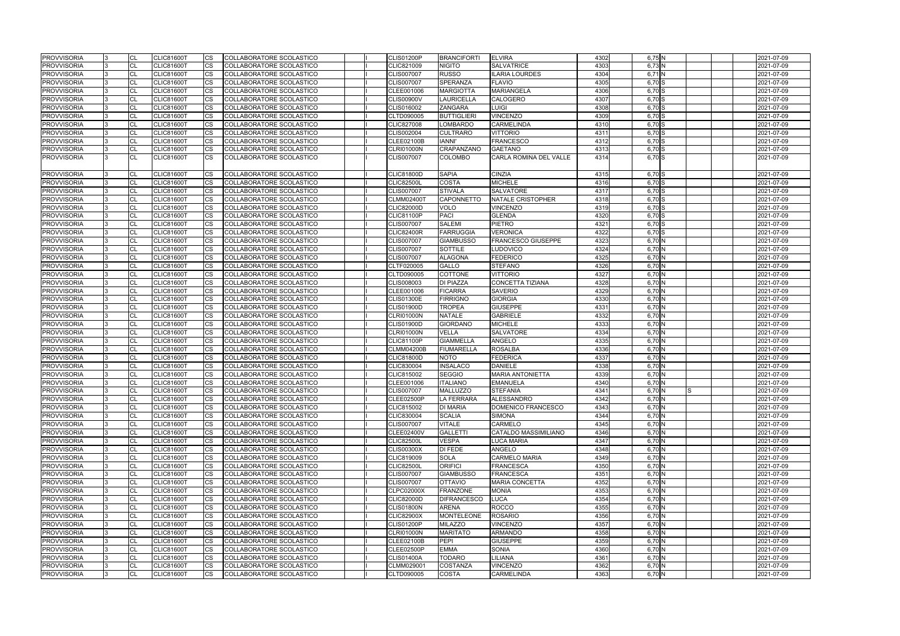| | | | | | | | | | | | | | | | | | |
|---|---|---|---|---|---|---|---|---|---|---|---|---|---|---|---|---|---|
| PROVVISORIA | 3 | CL | CLIC81600T | CS | COLLABORATORE SCOLASTICO | | I | CLIS01200P | BRANCIFORTI | ELVIRA | 4302 | 6,75 | N | | | | 2021-07-09 |
| PROVVISORIA | 3 | CL | CLIC81600T | CS | COLLABORATORE SCOLASTICO | | I | CLIC821009 | NIGITO | SALVATRICE | 4303 | 6,73 | N | | | | 2021-07-09 |
| PROVVISORIA | 3 | CL | CLIC81600T | CS | COLLABORATORE SCOLASTICO | | I | CLIS007007 | RUSSO | ILARIA LOURDES | 4304 | 6,71 | N | | | | 2021-07-09 |
| PROVVISORIA | 3 | CL | CLIC81600T | CS | COLLABORATORE SCOLASTICO | | I | CLIS007007 | SPERANZA | FLAVIO | 4305 | 6,70 | S | | | | 2021-07-09 |
| PROVVISORIA | 3 | CL | CLIC81600T | CS | COLLABORATORE SCOLASTICO | | I | CLEE001006 | MARGIOTTA | MARIANGELA | 4306 | 6,70 | S | | | | 2021-07-09 |
| PROVVISORIA | 3 | CL | CLIC81600T | CS | COLLABORATORE SCOLASTICO | | I | CLIS00900V | LAURICELLA | CALOGERO | 4307 | 6,70 | S | | | | 2021-07-09 |
| PROVVISORIA | 3 | CL | CLIC81600T | CS | COLLABORATORE SCOLASTICO | | I | CLIS016002 | ZANGARA | LUIGI | 4308 | 6,70 | S | | | | 2021-07-09 |
| PROVVISORIA | 3 | CL | CLIC81600T | CS | COLLABORATORE SCOLASTICO | | I | CLTD090005 | BUTTIGLIERI | VINCENZO | 4309 | 6,70 | S | | | | 2021-07-09 |
| PROVVISORIA | 3 | CL | CLIC81600T | CS | COLLABORATORE SCOLASTICO | | I | CLIC827008 | LOMBARDO | CARMELINDA | 4310 | 6,70 | S | | | | 2021-07-09 |
| PROVVISORIA | 3 | CL | CLIC81600T | CS | COLLABORATORE SCOLASTICO | | I | CLIS002004 | CULTRARO | VITTORIO | 4311 | 6,70 | S | | | | 2021-07-09 |
| PROVVISORIA | 3 | CL | CLIC81600T | CS | COLLABORATORE SCOLASTICO | | I | CLEE02100B | IANNI' | FRANCESCO | 4312 | 6,70 | S | | | | 2021-07-09 |
| PROVVISORIA | 3 | CL | CLIC81600T | CS | COLLABORATORE SCOLASTICO | | I | CLRI01000N | CRAPANZANO | GAETANO | 4313 | 6,70 | S | | | | 2021-07-09 |
| PROVVISORIA | 3 | CL | CLIC81600T | CS | COLLABORATORE SCOLASTICO | | I | CLIS007007 | COLOMBO | CARLA ROMINA DEL VALLE | 4314 | 6,70 | S | | | | 2021-07-09 |
| PROVVISORIA | 3 | CL | CLIC81600T | CS | COLLABORATORE SCOLASTICO | | I | CLIC81800D | SAPIA | CINZIA | 4315 | 6,70 | S | | | | 2021-07-09 |
| PROVVISORIA | 3 | CL | CLIC81600T | CS | COLLABORATORE SCOLASTICO | | I | CLIC82500L | COSTA | MICHELE | 4316 | 6,70 | S | | | | 2021-07-09 |
| PROVVISORIA | 3 | CL | CLIC81600T | CS | COLLABORATORE SCOLASTICO | | I | CLIS007007 | STIVALA | SALVATORE | 4317 | 6,70 | S | | | | 2021-07-09 |
| PROVVISORIA | 3 | CL | CLIC81600T | CS | COLLABORATORE SCOLASTICO | | I | CLMM02400T | CAPONNETTO | NATALE CRISTOPHER | 4318 | 6,70 | S | | | | 2021-07-09 |
| PROVVISORIA | 3 | CL | CLIC81600T | CS | COLLABORATORE SCOLASTICO | | I | CLIC82000D | VOLO | VINCENZO | 4319 | 6,70 | S | | | | 2021-07-09 |
| PROVVISORIA | 3 | CL | CLIC81600T | CS | COLLABORATORE SCOLASTICO | | I | CLIC81100P | PACI | GLENDA | 4320 | 6,70 | S | | | | 2021-07-09 |
| PROVVISORIA | 3 | CL | CLIC81600T | CS | COLLABORATORE SCOLASTICO | | I | CLIS007007 | SALEMI | PIETRO | 4321 | 6,70 | S | | | | 2021-07-09 |
| PROVVISORIA | 3 | CL | CLIC81600T | CS | COLLABORATORE SCOLASTICO | | I | CLIC82400R | FARRUGGIA | VERONICA | 4322 | 6,70 | S | | | | 2021-07-09 |
| PROVVISORIA | 3 | CL | CLIC81600T | CS | COLLABORATORE SCOLASTICO | | I | CLIS007007 | GIAMBUSSO | FRANCESCO GIUSEPPE | 4323 | 6,70 | N | | | | 2021-07-09 |
| PROVVISORIA | 3 | CL | CLIC81600T | CS | COLLABORATORE SCOLASTICO | | I | CLIS007007 | SOTTILE | LUDOVICO | 4324 | 6,70 | N | | | | 2021-07-09 |
| PROVVISORIA | 3 | CL | CLIC81600T | CS | COLLABORATORE SCOLASTICO | | I | CLIS007007 | ALAGONA | FEDERICO | 4325 | 6,70 | N | | | | 2021-07-09 |
| PROVVISORIA | 3 | CL | CLIC81600T | CS | COLLABORATORE SCOLASTICO | | I | CLTF020005 | GALLO | STEFANO | 4326 | 6,70 | N | | | | 2021-07-09 |
| PROVVISORIA | 3 | CL | CLIC81600T | CS | COLLABORATORE SCOLASTICO | | I | CLTD090005 | COTTONE | VITTORIO | 4327 | 6,70 | N | | | | 2021-07-09 |
| PROVVISORIA | 3 | CL | CLIC81600T | CS | COLLABORATORE SCOLASTICO | | I | CLIS008003 | DI PIAZZA | CONCETTA TIZIANA | 4328 | 6,70 | N | | | | 2021-07-09 |
| PROVVISORIA | 3 | CL | CLIC81600T | CS | COLLABORATORE SCOLASTICO | | I | CLEE001006 | FICARRA | SAVERIO | 4329 | 6,70 | N | | | | 2021-07-09 |
| PROVVISORIA | 3 | CL | CLIC81600T | CS | COLLABORATORE SCOLASTICO | | I | CLIS01300E | FIRRIGNO | GIORGIA | 4330 | 6,70 | N | | | | 2021-07-09 |
| PROVVISORIA | 3 | CL | CLIC81600T | CS | COLLABORATORE SCOLASTICO | | I | CLIS01900D | TROPEA | GIUSEPPE | 4331 | 6,70 | N | | | | 2021-07-09 |
| PROVVISORIA | 3 | CL | CLIC81600T | CS | COLLABORATORE SCOLASTICO | | I | CLRI01000N | NATALE | GABRIELE | 4332 | 6,70 | N | | | | 2021-07-09 |
| PROVVISORIA | 3 | CL | CLIC81600T | CS | COLLABORATORE SCOLASTICO | | I | CLIS01900D | GIORDANO | MICHELE | 4333 | 6,70 | N | | | | 2021-07-09 |
| PROVVISORIA | 3 | CL | CLIC81600T | CS | COLLABORATORE SCOLASTICO | | I | CLRI01000N | VELLA | SALVATORE | 4334 | 6,70 | N | | | | 2021-07-09 |
| PROVVISORIA | 3 | CL | CLIC81600T | CS | COLLABORATORE SCOLASTICO | | I | CLIC81100P | GIAMMELLA | ANGELO | 4335 | 6,70 | N | | | | 2021-07-09 |
| PROVVISORIA | 3 | CL | CLIC81600T | CS | COLLABORATORE SCOLASTICO | | I | CLMM04200B | FIUMARELLA | ROSALBA | 4336 | 6,70 | N | | | | 2021-07-09 |
| PROVVISORIA | 3 | CL | CLIC81600T | CS | COLLABORATORE SCOLASTICO | | I | CLIC81800D | NOTO | FEDERICA | 4337 | 6,70 | N | | | | 2021-07-09 |
| PROVVISORIA | 3 | CL | CLIC81600T | CS | COLLABORATORE SCOLASTICO | | I | CLIC830004 | INSALACO | DANIELE | 4338 | 6,70 | N | | | | 2021-07-09 |
| PROVVISORIA | 3 | CL | CLIC81600T | CS | COLLABORATORE SCOLASTICO | | I | CLIC815002 | SEGGIO | MARIA ANTONIETTA | 4339 | 6,70 | N | | | | 2021-07-09 |
| PROVVISORIA | 3 | CL | CLIC81600T | CS | COLLABORATORE SCOLASTICO | | I | CLEE001006 | ITALIANO | EMANUELA | 4340 | 6,70 | N | | | | 2021-07-09 |
| PROVVISORIA | 3 | CL | CLIC81600T | CS | COLLABORATORE SCOLASTICO | | I | CLIS007007 | MALLUZZO | STEFANIA | 4341 | 6,70 | N | | S | | 2021-07-09 |
| PROVVISORIA | 3 | CL | CLIC81600T | CS | COLLABORATORE SCOLASTICO | | I | CLEE02500P | LA FERRARA | ALESSANDRO | 4342 | 6,70 | N | | | | 2021-07-09 |
| PROVVISORIA | 3 | CL | CLIC81600T | CS | COLLABORATORE SCOLASTICO | | I | CLIC815002 | DI MARIA | DOMENICO FRANCESCO | 4343 | 6,70 | N | | | | 2021-07-09 |
| PROVVISORIA | 3 | CL | CLIC81600T | CS | COLLABORATORE SCOLASTICO | | I | CLIC830004 | SCALIA | SIMONA | 4344 | 6,70 | N | | | | 2021-07-09 |
| PROVVISORIA | 3 | CL | CLIC81600T | CS | COLLABORATORE SCOLASTICO | | I | CLIS007007 | VITALE | CARMELO | 4345 | 6,70 | N | | | | 2021-07-09 |
| PROVVISORIA | 3 | CL | CLIC81600T | CS | COLLABORATORE SCOLASTICO | | I | CLEE02400V | GALLETTI | CATALDO MASSIMILIANO | 4346 | 6,70 | N | | | | 2021-07-09 |
| PROVVISORIA | 3 | CL | CLIC81600T | CS | COLLABORATORE SCOLASTICO | | I | CLIC82500L | VESPA | LUCA MARIA | 4347 | 6,70 | N | | | | 2021-07-09 |
| PROVVISORIA | 3 | CL | CLIC81600T | CS | COLLABORATORE SCOLASTICO | | I | CLIS00300X | DI FEDE | ANGELO | 4348 | 6,70 | N | | | | 2021-07-09 |
| PROVVISORIA | 3 | CL | CLIC81600T | CS | COLLABORATORE SCOLASTICO | | I | CLIC819009 | SOLA | CARMELO MARIA | 4349 | 6,70 | N | | | | 2021-07-09 |
| PROVVISORIA | 3 | CL | CLIC81600T | CS | COLLABORATORE SCOLASTICO | | I | CLIC82500L | ORIFICI | FRANCESCA | 4350 | 6,70 | N | | | | 2021-07-09 |
| PROVVISORIA | 3 | CL | CLIC81600T | CS | COLLABORATORE SCOLASTICO | | I | CLIS007007 | GIAMBUSSO | FRANCESCA | 4351 | 6,70 | N | | | | 2021-07-09 |
| PROVVISORIA | 3 | CL | CLIC81600T | CS | COLLABORATORE SCOLASTICO | | I | CLIS007007 | OTTAVIO | MARIA CONCETTA | 4352 | 6,70 | N | | | | 2021-07-09 |
| PROVVISORIA | 3 | CL | CLIC81600T | CS | COLLABORATORE SCOLASTICO | | I | CLPC02000X | FRANZONE | MONIA | 4353 | 6,70 | N | | | | 2021-07-09 |
| PROVVISORIA | 3 | CL | CLIC81600T | CS | COLLABORATORE SCOLASTICO | | I | CLIC82000D | DIFRANCESCO | LUCA | 4354 | 6,70 | N | | | | 2021-07-09 |
| PROVVISORIA | 3 | CL | CLIC81600T | CS | COLLABORATORE SCOLASTICO | | I | CLIS01800N | ARENA | ROCCO | 4355 | 6,70 | N | | | | 2021-07-09 |
| PROVVISORIA | 3 | CL | CLIC81600T | CS | COLLABORATORE SCOLASTICO | | I | CLIC82900X | MONTELEONE | ROSARIO | 4356 | 6,70 | N | | | | 2021-07-09 |
| PROVVISORIA | 3 | CL | CLIC81600T | CS | COLLABORATORE SCOLASTICO | | I | CLIS01200P | MILAZZO | VINCENZO | 4357 | 6,70 | N | | | | 2021-07-09 |
| PROVVISORIA | 3 | CL | CLIC81600T | CS | COLLABORATORE SCOLASTICO | | I | CLRI01000N | MARITATO | ARMANDO | 4358 | 6,70 | N | | | | 2021-07-09 |
| PROVVISORIA | 3 | CL | CLIC81600T | CS | COLLABORATORE SCOLASTICO | | I | CLEE02100B | PEPI | GIUSEPPE | 4359 | 6,70 | N | | | | 2021-07-09 |
| PROVVISORIA | 3 | CL | CLIC81600T | CS | COLLABORATORE SCOLASTICO | | I | CLEE02500P | EMMA | SONIA | 4360 | 6,70 | N | | | | 2021-07-09 |
| PROVVISORIA | 3 | CL | CLIC81600T | CS | COLLABORATORE SCOLASTICO | | I | CLIS01400A | TODARO | LILIANA | 4361 | 6,70 | N | | | | 2021-07-09 |
| PROVVISORIA | 3 | CL | CLIC81600T | CS | COLLABORATORE SCOLASTICO | | I | CLMM029001 | COSTANZA | VINCENZO | 4362 | 6,70 | N | | | | 2021-07-09 |
| PROVVISORIA | 3 | CL | CLIC81600T | CS | COLLABORATORE SCOLASTICO | | I | CLTD090005 | COSTA | CARMELINDA | 4363 | 6,70 | N | | | | 2021-07-09 |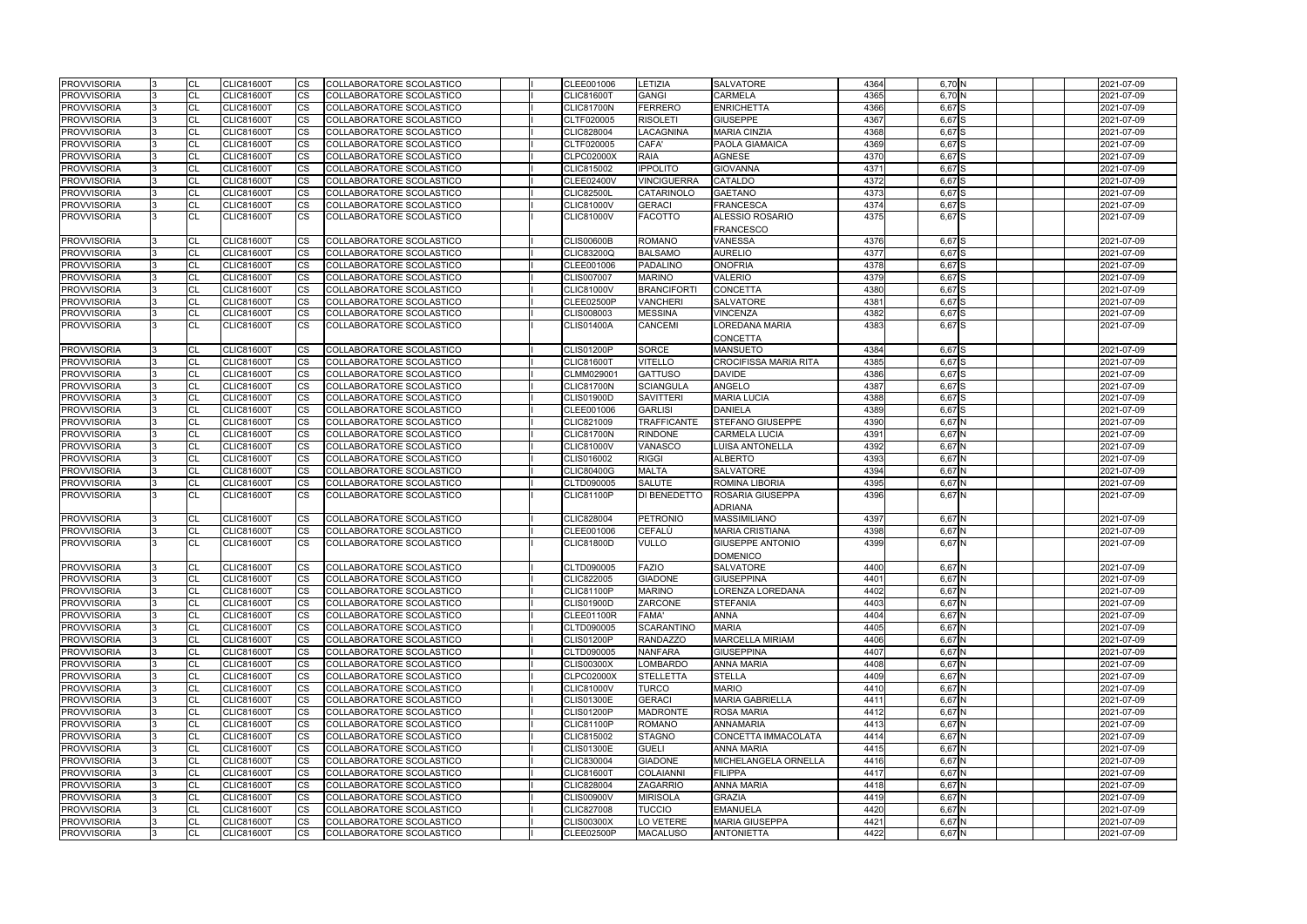| | | | | | | | | | | | | | | | | | |
|---|---|---|---|---|---|---|---|---|---|---|---|---|---|---|---|---|---|
| PROVVISORIA | 3 | CL | CLIC81600T | CS | COLLABORATORE SCOLASTICO | | I | CLEE001006 | LETIZIA | SALVATORE | 4364 | 6,70 | N | | | | 2021-07-09 |
| PROVVISORIA | 3 | CL | CLIC81600T | CS | COLLABORATORE SCOLASTICO | | I | CLIC81600T | GANGI | CARMELA | 4365 | 6,70 | N | | | | 2021-07-09 |
| PROVVISORIA | 3 | CL | CLIC81600T | CS | COLLABORATORE SCOLASTICO | | I | CLIC81700N | FERRERO | ENRICHETTA | 4366 | 6,67 | S | | | | 2021-07-09 |
| PROVVISORIA | 3 | CL | CLIC81600T | CS | COLLABORATORE SCOLASTICO | | I | CLTF020005 | RISOLETI | GIUSEPPE | 4367 | 6,67 | S | | | | 2021-07-09 |
| PROVVISORIA | 3 | CL | CLIC81600T | CS | COLLABORATORE SCOLASTICO | | I | CLIC828004 | LACAGNINA | MARIA CINZIA | 4368 | 6,67 | S | | | | 2021-07-09 |
| PROVVISORIA | 3 | CL | CLIC81600T | CS | COLLABORATORE SCOLASTICO | | I | CLTF020005 | CAFA' | PAOLA GIAMAICA | 4369 | 6,67 | S | | | | 2021-07-09 |
| PROVVISORIA | 3 | CL | CLIC81600T | CS | COLLABORATORE SCOLASTICO | | I | CLPC02000X | RAIA | AGNESE | 4370 | 6,67 | S | | | | 2021-07-09 |
| PROVVISORIA | 3 | CL | CLIC81600T | CS | COLLABORATORE SCOLASTICO | | I | CLIC815002 | IPPOLITO | GIOVANNA | 4371 | 6,67 | S | | | | 2021-07-09 |
| PROVVISORIA | 3 | CL | CLIC81600T | CS | COLLABORATORE SCOLASTICO | | I | CLEE02400V | VINCIGUERRA | CATALDO | 4372 | 6,67 | S | | | | 2021-07-09 |
| PROVVISORIA | 3 | CL | CLIC81600T | CS | COLLABORATORE SCOLASTICO | | I | CLIC82500L | CATARINOLO | GAETANO | 4373 | 6,67 | S | | | | 2021-07-09 |
| PROVVISORIA | 3 | CL | CLIC81600T | CS | COLLABORATORE SCOLASTICO | | I | CLIC81000V | GERACI | FRANCESCA | 4374 | 6,67 | S | | | | 2021-07-09 |
| PROVVISORIA | 3 | CL | CLIC81600T | CS | COLLABORATORE SCOLASTICO | | I | CLIC81000V | FACOTTO | ALESSIO ROSARIO FRANCESCO | 4375 | 6,67 | S | | | | 2021-07-09 |
| PROVVISORIA | 3 | CL | CLIC81600T | CS | COLLABORATORE SCOLASTICO | | I | CLIS00600B | ROMANO | VANESSA | 4376 | 6,67 | S | | | | 2021-07-09 |
| PROVVISORIA | 3 | CL | CLIC81600T | CS | COLLABORATORE SCOLASTICO | | I | CLIC83200Q | BALSAMO | AURELIO | 4377 | 6,67 | S | | | | 2021-07-09 |
| PROVVISORIA | 3 | CL | CLIC81600T | CS | COLLABORATORE SCOLASTICO | | I | CLEE001006 | PADALINO | ONOFRIA | 4378 | 6,67 | S | | | | 2021-07-09 |
| PROVVISORIA | 3 | CL | CLIC81600T | CS | COLLABORATORE SCOLASTICO | | I | CLIS007007 | MARINO | VALERIO | 4379 | 6,67 | S | | | | 2021-07-09 |
| PROVVISORIA | 3 | CL | CLIC81600T | CS | COLLABORATORE SCOLASTICO | | I | CLIC81000V | BRANCIFORTI | CONCETTA | 4380 | 6,67 | S | | | | 2021-07-09 |
| PROVVISORIA | 3 | CL | CLIC81600T | CS | COLLABORATORE SCOLASTICO | | I | CLEE02500P | VANCHERI | SALVATORE | 4381 | 6,67 | S | | | | 2021-07-09 |
| PROVVISORIA | 3 | CL | CLIC81600T | CS | COLLABORATORE SCOLASTICO | | I | CLIS008003 | MESSINA | VINCENZA | 4382 | 6,67 | S | | | | 2021-07-09 |
| PROVVISORIA | 3 | CL | CLIC81600T | CS | COLLABORATORE SCOLASTICO | | I | CLIS01400A | CANCEMI | LOREDANA MARIA CONCETTA | 4383 | 6,67 | S | | | | 2021-07-09 |
| PROVVISORIA | 3 | CL | CLIC81600T | CS | COLLABORATORE SCOLASTICO | | I | CLIS01200P | SORCE | MANSUETO | 4384 | 6,67 | S | | | | 2021-07-09 |
| PROVVISORIA | 3 | CL | CLIC81600T | CS | COLLABORATORE SCOLASTICO | | I | CLIC81600T | VITELLO | CROCIFISSA MARIA RITA | 4385 | 6,67 | S | | | | 2021-07-09 |
| PROVVISORIA | 3 | CL | CLIC81600T | CS | COLLABORATORE SCOLASTICO | | I | CLMM029001 | GATTUSO | DAVIDE | 4386 | 6,67 | S | | | | 2021-07-09 |
| PROVVISORIA | 3 | CL | CLIC81600T | CS | COLLABORATORE SCOLASTICO | | I | CLIC81700N | SCIANGULA | ANGELO | 4387 | 6,67 | S | | | | 2021-07-09 |
| PROVVISORIA | 3 | CL | CLIC81600T | CS | COLLABORATORE SCOLASTICO | | I | CLIS01900D | SAVITTERI | MARIA LUCIA | 4388 | 6,67 | S | | | | 2021-07-09 |
| PROVVISORIA | 3 | CL | CLIC81600T | CS | COLLABORATORE SCOLASTICO | | I | CLEE001006 | GARLISI | DANIELA | 4389 | 6,67 | S | | | | 2021-07-09 |
| PROVVISORIA | 3 | CL | CLIC81600T | CS | COLLABORATORE SCOLASTICO | | I | CLIC821009 | TRAFFICANTE | STEFANO GIUSEPPE | 4390 | 6,67 | N | | | | 2021-07-09 |
| PROVVISORIA | 3 | CL | CLIC81600T | CS | COLLABORATORE SCOLASTICO | | I | CLIC81700N | RINDONE | CARMELA LUCIA | 4391 | 6,67 | N | | | | 2021-07-09 |
| PROVVISORIA | 3 | CL | CLIC81600T | CS | COLLABORATORE SCOLASTICO | | I | CLIC81000V | VANASCO | LUISA ANTONELLA | 4392 | 6,67 | N | | | | 2021-07-09 |
| PROVVISORIA | 3 | CL | CLIC81600T | CS | COLLABORATORE SCOLASTICO | | I | CLIS016002 | RIGGI | ALBERTO | 4393 | 6,67 | N | | | | 2021-07-09 |
| PROVVISORIA | 3 | CL | CLIC81600T | CS | COLLABORATORE SCOLASTICO | | I | CLIC80400G | MALTA | SALVATORE | 4394 | 6,67 | N | | | | 2021-07-09 |
| PROVVISORIA | 3 | CL | CLIC81600T | CS | COLLABORATORE SCOLASTICO | | I | CLTD090005 | SALUTE | ROMINA LIBORIA | 4395 | 6,67 | N | | | | 2021-07-09 |
| PROVVISORIA | 3 | CL | CLIC81600T | CS | COLLABORATORE SCOLASTICO | | I | CLIC81100P | DI BENEDETTO | ROSARIA GIUSEPPA ADRIANA | 4396 | 6,67 | N | | | | 2021-07-09 |
| PROVVISORIA | 3 | CL | CLIC81600T | CS | COLLABORATORE SCOLASTICO | | I | CLIC828004 | PETRONIO | MASSIMILIANO | 4397 | 6,67 | N | | | | 2021-07-09 |
| PROVVISORIA | 3 | CL | CLIC81600T | CS | COLLABORATORE SCOLASTICO | | I | CLEE001006 | CEFALÙ | MARIA CRISTIANA | 4398 | 6,67 | N | | | | 2021-07-09 |
| PROVVISORIA | 3 | CL | CLIC81600T | CS | COLLABORATORE SCOLASTICO | | I | CLIC81800D | VULLO | GIUSEPPE ANTONIO DOMENICO | 4399 | 6,67 | N | | | | 2021-07-09 |
| PROVVISORIA | 3 | CL | CLIC81600T | CS | COLLABORATORE SCOLASTICO | | I | CLTD090005 | FAZIO | SALVATORE | 4400 | 6,67 | N | | | | 2021-07-09 |
| PROVVISORIA | 3 | CL | CLIC81600T | CS | COLLABORATORE SCOLASTICO | | I | CLIC822005 | GIADONE | GIUSEPPINA | 4401 | 6,67 | N | | | | 2021-07-09 |
| PROVVISORIA | 3 | CL | CLIC81600T | CS | COLLABORATORE SCOLASTICO | | I | CLIC81100P | MARINO | LORENZA LOREDANA | 4402 | 6,67 | N | | | | 2021-07-09 |
| PROVVISORIA | 3 | CL | CLIC81600T | CS | COLLABORATORE SCOLASTICO | | I | CLIS01900D | ZARCONE | STEFANIA | 4403 | 6,67 | N | | | | 2021-07-09 |
| PROVVISORIA | 3 | CL | CLIC81600T | CS | COLLABORATORE SCOLASTICO | | I | CLEE01100R | FAMA' | ANNA | 4404 | 6,67 | N | | | | 2021-07-09 |
| PROVVISORIA | 3 | CL | CLIC81600T | CS | COLLABORATORE SCOLASTICO | | I | CLTD090005 | SCARANTINO | MARIA | 4405 | 6,67 | N | | | | 2021-07-09 |
| PROVVISORIA | 3 | CL | CLIC81600T | CS | COLLABORATORE SCOLASTICO | | I | CLIS01200P | RANDAZZO | MARCELLA MIRIAM | 4406 | 6,67 | N | | | | 2021-07-09 |
| PROVVISORIA | 3 | CL | CLIC81600T | CS | COLLABORATORE SCOLASTICO | | I | CLTD090005 | NANFARA | GIUSEPPINA | 4407 | 6,67 | N | | | | 2021-07-09 |
| PROVVISORIA | 3 | CL | CLIC81600T | CS | COLLABORATORE SCOLASTICO | | I | CLIS00300X | LOMBARDO | ANNA MARIA | 4408 | 6,67 | N | | | | 2021-07-09 |
| PROVVISORIA | 3 | CL | CLIC81600T | CS | COLLABORATORE SCOLASTICO | | I | CLPC02000X | STELLETTA | STELLA | 4409 | 6,67 | N | | | | 2021-07-09 |
| PROVVISORIA | 3 | CL | CLIC81600T | CS | COLLABORATORE SCOLASTICO | | I | CLIC81000V | TURCO | MARIO | 4410 | 6,67 | N | | | | 2021-07-09 |
| PROVVISORIA | 3 | CL | CLIC81600T | CS | COLLABORATORE SCOLASTICO | | I | CLIS01300E | GERACI | MARIA GABRIELLA | 4411 | 6,67 | N | | | | 2021-07-09 |
| PROVVISORIA | 3 | CL | CLIC81600T | CS | COLLABORATORE SCOLASTICO | | I | CLIS01200P | MADRONTE | ROSA MARIA | 4412 | 6,67 | N | | | | 2021-07-09 |
| PROVVISORIA | 3 | CL | CLIC81600T | CS | COLLABORATORE SCOLASTICO | | I | CLIC81100P | ROMANO | ANNAMARIA | 4413 | 6,67 | N | | | | 2021-07-09 |
| PROVVISORIA | 3 | CL | CLIC81600T | CS | COLLABORATORE SCOLASTICO | | I | CLIC815002 | STAGNO | CONCETTA IMMACOLATA | 4414 | 6,67 | N | | | | 2021-07-09 |
| PROVVISORIA | 3 | CL | CLIC81600T | CS | COLLABORATORE SCOLASTICO | | I | CLIS01300E | GUELI | ANNA MARIA | 4415 | 6,67 | N | | | | 2021-07-09 |
| PROVVISORIA | 3 | CL | CLIC81600T | CS | COLLABORATORE SCOLASTICO | | I | CLIC830004 | GIADONE | MICHELANGELA ORNELLA | 4416 | 6,67 | N | | | | 2021-07-09 |
| PROVVISORIA | 3 | CL | CLIC81600T | CS | COLLABORATORE SCOLASTICO | | I | CLIC81600T | COLAIANNI | FILIPPA | 4417 | 6,67 | N | | | | 2021-07-09 |
| PROVVISORIA | 3 | CL | CLIC81600T | CS | COLLABORATORE SCOLASTICO | | I | CLIC828004 | ZAGARRIO | ANNA MARIA | 4418 | 6,67 | N | | | | 2021-07-09 |
| PROVVISORIA | 3 | CL | CLIC81600T | CS | COLLABORATORE SCOLASTICO | | I | CLIS00900V | MIRISOLA | GRAZIA | 4419 | 6,67 | N | | | | 2021-07-09 |
| PROVVISORIA | 3 | CL | CLIC81600T | CS | COLLABORATORE SCOLASTICO | | I | CLIC827008 | TUCCIO | EMANUELA | 4420 | 6,67 | N | | | | 2021-07-09 |
| PROVVISORIA | 3 | CL | CLIC81600T | CS | COLLABORATORE SCOLASTICO | | I | CLIS00300X | LO VETERE | MARIA GIUSEPPA | 4421 | 6,67 | N | | | | 2021-07-09 |
| PROVVISORIA | 3 | CL | CLIC81600T | CS | COLLABORATORE SCOLASTICO | | I | CLEE02500P | MACALUSO | ANTONIETTA | 4422 | 6,67 | N | | | | 2021-07-09 |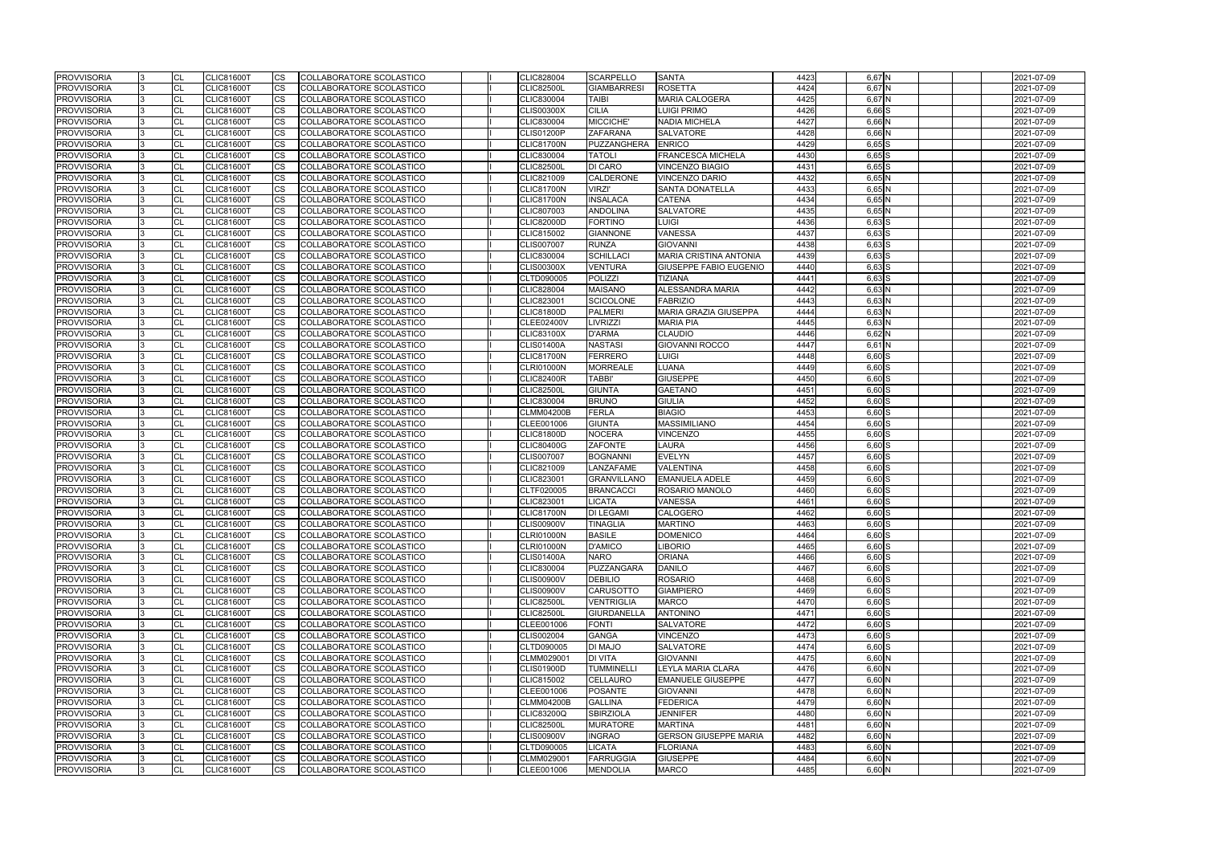| | | | | | | | | | | | | | | | | |
|---|---|---|---|---|---|---|---|---|---|---|---|---|---|---|---|---|
| PROVVISORIA | 3 | CL | CLIC81600T | CS | COLLABORATORE SCOLASTICO | | I | CLIC828004 | SCARPELLO | SANTA | 4423 | 6,67 | N | | | 2021-07-09 |
| PROVVISORIA | 3 | CL | CLIC81600T | CS | COLLABORATORE SCOLASTICO | | I | CLIC82500L | GIAMBARRESI | ROSETTA | 4424 | 6,67 | N | | | 2021-07-09 |
| PROVVISORIA | 3 | CL | CLIC81600T | CS | COLLABORATORE SCOLASTICO | | I | CLIC830004 | TAIBI | MARIA CALOGERA | 4425 | 6,67 | N | | | 2021-07-09 |
| PROVVISORIA | 3 | CL | CLIC81600T | CS | COLLABORATORE SCOLASTICO | | I | CLIS00300X | CILIA | LUIGI PRIMO | 4426 | 6,66 | S | | | 2021-07-09 |
| PROVVISORIA | 3 | CL | CLIC81600T | CS | COLLABORATORE SCOLASTICO | | I | CLIC830004 | MICCICHE' | NADIA MICHELA | 4427 | 6,66 | N | | | 2021-07-09 |
| PROVVISORIA | 3 | CL | CLIC81600T | CS | COLLABORATORE SCOLASTICO | | I | CLIS01200P | ZAFARANA | SALVATORE | 4428 | 6,66 | N | | | 2021-07-09 |
| PROVVISORIA | 3 | CL | CLIC81600T | CS | COLLABORATORE SCOLASTICO | | I | CLIC81700N | PUZZANGHERA | ENRICO | 4429 | 6,65 | S | | | 2021-07-09 |
| PROVVISORIA | 3 | CL | CLIC81600T | CS | COLLABORATORE SCOLASTICO | | I | CLIC830004 | TATOLI | FRANCESCA MICHELA | 4430 | 6,65 | S | | | 2021-07-09 |
| PROVVISORIA | 3 | CL | CLIC81600T | CS | COLLABORATORE SCOLASTICO | | I | CLIC82500L | DI CARO | VINCENZO BIAGIO | 4431 | 6,65 | S | | | 2021-07-09 |
| PROVVISORIA | 3 | CL | CLIC81600T | CS | COLLABORATORE SCOLASTICO | | I | CLIC821009 | CALDERONE | VINCENZO DARIO | 4432 | 6,65 | N | | | 2021-07-09 |
| PROVVISORIA | 3 | CL | CLIC81600T | CS | COLLABORATORE SCOLASTICO | | I | CLIC81700N | VIRZI' | SANTA DONATELLA | 4433 | 6,65 | N | | | 2021-07-09 |
| PROVVISORIA | 3 | CL | CLIC81600T | CS | COLLABORATORE SCOLASTICO | | I | CLIC81700N | INSALACA | CATENA | 4434 | 6,65 | N | | | 2021-07-09 |
| PROVVISORIA | 3 | CL | CLIC81600T | CS | COLLABORATORE SCOLASTICO | | I | CLIC807003 | ANDOLINA | SALVATORE | 4435 | 6,65 | N | | | 2021-07-09 |
| PROVVISORIA | 3 | CL | CLIC81600T | CS | COLLABORATORE SCOLASTICO | | I | CLIC82000D | FORTINO | LUIGI | 4436 | 6,63 | S | | | 2021-07-09 |
| PROVVISORIA | 3 | CL | CLIC81600T | CS | COLLABORATORE SCOLASTICO | | I | CLIC815002 | GIANNONE | VANESSA | 4437 | 6,63 | S | | | 2021-07-09 |
| PROVVISORIA | 3 | CL | CLIC81600T | CS | COLLABORATORE SCOLASTICO | | I | CLIS007007 | RUNZA | GIOVANNI | 4438 | 6,63 | S | | | 2021-07-09 |
| PROVVISORIA | 3 | CL | CLIC81600T | CS | COLLABORATORE SCOLASTICO | | I | CLIC830004 | SCHILLACI | MARIA CRISTINA ANTONIA | 4439 | 6,63 | S | | | 2021-07-09 |
| PROVVISORIA | 3 | CL | CLIC81600T | CS | COLLABORATORE SCOLASTICO | | I | CLIS00300X | VENTURA | GIUSEPPE FABIO EUGENIO | 4440 | 6,63 | S | | | 2021-07-09 |
| PROVVISORIA | 3 | CL | CLIC81600T | CS | COLLABORATORE SCOLASTICO | | I | CLTD090005 | POLIZZI | TIZIANA | 4441 | 6,63 | S | | | 2021-07-09 |
| PROVVISORIA | 3 | CL | CLIC81600T | CS | COLLABORATORE SCOLASTICO | | I | CLIC828004 | MAISANO | ALESSANDRA MARIA | 4442 | 6,63 | N | | | 2021-07-09 |
| PROVVISORIA | 3 | CL | CLIC81600T | CS | COLLABORATORE SCOLASTICO | | I | CLIC823001 | SCICOLONE | FABRIZIO | 4443 | 6,63 | N | | | 2021-07-09 |
| PROVVISORIA | 3 | CL | CLIC81600T | CS | COLLABORATORE SCOLASTICO | | I | CLIC81800D | PALMERI | MARIA GRAZIA GIUSEPPA | 4444 | 6,63 | N | | | 2021-07-09 |
| PROVVISORIA | 3 | CL | CLIC81600T | CS | COLLABORATORE SCOLASTICO | | I | CLEE02400V | LIVRIZZI | MARIA PIA | 4445 | 6,63 | N | | | 2021-07-09 |
| PROVVISORIA | 3 | CL | CLIC81600T | CS | COLLABORATORE SCOLASTICO | | I | CLIC83100X | D'ARMA | CLAUDIO | 4446 | 6,62 | N | | | 2021-07-09 |
| PROVVISORIA | 3 | CL | CLIC81600T | CS | COLLABORATORE SCOLASTICO | | I | CLIS01400A | NASTASI | GIOVANNI ROCCO | 4447 | 6,61 | N | | | 2021-07-09 |
| PROVVISORIA | 3 | CL | CLIC81600T | CS | COLLABORATORE SCOLASTICO | | I | CLIC81700N | FERRERO | LUIGI | 4448 | 6,60 | S | | | 2021-07-09 |
| PROVVISORIA | 3 | CL | CLIC81600T | CS | COLLABORATORE SCOLASTICO | | I | CLRI01000N | MORREALE | LUANA | 4449 | 6,60 | S | | | 2021-07-09 |
| PROVVISORIA | 3 | CL | CLIC81600T | CS | COLLABORATORE SCOLASTICO | | I | CLIC82400R | TABBI' | GIUSEPPE | 4450 | 6,60 | S | | | 2021-07-09 |
| PROVVISORIA | 3 | CL | CLIC81600T | CS | COLLABORATORE SCOLASTICO | | I | CLIC82500L | GIUNTA | GAETANO | 4451 | 6,60 | S | | | 2021-07-09 |
| PROVVISORIA | 3 | CL | CLIC81600T | CS | COLLABORATORE SCOLASTICO | | I | CLIC830004 | BRUNO | GIULIA | 4452 | 6,60 | S | | | 2021-07-09 |
| PROVVISORIA | 3 | CL | CLIC81600T | CS | COLLABORATORE SCOLASTICO | | I | CLMM04200B | FERLA | BIAGIO | 4453 | 6,60 | S | | | 2021-07-09 |
| PROVVISORIA | 3 | CL | CLIC81600T | CS | COLLABORATORE SCOLASTICO | | I | CLEE001006 | GIUNTA | MASSIMILIANO | 4454 | 6,60 | S | | | 2021-07-09 |
| PROVVISORIA | 3 | CL | CLIC81600T | CS | COLLABORATORE SCOLASTICO | | I | CLIC81800D | NOCERA | VINCENZO | 4455 | 6,60 | S | | | 2021-07-09 |
| PROVVISORIA | 3 | CL | CLIC81600T | CS | COLLABORATORE SCOLASTICO | | I | CLIC80400G | ZAFONTE | LAURA | 4456 | 6,60 | S | | | 2021-07-09 |
| PROVVISORIA | 3 | CL | CLIC81600T | CS | COLLABORATORE SCOLASTICO | | I | CLIS007007 | BOGNANNI | EVELYN | 4457 | 6,60 | S | | | 2021-07-09 |
| PROVVISORIA | 3 | CL | CLIC81600T | CS | COLLABORATORE SCOLASTICO | | I | CLIC821009 | LANZAFAME | VALENTINA | 4458 | 6,60 | S | | | 2021-07-09 |
| PROVVISORIA | 3 | CL | CLIC81600T | CS | COLLABORATORE SCOLASTICO | | I | CLIC823001 | GRANVILLANO | EMANUELA ADELE | 4459 | 6,60 | S | | | 2021-07-09 |
| PROVVISORIA | 3 | CL | CLIC81600T | CS | COLLABORATORE SCOLASTICO | | I | CLTF020005 | BRANCACCI | ROSARIO MANOLO | 4460 | 6,60 | S | | | 2021-07-09 |
| PROVVISORIA | 3 | CL | CLIC81600T | CS | COLLABORATORE SCOLASTICO | | I | CLIC823001 | LICATA | VANESSA | 4461 | 6,60 | S | | | 2021-07-09 |
| PROVVISORIA | 3 | CL | CLIC81600T | CS | COLLABORATORE SCOLASTICO | | I | CLIC81700N | DI LEGAMI | CALOGERO | 4462 | 6,60 | S | | | 2021-07-09 |
| PROVVISORIA | 3 | CL | CLIC81600T | CS | COLLABORATORE SCOLASTICO | | I | CLIS00900V | TINAGLIA | MARTINO | 4463 | 6,60 | S | | | 2021-07-09 |
| PROVVISORIA | 3 | CL | CLIC81600T | CS | COLLABORATORE SCOLASTICO | | I | CLRI01000N | BASILE | DOMENICO | 4464 | 6,60 | S | | | 2021-07-09 |
| PROVVISORIA | 3 | CL | CLIC81600T | CS | COLLABORATORE SCOLASTICO | | I | CLRI01000N | D'AMICO | LIBORIO | 4465 | 6,60 | S | | | 2021-07-09 |
| PROVVISORIA | 3 | CL | CLIC81600T | CS | COLLABORATORE SCOLASTICO | | I | CLIS01400A | NARO | ORIANA | 4466 | 6,60 | S | | | 2021-07-09 |
| PROVVISORIA | 3 | CL | CLIC81600T | CS | COLLABORATORE SCOLASTICO | | I | CLIC830004 | PUZZANGARA | DANILO | 4467 | 6,60 | S | | | 2021-07-09 |
| PROVVISORIA | 3 | CL | CLIC81600T | CS | COLLABORATORE SCOLASTICO | | I | CLIS00900V | DEBILIO | ROSARIO | 4468 | 6,60 | S | | | 2021-07-09 |
| PROVVISORIA | 3 | CL | CLIC81600T | CS | COLLABORATORE SCOLASTICO | | I | CLIS00900V | CARUSOTTO | GIAMPIERO | 4469 | 6,60 | S | | | 2021-07-09 |
| PROVVISORIA | 3 | CL | CLIC81600T | CS | COLLABORATORE SCOLASTICO | | I | CLIC82500L | VENTRIGLIA | MARCO | 4470 | 6,60 | S | | | 2021-07-09 |
| PROVVISORIA | 3 | CL | CLIC81600T | CS | COLLABORATORE SCOLASTICO | | I | CLIC82500L | GIURDANELLA | ANTONINO | 4471 | 6,60 | S | | | 2021-07-09 |
| PROVVISORIA | 3 | CL | CLIC81600T | CS | COLLABORATORE SCOLASTICO | | I | CLEE001006 | FONTI | SALVATORE | 4472 | 6,60 | S | | | 2021-07-09 |
| PROVVISORIA | 3 | CL | CLIC81600T | CS | COLLABORATORE SCOLASTICO | | I | CLIS002004 | GANGA | VINCENZO | 4473 | 6,60 | S | | | 2021-07-09 |
| PROVVISORIA | 3 | CL | CLIC81600T | CS | COLLABORATORE SCOLASTICO | | I | CLTD090005 | DI MAJO | SALVATORE | 4474 | 6,60 | S | | | 2021-07-09 |
| PROVVISORIA | 3 | CL | CLIC81600T | CS | COLLABORATORE SCOLASTICO | | I | CLMM029001 | DI VITA | GIOVANNI | 4475 | 6,60 | N | | | 2021-07-09 |
| PROVVISORIA | 3 | CL | CLIC81600T | CS | COLLABORATORE SCOLASTICO | | I | CLIS01900D | TUMMINELLI | LEYLA MARIA CLARA | 4476 | 6,60 | N | | | 2021-07-09 |
| PROVVISORIA | 3 | CL | CLIC81600T | CS | COLLABORATORE SCOLASTICO | | I | CLIC815002 | CELLAURO | EMANUELE GIUSEPPE | 4477 | 6,60 | N | | | 2021-07-09 |
| PROVVISORIA | 3 | CL | CLIC81600T | CS | COLLABORATORE SCOLASTICO | | I | CLEE001006 | POSANTE | GIOVANNI | 4478 | 6,60 | N | | | 2021-07-09 |
| PROVVISORIA | 3 | CL | CLIC81600T | CS | COLLABORATORE SCOLASTICO | | I | CLMM04200B | GALLINA | FEDERICA | 4479 | 6,60 | N | | | 2021-07-09 |
| PROVVISORIA | 3 | CL | CLIC81600T | CS | COLLABORATORE SCOLASTICO | | I | CLIC83200Q | SBIRZIOLA | JENNIFER | 4480 | 6,60 | N | | | 2021-07-09 |
| PROVVISORIA | 3 | CL | CLIC81600T | CS | COLLABORATORE SCOLASTICO | | I | CLIC82500L | MURATORE | MARTINA | 4481 | 6,60 | N | | | 2021-07-09 |
| PROVVISORIA | 3 | CL | CLIC81600T | CS | COLLABORATORE SCOLASTICO | | I | CLIS00900V | INGRAO | GERSON GIUSEPPE MARIA | 4482 | 6,60 | N | | | 2021-07-09 |
| PROVVISORIA | 3 | CL | CLIC81600T | CS | COLLABORATORE SCOLASTICO | | I | CLTD090005 | LICATA | FLORIANA | 4483 | 6,60 | N | | | 2021-07-09 |
| PROVVISORIA | 3 | CL | CLIC81600T | CS | COLLABORATORE SCOLASTICO | | I | CLMM029001 | FARRUGGIA | GIUSEPPE | 4484 | 6,60 | N | | | 2021-07-09 |
| PROVVISORIA | 3 | CL | CLIC81600T | CS | COLLABORATORE SCOLASTICO | | I | CLEE001006 | MENDOLIA | MARCO | 4485 | 6,60 | N | | | 2021-07-09 |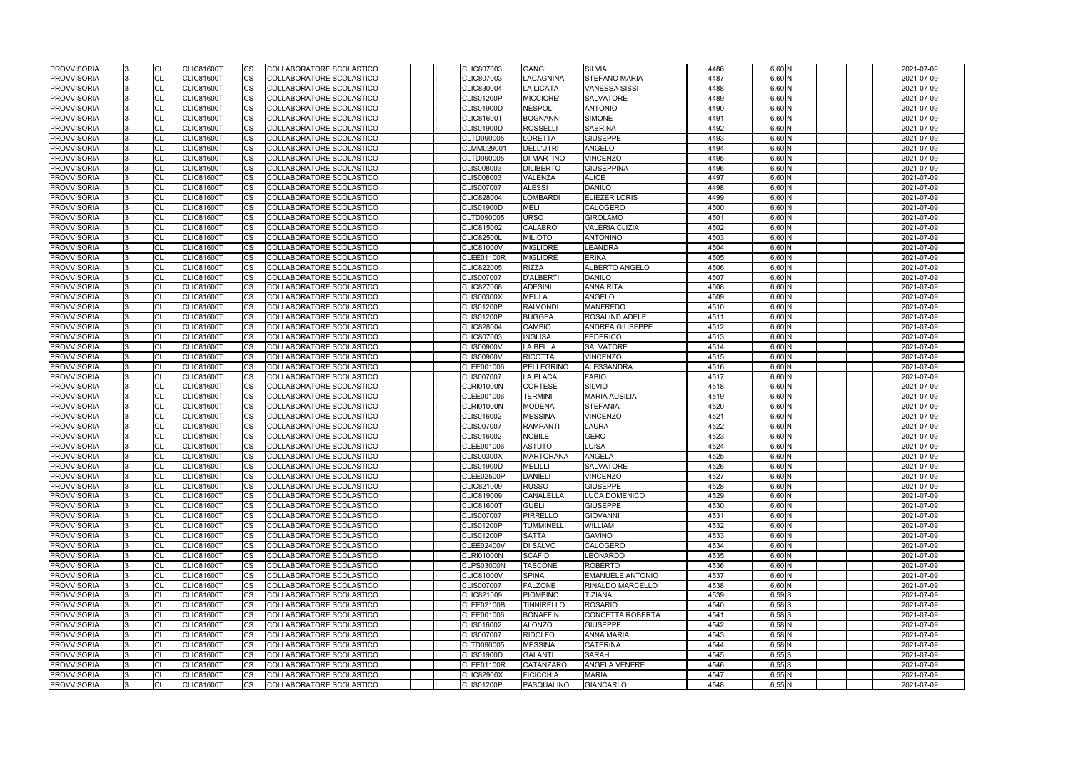| | | | | | | | | | | | | | | | | |
|---|---|---|---|---|---|---|---|---|---|---|---|---|---|---|---|---|
| PROVVISORIA | 3 | CL | CLIC81600T | CS | COLLABORATORE SCOLASTICO | | I | CLIC807003 | GANGI | SILVIA | 4486 | 6,60 | N | | | 2021-07-09 |
| PROVVISORIA | 3 | CL | CLIC81600T | CS | COLLABORATORE SCOLASTICO | | I | CLIC807003 | LACAGNINA | STEFANO MARIA | 4487 | 6,60 | N | | | 2021-07-09 |
| PROVVISORIA | 3 | CL | CLIC81600T | CS | COLLABORATORE SCOLASTICO | | I | CLIC830004 | LA LICATA | VANESSA SISSI | 4488 | 6,60 | N | | | 2021-07-09 |
| PROVVISORIA | 3 | CL | CLIC81600T | CS | COLLABORATORE SCOLASTICO | | I | CLIS01200P | MICCICHE' | SALVATORE | 4489 | 6,60 | N | | | 2021-07-09 |
| PROVVISORIA | 3 | CL | CLIC81600T | CS | COLLABORATORE SCOLASTICO | | I | CLIS01900D | NESPOLI | ANTONIO | 4490 | 6,60 | N | | | 2021-07-09 |
| PROVVISORIA | 3 | CL | CLIC81600T | CS | COLLABORATORE SCOLASTICO | | I | CLIC81600T | BOGNANNI | SIMONE | 4491 | 6,60 | N | | | 2021-07-09 |
| PROVVISORIA | 3 | CL | CLIC81600T | CS | COLLABORATORE SCOLASTICO | | I | CLIS01900D | ROSSELLI | SABRINA | 4492 | 6,60 | N | | | 2021-07-09 |
| PROVVISORIA | 3 | CL | CLIC81600T | CS | COLLABORATORE SCOLASTICO | | I | CLTD090005 | LORETTA | GIUSEPPE | 4493 | 6,60 | N | | | 2021-07-09 |
| PROVVISORIA | 3 | CL | CLIC81600T | CS | COLLABORATORE SCOLASTICO | | I | CLMM029001 | DELL'UTRI | ANGELO | 4494 | 6,60 | N | | | 2021-07-09 |
| PROVVISORIA | 3 | CL | CLIC81600T | CS | COLLABORATORE SCOLASTICO | | I | CLTD090005 | DI MARTINO | VINCENZO | 4495 | 6,60 | N | | | 2021-07-09 |
| PROVVISORIA | 3 | CL | CLIC81600T | CS | COLLABORATORE SCOLASTICO | | I | CLIS008003 | DILIBERTO | GIUSEPPINA | 4496 | 6,60 | N | | | 2021-07-09 |
| PROVVISORIA | 3 | CL | CLIC81600T | CS | COLLABORATORE SCOLASTICO | | I | CLIS008003 | VALENZA | ALICE | 4497 | 6,60 | N | | | 2021-07-09 |
| PROVVISORIA | 3 | CL | CLIC81600T | CS | COLLABORATORE SCOLASTICO | | I | CLIS007007 | ALESSI | DANILO | 4498 | 6,60 | N | | | 2021-07-09 |
| PROVVISORIA | 3 | CL | CLIC81600T | CS | COLLABORATORE SCOLASTICO | | I | CLIC828004 | LOMBARDI | ELIEZER LORIS | 4499 | 6,60 | N | | | 2021-07-09 |
| PROVVISORIA | 3 | CL | CLIC81600T | CS | COLLABORATORE SCOLASTICO | | I | CLIS01900D | MELI | CALOGERO | 4500 | 6,60 | N | | | 2021-07-09 |
| PROVVISORIA | 3 | CL | CLIC81600T | CS | COLLABORATORE SCOLASTICO | | I | CLTD090005 | URSO | GIROLAMO | 4501 | 6,60 | N | | | 2021-07-09 |
| PROVVISORIA | 3 | CL | CLIC81600T | CS | COLLABORATORE SCOLASTICO | | I | CLIC815002 | CALABRO' | VALERIA CLIZIA | 4502 | 6,60 | N | | | 2021-07-09 |
| PROVVISORIA | 3 | CL | CLIC81600T | CS | COLLABORATORE SCOLASTICO | | I | CLIC82500L | MILIOTO | ANTONINO | 4503 | 6,60 | N | | | 2021-07-09 |
| PROVVISORIA | 3 | CL | CLIC81600T | CS | COLLABORATORE SCOLASTICO | | I | CLIC81000V | MIGLIORE | LEANDRA | 4504 | 6,60 | N | | | 2021-07-09 |
| PROVVISORIA | 3 | CL | CLIC81600T | CS | COLLABORATORE SCOLASTICO | | I | CLEE01100R | MIGLIORE | ERIKA | 4505 | 6,60 | N | | | 2021-07-09 |
| PROVVISORIA | 3 | CL | CLIC81600T | CS | COLLABORATORE SCOLASTICO | | I | CLIC822005 | RIZZA | ALBERTO ANGELO | 4506 | 6,60 | N | | | 2021-07-09 |
| PROVVISORIA | 3 | CL | CLIC81600T | CS | COLLABORATORE SCOLASTICO | | I | CLIS007007 | D'ALBERTI | DANILO | 4507 | 6,60 | N | | | 2021-07-09 |
| PROVVISORIA | 3 | CL | CLIC81600T | CS | COLLABORATORE SCOLASTICO | | I | CLIC827008 | ADESINI | ANNA RITA | 4508 | 6,60 | N | | | 2021-07-09 |
| PROVVISORIA | 3 | CL | CLIC81600T | CS | COLLABORATORE SCOLASTICO | | I | CLIS00300X | MEULA | ANGELO | 4509 | 6,60 | N | | | 2021-07-09 |
| PROVVISORIA | 3 | CL | CLIC81600T | CS | COLLABORATORE SCOLASTICO | | I | CLIS01200P | RAIMONDI | MANFREDO | 4510 | 6,60 | N | | | 2021-07-09 |
| PROVVISORIA | 3 | CL | CLIC81600T | CS | COLLABORATORE SCOLASTICO | | I | CLIS01200P | BUGGEA | ROSALIND ADELE | 4511 | 6,60 | N | | | 2021-07-09 |
| PROVVISORIA | 3 | CL | CLIC81600T | CS | COLLABORATORE SCOLASTICO | | I | CLIC828004 | CAMBIO | ANDREA GIUSEPPE | 4512 | 6,60 | N | | | 2021-07-09 |
| PROVVISORIA | 3 | CL | CLIC81600T | CS | COLLABORATORE SCOLASTICO | | I | CLIC807003 | INGLISA | FEDERICO | 4513 | 6,60 | N | | | 2021-07-09 |
| PROVVISORIA | 3 | CL | CLIC81600T | CS | COLLABORATORE SCOLASTICO | | I | CLIS00900V | LA BELLA | SALVATORE | 4514 | 6,60 | N | | | 2021-07-09 |
| PROVVISORIA | 3 | CL | CLIC81600T | CS | COLLABORATORE SCOLASTICO | | I | CLIS00900V | RICOTTA | VINCENZO | 4515 | 6,60 | N | | | 2021-07-09 |
| PROVVISORIA | 3 | CL | CLIC81600T | CS | COLLABORATORE SCOLASTICO | | I | CLEE001006 | PELLEGRINO | ALESSANDRA | 4516 | 6,60 | N | | | 2021-07-09 |
| PROVVISORIA | 3 | CL | CLIC81600T | CS | COLLABORATORE SCOLASTICO | | I | CLIS007007 | LA PLACA | FABIO | 4517 | 6,60 | N | | | 2021-07-09 |
| PROVVISORIA | 3 | CL | CLIC81600T | CS | COLLABORATORE SCOLASTICO | | I | CLRI01000N | CORTESE | SILVIO | 4518 | 6,60 | N | | | 2021-07-09 |
| PROVVISORIA | 3 | CL | CLIC81600T | CS | COLLABORATORE SCOLASTICO | | I | CLEE001006 | TERMINI | MARIA AUSILIA | 4519 | 6,60 | N | | | 2021-07-09 |
| PROVVISORIA | 3 | CL | CLIC81600T | CS | COLLABORATORE SCOLASTICO | | I | CLRI01000N | MODENA | STEFANIA | 4520 | 6,60 | N | | | 2021-07-09 |
| PROVVISORIA | 3 | CL | CLIC81600T | CS | COLLABORATORE SCOLASTICO | | I | CLIS016002 | MESSINA | VINCENZO | 4521 | 6,60 | N | | | 2021-07-09 |
| PROVVISORIA | 3 | CL | CLIC81600T | CS | COLLABORATORE SCOLASTICO | | I | CLIS007007 | RAMPANTI | LAURA | 4522 | 6,60 | N | | | 2021-07-09 |
| PROVVISORIA | 3 | CL | CLIC81600T | CS | COLLABORATORE SCOLASTICO | | I | CLIS016002 | NOBILE | GERO | 4523 | 6,60 | N | | | 2021-07-09 |
| PROVVISORIA | 3 | CL | CLIC81600T | CS | COLLABORATORE SCOLASTICO | | I | CLEE001006 | ASTUTO | LUISA | 4524 | 6,60 | N | | | 2021-07-09 |
| PROVVISORIA | 3 | CL | CLIC81600T | CS | COLLABORATORE SCOLASTICO | | I | CLIS00300X | MARTORANA | ANGELA | 4525 | 6,60 | N | | | 2021-07-09 |
| PROVVISORIA | 3 | CL | CLIC81600T | CS | COLLABORATORE SCOLASTICO | | I | CLIS01900D | MELILLI | SALVATORE | 4526 | 6,60 | N | | | 2021-07-09 |
| PROVVISORIA | 3 | CL | CLIC81600T | CS | COLLABORATORE SCOLASTICO | | I | CLEE02500P | DANIELI | VINCENZO | 4527 | 6,60 | N | | | 2021-07-09 |
| PROVVISORIA | 3 | CL | CLIC81600T | CS | COLLABORATORE SCOLASTICO | | I | CLIC821009 | RUSSO | GIUSEPPE | 4528 | 6,60 | N | | | 2021-07-09 |
| PROVVISORIA | 3 | CL | CLIC81600T | CS | COLLABORATORE SCOLASTICO | | I | CLIC819009 | CANALELLA | LUCA DOMENICO | 4529 | 6,60 | N | | | 2021-07-09 |
| PROVVISORIA | 3 | CL | CLIC81600T | CS | COLLABORATORE SCOLASTICO | | I | CLIC81600T | GUELI | GIUSEPPE | 4530 | 6,60 | N | | | 2021-07-09 |
| PROVVISORIA | 3 | CL | CLIC81600T | CS | COLLABORATORE SCOLASTICO | | I | CLIS007007 | PIRRELLO | GIOVANNI | 4531 | 6,60 | N | | | 2021-07-09 |
| PROVVISORIA | 3 | CL | CLIC81600T | CS | COLLABORATORE SCOLASTICO | | I | CLIS01200P | TUMMINELLI | WILLIAM | 4532 | 6,60 | N | | | 2021-07-09 |
| PROVVISORIA | 3 | CL | CLIC81600T | CS | COLLABORATORE SCOLASTICO | | I | CLIS01200P | SATTA | GAVINO | 4533 | 6,60 | N | | | 2021-07-09 |
| PROVVISORIA | 3 | CL | CLIC81600T | CS | COLLABORATORE SCOLASTICO | | I | CLEE02400V | DI SALVO | CALOGERO | 4534 | 6,60 | N | | | 2021-07-09 |
| PROVVISORIA | 3 | CL | CLIC81600T | CS | COLLABORATORE SCOLASTICO | | I | CLRI01000N | SCAFIDI | LEONARDO | 4535 | 6,60 | N | | | 2021-07-09 |
| PROVVISORIA | 3 | CL | CLIC81600T | CS | COLLABORATORE SCOLASTICO | | I | CLPS03000N | TASCONE | ROBERTO | 4536 | 6,60 | N | | | 2021-07-09 |
| PROVVISORIA | 3 | CL | CLIC81600T | CS | COLLABORATORE SCOLASTICO | | I | CLIC81000V | SPINA | EMANUELE ANTONIO | 4537 | 6,60 | N | | | 2021-07-09 |
| PROVVISORIA | 3 | CL | CLIC81600T | CS | COLLABORATORE SCOLASTICO | | I | CLIS007007 | FALZONE | RINALDO MARCELLO | 4538 | 6,60 | N | | | 2021-07-09 |
| PROVVISORIA | 3 | CL | CLIC81600T | CS | COLLABORATORE SCOLASTICO | | I | CLIC821009 | PIOMBINO | TIZIANA | 4539 | 6,59 | S | | | 2021-07-09 |
| PROVVISORIA | 3 | CL | CLIC81600T | CS | COLLABORATORE SCOLASTICO | | I | CLEE02100B | TINNIRELLO | ROSARIO | 4540 | 6,58 | S | | | 2021-07-09 |
| PROVVISORIA | 3 | CL | CLIC81600T | CS | COLLABORATORE SCOLASTICO | | I | CLEE001006 | BONAFFINI | CONCETTA ROBERTA | 4541 | 6,58 | S | | | 2021-07-09 |
| PROVVISORIA | 3 | CL | CLIC81600T | CS | COLLABORATORE SCOLASTICO | | I | CLIS016002 | ALONZO | GIUSEPPE | 4542 | 6,58 | N | | | 2021-07-09 |
| PROVVISORIA | 3 | CL | CLIC81600T | CS | COLLABORATORE SCOLASTICO | | I | CLIS007007 | RIDOLFO | ANNA MARIA | 4543 | 6,58 | N | | | 2021-07-09 |
| PROVVISORIA | 3 | CL | CLIC81600T | CS | COLLABORATORE SCOLASTICO | | I | CLTD090005 | MESSINA | CATERINA | 4544 | 6,58 | N | | | 2021-07-09 |
| PROVVISORIA | 3 | CL | CLIC81600T | CS | COLLABORATORE SCOLASTICO | | I | CLIS01900D | GALANTI | SARAH | 4545 | 6,55 | S | | | 2021-07-09 |
| PROVVISORIA | 3 | CL | CLIC81600T | CS | COLLABORATORE SCOLASTICO | | I | CLEE01100R | CATANZARO | ANGELA VENERE | 4546 | 6,55 | S | | | 2021-07-09 |
| PROVVISORIA | 3 | CL | CLIC81600T | CS | COLLABORATORE SCOLASTICO | | I | CLIC82900X | FICICCHIA | MARIA | 4547 | 6,55 | N | | | 2021-07-09 |
| PROVVISORIA | 3 | CL | CLIC81600T | CS | COLLABORATORE SCOLASTICO | | I | CLIS01200P | PASQUALINO | GIANCARLO | 4548 | 6,55 | N | | | 2021-07-09 |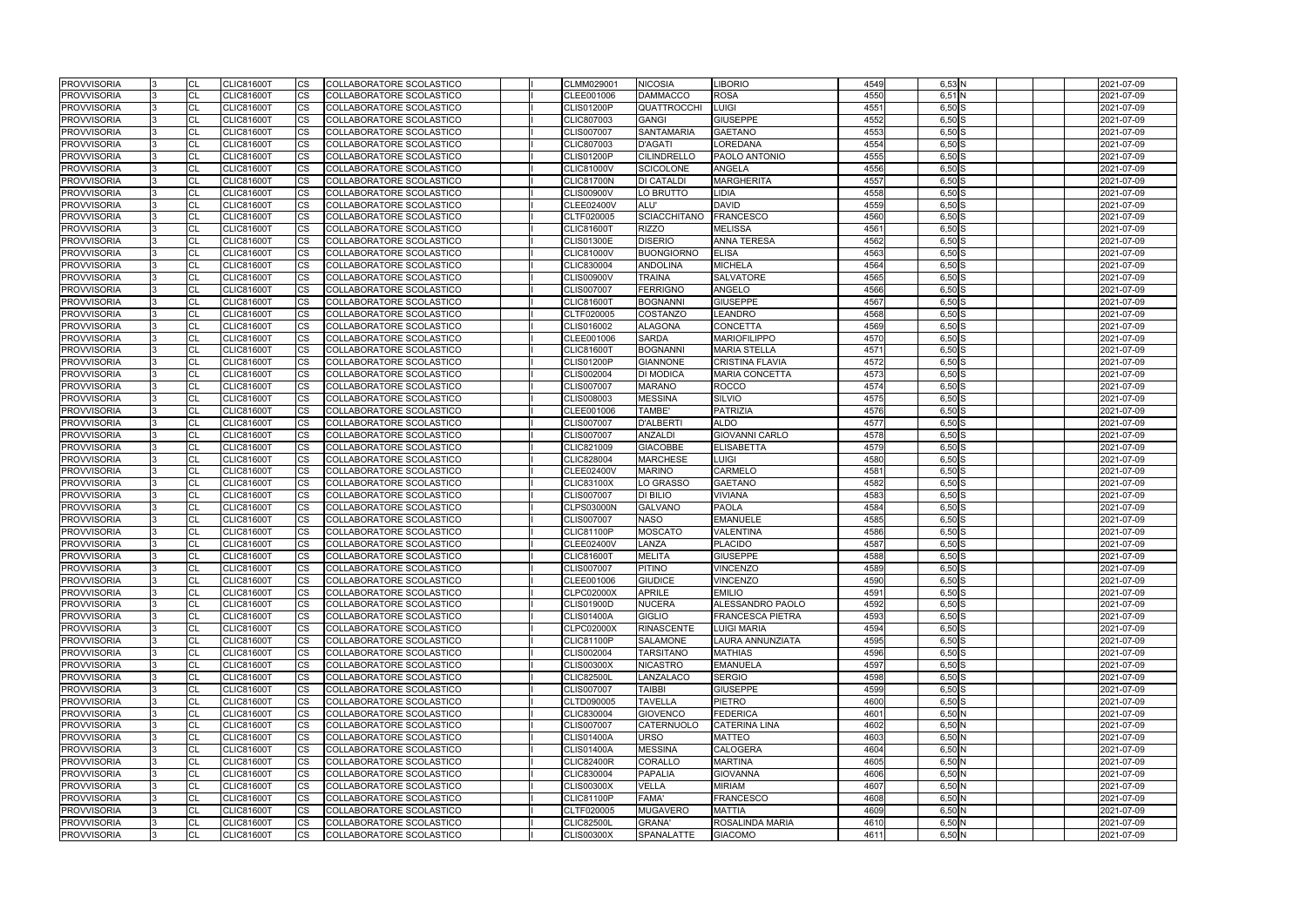| | | | | | | | | | | | | | | | | |
|---|---|---|---|---|---|---|---|---|---|---|---|---|---|---|---|---|
| PROVVISORIA | 3 | CL | CLIC81600T | CS | COLLABORATORE SCOLASTICO | | I | CLMM029001 | NICOSIA | LIBORIO | 4549 | 6,53 | N | | | 2021-07-09 |
| PROVVISORIA | 3 | CL | CLIC81600T | CS | COLLABORATORE SCOLASTICO | | I | CLEE001006 | DAMMACCO | ROSA | 4550 | 6,51 | N | | | 2021-07-09 |
| PROVVISORIA | 3 | CL | CLIC81600T | CS | COLLABORATORE SCOLASTICO | | I | CLIS01200P | QUATTROCCHI | LUIGI | 4551 | 6,50 | S | | | 2021-07-09 |
| PROVVISORIA | 3 | CL | CLIC81600T | CS | COLLABORATORE SCOLASTICO | | I | CLIC807003 | GANGI | GIUSEPPE | 4552 | 6,50 | S | | | 2021-07-09 |
| PROVVISORIA | 3 | CL | CLIC81600T | CS | COLLABORATORE SCOLASTICO | | I | CLIS007007 | SANTAMARIA | GAETANO | 4553 | 6,50 | S | | | 2021-07-09 |
| PROVVISORIA | 3 | CL | CLIC81600T | CS | COLLABORATORE SCOLASTICO | | I | CLIC807003 | D'AGATI | LOREDANA | 4554 | 6,50 | S | | | 2021-07-09 |
| PROVVISORIA | 3 | CL | CLIC81600T | CS | COLLABORATORE SCOLASTICO | | I | CLIS01200P | CILINDRELLO | PAOLO ANTONIO | 4555 | 6,50 | S | | | 2021-07-09 |
| PROVVISORIA | 3 | CL | CLIC81600T | CS | COLLABORATORE SCOLASTICO | | I | CLIC81000V | SCICOLONE | ANGELA | 4556 | 6,50 | S | | | 2021-07-09 |
| PROVVISORIA | 3 | CL | CLIC81600T | CS | COLLABORATORE SCOLASTICO | | I | CLIC81700N | DI CATALDI | MARGHERITA | 4557 | 6,50 | S | | | 2021-07-09 |
| PROVVISORIA | 3 | CL | CLIC81600T | CS | COLLABORATORE SCOLASTICO | | I | CLIS00900V | LO BRUTTO | LIDIA | 4558 | 6,50 | S | | | 2021-07-09 |
| PROVVISORIA | 3 | CL | CLIC81600T | CS | COLLABORATORE SCOLASTICO | | I | CLEE02400V | ALU' | DAVID | 4559 | 6,50 | S | | | 2021-07-09 |
| PROVVISORIA | 3 | CL | CLIC81600T | CS | COLLABORATORE SCOLASTICO | | I | CLTF020005 | SCIACCHITANO | FRANCESCO | 4560 | 6,50 | S | | | 2021-07-09 |
| PROVVISORIA | 3 | CL | CLIC81600T | CS | COLLABORATORE SCOLASTICO | | I | CLIC81600T | RIZZO | MELISSA | 4561 | 6,50 | S | | | 2021-07-09 |
| PROVVISORIA | 3 | CL | CLIC81600T | CS | COLLABORATORE SCOLASTICO | | I | CLIS01300E | DISERIO | ANNA TERESA | 4562 | 6,50 | S | | | 2021-07-09 |
| PROVVISORIA | 3 | CL | CLIC81600T | CS | COLLABORATORE SCOLASTICO | | I | CLIC81000V | BUONGIORNO | ELISA | 4563 | 6,50 | S | | | 2021-07-09 |
| PROVVISORIA | 3 | CL | CLIC81600T | CS | COLLABORATORE SCOLASTICO | | I | CLIC830004 | ANDOLINA | MICHELA | 4564 | 6,50 | S | | | 2021-07-09 |
| PROVVISORIA | 3 | CL | CLIC81600T | CS | COLLABORATORE SCOLASTICO | | I | CLIS00900V | TRAINA | SALVATORE | 4565 | 6,50 | S | | | 2021-07-09 |
| PROVVISORIA | 3 | CL | CLIC81600T | CS | COLLABORATORE SCOLASTICO | | I | CLIS007007 | FERRIGNO | ANGELO | 4566 | 6,50 | S | | | 2021-07-09 |
| PROVVISORIA | 3 | CL | CLIC81600T | CS | COLLABORATORE SCOLASTICO | | I | CLIC81600T | BOGNANNI | GIUSEPPE | 4567 | 6,50 | S | | | 2021-07-09 |
| PROVVISORIA | 3 | CL | CLIC81600T | CS | COLLABORATORE SCOLASTICO | | I | CLTF020005 | COSTANZO | LEANDRO | 4568 | 6,50 | S | | | 2021-07-09 |
| PROVVISORIA | 3 | CL | CLIC81600T | CS | COLLABORATORE SCOLASTICO | | I | CLIS016002 | ALAGONA | CONCETTA | 4569 | 6,50 | S | | | 2021-07-09 |
| PROVVISORIA | 3 | CL | CLIC81600T | CS | COLLABORATORE SCOLASTICO | | I | CLEE001006 | SARDA | MARIOFILIPPO | 4570 | 6,50 | S | | | 2021-07-09 |
| PROVVISORIA | 3 | CL | CLIC81600T | CS | COLLABORATORE SCOLASTICO | | I | CLIC81600T | BOGNANNI | MARIA STELLA | 4571 | 6,50 | S | | | 2021-07-09 |
| PROVVISORIA | 3 | CL | CLIC81600T | CS | COLLABORATORE SCOLASTICO | | I | CLIS01200P | GIANNONE | CRISTINA FLAVIA | 4572 | 6,50 | S | | | 2021-07-09 |
| PROVVISORIA | 3 | CL | CLIC81600T | CS | COLLABORATORE SCOLASTICO | | I | CLIS002004 | DI MODICA | MARIA CONCETTA | 4573 | 6,50 | S | | | 2021-07-09 |
| PROVVISORIA | 3 | CL | CLIC81600T | CS | COLLABORATORE SCOLASTICO | | I | CLIS007007 | MARANO | ROCCO | 4574 | 6,50 | S | | | 2021-07-09 |
| PROVVISORIA | 3 | CL | CLIC81600T | CS | COLLABORATORE SCOLASTICO | | I | CLIS008003 | MESSINA | SILVIO | 4575 | 6,50 | S | | | 2021-07-09 |
| PROVVISORIA | 3 | CL | CLIC81600T | CS | COLLABORATORE SCOLASTICO | | I | CLEE001006 | TAMBE' | PATRIZIA | 4576 | 6,50 | S | | | 2021-07-09 |
| PROVVISORIA | 3 | CL | CLIC81600T | CS | COLLABORATORE SCOLASTICO | | I | CLIS007007 | D'ALBERTI | ALDO | 4577 | 6,50 | S | | | 2021-07-09 |
| PROVVISORIA | 3 | CL | CLIC81600T | CS | COLLABORATORE SCOLASTICO | | I | CLIS007007 | ANZALDI | GIOVANNI CARLO | 4578 | 6,50 | S | | | 2021-07-09 |
| PROVVISORIA | 3 | CL | CLIC81600T | CS | COLLABORATORE SCOLASTICO | | I | CLIC821009 | GIACOBBE | ELISABETTA | 4579 | 6,50 | S | | | 2021-07-09 |
| PROVVISORIA | 3 | CL | CLIC81600T | CS | COLLABORATORE SCOLASTICO | | I | CLIC828004 | MARCHESE | LUIGI | 4580 | 6,50 | S | | | 2021-07-09 |
| PROVVISORIA | 3 | CL | CLIC81600T | CS | COLLABORATORE SCOLASTICO | | I | CLEE02400V | MARINO | CARMELO | 4581 | 6,50 | S | | | 2021-07-09 |
| PROVVISORIA | 3 | CL | CLIC81600T | CS | COLLABORATORE SCOLASTICO | | I | CLIC83100X | LO GRASSO | GAETANO | 4582 | 6,50 | S | | | 2021-07-09 |
| PROVVISORIA | 3 | CL | CLIC81600T | CS | COLLABORATORE SCOLASTICO | | I | CLIS007007 | DI BILIO | VIVIANA | 4583 | 6,50 | S | | | 2021-07-09 |
| PROVVISORIA | 3 | CL | CLIC81600T | CS | COLLABORATORE SCOLASTICO | | I | CLPS03000N | GALVANO | PAOLA | 4584 | 6,50 | S | | | 2021-07-09 |
| PROVVISORIA | 3 | CL | CLIC81600T | CS | COLLABORATORE SCOLASTICO | | I | CLIS007007 | NASO | EMANUELE | 4585 | 6,50 | S | | | 2021-07-09 |
| PROVVISORIA | 3 | CL | CLIC81600T | CS | COLLABORATORE SCOLASTICO | | I | CLIC81100P | MOSCATO | VALENTINA | 4586 | 6,50 | S | | | 2021-07-09 |
| PROVVISORIA | 3 | CL | CLIC81600T | CS | COLLABORATORE SCOLASTICO | | I | CLEE02400V | LANZA | PLACIDO | 4587 | 6,50 | S | | | 2021-07-09 |
| PROVVISORIA | 3 | CL | CLIC81600T | CS | COLLABORATORE SCOLASTICO | | I | CLIC81600T | MELITA | GIUSEPPE | 4588 | 6,50 | S | | | 2021-07-09 |
| PROVVISORIA | 3 | CL | CLIC81600T | CS | COLLABORATORE SCOLASTICO | | I | CLIS007007 | PITINO | VINCENZO | 4589 | 6,50 | S | | | 2021-07-09 |
| PROVVISORIA | 3 | CL | CLIC81600T | CS | COLLABORATORE SCOLASTICO | | I | CLEE001006 | GIUDICE | VINCENZO | 4590 | 6,50 | S | | | 2021-07-09 |
| PROVVISORIA | 3 | CL | CLIC81600T | CS | COLLABORATORE SCOLASTICO | | I | CLPC02000X | APRILE | EMILIO | 4591 | 6,50 | S | | | 2021-07-09 |
| PROVVISORIA | 3 | CL | CLIC81600T | CS | COLLABORATORE SCOLASTICO | | I | CLIS01900D | NUCERA | ALESSANDRO PAOLO | 4592 | 6,50 | S | | | 2021-07-09 |
| PROVVISORIA | 3 | CL | CLIC81600T | CS | COLLABORATORE SCOLASTICO | | I | CLIS01400A | GIGLIO | FRANCESCA PIETRA | 4593 | 6,50 | S | | | 2021-07-09 |
| PROVVISORIA | 3 | CL | CLIC81600T | CS | COLLABORATORE SCOLASTICO | | I | CLPC02000X | RINASCENTE | LUIGI MARIA | 4594 | 6,50 | S | | | 2021-07-09 |
| PROVVISORIA | 3 | CL | CLIC81600T | CS | COLLABORATORE SCOLASTICO | | I | CLIC81100P | SALAMONE | LAURA ANNUNZIATA | 4595 | 6,50 | S | | | 2021-07-09 |
| PROVVISORIA | 3 | CL | CLIC81600T | CS | COLLABORATORE SCOLASTICO | | I | CLIS002004 | TARSITANO | MATHIAS | 4596 | 6,50 | S | | | 2021-07-09 |
| PROVVISORIA | 3 | CL | CLIC81600T | CS | COLLABORATORE SCOLASTICO | | I | CLIS00300X | NICASTRO | EMANUELA | 4597 | 6,50 | S | | | 2021-07-09 |
| PROVVISORIA | 3 | CL | CLIC81600T | CS | COLLABORATORE SCOLASTICO | | I | CLIC82500L | LANZALACO | SERGIO | 4598 | 6,50 | S | | | 2021-07-09 |
| PROVVISORIA | 3 | CL | CLIC81600T | CS | COLLABORATORE SCOLASTICO | | I | CLIS007007 | TAIBBI | GIUSEPPE | 4599 | 6,50 | S | | | 2021-07-09 |
| PROVVISORIA | 3 | CL | CLIC81600T | CS | COLLABORATORE SCOLASTICO | | I | CLTD090005 | TAVELLA | PIETRO | 4600 | 6,50 | S | | | 2021-07-09 |
| PROVVISORIA | 3 | CL | CLIC81600T | CS | COLLABORATORE SCOLASTICO | | I | CLIC830004 | GIOVENCO | FEDERICA | 4601 | 6,50 | N | | | 2021-07-09 |
| PROVVISORIA | 3 | CL | CLIC81600T | CS | COLLABORATORE SCOLASTICO | | I | CLIS007007 | CATERNUOLO | CATERINA LINA | 4602 | 6,50 | N | | | 2021-07-09 |
| PROVVISORIA | 3 | CL | CLIC81600T | CS | COLLABORATORE SCOLASTICO | | I | CLIS01400A | URSO | MATTEO | 4603 | 6,50 | N | | | 2021-07-09 |
| PROVVISORIA | 3 | CL | CLIC81600T | CS | COLLABORATORE SCOLASTICO | | I | CLIS01400A | MESSINA | CALOGERA | 4604 | 6,50 | N | | | 2021-07-09 |
| PROVVISORIA | 3 | CL | CLIC81600T | CS | COLLABORATORE SCOLASTICO | | I | CLIC82400R | CORALLO | MARTINA | 4605 | 6,50 | N | | | 2021-07-09 |
| PROVVISORIA | 3 | CL | CLIC81600T | CS | COLLABORATORE SCOLASTICO | | I | CLIC830004 | PAPALIA | GIOVANNA | 4606 | 6,50 | N | | | 2021-07-09 |
| PROVVISORIA | 3 | CL | CLIC81600T | CS | COLLABORATORE SCOLASTICO | | I | CLIS00300X | VELLA | MIRIAM | 4607 | 6,50 | N | | | 2021-07-09 |
| PROVVISORIA | 3 | CL | CLIC81600T | CS | COLLABORATORE SCOLASTICO | | I | CLIC81100P | FAMA' | FRANCESCO | 4608 | 6,50 | N | | | 2021-07-09 |
| PROVVISORIA | 3 | CL | CLIC81600T | CS | COLLABORATORE SCOLASTICO | | I | CLTF020005 | MUGAVERO | MATTIA | 4609 | 6,50 | N | | | 2021-07-09 |
| PROVVISORIA | 3 | CL | CLIC81600T | CS | COLLABORATORE SCOLASTICO | | I | CLIC82500L | GRANA' | ROSALINDA MARIA | 4610 | 6,50 | N | | | 2021-07-09 |
| PROVVISORIA | 3 | CL | CLIC81600T | CS | COLLABORATORE SCOLASTICO | | I | CLIS00300X | SPANALATTE | GIACOMO | 4611 | 6,50 | N | | | 2021-07-09 |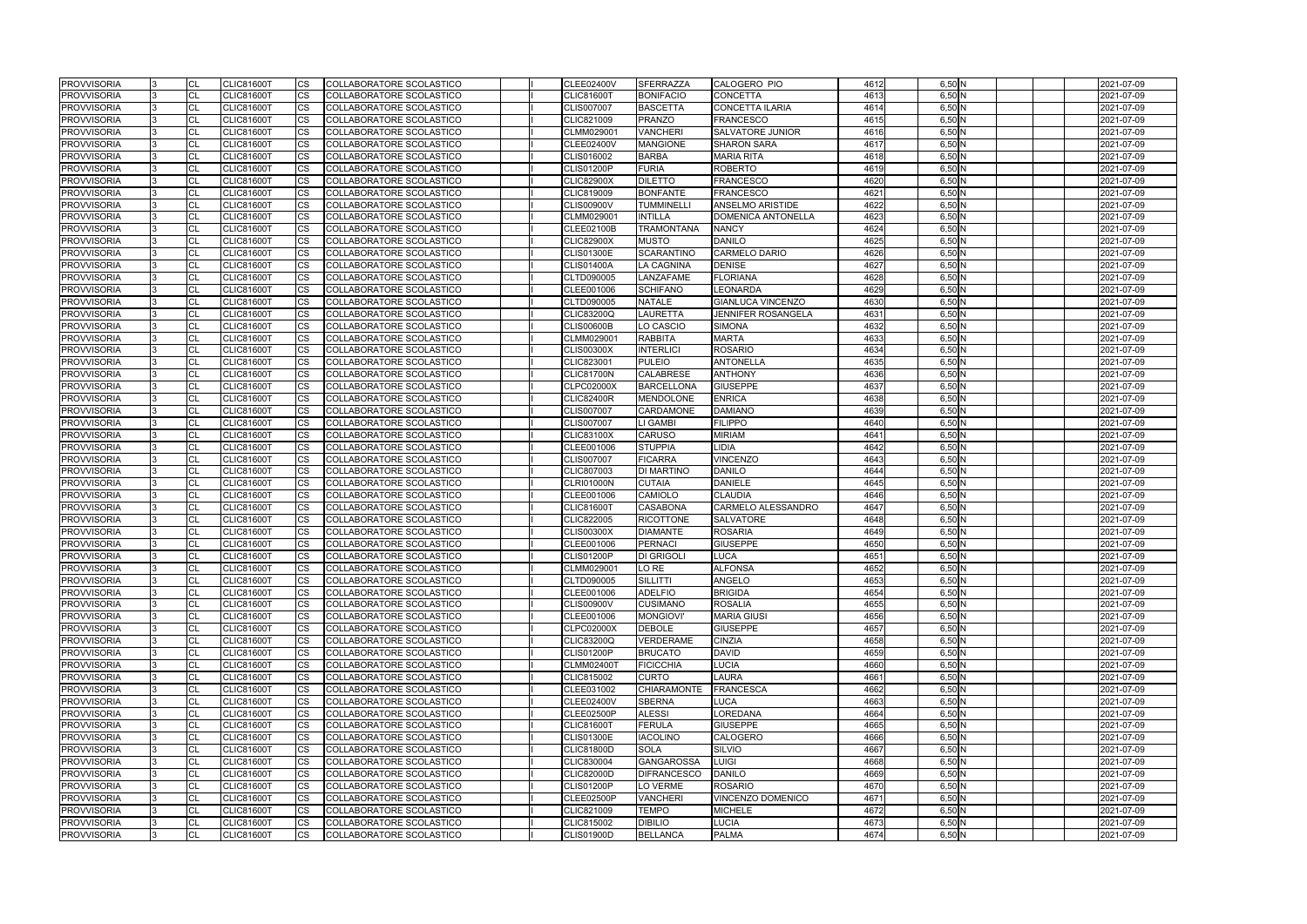| | | | | | | | | | | | | | | | | |
|---|---|---|---|---|---|---|---|---|---|---|---|---|---|---|---|---|
| PROVVISORIA | 3 | CL | CLIC81600T | CS | COLLABORATORE SCOLASTICO | | I | CLEE02400V | SFERRAZZA | CALOGERO PIO | 4612 | 6,50 | N | | | 2021-07-09 |
| PROVVISORIA | 3 | CL | CLIC81600T | CS | COLLABORATORE SCOLASTICO | | I | CLIC81600T | BONIFACIO | CONCETTA | 4613 | 6,50 | N | | | 2021-07-09 |
| PROVVISORIA | 3 | CL | CLIC81600T | CS | COLLABORATORE SCOLASTICO | | I | CLIS007007 | BASCETTA | CONCETTA ILARIA | 4614 | 6,50 | N | | | 2021-07-09 |
| PROVVISORIA | 3 | CL | CLIC81600T | CS | COLLABORATORE SCOLASTICO | | I | CLIC821009 | PRANZO | FRANCESCO | 4615 | 6,50 | N | | | 2021-07-09 |
| PROVVISORIA | 3 | CL | CLIC81600T | CS | COLLABORATORE SCOLASTICO | | I | CLMM029001 | VANCHERI | SALVATORE JUNIOR | 4616 | 6,50 | N | | | 2021-07-09 |
| PROVVISORIA | 3 | CL | CLIC81600T | CS | COLLABORATORE SCOLASTICO | | I | CLEE02400V | MANGIONE | SHARON SARA | 4617 | 6,50 | N | | | 2021-07-09 |
| PROVVISORIA | 3 | CL | CLIC81600T | CS | COLLABORATORE SCOLASTICO | | I | CLIS016002 | BARBA | MARIA RITA | 4618 | 6,50 | N | | | 2021-07-09 |
| PROVVISORIA | 3 | CL | CLIC81600T | CS | COLLABORATORE SCOLASTICO | | I | CLIS01200P | FURIA | ROBERTO | 4619 | 6,50 | N | | | 2021-07-09 |
| PROVVISORIA | 3 | CL | CLIC81600T | CS | COLLABORATORE SCOLASTICO | | I | CLIC82900X | DILETTO | FRANCESCO | 4620 | 6,50 | N | | | 2021-07-09 |
| PROVVISORIA | 3 | CL | CLIC81600T | CS | COLLABORATORE SCOLASTICO | | I | CLIC819009 | BONFANTE | FRANCESCO | 4621 | 6,50 | N | | | 2021-07-09 |
| PROVVISORIA | 3 | CL | CLIC81600T | CS | COLLABORATORE SCOLASTICO | | I | CLIS00900V | TUMMINELLI | ANSELMO ARISTIDE | 4622 | 6,50 | N | | | 2021-07-09 |
| PROVVISORIA | 3 | CL | CLIC81600T | CS | COLLABORATORE SCOLASTICO | | I | CLMM029001 | INTILLA | DOMENICA ANTONELLA | 4623 | 6,50 | N | | | 2021-07-09 |
| PROVVISORIA | 3 | CL | CLIC81600T | CS | COLLABORATORE SCOLASTICO | | I | CLEE02100B | TRAMONTANA | NANCY | 4624 | 6,50 | N | | | 2021-07-09 |
| PROVVISORIA | 3 | CL | CLIC81600T | CS | COLLABORATORE SCOLASTICO | | I | CLIC82900X | MUSTO | DANILO | 4625 | 6,50 | N | | | 2021-07-09 |
| PROVVISORIA | 3 | CL | CLIC81600T | CS | COLLABORATORE SCOLASTICO | | I | CLIS01300E | SCARANTINO | CARMELO DARIO | 4626 | 6,50 | N | | | 2021-07-09 |
| PROVVISORIA | 3 | CL | CLIC81600T | CS | COLLABORATORE SCOLASTICO | | I | CLIS01400A | LA CAGNINA | DENISE | 4627 | 6,50 | N | | | 2021-07-09 |
| PROVVISORIA | 3 | CL | CLIC81600T | CS | COLLABORATORE SCOLASTICO | | I | CLTD090005 | LANZAFAME | FLORIANA | 4628 | 6,50 | N | | | 2021-07-09 |
| PROVVISORIA | 3 | CL | CLIC81600T | CS | COLLABORATORE SCOLASTICO | | I | CLEE001006 | SCHIFANO | LEONARDA | 4629 | 6,50 | N | | | 2021-07-09 |
| PROVVISORIA | 3 | CL | CLIC81600T | CS | COLLABORATORE SCOLASTICO | | I | CLTD090005 | NATALE | GIANLUCA VINCENZO | 4630 | 6,50 | N | | | 2021-07-09 |
| PROVVISORIA | 3 | CL | CLIC81600T | CS | COLLABORATORE SCOLASTICO | | I | CLIC83200Q | LAURETTA | JENNIFER ROSANGELA | 4631 | 6,50 | N | | | 2021-07-09 |
| PROVVISORIA | 3 | CL | CLIC81600T | CS | COLLABORATORE SCOLASTICO | | I | CLIS00600B | LO CASCIO | SIMONA | 4632 | 6,50 | N | | | 2021-07-09 |
| PROVVISORIA | 3 | CL | CLIC81600T | CS | COLLABORATORE SCOLASTICO | | I | CLMM029001 | RABBITA | MARTA | 4633 | 6,50 | N | | | 2021-07-09 |
| PROVVISORIA | 3 | CL | CLIC81600T | CS | COLLABORATORE SCOLASTICO | | I | CLIS00300X | INTERLICI | ROSARIO | 4634 | 6,50 | N | | | 2021-07-09 |
| PROVVISORIA | 3 | CL | CLIC81600T | CS | COLLABORATORE SCOLASTICO | | I | CLIC823001 | PULEIO | ANTONELLA | 4635 | 6,50 | N | | | 2021-07-09 |
| PROVVISORIA | 3 | CL | CLIC81600T | CS | COLLABORATORE SCOLASTICO | | I | CLIC81700N | CALABRESE | ANTHONY | 4636 | 6,50 | N | | | 2021-07-09 |
| PROVVISORIA | 3 | CL | CLIC81600T | CS | COLLABORATORE SCOLASTICO | | I | CLPC02000X | BARCELLONA | GIUSEPPE | 4637 | 6,50 | N | | | 2021-07-09 |
| PROVVISORIA | 3 | CL | CLIC81600T | CS | COLLABORATORE SCOLASTICO | | I | CLIC82400R | MENDOLONE | ENRICA | 4638 | 6,50 | N | | | 2021-07-09 |
| PROVVISORIA | 3 | CL | CLIC81600T | CS | COLLABORATORE SCOLASTICO | | I | CLIS007007 | CARDAMONE | DAMIANO | 4639 | 6,50 | N | | | 2021-07-09 |
| PROVVISORIA | 3 | CL | CLIC81600T | CS | COLLABORATORE SCOLASTICO | | I | CLIS007007 | LI GAMBI | FILIPPO | 4640 | 6,50 | N | | | 2021-07-09 |
| PROVVISORIA | 3 | CL | CLIC81600T | CS | COLLABORATORE SCOLASTICO | | I | CLIC83100X | CARUSO | MIRIAM | 4641 | 6,50 | N | | | 2021-07-09 |
| PROVVISORIA | 3 | CL | CLIC81600T | CS | COLLABORATORE SCOLASTICO | | I | CLEE001006 | STUPPIA | LIDIA | 4642 | 6,50 | N | | | 2021-07-09 |
| PROVVISORIA | 3 | CL | CLIC81600T | CS | COLLABORATORE SCOLASTICO | | I | CLIS007007 | FICARRA | VINCENZO | 4643 | 6,50 | N | | | 2021-07-09 |
| PROVVISORIA | 3 | CL | CLIC81600T | CS | COLLABORATORE SCOLASTICO | | I | CLIC807003 | DI MARTINO | DANILO | 4644 | 6,50 | N | | | 2021-07-09 |
| PROVVISORIA | 3 | CL | CLIC81600T | CS | COLLABORATORE SCOLASTICO | | I | CLRI01000N | CUTAIA | DANIELE | 4645 | 6,50 | N | | | 2021-07-09 |
| PROVVISORIA | 3 | CL | CLIC81600T | CS | COLLABORATORE SCOLASTICO | | I | CLEE001006 | CAMIOLO | CLAUDIA | 4646 | 6,50 | N | | | 2021-07-09 |
| PROVVISORIA | 3 | CL | CLIC81600T | CS | COLLABORATORE SCOLASTICO | | I | CLIC81600T | CASABONA | CARMELO ALESSANDRO | 4647 | 6,50 | N | | | 2021-07-09 |
| PROVVISORIA | 3 | CL | CLIC81600T | CS | COLLABORATORE SCOLASTICO | | I | CLIC822005 | RICOTTONE | SALVATORE | 4648 | 6,50 | N | | | 2021-07-09 |
| PROVVISORIA | 3 | CL | CLIC81600T | CS | COLLABORATORE SCOLASTICO | | I | CLIS00300X | DIAMANTE | ROSARIA | 4649 | 6,50 | N | | | 2021-07-09 |
| PROVVISORIA | 3 | CL | CLIC81600T | CS | COLLABORATORE SCOLASTICO | | I | CLEE001006 | PERNACI | GIUSEPPE | 4650 | 6,50 | N | | | 2021-07-09 |
| PROVVISORIA | 3 | CL | CLIC81600T | CS | COLLABORATORE SCOLASTICO | | I | CLIS01200P | DI GRIGOLI | LUCA | 4651 | 6,50 | N | | | 2021-07-09 |
| PROVVISORIA | 3 | CL | CLIC81600T | CS | COLLABORATORE SCOLASTICO | | I | CLMM029001 | LO RE | ALFONSA | 4652 | 6,50 | N | | | 2021-07-09 |
| PROVVISORIA | 3 | CL | CLIC81600T | CS | COLLABORATORE SCOLASTICO | | I | CLTD090005 | SILLITTI | ANGELO | 4653 | 6,50 | N | | | 2021-07-09 |
| PROVVISORIA | 3 | CL | CLIC81600T | CS | COLLABORATORE SCOLASTICO | | I | CLEE001006 | ADELFIO | BRIGIDA | 4654 | 6,50 | N | | | 2021-07-09 |
| PROVVISORIA | 3 | CL | CLIC81600T | CS | COLLABORATORE SCOLASTICO | | I | CLIS00900V | CUSIMANO | ROSALIA | 4655 | 6,50 | N | | | 2021-07-09 |
| PROVVISORIA | 3 | CL | CLIC81600T | CS | COLLABORATORE SCOLASTICO | | I | CLEE001006 | MONGIOVI' | MARIA GIUSI | 4656 | 6,50 | N | | | 2021-07-09 |
| PROVVISORIA | 3 | CL | CLIC81600T | CS | COLLABORATORE SCOLASTICO | | I | CLPC02000X | DEBOLE | GIUSEPPE | 4657 | 6,50 | N | | | 2021-07-09 |
| PROVVISORIA | 3 | CL | CLIC81600T | CS | COLLABORATORE SCOLASTICO | | I | CLIC83200Q | VERDERAME | CINZIA | 4658 | 6,50 | N | | | 2021-07-09 |
| PROVVISORIA | 3 | CL | CLIC81600T | CS | COLLABORATORE SCOLASTICO | | I | CLIS01200P | BRUCATO | DAVID | 4659 | 6,50 | N | | | 2021-07-09 |
| PROVVISORIA | 3 | CL | CLIC81600T | CS | COLLABORATORE SCOLASTICO | | I | CLMM02400T | FICICCHIA | LUCIA | 4660 | 6,50 | N | | | 2021-07-09 |
| PROVVISORIA | 3 | CL | CLIC81600T | CS | COLLABORATORE SCOLASTICO | | I | CLIC815002 | CURTO | LAURA | 4661 | 6,50 | N | | | 2021-07-09 |
| PROVVISORIA | 3 | CL | CLIC81600T | CS | COLLABORATORE SCOLASTICO | | I | CLEE031002 | CHIARAMONTE | FRANCESCA | 4662 | 6,50 | N | | | 2021-07-09 |
| PROVVISORIA | 3 | CL | CLIC81600T | CS | COLLABORATORE SCOLASTICO | | I | CLEE02400V | SBERNA | LUCA | 4663 | 6,50 | N | | | 2021-07-09 |
| PROVVISORIA | 3 | CL | CLIC81600T | CS | COLLABORATORE SCOLASTICO | | I | CLEE02500P | ALESSI | LOREDANA | 4664 | 6,50 | N | | | 2021-07-09 |
| PROVVISORIA | 3 | CL | CLIC81600T | CS | COLLABORATORE SCOLASTICO | | I | CLIC81600T | FERULA | GIUSEPPE | 4665 | 6,50 | N | | | 2021-07-09 |
| PROVVISORIA | 3 | CL | CLIC81600T | CS | COLLABORATORE SCOLASTICO | | I | CLIS01300E | IACOLINO | CALOGERO | 4666 | 6,50 | N | | | 2021-07-09 |
| PROVVISORIA | 3 | CL | CLIC81600T | CS | COLLABORATORE SCOLASTICO | | I | CLIC81800D | SOLA | SILVIO | 4667 | 6,50 | N | | | 2021-07-09 |
| PROVVISORIA | 3 | CL | CLIC81600T | CS | COLLABORATORE SCOLASTICO | | I | CLIC830004 | GANGAROSSA | LUIGI | 4668 | 6,50 | N | | | 2021-07-09 |
| PROVVISORIA | 3 | CL | CLIC81600T | CS | COLLABORATORE SCOLASTICO | | I | CLIC82000D | DIFRANCESCO | DANILO | 4669 | 6,50 | N | | | 2021-07-09 |
| PROVVISORIA | 3 | CL | CLIC81600T | CS | COLLABORATORE SCOLASTICO | | I | CLIS01200P | LO VERME | ROSARIO | 4670 | 6,50 | N | | | 2021-07-09 |
| PROVVISORIA | 3 | CL | CLIC81600T | CS | COLLABORATORE SCOLASTICO | | I | CLEE02500P | VANCHERI | VINCENZO DOMENICO | 4671 | 6,50 | N | | | 2021-07-09 |
| PROVVISORIA | 3 | CL | CLIC81600T | CS | COLLABORATORE SCOLASTICO | | I | CLIC821009 | TEMPO | MICHELE | 4672 | 6,50 | N | | | 2021-07-09 |
| PROVVISORIA | 3 | CL | CLIC81600T | CS | COLLABORATORE SCOLASTICO | | I | CLIC815002 | DIBILIO | LUCIA | 4673 | 6,50 | N | | | 2021-07-09 |
| PROVVISORIA | 3 | CL | CLIC81600T | CS | COLLABORATORE SCOLASTICO | | I | CLIS01900D | BELLANCA | PALMA | 4674 | 6,50 | N | | | 2021-07-09 |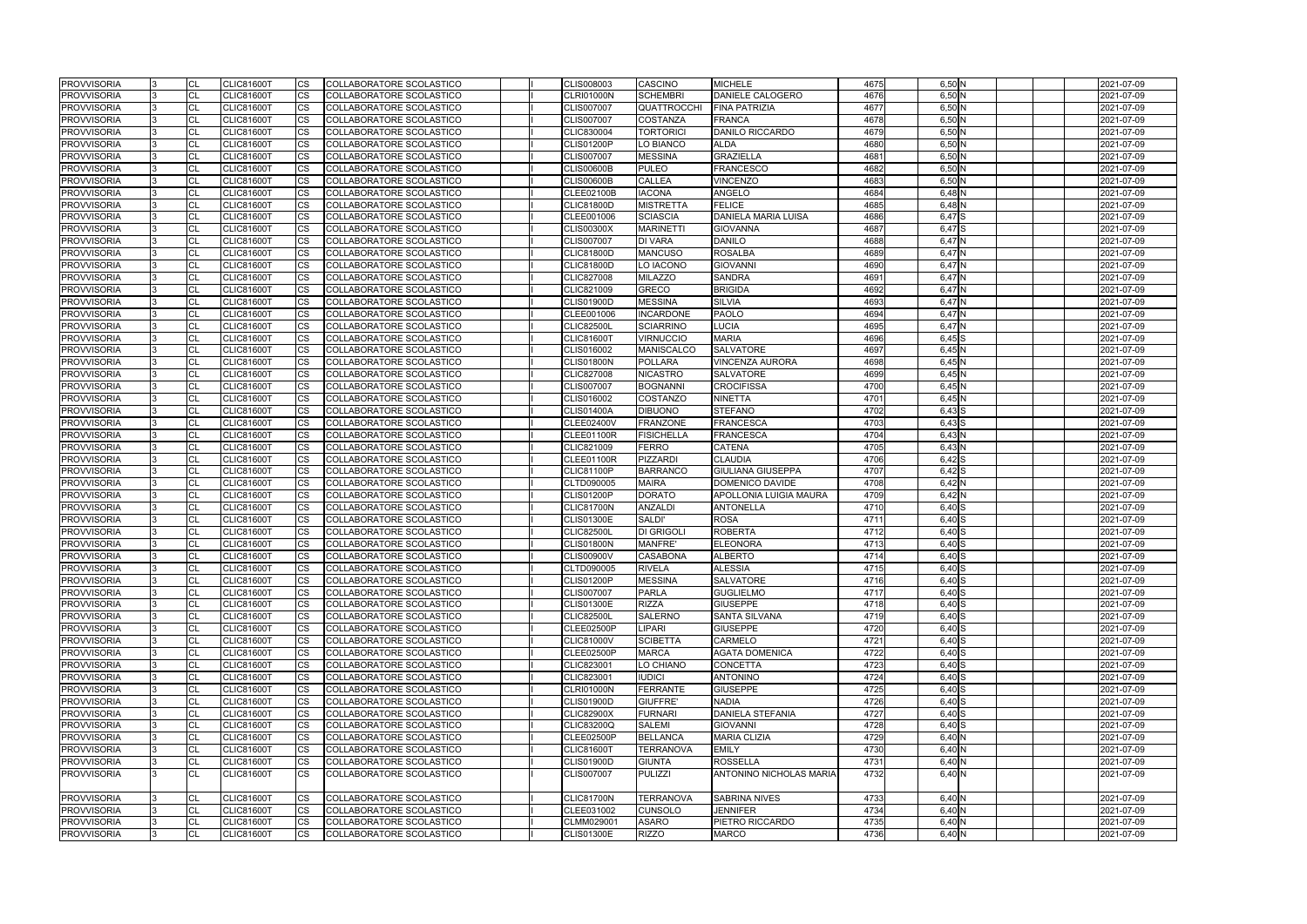| | | | | | | | | | | | | | | | | |
|---|---|---|---|---|---|---|---|---|---|---|---|---|---|---|---|---|
| PROVVISORIA | 3 | CL | CLIC81600T | CS | COLLABORATORE SCOLASTICO | | I | CLIS008003 | CASCINO | MICHELE | 4675 | 6,50 | N | | | 2021-07-09 |
| PROVVISORIA | 3 | CL | CLIC81600T | CS | COLLABORATORE SCOLASTICO | | I | CLRI01000N | SCHEMBRI | DANIELE CALOGERO | 4676 | 6,50 | N | | | 2021-07-09 |
| PROVVISORIA | 3 | CL | CLIC81600T | CS | COLLABORATORE SCOLASTICO | | I | CLIS007007 | QUATTROCCHI | FINA PATRIZIA | 4677 | 6,50 | N | | | 2021-07-09 |
| PROVVISORIA | 3 | CL | CLIC81600T | CS | COLLABORATORE SCOLASTICO | | I | CLIS007007 | COSTANZA | FRANCA | 4678 | 6,50 | N | | | 2021-07-09 |
| PROVVISORIA | 3 | CL | CLIC81600T | CS | COLLABORATORE SCOLASTICO | | I | CLIC830004 | TORTORICI | DANILO RICCARDO | 4679 | 6,50 | N | | | 2021-07-09 |
| PROVVISORIA | 3 | CL | CLIC81600T | CS | COLLABORATORE SCOLASTICO | | I | CLIS01200P | LO BIANCO | ALDA | 4680 | 6,50 | N | | | 2021-07-09 |
| PROVVISORIA | 3 | CL | CLIC81600T | CS | COLLABORATORE SCOLASTICO | | I | CLIS007007 | MESSINA | GRAZIELLA | 4681 | 6,50 | N | | | 2021-07-09 |
| PROVVISORIA | 3 | CL | CLIC81600T | CS | COLLABORATORE SCOLASTICO | | I | CLIS00600B | PULEO | FRANCESCO | 4682 | 6,50 | N | | | 2021-07-09 |
| PROVVISORIA | 3 | CL | CLIC81600T | CS | COLLABORATORE SCOLASTICO | | I | CLIS00600B | CALLEA | VINCENZO | 4683 | 6,50 | N | | | 2021-07-09 |
| PROVVISORIA | 3 | CL | CLIC81600T | CS | COLLABORATORE SCOLASTICO | | I | CLEE02100B | IACONA | ANGELO | 4684 | 6,48 | N | | | 2021-07-09 |
| PROVVISORIA | 3 | CL | CLIC81600T | CS | COLLABORATORE SCOLASTICO | | I | CLIC81800D | MISTRETTA | FELICE | 4685 | 6,48 | N | | | 2021-07-09 |
| PROVVISORIA | 3 | CL | CLIC81600T | CS | COLLABORATORE SCOLASTICO | | I | CLEE001006 | SCIASCIA | DANIELA MARIA LUISA | 4686 | 6,47 | S | | | 2021-07-09 |
| PROVVISORIA | 3 | CL | CLIC81600T | CS | COLLABORATORE SCOLASTICO | | I | CLIS00300X | MARINETTI | GIOVANNA | 4687 | 6,47 | S | | | 2021-07-09 |
| PROVVISORIA | 3 | CL | CLIC81600T | CS | COLLABORATORE SCOLASTICO | | I | CLIS007007 | DI VARA | DANILO | 4688 | 6,47 | N | | | 2021-07-09 |
| PROVVISORIA | 3 | CL | CLIC81600T | CS | COLLABORATORE SCOLASTICO | | I | CLIC81800D | MANCUSO | ROSALBA | 4689 | 6,47 | N | | | 2021-07-09 |
| PROVVISORIA | 3 | CL | CLIC81600T | CS | COLLABORATORE SCOLASTICO | | I | CLIC81800D | LO IACONO | GIOVANNI | 4690 | 6,47 | N | | | 2021-07-09 |
| PROVVISORIA | 3 | CL | CLIC81600T | CS | COLLABORATORE SCOLASTICO | | I | CLIC827008 | MILAZZO | SANDRA | 4691 | 6,47 | N | | | 2021-07-09 |
| PROVVISORIA | 3 | CL | CLIC81600T | CS | COLLABORATORE SCOLASTICO | | I | CLIC821009 | GRECO | BRIGIDA | 4692 | 6,47 | N | | | 2021-07-09 |
| PROVVISORIA | 3 | CL | CLIC81600T | CS | COLLABORATORE SCOLASTICO | | I | CLIS01900D | MESSINA | SILVIA | 4693 | 6,47 | N | | | 2021-07-09 |
| PROVVISORIA | 3 | CL | CLIC81600T | CS | COLLABORATORE SCOLASTICO | | I | CLEE001006 | INCARDONE | PAOLO | 4694 | 6,47 | N | | | 2021-07-09 |
| PROVVISORIA | 3 | CL | CLIC81600T | CS | COLLABORATORE SCOLASTICO | | I | CLIC82500L | SCIARRINO | LUCIA | 4695 | 6,47 | N | | | 2021-07-09 |
| PROVVISORIA | 3 | CL | CLIC81600T | CS | COLLABORATORE SCOLASTICO | | I | CLIC81600T | VIRNUCCIO | MARIA | 4696 | 6,45 | S | | | 2021-07-09 |
| PROVVISORIA | 3 | CL | CLIC81600T | CS | COLLABORATORE SCOLASTICO | | I | CLIS016002 | MANISCALCO | SALVATORE | 4697 | 6,45 | N | | | 2021-07-09 |
| PROVVISORIA | 3 | CL | CLIC81600T | CS | COLLABORATORE SCOLASTICO | | I | CLIS01800N | POLLARA | VINCENZA AURORA | 4698 | 6,45 | N | | | 2021-07-09 |
| PROVVISORIA | 3 | CL | CLIC81600T | CS | COLLABORATORE SCOLASTICO | | I | CLIC827008 | NICASTRO | SALVATORE | 4699 | 6,45 | N | | | 2021-07-09 |
| PROVVISORIA | 3 | CL | CLIC81600T | CS | COLLABORATORE SCOLASTICO | | I | CLIS007007 | BOGNANNI | CROCIFISSA | 4700 | 6,45 | N | | | 2021-07-09 |
| PROVVISORIA | 3 | CL | CLIC81600T | CS | COLLABORATORE SCOLASTICO | | I | CLIS016002 | COSTANZO | NINETTA | 4701 | 6,45 | N | | | 2021-07-09 |
| PROVVISORIA | 3 | CL | CLIC81600T | CS | COLLABORATORE SCOLASTICO | | I | CLIS01400A | DIBUONO | STEFANO | 4702 | 6,43 | S | | | 2021-07-09 |
| PROVVISORIA | 3 | CL | CLIC81600T | CS | COLLABORATORE SCOLASTICO | | I | CLEE02400V | FRANZONE | FRANCESCA | 4703 | 6,43 | S | | | 2021-07-09 |
| PROVVISORIA | 3 | CL | CLIC81600T | CS | COLLABORATORE SCOLASTICO | | I | CLEE01100R | FISICHELLA | FRANCESCA | 4704 | 6,43 | N | | | 2021-07-09 |
| PROVVISORIA | 3 | CL | CLIC81600T | CS | COLLABORATORE SCOLASTICO | | I | CLIC821009 | FERRO | CATENA | 4705 | 6,43 | N | | | 2021-07-09 |
| PROVVISORIA | 3 | CL | CLIC81600T | CS | COLLABORATORE SCOLASTICO | | I | CLEE01100R | PIZZARDI | CLAUDIA | 4706 | 6,42 | S | | | 2021-07-09 |
| PROVVISORIA | 3 | CL | CLIC81600T | CS | COLLABORATORE SCOLASTICO | | I | CLIC81100P | BARRANCO | GIULIANA GIUSEPPA | 4707 | 6,42 | S | | | 2021-07-09 |
| PROVVISORIA | 3 | CL | CLIC81600T | CS | COLLABORATORE SCOLASTICO | | I | CLTD090005 | MAIRA | DOMENICO DAVIDE | 4708 | 6,42 | N | | | 2021-07-09 |
| PROVVISORIA | 3 | CL | CLIC81600T | CS | COLLABORATORE SCOLASTICO | | I | CLIS01200P | DORATO | APOLLONIA LUIGIA MAURA | 4709 | 6,42 | N | | | 2021-07-09 |
| PROVVISORIA | 3 | CL | CLIC81600T | CS | COLLABORATORE SCOLASTICO | | I | CLIC81700N | ANZALDI | ANTONELLA | 4710 | 6,40 | S | | | 2021-07-09 |
| PROVVISORIA | 3 | CL | CLIC81600T | CS | COLLABORATORE SCOLASTICO | | I | CLIS01300E | SALDI' | ROSA | 4711 | 6,40 | S | | | 2021-07-09 |
| PROVVISORIA | 3 | CL | CLIC81600T | CS | COLLABORATORE SCOLASTICO | | I | CLIC82500L | DI GRIGOLI | ROBERTA | 4712 | 6,40 | S | | | 2021-07-09 |
| PROVVISORIA | 3 | CL | CLIC81600T | CS | COLLABORATORE SCOLASTICO | | I | CLIS01800N | MANFRE' | ELEONORA | 4713 | 6,40 | S | | | 2021-07-09 |
| PROVVISORIA | 3 | CL | CLIC81600T | CS | COLLABORATORE SCOLASTICO | | I | CLIS00900V | CASABONA | ALBERTO | 4714 | 6,40 | S | | | 2021-07-09 |
| PROVVISORIA | 3 | CL | CLIC81600T | CS | COLLABORATORE SCOLASTICO | | I | CLTD090005 | RIVELA | ALESSIA | 4715 | 6,40 | S | | | 2021-07-09 |
| PROVVISORIA | 3 | CL | CLIC81600T | CS | COLLABORATORE SCOLASTICO | | I | CLIS01200P | MESSINA | SALVATORE | 4716 | 6,40 | S | | | 2021-07-09 |
| PROVVISORIA | 3 | CL | CLIC81600T | CS | COLLABORATORE SCOLASTICO | | I | CLIS007007 | PARLA | GUGLIELMO | 4717 | 6,40 | S | | | 2021-07-09 |
| PROVVISORIA | 3 | CL | CLIC81600T | CS | COLLABORATORE SCOLASTICO | | I | CLIS01300E | RIZZA | GIUSEPPE | 4718 | 6,40 | S | | | 2021-07-09 |
| PROVVISORIA | 3 | CL | CLIC81600T | CS | COLLABORATORE SCOLASTICO | | I | CLIC82500L | SALERNO | SANTA SILVANA | 4719 | 6,40 | S | | | 2021-07-09 |
| PROVVISORIA | 3 | CL | CLIC81600T | CS | COLLABORATORE SCOLASTICO | | I | CLEE02500P | LIPARI | GIUSEPPE | 4720 | 6,40 | S | | | 2021-07-09 |
| PROVVISORIA | 3 | CL | CLIC81600T | CS | COLLABORATORE SCOLASTICO | | I | CLIC81000V | SCIBETTA | CARMELO | 4721 | 6,40 | S | | | 2021-07-09 |
| PROVVISORIA | 3 | CL | CLIC81600T | CS | COLLABORATORE SCOLASTICO | | I | CLEE02500P | MARCA | AGATA DOMENICA | 4722 | 6,40 | S | | | 2021-07-09 |
| PROVVISORIA | 3 | CL | CLIC81600T | CS | COLLABORATORE SCOLASTICO | | I | CLIC823001 | LO CHIANO | CONCETTA | 4723 | 6,40 | S | | | 2021-07-09 |
| PROVVISORIA | 3 | CL | CLIC81600T | CS | COLLABORATORE SCOLASTICO | | I | CLIC823001 | IUDICI | ANTONINO | 4724 | 6,40 | S | | | 2021-07-09 |
| PROVVISORIA | 3 | CL | CLIC81600T | CS | COLLABORATORE SCOLASTICO | | I | CLRI01000N | FERRANTE | GIUSEPPE | 4725 | 6,40 | S | | | 2021-07-09 |
| PROVVISORIA | 3 | CL | CLIC81600T | CS | COLLABORATORE SCOLASTICO | | I | CLIS01900D | GIUFFRE' | NADIA | 4726 | 6,40 | S | | | 2021-07-09 |
| PROVVISORIA | 3 | CL | CLIC81600T | CS | COLLABORATORE SCOLASTICO | | I | CLIC82900X | FURNARI | DANIELA STEFANIA | 4727 | 6,40 | S | | | 2021-07-09 |
| PROVVISORIA | 3 | CL | CLIC81600T | CS | COLLABORATORE SCOLASTICO | | I | CLIC83200Q | SALEMI | GIOVANNI | 4728 | 6,40 | S | | | 2021-07-09 |
| PROVVISORIA | 3 | CL | CLIC81600T | CS | COLLABORATORE SCOLASTICO | | I | CLEE02500P | BELLANCA | MARIA CLIZIA | 4729 | 6,40 | N | | | 2021-07-09 |
| PROVVISORIA | 3 | CL | CLIC81600T | CS | COLLABORATORE SCOLASTICO | | I | CLIC81600T | TERRANOVA | EMILY | 4730 | 6,40 | N | | | 2021-07-09 |
| PROVVISORIA | 3 | CL | CLIC81600T | CS | COLLABORATORE SCOLASTICO | | I | CLIS01900D | GIUNTA | ROSSELLA | 4731 | 6,40 | N | | | 2021-07-09 |
| PROVVISORIA | 3 | CL | CLIC81600T | CS | COLLABORATORE SCOLASTICO | | I | CLIS007007 | PULIZZI | ANTONINO NICHOLAS MARIA | 4732 | 6,40 | N | | | 2021-07-09 |
| PROVVISORIA | 3 | CL | CLIC81600T | CS | COLLABORATORE SCOLASTICO | | I | CLIC81700N | TERRANOVA | SABRINA NIVES | 4733 | 6,40 | N | | | 2021-07-09 |
| PROVVISORIA | 3 | CL | CLIC81600T | CS | COLLABORATORE SCOLASTICO | | I | CLEE031002 | CUNSOLO | JENNIFER | 4734 | 6,40 | N | | | 2021-07-09 |
| PROVVISORIA | 3 | CL | CLIC81600T | CS | COLLABORATORE SCOLASTICO | | I | CLMM029001 | ASARO | PIETRO RICCARDO | 4735 | 6,40 | N | | | 2021-07-09 |
| PROVVISORIA | 3 | CL | CLIC81600T | CS | COLLABORATORE SCOLASTICO | | I | CLIS01300E | RIZZO | MARCO | 4736 | 6,40 | N | | | 2021-07-09 |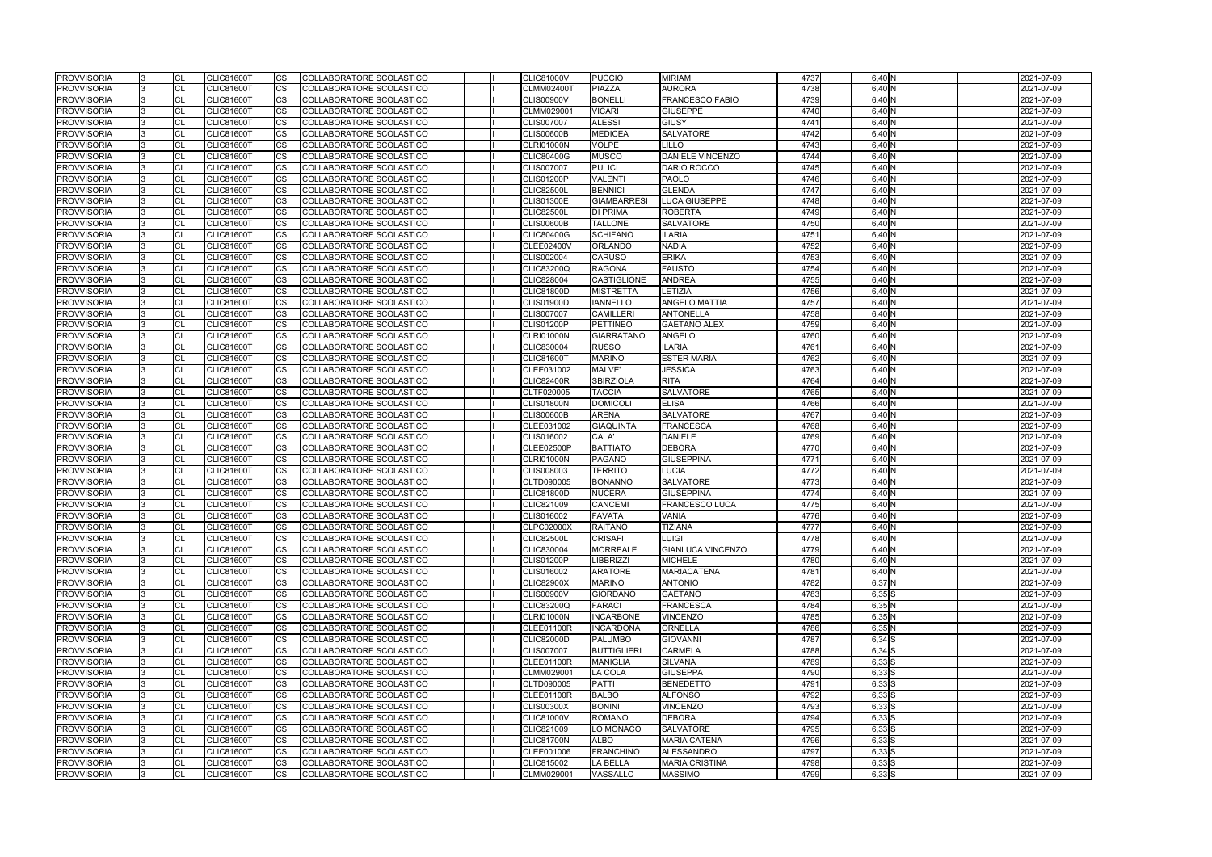| | | | | | | | | | | | | | | | | |
|---|---|---|---|---|---|---|---|---|---|---|---|---|---|---|---|---|
| PROVVISORIA | 3 | CL | CLIC81600T | CS | COLLABORATORE SCOLASTICO | | I | CLIC81000V | PUCCIO | MIRIAM | 4737 | 6,40 | N | | | 2021-07-09 |
| PROVVISORIA | 3 | CL | CLIC81600T | CS | COLLABORATORE SCOLASTICO | | I | CLMM02400T | PIAZZA | AURORA | 4738 | 6,40 | N | | | 2021-07-09 |
| PROVVISORIA | 3 | CL | CLIC81600T | CS | COLLABORATORE SCOLASTICO | | I | CLIS00900V | BONELLI | FRANCESCO FABIO | 4739 | 6,40 | N | | | 2021-07-09 |
| PROVVISORIA | 3 | CL | CLIC81600T | CS | COLLABORATORE SCOLASTICO | | I | CLMM029001 | VICARI | GIUSEPPE | 4740 | 6,40 | N | | | 2021-07-09 |
| PROVVISORIA | 3 | CL | CLIC81600T | CS | COLLABORATORE SCOLASTICO | | I | CLIS007007 | ALESSI | GIUSY | 4741 | 6,40 | N | | | 2021-07-09 |
| PROVVISORIA | 3 | CL | CLIC81600T | CS | COLLABORATORE SCOLASTICO | | I | CLIS00600B | MEDICEA | SALVATORE | 4742 | 6,40 | N | | | 2021-07-09 |
| PROVVISORIA | 3 | CL | CLIC81600T | CS | COLLABORATORE SCOLASTICO | | I | CLRI01000N | VOLPE | LILLO | 4743 | 6,40 | N | | | 2021-07-09 |
| PROVVISORIA | 3 | CL | CLIC81600T | CS | COLLABORATORE SCOLASTICO | | I | CLIC80400G | MUSCO | DANIELE VINCENZO | 4744 | 6,40 | N | | | 2021-07-09 |
| PROVVISORIA | 3 | CL | CLIC81600T | CS | COLLABORATORE SCOLASTICO | | I | CLIS007007 | PULICI | DARIO ROCCO | 4745 | 6,40 | N | | | 2021-07-09 |
| PROVVISORIA | 3 | CL | CLIC81600T | CS | COLLABORATORE SCOLASTICO | | I | CLIS01200P | VALENTI | PAOLO | 4746 | 6,40 | N | | | 2021-07-09 |
| PROVVISORIA | 3 | CL | CLIC81600T | CS | COLLABORATORE SCOLASTICO | | I | CLIC82500L | BENNICI | GLENDA | 4747 | 6,40 | N | | | 2021-07-09 |
| PROVVISORIA | 3 | CL | CLIC81600T | CS | COLLABORATORE SCOLASTICO | | I | CLIS01300E | GIAMBARRESI | LUCA GIUSEPPE | 4748 | 6,40 | N | | | 2021-07-09 |
| PROVVISORIA | 3 | CL | CLIC81600T | CS | COLLABORATORE SCOLASTICO | | I | CLIC82500L | DI PRIMA | ROBERTA | 4749 | 6,40 | N | | | 2021-07-09 |
| PROVVISORIA | 3 | CL | CLIC81600T | CS | COLLABORATORE SCOLASTICO | | I | CLIS00600B | TALLONE | SALVATORE | 4750 | 6,40 | N | | | 2021-07-09 |
| PROVVISORIA | 3 | CL | CLIC81600T | CS | COLLABORATORE SCOLASTICO | | I | CLIC80400G | SCHIFANO | ILARIA | 4751 | 6,40 | N | | | 2021-07-09 |
| PROVVISORIA | 3 | CL | CLIC81600T | CS | COLLABORATORE SCOLASTICO | | I | CLEE02400V | ORLANDO | NADIA | 4752 | 6,40 | N | | | 2021-07-09 |
| PROVVISORIA | 3 | CL | CLIC81600T | CS | COLLABORATORE SCOLASTICO | | I | CLIS002004 | CARUSO | ERIKA | 4753 | 6,40 | N | | | 2021-07-09 |
| PROVVISORIA | 3 | CL | CLIC81600T | CS | COLLABORATORE SCOLASTICO | | I | CLIC83200Q | RAGONA | FAUSTO | 4754 | 6,40 | N | | | 2021-07-09 |
| PROVVISORIA | 3 | CL | CLIC81600T | CS | COLLABORATORE SCOLASTICO | | I | CLIC828004 | CASTIGLIONE | ANDREA | 4755 | 6,40 | N | | | 2021-07-09 |
| PROVVISORIA | 3 | CL | CLIC81600T | CS | COLLABORATORE SCOLASTICO | | I | CLIC81800D | MISTRETTA | LETIZIA | 4756 | 6,40 | N | | | 2021-07-09 |
| PROVVISORIA | 3 | CL | CLIC81600T | CS | COLLABORATORE SCOLASTICO | | I | CLIS01900D | IANNELLO | ANGELO MATTIA | 4757 | 6,40 | N | | | 2021-07-09 |
| PROVVISORIA | 3 | CL | CLIC81600T | CS | COLLABORATORE SCOLASTICO | | I | CLIS007007 | CAMILLERI | ANTONELLA | 4758 | 6,40 | N | | | 2021-07-09 |
| PROVVISORIA | 3 | CL | CLIC81600T | CS | COLLABORATORE SCOLASTICO | | I | CLIS01200P | PETTINEO | GAETANO ALEX | 4759 | 6,40 | N | | | 2021-07-09 |
| PROVVISORIA | 3 | CL | CLIC81600T | CS | COLLABORATORE SCOLASTICO | | I | CLRI01000N | GIARRATANO | ANGELO | 4760 | 6,40 | N | | | 2021-07-09 |
| PROVVISORIA | 3 | CL | CLIC81600T | CS | COLLABORATORE SCOLASTICO | | I | CLIC830004 | RUSSO | ILARIA | 4761 | 6,40 | N | | | 2021-07-09 |
| PROVVISORIA | 3 | CL | CLIC81600T | CS | COLLABORATORE SCOLASTICO | | I | CLIC81600T | MARINO | ESTER MARIA | 4762 | 6,40 | N | | | 2021-07-09 |
| PROVVISORIA | 3 | CL | CLIC81600T | CS | COLLABORATORE SCOLASTICO | | I | CLEE031002 | MALVE' | JESSICA | 4763 | 6,40 | N | | | 2021-07-09 |
| PROVVISORIA | 3 | CL | CLIC81600T | CS | COLLABORATORE SCOLASTICO | | I | CLIC82400R | SBIRZIOLA | RITA | 4764 | 6,40 | N | | | 2021-07-09 |
| PROVVISORIA | 3 | CL | CLIC81600T | CS | COLLABORATORE SCOLASTICO | | I | CLTF020005 | TACCIA | SALVATORE | 4765 | 6,40 | N | | | 2021-07-09 |
| PROVVISORIA | 3 | CL | CLIC81600T | CS | COLLABORATORE SCOLASTICO | | I | CLIS01800N | DOMICOLI | ELISA | 4766 | 6,40 | N | | | 2021-07-09 |
| PROVVISORIA | 3 | CL | CLIC81600T | CS | COLLABORATORE SCOLASTICO | | I | CLIS00600B | ARENA | SALVATORE | 4767 | 6,40 | N | | | 2021-07-09 |
| PROVVISORIA | 3 | CL | CLIC81600T | CS | COLLABORATORE SCOLASTICO | | I | CLEE031002 | GIAQUINTA | FRANCESCA | 4768 | 6,40 | N | | | 2021-07-09 |
| PROVVISORIA | 3 | CL | CLIC81600T | CS | COLLABORATORE SCOLASTICO | | I | CLIS016002 | CALA' | DANIELE | 4769 | 6,40 | N | | | 2021-07-09 |
| PROVVISORIA | 3 | CL | CLIC81600T | CS | COLLABORATORE SCOLASTICO | | I | CLEE02500P | BATTIATO | DEBORA | 4770 | 6,40 | N | | | 2021-07-09 |
| PROVVISORIA | 3 | CL | CLIC81600T | CS | COLLABORATORE SCOLASTICO | | I | CLRI01000N | PAGANO | GIUSEPPINA | 4771 | 6,40 | N | | | 2021-07-09 |
| PROVVISORIA | 3 | CL | CLIC81600T | CS | COLLABORATORE SCOLASTICO | | I | CLIS008003 | TERRITO | LUCIA | 4772 | 6,40 | N | | | 2021-07-09 |
| PROVVISORIA | 3 | CL | CLIC81600T | CS | COLLABORATORE SCOLASTICO | | I | CLTD090005 | BONANNO | SALVATORE | 4773 | 6,40 | N | | | 2021-07-09 |
| PROVVISORIA | 3 | CL | CLIC81600T | CS | COLLABORATORE SCOLASTICO | | I | CLIC81800D | NUCERA | GIUSEPPINA | 4774 | 6,40 | N | | | 2021-07-09 |
| PROVVISORIA | 3 | CL | CLIC81600T | CS | COLLABORATORE SCOLASTICO | | I | CLIC821009 | CANCEMI | FRANCESCO LUCA | 4775 | 6,40 | N | | | 2021-07-09 |
| PROVVISORIA | 3 | CL | CLIC81600T | CS | COLLABORATORE SCOLASTICO | | I | CLIS016002 | FAVATA | VANIA | 4776 | 6,40 | N | | | 2021-07-09 |
| PROVVISORIA | 3 | CL | CLIC81600T | CS | COLLABORATORE SCOLASTICO | | I | CLPC02000X | RAITANO | TIZIANA | 4777 | 6,40 | N | | | 2021-07-09 |
| PROVVISORIA | 3 | CL | CLIC81600T | CS | COLLABORATORE SCOLASTICO | | I | CLIC82500L | CRISAFI | LUIGI | 4778 | 6,40 | N | | | 2021-07-09 |
| PROVVISORIA | 3 | CL | CLIC81600T | CS | COLLABORATORE SCOLASTICO | | I | CLIC830004 | MORREALE | GIANLUCA VINCENZO | 4779 | 6,40 | N | | | 2021-07-09 |
| PROVVISORIA | 3 | CL | CLIC81600T | CS | COLLABORATORE SCOLASTICO | | I | CLIS01200P | LIBBRIZZI | MICHELE | 4780 | 6,40 | N | | | 2021-07-09 |
| PROVVISORIA | 3 | CL | CLIC81600T | CS | COLLABORATORE SCOLASTICO | | I | CLIS016002 | ARATORE | MARIACATENA | 4781 | 6,40 | N | | | 2021-07-09 |
| PROVVISORIA | 3 | CL | CLIC81600T | CS | COLLABORATORE SCOLASTICO | | I | CLIC82900X | MARINO | ANTONIO | 4782 | 6,37 | N | | | 2021-07-09 |
| PROVVISORIA | 3 | CL | CLIC81600T | CS | COLLABORATORE SCOLASTICO | | I | CLIS00900V | GIORDANO | GAETANO | 4783 | 6,35 | S | | | 2021-07-09 |
| PROVVISORIA | 3 | CL | CLIC81600T | CS | COLLABORATORE SCOLASTICO | | I | CLIC83200Q | FARACI | FRANCESCA | 4784 | 6,35 | N | | | 2021-07-09 |
| PROVVISORIA | 3 | CL | CLIC81600T | CS | COLLABORATORE SCOLASTICO | | I | CLRI01000N | INCARBONE | VINCENZO | 4785 | 6,35 | N | | | 2021-07-09 |
| PROVVISORIA | 3 | CL | CLIC81600T | CS | COLLABORATORE SCOLASTICO | | I | CLEE01100R | INCARDONA | ORNELLA | 4786 | 6,35 | N | | | 2021-07-09 |
| PROVVISORIA | 3 | CL | CLIC81600T | CS | COLLABORATORE SCOLASTICO | | I | CLIC82000D | PALUMBO | GIOVANNI | 4787 | 6,34 | S | | | 2021-07-09 |
| PROVVISORIA | 3 | CL | CLIC81600T | CS | COLLABORATORE SCOLASTICO | | I | CLIS007007 | BUTTIGLIERI | CARMELA | 4788 | 6,34 | S | | | 2021-07-09 |
| PROVVISORIA | 3 | CL | CLIC81600T | CS | COLLABORATORE SCOLASTICO | | I | CLEE01100R | MANIGLIA | SILVANA | 4789 | 6,33 | S | | | 2021-07-09 |
| PROVVISORIA | 3 | CL | CLIC81600T | CS | COLLABORATORE SCOLASTICO | | I | CLMM029001 | LA COLA | GIUSEPPA | 4790 | 6,33 | S | | | 2021-07-09 |
| PROVVISORIA | 3 | CL | CLIC81600T | CS | COLLABORATORE SCOLASTICO | | I | CLTD090005 | PATTI | BENEDETTO | 4791 | 6,33 | S | | | 2021-07-09 |
| PROVVISORIA | 3 | CL | CLIC81600T | CS | COLLABORATORE SCOLASTICO | | I | CLEE01100R | BALBO | ALFONSO | 4792 | 6,33 | S | | | 2021-07-09 |
| PROVVISORIA | 3 | CL | CLIC81600T | CS | COLLABORATORE SCOLASTICO | | I | CLIS00300X | BONINI | VINCENZO | 4793 | 6,33 | S | | | 2021-07-09 |
| PROVVISORIA | 3 | CL | CLIC81600T | CS | COLLABORATORE SCOLASTICO | | I | CLIC81000V | ROMANO | DEBORA | 4794 | 6,33 | S | | | 2021-07-09 |
| PROVVISORIA | 3 | CL | CLIC81600T | CS | COLLABORATORE SCOLASTICO | | I | CLIC821009 | LO MONACO | SALVATORE | 4795 | 6,33 | S | | | 2021-07-09 |
| PROVVISORIA | 3 | CL | CLIC81600T | CS | COLLABORATORE SCOLASTICO | | I | CLIC81700N | ALBO | MARIA CATENA | 4796 | 6,33 | S | | | 2021-07-09 |
| PROVVISORIA | 3 | CL | CLIC81600T | CS | COLLABORATORE SCOLASTICO | | I | CLEE001006 | FRANCHINO | ALESSANDRO | 4797 | 6,33 | S | | | 2021-07-09 |
| PROVVISORIA | 3 | CL | CLIC81600T | CS | COLLABORATORE SCOLASTICO | | I | CLIC815002 | LA BELLA | MARIA CRISTINA | 4798 | 6,33 | S | | | 2021-07-09 |
| PROVVISORIA | 3 | CL | CLIC81600T | CS | COLLABORATORE SCOLASTICO | | I | CLMM029001 | VASSALLO | MASSIMO | 4799 | 6,33 | S | | | 2021-07-09 |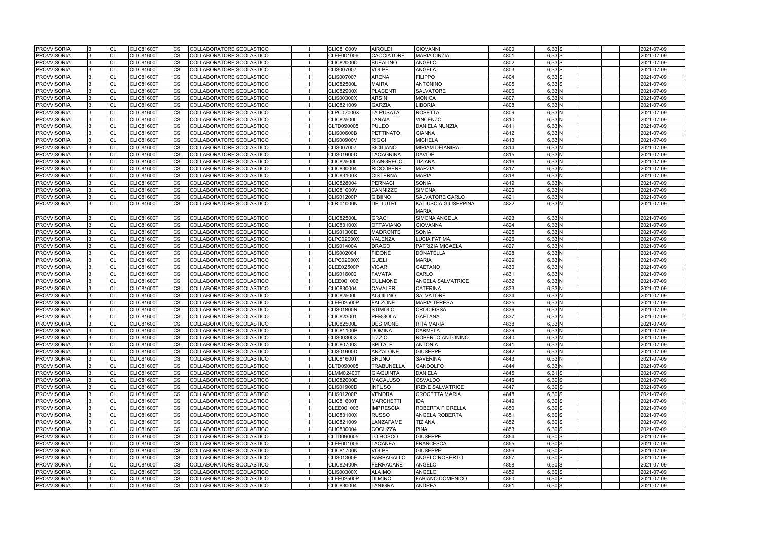| | | | | | | | | | | | | | | | | |
|---|---|---|---|---|---|---|---|---|---|---|---|---|---|---|---|---|
| PROVVISORIA | 3 | CL | CLIC81600T | CS | COLLABORATORE SCOLASTICO | | I | CLIC81000V | AIROLDI | GIOVANNI | 4800 | 6,33 | S | | | 2021-07-09 |
| PROVVISORIA | 3 | CL | CLIC81600T | CS | COLLABORATORE SCOLASTICO | | I | CLEE001006 | CACCIATORE | MARIA CINZIA | 4801 | 6,33 | S | | | 2021-07-09 |
| PROVVISORIA | 3 | CL | CLIC81600T | CS | COLLABORATORE SCOLASTICO | | I | CLIC82000D | BUFALINO | ANGELO | 4802 | 6,33 | S | | | 2021-07-09 |
| PROVVISORIA | 3 | CL | CLIC81600T | CS | COLLABORATORE SCOLASTICO | | I | CLIS007007 | VOLPE | ANGELA | 4803 | 6,33 | S | | | 2021-07-09 |
| PROVVISORIA | 3 | CL | CLIC81600T | CS | COLLABORATORE SCOLASTICO | | I | CLIS007007 | ARENA | FILIPPO | 4804 | 6,33 | S | | | 2021-07-09 |
| PROVVISORIA | 3 | CL | CLIC81600T | CS | COLLABORATORE SCOLASTICO | | I | CLIC82500L | MAIRA | ANTONINO | 4805 | 6,33 | S | | | 2021-07-09 |
| PROVVISORIA | 3 | CL | CLIC81600T | CS | COLLABORATORE SCOLASTICO | | I | CLIC82900X | PLACENTI | SALVATORE | 4806 | 6,33 | N | | | 2021-07-09 |
| PROVVISORIA | 3 | CL | CLIC81600T | CS | COLLABORATORE SCOLASTICO | | I | CLIS00300X | ARSINI | MONICA | 4807 | 6,33 | N | | | 2021-07-09 |
| PROVVISORIA | 3 | CL | CLIC81600T | CS | COLLABORATORE SCOLASTICO | | I | CLIC821009 | GARZIA | LIBORIA | 4808 | 6,33 | N | | | 2021-07-09 |
| PROVVISORIA | 3 | CL | CLIC81600T | CS | COLLABORATORE SCOLASTICO | | I | CLPC02000X | LA PUSATA | ROSETTA | 4809 | 6,33 | N | | | 2021-07-09 |
| PROVVISORIA | 3 | CL | CLIC81600T | CS | COLLABORATORE SCOLASTICO | | I | CLIC82500L | LANAIA | VINCENZO | 4810 | 6,33 | N | | | 2021-07-09 |
| PROVVISORIA | 3 | CL | CLIC81600T | CS | COLLABORATORE SCOLASTICO | | I | CLTD090005 | PULEO | DANIELA NUNZIA | 4811 | 6,33 | N | | | 2021-07-09 |
| PROVVISORIA | 3 | CL | CLIC81600T | CS | COLLABORATORE SCOLASTICO | | I | CLIS00600B | PETTINATO | GIANNA | 4812 | 6,33 | N | | | 2021-07-09 |
| PROVVISORIA | 3 | CL | CLIC81600T | CS | COLLABORATORE SCOLASTICO | | I | CLIS00900V | RIGGI | MICHELA | 4813 | 6,33 | N | | | 2021-07-09 |
| PROVVISORIA | 3 | CL | CLIC81600T | CS | COLLABORATORE SCOLASTICO | | I | CLIS007007 | SICILIANO | MIRIAM DEIANIRA | 4814 | 6,33 | N | | | 2021-07-09 |
| PROVVISORIA | 3 | CL | CLIC81600T | CS | COLLABORATORE SCOLASTICO | | I | CLIS01900D | LACAGNINA | DAVIDE | 4815 | 6,33 | N | | | 2021-07-09 |
| PROVVISORIA | 3 | CL | CLIC81600T | CS | COLLABORATORE SCOLASTICO | | I | CLIC82500L | GIANGRECO | TIZIANA | 4816 | 6,33 | N | | | 2021-07-09 |
| PROVVISORIA | 3 | CL | CLIC81600T | CS | COLLABORATORE SCOLASTICO | | I | CLIC830004 | RICCOBENE | MARZIA | 4817 | 6,33 | N | | | 2021-07-09 |
| PROVVISORIA | 3 | CL | CLIC81600T | CS | COLLABORATORE SCOLASTICO | | I | CLIC83100X | CISTERNA | MARIA | 4818 | 6,33 | N | | | 2021-07-09 |
| PROVVISORIA | 3 | CL | CLIC81600T | CS | COLLABORATORE SCOLASTICO | | I | CLIC828004 | PERNACI | SONIA | 4819 | 6,33 | N | | | 2021-07-09 |
| PROVVISORIA | 3 | CL | CLIC81600T | CS | COLLABORATORE SCOLASTICO | | I | CLIC81000V | CANNIZZO | SIMONA | 4820 | 6,33 | N | | | 2021-07-09 |
| PROVVISORIA | 3 | CL | CLIC81600T | CS | COLLABORATORE SCOLASTICO | | I | CLIS01200P | GIBIINO | SALVATORE CARLO | 4821 | 6,33 | N | | | 2021-07-09 |
| PROVVISORIA | 3 | CL | CLIC81600T | CS | COLLABORATORE SCOLASTICO | | I | CLRI01000N | DELLUTRI | KATIUSCIA GIUSEPPINA MARIA | 4822 | 6,33 | N | | | 2021-07-09 |
| PROVVISORIA | 3 | CL | CLIC81600T | CS | COLLABORATORE SCOLASTICO | | I | CLIC82500L | GRACI | SIMONA ANGELA | 4823 | 6,33 | N | | | 2021-07-09 |
| PROVVISORIA | 3 | CL | CLIC81600T | CS | COLLABORATORE SCOLASTICO | | I | CLIC83100X | OTTAVIANO | GIOVANNA | 4824 | 6,33 | N | | | 2021-07-09 |
| PROVVISORIA | 3 | CL | CLIC81600T | CS | COLLABORATORE SCOLASTICO | | I | CLIS01300E | MADRONTE | SONIA | 4825 | 6,33 | N | | | 2021-07-09 |
| PROVVISORIA | 3 | CL | CLIC81600T | CS | COLLABORATORE SCOLASTICO | | I | CLPC02000X | VALENZA | LUCIA FATIMA | 4826 | 6,33 | N | | | 2021-07-09 |
| PROVVISORIA | 3 | CL | CLIC81600T | CS | COLLABORATORE SCOLASTICO | | I | CLIS01400A | DRAGO | PATRIZIA MICAELA | 4827 | 6,33 | N | | | 2021-07-09 |
| PROVVISORIA | 3 | CL | CLIC81600T | CS | COLLABORATORE SCOLASTICO | | I | CLIS002004 | FIDONE | DONATELLA | 4828 | 6,33 | N | | | 2021-07-09 |
| PROVVISORIA | 3 | CL | CLIC81600T | CS | COLLABORATORE SCOLASTICO | | I | CLPC02000X | GUELI | MARIA | 4829 | 6,33 | N | | | 2021-07-09 |
| PROVVISORIA | 3 | CL | CLIC81600T | CS | COLLABORATORE SCOLASTICO | | I | CLEE02500P | VICARI | GAETANO | 4830 | 6,33 | N | | | 2021-07-09 |
| PROVVISORIA | 3 | CL | CLIC81600T | CS | COLLABORATORE SCOLASTICO | | I | CLIS016002 | FAVATA | CARLO | 4831 | 6,33 | N | | | 2021-07-09 |
| PROVVISORIA | 3 | CL | CLIC81600T | CS | COLLABORATORE SCOLASTICO | | I | CLEE001006 | CULMONE | ANGELA SALVATRICE | 4832 | 6,33 | N | | | 2021-07-09 |
| PROVVISORIA | 3 | CL | CLIC81600T | CS | COLLABORATORE SCOLASTICO | | I | CLIC830004 | CAVALERI | CATERINA | 4833 | 6,33 | N | | | 2021-07-09 |
| PROVVISORIA | 3 | CL | CLIC81600T | CS | COLLABORATORE SCOLASTICO | | I | CLIC82500L | AQUILINO | SALVATORE | 4834 | 6,33 | N | | | 2021-07-09 |
| PROVVISORIA | 3 | CL | CLIC81600T | CS | COLLABORATORE SCOLASTICO | | I | CLEE02500P | FALZONE | MARIA TERESA | 4835 | 6,33 | N | | | 2021-07-09 |
| PROVVISORIA | 3 | CL | CLIC81600T | CS | COLLABORATORE SCOLASTICO | | I | CLIS01800N | STIMOLO | CROCIFISSA | 4836 | 6,33 | N | | | 2021-07-09 |
| PROVVISORIA | 3 | CL | CLIC81600T | CS | COLLABORATORE SCOLASTICO | | I | CLIC823001 | PERGOLA | GAETANA | 4837 | 6,33 | N | | | 2021-07-09 |
| PROVVISORIA | 3 | CL | CLIC81600T | CS | COLLABORATORE SCOLASTICO | | I | CLIC82500L | DESIMONE | RITA MARIA | 4838 | 6,33 | N | | | 2021-07-09 |
| PROVVISORIA | 3 | CL | CLIC81600T | CS | COLLABORATORE SCOLASTICO | | I | CLIC81100P | DOMINA | CARMELA | 4839 | 6,33 | N | | | 2021-07-09 |
| PROVVISORIA | 3 | CL | CLIC81600T | CS | COLLABORATORE SCOLASTICO | | I | CLIS00300X | LIZZIO | ROBERTO ANTONINO | 4840 | 6,33 | N | | | 2021-07-09 |
| PROVVISORIA | 3 | CL | CLIC81600T | CS | COLLABORATORE SCOLASTICO | | I | CLIC807003 | SPITALE | ANTONIA | 4841 | 6,33 | N | | | 2021-07-09 |
| PROVVISORIA | 3 | CL | CLIC81600T | CS | COLLABORATORE SCOLASTICO | | I | CLIS01900D | ANZALONE | GIUSEPPE | 4842 | 6,33 | N | | | 2021-07-09 |
| PROVVISORIA | 3 | CL | CLIC81600T | CS | COLLABORATORE SCOLASTICO | | I | CLIC81600T | BRUNO | SAVERINA | 4843 | 6,33 | N | | | 2021-07-09 |
| PROVVISORIA | 3 | CL | CLIC81600T | CS | COLLABORATORE SCOLASTICO | | I | CLTD090005 | TRABUNELLA | GANDOLFO | 4844 | 6,33 | N | | | 2021-07-09 |
| PROVVISORIA | 3 | CL | CLIC81600T | CS | COLLABORATORE SCOLASTICO | | I | CLMM02400T | GIAQUINTA | DANIELA | 4845 | 6,31 | S | | | 2021-07-09 |
| PROVVISORIA | 3 | CL | CLIC81600T | CS | COLLABORATORE SCOLASTICO | | I | CLIC82000D | MACALUSO | OSVALDO | 4846 | 6,30 | S | | | 2021-07-09 |
| PROVVISORIA | 3 | CL | CLIC81600T | CS | COLLABORATORE SCOLASTICO | | I | CLIS01900D | INFUSO | IRENE SALVATRICE | 4847 | 6,30 | S | | | 2021-07-09 |
| PROVVISORIA | 3 | CL | CLIC81600T | CS | COLLABORATORE SCOLASTICO | | I | CLIS01200P | VENDRA | CROCETTA MARIA | 4848 | 6,30 | S | | | 2021-07-09 |
| PROVVISORIA | 3 | CL | CLIC81600T | CS | COLLABORATORE SCOLASTICO | | I | CLIC81600T | MARCHETTI | IDA | 4849 | 6,30 | S | | | 2021-07-09 |
| PROVVISORIA | 3 | CL | CLIC81600T | CS | COLLABORATORE SCOLASTICO | | I | CLEE001006 | IMPRESCIA | ROBERTA FIORELLA | 4850 | 6,30 | S | | | 2021-07-09 |
| PROVVISORIA | 3 | CL | CLIC81600T | CS | COLLABORATORE SCOLASTICO | | I | CLIC83100X | RUSSO | ANGELA ROBERTA | 4851 | 6,30 | S | | | 2021-07-09 |
| PROVVISORIA | 3 | CL | CLIC81600T | CS | COLLABORATORE SCOLASTICO | | I | CLIC821009 | LANZAFAME | TIZIANA | 4852 | 6,30 | S | | | 2021-07-09 |
| PROVVISORIA | 3 | CL | CLIC81600T | CS | COLLABORATORE SCOLASTICO | | I | CLIC830004 | COCUZZA | PINA | 4853 | 6,30 | S | | | 2021-07-09 |
| PROVVISORIA | 3 | CL | CLIC81600T | CS | COLLABORATORE SCOLASTICO | | I | CLTD090005 | LO BOSCO | GIUSEPPE | 4854 | 6,30 | S | | | 2021-07-09 |
| PROVVISORIA | 3 | CL | CLIC81600T | CS | COLLABORATORE SCOLASTICO | | I | CLEE001006 | LACANEA | FRANCESCA | 4855 | 6,30 | S | | | 2021-07-09 |
| PROVVISORIA | 3 | CL | CLIC81600T | CS | COLLABORATORE SCOLASTICO | | I | CLIC81700N | VOLPE | GIUSEPPE | 4856 | 6,30 | S | | | 2021-07-09 |
| PROVVISORIA | 3 | CL | CLIC81600T | CS | COLLABORATORE SCOLASTICO | | I | CLIS01300E | BARBAGALLO | ANGELO ROBERTO | 4857 | 6,30 | S | | | 2021-07-09 |
| PROVVISORIA | 3 | CL | CLIC81600T | CS | COLLABORATORE SCOLASTICO | | I | CLIC82400R | FERRACANE | ANGELO | 4858 | 6,30 | S | | | 2021-07-09 |
| PROVVISORIA | 3 | CL | CLIC81600T | CS | COLLABORATORE SCOLASTICO | | I | CLIS00300X | ALAIMO | ANGELO | 4859 | 6,30 | S | | | 2021-07-09 |
| PROVVISORIA | 3 | CL | CLIC81600T | CS | COLLABORATORE SCOLASTICO | | I | CLEE02500P | DI MINO | FABIANO DOMENICO | 4860 | 6,30 | S | | | 2021-07-09 |
| PROVVISORIA | 3 | CL | CLIC81600T | CS | COLLABORATORE SCOLASTICO | | I | CLIC830004 | LANIGRA | ANDREA | 4861 | 6,30 | S | | | 2021-07-09 |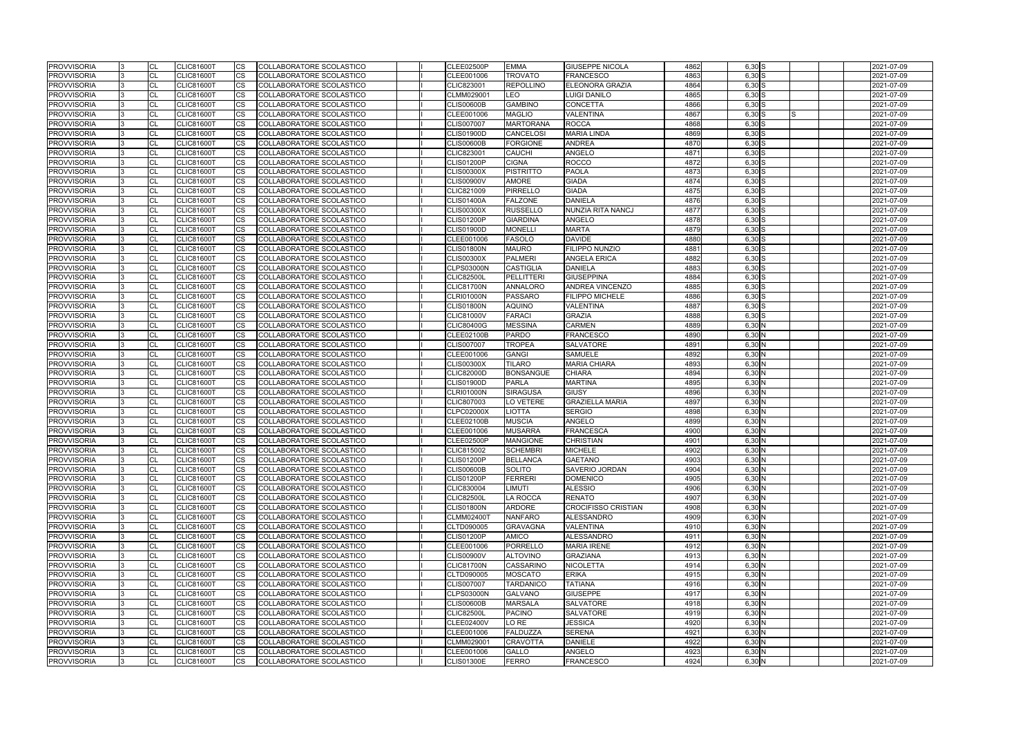| | | | | | | | | | | | | | | | | |
|---|---|---|---|---|---|---|---|---|---|---|---|---|---|---|---|---|
| PROVVISORIA | 3 | CL | CLIC81600T | CS | COLLABORATORE SCOLASTICO | | I | CLEE02500P | EMMA | GIUSEPPE NICOLA | 4862 | 6,30 | S | | | 2021-07-09 |
| PROVVISORIA | 3 | CL | CLIC81600T | CS | COLLABORATORE SCOLASTICO | | I | CLEE001006 | TROVATO | FRANCESCO | 4863 | 6,30 | S | | | 2021-07-09 |
| PROVVISORIA | 3 | CL | CLIC81600T | CS | COLLABORATORE SCOLASTICO | | I | CLIC823001 | REPOLLINO | ELEONORA GRAZIA | 4864 | 6,30 | S | | | 2021-07-09 |
| PROVVISORIA | 3 | CL | CLIC81600T | CS | COLLABORATORE SCOLASTICO | | I | CLMM029001 | LEO | LUIGI DANILO | 4865 | 6,30 | S | | | 2021-07-09 |
| PROVVISORIA | 3 | CL | CLIC81600T | CS | COLLABORATORE SCOLASTICO | | I | CLIS00600B | GAMBINO | CONCETTA | 4866 | 6,30 | S | | | 2021-07-09 |
| PROVVISORIA | 3 | CL | CLIC81600T | CS | COLLABORATORE SCOLASTICO | | I | CLEE001006 | MAGLIO | VALENTINA | 4867 | 6,30 | S | S | | 2021-07-09 |
| PROVVISORIA | 3 | CL | CLIC81600T | CS | COLLABORATORE SCOLASTICO | | I | CLIS007007 | MARTORANA | ROCCA | 4868 | 6,30 | S | | | 2021-07-09 |
| PROVVISORIA | 3 | CL | CLIC81600T | CS | COLLABORATORE SCOLASTICO | | I | CLIS01900D | CANCELOSI | MARIA LINDA | 4869 | 6,30 | S | | | 2021-07-09 |
| PROVVISORIA | 3 | CL | CLIC81600T | CS | COLLABORATORE SCOLASTICO | | I | CLIS00600B | FORGIONE | ANDREA | 4870 | 6,30 | S | | | 2021-07-09 |
| PROVVISORIA | 3 | CL | CLIC81600T | CS | COLLABORATORE SCOLASTICO | | I | CLIC823001 | CAUCHI | ANGELO | 4871 | 6,30 | S | | | 2021-07-09 |
| PROVVISORIA | 3 | CL | CLIC81600T | CS | COLLABORATORE SCOLASTICO | | I | CLIS01200P | CIGNA | ROCCO | 4872 | 6,30 | S | | | 2021-07-09 |
| PROVVISORIA | 3 | CL | CLIC81600T | CS | COLLABORATORE SCOLASTICO | | I | CLIS00300X | PISTRITTO | PAOLA | 4873 | 6,30 | S | | | 2021-07-09 |
| PROVVISORIA | 3 | CL | CLIC81600T | CS | COLLABORATORE SCOLASTICO | | I | CLIS00900V | AMORE | GIADA | 4874 | 6,30 | S | | | 2021-07-09 |
| PROVVISORIA | 3 | CL | CLIC81600T | CS | COLLABORATORE SCOLASTICO | | I | CLIC821009 | PIRRELLO | GIADA | 4875 | 6,30 | S | | | 2021-07-09 |
| PROVVISORIA | 3 | CL | CLIC81600T | CS | COLLABORATORE SCOLASTICO | | I | CLIS01400A | FALZONE | DANIELA | 4876 | 6,30 | S | | | 2021-07-09 |
| PROVVISORIA | 3 | CL | CLIC81600T | CS | COLLABORATORE SCOLASTICO | | I | CLIS00300X | RUSSELLO | NUNZIA RITA NANCJ | 4877 | 6,30 | S | | | 2021-07-09 |
| PROVVISORIA | 3 | CL | CLIC81600T | CS | COLLABORATORE SCOLASTICO | | I | CLIS01200P | GIARDINA | ANGELO | 4878 | 6,30 | S | | | 2021-07-09 |
| PROVVISORIA | 3 | CL | CLIC81600T | CS | COLLABORATORE SCOLASTICO | | I | CLIS01900D | MONELLI | MARTA | 4879 | 6,30 | S | | | 2021-07-09 |
| PROVVISORIA | 3 | CL | CLIC81600T | CS | COLLABORATORE SCOLASTICO | | I | CLEE001006 | FASOLO | DAVIDE | 4880 | 6,30 | S | | | 2021-07-09 |
| PROVVISORIA | 3 | CL | CLIC81600T | CS | COLLABORATORE SCOLASTICO | | I | CLIS01800N | MAURO | FILIPPO NUNZIO | 4881 | 6,30 | S | | | 2021-07-09 |
| PROVVISORIA | 3 | CL | CLIC81600T | CS | COLLABORATORE SCOLASTICO | | I | CLIS00300X | PALMERI | ANGELA ERICA | 4882 | 6,30 | S | | | 2021-07-09 |
| PROVVISORIA | 3 | CL | CLIC81600T | CS | COLLABORATORE SCOLASTICO | | I | CLPS03000N | CASTIGLIA | DANIELA | 4883 | 6,30 | S | | | 2021-07-09 |
| PROVVISORIA | 3 | CL | CLIC81600T | CS | COLLABORATORE SCOLASTICO | | I | CLIC82500L | PELLITTERI | GIUSEPPINA | 4884 | 6,30 | S | | | 2021-07-09 |
| PROVVISORIA | 3 | CL | CLIC81600T | CS | COLLABORATORE SCOLASTICO | | I | CLIC81700N | ANNALORO | ANDREA VINCENZO | 4885 | 6,30 | S | | | 2021-07-09 |
| PROVVISORIA | 3 | CL | CLIC81600T | CS | COLLABORATORE SCOLASTICO | | I | CLRI01000N | PASSARO | FILIPPO MICHELE | 4886 | 6,30 | S | | | 2021-07-09 |
| PROVVISORIA | 3 | CL | CLIC81600T | CS | COLLABORATORE SCOLASTICO | | I | CLIS01800N | AQUINO | VALENTINA | 4887 | 6,30 | S | | | 2021-07-09 |
| PROVVISORIA | 3 | CL | CLIC81600T | CS | COLLABORATORE SCOLASTICO | | I | CLIC81000V | FARACI | GRAZIA | 4888 | 6,30 | S | | | 2021-07-09 |
| PROVVISORIA | 3 | CL | CLIC81600T | CS | COLLABORATORE SCOLASTICO | | I | CLIC80400G | MESSINA | CARMEN | 4889 | 6,30 | N | | | 2021-07-09 |
| PROVVISORIA | 3 | CL | CLIC81600T | CS | COLLABORATORE SCOLASTICO | | I | CLEE02100B | PARDO | FRANCESCO | 4890 | 6,30 | N | | | 2021-07-09 |
| PROVVISORIA | 3 | CL | CLIC81600T | CS | COLLABORATORE SCOLASTICO | | I | CLIS007007 | TROPEA | SALVATORE | 4891 | 6,30 | N | | | 2021-07-09 |
| PROVVISORIA | 3 | CL | CLIC81600T | CS | COLLABORATORE SCOLASTICO | | I | CLEE001006 | GANGI | SAMUELE | 4892 | 6,30 | N | | | 2021-07-09 |
| PROVVISORIA | 3 | CL | CLIC81600T | CS | COLLABORATORE SCOLASTICO | | I | CLIS00300X | TILARO | MARIA CHIARA | 4893 | 6,30 | N | | | 2021-07-09 |
| PROVVISORIA | 3 | CL | CLIC81600T | CS | COLLABORATORE SCOLASTICO | | I | CLIC82000D | BONSANGUE | CHIARA | 4894 | 6,30 | N | | | 2021-07-09 |
| PROVVISORIA | 3 | CL | CLIC81600T | CS | COLLABORATORE SCOLASTICO | | I | CLIS01900D | PARLA | MARTINA | 4895 | 6,30 | N | | | 2021-07-09 |
| PROVVISORIA | 3 | CL | CLIC81600T | CS | COLLABORATORE SCOLASTICO | | I | CLRI01000N | SIRAGUSA | GIUSY | 4896 | 6,30 | N | | | 2021-07-09 |
| PROVVISORIA | 3 | CL | CLIC81600T | CS | COLLABORATORE SCOLASTICO | | I | CLIC807003 | LO VETERE | GRAZIELLA MARIA | 4897 | 6,30 | N | | | 2021-07-09 |
| PROVVISORIA | 3 | CL | CLIC81600T | CS | COLLABORATORE SCOLASTICO | | I | CLPC02000X | LIOTTA | SERGIO | 4898 | 6,30 | N | | | 2021-07-09 |
| PROVVISORIA | 3 | CL | CLIC81600T | CS | COLLABORATORE SCOLASTICO | | I | CLEE02100B | MUSCIA | ANGELO | 4899 | 6,30 | N | | | 2021-07-09 |
| PROVVISORIA | 3 | CL | CLIC81600T | CS | COLLABORATORE SCOLASTICO | | I | CLEE001006 | MUSARRA | FRANCESCA | 4900 | 6,30 | N | | | 2021-07-09 |
| PROVVISORIA | 3 | CL | CLIC81600T | CS | COLLABORATORE SCOLASTICO | | I | CLEE02500P | MANGIONE | CHRISTIAN | 4901 | 6,30 | N | | | 2021-07-09 |
| PROVVISORIA | 3 | CL | CLIC81600T | CS | COLLABORATORE SCOLASTICO | | I | CLIC815002 | SCHEMBRI | MICHELE | 4902 | 6,30 | N | | | 2021-07-09 |
| PROVVISORIA | 3 | CL | CLIC81600T | CS | COLLABORATORE SCOLASTICO | | I | CLIS01200P | BELLANCA | GAETANO | 4903 | 6,30 | N | | | 2021-07-09 |
| PROVVISORIA | 3 | CL | CLIC81600T | CS | COLLABORATORE SCOLASTICO | | I | CLIS00600B | SOLITO | SAVERIO JORDAN | 4904 | 6,30 | N | | | 2021-07-09 |
| PROVVISORIA | 3 | CL | CLIC81600T | CS | COLLABORATORE SCOLASTICO | | I | CLIS01200P | FERRERI | DOMENICO | 4905 | 6,30 | N | | | 2021-07-09 |
| PROVVISORIA | 3 | CL | CLIC81600T | CS | COLLABORATORE SCOLASTICO | | I | CLIC830004 | LIMUTI | ALESSIO | 4906 | 6,30 | N | | | 2021-07-09 |
| PROVVISORIA | 3 | CL | CLIC81600T | CS | COLLABORATORE SCOLASTICO | | I | CLIC82500L | LA ROCCA | RENATO | 4907 | 6,30 | N | | | 2021-07-09 |
| PROVVISORIA | 3 | CL | CLIC81600T | CS | COLLABORATORE SCOLASTICO | | I | CLIS01800N | ARDORE | CROCIFISSO CRISTIAN | 4908 | 6,30 | N | | | 2021-07-09 |
| PROVVISORIA | 3 | CL | CLIC81600T | CS | COLLABORATORE SCOLASTICO | | I | CLMM02400T | NANFARO | ALESSANDRO | 4909 | 6,30 | N | | | 2021-07-09 |
| PROVVISORIA | 3 | CL | CLIC81600T | CS | COLLABORATORE SCOLASTICO | | I | CLTD090005 | GRAVAGNA | VALENTINA | 4910 | 6,30 | N | | | 2021-07-09 |
| PROVVISORIA | 3 | CL | CLIC81600T | CS | COLLABORATORE SCOLASTICO | | I | CLIS01200P | AMICO | ALESSANDRO | 4911 | 6,30 | N | | | 2021-07-09 |
| PROVVISORIA | 3 | CL | CLIC81600T | CS | COLLABORATORE SCOLASTICO | | I | CLEE001006 | PORRELLO | MARIA IRENE | 4912 | 6,30 | N | | | 2021-07-09 |
| PROVVISORIA | 3 | CL | CLIC81600T | CS | COLLABORATORE SCOLASTICO | | I | CLIS00900V | ALTOVINO | GRAZIANA | 4913 | 6,30 | N | | | 2021-07-09 |
| PROVVISORIA | 3 | CL | CLIC81600T | CS | COLLABORATORE SCOLASTICO | | I | CLIC81700N | CASSARINO | NICOLETTA | 4914 | 6,30 | N | | | 2021-07-09 |
| PROVVISORIA | 3 | CL | CLIC81600T | CS | COLLABORATORE SCOLASTICO | | I | CLTD090005 | MOSCATO | ERIKA | 4915 | 6,30 | N | | | 2021-07-09 |
| PROVVISORIA | 3 | CL | CLIC81600T | CS | COLLABORATORE SCOLASTICO | | I | CLIS007007 | TARDANICO | TATIANA | 4916 | 6,30 | N | | | 2021-07-09 |
| PROVVISORIA | 3 | CL | CLIC81600T | CS | COLLABORATORE SCOLASTICO | | I | CLPS03000N | GALVANO | GIUSEPPE | 4917 | 6,30 | N | | | 2021-07-09 |
| PROVVISORIA | 3 | CL | CLIC81600T | CS | COLLABORATORE SCOLASTICO | | I | CLIS00600B | MARSALA | SALVATORE | 4918 | 6,30 | N | | | 2021-07-09 |
| PROVVISORIA | 3 | CL | CLIC81600T | CS | COLLABORATORE SCOLASTICO | | I | CLIC82500L | PACINO | SALVATORE | 4919 | 6,30 | N | | | 2021-07-09 |
| PROVVISORIA | 3 | CL | CLIC81600T | CS | COLLABORATORE SCOLASTICO | | I | CLEE02400V | LO RE | JESSICA | 4920 | 6,30 | N | | | 2021-07-09 |
| PROVVISORIA | 3 | CL | CLIC81600T | CS | COLLABORATORE SCOLASTICO | | I | CLEE001006 | FALDUZZA | SERENA | 4921 | 6,30 | N | | | 2021-07-09 |
| PROVVISORIA | 3 | CL | CLIC81600T | CS | COLLABORATORE SCOLASTICO | | I | CLMM029001 | CRAVOTTA | DANIELE | 4922 | 6,30 | N | | | 2021-07-09 |
| PROVVISORIA | 3 | CL | CLIC81600T | CS | COLLABORATORE SCOLASTICO | | I | CLEE001006 | GALLO | ANGELO | 4923 | 6,30 | N | | | 2021-07-09 |
| PROVVISORIA | 3 | CL | CLIC81600T | CS | COLLABORATORE SCOLASTICO | | I | CLIS01300E | FERRO | FRANCESCO | 4924 | 6,30 | N | | | 2021-07-09 |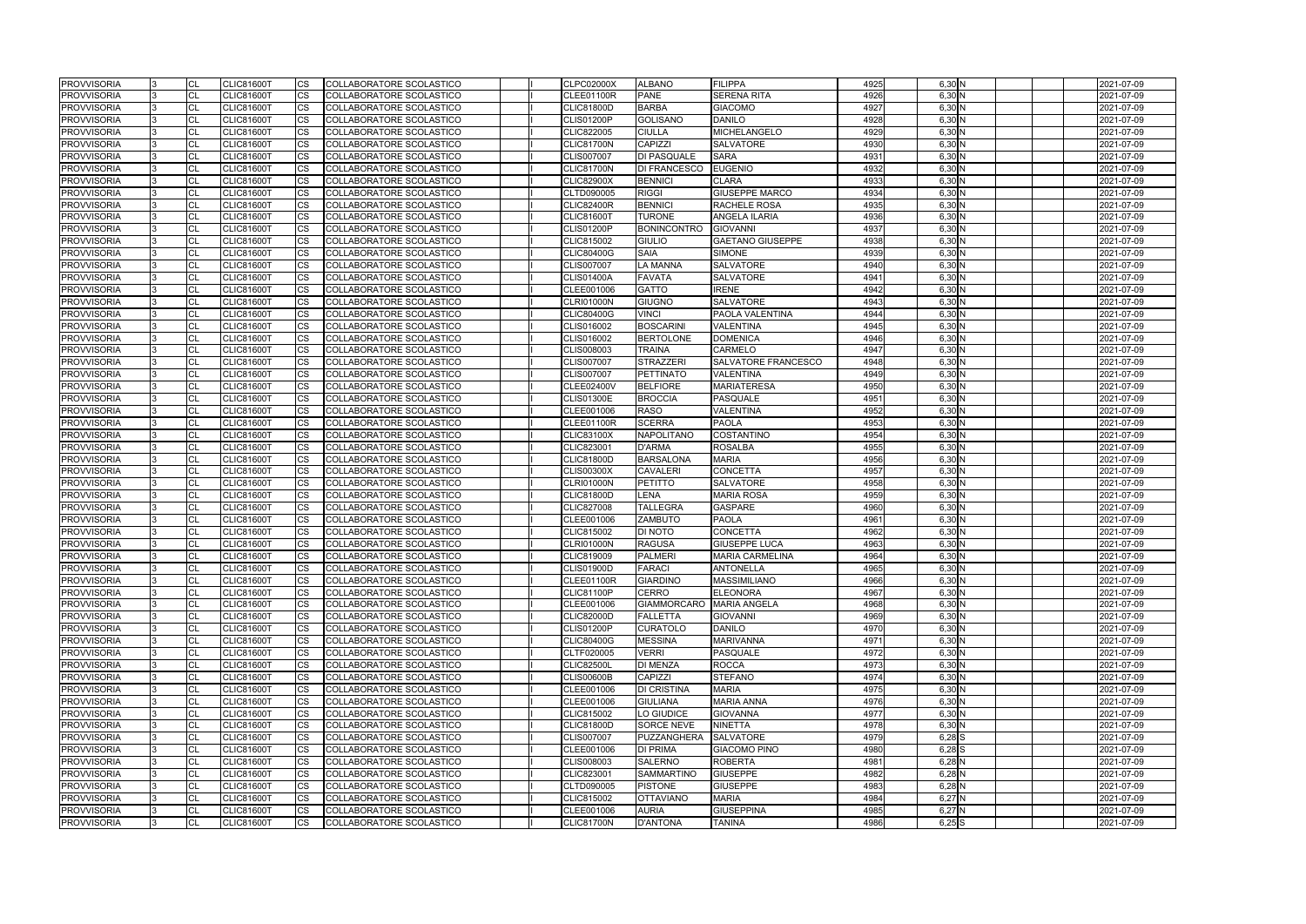| | | | | | | | | | | | | | | | | |
|---|---|---|---|---|---|---|---|---|---|---|---|---|---|---|---|---|
| PROVVISORIA | 3 | CL | CLIC81600T | CS | COLLABORATORE SCOLASTICO | | I | CLPC02000X | ALBANO | FILIPPA | 4925 | 6,30 | N | | | 2021-07-09 |
| PROVVISORIA | 3 | CL | CLIC81600T | CS | COLLABORATORE SCOLASTICO | | I | CLEE01100R | PANE | SERENA RITA | 4926 | 6,30 | N | | | 2021-07-09 |
| PROVVISORIA | 3 | CL | CLIC81600T | CS | COLLABORATORE SCOLASTICO | | I | CLIC81800D | BARBA | GIACOMO | 4927 | 6,30 | N | | | 2021-07-09 |
| PROVVISORIA | 3 | CL | CLIC81600T | CS | COLLABORATORE SCOLASTICO | | I | CLIS01200P | GOLISANO | DANILO | 4928 | 6,30 | N | | | 2021-07-09 |
| PROVVISORIA | 3 | CL | CLIC81600T | CS | COLLABORATORE SCOLASTICO | | I | CLIC822005 | CIULLA | MICHELANGELO | 4929 | 6,30 | N | | | 2021-07-09 |
| PROVVISORIA | 3 | CL | CLIC81600T | CS | COLLABORATORE SCOLASTICO | | I | CLIC81700N | CAPIZZI | SALVATORE | 4930 | 6,30 | N | | | 2021-07-09 |
| PROVVISORIA | 3 | CL | CLIC81600T | CS | COLLABORATORE SCOLASTICO | | I | CLIS007007 | DI PASQUALE | SARA | 4931 | 6,30 | N | | | 2021-07-09 |
| PROVVISORIA | 3 | CL | CLIC81600T | CS | COLLABORATORE SCOLASTICO | | I | CLIC81700N | DI FRANCESCO | EUGENIO | 4932 | 6,30 | N | | | 2021-07-09 |
| PROVVISORIA | 3 | CL | CLIC81600T | CS | COLLABORATORE SCOLASTICO | | I | CLIC82900X | BENNICI | CLARA | 4933 | 6,30 | N | | | 2021-07-09 |
| PROVVISORIA | 3 | CL | CLIC81600T | CS | COLLABORATORE SCOLASTICO | | I | CLTD090005 | RIGGI | GIUSEPPE MARCO | 4934 | 6,30 | N | | | 2021-07-09 |
| PROVVISORIA | 3 | CL | CLIC81600T | CS | COLLABORATORE SCOLASTICO | | I | CLIC82400R | BENNICI | RACHELE ROSA | 4935 | 6,30 | N | | | 2021-07-09 |
| PROVVISORIA | 3 | CL | CLIC81600T | CS | COLLABORATORE SCOLASTICO | | I | CLIC81600T | TURONE | ANGELA ILARIA | 4936 | 6,30 | N | | | 2021-07-09 |
| PROVVISORIA | 3 | CL | CLIC81600T | CS | COLLABORATORE SCOLASTICO | | I | CLIS01200P | BONINCONTRO | GIOVANNI | 4937 | 6,30 | N | | | 2021-07-09 |
| PROVVISORIA | 3 | CL | CLIC81600T | CS | COLLABORATORE SCOLASTICO | | I | CLIC815002 | GIULIO | GAETANO GIUSEPPE | 4938 | 6,30 | N | | | 2021-07-09 |
| PROVVISORIA | 3 | CL | CLIC81600T | CS | COLLABORATORE SCOLASTICO | | I | CLIC80400G | SAIA | SIMONE | 4939 | 6,30 | N | | | 2021-07-09 |
| PROVVISORIA | 3 | CL | CLIC81600T | CS | COLLABORATORE SCOLASTICO | | I | CLIS007007 | LA MANNA | SALVATORE | 4940 | 6,30 | N | | | 2021-07-09 |
| PROVVISORIA | 3 | CL | CLIC81600T | CS | COLLABORATORE SCOLASTICO | | I | CLIS01400A | FAVATA | SALVATORE | 4941 | 6,30 | N | | | 2021-07-09 |
| PROVVISORIA | 3 | CL | CLIC81600T | CS | COLLABORATORE SCOLASTICO | | I | CLEE001006 | GATTO | IRENE | 4942 | 6,30 | N | | | 2021-07-09 |
| PROVVISORIA | 3 | CL | CLIC81600T | CS | COLLABORATORE SCOLASTICO | | I | CLRI01000N | GIUGNO | SALVATORE | 4943 | 6,30 | N | | | 2021-07-09 |
| PROVVISORIA | 3 | CL | CLIC81600T | CS | COLLABORATORE SCOLASTICO | | I | CLIC80400G | VINCI | PAOLA VALENTINA | 4944 | 6,30 | N | | | 2021-07-09 |
| PROVVISORIA | 3 | CL | CLIC81600T | CS | COLLABORATORE SCOLASTICO | | I | CLIS016002 | BOSCARINI | VALENTINA | 4945 | 6,30 | N | | | 2021-07-09 |
| PROVVISORIA | 3 | CL | CLIC81600T | CS | COLLABORATORE SCOLASTICO | | I | CLIS016002 | BERTOLONE | DOMENICA | 4946 | 6,30 | N | | | 2021-07-09 |
| PROVVISORIA | 3 | CL | CLIC81600T | CS | COLLABORATORE SCOLASTICO | | I | CLIS008003 | TRAINA | CARMELO | 4947 | 6,30 | N | | | 2021-07-09 |
| PROVVISORIA | 3 | CL | CLIC81600T | CS | COLLABORATORE SCOLASTICO | | I | CLIS007007 | STRAZZERI | SALVATORE FRANCESCO | 4948 | 6,30 | N | | | 2021-07-09 |
| PROVVISORIA | 3 | CL | CLIC81600T | CS | COLLABORATORE SCOLASTICO | | I | CLIS007007 | PETTINATO | VALENTINA | 4949 | 6,30 | N | | | 2021-07-09 |
| PROVVISORIA | 3 | CL | CLIC81600T | CS | COLLABORATORE SCOLASTICO | | I | CLEE02400V | BELFIORE | MARIATERESA | 4950 | 6,30 | N | | | 2021-07-09 |
| PROVVISORIA | 3 | CL | CLIC81600T | CS | COLLABORATORE SCOLASTICO | | I | CLIS01300E | BROCCIA | PASQUALE | 4951 | 6,30 | N | | | 2021-07-09 |
| PROVVISORIA | 3 | CL | CLIC81600T | CS | COLLABORATORE SCOLASTICO | | I | CLEE001006 | RASO | VALENTINA | 4952 | 6,30 | N | | | 2021-07-09 |
| PROVVISORIA | 3 | CL | CLIC81600T | CS | COLLABORATORE SCOLASTICO | | I | CLEE01100R | SCERRA | PAOLA | 4953 | 6,30 | N | | | 2021-07-09 |
| PROVVISORIA | 3 | CL | CLIC81600T | CS | COLLABORATORE SCOLASTICO | | I | CLIC83100X | NAPOLITANO | COSTANTINO | 4954 | 6,30 | N | | | 2021-07-09 |
| PROVVISORIA | 3 | CL | CLIC81600T | CS | COLLABORATORE SCOLASTICO | | I | CLIC823001 | D'ARMA | ROSALBA | 4955 | 6,30 | N | | | 2021-07-09 |
| PROVVISORIA | 3 | CL | CLIC81600T | CS | COLLABORATORE SCOLASTICO | | I | CLIC81800D | BARSALONA | MARIA | 4956 | 6,30 | N | | | 2021-07-09 |
| PROVVISORIA | 3 | CL | CLIC81600T | CS | COLLABORATORE SCOLASTICO | | I | CLIS00300X | CAVALERI | CONCETTA | 4957 | 6,30 | N | | | 2021-07-09 |
| PROVVISORIA | 3 | CL | CLIC81600T | CS | COLLABORATORE SCOLASTICO | | I | CLRI01000N | PETITTO | SALVATORE | 4958 | 6,30 | N | | | 2021-07-09 |
| PROVVISORIA | 3 | CL | CLIC81600T | CS | COLLABORATORE SCOLASTICO | | I | CLIC81800D | LENA | MARIA ROSA | 4959 | 6,30 | N | | | 2021-07-09 |
| PROVVISORIA | 3 | CL | CLIC81600T | CS | COLLABORATORE SCOLASTICO | | I | CLIC827008 | TALLEGRA | GASPARE | 4960 | 6,30 | N | | | 2021-07-09 |
| PROVVISORIA | 3 | CL | CLIC81600T | CS | COLLABORATORE SCOLASTICO | | I | CLEE001006 | ZAMBUTO | PAOLA | 4961 | 6,30 | N | | | 2021-07-09 |
| PROVVISORIA | 3 | CL | CLIC81600T | CS | COLLABORATORE SCOLASTICO | | I | CLIC815002 | DI NOTO | CONCETTA | 4962 | 6,30 | N | | | 2021-07-09 |
| PROVVISORIA | 3 | CL | CLIC81600T | CS | COLLABORATORE SCOLASTICO | | I | CLRI01000N | RAGUSA | GIUSEPPE LUCA | 4963 | 6,30 | N | | | 2021-07-09 |
| PROVVISORIA | 3 | CL | CLIC81600T | CS | COLLABORATORE SCOLASTICO | | I | CLIC819009 | PALMERI | MARIA CARMELINA | 4964 | 6,30 | N | | | 2021-07-09 |
| PROVVISORIA | 3 | CL | CLIC81600T | CS | COLLABORATORE SCOLASTICO | | I | CLIS01900D | FARACI | ANTONELLA | 4965 | 6,30 | N | | | 2021-07-09 |
| PROVVISORIA | 3 | CL | CLIC81600T | CS | COLLABORATORE SCOLASTICO | | I | CLEE01100R | GIARDINO | MASSIMILIANO | 4966 | 6,30 | N | | | 2021-07-09 |
| PROVVISORIA | 3 | CL | CLIC81600T | CS | COLLABORATORE SCOLASTICO | | I | CLIC81100P | CERRO | ELEONORA | 4967 | 6,30 | N | | | 2021-07-09 |
| PROVVISORIA | 3 | CL | CLIC81600T | CS | COLLABORATORE SCOLASTICO | | I | CLEE001006 | GIAMMORCARO | MARIA ANGELA | 4968 | 6,30 | N | | | 2021-07-09 |
| PROVVISORIA | 3 | CL | CLIC81600T | CS | COLLABORATORE SCOLASTICO | | I | CLIC82000D | FALLETTA | GIOVANNI | 4969 | 6,30 | N | | | 2021-07-09 |
| PROVVISORIA | 3 | CL | CLIC81600T | CS | COLLABORATORE SCOLASTICO | | I | CLIS01200P | CURATOLO | DANILO | 4970 | 6,30 | N | | | 2021-07-09 |
| PROVVISORIA | 3 | CL | CLIC81600T | CS | COLLABORATORE SCOLASTICO | | I | CLIC80400G | MESSINA | MARIVANNA | 4971 | 6,30 | N | | | 2021-07-09 |
| PROVVISORIA | 3 | CL | CLIC81600T | CS | COLLABORATORE SCOLASTICO | | I | CLTF020005 | VERRI | PASQUALE | 4972 | 6,30 | N | | | 2021-07-09 |
| PROVVISORIA | 3 | CL | CLIC81600T | CS | COLLABORATORE SCOLASTICO | | I | CLIC82500L | DI MENZA | ROCCA | 4973 | 6,30 | N | | | 2021-07-09 |
| PROVVISORIA | 3 | CL | CLIC81600T | CS | COLLABORATORE SCOLASTICO | | I | CLIS00600B | CAPIZZI | STEFANO | 4974 | 6,30 | N | | | 2021-07-09 |
| PROVVISORIA | 3 | CL | CLIC81600T | CS | COLLABORATORE SCOLASTICO | | I | CLEE001006 | DI CRISTINA | MARIA | 4975 | 6,30 | N | | | 2021-07-09 |
| PROVVISORIA | 3 | CL | CLIC81600T | CS | COLLABORATORE SCOLASTICO | | I | CLEE001006 | GIULIANA | MARIA ANNA | 4976 | 6,30 | N | | | 2021-07-09 |
| PROVVISORIA | 3 | CL | CLIC81600T | CS | COLLABORATORE SCOLASTICO | | I | CLIC815002 | LO GIUDICE | GIOVANNA | 4977 | 6,30 | N | | | 2021-07-09 |
| PROVVISORIA | 3 | CL | CLIC81600T | CS | COLLABORATORE SCOLASTICO | | I | CLIC81800D | SORCE NEVE | NINETTA | 4978 | 6,30 | N | | | 2021-07-09 |
| PROVVISORIA | 3 | CL | CLIC81600T | CS | COLLABORATORE SCOLASTICO | | I | CLIS007007 | PUZZANGHERA | SALVATORE | 4979 | 6,28 | S | | | 2021-07-09 |
| PROVVISORIA | 3 | CL | CLIC81600T | CS | COLLABORATORE SCOLASTICO | | I | CLEE001006 | DI PRIMA | GIACOMO PINO | 4980 | 6,28 | S | | | 2021-07-09 |
| PROVVISORIA | 3 | CL | CLIC81600T | CS | COLLABORATORE SCOLASTICO | | I | CLIS008003 | SALERNO | ROBERTA | 4981 | 6,28 | N | | | 2021-07-09 |
| PROVVISORIA | 3 | CL | CLIC81600T | CS | COLLABORATORE SCOLASTICO | | I | CLIC823001 | SAMMARTINO | GIUSEPPE | 4982 | 6,28 | N | | | 2021-07-09 |
| PROVVISORIA | 3 | CL | CLIC81600T | CS | COLLABORATORE SCOLASTICO | | I | CLTD090005 | PISTONE | GIUSEPPE | 4983 | 6,28 | N | | | 2021-07-09 |
| PROVVISORIA | 3 | CL | CLIC81600T | CS | COLLABORATORE SCOLASTICO | | I | CLIC815002 | OTTAVIANO | MARIA | 4984 | 6,27 | N | | | 2021-07-09 |
| PROVVISORIA | 3 | CL | CLIC81600T | CS | COLLABORATORE SCOLASTICO | | I | CLEE001006 | AURIA | GIUSEPPINA | 4985 | 6,27 | N | | | 2021-07-09 |
| PROVVISORIA | 3 | CL | CLIC81600T | CS | COLLABORATORE SCOLASTICO | | I | CLIC81700N | D'ANTONA | TANINA | 4986 | 6,25 | S | | | 2021-07-09 |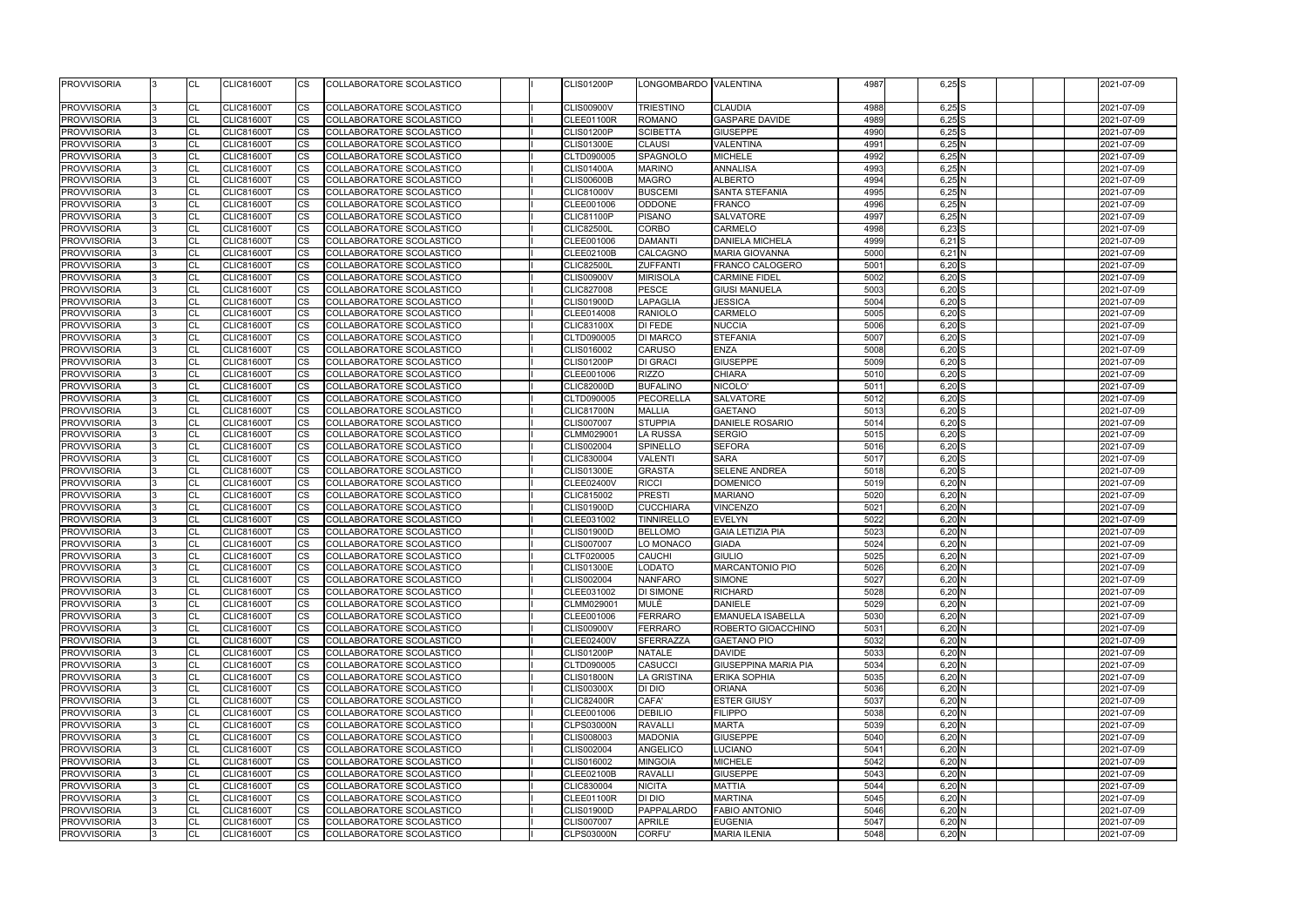| | | | | | | | | | | | | | | | | |
|---|---|---|---|---|---|---|---|---|---|---|---|---|---|---|---|---|
| PROVVISORIA | 3 | CL | CLIC81600T | CS | COLLABORATORE SCOLASTICO | | I | CLIS01200P | LONGOMBARDO | VALENTINA | 4987 | 6,25 | S | | | 2021-07-09 |
| PROVVISORIA | 3 | CL | CLIC81600T | CS | COLLABORATORE SCOLASTICO | | I | CLIS00900V | TRIESTINO | CLAUDIA | 4988 | 6,25 | S | | | 2021-07-09 |
| PROVVISORIA | 3 | CL | CLIC81600T | CS | COLLABORATORE SCOLASTICO | | I | CLEE01100R | ROMANO | GASPARE DAVIDE | 4989 | 6,25 | S | | | 2021-07-09 |
| PROVVISORIA | 3 | CL | CLIC81600T | CS | COLLABORATORE SCOLASTICO | | I | CLIS01200P | SCIBETTA | GIUSEPPE | 4990 | 6,25 | S | | | 2021-07-09 |
| PROVVISORIA | 3 | CL | CLIC81600T | CS | COLLABORATORE SCOLASTICO | | I | CLIS01300E | CLAUSI | VALENTINA | 4991 | 6,25 | N | | | 2021-07-09 |
| PROVVISORIA | 3 | CL | CLIC81600T | CS | COLLABORATORE SCOLASTICO | | I | CLTD090005 | SPAGNOLO | MICHELE | 4992 | 6,25 | N | | | 2021-07-09 |
| PROVVISORIA | 3 | CL | CLIC81600T | CS | COLLABORATORE SCOLASTICO | | I | CLIS01400A | MARINO | ANNALISA | 4993 | 6,25 | N | | | 2021-07-09 |
| PROVVISORIA | 3 | CL | CLIC81600T | CS | COLLABORATORE SCOLASTICO | | I | CLIS00600B | MAGRO | ALBERTO | 4994 | 6,25 | N | | | 2021-07-09 |
| PROVVISORIA | 3 | CL | CLIC81600T | CS | COLLABORATORE SCOLASTICO | | I | CLIC81000V | BUSCEMI | SANTA STEFANIA | 4995 | 6,25 | N | | | 2021-07-09 |
| PROVVISORIA | 3 | CL | CLIC81600T | CS | COLLABORATORE SCOLASTICO | | I | CLEE001006 | ODDONE | FRANCO | 4996 | 6,25 | N | | | 2021-07-09 |
| PROVVISORIA | 3 | CL | CLIC81600T | CS | COLLABORATORE SCOLASTICO | | I | CLIC81100P | PISANO | SALVATORE | 4997 | 6,25 | N | | | 2021-07-09 |
| PROVVISORIA | 3 | CL | CLIC81600T | CS | COLLABORATORE SCOLASTICO | | I | CLIC82500L | CORBO | CARMELO | 4998 | 6,23 | S | | | 2021-07-09 |
| PROVVISORIA | 3 | CL | CLIC81600T | CS | COLLABORATORE SCOLASTICO | | I | CLEE001006 | DAMANTI | DANIELA MICHELA | 4999 | 6,21 | S | | | 2021-07-09 |
| PROVVISORIA | 3 | CL | CLIC81600T | CS | COLLABORATORE SCOLASTICO | | I | CLEE02100B | CALCAGNO | MARIA GIOVANNA | 5000 | 6,21 | N | | | 2021-07-09 |
| PROVVISORIA | 3 | CL | CLIC81600T | CS | COLLABORATORE SCOLASTICO | | I | CLIC82500L | ZUFFANTI | FRANCO CALOGERO | 5001 | 6,20 | S | | | 2021-07-09 |
| PROVVISORIA | 3 | CL | CLIC81600T | CS | COLLABORATORE SCOLASTICO | | I | CLIS00900V | MIRISOLA | CARMINE FIDEL | 5002 | 6,20 | S | | | 2021-07-09 |
| PROVVISORIA | 3 | CL | CLIC81600T | CS | COLLABORATORE SCOLASTICO | | I | CLIC827008 | PESCE | GIUSI MANUELA | 5003 | 6,20 | S | | | 2021-07-09 |
| PROVVISORIA | 3 | CL | CLIC81600T | CS | COLLABORATORE SCOLASTICO | | I | CLIS01900D | LAPAGLIA | JESSICA | 5004 | 6,20 | S | | | 2021-07-09 |
| PROVVISORIA | 3 | CL | CLIC81600T | CS | COLLABORATORE SCOLASTICO | | I | CLEE014008 | RANIOLO | CARMELO | 5005 | 6,20 | S | | | 2021-07-09 |
| PROVVISORIA | 3 | CL | CLIC81600T | CS | COLLABORATORE SCOLASTICO | | I | CLIC83100X | DI FEDE | NUCCIA | 5006 | 6,20 | S | | | 2021-07-09 |
| PROVVISORIA | 3 | CL | CLIC81600T | CS | COLLABORATORE SCOLASTICO | | I | CLTD090005 | DI MARCO | STEFANIA | 5007 | 6,20 | S | | | 2021-07-09 |
| PROVVISORIA | 3 | CL | CLIC81600T | CS | COLLABORATORE SCOLASTICO | | I | CLIS016002 | CARUSO | ENZA | 5008 | 6,20 | S | | | 2021-07-09 |
| PROVVISORIA | 3 | CL | CLIC81600T | CS | COLLABORATORE SCOLASTICO | | I | CLIS01200P | DI GRACI | GIUSEPPE | 5009 | 6,20 | S | | | 2021-07-09 |
| PROVVISORIA | 3 | CL | CLIC81600T | CS | COLLABORATORE SCOLASTICO | | I | CLEE001006 | RIZZO | CHIARA | 5010 | 6,20 | S | | | 2021-07-09 |
| PROVVISORIA | 3 | CL | CLIC81600T | CS | COLLABORATORE SCOLASTICO | | I | CLIC82000D | BUFALINO | NICOLO' | 5011 | 6,20 | S | | | 2021-07-09 |
| PROVVISORIA | 3 | CL | CLIC81600T | CS | COLLABORATORE SCOLASTICO | | I | CLTD090005 | PECORELLA | SALVATORE | 5012 | 6,20 | S | | | 2021-07-09 |
| PROVVISORIA | 3 | CL | CLIC81600T | CS | COLLABORATORE SCOLASTICO | | I | CLIC81700N | MALLIA | GAETANO | 5013 | 6,20 | S | | | 2021-07-09 |
| PROVVISORIA | 3 | CL | CLIC81600T | CS | COLLABORATORE SCOLASTICO | | I | CLIS007007 | STUPPIA | DANIELE ROSARIO | 5014 | 6,20 | S | | | 2021-07-09 |
| PROVVISORIA | 3 | CL | CLIC81600T | CS | COLLABORATORE SCOLASTICO | | I | CLMM029001 | LA RUSSA | SERGIO | 5015 | 6,20 | S | | | 2021-07-09 |
| PROVVISORIA | 3 | CL | CLIC81600T | CS | COLLABORATORE SCOLASTICO | | I | CLIS002004 | SPINELLO | SEFORA | 5016 | 6,20 | S | | | 2021-07-09 |
| PROVVISORIA | 3 | CL | CLIC81600T | CS | COLLABORATORE SCOLASTICO | | I | CLIC830004 | VALENTI | SARA | 5017 | 6,20 | S | | | 2021-07-09 |
| PROVVISORIA | 3 | CL | CLIC81600T | CS | COLLABORATORE SCOLASTICO | | I | CLIS01300E | GRASTA | SELENE ANDREA | 5018 | 6,20 | S | | | 2021-07-09 |
| PROVVISORIA | 3 | CL | CLIC81600T | CS | COLLABORATORE SCOLASTICO | | I | CLEE02400V | RICCI | DOMENICO | 5019 | 6,20 | N | | | 2021-07-09 |
| PROVVISORIA | 3 | CL | CLIC81600T | CS | COLLABORATORE SCOLASTICO | | I | CLIC815002 | PRESTI | MARIANO | 5020 | 6,20 | N | | | 2021-07-09 |
| PROVVISORIA | 3 | CL | CLIC81600T | CS | COLLABORATORE SCOLASTICO | | I | CLIS01900D | CUCCHIARA | VINCENZO | 5021 | 6,20 | N | | | 2021-07-09 |
| PROVVISORIA | 3 | CL | CLIC81600T | CS | COLLABORATORE SCOLASTICO | | I | CLEE031002 | TINNIRELLO | EVELYN | 5022 | 6,20 | N | | | 2021-07-09 |
| PROVVISORIA | 3 | CL | CLIC81600T | CS | COLLABORATORE SCOLASTICO | | I | CLIS01900D | BELLOMO | GAIA LETIZIA PIA | 5023 | 6,20 | N | | | 2021-07-09 |
| PROVVISORIA | 3 | CL | CLIC81600T | CS | COLLABORATORE SCOLASTICO | | I | CLIS007007 | LO MONACO | GIADA | 5024 | 6,20 | N | | | 2021-07-09 |
| PROVVISORIA | 3 | CL | CLIC81600T | CS | COLLABORATORE SCOLASTICO | | I | CLTF020005 | CAUCHI | GIULIO | 5025 | 6,20 | N | | | 2021-07-09 |
| PROVVISORIA | 3 | CL | CLIC81600T | CS | COLLABORATORE SCOLASTICO | | I | CLIS01300E | LODATO | MARCANTONIO PIO | 5026 | 6,20 | N | | | 2021-07-09 |
| PROVVISORIA | 3 | CL | CLIC81600T | CS | COLLABORATORE SCOLASTICO | | I | CLIS002004 | NANFARO | SIMONE | 5027 | 6,20 | N | | | 2021-07-09 |
| PROVVISORIA | 3 | CL | CLIC81600T | CS | COLLABORATORE SCOLASTICO | | I | CLEE031002 | DI SIMONE | RICHARD | 5028 | 6,20 | N | | | 2021-07-09 |
| PROVVISORIA | 3 | CL | CLIC81600T | CS | COLLABORATORE SCOLASTICO | | I | CLMM029001 | MULÈ | DANIELE | 5029 | 6,20 | N | | | 2021-07-09 |
| PROVVISORIA | 3 | CL | CLIC81600T | CS | COLLABORATORE SCOLASTICO | | I | CLEE001006 | FERRARO | EMANUELA ISABELLA | 5030 | 6,20 | N | | | 2021-07-09 |
| PROVVISORIA | 3 | CL | CLIC81600T | CS | COLLABORATORE SCOLASTICO | | I | CLIS00900V | FERRARO | ROBERTO GIOACCHINO | 5031 | 6,20 | N | | | 2021-07-09 |
| PROVVISORIA | 3 | CL | CLIC81600T | CS | COLLABORATORE SCOLASTICO | | I | CLEE02400V | SFERRAZZA | GAETANO PIO | 5032 | 6,20 | N | | | 2021-07-09 |
| PROVVISORIA | 3 | CL | CLIC81600T | CS | COLLABORATORE SCOLASTICO | | I | CLIS01200P | NATALE | DAVIDE | 5033 | 6,20 | N | | | 2021-07-09 |
| PROVVISORIA | 3 | CL | CLIC81600T | CS | COLLABORATORE SCOLASTICO | | I | CLTD090005 | CASUCCI | GIUSEPPINA MARIA PIA | 5034 | 6,20 | N | | | 2021-07-09 |
| PROVVISORIA | 3 | CL | CLIC81600T | CS | COLLABORATORE SCOLASTICO | | I | CLIS01800N | LA GRISTINA | ERIKA SOPHIA | 5035 | 6,20 | N | | | 2021-07-09 |
| PROVVISORIA | 3 | CL | CLIC81600T | CS | COLLABORATORE SCOLASTICO | | I | CLIS00300X | DI DIO | ORIANA | 5036 | 6,20 | N | | | 2021-07-09 |
| PROVVISORIA | 3 | CL | CLIC81600T | CS | COLLABORATORE SCOLASTICO | | I | CLIC82400R | CAFA' | ESTER GIUSY | 5037 | 6,20 | N | | | 2021-07-09 |
| PROVVISORIA | 3 | CL | CLIC81600T | CS | COLLABORATORE SCOLASTICO | | I | CLEE001006 | DEBILIO | FILIPPO | 5038 | 6,20 | N | | | 2021-07-09 |
| PROVVISORIA | 3 | CL | CLIC81600T | CS | COLLABORATORE SCOLASTICO | | I | CLPS03000N | RAVALLI | MARTA | 5039 | 6,20 | N | | | 2021-07-09 |
| PROVVISORIA | 3 | CL | CLIC81600T | CS | COLLABORATORE SCOLASTICO | | I | CLIS008003 | MADONIA | GIUSEPPE | 5040 | 6,20 | N | | | 2021-07-09 |
| PROVVISORIA | 3 | CL | CLIC81600T | CS | COLLABORATORE SCOLASTICO | | I | CLIS002004 | ANGELICO | LUCIANO | 5041 | 6,20 | N | | | 2021-07-09 |
| PROVVISORIA | 3 | CL | CLIC81600T | CS | COLLABORATORE SCOLASTICO | | I | CLIS016002 | MINGOIA | MICHELE | 5042 | 6,20 | N | | | 2021-07-09 |
| PROVVISORIA | 3 | CL | CLIC81600T | CS | COLLABORATORE SCOLASTICO | | I | CLEE02100B | RAVALLI | GIUSEPPE | 5043 | 6,20 | N | | | 2021-07-09 |
| PROVVISORIA | 3 | CL | CLIC81600T | CS | COLLABORATORE SCOLASTICO | | I | CLIC830004 | NICITA | MATTIA | 5044 | 6,20 | N | | | 2021-07-09 |
| PROVVISORIA | 3 | CL | CLIC81600T | CS | COLLABORATORE SCOLASTICO | | I | CLEE01100R | DI DIO | MARTINA | 5045 | 6,20 | N | | | 2021-07-09 |
| PROVVISORIA | 3 | CL | CLIC81600T | CS | COLLABORATORE SCOLASTICO | | I | CLIS01900D | PAPPALARDO | FABIO ANTONIO | 5046 | 6,20 | N | | | 2021-07-09 |
| PROVVISORIA | 3 | CL | CLIC81600T | CS | COLLABORATORE SCOLASTICO | | I | CLIS007007 | APRILE | EUGENIA | 5047 | 6,20 | N | | | 2021-07-09 |
| PROVVISORIA | 3 | CL | CLIC81600T | CS | COLLABORATORE SCOLASTICO | | I | CLPS03000N | CORFU' | MARIA ILENIA | 5048 | 6,20 | N | | | 2021-07-09 |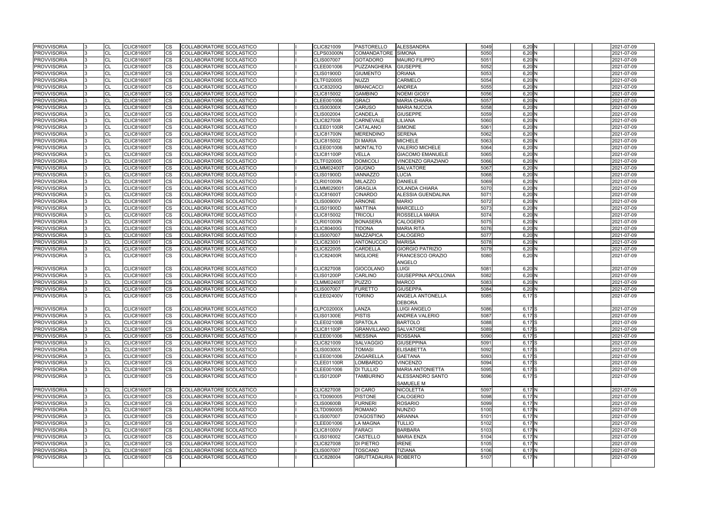| | | | | | | | | | | | | | | | | | | |
|---|---|---|---|---|---|---|---|---|---|---|---|---|---|---|---|---|---|---|
| PROVVISORIA | 3 | CL | CLIC81600T | CS | COLLABORATORE SCOLASTICO | | II | CLIC821009 | PASTORELLO | ALESSANDRA | 5049 | | 6,20 | N | | | | 2021-07-09 |
| PROVVISORIA | 3 | CL | CLIC81600T | CS | COLLABORATORE SCOLASTICO | | II | CLPS03000N | COMANDATORE | SIMONA | 5050 | | 6,20 | N | | | | 2021-07-09 |
| PROVVISORIA | 3 | CL | CLIC81600T | CS | COLLABORATORE SCOLASTICO | | II | CLIS007007 | GOTADORO | MAURO FILIPPO | 5051 | | 6,20 | N | | | | 2021-07-09 |
| PROVVISORIA | 3 | CL | CLIC81600T | CS | COLLABORATORE SCOLASTICO | | II | CLEE001006 | PUZZANGHERA | GIUSEPPE | 5052 | | 6,20 | N | | | | 2021-07-09 |
| PROVVISORIA | 3 | CL | CLIC81600T | CS | COLLABORATORE SCOLASTICO | | II | CLIS01900D | GIUMENTO | ORIANA | 5053 | | 6,20 | N | | | | 2021-07-09 |
| PROVVISORIA | 3 | CL | CLIC81600T | CS | COLLABORATORE SCOLASTICO | | II | CLTF020005 | NUZZI | CARMELO | 5054 | | 6,20 | N | | | | 2021-07-09 |
| PROVVISORIA | 3 | CL | CLIC81600T | CS | COLLABORATORE SCOLASTICO | | II | CLIC83200Q | BRANCACCI | ANDREA | 5055 | | 6,20 | N | | | | 2021-07-09 |
| PROVVISORIA | 3 | CL | CLIC81600T | CS | COLLABORATORE SCOLASTICO | | II | CLIC815002 | GAMBINO | NOEMI GIOSY | 5056 | | 6,20 | N | | | | 2021-07-09 |
| PROVVISORIA | 3 | CL | CLIC81600T | CS | COLLABORATORE SCOLASTICO | | II | CLEE001006 | GRACI | MARIA CHIARA | 5057 | | 6,20 | N | | | | 2021-07-09 |
| PROVVISORIA | 3 | CL | CLIC81600T | CS | COLLABORATORE SCOLASTICO | | II | CLIS00300X | CARUSO | MARIA NUCCIA | 5058 | | 6,20 | N | | | | 2021-07-09 |
| PROVVISORIA | 3 | CL | CLIC81600T | CS | COLLABORATORE SCOLASTICO | | II | CLIS002004 | CANDELA | GIUSEPPE | 5059 | | 6,20 | N | | | | 2021-07-09 |
| PROVVISORIA | 3 | CL | CLIC81600T | CS | COLLABORATORE SCOLASTICO | | II | CLIC827008 | CARNEVALE | LILIANA | 5060 | | 6,20 | N | | | | 2021-07-09 |
| PROVVISORIA | 3 | CL | CLIC81600T | CS | COLLABORATORE SCOLASTICO | | II | CLEE01100R | CATALANO | SIMONE | 5061 | | 6,20 | N | | | | 2021-07-09 |
| PROVVISORIA | 3 | CL | CLIC81600T | CS | COLLABORATORE SCOLASTICO | | II | CLIC81700N | MERENDINO | SERENA | 5062 | | 6,20 | N | | | | 2021-07-09 |
| PROVVISORIA | 3 | CL | CLIC81600T | CS | COLLABORATORE SCOLASTICO | | II | CLIC815002 | DI MARIA | MICHELE | 5063 | | 6,20 | N | | | | 2021-07-09 |
| PROVVISORIA | 3 | CL | CLIC81600T | CS | COLLABORATORE SCOLASTICO | | II | CLEE001006 | MONTALTO | VALERIO MICHELE | 5064 | | 6,20 | N | | | | 2021-07-09 |
| PROVVISORIA | 3 | CL | CLIC81600T | CS | COLLABORATORE SCOLASTICO | | II | CLIC81100P | VELLA | GIACOMO EMANUELE | 5065 | | 6,20 | N | | | | 2021-07-09 |
| PROVVISORIA | 3 | CL | CLIC81600T | CS | COLLABORATORE SCOLASTICO | | II | CLTF020005 | DOMICOLI | VINCENZO GRAZIANO | 5066 | | 6,20 | N | | | | 2021-07-09 |
| PROVVISORIA | 3 | CL | CLIC81600T | CS | COLLABORATORE SCOLASTICO | | II | CLMM02400T | GIUGNO | SALVATORE | 5067 | | 6,20 | N | | | | 2021-07-09 |
| PROVVISORIA | 3 | CL | CLIC81600T | CS | COLLABORATORE SCOLASTICO | | II | CLIS01900D | IANNAZZO | LUCIA | 5068 | | 6,20 | N | | | | 2021-07-09 |
| PROVVISORIA | 3 | CL | CLIC81600T | CS | COLLABORATORE SCOLASTICO | | II | CLRI01000N | MILAZZO | DANIELE | 5069 | | 6,20 | N | | | | 2021-07-09 |
| PROVVISORIA | 3 | CL | CLIC81600T | CS | COLLABORATORE SCOLASTICO | | II | CLMM029001 | GRAGLIA | IOLANDA CHIARA | 5070 | | 6,20 | N | | | | 2021-07-09 |
| PROVVISORIA | 3 | CL | CLIC81600T | CS | COLLABORATORE SCOLASTICO | | II | CLIC81600T | CINARDO | ALESSIA GUENDALINA | 5071 | | 6,20 | N | | | | 2021-07-09 |
| PROVVISORIA | 3 | CL | CLIC81600T | CS | COLLABORATORE SCOLASTICO | | II | CLIS00900V | ARNONE | MARIO | 5072 | | 6,20 | N | | | | 2021-07-09 |
| PROVVISORIA | 3 | CL | CLIC81600T | CS | COLLABORATORE SCOLASTICO | | II | CLIS01900D | MATTINA | MARCELLO | 5073 | | 6,20 | N | | | | 2021-07-09 |
| PROVVISORIA | 3 | CL | CLIC81600T | CS | COLLABORATORE SCOLASTICO | | II | CLIC815002 | TRICOLI | ROSSELLA MARIA | 5074 | | 6,20 | N | | | | 2021-07-09 |
| PROVVISORIA | 3 | CL | CLIC81600T | CS | COLLABORATORE SCOLASTICO | | II | CLRI01000N | BONASERA | CALOGERO | 5075 | | 6,20 | N | | | | 2021-07-09 |
| PROVVISORIA | 3 | CL | CLIC81600T | CS | COLLABORATORE SCOLASTICO | | II | CLIC80400G | TIDONA | MARIA RITA | 5076 | | 6,20 | N | | | | 2021-07-09 |
| PROVVISORIA | 3 | CL | CLIC81600T | CS | COLLABORATORE SCOLASTICO | | II | CLIS007007 | MAZZAPICA | CALOGERO | 5077 | | 6,20 | N | | | | 2021-07-09 |
| PROVVISORIA | 3 | CL | CLIC81600T | CS | COLLABORATORE SCOLASTICO | | II | CLIC823001 | ANTONUCCIO | MARISA | 5078 | | 6,20 | N | | | | 2021-07-09 |
| PROVVISORIA | 3 | CL | CLIC81600T | CS | COLLABORATORE SCOLASTICO | | II | CLIC822005 | CARDELLA | GIORGIO PATRIZIO | 5079 | | 6,20 | N | | | | 2021-07-09 |
| PROVVISORIA | 3 | CL | CLIC81600T | CS | COLLABORATORE SCOLASTICO | | II | CLIC82400R | MIGLIORE | FRANCESCO ORAZIO ANGELO | 5080 | | 6,20 | N | | | | 2021-07-09 |
| PROVVISORIA | 3 | CL | CLIC81600T | CS | COLLABORATORE SCOLASTICO | | II | CLIC827008 | GIOCOLANO | LUIGI | 5081 | | 6,20 | N | | | | 2021-07-09 |
| PROVVISORIA | 3 | CL | CLIC81600T | CS | COLLABORATORE SCOLASTICO | | II | CLIS01200P | CARLINO | GIUSEPPINA APOLLONIA | 5082 | | 6,20 | N | | | | 2021-07-09 |
| PROVVISORIA | 3 | CL | CLIC81600T | CS | COLLABORATORE SCOLASTICO | | II | CLMM02400T | PUZZO | MARCO | 5083 | | 6,20 | N | | | | 2021-07-09 |
| PROVVISORIA | 3 | CL | CLIC81600T | CS | COLLABORATORE SCOLASTICO | | II | CLIS007007 | FURETTO | GIUSEPPA | 5084 | | 6,20 | N | | | | 2021-07-09 |
| PROVVISORIA | 3 | CL | CLIC81600T | CS | COLLABORATORE SCOLASTICO | | II | CLEE02400V | TORINO | ANGELA ANTONELLA DEBORA | 5085 | | 6,17 | S | | | | 2021-07-09 |
| PROVVISORIA | 3 | CL | CLIC81600T | CS | COLLABORATORE SCOLASTICO | | II | CLPC02000X | LANZA | LUIGI ANGELO | 5086 | | 6,17 | S | | | | 2021-07-09 |
| PROVVISORIA | 3 | CL | CLIC81600T | CS | COLLABORATORE SCOLASTICO | | II | CLIS01300E | PISTIS | ANDREA VALERIO | 5087 | | 6,17 | S | | | | 2021-07-09 |
| PROVVISORIA | 3 | CL | CLIC81600T | CS | COLLABORATORE SCOLASTICO | | II | CLEE02100B | SPATOLA | BARTOLO | 5088 | | 6,17 | S | | | | 2021-07-09 |
| PROVVISORIA | 3 | CL | CLIC81600T | CS | COLLABORATORE SCOLASTICO | | II | CLIC81100P | GRANVILLANO | SALVATORE | 5089 | | 6,17 | S | | | | 2021-07-09 |
| PROVVISORIA | 3 | CL | CLIC81600T | CS | COLLABORATORE SCOLASTICO | | II | CLEE001006 | MESSINA | ROSSANA | 5090 | | 6,17 | S | | | | 2021-07-09 |
| PROVVISORIA | 3 | CL | CLIC81600T | CS | COLLABORATORE SCOLASTICO | | II | CLIC821009 | SALVAGGIO | GIUSEPPINA | 5091 | | 6,17 | S | | | | 2021-07-09 |
| PROVVISORIA | 3 | CL | CLIC81600T | CS | COLLABORATORE SCOLASTICO | | II | CLIS00300X | TOMASI | ELISABETTA | 5092 | | 6,17 | S | | | | 2021-07-09 |
| PROVVISORIA | 3 | CL | CLIC81600T | CS | COLLABORATORE SCOLASTICO | | II | CLEE001006 | ZAGARELLA | GAETANA | 5093 | | 6,17 | S | | | | 2021-07-09 |
| PROVVISORIA | 3 | CL | CLIC81600T | CS | COLLABORATORE SCOLASTICO | | II | CLEE01100R | LOMBARDO | VINCENZO | 5094 | | 6,17 | S | | | | 2021-07-09 |
| PROVVISORIA | 3 | CL | CLIC81600T | CS | COLLABORATORE SCOLASTICO | | II | CLEE001006 | DI TULLIO | MARIA ANTONIETTA | 5095 | | 6,17 | S | | | | 2021-07-09 |
| PROVVISORIA | 3 | CL | CLIC81600T | CS | COLLABORATORE SCOLASTICO | | II | CLIS01200P | TAMBURINO | ALESSANDRO SANTO SAMUELE M | 5096 | | 6,17 | S | | | | 2021-07-09 |
| PROVVISORIA | 3 | CL | CLIC81600T | CS | COLLABORATORE SCOLASTICO | | II | CLIC827008 | DI CARO | NICOLETTA | 5097 | | 6,17 | N | | | | 2021-07-09 |
| PROVVISORIA | 3 | CL | CLIC81600T | CS | COLLABORATORE SCOLASTICO | | II | CLTD090005 | PISTONE | CALOGERO | 5098 | | 6,17 | N | | | | 2021-07-09 |
| PROVVISORIA | 3 | CL | CLIC81600T | CS | COLLABORATORE SCOLASTICO | | II | CLIS00600B | FURNERI | ROSARIO | 5099 | | 6,17 | N | | | | 2021-07-09 |
| PROVVISORIA | 3 | CL | CLIC81600T | CS | COLLABORATORE SCOLASTICO | | II | CLTD090005 | ROMANO | NUNZIO | 5100 | | 6,17 | N | | | | 2021-07-09 |
| PROVVISORIA | 3 | CL | CLIC81600T | CS | COLLABORATORE SCOLASTICO | | II | CLIS007007 | D'AGOSTINO | ARIANNA | 5101 | | 6,17 | N | | | | 2021-07-09 |
| PROVVISORIA | 3 | CL | CLIC81600T | CS | COLLABORATORE SCOLASTICO | | II | CLEE001006 | LA MAGNA | TULLIO | 5102 | | 6,17 | N | | | | 2021-07-09 |
| PROVVISORIA | 3 | CL | CLIC81600T | CS | COLLABORATORE SCOLASTICO | | II | CLIC81000V | FARACI | BARBARA | 5103 | | 6,17 | N | | | | 2021-07-09 |
| PROVVISORIA | 3 | CL | CLIC81600T | CS | COLLABORATORE SCOLASTICO | | II | CLIS016002 | CASTELLO | MARIA ENZA | 5104 | | 6,17 | N | | | | 2021-07-09 |
| PROVVISORIA | 3 | CL | CLIC81600T | CS | COLLABORATORE SCOLASTICO | | II | CLIC827008 | DI PIETRO | IRENE | 5105 | | 6,17 | N | | | | 2021-07-09 |
| PROVVISORIA | 3 | CL | CLIC81600T | CS | COLLABORATORE SCOLASTICO | | II | CLIS007007 | TOSCANO | TIZIANA | 5106 | | 6,17 | N | | | | 2021-07-09 |
| PROVVISORIA | 3 | CL | CLIC81600T | CS | COLLABORATORE SCOLASTICO | | II | CLIC828004 | GRUTTADAURIA | ROBERTO | 5107 | | 6,17 | N | | | | 2021-07-09 |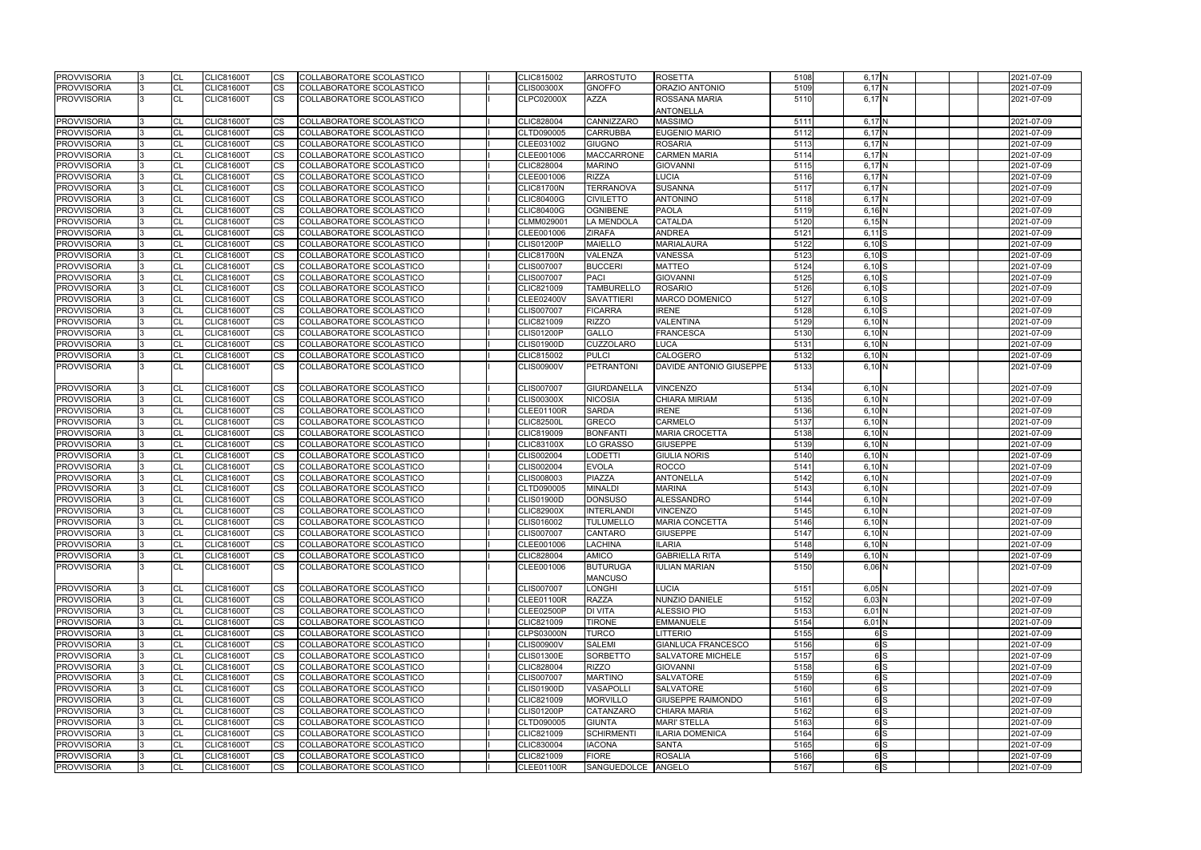| | | | | | | | | | | | | | | | | | |
|---|---|---|---|---|---|---|---|---|---|---|---|---|---|---|---|---|---|
| PROVVISORIA | 3 | CL | CLIC81600T | CS | COLLABORATORE SCOLASTICO | | I | CLIC815002 | ARROSTUTO | ROSETTA | 5108 | 6,17 | N | | | | 2021-07-09 |
| PROVVISORIA | 3 | CL | CLIC81600T | CS | COLLABORATORE SCOLASTICO | | I | CLIS00300X | GNOFFO | ORAZIO ANTONIO | 5109 | 6,17 | N | | | | 2021-07-09 |
| PROVVISORIA | 3 | CL | CLIC81600T | CS | COLLABORATORE SCOLASTICO | | I | CLPC02000X | AZZA | ROSSANA MARIA ANTONELLA | 5110 | 6,17 | N | | | | 2021-07-09 |
| PROVVISORIA | 3 | CL | CLIC81600T | CS | COLLABORATORE SCOLASTICO | | I | CLIC828004 | CANNIZZARO | MASSIMO | 5111 | 6,17 | N | | | | 2021-07-09 |
| PROVVISORIA | 3 | CL | CLIC81600T | CS | COLLABORATORE SCOLASTICO | | I | CLTD090005 | CARRUBBA | EUGENIO MARIO | 5112 | 6,17 | N | | | | 2021-07-09 |
| PROVVISORIA | 3 | CL | CLIC81600T | CS | COLLABORATORE SCOLASTICO | | I | CLEE031002 | GIUGNO | ROSARIA | 5113 | 6,17 | N | | | | 2021-07-09 |
| PROVVISORIA | 3 | CL | CLIC81600T | CS | COLLABORATORE SCOLASTICO | | I | CLEE001006 | MACCARRONE | CARMEN MARIA | 5114 | 6,17 | N | | | | 2021-07-09 |
| PROVVISORIA | 3 | CL | CLIC81600T | CS | COLLABORATORE SCOLASTICO | | I | CLIC828004 | MARINO | GIOVANNI | 5115 | 6,17 | N | | | | 2021-07-09 |
| PROVVISORIA | 3 | CL | CLIC81600T | CS | COLLABORATORE SCOLASTICO | | I | CLEE001006 | RIZZA | LUCIA | 5116 | 6,17 | N | | | | 2021-07-09 |
| PROVVISORIA | 3 | CL | CLIC81600T | CS | COLLABORATORE SCOLASTICO | | I | CLIC81700N | TERRANOVA | SUSANNA | 5117 | 6,17 | N | | | | 2021-07-09 |
| PROVVISORIA | 3 | CL | CLIC81600T | CS | COLLABORATORE SCOLASTICO | | I | CLIC80400G | CIVILETTO | ANTONINO | 5118 | 6,17 | N | | | | 2021-07-09 |
| PROVVISORIA | 3 | CL | CLIC81600T | CS | COLLABORATORE SCOLASTICO | | I | CLIC80400G | OGNIBENE | PAOLA | 5119 | 6,16 | N | | | | 2021-07-09 |
| PROVVISORIA | 3 | CL | CLIC81600T | CS | COLLABORATORE SCOLASTICO | | I | CLMM029001 | LA MENDOLA | CATALDA | 5120 | 6,15 | N | | | | 2021-07-09 |
| PROVVISORIA | 3 | CL | CLIC81600T | CS | COLLABORATORE SCOLASTICO | | I | CLEE001006 | ZIRAFA | ANDREA | 5121 | 6,11 | S | | | | 2021-07-09 |
| PROVVISORIA | 3 | CL | CLIC81600T | CS | COLLABORATORE SCOLASTICO | | I | CLIS01200P | MAIELLO | MARIALAURA | 5122 | 6,10 | S | | | | 2021-07-09 |
| PROVVISORIA | 3 | CL | CLIC81600T | CS | COLLABORATORE SCOLASTICO | | I | CLIC81700N | VALENZA | VANESSA | 5123 | 6,10 | S | | | | 2021-07-09 |
| PROVVISORIA | 3 | CL | CLIC81600T | CS | COLLABORATORE SCOLASTICO | | I | CLIS007007 | BUCCERI | MATTEO | 5124 | 6,10 | S | | | | 2021-07-09 |
| PROVVISORIA | 3 | CL | CLIC81600T | CS | COLLABORATORE SCOLASTICO | | I | CLIS007007 | PACI | GIOVANNI | 5125 | 6,10 | S | | | | 2021-07-09 |
| PROVVISORIA | 3 | CL | CLIC81600T | CS | COLLABORATORE SCOLASTICO | | I | CLIC821009 | TAMBURELLO | ROSARIO | 5126 | 6,10 | S | | | | 2021-07-09 |
| PROVVISORIA | 3 | CL | CLIC81600T | CS | COLLABORATORE SCOLASTICO | | I | CLEE02400V | SAVATTIERI | MARCO DOMENICO | 5127 | 6,10 | S | | | | 2021-07-09 |
| PROVVISORIA | 3 | CL | CLIC81600T | CS | COLLABORATORE SCOLASTICO | | I | CLIS007007 | FICARRA | IRENE | 5128 | 6,10 | S | | | | 2021-07-09 |
| PROVVISORIA | 3 | CL | CLIC81600T | CS | COLLABORATORE SCOLASTICO | | I | CLIC821009 | RIZZO | VALENTINA | 5129 | 6,10 | N | | | | 2021-07-09 |
| PROVVISORIA | 3 | CL | CLIC81600T | CS | COLLABORATORE SCOLASTICO | | I | CLIS01200P | GALLO | FRANCESCA | 5130 | 6,10 | N | | | | 2021-07-09 |
| PROVVISORIA | 3 | CL | CLIC81600T | CS | COLLABORATORE SCOLASTICO | | I | CLIS01900D | CUZZOLARO | LUCA | 5131 | 6,10 | N | | | | 2021-07-09 |
| PROVVISORIA | 3 | CL | CLIC81600T | CS | COLLABORATORE SCOLASTICO | | I | CLIC815002 | PULCI | CALOGERO | 5132 | 6,10 | N | | | | 2021-07-09 |
| PROVVISORIA | 3 | CL | CLIC81600T | CS | COLLABORATORE SCOLASTICO | | I | CLIS00900V | PETRANTONI | DAVIDE ANTONIO GIUSEPPE | 5133 | 6,10 | N | | | | 2021-07-09 |
| PROVVISORIA | 3 | CL | CLIC81600T | CS | COLLABORATORE SCOLASTICO | | I | CLIS007007 | GIURDANELLA | VINCENZO | 5134 | 6,10 | N | | | | 2021-07-09 |
| PROVVISORIA | 3 | CL | CLIC81600T | CS | COLLABORATORE SCOLASTICO | | I | CLIS00300X | NICOSIA | CHIARA MIRIAM | 5135 | 6,10 | N | | | | 2021-07-09 |
| PROVVISORIA | 3 | CL | CLIC81600T | CS | COLLABORATORE SCOLASTICO | | I | CLEE01100R | SARDA | IRENE | 5136 | 6,10 | N | | | | 2021-07-09 |
| PROVVISORIA | 3 | CL | CLIC81600T | CS | COLLABORATORE SCOLASTICO | | I | CLIC82500L | GRECO | CARMELO | 5137 | 6,10 | N | | | | 2021-07-09 |
| PROVVISORIA | 3 | CL | CLIC81600T | CS | COLLABORATORE SCOLASTICO | | I | CLIC819009 | BONFANTI | MARIA CROCETTA | 5138 | 6,10 | N | | | | 2021-07-09 |
| PROVVISORIA | 3 | CL | CLIC81600T | CS | COLLABORATORE SCOLASTICO | | I | CLIC83100X | LO GRASSO | GIUSEPPE | 5139 | 6,10 | N | | | | 2021-07-09 |
| PROVVISORIA | 3 | CL | CLIC81600T | CS | COLLABORATORE SCOLASTICO | | I | CLIS002004 | LODETTI | GIULIA NORIS | 5140 | 6,10 | N | | | | 2021-07-09 |
| PROVVISORIA | 3 | CL | CLIC81600T | CS | COLLABORATORE SCOLASTICO | | I | CLIS002004 | EVOLA | ROCCO | 5141 | 6,10 | N | | | | 2021-07-09 |
| PROVVISORIA | 3 | CL | CLIC81600T | CS | COLLABORATORE SCOLASTICO | | I | CLIS008003 | PIAZZA | ANTONELLA | 5142 | 6,10 | N | | | | 2021-07-09 |
| PROVVISORIA | 3 | CL | CLIC81600T | CS | COLLABORATORE SCOLASTICO | | I | CLTD090005 | MINALDI | MARINA | 5143 | 6,10 | N | | | | 2021-07-09 |
| PROVVISORIA | 3 | CL | CLIC81600T | CS | COLLABORATORE SCOLASTICO | | I | CLIS01900D | DONSUSO | ALESSANDRO | 5144 | 6,10 | N | | | | 2021-07-09 |
| PROVVISORIA | 3 | CL | CLIC81600T | CS | COLLABORATORE SCOLASTICO | | I | CLIC82900X | INTERLANDI | VINCENZO | 5145 | 6,10 | N | | | | 2021-07-09 |
| PROVVISORIA | 3 | CL | CLIC81600T | CS | COLLABORATORE SCOLASTICO | | I | CLIS016002 | TULUMELLO | MARIA CONCETTA | 5146 | 6,10 | N | | | | 2021-07-09 |
| PROVVISORIA | 3 | CL | CLIC81600T | CS | COLLABORATORE SCOLASTICO | | I | CLIS007007 | CANTARO | GIUSEPPE | 5147 | 6,10 | N | | | | 2021-07-09 |
| PROVVISORIA | 3 | CL | CLIC81600T | CS | COLLABORATORE SCOLASTICO | | I | CLEE001006 | LACHINA | ILARIA | 5148 | 6,10 | N | | | | 2021-07-09 |
| PROVVISORIA | 3 | CL | CLIC81600T | CS | COLLABORATORE SCOLASTICO | | I | CLIC828004 | AMICO | GABRIELLA RITA | 5149 | 6,10 | N | | | | 2021-07-09 |
| PROVVISORIA | 3 | CL | CLIC81600T | CS | COLLABORATORE SCOLASTICO | | I | CLEE001006 | BUTURUGA MANCUSO | IULIAN MARIAN | 5150 | 6,06 | N | | | | 2021-07-09 |
| PROVVISORIA | 3 | CL | CLIC81600T | CS | COLLABORATORE SCOLASTICO | | I | CLIS007007 | LONGHI | LUCIA | 5151 | 6,05 | N | | | | 2021-07-09 |
| PROVVISORIA | 3 | CL | CLIC81600T | CS | COLLABORATORE SCOLASTICO | | I | CLEE01100R | RAZZA | NUNZIO DANIELE | 5152 | 6,03 | N | | | | 2021-07-09 |
| PROVVISORIA | 3 | CL | CLIC81600T | CS | COLLABORATORE SCOLASTICO | | I | CLEE02500P | DI VITA | ALESSIO PIO | 5153 | 6,01 | N | | | | 2021-07-09 |
| PROVVISORIA | 3 | CL | CLIC81600T | CS | COLLABORATORE SCOLASTICO | | I | CLIC821009 | TIRONE | EMMANUELE | 5154 | 6,01 | N | | | | 2021-07-09 |
| PROVVISORIA | 3 | CL | CLIC81600T | CS | COLLABORATORE SCOLASTICO | | I | CLPS03000N | TURCO | LITTERIO | 5155 | 6 | S | | | | 2021-07-09 |
| PROVVISORIA | 3 | CL | CLIC81600T | CS | COLLABORATORE SCOLASTICO | | I | CLIS00900V | SALEMI | GIANLUCA FRANCESCO | 5156 | 6 | S | | | | 2021-07-09 |
| PROVVISORIA | 3 | CL | CLIC81600T | CS | COLLABORATORE SCOLASTICO | | I | CLIS01300E | SORBETTO | SALVATORE MICHELE | 5157 | 6 | S | | | | 2021-07-09 |
| PROVVISORIA | 3 | CL | CLIC81600T | CS | COLLABORATORE SCOLASTICO | | I | CLIC828004 | RIZZO | GIOVANNI | 5158 | 6 | S | | | | 2021-07-09 |
| PROVVISORIA | 3 | CL | CLIC81600T | CS | COLLABORATORE SCOLASTICO | | I | CLIS007007 | MARTINO | SALVATORE | 5159 | 6 | S | | | | 2021-07-09 |
| PROVVISORIA | 3 | CL | CLIC81600T | CS | COLLABORATORE SCOLASTICO | | I | CLIS01900D | VASAPOLLI | SALVATORE | 5160 | 6 | S | | | | 2021-07-09 |
| PROVVISORIA | 3 | CL | CLIC81600T | CS | COLLABORATORE SCOLASTICO | | I | CLIC821009 | MORVILLO | GIUSEPPE RAIMONDO | 5161 | 6 | S | | | | 2021-07-09 |
| PROVVISORIA | 3 | CL | CLIC81600T | CS | COLLABORATORE SCOLASTICO | | I | CLIS01200P | CATANZARO | CHIARA MARIA | 5162 | 6 | S | | | | 2021-07-09 |
| PROVVISORIA | 3 | CL | CLIC81600T | CS | COLLABORATORE SCOLASTICO | | I | CLTD090005 | GIUNTA | MARI' STELLA | 5163 | 6 | S | | | | 2021-07-09 |
| PROVVISORIA | 3 | CL | CLIC81600T | CS | COLLABORATORE SCOLASTICO | | I | CLIC821009 | SCHIRMENTI | ILARIA DOMENICA | 5164 | 6 | S | | | | 2021-07-09 |
| PROVVISORIA | 3 | CL | CLIC81600T | CS | COLLABORATORE SCOLASTICO | | I | CLIC830004 | IACONA | SANTA | 5165 | 6 | S | | | | 2021-07-09 |
| PROVVISORIA | 3 | CL | CLIC81600T | CS | COLLABORATORE SCOLASTICO | | I | CLIC821009 | FIORE | ROSALIA | 5166 | 6 | S | | | | 2021-07-09 |
| PROVVISORIA | 3 | CL | CLIC81600T | CS | COLLABORATORE SCOLASTICO | | I | CLEE01100R | SANGUEDOLCE | ANGELO | 5167 | 6 | S | | | | 2021-07-09 |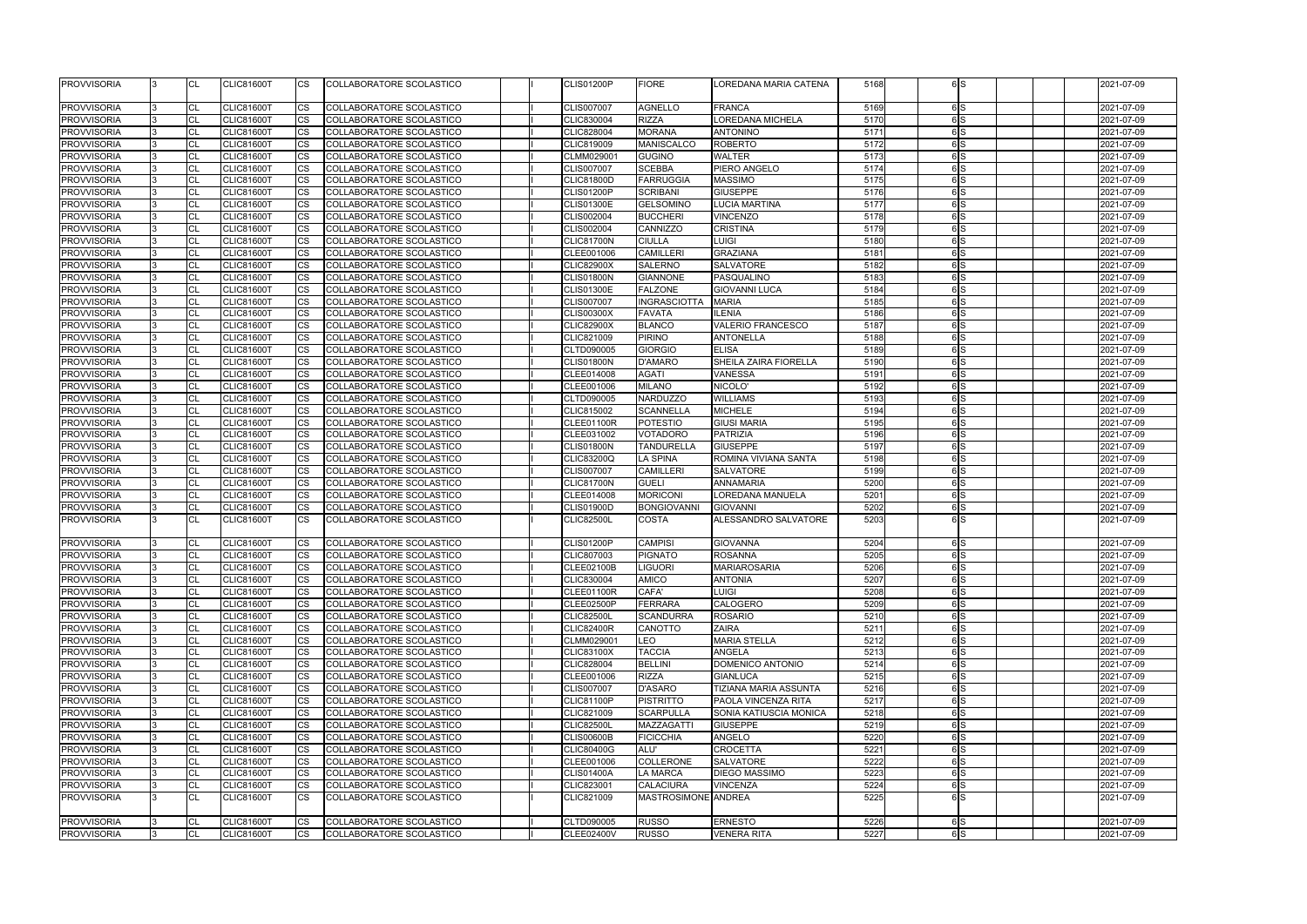| | | | | | | | | | | | | | | | | | | |
|---|---|---|---|---|---|---|---|---|---|---|---|---|---|---|---|---|---|---|
| PROVVISORIA | 3 | CL | CLIC81600T | CS | COLLABORATORE SCOLASTICO | | I | CLIS01200P | FIORE | LOREDANA MARIA CATENA | 5168 | | 6 | S | | | | 2021-07-09 |
| PROVVISORIA | 3 | CL | CLIC81600T | CS | COLLABORATORE SCOLASTICO | | I | CLIS007007 | AGNELLO | FRANCA | 5169 | | 6 | S | | | | 2021-07-09 |
| PROVVISORIA | 3 | CL | CLIC81600T | CS | COLLABORATORE SCOLASTICO | | I | CLIC830004 | RIZZA | LOREDANA MICHELA | 5170 | | 6 | S | | | | 2021-07-09 |
| PROVVISORIA | 3 | CL | CLIC81600T | CS | COLLABORATORE SCOLASTICO | | I | CLIC828004 | MORANA | ANTONINO | 5171 | | 6 | S | | | | 2021-07-09 |
| PROVVISORIA | 3 | CL | CLIC81600T | CS | COLLABORATORE SCOLASTICO | | I | CLIC819009 | MANISCALCO | ROBERTO | 5172 | | 6 | S | | | | 2021-07-09 |
| PROVVISORIA | 3 | CL | CLIC81600T | CS | COLLABORATORE SCOLASTICO | | I | CLMM029001 | GUGINO | WALTER | 5173 | | 6 | S | | | | 2021-07-09 |
| PROVVISORIA | 3 | CL | CLIC81600T | CS | COLLABORATORE SCOLASTICO | | I | CLIS007007 | SCEBBA | PIERO ANGELO | 5174 | | 6 | S | | | | 2021-07-09 |
| PROVVISORIA | 3 | CL | CLIC81600T | CS | COLLABORATORE SCOLASTICO | | I | CLIC81800D | FARRUGGIA | MASSIMO | 5175 | | 6 | S | | | | 2021-07-09 |
| PROVVISORIA | 3 | CL | CLIC81600T | CS | COLLABORATORE SCOLASTICO | | I | CLIS01200P | SCRIBANI | GIUSEPPE | 5176 | | 6 | S | | | | 2021-07-09 |
| PROVVISORIA | 3 | CL | CLIC81600T | CS | COLLABORATORE SCOLASTICO | | I | CLIS01300E | GELSOMINO | LUCIA MARTINA | 5177 | | 6 | S | | | | 2021-07-09 |
| PROVVISORIA | 3 | CL | CLIC81600T | CS | COLLABORATORE SCOLASTICO | | I | CLIS002004 | BUCCHERI | VINCENZO | 5178 | | 6 | S | | | | 2021-07-09 |
| PROVVISORIA | 3 | CL | CLIC81600T | CS | COLLABORATORE SCOLASTICO | | I | CLIS002004 | CANNIZZO | CRISTINA | 5179 | | 6 | S | | | | 2021-07-09 |
| PROVVISORIA | 3 | CL | CLIC81600T | CS | COLLABORATORE SCOLASTICO | | I | CLIC81700N | CIULLA | LUIGI | 5180 | | 6 | S | | | | 2021-07-09 |
| PROVVISORIA | 3 | CL | CLIC81600T | CS | COLLABORATORE SCOLASTICO | | I | CLEE001006 | CAMILLERI | GRAZIANA | 5181 | | 6 | S | | | | 2021-07-09 |
| PROVVISORIA | 3 | CL | CLIC81600T | CS | COLLABORATORE SCOLASTICO | | I | CLIC82900X | SALERNO | SALVATORE | 5182 | | 6 | S | | | | 2021-07-09 |
| PROVVISORIA | 3 | CL | CLIC81600T | CS | COLLABORATORE SCOLASTICO | | I | CLIS01800N | GIANNONE | PASQUALINO | 5183 | | 6 | S | | | | 2021-07-09 |
| PROVVISORIA | 3 | CL | CLIC81600T | CS | COLLABORATORE SCOLASTICO | | I | CLIS01300E | FALZONE | GIOVANNI LUCA | 5184 | | 6 | S | | | | 2021-07-09 |
| PROVVISORIA | 3 | CL | CLIC81600T | CS | COLLABORATORE SCOLASTICO | | I | CLIS007007 | INGRASCIOTTA | MARIA | 5185 | | 6 | S | | | | 2021-07-09 |
| PROVVISORIA | 3 | CL | CLIC81600T | CS | COLLABORATORE SCOLASTICO | | I | CLIS00300X | FAVATA | ILENIA | 5186 | | 6 | S | | | | 2021-07-09 |
| PROVVISORIA | 3 | CL | CLIC81600T | CS | COLLABORATORE SCOLASTICO | | I | CLIC82900X | BLANCO | VALERIO FRANCESCO | 5187 | | 6 | S | | | | 2021-07-09 |
| PROVVISORIA | 3 | CL | CLIC81600T | CS | COLLABORATORE SCOLASTICO | | I | CLIC821009 | PIRINO | ANTONELLA | 5188 | | 6 | S | | | | 2021-07-09 |
| PROVVISORIA | 3 | CL | CLIC81600T | CS | COLLABORATORE SCOLASTICO | | I | CLTD090005 | GIORGIO | ELISA | 5189 | | 6 | S | | | | 2021-07-09 |
| PROVVISORIA | 3 | CL | CLIC81600T | CS | COLLABORATORE SCOLASTICO | | I | CLIS01800N | D'AMARO | SHEILA ZAIRA FIORELLA | 5190 | | 6 | S | | | | 2021-07-09 |
| PROVVISORIA | 3 | CL | CLIC81600T | CS | COLLABORATORE SCOLASTICO | | I | CLEE014008 | AGATI | VANESSA | 5191 | | 6 | S | | | | 2021-07-09 |
| PROVVISORIA | 3 | CL | CLIC81600T | CS | COLLABORATORE SCOLASTICO | | I | CLEE001006 | MILANO | NICOLO' | 5192 | | 6 | S | | | | 2021-07-09 |
| PROVVISORIA | 3 | CL | CLIC81600T | CS | COLLABORATORE SCOLASTICO | | I | CLTD090005 | NARDUZZO | WILLIAMS | 5193 | | 6 | S | | | | 2021-07-09 |
| PROVVISORIA | 3 | CL | CLIC81600T | CS | COLLABORATORE SCOLASTICO | | I | CLIC815002 | SCANNELLA | MICHELE | 5194 | | 6 | S | | | | 2021-07-09 |
| PROVVISORIA | 3 | CL | CLIC81600T | CS | COLLABORATORE SCOLASTICO | | I | CLEE01100R | POTESTIO | GIUSI MARIA | 5195 | | 6 | S | | | | 2021-07-09 |
| PROVVISORIA | 3 | CL | CLIC81600T | CS | COLLABORATORE SCOLASTICO | | I | CLEE031002 | VOTADORO | PATRIZIA | 5196 | | 6 | S | | | | 2021-07-09 |
| PROVVISORIA | 3 | CL | CLIC81600T | CS | COLLABORATORE SCOLASTICO | | I | CLIS01800N | TANDURELLA | GIUSEPPE | 5197 | | 6 | S | | | | 2021-07-09 |
| PROVVISORIA | 3 | CL | CLIC81600T | CS | COLLABORATORE SCOLASTICO | | I | CLIC83200Q | LA SPINA | ROMINA VIVIANA SANTA | 5198 | | 6 | S | | | | 2021-07-09 |
| PROVVISORIA | 3 | CL | CLIC81600T | CS | COLLABORATORE SCOLASTICO | | I | CLIS007007 | CAMILLERI | SALVATORE | 5199 | | 6 | S | | | | 2021-07-09 |
| PROVVISORIA | 3 | CL | CLIC81600T | CS | COLLABORATORE SCOLASTICO | | I | CLIC81700N | GUELI | ANNAMARIA | 5200 | | 6 | S | | | | 2021-07-09 |
| PROVVISORIA | 3 | CL | CLIC81600T | CS | COLLABORATORE SCOLASTICO | | I | CLEE014008 | MORICONI | LOREDANA MANUELA | 5201 | | 6 | S | | | | 2021-07-09 |
| PROVVISORIA | 3 | CL | CLIC81600T | CS | COLLABORATORE SCOLASTICO | | I | CLIS01900D | BONGIOVANNI | GIOVANNI | 5202 | | 6 | S | | | | 2021-07-09 |
| PROVVISORIA | 3 | CL | CLIC81600T | CS | COLLABORATORE SCOLASTICO | | I | CLIC82500L | COSTA | ALESSANDRO SALVATORE | 5203 | | 6 | S | | | | 2021-07-09 |
| PROVVISORIA | 3 | CL | CLIC81600T | CS | COLLABORATORE SCOLASTICO | | I | CLIS01200P | CAMPISI | GIOVANNA | 5204 | | 6 | S | | | | 2021-07-09 |
| PROVVISORIA | 3 | CL | CLIC81600T | CS | COLLABORATORE SCOLASTICO | | I | CLIC807003 | PIGNATO | ROSANNA | 5205 | | 6 | S | | | | 2021-07-09 |
| PROVVISORIA | 3 | CL | CLIC81600T | CS | COLLABORATORE SCOLASTICO | | I | CLEE02100B | LIGUORI | MARIAROSARIA | 5206 | | 6 | S | | | | 2021-07-09 |
| PROVVISORIA | 3 | CL | CLIC81600T | CS | COLLABORATORE SCOLASTICO | | I | CLIC830004 | AMICO | ANTONIA | 5207 | | 6 | S | | | | 2021-07-09 |
| PROVVISORIA | 3 | CL | CLIC81600T | CS | COLLABORATORE SCOLASTICO | | I | CLEE01100R | CAFA' | LUIGI | 5208 | | 6 | S | | | | 2021-07-09 |
| PROVVISORIA | 3 | CL | CLIC81600T | CS | COLLABORATORE SCOLASTICO | | I | CLEE02500P | FERRARA | CALOGERO | 5209 | | 6 | S | | | | 2021-07-09 |
| PROVVISORIA | 3 | CL | CLIC81600T | CS | COLLABORATORE SCOLASTICO | | I | CLIC82500L | SCANDURRA | ROSARIO | 5210 | | 6 | S | | | | 2021-07-09 |
| PROVVISORIA | 3 | CL | CLIC81600T | CS | COLLABORATORE SCOLASTICO | | I | CLIC82400R | CANOTTO | ZAIRA | 5211 | | 6 | S | | | | 2021-07-09 |
| PROVVISORIA | 3 | CL | CLIC81600T | CS | COLLABORATORE SCOLASTICO | | I | CLMM029001 | LEO | MARIA STELLA | 5212 | | 6 | S | | | | 2021-07-09 |
| PROVVISORIA | 3 | CL | CLIC81600T | CS | COLLABORATORE SCOLASTICO | | I | CLIC83100X | TACCIA | ANGELA | 5213 | | 6 | S | | | | 2021-07-09 |
| PROVVISORIA | 3 | CL | CLIC81600T | CS | COLLABORATORE SCOLASTICO | | I | CLIC828004 | BELLINI | DOMENICO ANTONIO | 5214 | | 6 | S | | | | 2021-07-09 |
| PROVVISORIA | 3 | CL | CLIC81600T | CS | COLLABORATORE SCOLASTICO | | I | CLEE001006 | RIZZA | GIANLUCA | 5215 | | 6 | S | | | | 2021-07-09 |
| PROVVISORIA | 3 | CL | CLIC81600T | CS | COLLABORATORE SCOLASTICO | | I | CLIS007007 | D'ASARO | TIZIANA MARIA ASSUNTA | 5216 | | 6 | S | | | | 2021-07-09 |
| PROVVISORIA | 3 | CL | CLIC81600T | CS | COLLABORATORE SCOLASTICO | | I | CLIC81100P | PISTRITTO | PAOLA VINCENZA RITA | 5217 | | 6 | S | | | | 2021-07-09 |
| PROVVISORIA | 3 | CL | CLIC81600T | CS | COLLABORATORE SCOLASTICO | | I | CLIC821009 | SCARPULLA | SONIA KATIUSCIA MONICA | 5218 | | 6 | S | | | | 2021-07-09 |
| PROVVISORIA | 3 | CL | CLIC81600T | CS | COLLABORATORE SCOLASTICO | | I | CLIC82500L | MAZZAGATTI | GIUSEPPE | 5219 | | 6 | S | | | | 2021-07-09 |
| PROVVISORIA | 3 | CL | CLIC81600T | CS | COLLABORATORE SCOLASTICO | | I | CLIS00600B | FICICCHIA | ANGELO | 5220 | | 6 | S | | | | 2021-07-09 |
| PROVVISORIA | 3 | CL | CLIC81600T | CS | COLLABORATORE SCOLASTICO | | I | CLIC80400G | ALU' | CROCETTA | 5221 | | 6 | S | | | | 2021-07-09 |
| PROVVISORIA | 3 | CL | CLIC81600T | CS | COLLABORATORE SCOLASTICO | | I | CLEE001006 | COLLERONE | SALVATORE | 5222 | | 6 | S | | | | 2021-07-09 |
| PROVVISORIA | 3 | CL | CLIC81600T | CS | COLLABORATORE SCOLASTICO | | I | CLIS01400A | LA MARCA | DIEGO MASSIMO | 5223 | | 6 | S | | | | 2021-07-09 |
| PROVVISORIA | 3 | CL | CLIC81600T | CS | COLLABORATORE SCOLASTICO | | I | CLIC823001 | CALACIURA | VINCENZA | 5224 | | 6 | S | | | | 2021-07-09 |
| PROVVISORIA | 3 | CL | CLIC81600T | CS | COLLABORATORE SCOLASTICO | | I | CLIC821009 | MASTROSIMONE | ANDREA | 5225 | | 6 | S | | | | 2021-07-09 |
| PROVVISORIA | 3 | CL | CLIC81600T | CS | COLLABORATORE SCOLASTICO | | I | CLTD090005 | RUSSO | ERNESTO | 5226 | | 6 | S | | | | 2021-07-09 |
| PROVVISORIA | 3 | CL | CLIC81600T | CS | COLLABORATORE SCOLASTICO | | I | CLEE02400V | RUSSO | VENERA RITA | 5227 | | 6 | S | | | | 2021-07-09 |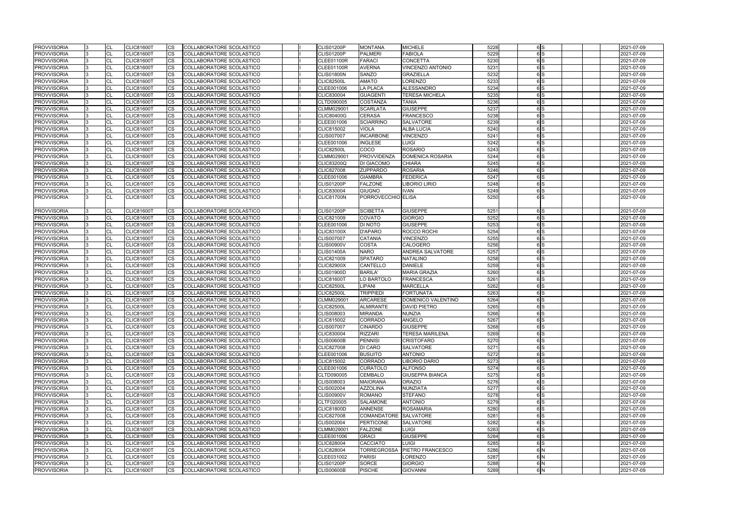| | | | | | | | | | | | | | | | | |
|---|---|---|---|---|---|---|---|---|---|---|---|---|---|---|---|---|
| PROVVISORIA | 3 | CL | CLIC81600T | CS | COLLABORATORE SCOLASTICO | | I | CLIS01200P | MONTANA | MICHELE | 5228 | | 6 | S | | 2021-07-09 |
| PROVVISORIA | 3 | CL | CLIC81600T | CS | COLLABORATORE SCOLASTICO | | I | CLIS01200P | PALMERI | FABIOLA | 5229 | | 6 | S | | 2021-07-09 |
| PROVVISORIA | 3 | CL | CLIC81600T | CS | COLLABORATORE SCOLASTICO | | I | CLEE01100R | FARACI | CONCETTA | 5230 | | 6 | S | | 2021-07-09 |
| PROVVISORIA | 3 | CL | CLIC81600T | CS | COLLABORATORE SCOLASTICO | | I | CLEE01100R | AVERNA | VINCENZO ANTONIO | 5231 | | 6 | S | | 2021-07-09 |
| PROVVISORIA | 3 | CL | CLIC81600T | CS | COLLABORATORE SCOLASTICO | | I | CLIS01800N | SANZO | GRAZIELLA | 5232 | | 6 | S | | 2021-07-09 |
| PROVVISORIA | 3 | CL | CLIC81600T | CS | COLLABORATORE SCOLASTICO | | I | CLIC82500L | AMATO | LORENZO | 5233 | | 6 | S | | 2021-07-09 |
| PROVVISORIA | 3 | CL | CLIC81600T | CS | COLLABORATORE SCOLASTICO | | I | CLEE001006 | LA PLACA | ALESSANDRO | 5234 | | 6 | S | | 2021-07-09 |
| PROVVISORIA | 3 | CL | CLIC81600T | CS | COLLABORATORE SCOLASTICO | | I | CLIC830004 | GUAGENTI | TERESA MICHELA | 5235 | | 6 | S | | 2021-07-09 |
| PROVVISORIA | 3 | CL | CLIC81600T | CS | COLLABORATORE SCOLASTICO | | I | CLTD090005 | COSTANZA | TANIA | 5236 | | 6 | S | | 2021-07-09 |
| PROVVISORIA | 3 | CL | CLIC81600T | CS | COLLABORATORE SCOLASTICO | | I | CLMM029001 | SCARLATA | GIUSEPPE | 5237 | | 6 | S | | 2021-07-09 |
| PROVVISORIA | 3 | CL | CLIC81600T | CS | COLLABORATORE SCOLASTICO | | I | CLIC80400G | CERASA | FRANCESCO | 5238 | | 6 | S | | 2021-07-09 |
| PROVVISORIA | 3 | CL | CLIC81600T | CS | COLLABORATORE SCOLASTICO | | I | CLEE001006 | SCIARRINO | SALVATORE | 5239 | | 6 | S | | 2021-07-09 |
| PROVVISORIA | 3 | CL | CLIC81600T | CS | COLLABORATORE SCOLASTICO | | I | CLIC815002 | VIOLA | ALBA LUCIA | 5240 | | 6 | S | | 2021-07-09 |
| PROVVISORIA | 3 | CL | CLIC81600T | CS | COLLABORATORE SCOLASTICO | | I | CLIS007007 | INCARBONE | VINCENZO | 5241 | | 6 | S | | 2021-07-09 |
| PROVVISORIA | 3 | CL | CLIC81600T | CS | COLLABORATORE SCOLASTICO | | I | CLEE001006 | INGLESE | LUIGI | 5242 | | 6 | S | | 2021-07-09 |
| PROVVISORIA | 3 | CL | CLIC81600T | CS | COLLABORATORE SCOLASTICO | | I | CLIC82500L | COCO | ROSARIO | 5243 | | 6 | S | | 2021-07-09 |
| PROVVISORIA | 3 | CL | CLIC81600T | CS | COLLABORATORE SCOLASTICO | | I | CLMM029001 | PROVVIDENZA | DOMENICA ROSARIA | 5244 | | 6 | S | | 2021-07-09 |
| PROVVISORIA | 3 | CL | CLIC81600T | CS | COLLABORATORE SCOLASTICO | | I | CLIC83200Q | DI GIACOMO | CHIARA | 5245 | | 6 | S | | 2021-07-09 |
| PROVVISORIA | 3 | CL | CLIC81600T | CS | COLLABORATORE SCOLASTICO | | I | CLIC827008 | ZUPPARDO | ROSARIA | 5246 | | 6 | S | | 2021-07-09 |
| PROVVISORIA | 3 | CL | CLIC81600T | CS | COLLABORATORE SCOLASTICO | | I | CLEE001006 | GIAMBRA | FEDERICA | 5247 | | 6 | S | | 2021-07-09 |
| PROVVISORIA | 3 | CL | CLIC81600T | CS | COLLABORATORE SCOLASTICO | | I | CLIS01200P | FALZONE | LIBORIO LIRIO | 5248 | | 6 | S | | 2021-07-09 |
| PROVVISORIA | 3 | CL | CLIC81600T | CS | COLLABORATORE SCOLASTICO | | I | CLIC830004 | GIUGNO | IVAN | 5249 | | 6 | S | | 2021-07-09 |
| PROVVISORIA | 3 | CL | CLIC81600T | CS | COLLABORATORE SCOLASTICO | | I | CLIC81700N | PORROVECCHIO | ELISA | 5250 | | 6 | S | | 2021-07-09 |
| PROVVISORIA | 3 | CL | CLIC81600T | CS | COLLABORATORE SCOLASTICO | | I | CLIS01200P | SCIBETTA | GIUSEPPE | 5251 | | 6 | S | | 2021-07-09 |
| PROVVISORIA | 3 | CL | CLIC81600T | CS | COLLABORATORE SCOLASTICO | | I | CLIC821009 | COVATO | GIORGIO | 5252 | | 6 | S | | 2021-07-09 |
| PROVVISORIA | 3 | CL | CLIC81600T | CS | COLLABORATORE SCOLASTICO | | I | CLEE001006 | DI NOTO | GIUSEPPE | 5253 | | 6 | S | | 2021-07-09 |
| PROVVISORIA | 3 | CL | CLIC81600T | CS | COLLABORATORE SCOLASTICO | | I | CLIC83100X | D'APARO | ROCCO ROCHI | 5254 | | 6 | S | | 2021-07-09 |
| PROVVISORIA | 3 | CL | CLIC81600T | CS | COLLABORATORE SCOLASTICO | | I | CLIS007007 | CATANIA | VINCENZO | 5255 | | 6 | S | | 2021-07-09 |
| PROVVISORIA | 3 | CL | CLIC81600T | CS | COLLABORATORE SCOLASTICO | | I | CLIS00900V | COSTA | CALOGERO | 5256 | | 6 | S | | 2021-07-09 |
| PROVVISORIA | 3 | CL | CLIC81600T | CS | COLLABORATORE SCOLASTICO | | I | CLIS01400A | NARO | ANDREA SALVATORE | 5257 | | 6 | S | | 2021-07-09 |
| PROVVISORIA | 3 | CL | CLIC81600T | CS | COLLABORATORE SCOLASTICO | | I | CLIC821009 | SPATARO | NATALINO | 5258 | | 6 | S | | 2021-07-09 |
| PROVVISORIA | 3 | CL | CLIC81600T | CS | COLLABORATORE SCOLASTICO | | I | CLIC82900X | CANTELLO | DANIELE | 5259 | | 6 | S | | 2021-07-09 |
| PROVVISORIA | 3 | CL | CLIC81600T | CS | COLLABORATORE SCOLASTICO | | I | CLIS01900D | BARILA' | MARIA GRAZIA | 5260 | | 6 | S | | 2021-07-09 |
| PROVVISORIA | 3 | CL | CLIC81600T | CS | COLLABORATORE SCOLASTICO | | I | CLIC81600T | LO BARTOLO | FRANCESCA | 5261 | | 6 | S | | 2021-07-09 |
| PROVVISORIA | 3 | CL | CLIC81600T | CS | COLLABORATORE SCOLASTICO | | I | CLIC82500L | LIPANI | MARCELLA | 5262 | | 6 | S | | 2021-07-09 |
| PROVVISORIA | 3 | CL | CLIC81600T | CS | COLLABORATORE SCOLASTICO | | I | CLIC82500L | TRIPPIEDI | FORTUNATA | 5263 | | 6 | S | | 2021-07-09 |
| PROVVISORIA | 3 | CL | CLIC81600T | CS | COLLABORATORE SCOLASTICO | | I | CLMM029001 | ARCARESE | DOMENICO VALENTINO | 5264 | | 6 | S | | 2021-07-09 |
| PROVVISORIA | 3 | CL | CLIC81600T | CS | COLLABORATORE SCOLASTICO | | I | CLIC82500L | ALMIRANTE | DAVID PIETRO | 5265 | | 6 | S | | 2021-07-09 |
| PROVVISORIA | 3 | CL | CLIC81600T | CS | COLLABORATORE SCOLASTICO | | I | CLIS008003 | MIRANDA | NUNZIA | 5266 | | 6 | S | | 2021-07-09 |
| PROVVISORIA | 3 | CL | CLIC81600T | CS | COLLABORATORE SCOLASTICO | | I | CLIC815002 | CORRADO | ANGELO | 5267 | | 6 | S | | 2021-07-09 |
| PROVVISORIA | 3 | CL | CLIC81600T | CS | COLLABORATORE SCOLASTICO | | I | CLIS007007 | CINARDO | GIUSEPPE | 5268 | | 6 | S | | 2021-07-09 |
| PROVVISORIA | 3 | CL | CLIC81600T | CS | COLLABORATORE SCOLASTICO | | I | CLIC830004 | RIZZARI | TERESA MARILENA | 5269 | | 6 | S | | 2021-07-09 |
| PROVVISORIA | 3 | CL | CLIC81600T | CS | COLLABORATORE SCOLASTICO | | I | CLIS00600B | PENNISI | CRISTOFARO | 5270 | | 6 | S | | 2021-07-09 |
| PROVVISORIA | 3 | CL | CLIC81600T | CS | COLLABORATORE SCOLASTICO | | I | CLIC827008 | DI CARO | SALVATORE | 5271 | | 6 | S | | 2021-07-09 |
| PROVVISORIA | 3 | CL | CLIC81600T | CS | COLLABORATORE SCOLASTICO | | I | CLEE001006 | BUSUITO | ANTONIO | 5272 | | 6 | S | | 2021-07-09 |
| PROVVISORIA | 3 | CL | CLIC81600T | CS | COLLABORATORE SCOLASTICO | | I | CLIC815002 | CORRADO | LIBORIO DARIO | 5273 | | 6 | S | | 2021-07-09 |
| PROVVISORIA | 3 | CL | CLIC81600T | CS | COLLABORATORE SCOLASTICO | | I | CLEE001006 | CURATOLO | ALFONSO | 5274 | | 6 | S | | 2021-07-09 |
| PROVVISORIA | 3 | CL | CLIC81600T | CS | COLLABORATORE SCOLASTICO | | I | CLTD090005 | CEMBALO | GIUSEPPA BIANCA | 5275 | | 6 | S | | 2021-07-09 |
| PROVVISORIA | 3 | CL | CLIC81600T | CS | COLLABORATORE SCOLASTICO | | I | CLIS008003 | MAIORANA | ORAZIO | 5276 | | 6 | S | | 2021-07-09 |
| PROVVISORIA | 3 | CL | CLIC81600T | CS | COLLABORATORE SCOLASTICO | | I | CLIS002004 | AZZOLINA | NUNZIATA | 5277 | | 6 | S | | 2021-07-09 |
| PROVVISORIA | 3 | CL | CLIC81600T | CS | COLLABORATORE SCOLASTICO | | I | CLIS00900V | ROMANO | STEFANO | 5278 | | 6 | S | | 2021-07-09 |
| PROVVISORIA | 3 | CL | CLIC81600T | CS | COLLABORATORE SCOLASTICO | | I | CLTF020005 | SALAMONE | ANTONIO | 5279 | | 6 | S | | 2021-07-09 |
| PROVVISORIA | 3 | CL | CLIC81600T | CS | COLLABORATORE SCOLASTICO | | I | CLIC81800D | ANNENSE | ROSAMARIA | 5280 | | 6 | S | | 2021-07-09 |
| PROVVISORIA | 3 | CL | CLIC81600T | CS | COLLABORATORE SCOLASTICO | | I | CLIC827008 | COMANDATORE | SALVATORE | 5281 | | 6 | S | | 2021-07-09 |
| PROVVISORIA | 3 | CL | CLIC81600T | CS | COLLABORATORE SCOLASTICO | | I | CLIS002004 | PERTICONE | SALVATORE | 5282 | | 6 | S | | 2021-07-09 |
| PROVVISORIA | 3 | CL | CLIC81600T | CS | COLLABORATORE SCOLASTICO | | I | CLMM029001 | FALZONE | LUIGI | 5283 | | 6 | S | | 2021-07-09 |
| PROVVISORIA | 3 | CL | CLIC81600T | CS | COLLABORATORE SCOLASTICO | | I | CLEE001006 | GRACI | GIUSEPPE | 5284 | | 6 | S | | 2021-07-09 |
| PROVVISORIA | 3 | CL | CLIC81600T | CS | COLLABORATORE SCOLASTICO | | I | CLIC828004 | CACCIATO | LUIGI | 5285 | | 6 | S | | 2021-07-09 |
| PROVVISORIA | 3 | CL | CLIC81600T | CS | COLLABORATORE SCOLASTICO | | I | CLIC828004 | TORREGROSSA | PIETRO FRANCESCO | 5286 | | 6 | N | | 2021-07-09 |
| PROVVISORIA | 3 | CL | CLIC81600T | CS | COLLABORATORE SCOLASTICO | | I | CLEE031002 | PARISI | LORENZO | 5287 | | 6 | N | | 2021-07-09 |
| PROVVISORIA | 3 | CL | CLIC81600T | CS | COLLABORATORE SCOLASTICO | | I | CLIS01200P | SORCE | GIORGIO | 5288 | | 6 | N | | 2021-07-09 |
| PROVVISORIA | 3 | CL | CLIC81600T | CS | COLLABORATORE SCOLASTICO | | I | CLIS00600B | PISCHE | GIOVANNI | 5289 | | 6 | N | | 2021-07-09 |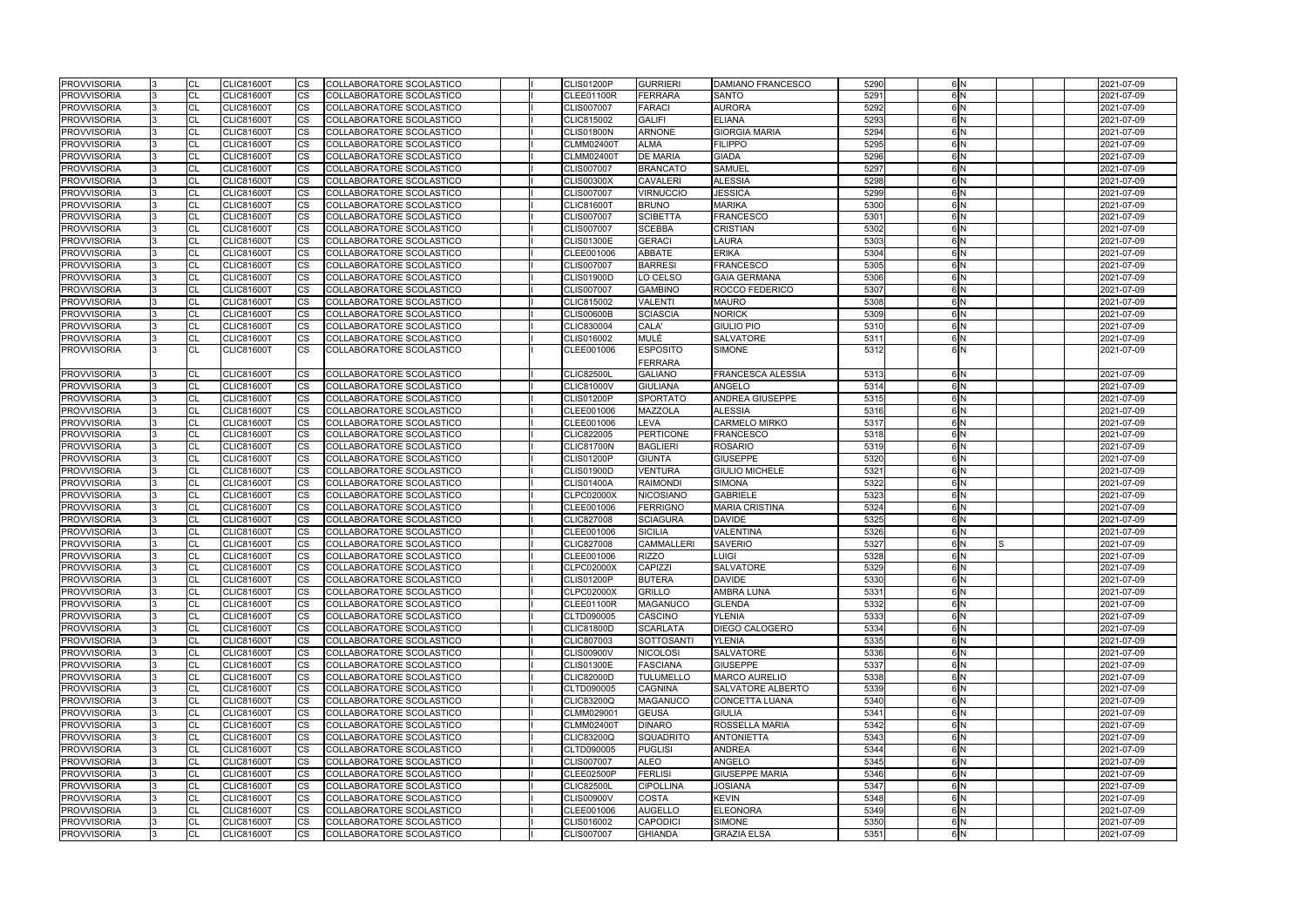| | | | | | | | | | | | | | | | | | |
|---|---|---|---|---|---|---|---|---|---|---|---|---|---|---|---|---|---|
| PROVVISORIA | 3 | CL | CLIC81600T | CS | COLLABORATORE SCOLASTICO | | I | CLIS01200P | GURRIERI | DAMIANO FRANCESCO | 5290 | | 6 | N | | | 2021-07-09 |
| PROVVISORIA | 3 | CL | CLIC81600T | CS | COLLABORATORE SCOLASTICO | | I | CLEE01100R | FERRARA | SANTO | 5291 | | 6 | N | | | 2021-07-09 |
| PROVVISORIA | 3 | CL | CLIC81600T | CS | COLLABORATORE SCOLASTICO | | I | CLIS007007 | FARACI | AURORA | 5292 | | 6 | N | | | 2021-07-09 |
| PROVVISORIA | 3 | CL | CLIC81600T | CS | COLLABORATORE SCOLASTICO | | I | CLIC815002 | GALIFI | ELIANA | 5293 | | 6 | N | | | 2021-07-09 |
| PROVVISORIA | 3 | CL | CLIC81600T | CS | COLLABORATORE SCOLASTICO | | I | CLIS01800N | ARNONE | GIORGIA MARIA | 5294 | | 6 | N | | | 2021-07-09 |
| PROVVISORIA | 3 | CL | CLIC81600T | CS | COLLABORATORE SCOLASTICO | | I | CLMM02400T | ALMA | FILIPPO | 5295 | | 6 | N | | | 2021-07-09 |
| PROVVISORIA | 3 | CL | CLIC81600T | CS | COLLABORATORE SCOLASTICO | | I | CLMM02400T | DE MARIA | GIADA | 5296 | | 6 | N | | | 2021-07-09 |
| PROVVISORIA | 3 | CL | CLIC81600T | CS | COLLABORATORE SCOLASTICO | | I | CLIS007007 | BRANCATO | SAMUEL | 5297 | | 6 | N | | | 2021-07-09 |
| PROVVISORIA | 3 | CL | CLIC81600T | CS | COLLABORATORE SCOLASTICO | | I | CLIS00300X | CAVALERI | ALESSIA | 5298 | | 6 | N | | | 2021-07-09 |
| PROVVISORIA | 3 | CL | CLIC81600T | CS | COLLABORATORE SCOLASTICO | | I | CLIS007007 | VIRNUCCIO | JESSICA | 5299 | | 6 | N | | | 2021-07-09 |
| PROVVISORIA | 3 | CL | CLIC81600T | CS | COLLABORATORE SCOLASTICO | | I | CLIC81600T | BRUNO | MARIKA | 5300 | | 6 | N | | | 2021-07-09 |
| PROVVISORIA | 3 | CL | CLIC81600T | CS | COLLABORATORE SCOLASTICO | | I | CLIS007007 | SCIBETTA | FRANCESCO | 5301 | | 6 | N | | | 2021-07-09 |
| PROVVISORIA | 3 | CL | CLIC81600T | CS | COLLABORATORE SCOLASTICO | | I | CLIS007007 | SCEBBA | CRISTIAN | 5302 | | 6 | N | | | 2021-07-09 |
| PROVVISORIA | 3 | CL | CLIC81600T | CS | COLLABORATORE SCOLASTICO | | I | CLIS01300E | GERACI | LAURA | 5303 | | 6 | N | | | 2021-07-09 |
| PROVVISORIA | 3 | CL | CLIC81600T | CS | COLLABORATORE SCOLASTICO | | I | CLEE001006 | ABBATE | ERIKA | 5304 | | 6 | N | | | 2021-07-09 |
| PROVVISORIA | 3 | CL | CLIC81600T | CS | COLLABORATORE SCOLASTICO | | I | CLIS007007 | BARRESI | FRANCESCO | 5305 | | 6 | N | | | 2021-07-09 |
| PROVVISORIA | 3 | CL | CLIC81600T | CS | COLLABORATORE SCOLASTICO | | I | CLIS01900D | LO CELSO | GAIA GERMANA | 5306 | | 6 | N | | | 2021-07-09 |
| PROVVISORIA | 3 | CL | CLIC81600T | CS | COLLABORATORE SCOLASTICO | | I | CLIS007007 | GAMBINO | ROCCO FEDERICO | 5307 | | 6 | N | | | 2021-07-09 |
| PROVVISORIA | 3 | CL | CLIC81600T | CS | COLLABORATORE SCOLASTICO | | I | CLIC815002 | VALENTI | MAURO | 5308 | | 6 | N | | | 2021-07-09 |
| PROVVISORIA | 3 | CL | CLIC81600T | CS | COLLABORATORE SCOLASTICO | | I | CLIS00600B | SCIASCIA | NORICK | 5309 | | 6 | N | | | 2021-07-09 |
| PROVVISORIA | 3 | CL | CLIC81600T | CS | COLLABORATORE SCOLASTICO | | I | CLIC830004 | CALA' | GIULIO PIO | 5310 | | 6 | N | | | 2021-07-09 |
| PROVVISORIA | 3 | CL | CLIC81600T | CS | COLLABORATORE SCOLASTICO | | I | CLIS016002 | MULÈ | SALVATORE | 5311 | | 6 | N | | | 2021-07-09 |
| PROVVISORIA | 3 | CL | CLIC81600T | CS | COLLABORATORE SCOLASTICO | | I | CLEE001006 | ESPOSITO FERRARA | SIMONE | 5312 | | 6 | N | | | 2021-07-09 |
| PROVVISORIA | 3 | CL | CLIC81600T | CS | COLLABORATORE SCOLASTICO | | I | CLIC82500L | GALIANO | FRANCESCA ALESSIA | 5313 | | 6 | N | | | 2021-07-09 |
| PROVVISORIA | 3 | CL | CLIC81600T | CS | COLLABORATORE SCOLASTICO | | I | CLIC81000V | GIULIANA | ANGELO | 5314 | | 6 | N | | | 2021-07-09 |
| PROVVISORIA | 3 | CL | CLIC81600T | CS | COLLABORATORE SCOLASTICO | | I | CLIS01200P | SPORTATO | ANDREA GIUSEPPE | 5315 | | 6 | N | | | 2021-07-09 |
| PROVVISORIA | 3 | CL | CLIC81600T | CS | COLLABORATORE SCOLASTICO | | I | CLEE001006 | MAZZOLA | ALESSIA | 5316 | | 6 | N | | | 2021-07-09 |
| PROVVISORIA | 3 | CL | CLIC81600T | CS | COLLABORATORE SCOLASTICO | | I | CLEE001006 | LEVA | CARMELO MIRKO | 5317 | | 6 | N | | | 2021-07-09 |
| PROVVISORIA | 3 | CL | CLIC81600T | CS | COLLABORATORE SCOLASTICO | | I | CLIC822005 | PERTICONE | FRANCESCO | 5318 | | 6 | N | | | 2021-07-09 |
| PROVVISORIA | 3 | CL | CLIC81600T | CS | COLLABORATORE SCOLASTICO | | I | CLIC81700N | BAGLIERI | ROSARIO | 5319 | | 6 | N | | | 2021-07-09 |
| PROVVISORIA | 3 | CL | CLIC81600T | CS | COLLABORATORE SCOLASTICO | | I | CLIS01200P | GIUNTA | GIUSEPPE | 5320 | | 6 | N | | | 2021-07-09 |
| PROVVISORIA | 3 | CL | CLIC81600T | CS | COLLABORATORE SCOLASTICO | | I | CLIS01900D | VENTURA | GIULIO MICHELE | 5321 | | 6 | N | | | 2021-07-09 |
| PROVVISORIA | 3 | CL | CLIC81600T | CS | COLLABORATORE SCOLASTICO | | I | CLIS01400A | RAIMONDI | SIMONA | 5322 | | 6 | N | | | 2021-07-09 |
| PROVVISORIA | 3 | CL | CLIC81600T | CS | COLLABORATORE SCOLASTICO | | I | CLPC02000X | NICOSIANO | GABRIELE | 5323 | | 6 | N | | | 2021-07-09 |
| PROVVISORIA | 3 | CL | CLIC81600T | CS | COLLABORATORE SCOLASTICO | | I | CLEE001006 | FERRIGNO | MARIA CRISTINA | 5324 | | 6 | N | | | 2021-07-09 |
| PROVVISORIA | 3 | CL | CLIC81600T | CS | COLLABORATORE SCOLASTICO | | I | CLIC827008 | SCIAGURA | DAVIDE | 5325 | | 6 | N | | | 2021-07-09 |
| PROVVISORIA | 3 | CL | CLIC81600T | CS | COLLABORATORE SCOLASTICO | | I | CLEE001006 | SICILIA | VALENTINA | 5326 | | 6 | N | | | 2021-07-09 |
| PROVVISORIA | 3 | CL | CLIC81600T | CS | COLLABORATORE SCOLASTICO | | I | CLIC827008 | CAMMALLERI | SAVERIO | 5327 | | 6 | N | S | | 2021-07-09 |
| PROVVISORIA | 3 | CL | CLIC81600T | CS | COLLABORATORE SCOLASTICO | | I | CLEE001006 | RIZZO | LUIGI | 5328 | | 6 | N | | | 2021-07-09 |
| PROVVISORIA | 3 | CL | CLIC81600T | CS | COLLABORATORE SCOLASTICO | | I | CLPC02000X | CAPIZZI | SALVATORE | 5329 | | 6 | N | | | 2021-07-09 |
| PROVVISORIA | 3 | CL | CLIC81600T | CS | COLLABORATORE SCOLASTICO | | I | CLIS01200P | BUTERA | DAVIDE | 5330 | | 6 | N | | | 2021-07-09 |
| PROVVISORIA | 3 | CL | CLIC81600T | CS | COLLABORATORE SCOLASTICO | | I | CLPC02000X | GRILLO | AMBRA LUNA | 5331 | | 6 | N | | | 2021-07-09 |
| PROVVISORIA | 3 | CL | CLIC81600T | CS | COLLABORATORE SCOLASTICO | | I | CLEE01100R | MAGANUCO | GLENDA | 5332 | | 6 | N | | | 2021-07-09 |
| PROVVISORIA | 3 | CL | CLIC81600T | CS | COLLABORATORE SCOLASTICO | | I | CLTD090005 | CASCINO | YLENIA | 5333 | | 6 | N | | | 2021-07-09 |
| PROVVISORIA | 3 | CL | CLIC81600T | CS | COLLABORATORE SCOLASTICO | | I | CLIC81800D | SCARLATA | DIEGO CALOGERO | 5334 | | 6 | N | | | 2021-07-09 |
| PROVVISORIA | 3 | CL | CLIC81600T | CS | COLLABORATORE SCOLASTICO | | I | CLIC807003 | SOTTOSANTI | YLENIA | 5335 | | 6 | N | | | 2021-07-09 |
| PROVVISORIA | 3 | CL | CLIC81600T | CS | COLLABORATORE SCOLASTICO | | I | CLIS00900V | NICOLOSI | SALVATORE | 5336 | | 6 | N | | | 2021-07-09 |
| PROVVISORIA | 3 | CL | CLIC81600T | CS | COLLABORATORE SCOLASTICO | | I | CLIS01300E | FASCIANA | GIUSEPPE | 5337 | | 6 | N | | | 2021-07-09 |
| PROVVISORIA | 3 | CL | CLIC81600T | CS | COLLABORATORE SCOLASTICO | | I | CLIC82000D | TULUMELLO | MARCO AURELIO | 5338 | | 6 | N | | | 2021-07-09 |
| PROVVISORIA | 3 | CL | CLIC81600T | CS | COLLABORATORE SCOLASTICO | | I | CLTD090005 | CAGNINA | SALVATORE ALBERTO | 5339 | | 6 | N | | | 2021-07-09 |
| PROVVISORIA | 3 | CL | CLIC81600T | CS | COLLABORATORE SCOLASTICO | | I | CLIC83200Q | MAGANUCO | CONCETTA LUANA | 5340 | | 6 | N | | | 2021-07-09 |
| PROVVISORIA | 3 | CL | CLIC81600T | CS | COLLABORATORE SCOLASTICO | | I | CLMM029001 | GEUSA | GIULIA | 5341 | | 6 | N | | | 2021-07-09 |
| PROVVISORIA | 3 | CL | CLIC81600T | CS | COLLABORATORE SCOLASTICO | | I | CLMM02400T | DINARO | ROSSELLA MARIA | 5342 | | 6 | N | | | 2021-07-09 |
| PROVVISORIA | 3 | CL | CLIC81600T | CS | COLLABORATORE SCOLASTICO | | I | CLIC83200Q | SQUADRITO | ANTONIETTA | 5343 | | 6 | N | | | 2021-07-09 |
| PROVVISORIA | 3 | CL | CLIC81600T | CS | COLLABORATORE SCOLASTICO | | I | CLTD090005 | PUGLISI | ANDREA | 5344 | | 6 | N | | | 2021-07-09 |
| PROVVISORIA | 3 | CL | CLIC81600T | CS | COLLABORATORE SCOLASTICO | | I | CLIS007007 | ALEO | ANGELO | 5345 | | 6 | N | | | 2021-07-09 |
| PROVVISORIA | 3 | CL | CLIC81600T | CS | COLLABORATORE SCOLASTICO | | I | CLEE02500P | FERLISI | GIUSEPPE MARIA | 5346 | | 6 | N | | | 2021-07-09 |
| PROVVISORIA | 3 | CL | CLIC81600T | CS | COLLABORATORE SCOLASTICO | | I | CLIC82500L | CIPOLLINA | JOSIANA | 5347 | | 6 | N | | | 2021-07-09 |
| PROVVISORIA | 3 | CL | CLIC81600T | CS | COLLABORATORE SCOLASTICO | | I | CLIS00900V | COSTA | KEVIN | 5348 | | 6 | N | | | 2021-07-09 |
| PROVVISORIA | 3 | CL | CLIC81600T | CS | COLLABORATORE SCOLASTICO | | I | CLEE001006 | AUGELLO | ELEONORA | 5349 | | 6 | N | | | 2021-07-09 |
| PROVVISORIA | 3 | CL | CLIC81600T | CS | COLLABORATORE SCOLASTICO | | I | CLIS016002 | CAPODICI | SIMONE | 5350 | | 6 | N | | | 2021-07-09 |
| PROVVISORIA | 3 | CL | CLIC81600T | CS | COLLABORATORE SCOLASTICO | | I | CLIS007007 | GHIANDA | GRAZIA ELSA | 5351 | | 6 | N | | | 2021-07-09 |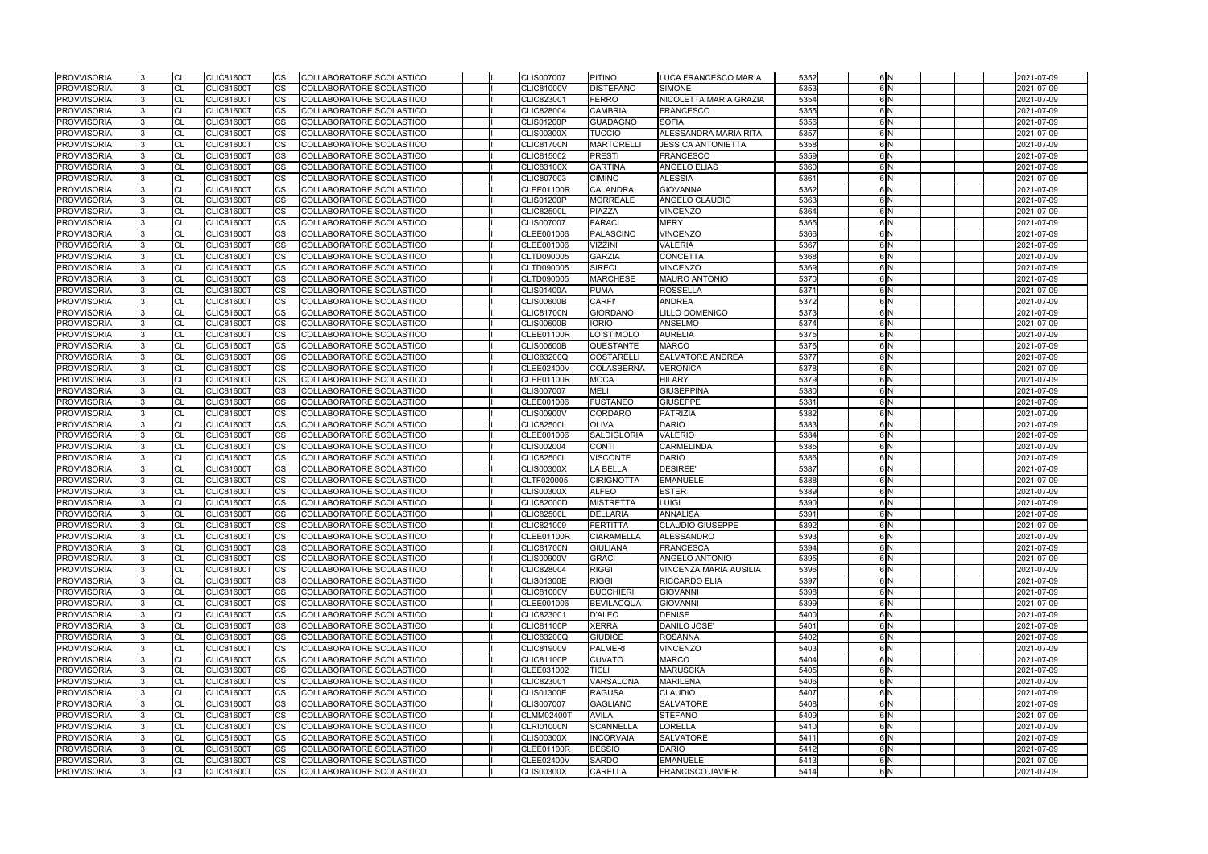| | | | | | | | | | | | | | | | | | |
|---|---|---|---|---|---|---|---|---|---|---|---|---|---|---|---|---|---|
| PROVVISORIA | 3 | CL | CLIC81600T | CS | COLLABORATORE SCOLASTICO | | I | CLIS007007 | PITINO | LUCA FRANCESCO MARIA | 5352 | | 6 | N | | | 2021-07-09 |
| PROVVISORIA | 3 | CL | CLIC81600T | CS | COLLABORATORE SCOLASTICO | | I | CLIC81000V | DISTEFANO | SIMONE | 5353 | | 6 | N | | | 2021-07-09 |
| PROVVISORIA | 3 | CL | CLIC81600T | CS | COLLABORATORE SCOLASTICO | | I | CLIC823001 | FERRO | NICOLETTA MARIA GRAZIA | 5354 | | 6 | N | | | 2021-07-09 |
| PROVVISORIA | 3 | CL | CLIC81600T | CS | COLLABORATORE SCOLASTICO | | I | CLIC828004 | CAMBRIA | FRANCESCO | 5355 | | 6 | N | | | 2021-07-09 |
| PROVVISORIA | 3 | CL | CLIC81600T | CS | COLLABORATORE SCOLASTICO | | I | CLIS01200P | GUADAGNO | SOFIA | 5356 | | 6 | N | | | 2021-07-09 |
| PROVVISORIA | 3 | CL | CLIC81600T | CS | COLLABORATORE SCOLASTICO | | I | CLIS00300X | TUCCIO | ALESSANDRA MARIA RITA | 5357 | | 6 | N | | | 2021-07-09 |
| PROVVISORIA | 3 | CL | CLIC81600T | CS | COLLABORATORE SCOLASTICO | | I | CLIC81700N | MARTORELLI | JESSICA ANTONIETTA | 5358 | | 6 | N | | | 2021-07-09 |
| PROVVISORIA | 3 | CL | CLIC81600T | CS | COLLABORATORE SCOLASTICO | | I | CLIC815002 | PRESTI | FRANCESCO | 5359 | | 6 | N | | | 2021-07-09 |
| PROVVISORIA | 3 | CL | CLIC81600T | CS | COLLABORATORE SCOLASTICO | | I | CLIC83100X | CARTINA | ANGELO ELIAS | 5360 | | 6 | N | | | 2021-07-09 |
| PROVVISORIA | 3 | CL | CLIC81600T | CS | COLLABORATORE SCOLASTICO | | I | CLIC807003 | CIMINO | ALESSIA | 5361 | | 6 | N | | | 2021-07-09 |
| PROVVISORIA | 3 | CL | CLIC81600T | CS | COLLABORATORE SCOLASTICO | | I | CLEE01100R | CALANDRA | GIOVANNA | 5362 | | 6 | N | | | 2021-07-09 |
| PROVVISORIA | 3 | CL | CLIC81600T | CS | COLLABORATORE SCOLASTICO | | I | CLIS01200P | MORREALE | ANGELO CLAUDIO | 5363 | | 6 | N | | | 2021-07-09 |
| PROVVISORIA | 3 | CL | CLIC81600T | CS | COLLABORATORE SCOLASTICO | | I | CLIC82500L | PIAZZA | VINCENZO | 5364 | | 6 | N | | | 2021-07-09 |
| PROVVISORIA | 3 | CL | CLIC81600T | CS | COLLABORATORE SCOLASTICO | | I | CLIS007007 | FARACI | MERY | 5365 | | 6 | N | | | 2021-07-09 |
| PROVVISORIA | 3 | CL | CLIC81600T | CS | COLLABORATORE SCOLASTICO | | I | CLEE001006 | PALASCINO | VINCENZO | 5366 | | 6 | N | | | 2021-07-09 |
| PROVVISORIA | 3 | CL | CLIC81600T | CS | COLLABORATORE SCOLASTICO | | I | CLEE001006 | VIZZINI | VALERIA | 5367 | | 6 | N | | | 2021-07-09 |
| PROVVISORIA | 3 | CL | CLIC81600T | CS | COLLABORATORE SCOLASTICO | | I | CLTD090005 | GARZIA | CONCETTA | 5368 | | 6 | N | | | 2021-07-09 |
| PROVVISORIA | 3 | CL | CLIC81600T | CS | COLLABORATORE SCOLASTICO | | I | CLTD090005 | SIRECI | VINCENZO | 5369 | | 6 | N | | | 2021-07-09 |
| PROVVISORIA | 3 | CL | CLIC81600T | CS | COLLABORATORE SCOLASTICO | | I | CLTD090005 | MARCHESE | MAURO ANTONIO | 5370 | | 6 | N | | | 2021-07-09 |
| PROVVISORIA | 3 | CL | CLIC81600T | CS | COLLABORATORE SCOLASTICO | | I | CLIS01400A | PUMA | ROSSELLA | 5371 | | 6 | N | | | 2021-07-09 |
| PROVVISORIA | 3 | CL | CLIC81600T | CS | COLLABORATORE SCOLASTICO | | I | CLIS00600B | CARFI' | ANDREA | 5372 | | 6 | N | | | 2021-07-09 |
| PROVVISORIA | 3 | CL | CLIC81600T | CS | COLLABORATORE SCOLASTICO | | I | CLIC81700N | GIORDANO | LILLO DOMENICO | 5373 | | 6 | N | | | 2021-07-09 |
| PROVVISORIA | 3 | CL | CLIC81600T | CS | COLLABORATORE SCOLASTICO | | I | CLIS00600B | IORIO | ANSELMO | 5374 | | 6 | N | | | 2021-07-09 |
| PROVVISORIA | 3 | CL | CLIC81600T | CS | COLLABORATORE SCOLASTICO | | I | CLEE01100R | LO STIMOLO | AURELIA | 5375 | | 6 | N | | | 2021-07-09 |
| PROVVISORIA | 3 | CL | CLIC81600T | CS | COLLABORATORE SCOLASTICO | | I | CLIS00600B | QUESTANTE | MARCO | 5376 | | 6 | N | | | 2021-07-09 |
| PROVVISORIA | 3 | CL | CLIC81600T | CS | COLLABORATORE SCOLASTICO | | I | CLIC83200Q | COSTARELLI | SALVATORE ANDREA | 5377 | | 6 | N | | | 2021-07-09 |
| PROVVISORIA | 3 | CL | CLIC81600T | CS | COLLABORATORE SCOLASTICO | | I | CLEE02400V | COLASBERNA | VERONICA | 5378 | | 6 | N | | | 2021-07-09 |
| PROVVISORIA | 3 | CL | CLIC81600T | CS | COLLABORATORE SCOLASTICO | | I | CLEE01100R | MOCA | HILARY | 5379 | | 6 | N | | | 2021-07-09 |
| PROVVISORIA | 3 | CL | CLIC81600T | CS | COLLABORATORE SCOLASTICO | | I | CLIS007007 | MELI | GIUSEPPINA | 5380 | | 6 | N | | | 2021-07-09 |
| PROVVISORIA | 3 | CL | CLIC81600T | CS | COLLABORATORE SCOLASTICO | | I | CLEE001006 | FUSTANEO | GIUSEPPE | 5381 | | 6 | N | | | 2021-07-09 |
| PROVVISORIA | 3 | CL | CLIC81600T | CS | COLLABORATORE SCOLASTICO | | I | CLIS00900V | CORDARO | PATRIZIA | 5382 | | 6 | N | | | 2021-07-09 |
| PROVVISORIA | 3 | CL | CLIC81600T | CS | COLLABORATORE SCOLASTICO | | I | CLIC82500L | OLIVA | DARIO | 5383 | | 6 | N | | | 2021-07-09 |
| PROVVISORIA | 3 | CL | CLIC81600T | CS | COLLABORATORE SCOLASTICO | | I | CLEE001006 | SALDIGLORIA | VALERIO | 5384 | | 6 | N | | | 2021-07-09 |
| PROVVISORIA | 3 | CL | CLIC81600T | CS | COLLABORATORE SCOLASTICO | | I | CLIS002004 | CONTI | CARMELINDA | 5385 | | 6 | N | | | 2021-07-09 |
| PROVVISORIA | 3 | CL | CLIC81600T | CS | COLLABORATORE SCOLASTICO | | I | CLIC82500L | VISCONTE | DARIO | 5386 | | 6 | N | | | 2021-07-09 |
| PROVVISORIA | 3 | CL | CLIC81600T | CS | COLLABORATORE SCOLASTICO | | I | CLIS00300X | LA BELLA | DESIREE' | 5387 | | 6 | N | | | 2021-07-09 |
| PROVVISORIA | 3 | CL | CLIC81600T | CS | COLLABORATORE SCOLASTICO | | I | CLTF020005 | CIRIGNOTTA | EMANUELE | 5388 | | 6 | N | | | 2021-07-09 |
| PROVVISORIA | 3 | CL | CLIC81600T | CS | COLLABORATORE SCOLASTICO | | I | CLIS00300X | ALFEO | ESTER | 5389 | | 6 | N | | | 2021-07-09 |
| PROVVISORIA | 3 | CL | CLIC81600T | CS | COLLABORATORE SCOLASTICO | | I | CLIC82000D | MISTRETTA | LUIGI | 5390 | | 6 | N | | | 2021-07-09 |
| PROVVISORIA | 3 | CL | CLIC81600T | CS | COLLABORATORE SCOLASTICO | | I | CLIC82500L | DELLARIA | ANNALISA | 5391 | | 6 | N | | | 2021-07-09 |
| PROVVISORIA | 3 | CL | CLIC81600T | CS | COLLABORATORE SCOLASTICO | | I | CLIC821009 | FERTITTA | CLAUDIO GIUSEPPE | 5392 | | 6 | N | | | 2021-07-09 |
| PROVVISORIA | 3 | CL | CLIC81600T | CS | COLLABORATORE SCOLASTICO | | I | CLEE01100R | CIARAMELLA | ALESSANDRO | 5393 | | 6 | N | | | 2021-07-09 |
| PROVVISORIA | 3 | CL | CLIC81600T | CS | COLLABORATORE SCOLASTICO | | I | CLIC81700N | GIULIANA | FRANCESCA | 5394 | | 6 | N | | | 2021-07-09 |
| PROVVISORIA | 3 | CL | CLIC81600T | CS | COLLABORATORE SCOLASTICO | | I | CLIS00900V | GRACI | ANGELO ANTONIO | 5395 | | 6 | N | | | 2021-07-09 |
| PROVVISORIA | 3 | CL | CLIC81600T | CS | COLLABORATORE SCOLASTICO | | I | CLIC828004 | RIGGI | VINCENZA MARIA AUSILIA | 5396 | | 6 | N | | | 2021-07-09 |
| PROVVISORIA | 3 | CL | CLIC81600T | CS | COLLABORATORE SCOLASTICO | | I | CLIS01300E | RIGGI | RICCARDO ELIA | 5397 | | 6 | N | | | 2021-07-09 |
| PROVVISORIA | 3 | CL | CLIC81600T | CS | COLLABORATORE SCOLASTICO | | I | CLIC81000V | BUCCHIERI | GIOVANNI | 5398 | | 6 | N | | | 2021-07-09 |
| PROVVISORIA | 3 | CL | CLIC81600T | CS | COLLABORATORE SCOLASTICO | | I | CLEE001006 | BEVILACQUA | GIOVANNI | 5399 | | 6 | N | | | 2021-07-09 |
| PROVVISORIA | 3 | CL | CLIC81600T | CS | COLLABORATORE SCOLASTICO | | I | CLIC823001 | D'ALEO | DENISE | 5400 | | 6 | N | | | 2021-07-09 |
| PROVVISORIA | 3 | CL | CLIC81600T | CS | COLLABORATORE SCOLASTICO | | I | CLIC81100P | XERRA | DANILO JOSE' | 5401 | | 6 | N | | | 2021-07-09 |
| PROVVISORIA | 3 | CL | CLIC81600T | CS | COLLABORATORE SCOLASTICO | | I | CLIC83200Q | GIUDICE | ROSANNA | 5402 | | 6 | N | | | 2021-07-09 |
| PROVVISORIA | 3 | CL | CLIC81600T | CS | COLLABORATORE SCOLASTICO | | I | CLIC819009 | PALMERI | VINCENZO | 5403 | | 6 | N | | | 2021-07-09 |
| PROVVISORIA | 3 | CL | CLIC81600T | CS | COLLABORATORE SCOLASTICO | | I | CLIC81100P | CUVATO | MARCO | 5404 | | 6 | N | | | 2021-07-09 |
| PROVVISORIA | 3 | CL | CLIC81600T | CS | COLLABORATORE SCOLASTICO | | I | CLEE031002 | TICLI | MARUSCKA | 5405 | | 6 | N | | | 2021-07-09 |
| PROVVISORIA | 3 | CL | CLIC81600T | CS | COLLABORATORE SCOLASTICO | | I | CLIC823001 | VARSALONA | MARILENA | 5406 | | 6 | N | | | 2021-07-09 |
| PROVVISORIA | 3 | CL | CLIC81600T | CS | COLLABORATORE SCOLASTICO | | I | CLIS01300E | RAGUSA | CLAUDIO | 5407 | | 6 | N | | | 2021-07-09 |
| PROVVISORIA | 3 | CL | CLIC81600T | CS | COLLABORATORE SCOLASTICO | | I | CLIS007007 | GAGLIANO | SALVATORE | 5408 | | 6 | N | | | 2021-07-09 |
| PROVVISORIA | 3 | CL | CLIC81600T | CS | COLLABORATORE SCOLASTICO | | I | CLMM02400T | AVILA | STEFANO | 5409 | | 6 | N | | | 2021-07-09 |
| PROVVISORIA | 3 | CL | CLIC81600T | CS | COLLABORATORE SCOLASTICO | | I | CLRI01000N | SCANNELLA | LORELLA | 5410 | | 6 | N | | | 2021-07-09 |
| PROVVISORIA | 3 | CL | CLIC81600T | CS | COLLABORATORE SCOLASTICO | | I | CLIS00300X | INCORVAIA | SALVATORE | 5411 | | 6 | N | | | 2021-07-09 |
| PROVVISORIA | 3 | CL | CLIC81600T | CS | COLLABORATORE SCOLASTICO | | I | CLEE01100R | BESSIO | DARIO | 5412 | | 6 | N | | | 2021-07-09 |
| PROVVISORIA | 3 | CL | CLIC81600T | CS | COLLABORATORE SCOLASTICO | | I | CLEE02400V | SARDO | EMANUELE | 5413 | | 6 | N | | | 2021-07-09 |
| PROVVISORIA | 3 | CL | CLIC81600T | CS | COLLABORATORE SCOLASTICO | | I | CLIS00300X | CARELLA | FRANCISCO JAVIER | 5414 | | 6 | N | | | 2021-07-09 |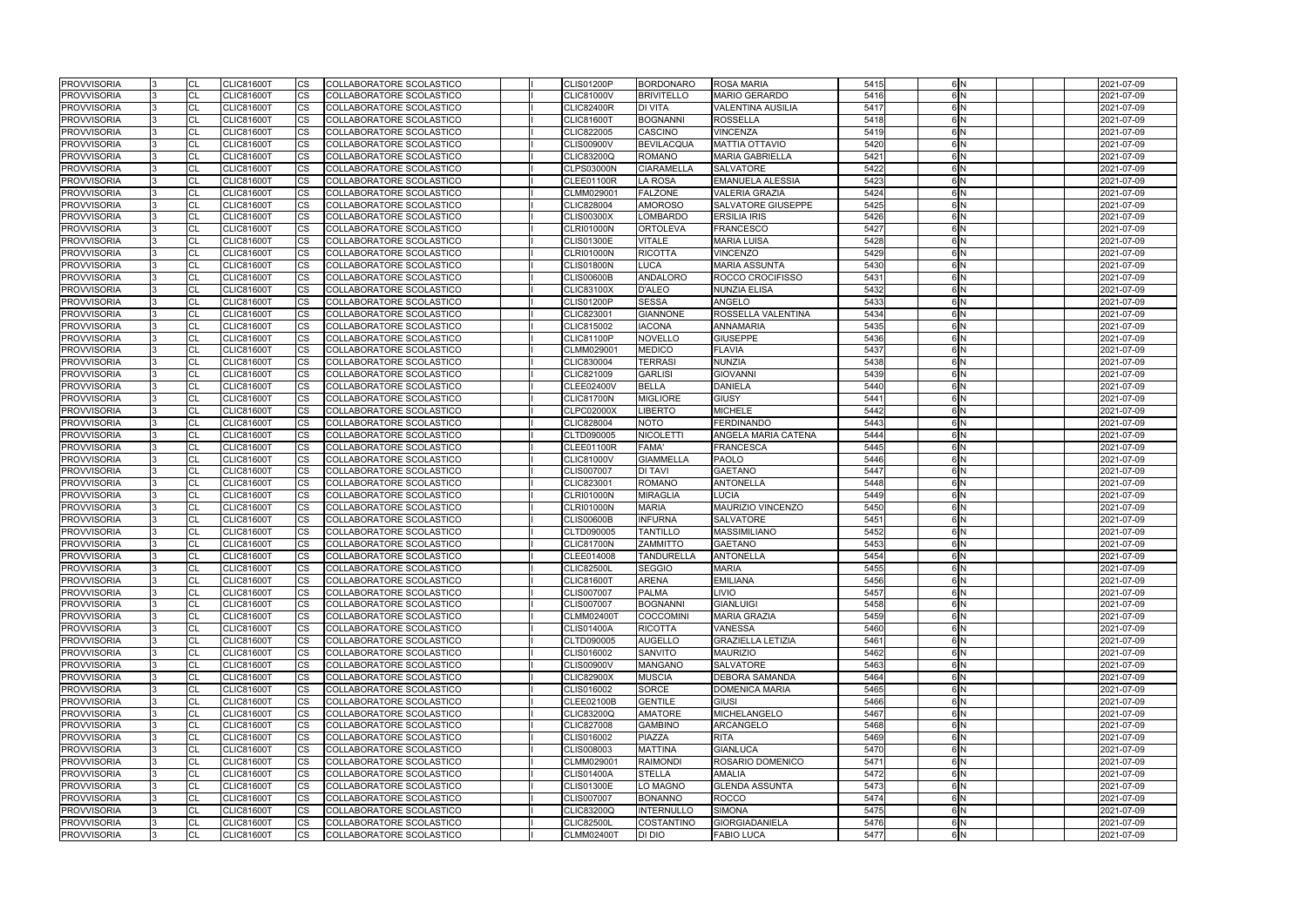| | | | | | | | | | | | | | | | | |
|---|---|---|---|---|---|---|---|---|---|---|---|---|---|---|---|---|
| PROVVISORIA | 3 | CL | CLIC81600T | CS | COLLABORATORE SCOLASTICO | | I | CLIS01200P | BORDONARO | ROSA MARIA | 5415 | | 6 | N | | 2021-07-09 |
| PROVVISORIA | 3 | CL | CLIC81600T | CS | COLLABORATORE SCOLASTICO | | I | CLIC81000V | BRIVITELLO | MARIO GERARDO | 5416 | | 6 | N | | 2021-07-09 |
| PROVVISORIA | 3 | CL | CLIC81600T | CS | COLLABORATORE SCOLASTICO | | I | CLIC82400R | DI VITA | VALENTINA AUSILIA | 5417 | | 6 | N | | 2021-07-09 |
| PROVVISORIA | 3 | CL | CLIC81600T | CS | COLLABORATORE SCOLASTICO | | I | CLIC81600T | BOGNANNI | ROSSELLA | 5418 | | 6 | N | | 2021-07-09 |
| PROVVISORIA | 3 | CL | CLIC81600T | CS | COLLABORATORE SCOLASTICO | | I | CLIC822005 | CASCINO | VINCENZA | 5419 | | 6 | N | | 2021-07-09 |
| PROVVISORIA | 3 | CL | CLIC81600T | CS | COLLABORATORE SCOLASTICO | | I | CLIS00900V | BEVILACQUA | MATTIA OTTAVIO | 5420 | | 6 | N | | 2021-07-09 |
| PROVVISORIA | 3 | CL | CLIC81600T | CS | COLLABORATORE SCOLASTICO | | I | CLIC83200Q | ROMANO | MARIA GABRIELLA | 5421 | | 6 | N | | 2021-07-09 |
| PROVVISORIA | 3 | CL | CLIC81600T | CS | COLLABORATORE SCOLASTICO | | I | CLPS03000N | CIARAMELLA | SALVATORE | 5422 | | 6 | N | | 2021-07-09 |
| PROVVISORIA | 3 | CL | CLIC81600T | CS | COLLABORATORE SCOLASTICO | | I | CLEE01100R | LA ROSA | EMANUELA ALESSIA | 5423 | | 6 | N | | 2021-07-09 |
| PROVVISORIA | 3 | CL | CLIC81600T | CS | COLLABORATORE SCOLASTICO | | I | CLMM029001 | FALZONE | VALERIA GRAZIA | 5424 | | 6 | N | | 2021-07-09 |
| PROVVISORIA | 3 | CL | CLIC81600T | CS | COLLABORATORE SCOLASTICO | | I | CLIC828004 | AMOROSO | SALVATORE GIUSEPPE | 5425 | | 6 | N | | 2021-07-09 |
| PROVVISORIA | 3 | CL | CLIC81600T | CS | COLLABORATORE SCOLASTICO | | I | CLIS00300X | LOMBARDO | ERSILIA IRIS | 5426 | | 6 | N | | 2021-07-09 |
| PROVVISORIA | 3 | CL | CLIC81600T | CS | COLLABORATORE SCOLASTICO | | I | CLRI01000N | ORTOLEVA | FRANCESCO | 5427 | | 6 | N | | 2021-07-09 |
| PROVVISORIA | 3 | CL | CLIC81600T | CS | COLLABORATORE SCOLASTICO | | I | CLIS01300E | VITALE | MARIA LUISA | 5428 | | 6 | N | | 2021-07-09 |
| PROVVISORIA | 3 | CL | CLIC81600T | CS | COLLABORATORE SCOLASTICO | | I | CLRI01000N | RICOTTA | VINCENZO | 5429 | | 6 | N | | 2021-07-09 |
| PROVVISORIA | 3 | CL | CLIC81600T | CS | COLLABORATORE SCOLASTICO | | I | CLIS01800N | LUCA | MARIA ASSUNTA | 5430 | | 6 | N | | 2021-07-09 |
| PROVVISORIA | 3 | CL | CLIC81600T | CS | COLLABORATORE SCOLASTICO | | I | CLIS00600B | ANDALORO | ROCCO CROCIFISSO | 5431 | | 6 | N | | 2021-07-09 |
| PROVVISORIA | 3 | CL | CLIC81600T | CS | COLLABORATORE SCOLASTICO | | I | CLIC83100X | D'ALEO | NUNZIA ELISA | 5432 | | 6 | N | | 2021-07-09 |
| PROVVISORIA | 3 | CL | CLIC81600T | CS | COLLABORATORE SCOLASTICO | | I | CLIS01200P | SESSA | ANGELO | 5433 | | 6 | N | | 2021-07-09 |
| PROVVISORIA | 3 | CL | CLIC81600T | CS | COLLABORATORE SCOLASTICO | | I | CLIC823001 | GIANNONE | ROSSELLA VALENTINA | 5434 | | 6 | N | | 2021-07-09 |
| PROVVISORIA | 3 | CL | CLIC81600T | CS | COLLABORATORE SCOLASTICO | | I | CLIC815002 | IACONA | ANNAMARIA | 5435 | | 6 | N | | 2021-07-09 |
| PROVVISORIA | 3 | CL | CLIC81600T | CS | COLLABORATORE SCOLASTICO | | I | CLIC81100P | NOVELLO | GIUSEPPE | 5436 | | 6 | N | | 2021-07-09 |
| PROVVISORIA | 3 | CL | CLIC81600T | CS | COLLABORATORE SCOLASTICO | | I | CLMM029001 | MEDICO | FLAVIA | 5437 | | 6 | N | | 2021-07-09 |
| PROVVISORIA | 3 | CL | CLIC81600T | CS | COLLABORATORE SCOLASTICO | | I | CLIC830004 | TERRASI | NUNZIA | 5438 | | 6 | N | | 2021-07-09 |
| PROVVISORIA | 3 | CL | CLIC81600T | CS | COLLABORATORE SCOLASTICO | | I | CLIC821009 | GARLISI | GIOVANNI | 5439 | | 6 | N | | 2021-07-09 |
| PROVVISORIA | 3 | CL | CLIC81600T | CS | COLLABORATORE SCOLASTICO | | I | CLEE02400V | BELLA | DANIELA | 5440 | | 6 | N | | 2021-07-09 |
| PROVVISORIA | 3 | CL | CLIC81600T | CS | COLLABORATORE SCOLASTICO | | I | CLIC81700N | MIGLIORE | GIUSY | 5441 | | 6 | N | | 2021-07-09 |
| PROVVISORIA | 3 | CL | CLIC81600T | CS | COLLABORATORE SCOLASTICO | | I | CLPC02000X | LIBERTO | MICHELE | 5442 | | 6 | N | | 2021-07-09 |
| PROVVISORIA | 3 | CL | CLIC81600T | CS | COLLABORATORE SCOLASTICO | | I | CLIC828004 | NOTO | FERDINANDO | 5443 | | 6 | N | | 2021-07-09 |
| PROVVISORIA | 3 | CL | CLIC81600T | CS | COLLABORATORE SCOLASTICO | | I | CLTD090005 | NICOLETTI | ANGELA MARIA CATENA | 5444 | | 6 | N | | 2021-07-09 |
| PROVVISORIA | 3 | CL | CLIC81600T | CS | COLLABORATORE SCOLASTICO | | I | CLEE01100R | FAMA' | FRANCESCA | 5445 | | 6 | N | | 2021-07-09 |
| PROVVISORIA | 3 | CL | CLIC81600T | CS | COLLABORATORE SCOLASTICO | | I | CLIC81000V | GIAMMELLA | PAOLO | 5446 | | 6 | N | | 2021-07-09 |
| PROVVISORIA | 3 | CL | CLIC81600T | CS | COLLABORATORE SCOLASTICO | | I | CLIS007007 | DI TAVI | GAETANO | 5447 | | 6 | N | | 2021-07-09 |
| PROVVISORIA | 3 | CL | CLIC81600T | CS | COLLABORATORE SCOLASTICO | | I | CLIC823001 | ROMANO | ANTONELLA | 5448 | | 6 | N | | 2021-07-09 |
| PROVVISORIA | 3 | CL | CLIC81600T | CS | COLLABORATORE SCOLASTICO | | I | CLRI01000N | MIRAGLIA | LUCIA | 5449 | | 6 | N | | 2021-07-09 |
| PROVVISORIA | 3 | CL | CLIC81600T | CS | COLLABORATORE SCOLASTICO | | I | CLRI01000N | MARIA | MAURIZIO VINCENZO | 5450 | | 6 | N | | 2021-07-09 |
| PROVVISORIA | 3 | CL | CLIC81600T | CS | COLLABORATORE SCOLASTICO | | I | CLIS00600B | INFURNA | SALVATORE | 5451 | | 6 | N | | 2021-07-09 |
| PROVVISORIA | 3 | CL | CLIC81600T | CS | COLLABORATORE SCOLASTICO | | I | CLTD090005 | TANTILLO | MASSIMILIANO | 5452 | | 6 | N | | 2021-07-09 |
| PROVVISORIA | 3 | CL | CLIC81600T | CS | COLLABORATORE SCOLASTICO | | I | CLIC81700N | ZAMMITTO | GAETANO | 5453 | | 6 | N | | 2021-07-09 |
| PROVVISORIA | 3 | CL | CLIC81600T | CS | COLLABORATORE SCOLASTICO | | I | CLEE014008 | TANDURELLA | ANTONELLA | 5454 | | 6 | N | | 2021-07-09 |
| PROVVISORIA | 3 | CL | CLIC81600T | CS | COLLABORATORE SCOLASTICO | | I | CLIC82500L | SEGGIO | MARIA | 5455 | | 6 | N | | 2021-07-09 |
| PROVVISORIA | 3 | CL | CLIC81600T | CS | COLLABORATORE SCOLASTICO | | I | CLIC81600T | ARENA | EMILIANA | 5456 | | 6 | N | | 2021-07-09 |
| PROVVISORIA | 3 | CL | CLIC81600T | CS | COLLABORATORE SCOLASTICO | | I | CLIS007007 | PALMA | LIVIO | 5457 | | 6 | N | | 2021-07-09 |
| PROVVISORIA | 3 | CL | CLIC81600T | CS | COLLABORATORE SCOLASTICO | | I | CLIS007007 | BOGNANNI | GIANLUIGI | 5458 | | 6 | N | | 2021-07-09 |
| PROVVISORIA | 3 | CL | CLIC81600T | CS | COLLABORATORE SCOLASTICO | | I | CLMM02400T | COCCOMINI | MARIA GRAZIA | 5459 | | 6 | N | | 2021-07-09 |
| PROVVISORIA | 3 | CL | CLIC81600T | CS | COLLABORATORE SCOLASTICO | | I | CLIS01400A | RICOTTA | VANESSA | 5460 | | 6 | N | | 2021-07-09 |
| PROVVISORIA | 3 | CL | CLIC81600T | CS | COLLABORATORE SCOLASTICO | | I | CLTD090005 | AUGELLO | GRAZIELLA LETIZIA | 5461 | | 6 | N | | 2021-07-09 |
| PROVVISORIA | 3 | CL | CLIC81600T | CS | COLLABORATORE SCOLASTICO | | I | CLIS016002 | SANVITO | MAURIZIO | 5462 | | 6 | N | | 2021-07-09 |
| PROVVISORIA | 3 | CL | CLIC81600T | CS | COLLABORATORE SCOLASTICO | | I | CLIS00900V | MANGANO | SALVATORE | 5463 | | 6 | N | | 2021-07-09 |
| PROVVISORIA | 3 | CL | CLIC81600T | CS | COLLABORATORE SCOLASTICO | | I | CLIC82900X | MUSCIA | DEBORA SAMANDA | 5464 | | 6 | N | | 2021-07-09 |
| PROVVISORIA | 3 | CL | CLIC81600T | CS | COLLABORATORE SCOLASTICO | | I | CLIS016002 | SORCE | DOMENICA MARIA | 5465 | | 6 | N | | 2021-07-09 |
| PROVVISORIA | 3 | CL | CLIC81600T | CS | COLLABORATORE SCOLASTICO | | I | CLEE02100B | GENTILE | GIUSI | 5466 | | 6 | N | | 2021-07-09 |
| PROVVISORIA | 3 | CL | CLIC81600T | CS | COLLABORATORE SCOLASTICO | | I | CLIC83200Q | AMATORE | MICHELANGELO | 5467 | | 6 | N | | 2021-07-09 |
| PROVVISORIA | 3 | CL | CLIC81600T | CS | COLLABORATORE SCOLASTICO | | I | CLIC827008 | GAMBINO | ARCANGELO | 5468 | | 6 | N | | 2021-07-09 |
| PROVVISORIA | 3 | CL | CLIC81600T | CS | COLLABORATORE SCOLASTICO | | I | CLIS016002 | PIAZZA | RITA | 5469 | | 6 | N | | 2021-07-09 |
| PROVVISORIA | 3 | CL | CLIC81600T | CS | COLLABORATORE SCOLASTICO | | I | CLIS008003 | MATTINA | GIANLUCA | 5470 | | 6 | N | | 2021-07-09 |
| PROVVISORIA | 3 | CL | CLIC81600T | CS | COLLABORATORE SCOLASTICO | | I | CLMM029001 | RAIMONDI | ROSARIO DOMENICO | 5471 | | 6 | N | | 2021-07-09 |
| PROVVISORIA | 3 | CL | CLIC81600T | CS | COLLABORATORE SCOLASTICO | | I | CLIS01400A | STELLA | AMALIA | 5472 | | 6 | N | | 2021-07-09 |
| PROVVISORIA | 3 | CL | CLIC81600T | CS | COLLABORATORE SCOLASTICO | | I | CLIS01300E | LO MAGNO | GLENDA ASSUNTA | 5473 | | 6 | N | | 2021-07-09 |
| PROVVISORIA | 3 | CL | CLIC81600T | CS | COLLABORATORE SCOLASTICO | | I | CLIS007007 | BONANNO | ROCCO | 5474 | | 6 | N | | 2021-07-09 |
| PROVVISORIA | 3 | CL | CLIC81600T | CS | COLLABORATORE SCOLASTICO | | I | CLIC83200Q | INTERNULLO | SIMONA | 5475 | | 6 | N | | 2021-07-09 |
| PROVVISORIA | 3 | CL | CLIC81600T | CS | COLLABORATORE SCOLASTICO | | I | CLIC82500L | COSTANTINO | GIORGIADANIELA | 5476 | | 6 | N | | 2021-07-09 |
| PROVVISORIA | 3 | CL | CLIC81600T | CS | COLLABORATORE SCOLASTICO | | I | CLMM02400T | DI DIO | FABIO LUCA | 5477 | | 6 | N | | 2021-07-09 |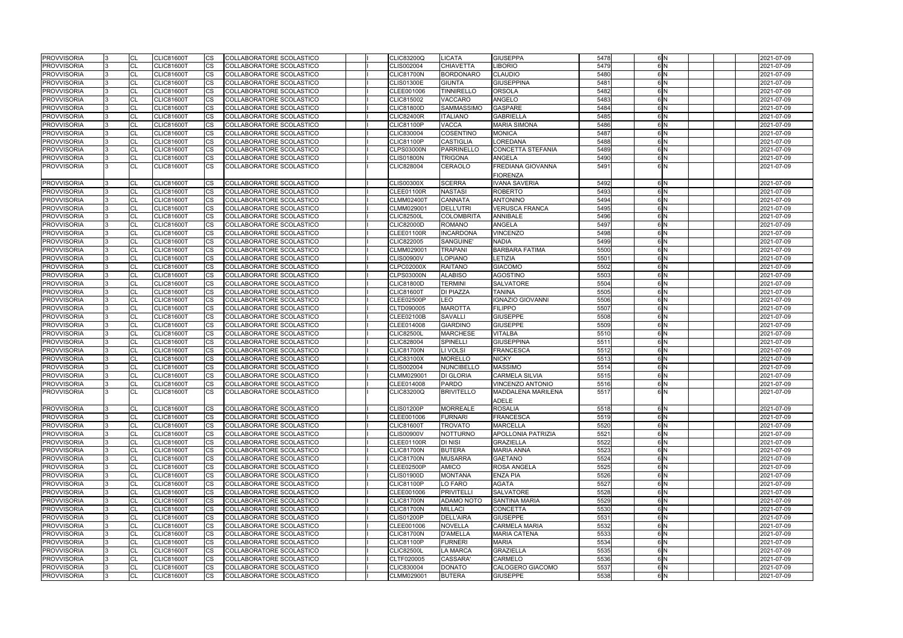| | | | | | | | | | | | | | | | | |
|---|---|---|---|---|---|---|---|---|---|---|---|---|---|---|---|---|
| PROVVISORIA | 3 | CL | CLIC81600T | CS | COLLABORATORE SCOLASTICO | | I | CLIC83200Q | LICATA | GIUSEPPA | 5478 | 6 | N | | | 2021-07-09 |
| PROVVISORIA | 3 | CL | CLIC81600T | CS | COLLABORATORE SCOLASTICO | | I | CLIS002004 | CHIAVETTA | LIBORIO | 5479 | 6 | N | | | 2021-07-09 |
| PROVVISORIA | 3 | CL | CLIC81600T | CS | COLLABORATORE SCOLASTICO | | I | CLIC81700N | BORDONARO | CLAUDIO | 5480 | 6 | N | | | 2021-07-09 |
| PROVVISORIA | 3 | CL | CLIC81600T | CS | COLLABORATORE SCOLASTICO | | I | CLIS01300E | GIUNTA | GIUSEPPINA | 5481 | 6 | N | | | 2021-07-09 |
| PROVVISORIA | 3 | CL | CLIC81600T | CS | COLLABORATORE SCOLASTICO | | I | CLEE001006 | TINNIRELLO | ORSOLA | 5482 | 6 | N | | | 2021-07-09 |
| PROVVISORIA | 3 | CL | CLIC81600T | CS | COLLABORATORE SCOLASTICO | | I | CLIC815002 | VACCARO | ANGELO | 5483 | 6 | N | | | 2021-07-09 |
| PROVVISORIA | 3 | CL | CLIC81600T | CS | COLLABORATORE SCOLASTICO | | I | CLIC81800D | SAMMASSIMO | GASPARE | 5484 | 6 | N | | | 2021-07-09 |
| PROVVISORIA | 3 | CL | CLIC81600T | CS | COLLABORATORE SCOLASTICO | | I | CLIC82400R | ITALIANO | GABRIELLA | 5485 | 6 | N | | | 2021-07-09 |
| PROVVISORIA | 3 | CL | CLIC81600T | CS | COLLABORATORE SCOLASTICO | | I | CLIC81100P | VACCA | MARIA SIMONA | 5486 | 6 | N | | | 2021-07-09 |
| PROVVISORIA | 3 | CL | CLIC81600T | CS | COLLABORATORE SCOLASTICO | | I | CLIC830004 | COSENTINO | MONICA | 5487 | 6 | N | | | 2021-07-09 |
| PROVVISORIA | 3 | CL | CLIC81600T | CS | COLLABORATORE SCOLASTICO | | I | CLIC81100P | CASTIGLIA | LOREDANA | 5488 | 6 | N | | | 2021-07-09 |
| PROVVISORIA | 3 | CL | CLIC81600T | CS | COLLABORATORE SCOLASTICO | | I | CLPS03000N | PARRINELLO | CONCETTA STEFANIA | 5489 | 6 | N | | | 2021-07-09 |
| PROVVISORIA | 3 | CL | CLIC81600T | CS | COLLABORATORE SCOLASTICO | | I | CLIS01800N | TRIGONA | ANGELA | 5490 | 6 | N | | | 2021-07-09 |
| PROVVISORIA | 3 | CL | CLIC81600T | CS | COLLABORATORE SCOLASTICO | | I | CLIC828004 | CERAOLO | FREDIANA GIOVANNA FIORENZA | 5491 | 6 | N | | | 2021-07-09 |
| PROVVISORIA | 3 | CL | CLIC81600T | CS | COLLABORATORE SCOLASTICO | | I | CLIS00300X | SCERRA | IVANA SAVERIA | 5492 | 6 | N | | | 2021-07-09 |
| PROVVISORIA | 3 | CL | CLIC81600T | CS | COLLABORATORE SCOLASTICO | | I | CLEE01100R | NASTASI | ROBERTO | 5493 | 6 | N | | | 2021-07-09 |
| PROVVISORIA | 3 | CL | CLIC81600T | CS | COLLABORATORE SCOLASTICO | | I | CLMM02400T | CANNATA | ANTONINO | 5494 | 6 | N | | | 2021-07-09 |
| PROVVISORIA | 3 | CL | CLIC81600T | CS | COLLABORATORE SCOLASTICO | | I | CLMM029001 | DELL'UTRI | VERUSCA FRANCA | 5495 | 6 | N | | | 2021-07-09 |
| PROVVISORIA | 3 | CL | CLIC81600T | CS | COLLABORATORE SCOLASTICO | | I | CLIC82500L | COLOMBRITA | ANNIBALE | 5496 | 6 | N | | | 2021-07-09 |
| PROVVISORIA | 3 | CL | CLIC81600T | CS | COLLABORATORE SCOLASTICO | | I | CLIC82000D | ROMANO | ANGELA | 5497 | 6 | N | | | 2021-07-09 |
| PROVVISORIA | 3 | CL | CLIC81600T | CS | COLLABORATORE SCOLASTICO | | I | CLEE01100R | INCARDONA | VINCENZO | 5498 | 6 | N | | | 2021-07-09 |
| PROVVISORIA | 3 | CL | CLIC81600T | CS | COLLABORATORE SCOLASTICO | | I | CLIC822005 | SANGUINE' | NADIA | 5499 | 6 | N | | | 2021-07-09 |
| PROVVISORIA | 3 | CL | CLIC81600T | CS | COLLABORATORE SCOLASTICO | | I | CLMM029001 | TRAPANI | BARBARA FATIMA | 5500 | 6 | N | | | 2021-07-09 |
| PROVVISORIA | 3 | CL | CLIC81600T | CS | COLLABORATORE SCOLASTICO | | I | CLIS00900V | LOPIANO | LETIZIA | 5501 | 6 | N | | | 2021-07-09 |
| PROVVISORIA | 3 | CL | CLIC81600T | CS | COLLABORATORE SCOLASTICO | | I | CLPC02000X | RAITANO | GIACOMO | 5502 | 6 | N | | | 2021-07-09 |
| PROVVISORIA | 3 | CL | CLIC81600T | CS | COLLABORATORE SCOLASTICO | | I | CLPS03000N | ALABISO | AGOSTINO | 5503 | 6 | N | | | 2021-07-09 |
| PROVVISORIA | 3 | CL | CLIC81600T | CS | COLLABORATORE SCOLASTICO | | I | CLIC81800D | TERMINI | SALVATORE | 5504 | 6 | N | | | 2021-07-09 |
| PROVVISORIA | 3 | CL | CLIC81600T | CS | COLLABORATORE SCOLASTICO | | I | CLIC81600T | DI PIAZZA | TANINA | 5505 | 6 | N | | | 2021-07-09 |
| PROVVISORIA | 3 | CL | CLIC81600T | CS | COLLABORATORE SCOLASTICO | | I | CLEE02500P | LEO | IGNAZIO GIOVANNI | 5506 | 6 | N | | | 2021-07-09 |
| PROVVISORIA | 3 | CL | CLIC81600T | CS | COLLABORATORE SCOLASTICO | | I | CLTD090005 | MAROTTA | FILIPPO | 5507 | 6 | N | | | 2021-07-09 |
| PROVVISORIA | 3 | CL | CLIC81600T | CS | COLLABORATORE SCOLASTICO | | I | CLEE02100B | SAVALLI | GIUSEPPE | 5508 | 6 | N | | | 2021-07-09 |
| PROVVISORIA | 3 | CL | CLIC81600T | CS | COLLABORATORE SCOLASTICO | | I | CLEE014008 | GIARDINO | GIUSEPPE | 5509 | 6 | N | | | 2021-07-09 |
| PROVVISORIA | 3 | CL | CLIC81600T | CS | COLLABORATORE SCOLASTICO | | I | CLIC82500L | MARCHESE | VITALBA | 5510 | 6 | N | | | 2021-07-09 |
| PROVVISORIA | 3 | CL | CLIC81600T | CS | COLLABORATORE SCOLASTICO | | I | CLIC828004 | SPINELLI | GIUSEPPINA | 5511 | 6 | N | | | 2021-07-09 |
| PROVVISORIA | 3 | CL | CLIC81600T | CS | COLLABORATORE SCOLASTICO | | I | CLIC81700N | LI VOLSI | FRANCESCA | 5512 | 6 | N | | | 2021-07-09 |
| PROVVISORIA | 3 | CL | CLIC81600T | CS | COLLABORATORE SCOLASTICO | | I | CLIC83100X | MORELLO | NICKY | 5513 | 6 | N | | | 2021-07-09 |
| PROVVISORIA | 3 | CL | CLIC81600T | CS | COLLABORATORE SCOLASTICO | | I | CLIS002004 | NUNCIBELLO | MASSIMO | 5514 | 6 | N | | | 2021-07-09 |
| PROVVISORIA | 3 | CL | CLIC81600T | CS | COLLABORATORE SCOLASTICO | | I | CLMM029001 | DI GLORIA | CARMELA SILVIA | 5515 | 6 | N | | | 2021-07-09 |
| PROVVISORIA | 3 | CL | CLIC81600T | CS | COLLABORATORE SCOLASTICO | | I | CLEE014008 | PARDO | VINCENZO ANTONIO | 5516 | 6 | N | | | 2021-07-09 |
| PROVVISORIA | 3 | CL | CLIC81600T | CS | COLLABORATORE SCOLASTICO | | I | CLIC83200Q | BRIVITELLO | MADDALENA MARILENA ADELE | 5517 | 6 | N | | | 2021-07-09 |
| PROVVISORIA | 3 | CL | CLIC81600T | CS | COLLABORATORE SCOLASTICO | | I | CLIS01200P | MORREALE | ROSALIA | 5518 | 6 | N | | | 2021-07-09 |
| PROVVISORIA | 3 | CL | CLIC81600T | CS | COLLABORATORE SCOLASTICO | | I | CLEE001006 | FURNARI | FRANCESCA | 5519 | 6 | N | | | 2021-07-09 |
| PROVVISORIA | 3 | CL | CLIC81600T | CS | COLLABORATORE SCOLASTICO | | I | CLIC81600T | TROVATO | MARCELLA | 5520 | 6 | N | | | 2021-07-09 |
| PROVVISORIA | 3 | CL | CLIC81600T | CS | COLLABORATORE SCOLASTICO | | I | CLIS00900V | NOTTURNO | APOLLONIA PATRIZIA | 5521 | 6 | N | | | 2021-07-09 |
| PROVVISORIA | 3 | CL | CLIC81600T | CS | COLLABORATORE SCOLASTICO | | I | CLEE01100R | DI NISI | GRAZIELLA | 5522 | 6 | N | | | 2021-07-09 |
| PROVVISORIA | 3 | CL | CLIC81600T | CS | COLLABORATORE SCOLASTICO | | I | CLIC81700N | BUTERA | MARIA ANNA | 5523 | 6 | N | | | 2021-07-09 |
| PROVVISORIA | 3 | CL | CLIC81600T | CS | COLLABORATORE SCOLASTICO | | I | CLIC81700N | MUSARRA | GAETANO | 5524 | 6 | N | | | 2021-07-09 |
| PROVVISORIA | 3 | CL | CLIC81600T | CS | COLLABORATORE SCOLASTICO | | I | CLEE02500P | AMICO | ROSA ANGELA | 5525 | 6 | N | | | 2021-07-09 |
| PROVVISORIA | 3 | CL | CLIC81600T | CS | COLLABORATORE SCOLASTICO | | I | CLIS01900D | MONTANA | ENZA PIA | 5526 | 6 | N | | | 2021-07-09 |
| PROVVISORIA | 3 | CL | CLIC81600T | CS | COLLABORATORE SCOLASTICO | | I | CLIC81100P | LO FARO | AGATA | 5527 | 6 | N | | | 2021-07-09 |
| PROVVISORIA | 3 | CL | CLIC81600T | CS | COLLABORATORE SCOLASTICO | | I | CLEE001006 | PRIVITELLI | SALVATORE | 5528 | 6 | N | | | 2021-07-09 |
| PROVVISORIA | 3 | CL | CLIC81600T | CS | COLLABORATORE SCOLASTICO | | I | CLIC81700N | ADAMO NOTO | SANTINA MARIA | 5529 | 6 | N | | | 2021-07-09 |
| PROVVISORIA | 3 | CL | CLIC81600T | CS | COLLABORATORE SCOLASTICO | | I | CLIC81700N | MILLACI | CONCETTA | 5530 | 6 | N | | | 2021-07-09 |
| PROVVISORIA | 3 | CL | CLIC81600T | CS | COLLABORATORE SCOLASTICO | | I | CLIS01200P | DELL'AIRA | GIUSEPPE | 5531 | 6 | N | | | 2021-07-09 |
| PROVVISORIA | 3 | CL | CLIC81600T | CS | COLLABORATORE SCOLASTICO | | I | CLEE001006 | NOVELLA | CARMELA MARIA | 5532 | 6 | N | | | 2021-07-09 |
| PROVVISORIA | 3 | CL | CLIC81600T | CS | COLLABORATORE SCOLASTICO | | I | CLIC81700N | D'AMELLA | MARIA CATENA | 5533 | 6 | N | | | 2021-07-09 |
| PROVVISORIA | 3 | CL | CLIC81600T | CS | COLLABORATORE SCOLASTICO | | I | CLIC81100P | FURNERI | MARIA | 5534 | 6 | N | | | 2021-07-09 |
| PROVVISORIA | 3 | CL | CLIC81600T | CS | COLLABORATORE SCOLASTICO | | I | CLIC82500L | LA MARCA | GRAZIELLA | 5535 | 6 | N | | | 2021-07-09 |
| PROVVISORIA | 3 | CL | CLIC81600T | CS | COLLABORATORE SCOLASTICO | | I | CLTF020005 | CASSARA' | CARMELO | 5536 | 6 | N | | | 2021-07-09 |
| PROVVISORIA | 3 | CL | CLIC81600T | CS | COLLABORATORE SCOLASTICO | | I | CLIC830004 | DONATO | CALOGERO GIACOMO | 5537 | 6 | N | | | 2021-07-09 |
| PROVVISORIA | 3 | CL | CLIC81600T | CS | COLLABORATORE SCOLASTICO | | I | CLMM029001 | BUTERA | GIUSEPPE | 5538 | 6 | N | | | 2021-07-09 |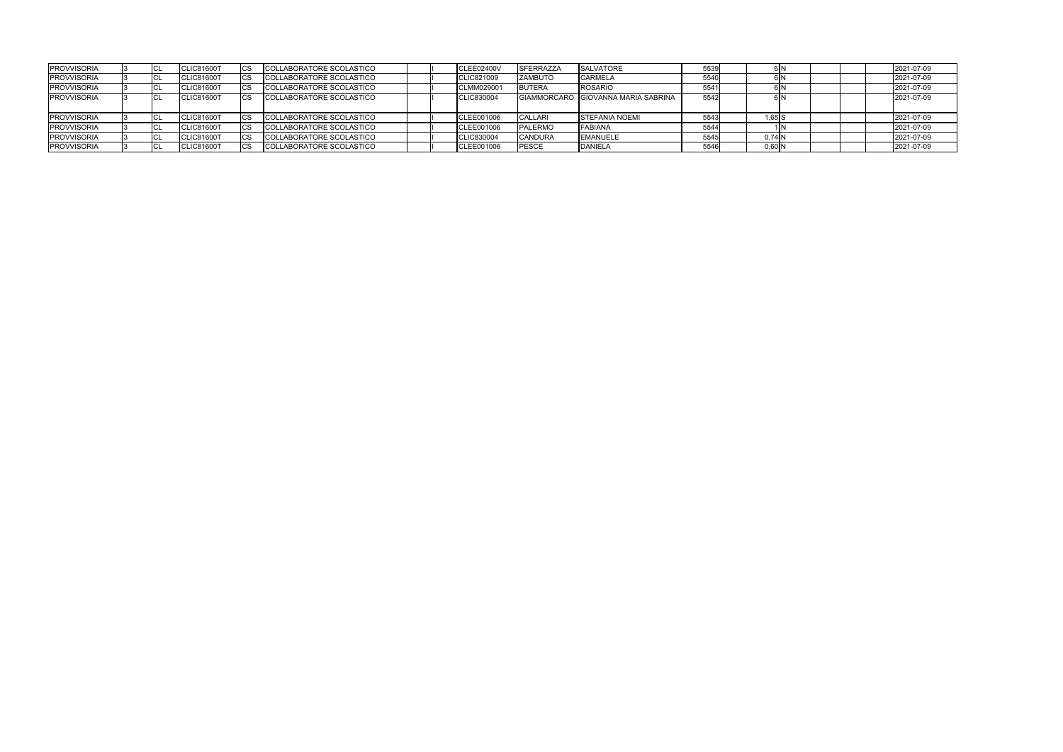| | | | | | | | | | | | | | | | | | |
|---|---|---|---|---|---|---|---|---|---|---|---|---|---|---|---|---|---|
| PROVVISORIA | 3 | CL | CLIC81600T | CS | COLLABORATORE SCOLASTICO | | I | CLEE02400V | SFERRAZZA | SALVATORE | 5539 | | 6 | N | | | 2021-07-09 |
| PROVVISORIA | 3 | CL | CLIC81600T | CS | COLLABORATORE SCOLASTICO | | I | CLIC821009 | ZAMBUTO | CARMELA | 5540 | | 6 | N | | | 2021-07-09 |
| PROVVISORIA | 3 | CL | CLIC81600T | CS | COLLABORATORE SCOLASTICO | | I | CLMM029001 | BUTERA | ROSARIO | 5541 | | 6 | N | | | 2021-07-09 |
| PROVVISORIA | 3 | CL | CLIC81600T | CS | COLLABORATORE SCOLASTICO | | I | CLIC830004 | GIAMMORCARO | GIOVANNA MARIA SABRINA | 5542 | | 6 | N | | | 2021-07-09 |
| PROVVISORIA | 3 | CL | CLIC81600T | CS | COLLABORATORE SCOLASTICO | | I | CLEE001006 | CALLARI | STEFANIA NOEMI | 5543 | | 1,65 | S | | | 2021-07-09 |
| PROVVISORIA | 3 | CL | CLIC81600T | CS | COLLABORATORE SCOLASTICO | | I | CLEE001006 | PALERMO | FABIANA | 5544 | | 1 | N | | | 2021-07-09 |
| PROVVISORIA | 3 | CL | CLIC81600T | CS | COLLABORATORE SCOLASTICO | | I | CLIC830004 | CANDURA | EMANUELE | 5545 | | 0,74 | N | | | 2021-07-09 |
| PROVVISORIA | 3 | CL | CLIC81600T | CS | COLLABORATORE SCOLASTICO | | I | CLEE001006 | PESCE | DANIELA | 5546 | | 0,60 | N | | | 2021-07-09 |